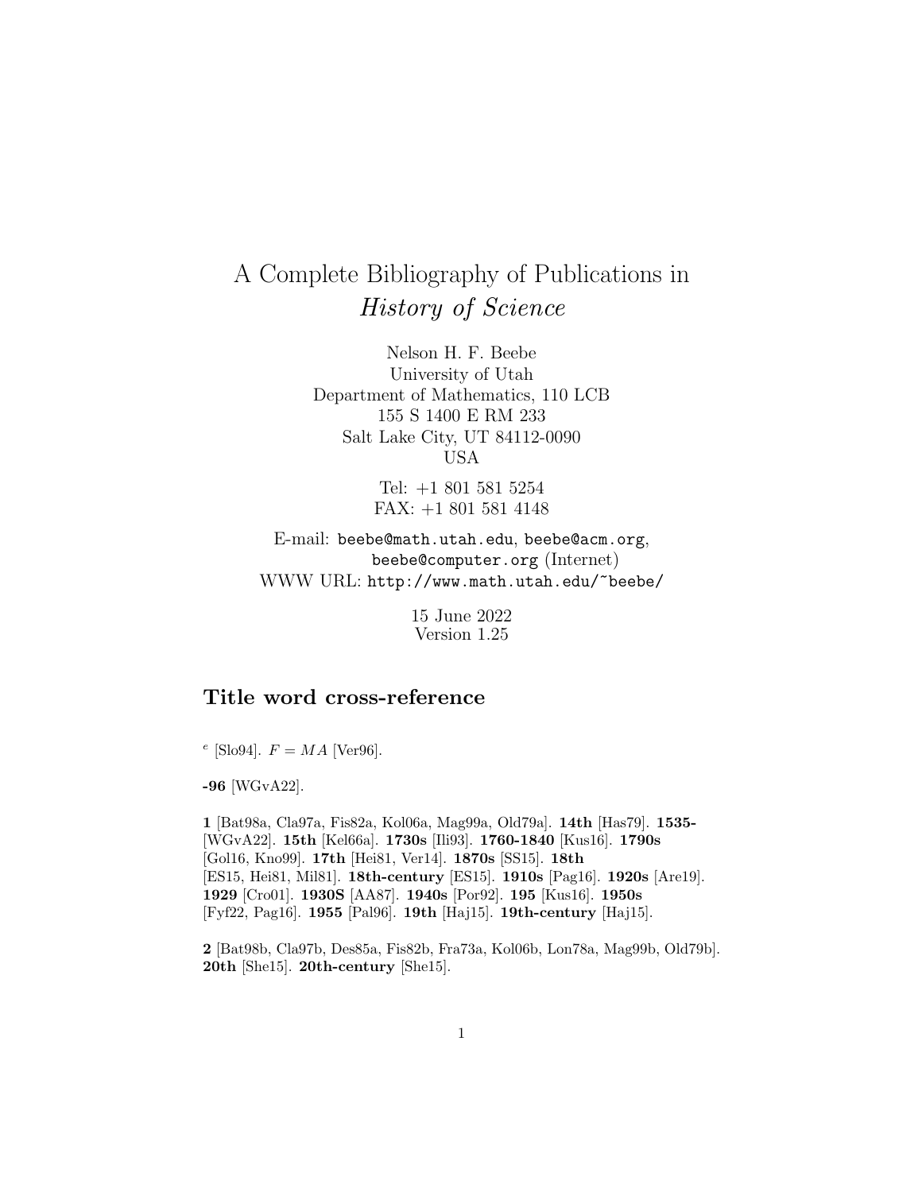# A Complete Bibliography of Publications in *History of Science*

Nelson H. F. Beebe
University of Utah
Department of Mathematics, 110 LCB
155 S 1400 E RM 233
Salt Lake City, UT 84112-0090
USA

Tel: +1 801 581 5254
FAX: +1 801 581 4148

E-mail: `beebe@math.utah.edu`, `beebe@acm.org`, `beebe@computer.org` (Internet)
WWW URL: `http://www.math.utah.edu/~beebe/`

15 June 2022
Version 1.25

## Title word cross-reference

$^{e}$ [Slo94]. $F = MA$ [Ver96].

**-96** [WGvA22].

**1** [Bat98a, Cla97a, Fis82a, Kol06a, Mag99a, Old79a]. **14th** [Has79]. **1535-** [WGvA22]. **15th** [Kel66a]. **1730s** [Ili93]. **1760-1840** [Kus16]. **1790s** [Gol16, Kno99]. **17th** [Hei81, Ver14]. **1870s** [SS15]. **18th** [ES15, Hei81, Mil81]. **18th-century** [ES15]. **1910s** [Pag16]. **1920s** [Are19]. **1929** [Cro01]. **1930S** [AA87]. **1940s** [Por92]. **195** [Kus16]. **1950s** [Fyf22, Pag16]. **1955** [Pal96]. **19th** [Haj15]. **19th-century** [Haj15].

**2** [Bat98b, Cla97b, Des85a, Fis82b, Fra73a, Kol06b, Lon78a, Mag99b, Old79b]. **20th** [She15]. **20th-century** [She15].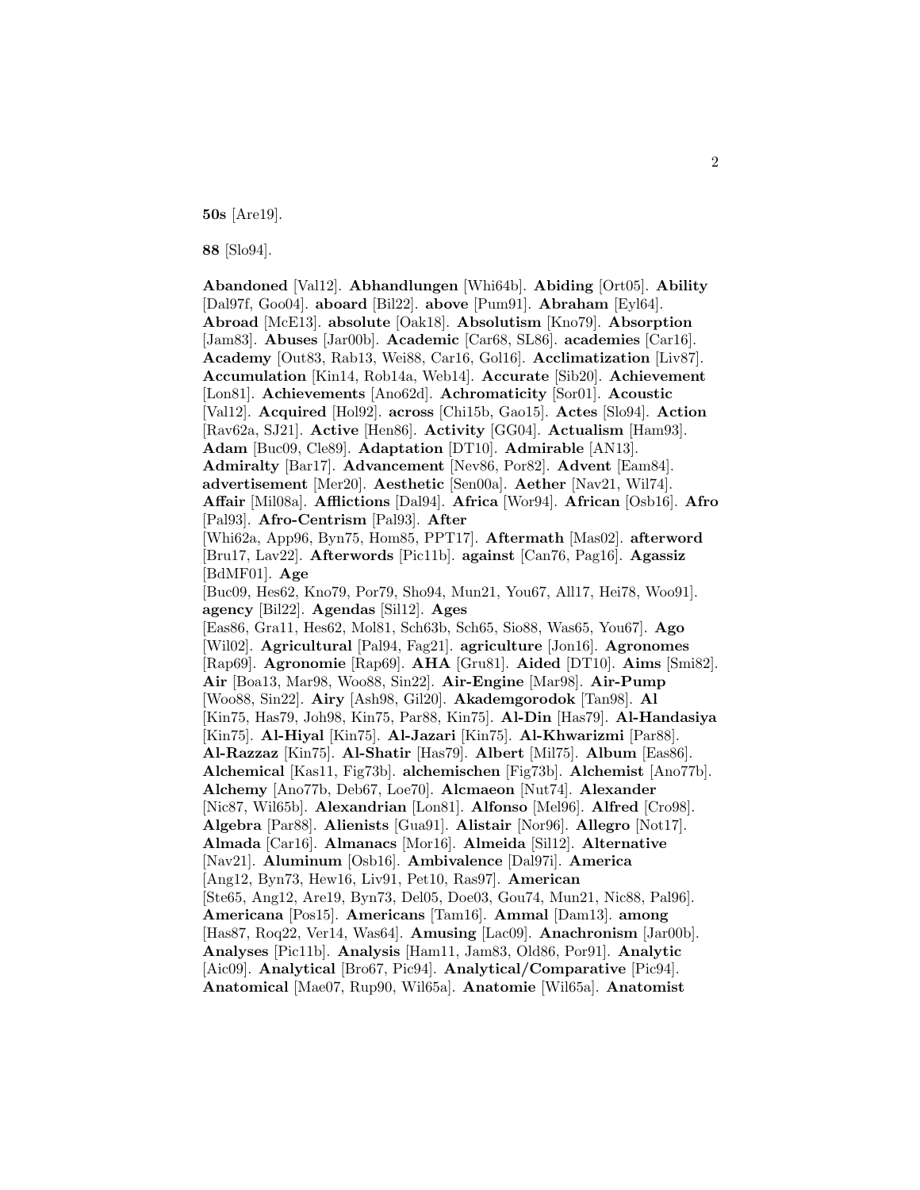**50s** [Are19].

**88** [Slo94].

**Abandoned** [Val12]. **Abhandlungen** [Whi64b]. **Abiding** [Ort05]. **Ability** [Dal97f, Goo04]. **aboard** [Bil22]. **above** [Pum91]. **Abraham** [Eyl64]. **Abroad** [McE13]. **absolute** [Oak18]. **Absolutism** [Kno79]. **Absorption** [Jam83]. **Abuses** [Jar00b]. **Academic** [Car68, SL86]. **academies** [Car16]. **Academy** [Out83, Rab13, Wei88, Car16, Gol16]. **Acclimatization** [Liv87]. **Accumulation** [Kin14, Rob14a, Web14]. **Accurate** [Sib20]. **Achievement** [Lon81]. **Achievements** [Ano62d]. **Achromaticity** [Sor01]. **Acoustic** [Val12]. **Acquired** [Hol92]. **across** [Chi15b, Gao15]. **Actes** [Slo94]. **Action** [Rav62a, SJ21]. **Active** [Hen86]. **Activity** [GG04]. **Actualism** [Ham93]. **Adam** [Buc09, Cle89]. **Adaptation** [DT10]. **Admirable** [AN13]. **Admiralty** [Bar17]. **Advancement** [Nev86, Por82]. **Advent** [Eam84]. **advertisement** [Mer20]. **Aesthetic** [Sen00a]. **Aether** [Nav21, Wil74]. **Affair** [Mil08a]. **Afflictions** [Dal94]. **Africa** [Wor94]. **African** [Osb16]. **Afro** [Pal93]. **Afro-Centrism** [Pal93]. **After** [Whi62a, App96, Byn75, Hom85, PPT17]. **Aftermath** [Mas02]. **afterword** [Bru17, Lav22]. **Afterwords** [Pic11b]. **against** [Can76, Pag16]. **Agassiz** [BdMF01]. **Age** [Buc09, Hes62, Kno79, Por79, Sho94, Mun21, You67, All17, Hei78, Woo91]. **agency** [Bil22]. **Agendas** [Sil12]. **Ages** [Eas86, Gra11, Hes62, Mol81, Sch63b, Sch65, Sio88, Was65, You67]. **Ago** [Wil02]. **Agricultural** [Pal94, Fag21]. **agriculture** [Jon16]. **Agronomes** [Rap69]. **Agronomie** [Rap69]. **AHA** [Gru81]. **Aided** [DT10]. **Aims** [Smi82]. **Air** [Boa13, Mar98, Woo88, Sin22]. **Air-Engine** [Mar98]. **Air-Pump** [Woo88, Sin22]. **Airy** [Ash98, Gil20]. **Akademgorodok** [Tan98]. **Al** [Kin75, Has79, Joh98, Kin75, Par88, Kin75]. **Al-Din** [Has79]. **Al-Handasiya** [Kin75]. **Al-Hiyal** [Kin75]. **Al-Jazari** [Kin75]. **Al-Khwarizmi** [Par88]. **Al-Razzaz** [Kin75]. **Al-Shatir** [Has79]. **Albert** [Mil75]. **Album** [Eas86]. **Alchemical** [Kas11, Fig73b]. **alchemischen** [Fig73b]. **Alchemist** [Ano77b]. **Alchemy** [Ano77b, Deb67, Loe70]. **Alcmaeon** [Nut74]. **Alexander** [Nic87, Wil65b]. **Alexandrian** [Lon81]. **Alfonso** [Mel96]. **Alfred** [Cro98]. **Algebra** [Par88]. **Alienists** [Gua91]. **Alistair** [Nor96]. **Allegro** [Not17]. **Almada** [Car16]. **Almanacs** [Mor16]. **Almeida** [Sil12]. **Alternative** [Nav21]. **Aluminum** [Osb16]. **Ambivalence** [Dal97i]. **America** [Ang12, Byn73, Hew16, Liv91, Pet10, Ras97]. **American** [Ste65, Ang12, Are19, Byn73, Del05, Doe03, Gou74, Mun21, Nic88, Pal96]. **Americana** [Pos15]. **Americans** [Tam16]. **Ammal** [Dam13]. **among** [Has87, Roq22, Ver14, Was64]. **Amusing** [Lac09]. **Anachronism** [Jar00b]. **Analyses** [Pic11b]. **Analysis** [Ham11, Jam83, Old86, Por91]. **Analytic** [Aic09]. **Analytical** [Bro67, Pic94]. **Analytical/Comparative** [Pic94]. **Anatomical** [Mae07, Rup90, Wil65a]. **Anatomie** [Wil65a]. **Anatomist**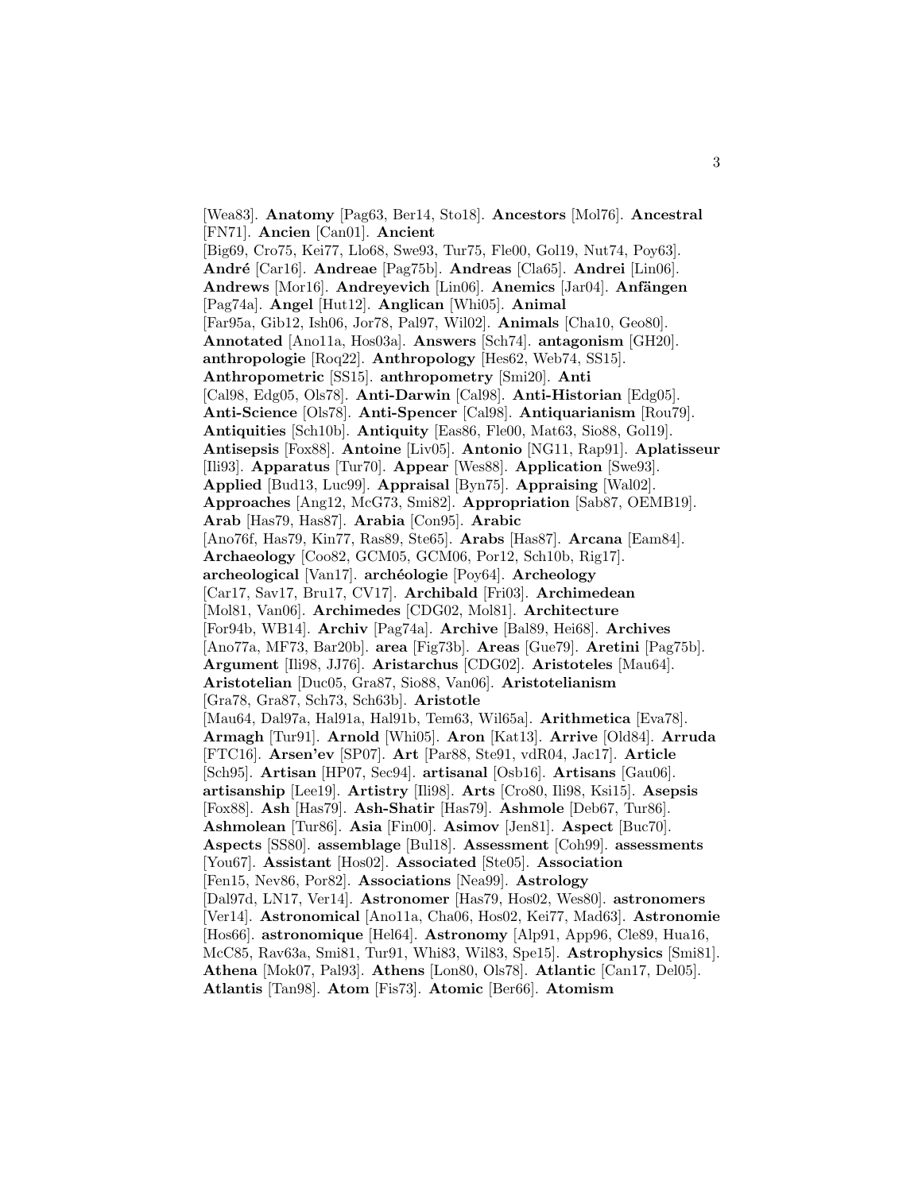[Wea83]. **Anatomy** [Pag63, Ber14, Sto18]. **Ancestors** [Mol76]. **Ancestral** [FN71]. **Ancien** [Can01]. **Ancient** [Big69, Cro75, Kei77, Llo68, Swe93, Tur75, Fle00, Gol19, Nut74, Poy63]. **André** [Car16]. **Andreae** [Pag75b]. **Andreas** [Cla65]. **Andrei** [Lin06]. **Andrews** [Mor16]. **Andreyevich** [Lin06]. **Anemics** [Jar04]. **Anfängen** [Pag74a]. **Angel** [Hut12]. **Anglican** [Whi05]. **Animal** [Far95a, Gib12, Ish06, Jor78, Pal97, Wil02]. **Animals** [Cha10, Geo80]. **Annotated** [Ano11a, Hos03a]. **Answers** [Sch74]. **antagonism** [GH20]. **anthropologie** [Roq22]. **Anthropology** [Hes62, Web74, SS15]. **Anthropometric** [SS15]. **anthropometry** [Smi20]. **Anti** [Cal98, Edg05, Ols78]. **Anti-Darwin** [Cal98]. **Anti-Historian** [Edg05]. **Anti-Science** [Ols78]. **Anti-Spencer** [Cal98]. **Antiquarianism** [Rou79]. **Antiquities** [Sch10b]. **Antiquity** [Eas86, Fle00, Mat63, Sio88, Gol19]. **Antisepsis** [Fox88]. **Antoine** [Liv05]. **Antonio** [NG11, Rap91]. **Aplatisseur** [Ili93]. **Apparatus** [Tur70]. **Appear** [Wes88]. **Application** [Swe93]. **Applied** [Bud13, Luc99]. **Appraisal** [Byn75]. **Appraising** [Wal02]. **Approaches** [Ang12, McG73, Smi82]. **Appropriation** [Sab87, OEMB19]. **Arab** [Has79, Has87]. **Arabia** [Con95]. **Arabic** [Ano76f, Has79, Kin77, Ras89, Ste65]. **Arabs** [Has87]. **Arcana** [Eam84]. **Archaeology** [Coo82, GCM05, GCM06, Por12, Sch10b, Rig17]. **archeological** [Van17]. **archéologie** [Poy64]. **Archeology** [Car17, Sav17, Bru17, CV17]. **Archibald** [Fri03]. **Archimedean** [Mol81, Van06]. **Archimedes** [CDG02, Mol81]. **Architecture** [For94b, WB14]. **Archiv** [Pag74a]. **Archive** [Bal89, Hei68]. **Archives** [Ano77a, MF73, Bar20b]. **area** [Fig73b]. **Areas** [Gue79]. **Aretini** [Pag75b]. **Argument** [Ili98, JJ76]. **Aristarchus** [CDG02]. **Aristoteles** [Mau64]. **Aristotelian** [Duc05, Gra87, Sio88, Van06]. **Aristotelianism** [Gra78, Gra87, Sch73, Sch63b]. **Aristotle** [Mau64, Dal97a, Hal91a, Hal91b, Tem63, Wil65a]. **Arithmetica** [Eva78]. **Armagh** [Tur91]. **Arnold** [Whi05]. **Aron** [Kat13]. **Arrive** [Old84]. **Arruda** [FTC16]. **Arsen'ev** [SP07]. **Art** [Par88, Ste91, vdR04, Jac17]. **Article** [Sch95]. **Artisan** [HP07, Sec94]. **artisanal** [Osb16]. **Artisans** [Gau06]. **artisanship** [Lee19]. **Artistry** [Ili98]. **Arts** [Cro80, Ili98, Ksi15]. **Asepsis** [Fox88]. **Ash** [Has79]. **Ash-Shatir** [Has79]. **Ashmole** [Deb67, Tur86]. **Ashmolean** [Tur86]. **Asia** [Fin00]. **Asimov** [Jen81]. **Aspect** [Buc70]. **Aspects** [SS80]. **assemblage** [Bul18]. **Assessment** [Coh99]. **assessments** [You67]. **Assistant** [Hos02]. **Associated** [Ste05]. **Association** [Fen15, Nev86, Por82]. **Associations** [Nea99]. **Astrology** [Dal97d, LN17, Ver14]. **Astronomer** [Has79, Hos02, Wes80]. **astronomers** [Ver14]. **Astronomical** [Ano11a, Cha06, Hos02, Kei77, Mad63]. **Astronomie** [Hos66]. **astronomique** [Hel64]. **Astronomy** [Alp91, App96, Cle89, Hua16, McC85, Rav63a, Smi81, Tur91, Whi83, Wil83, Spe15]. **Astrophysics** [Smi81]. **Athena** [Mok07, Pal93]. **Athens** [Lon80, Ols78]. **Atlantic** [Can17, Del05]. **Atlantis** [Tan98]. **Atom** [Fis73]. **Atomic** [Ber66]. **Atomism**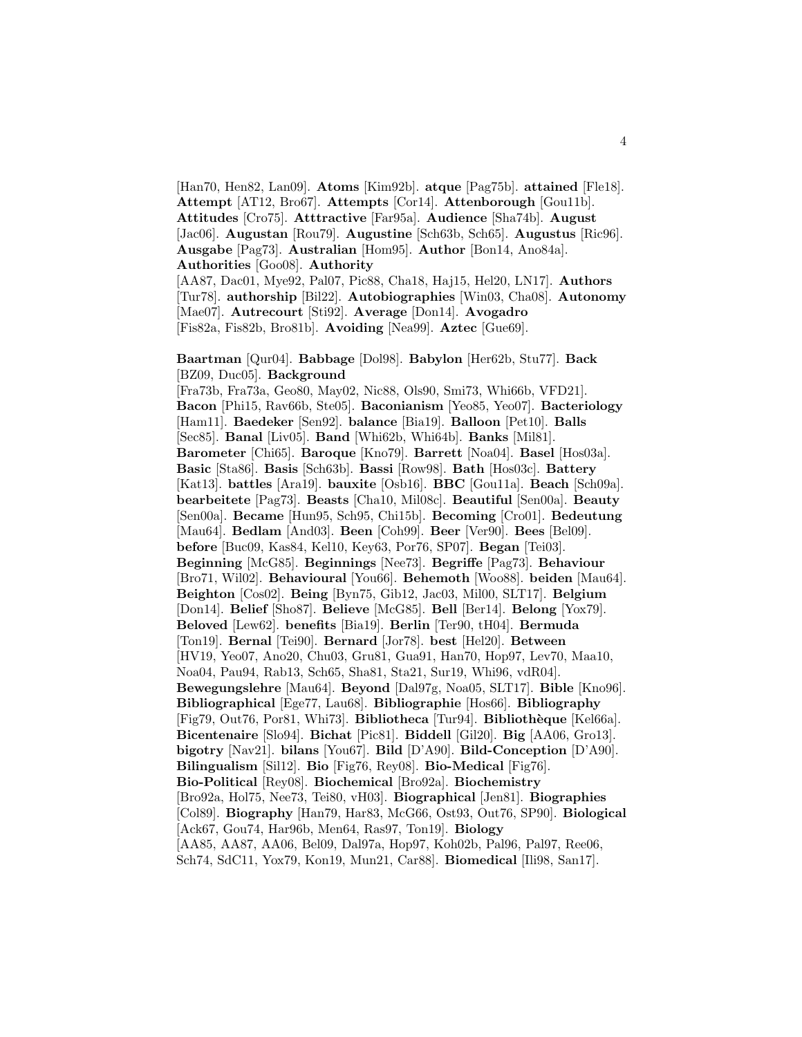[Han70, Hen82, Lan09]. **Atoms** [Kim92b]. **atque** [Pag75b]. **attained** [Fle18]. **Attempt** [AT12, Bro67]. **Attempts** [Cor14]. **Attenborough** [Gou11b]. **Attitudes** [Cro75]. **Atttractive** [Far95a]. **Audience** [Sha74b]. **August** [Jac06]. **Augustan** [Rou79]. **Augustine** [Sch63b, Sch65]. **Augustus** [Ric96]. **Ausgabe** [Pag73]. **Australian** [Hom95]. **Author** [Bon14, Ano84a]. **Authorities** [Goo08]. **Authority** [AA87, Dac01, Mye92, Pal07, Pic88, Cha18, Haj15, Hel20, LN17]. **Authors** [Tur78]. **authorship** [Bil22]. **Autobiographies** [Win03, Cha08]. **Autonomy** [Mae07]. **Autrecourt** [Sti92]. **Average** [Don14]. **Avogadro** [Fis82a, Fis82b, Bro81b]. **Avoiding** [Nea99]. **Aztec** [Gue69].

**Baartman** [Qur04]. **Babbage** [Dol98]. **Babylon** [Her62b, Stu77]. **Back** [BZ09, Duc05]. **Background** [Fra73b, Fra73a, Geo80, May02, Nic88, Ols90, Smi73, Whi66b, VFD21]. **Bacon** [Phi15, Rav66b, Ste05]. **Baconianism** [Yeo85, Yeo07]. **Bacteriology** [Ham11]. **Baedeker** [Sen92]. **balance** [Bia19]. **Balloon** [Pet10]. **Balls** [Sec85]. **Banal** [Liv05]. **Band** [Whi62b, Whi64b]. **Banks** [Mil81]. **Barometer** [Chi65]. **Baroque** [Kno79]. **Barrett** [Noa04]. **Basel** [Hos03a]. **Basic** [Sta86]. **Basis** [Sch63b]. **Bassi** [Row98]. **Bath** [Hos03c]. **Battery** [Kat13]. **battles** [Ara19]. **bauxite** [Osb16]. **BBC** [Gou11a]. **Beach** [Sch09a]. **bearbeitete** [Pag73]. **Beasts** [Cha10, Mil08c]. **Beautiful** [Sen00a]. **Beauty** [Sen00a]. **Became** [Hun95, Sch95, Chi15b]. **Becoming** [Cro01]. **Bedeutung** [Mau64]. **Bedlam** [And03]. **Been** [Coh99]. **Beer** [Ver90]. **Bees** [Bel09]. **before** [Buc09, Kas84, Kel10, Key63, Por76, SP07]. **Began** [Tei03]. **Beginning** [McG85]. **Beginnings** [Nee73]. **Begriffe** [Pag73]. **Behaviour** [Bro71, Wil02]. **Behavioural** [You66]. **Behemoth** [Woo88]. **beiden** [Mau64]. **Beighton** [Cos02]. **Being** [Byn75, Gib12, Jac03, Mil00, SLT17]. **Belgium** [Don14]. **Belief** [Sho87]. **Believe** [McG85]. **Bell** [Ber14]. **Belong** [Yox79]. **Beloved** [Lew62]. **benefits** [Bia19]. **Berlin** [Ter90, tH04]. **Bermuda** [Ton19]. **Bernal** [Tei90]. **Bernard** [Jor78]. **best** [Hel20]. **Between** [HV19, Yeo07, Ano20, Chu03, Gru81, Gua91, Han70, Hop97, Lev70, Maa10, Noa04, Pau94, Rab13, Sch65, Sha81, Sta21, Sur19, Whi96, vdR04]. **Bewegungslehre** [Mau64]. **Beyond** [Dal97g, Noa05, SLT17]. **Bible** [Kno96]. **Bibliographical** [Ege77, Lau68]. **Bibliographie** [Hos66]. **Bibliography** [Fig79, Out76, Por81, Whi73]. **Bibliotheca** [Tur94]. **Bibliothèque** [Kel66a]. **Bicentenaire** [Slo94]. **Bichat** [Pic81]. **Biddell** [Gil20]. **Big** [AA06, Gro13]. **bigotry** [Nav21]. **bilans** [You67]. **Bild** [D'A90]. **Bild-Conception** [D'A90]. **Bilingualism** [Sil12]. **Bio** [Fig76, Rey08]. **Bio-Medical** [Fig76]. **Bio-Political** [Rey08]. **Biochemical** [Bro92a]. **Biochemistry** [Bro92a, Hol75, Nee73, Tei80, vH03]. **Biographical** [Jen81]. **Biographies** [Col89]. **Biography** [Han79, Har83, McG66, Ost93, Out76, SP90]. **Biological** [Ack67, Gou74, Har96b, Men64, Ras97, Ton19]. **Biology** [AA85, AA87, AA06, Bel09, Dal97a, Hop97, Koh02b, Pal96, Pal97, Ree06, Sch74, SdC11, Yox79, Kon19, Mun21, Car88]. **Biomedical** [Ili98, San17].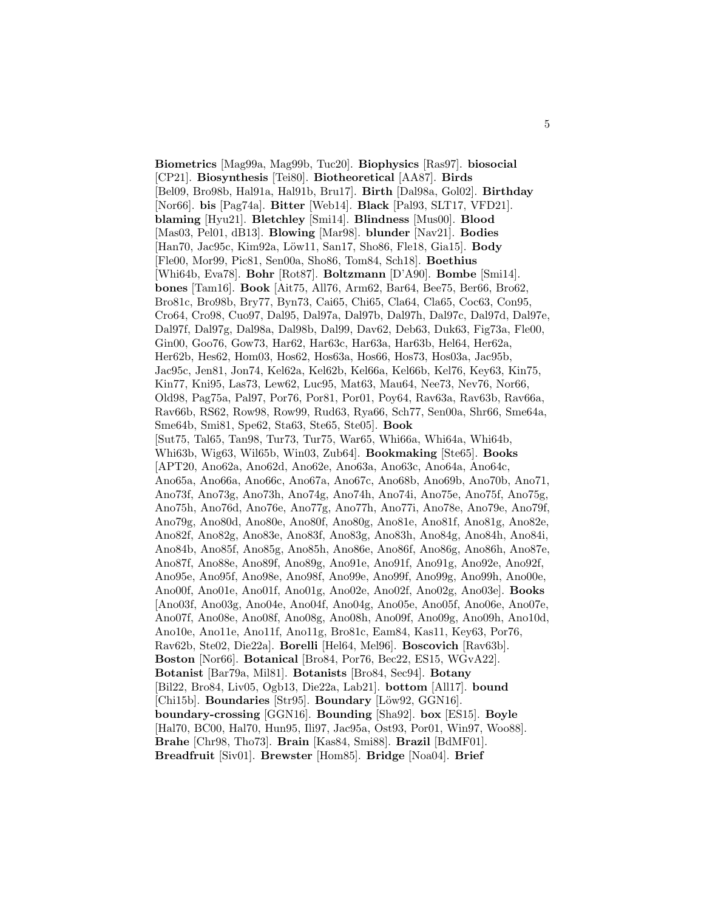**Biometrics** [Mag99a, Mag99b, Tuc20]. **Biophysics** [Ras97]. **biosocial** [CP21]. **Biosynthesis** [Tei80]. **Biotheoretical** [AA87]. **Birds** [Bel09, Bro98b, Hal91a, Hal91b, Bru17]. **Birth** [Dal98a, Gol02]. **Birthday** [Nor66]. **bis** [Pag74a]. **Bitter** [Web14]. **Black** [Pal93, SLT17, VFD21]. **blaming** [Hyu21]. **Bletchley** [Smi14]. **Blindness** [Mus00]. **Blood** [Mas03, Pel01, dB13]. **Blowing** [Mar98]. **blunder** [Nav21]. **Bodies** [Han70, Jac95c, Kim92a, Löw11, San17, Sho86, Fle18, Gia15]. **Body** [Fle00, Mor99, Pic81, Sen00a, Sho86, Tom84, Sch18]. **Boethius** [Whi64b, Eva78]. **Bohr** [Rot87]. **Boltzmann** [D'A90]. **Bombe** [Smi14]. **bones** [Tam16]. **Book** [Ait75, All76, Arm62, Bar64, Bee75, Ber66, Bro62, Bro81c, Bro98b, Bry77, Byn73, Cai65, Chi65, Cla64, Cla65, Coc63, Con95, Cro64, Cro98, Cuo97, Dal95, Dal97a, Dal97b, Dal97h, Dal97c, Dal97d, Dal97e, Dal97f, Dal97g, Dal98a, Dal98b, Dal99, Dav62, Deb63, Duk63, Fig73a, Fle00, Gin00, Goo76, Gow73, Har62, Har63c, Har63a, Har63b, Hel64, Her62a, Her62b, Hes62, Hom03, Hos62, Hos63a, Hos66, Hos73, Hos03a, Jac95b, Jac95c, Jen81, Jon74, Kel62a, Kel62b, Kel66a, Kel66b, Kel76, Key63, Kin75, Kin77, Kni95, Las73, Lew62, Luc95, Mat63, Mau64, Nee73, Nev76, Nor66, Old98, Pag75a, Pal97, Por76, Por81, Por01, Poy64, Rav63a, Rav63b, Rav66a, Rav66b, RS62, Row98, Row99, Rud63, Rya66, Sch77, Sen00a, Shr66, Sme64a, Sme64b, Smi81, Spe62, Sta63, Ste65, Ste05]. **Book** [Sut75, Tal65, Tan98, Tur73, Tur75, War65, Whi66a, Whi64a, Whi64b, Whi63b, Wig63, Wil65b, Win03, Zub64]. **Bookmaking** [Ste65]. **Books** [APT20, Ano62a, Ano62d, Ano62e, Ano63a, Ano63c, Ano64a, Ano64c, Ano65a, Ano66a, Ano66c, Ano67a, Ano67c, Ano68b, Ano69b, Ano70b, Ano71, Ano73f, Ano73g, Ano73h, Ano74g, Ano74h, Ano74i, Ano75e, Ano75f, Ano75g, Ano75h, Ano76d, Ano76e, Ano77g, Ano77h, Ano77i, Ano78e, Ano79e, Ano79f, Ano79g, Ano80d, Ano80e, Ano80f, Ano80g, Ano81e, Ano81f, Ano81g, Ano82e, Ano82f, Ano82g, Ano83e, Ano83f, Ano83g, Ano83h, Ano84g, Ano84h, Ano84i, Ano84b, Ano85f, Ano85g, Ano85h, Ano86e, Ano86f, Ano86g, Ano86h, Ano87e, Ano87f, Ano88e, Ano89f, Ano89g, Ano91e, Ano91f, Ano91g, Ano92e, Ano92f, Ano95e, Ano95f, Ano98e, Ano98f, Ano99e, Ano99f, Ano99g, Ano99h, Ano00e, Ano00f, Ano01e, Ano01f, Ano01g, Ano02e, Ano02f, Ano02g, Ano03e]. **Books** [Ano03f, Ano03g, Ano04e, Ano04f, Ano04g, Ano05e, Ano05f, Ano06e, Ano07e, Ano07f, Ano08e, Ano08f, Ano08g, Ano08h, Ano09f, Ano09g, Ano09h, Ano10d, Ano10e, Ano11e, Ano11f, Ano11g, Bro81c, Eam84, Kas11, Key63, Por76, Rav62b, Ste02, Die22a]. **Borelli** [Hel64, Mel96]. **Boscovich** [Rav63b]. **Boston** [Nor66]. **Botanical** [Bro84, Por76, Bec22, ES15, WGvA22]. **Botanist** [Bar79a, Mil81]. **Botanists** [Bro84, Sec94]. **Botany** [Bil22, Bro84, Liv05, Ogb13, Die22a, Lab21]. **bottom** [All17]. **bound** [Chi15b]. **Boundaries** [Str95]. **Boundary** [Löw92, GGN16]. **boundary-crossing** [GGN16]. **Bounding** [Sha92]. **box** [ES15]. **Boyle** [Hal70, BC00, Hal70, Hun95, Ili97, Jac95a, Ost93, Por01, Win97, Woo88]. **Brahe** [Chr98, Tho73]. **Brain** [Kas84, Smi88]. **Brazil** [BdMF01]. **Breadfruit** [Siv01]. **Brewster** [Hom85]. **Bridge** [Noa04]. **Brief**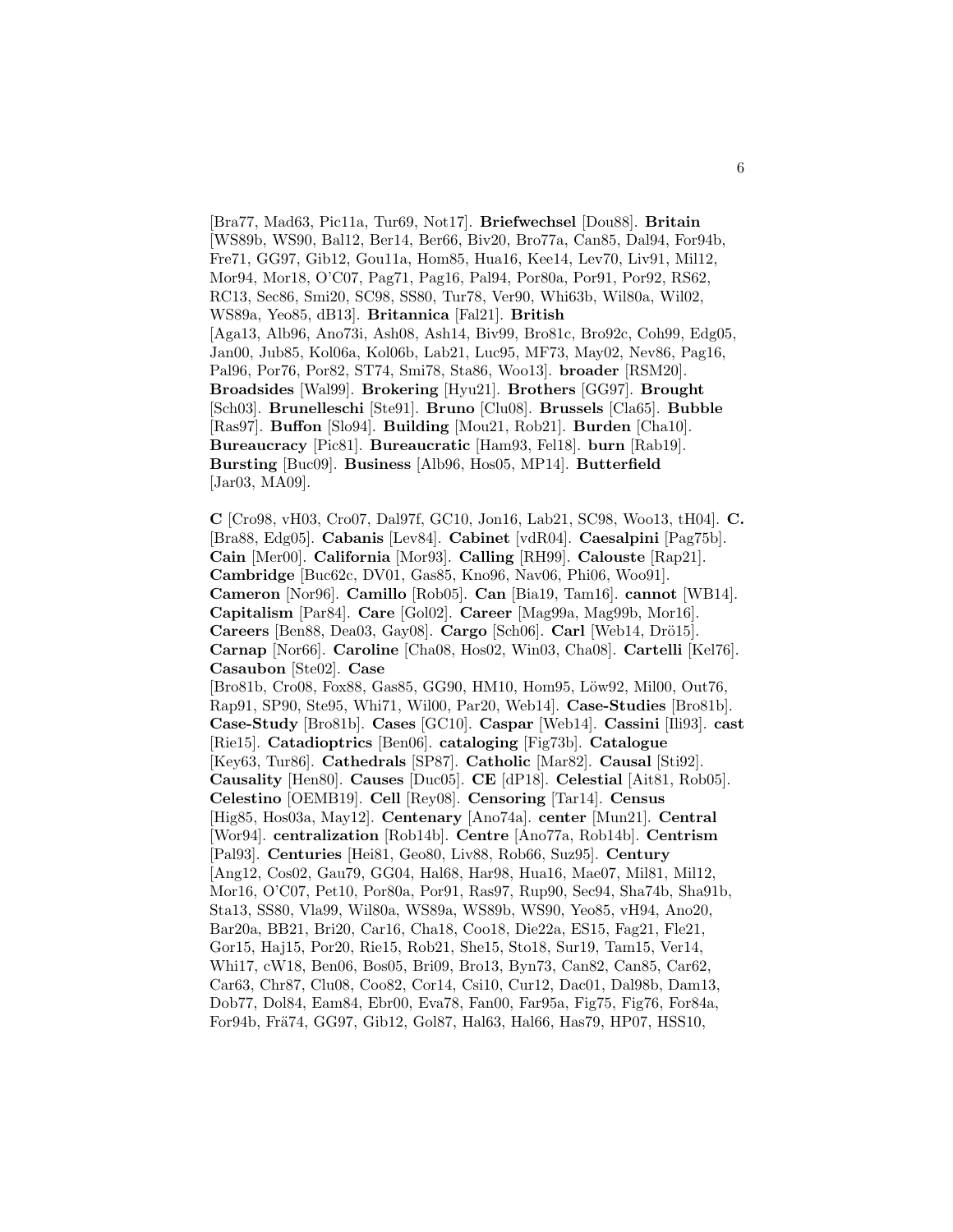[Bra77, Mad63, Pic11a, Tur69, Not17]. **Briefwechsel** [Dou88]. **Britain** [WS89b, WS90, Bal12, Ber14, Ber66, Biv20, Bro77a, Can85, Dal94, For94b, Fre71, GG97, Gib12, Gou11a, Hom85, Hua16, Kee14, Lev70, Liv91, Mil12, Mor94, Mor18, O'C07, Pag71, Pag16, Pal94, Por80a, Por91, Por92, RS62, RC13, Sec86, Smi20, SC98, SS80, Tur78, Ver90, Whi63b, Wil80a, Wil02, WS89a, Yeo85, dB13]. **Britannica** [Fal21]. **British** [Aga13, Alb96, Ano73i, Ash08, Ash14, Biv99, Bro81c, Bro92c, Coh99, Edg05, Jan00, Jub85, Kol06a, Kol06b, Lab21, Luc95, MF73, May02, Nev86, Pag16, Pal96, Por76, Por82, ST74, Smi78, Sta86, Woo13]. **broader** [RSM20]. **Broadsides** [Wal99]. **Brokering** [Hyu21]. **Brothers** [GG97]. **Brought** [Sch03]. **Brunelleschi** [Ste91]. **Bruno** [Clu08]. **Brussels** [Cla65]. **Bubble** [Ras97]. **Buffon** [Slo94]. **Building** [Mou21, Rob21]. **Burden** [Cha10]. **Bureaucracy** [Pic81]. **Bureaucratic** [Ham93, Fel18]. **burn** [Rab19]. **Bursting** [Buc09]. **Business** [Alb96, Hos05, MP14]. **Butterfield** [Jar03, MA09].

**C** [Cro98, vH03, Cro07, Dal97f, GC10, Jon16, Lab21, SC98, Woo13, tH04]. **C.** [Bra88, Edg05]. **Cabanis** [Lev84]. **Cabinet** [vdR04]. **Caesalpini** [Pag75b]. **Cain** [Mer00]. **California** [Mor93]. **Calling** [RH99]. **Calouste** [Rap21]. **Cambridge** [Buc62c, DV01, Gas85, Kno96, Nav06, Phi06, Woo91]. **Cameron** [Nor96]. **Camillo** [Rob05]. **Can** [Bia19, Tam16]. **cannot** [WB14]. **Capitalism** [Par84]. **Care** [Gol02]. **Career** [Mag99a, Mag99b, Mor16]. **Careers** [Ben88, Dea03, Gay08]. **Cargo** [Sch06]. **Carl** [Web14, Drö15]. **Carnap** [Nor66]. **Caroline** [Cha08, Hos02, Win03, Cha08]. **Cartelli** [Kel76]. **Casaubon** [Ste02]. **Case** [Bro81b, Cro08, Fox88, Gas85, GG90, HM10, Hom95, Löw92, Mil00, Out76, Rap91, SP90, Ste95, Whi71, Wil00, Par20, Web14]. **Case-Studies** [Bro81b]. **Case-Study** [Bro81b]. **Cases** [GC10]. **Caspar** [Web14]. **Cassini** [Ili93]. **cast** [Rie15]. **Catadioptrics** [Ben06]. **cataloging** [Fig73b]. **Catalogue** [Key63, Tur86]. **Cathedrals** [SP87]. **Catholic** [Mar82]. **Causal** [Sti92]. **Causality** [Hen80]. **Causes** [Duc05]. **CE** [dP18]. **Celestial** [Ait81, Rob05]. **Celestino** [OEMB19]. **Cell** [Rey08]. **Censoring** [Tar14]. **Census** [Hig85, Hos03a, May12]. **Centenary** [Ano74a]. **center** [Mun21]. **Central** [Wor94]. **centralization** [Rob14b]. **Centre** [Ano77a, Rob14b]. **Centrism** [Pal93]. **Centuries** [Hei81, Geo80, Liv88, Rob66, Suz95]. **Century** [Ang12, Cos02, Gau79, GG04, Hal68, Har98, Hua16, Mae07, Mil81, Mil12, Mor16, O'C07, Pet10, Por80a, Por91, Ras97, Rup90, Sec94, Sha74b, Sha91b, Sta13, SS80, Vla99, Wil80a, WS89a, WS89b, WS90, Yeo85, vH94, Ano20, Bar20a, BB21, Bri20, Car16, Cha18, Coo18, Die22a, ES15, Fag21, Fle21, Gor15, Haj15, Por20, Rie15, Rob21, She15, Sto18, Sur19, Tam15, Ver14, Whi17, cW18, Ben06, Bos05, Bri09, Bro13, Byn73, Can82, Can85, Car62, Car63, Chr87, Clu08, Coo82, Cor14, Csi10, Cur12, Dac01, Dal98b, Dam13, Dob77, Dol84, Eam84, Ebr00, Eva78, Fan00, Far95a, Fig75, Fig76, For84a, For94b, Frä74, GG97, Gib12, Gol87, Hal63, Hal66, Has79, HP07, HSS10,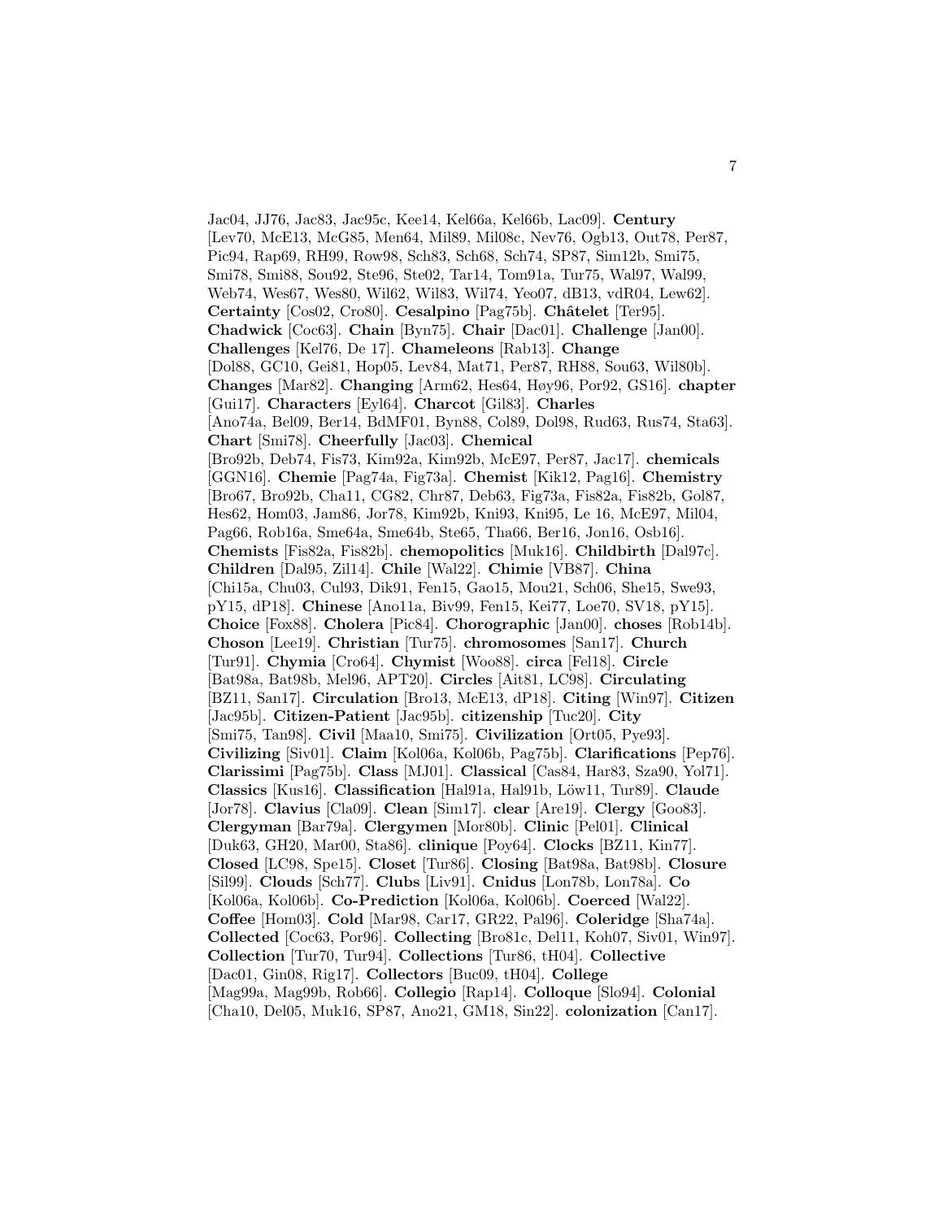Jac04, JJ76, Jac83, Jac95c, Kee14, Kel66a, Kel66b, Lac09]. **Century** [Lev70, McE13, McG85, Men64, Mil89, Mil08c, Nev76, Ogb13, Out78, Per87, Pic94, Rap69, RH99, Row98, Sch83, Sch68, Sch74, SP87, Sim12b, Smi75, Smi78, Smi88, Sou92, Ste96, Ste02, Tar14, Tom91a, Tur75, Wal97, Wal99, Web74, Wes67, Wes80, Wil62, Wil83, Wil74, Yeo07, dB13, vdR04, Lew62]. **Certainty** [Cos02, Cro80]. **Cesalpino** [Pag75b]. **Châtelet** [Ter95]. **Chadwick** [Coc63]. **Chain** [Byn75]. **Chair** [Dac01]. **Challenge** [Jan00]. **Challenges** [Kel76, De 17]. **Chameleons** [Rab13]. **Change** [Dol88, GC10, Gei81, Hop05, Lev84, Mat71, Per87, RH88, Sou63, Wil80b]. **Changes** [Mar82]. **Changing** [Arm62, Hes64, Høy96, Por92, GS16]. **chapter** [Gui17]. **Characters** [Eyl64]. **Charcot** [Gil83]. **Charles** [Ano74a, Bel09, Ber14, BdMF01, Byn88, Col89, Dol98, Rud63, Rus74, Sta63]. **Chart** [Smi78]. **Cheerfully** [Jac03]. **Chemical** [Bro92b, Deb74, Fis73, Kim92a, Kim92b, McE97, Per87, Jac17]. **chemicals** [GGN16]. **Chemie** [Pag74a, Fig73a]. **Chemist** [Kik12, Pag16]. **Chemistry** [Bro67, Bro92b, Cha11, CG82, Chr87, Deb63, Fig73a, Fis82a, Fis82b, Gol87, Hes62, Hom03, Jam86, Jor78, Kim92b, Kni93, Kni95, Le 16, McE97, Mil04, Pag66, Rob16a, Sme64a, Sme64b, Ste65, Tha66, Ber16, Jon16, Osb16]. **Chemists** [Fis82a, Fis82b]. **chemopolitics** [Muk16]. **Childbirth** [Dal97c]. **Children** [Dal95, Zil14]. **Chile** [Wal22]. **Chimie** [VB87]. **China** [Chi15a, Chu03, Cul93, Dik91, Fen15, Gao15, Mou21, Sch06, She15, Swe93, pY15, dP18]. **Chinese** [Ano11a, Biv99, Fen15, Kei77, Loe70, SV18, pY15]. **Choice** [Fox88]. **Cholera** [Pic84]. **Chorographic** [Jan00]. **choses** [Rob14b]. **Choson** [Lee19]. **Christian** [Tur75]. **chromosomes** [San17]. **Church** [Tur91]. **Chymia** [Cro64]. **Chymist** [Woo88]. **circa** [Fel18]. **Circle** [Bat98a, Bat98b, Mel96, APT20]. **Circles** [Ait81, LC98]. **Circulating** [BZ11, San17]. **Circulation** [Bro13, McE13, dP18]. **Citing** [Win97]. **Citizen** [Jac95b]. **Citizen-Patient** [Jac95b]. **citizenship** [Tuc20]. **City** [Smi75, Tan98]. **Civil** [Maa10, Smi75]. **Civilization** [Ort05, Pye93]. **Civilizing** [Siv01]. **Claim** [Kol06a, Kol06b, Pag75b]. **Clarifications** [Pep76]. **Clarissimi** [Pag75b]. **Class** [MJ01]. **Classical** [Cas84, Har83, Sza90, Yol71]. **Classics** [Kus16]. **Classification** [Hal91a, Hal91b, Löw11, Tur89]. **Claude** [Jor78]. **Clavius** [Cla09]. **Clean** [Sim17]. **clear** [Are19]. **Clergy** [Goo83]. **Clergyman** [Bar79a]. **Clergymen** [Mor80b]. **Clinic** [Pel01]. **Clinical** [Duk63, GH20, Mar00, Sta86]. **clinique** [Poy64]. **Clocks** [BZ11, Kin77]. **Closed** [LC98, Spe15]. **Closet** [Tur86]. **Closing** [Bat98a, Bat98b]. **Closure** [Sil99]. **Clouds** [Sch77]. **Clubs** [Liv91]. **Cnidus** [Lon78b, Lon78a]. **Co** [Kol06a, Kol06b]. **Co-Prediction** [Kol06a, Kol06b]. **Coerced** [Wal22]. **Coffee** [Hom03]. **Cold** [Mar98, Car17, GR22, Pal96]. **Coleridge** [Sha74a]. **Collected** [Coc63, Por96]. **Collecting** [Bro81c, Del11, Koh07, Siv01, Win97]. **Collection** [Tur70, Tur94]. **Collections** [Tur86, tH04]. **Collective** [Dac01, Gin08, Rig17]. **Collectors** [Buc09, tH04]. **College** [Mag99a, Mag99b, Rob66]. **Collegio** [Rap14]. **Colloque** [Slo94]. **Colonial** [Cha10, Del05, Muk16, SP87, Ano21, GM18, Sin22]. **colonization** [Can17].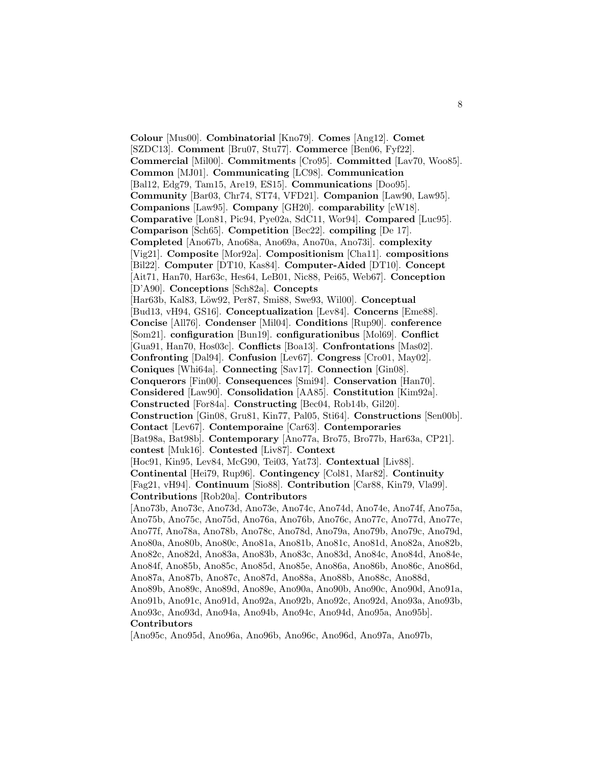**Colour** [Mus00]. **Combinatorial** [Kno79]. **Comes** [Ang12]. **Comet** [SZDC13]. **Comment** [Bru07, Stu77]. **Commerce** [Ben06, Fyf22]. **Commercial** [Mil00]. **Commitments** [Cro95]. **Committed** [Lav70, Woo85]. **Common** [MJ01]. **Communicating** [LC98]. **Communication** [Bal12, Edg79, Tam15, Are19, ES15]. **Communications** [Doo95]. **Community** [Bar03, Chr74, ST74, VFD21]. **Companion** [Law90, Law95]. **Companions** [Law95]. **Company** [GH20]. **comparability** [cW18]. **Comparative** [Lon81, Pic94, Pye02a, SdC11, Wor94]. **Compared** [Luc95]. **Comparison** [Sch65]. **Competition** [Bec22]. **compiling** [De 17]. **Completed** [Ano67b, Ano68a, Ano69a, Ano70a, Ano73i]. **complexity** [Vig21]. **Composite** [Mor92a]. **Compositionism** [Cha11]. **compositions** [Bil22]. **Computer** [DT10, Kas84]. **Computer-Aided** [DT10]. **Concept** [Ait71, Han70, Har63c, Hes64, LeB01, Nic88, Pei65, Web67]. **Conception** [D'A90]. **Conceptions** [Sch82a]. **Concepts** [Har63b, Kal83, Löw92, Per87, Smi88, Swe93, Wil00]. **Conceptual** [Bud13, vH94, GS16]. **Conceptualization** [Lev84]. **Concerns** [Eme88]. **Concise** [All76]. **Condenser** [Mil04]. **Conditions** [Rup90]. **conference** [Som21]. **configuration** [Bun19]. **configurationibus** [Mol69]. **Conflict** [Gua91, Han70, Hos03c]. **Conflicts** [Boa13]. **Confrontations** [Mas02]. **Confronting** [Dal94]. **Confusion** [Lev67]. **Congress** [Cro01, May02]. **Coniques** [Whi64a]. **Connecting** [Sav17]. **Connection** [Gin08]. **Conquerors** [Fin00]. **Consequences** [Smi94]. **Conservation** [Han70]. **Considered** [Law90]. **Consolidation** [AA85]. **Constitution** [Kim92a]. **Constructed** [For84a]. **Constructing** [Bec04, Rob14b, Gil20]. **Construction** [Gin08, Gru81, Kin77, Pal05, Sti64]. **Constructions** [Sen00b]. **Contact** [Lev67]. **Contemporaine** [Car63]. **Contemporaries** [Bat98a, Bat98b]. **Contemporary** [Ano77a, Bro75, Bro77b, Har63a, CP21]. **contest** [Muk16]. **Contested** [Liv87]. **Context** [Hoc91, Kin95, Lev84, McG90, Tei03, Yat73]. **Contextual** [Liv88]. **Continental** [Hei79, Rup96]. **Contingency** [Col81, Mar82]. **Continuity** [Fag21, vH94]. **Continuum** [Sio88]. **Contribution** [Car88, Kin79, Vla99]. **Contributions** [Rob20a]. **Contributors** [Ano73b, Ano73c, Ano73d, Ano73e, Ano74c, Ano74d, Ano74e, Ano74f, Ano75a, Ano75b, Ano75c, Ano75d, Ano76a, Ano76b, Ano76c, Ano77c, Ano77d, Ano77e, Ano77f, Ano78a, Ano78b, Ano78c, Ano78d, Ano79a, Ano79b, Ano79c, Ano79d, Ano80a, Ano80b, Ano80c, Ano81a, Ano81b, Ano81c, Ano81d, Ano82a, Ano82b, Ano82c, Ano82d, Ano83a, Ano83b, Ano83c, Ano83d, Ano84c, Ano84d, Ano84e, Ano84f, Ano85b, Ano85c, Ano85d, Ano85e, Ano86a, Ano86b, Ano86c, Ano86d, Ano87a, Ano87b, Ano87c, Ano87d, Ano88a, Ano88b, Ano88c, Ano88d, Ano89b, Ano89c, Ano89d, Ano89e, Ano90a, Ano90b, Ano90c, Ano90d, Ano91a, Ano91b, Ano91c, Ano91d, Ano92a, Ano92b, Ano92c, Ano92d, Ano93a, Ano93b, Ano93c, Ano93d, Ano94a, Ano94b, Ano94c, Ano94d, Ano95a, Ano95b]. **Contributors** [Ano95c, Ano95d, Ano96a, Ano96b, Ano96c, Ano96d, Ano97a, Ano97b,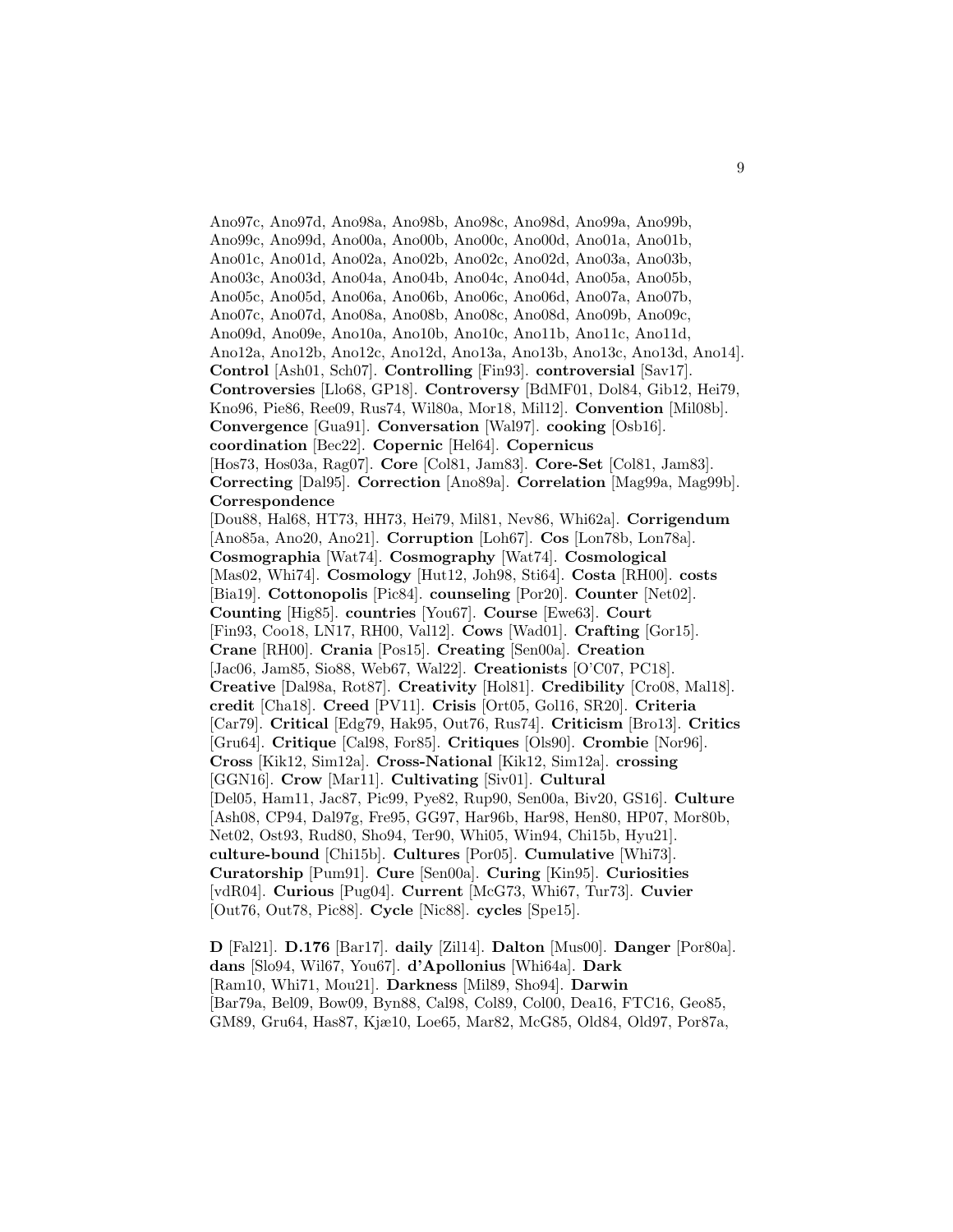Ano97c, Ano97d, Ano98a, Ano98b, Ano98c, Ano98d, Ano99a, Ano99b, Ano99c, Ano99d, Ano00a, Ano00b, Ano00c, Ano00d, Ano01a, Ano01b, Ano01c, Ano01d, Ano02a, Ano02b, Ano02c, Ano02d, Ano03a, Ano03b, Ano03c, Ano03d, Ano04a, Ano04b, Ano04c, Ano04d, Ano05a, Ano05b, Ano05c, Ano05d, Ano06a, Ano06b, Ano06c, Ano06d, Ano07a, Ano07b, Ano07c, Ano07d, Ano08a, Ano08b, Ano08c, Ano08d, Ano09b, Ano09c, Ano09d, Ano09e, Ano10a, Ano10b, Ano10c, Ano11b, Ano11c, Ano11d, Ano12a, Ano12b, Ano12c, Ano12d, Ano13a, Ano13b, Ano13c, Ano13d, Ano14]. **Control** [Ash01, Sch07]. **Controlling** [Fin93]. **controversial** [Sav17]. **Controversies** [Llo68, GP18]. **Controversy** [BdMF01, Dol84, Gib12, Hei79, Kno96, Pie86, Ree09, Rus74, Wil80a, Mor18, Mil12]. **Convention** [Mil08b]. **Convergence** [Gua91]. **Conversation** [Wal97]. **cooking** [Osb16]. **coordination** [Bec22]. **Copernic** [Hel64]. **Copernicus** [Hos73, Hos03a, Rag07]. **Core** [Col81, Jam83]. **Core-Set** [Col81, Jam83]. **Correcting** [Dal95]. **Correction** [Ano89a]. **Correlation** [Mag99a, Mag99b]. **Correspondence** [Dou88, Hal68, HT73, HH73, Hei79, Mil81, Nev86, Whi62a]. **Corrigendum** [Ano85a, Ano20, Ano21]. **Corruption** [Loh67]. **Cos** [Lon78b, Lon78a]. **Cosmographia** [Wat74]. **Cosmography** [Wat74]. **Cosmological** [Mas02, Whi74]. **Cosmology** [Hut12, Joh98, Sti64]. **Costa** [RH00]. **costs** [Bia19]. **Cottonopolis** [Pic84]. **counseling** [Por20]. **Counter** [Net02]. **Counting** [Hig85]. **countries** [You67]. **Course** [Ewe63]. **Court** [Fin93, Coo18, LN17, RH00, Val12]. **Cows** [Wad01]. **Crafting** [Gor15]. **Crane** [RH00]. **Crania** [Pos15]. **Creating** [Sen00a]. **Creation** [Jac06, Jam85, Sio88, Web67, Wal22]. **Creationists** [O'C07, PC18]. **Creative** [Dal98a, Rot87]. **Creativity** [Hol81]. **Credibility** [Cro08, Mal18]. **credit** [Cha18]. **Creed** [PV11]. **Crisis** [Ort05, Gol16, SR20]. **Criteria** [Car79]. **Critical** [Edg79, Hak95, Out76, Rus74]. **Criticism** [Bro13]. **Critics** [Gru64]. **Critique** [Cal98, For85]. **Critiques** [Ols90]. **Crombie** [Nor96]. **Cross** [Kik12, Sim12a]. **Cross-National** [Kik12, Sim12a]. **crossing** [GGN16]. **Crow** [Mar11]. **Cultivating** [Siv01]. **Cultural** [Del05, Ham11, Jac87, Pic99, Pye82, Rup90, Sen00a, Biv20, GS16]. **Culture** [Ash08, CP94, Dal97g, Fre95, GG97, Har96b, Har98, Hen80, HP07, Mor80b, Net02, Ost93, Rud80, Sho94, Ter90, Whi05, Win94, Chi15b, Hyu21]. **culture-bound** [Chi15b]. **Cultures** [Por05]. **Cumulative** [Whi73]. **Curatorship** [Pum91]. **Cure** [Sen00a]. **Curing** [Kin95]. **Curiosities** [vdR04]. **Curious** [Pug04]. **Current** [McG73, Whi67, Tur73]. **Cuvier** [Out76, Out78, Pic88]. **Cycle** [Nic88]. **cycles** [Spe15].

**D** [Fal21]. **D.176** [Bar17]. **daily** [Zil14]. **Dalton** [Mus00]. **Danger** [Por80a]. **dans** [Slo94, Wil67, You67]. **d'Apollonius** [Whi64a]. **Dark** [Ram10, Whi71, Mou21]. **Darkness** [Mil89, Sho94]. **Darwin** [Bar79a, Bel09, Bow09, Byn88, Cal98, Col89, Col00, Dea16, FTC16, Geo85, GM89, Gru64, Has87, Kjæ10, Loe65, Mar82, McG85, Old84, Old97, Por87a,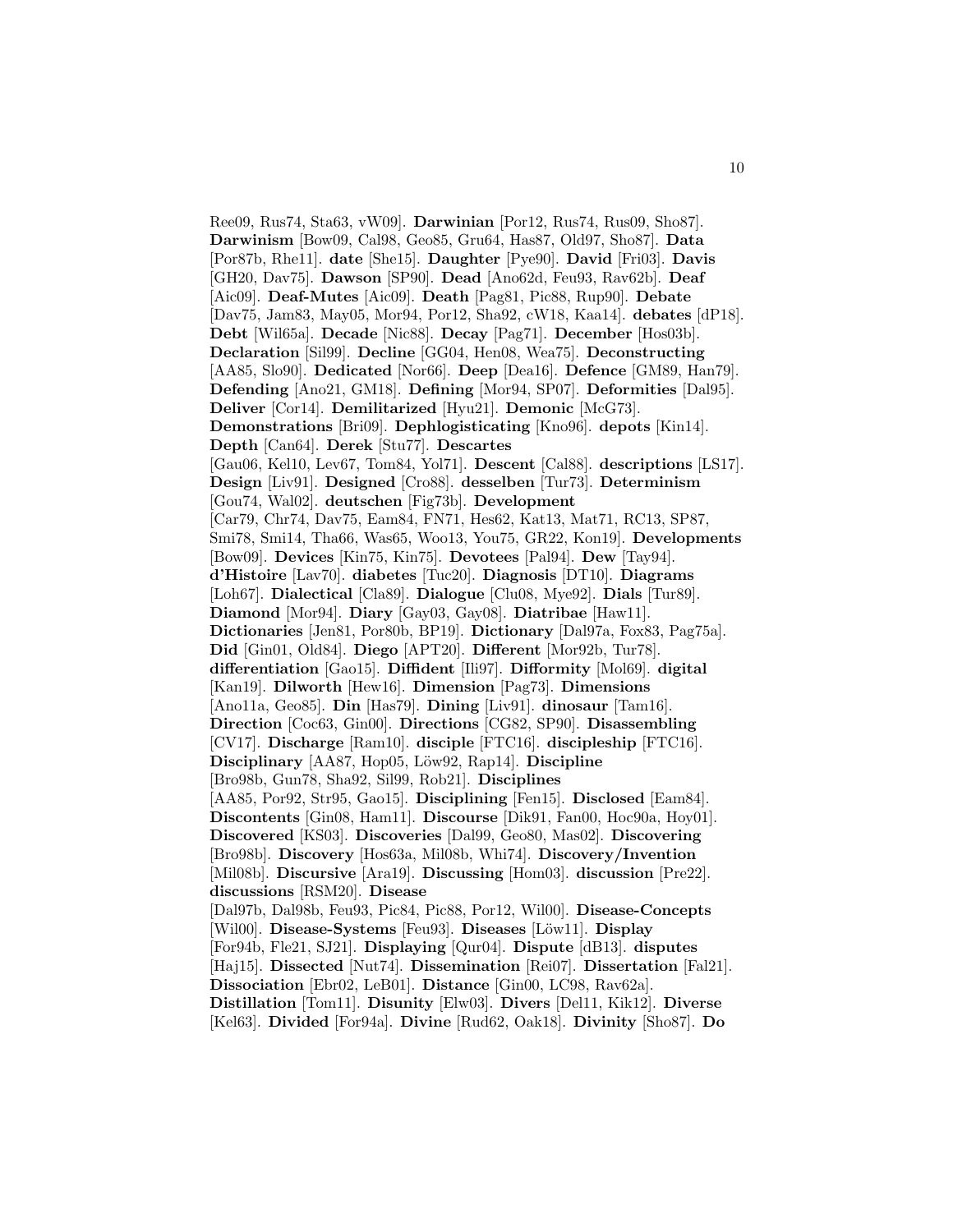Ree09, Rus74, Sta63, vW09]. **Darwinian** [Por12, Rus74, Rus09, Sho87]. **Darwinism** [Bow09, Cal98, Geo85, Gru64, Has87, Old97, Sho87]. **Data** [Por87b, Rhe11]. **date** [She15]. **Daughter** [Pye90]. **David** [Fri03]. **Davis** [GH20, Dav75]. **Dawson** [SP90]. **Dead** [Ano62d, Feu93, Rav62b]. **Deaf** [Aic09]. **Deaf-Mutes** [Aic09]. **Death** [Pag81, Pic88, Rup90]. **Debate** [Dav75, Jam83, May05, Mor94, Por12, Sha92, cW18, Kaa14]. **debates** [dP18]. **Debt** [Wil65a]. **Decade** [Nic88]. **Decay** [Pag71]. **December** [Hos03b]. **Declaration** [Sil99]. **Decline** [GG04, Hen08, Wea75]. **Deconstructing** [AA85, Slo90]. **Dedicated** [Nor66]. **Deep** [Dea16]. **Defence** [GM89, Han79]. **Defending** [Ano21, GM18]. **Defining** [Mor94, SP07]. **Deformities** [Dal95]. **Deliver** [Cor14]. **Demilitarized** [Hyu21]. **Demonic** [McG73]. **Demonstrations** [Bri09]. **Dephlogisticating** [Kno96]. **depots** [Kin14]. **Depth** [Can64]. **Derek** [Stu77]. **Descartes** [Gau06, Kel10, Lev67, Tom84, Yol71]. **Descent** [Cal88]. **descriptions** [LS17]. **Design** [Liv91]. **Designed** [Cro88]. **desselben** [Tur73]. **Determinism** [Gou74, Wal02]. **deutschen** [Fig73b]. **Development** [Car79, Chr74, Dav75, Eam84, FN71, Hes62, Kat13, Mat71, RC13, SP87, Smi78, Smi14, Tha66, Was65, Woo13, You75, GR22, Kon19]. **Developments** [Bow09]. **Devices** [Kin75, Kin75]. **Devotees** [Pal94]. **Dew** [Tay94]. **d'Histoire** [Lav70]. **diabetes** [Tuc20]. **Diagnosis** [DT10]. **Diagrams** [Loh67]. **Dialectical** [Cla89]. **Dialogue** [Clu08, Mye92]. **Dials** [Tur89]. **Diamond** [Mor94]. **Diary** [Gay03, Gay08]. **Diatribae** [Haw11]. **Dictionaries** [Jen81, Por80b, BP19]. **Dictionary** [Dal97a, Fox83, Pag75a]. **Did** [Gin01, Old84]. **Diego** [APT20]. **Different** [Mor92b, Tur78]. **differentiation** [Gao15]. **Diffident** [Ili97]. **Difformity** [Mol69]. **digital** [Kan19]. **Dilworth** [Hew16]. **Dimension** [Pag73]. **Dimensions** [Ano11a, Geo85]. **Din** [Has79]. **Dining** [Liv91]. **dinosaur** [Tam16]. **Direction** [Coc63, Gin00]. **Directions** [CG82, SP90]. **Disassembling** [CV17]. **Discharge** [Ram10]. **disciple** [FTC16]. **discipleship** [FTC16]. **Disciplinary** [AA87, Hop05, Löw92, Rap14]. **Discipline** [Bro98b, Gun78, Sha92, Sil99, Rob21]. **Disciplines** [AA85, Por92, Str95, Gao15]. **Disciplining** [Fen15]. **Disclosed** [Eam84]. **Discontents** [Gin08, Ham11]. **Discourse** [Dik91, Fan00, Hoc90a, Hoy01]. **Discovered** [KS03]. **Discoveries** [Dal99, Geo80, Mas02]. **Discovering** [Bro98b]. **Discovery** [Hos63a, Mil08b, Whi74]. **Discovery/Invention** [Mil08b]. **Discursive** [Ara19]. **Discussing** [Hom03]. **discussion** [Pre22]. **discussions** [RSM20]. **Disease** [Dal97b, Dal98b, Feu93, Pic84, Pic88, Por12, Wil00]. **Disease-Concepts** [Wil00]. **Disease-Systems** [Feu93]. **Diseases** [Löw11]. **Display** [For94b, Fle21, SJ21]. **Displaying** [Qur04]. **Dispute** [dB13]. **disputes** [Haj15]. **Dissected** [Nut74]. **Dissemination** [Rei07]. **Dissertation** [Fal21]. **Dissociation** [Ebr02, LeB01]. **Distance** [Gin00, LC98, Rav62a]. **Distillation** [Tom11]. **Disunity** [Elw03]. **Divers** [Del11, Kik12]. **Diverse** [Kel63]. **Divided** [For94a]. **Divine** [Rud62, Oak18]. **Divinity** [Sho87]. **Do**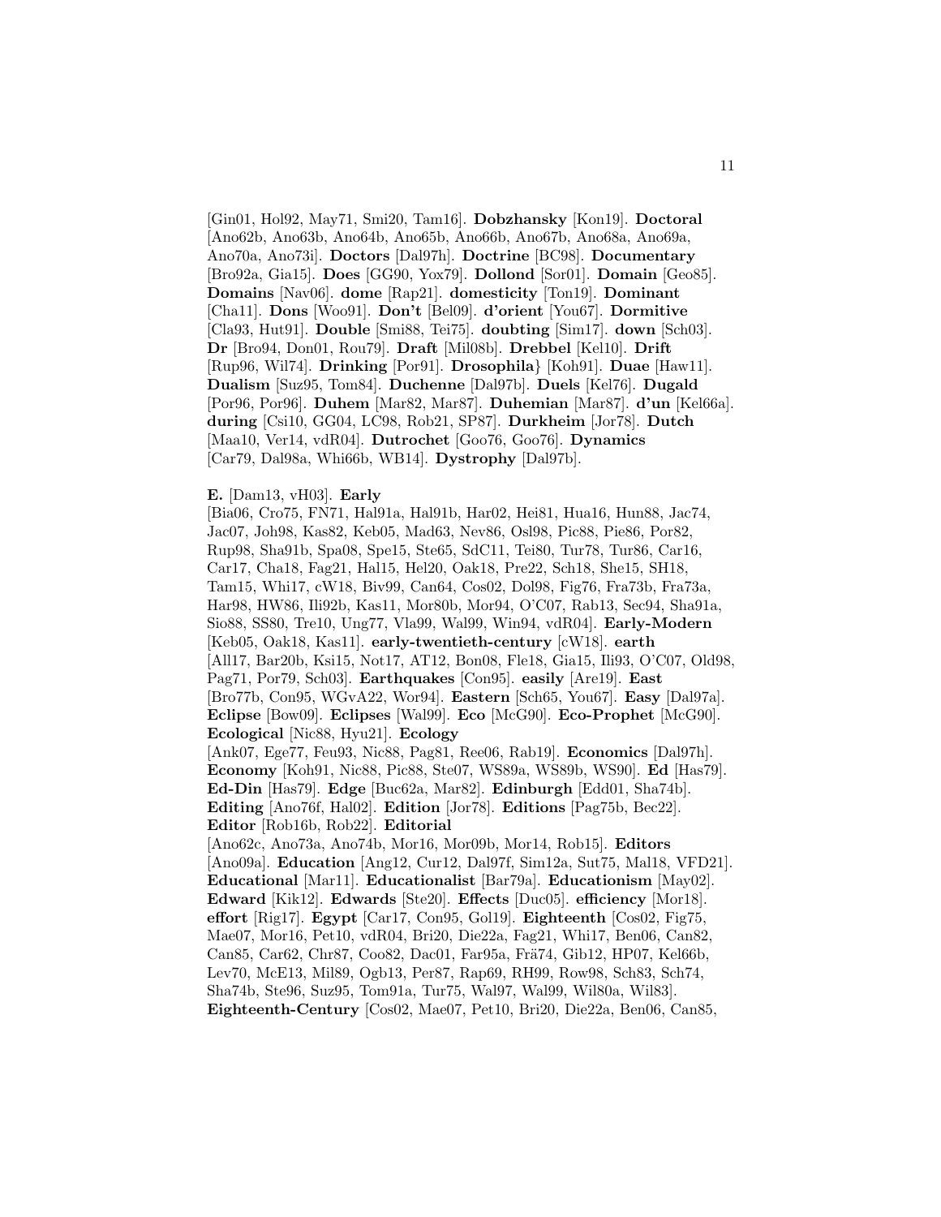[Gin01, Hol92, May71, Smi20, Tam16]. **Dobzhansky** [Kon19]. **Doctoral** [Ano62b, Ano63b, Ano64b, Ano65b, Ano66b, Ano67b, Ano68a, Ano69a, Ano70a, Ano73i]. **Doctors** [Dal97h]. **Doctrine** [BC98]. **Documentary** [Bro92a, Gia15]. **Does** [GG90, Yox79]. **Dollond** [Sor01]. **Domain** [Geo85]. **Domains** [Nav06]. **dome** [Rap21]. **domesticity** [Ton19]. **Dominant** [Cha11]. **Dons** [Woo91]. **Don't** [Bel09]. **d'orient** [You67]. **Dormitive** [Cla93, Hut91]. **Double** [Smi88, Tei75]. **doubting** [Sim17]. **down** [Sch03]. **Dr** [Bro94, Don01, Rou79]. **Draft** [Mil08b]. **Drebbel** [Kel10]. **Drift** [Rup96, Wil74]. **Drinking** [Por91]. **Drosophila}** [Koh91]. **Duae** [Haw11]. **Dualism** [Suz95, Tom84]. **Duchenne** [Dal97b]. **Duels** [Kel76]. **Dugald** [Por96, Por96]. **Duhem** [Mar82, Mar87]. **Duhemian** [Mar87]. **d'un** [Kel66a]. **during** [Csi10, GG04, LC98, Rob21, SP87]. **Durkheim** [Jor78]. **Dutch** [Maa10, Ver14, vdR04]. **Dutrochet** [Goo76, Goo76]. **Dynamics** [Car79, Dal98a, Whi66b, WB14]. **Dystrophy** [Dal97b].

**E.** [Dam13, vH03]. **Early** [Bia06, Cro75, FN71, Hal91a, Hal91b, Har02, Hei81, Hua16, Hun88, Jac74, Jac07, Joh98, Kas82, Keb05, Mad63, Nev86, Osl98, Pic88, Pie86, Por82, Rup98, Sha91b, Spa08, Spe15, Ste65, SdC11, Tei80, Tur78, Tur86, Car16, Car17, Cha18, Fag21, Hal15, Hel20, Oak18, Pre22, Sch18, She15, SH18, Tam15, Whi17, cW18, Biv99, Can64, Cos02, Dol98, Fig76, Fra73b, Fra73a, Har98, HW86, Ili92b, Kas11, Mor80b, Mor94, O'C07, Rab13, Sec94, Sha91a, Sio88, SS80, Tre10, Ung77, Vla99, Wal99, Win94, vdR04]. **Early-Modern** [Keb05, Oak18, Kas11]. **early-twentieth-century** [cW18]. **earth** [All17, Bar20b, Ksi15, Not17, AT12, Bon08, Fle18, Gia15, Ili93, O'C07, Old98, Pag71, Por79, Sch03]. **Earthquakes** [Con95]. **easily** [Are19]. **East** [Bro77b, Con95, WGvA22, Wor94]. **Eastern** [Sch65, You67]. **Easy** [Dal97a]. **Eclipse** [Bow09]. **Eclipses** [Wal99]. **Eco** [McG90]. **Eco-Prophet** [McG90]. **Ecological** [Nic88, Hyu21]. **Ecology** [Ank07, Ege77, Feu93, Nic88, Pag81, Ree06, Rab19]. **Economics** [Dal97h]. **Economy** [Koh91, Nic88, Pic88, Ste07, WS89a, WS89b, WS90]. **Ed** [Has79]. **Ed-Din** [Has79]. **Edge** [Buc62a, Mar82]. **Edinburgh** [Edd01, Sha74b]. **Editing** [Ano76f, Hal02]. **Edition** [Jor78]. **Editions** [Pag75b, Bec22]. **Editor** [Rob16b, Rob22]. **Editorial** [Ano62c, Ano73a, Ano74b, Mor16, Mor09b, Mor14, Rob15]. **Editors** [Ano09a]. **Education** [Ang12, Cur12, Dal97f, Sim12a, Sut75, Mal18, VFD21]. **Educational** [Mar11]. **Educationalist** [Bar79a]. **Educationism** [May02]. **Edward** [Kik12]. **Edwards** [Ste20]. **Effects** [Duc05]. **efficiency** [Mor18]. **effort** [Rig17]. **Egypt** [Car17, Con95, Gol19]. **Eighteenth** [Cos02, Fig75, Mae07, Mor16, Pet10, vdR04, Bri20, Die22a, Fag21, Whi17, Ben06, Can82, Can85, Car62, Chr87, Coo82, Dac01, Far95a, Frä74, Gib12, HP07, Kel66b, Lev70, McE13, Mil89, Ogb13, Per87, Rap69, RH99, Row98, Sch83, Sch74, Sha74b, Ste96, Suz95, Tom91a, Tur75, Wal97, Wal99, Wil80a, Wil83]. **Eighteenth-Century** [Cos02, Mae07, Pet10, Bri20, Die22a, Ben06, Can85,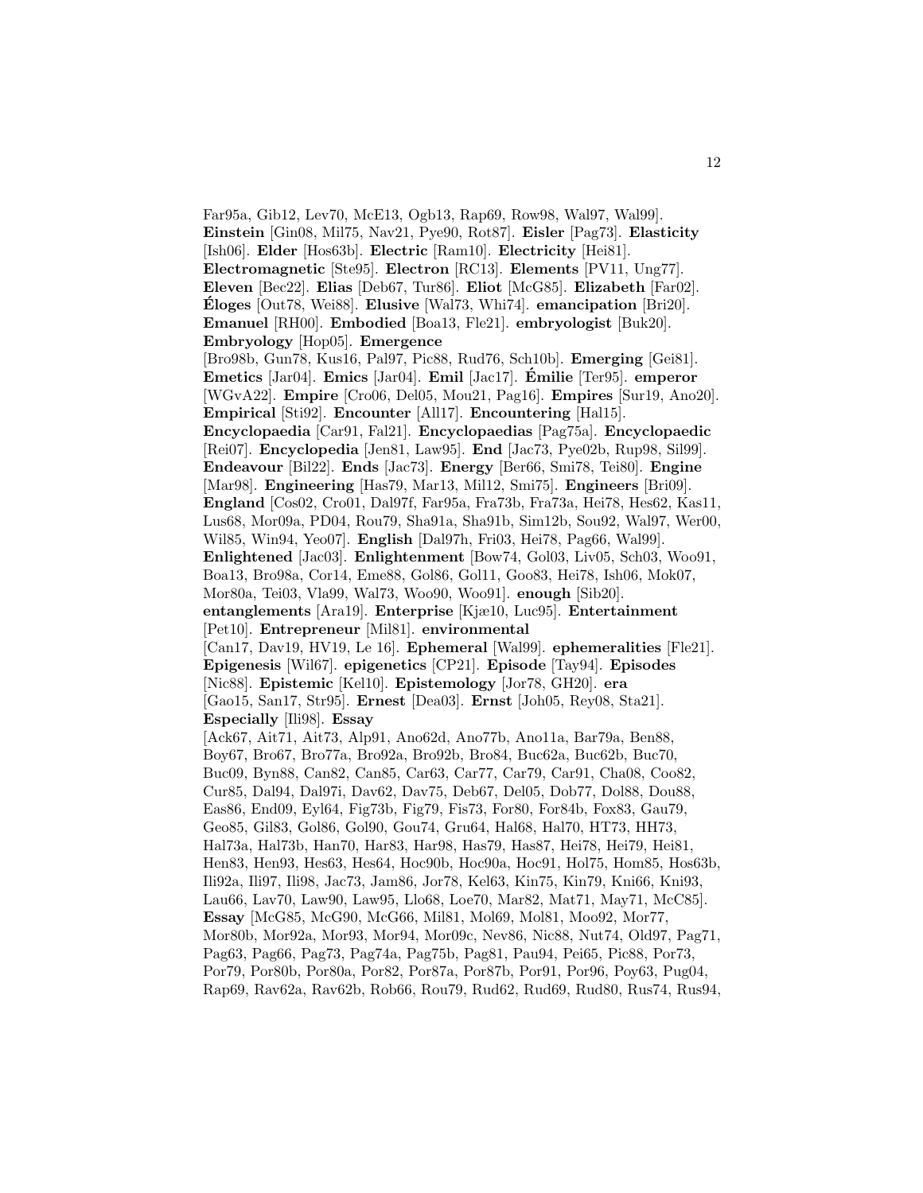Far95a, Gib12, Lev70, McE13, Ogb13, Rap69, Row98, Wal97, Wal99]. **Einstein** [Gin08, Mil75, Nav21, Pye90, Rot87]. **Eisler** [Pag73]. **Elasticity** [Ish06]. **Elder** [Hos63b]. **Electric** [Ram10]. **Electricity** [Hei81]. **Electromagnetic** [Ste95]. **Electron** [RC13]. **Elements** [PV11, Ung77]. **Eleven** [Bec22]. **Elias** [Deb67, Tur86]. **Eliot** [McG85]. **Elizabeth** [Far02]. **Éloges** [Out78, Wei88]. **Elusive** [Wal73, Whi74]. **emancipation** [Bri20]. **Emanuel** [RH00]. **Embodied** [Boa13, Fle21]. **embryologist** [Buk20]. **Embryology** [Hop05]. **Emergence** [Bro98b, Gun78, Kus16, Pal97, Pic88, Rud76, Sch10b]. **Emerging** [Gei81]. **Emetics** [Jar04]. **Emics** [Jar04]. **Emil** [Jac17]. **Émilie** [Ter95]. **emperor** [WGvA22]. **Empire** [Cro06, Del05, Mou21, Pag16]. **Empires** [Sur19, Ano20]. **Empirical** [Sti92]. **Encounter** [All17]. **Encountering** [Hal15]. **Encyclopaedia** [Car91, Fal21]. **Encyclopaedias** [Pag75a]. **Encyclopaedic** [Rei07]. **Encyclopedia** [Jen81, Law95]. **End** [Jac73, Pye02b, Rup98, Sil99]. **Endeavour** [Bil22]. **Ends** [Jac73]. **Energy** [Ber66, Smi78, Tei80]. **Engine** [Mar98]. **Engineering** [Has79, Mar13, Mil12, Smi75]. **Engineers** [Bri09]. **England** [Cos02, Cro01, Dal97f, Far95a, Fra73b, Fra73a, Hei78, Hes62, Kas11, Lus68, Mor09a, PD04, Rou79, Sha91a, Sha91b, Sim12b, Sou92, Wal97, Wer00, Wil85, Win94, Yeo07]. **English** [Dal97h, Fri03, Hei78, Pag66, Wal99]. **Enlightened** [Jac03]. **Enlightenment** [Bow74, Gol03, Liv05, Sch03, Woo91, Boa13, Bro98a, Cor14, Eme88, Gol86, Gol11, Goo83, Hei78, Ish06, Mok07, Mor80a, Tei03, Vla99, Wal73, Woo90, Woo91]. **enough** [Sib20]. **entanglements** [Ara19]. **Enterprise** [Kjæ10, Luc95]. **Entertainment** [Pet10]. **Entrepreneur** [Mil81]. **environmental** [Can17, Dav19, HV19, Le 16]. **Ephemeral** [Wal99]. **ephemeralities** [Fle21]. **Epigenesis** [Wil67]. **epigenetics** [CP21]. **Episode** [Tay94]. **Episodes** [Nic88]. **Epistemic** [Kel10]. **Epistemology** [Jor78, GH20]. **era** [Gao15, San17, Str95]. **Ernest** [Dea03]. **Ernst** [Joh05, Rey08, Sta21]. **Especially** [Ili98]. **Essay** [Ack67, Ait71, Ait73, Alp91, Ano62d, Ano77b, Ano11a, Bar79a, Ben88, Boy67, Bro67, Bro77a, Bro92a, Bro92b, Bro84, Buc62a, Buc62b, Buc70, Buc09, Byn88, Can82, Can85, Car63, Car77, Car79, Car91, Cha08, Coo82, Cur85, Dal94, Dal97i, Dav62, Dav75, Deb67, Del05, Dob77, Dol88, Dou88, Eas86, End09, Eyl64, Fig73b, Fig79, Fis73, For80, For84b, Fox83, Gau79, Geo85, Gil83, Gol86, Gol90, Gou74, Gru64, Hal68, Hal70, HT73, HH73, Hal73a, Hal73b, Han70, Har83, Har98, Has79, Has87, Hei78, Hei79, Hei81, Hen83, Hen93, Hes63, Hes64, Hoc90b, Hoc90a, Hoc91, Hol75, Hom85, Hos63b, Ili92a, Ili97, Ili98, Jac73, Jam86, Jor78, Kel63, Kin75, Kin79, Kni66, Kni93, Lau66, Lav70, Law90, Law95, Llo68, Loe70, Mar82, Mat71, May71, McC85]. **Essay** [McG85, McG90, McG66, Mil81, Mol69, Mol81, Moo92, Mor77, Mor80b, Mor92a, Mor93, Mor94, Mor09c, Nev86, Nic88, Nut74, Old97, Pag71, Pag63, Pag66, Pag73, Pag74a, Pag75b, Pag81, Pau94, Pei65, Pic88, Por73, Por79, Por80b, Por80a, Por82, Por87a, Por87b, Por91, Por96, Poy63, Pug04, Rap69, Rav62a, Rav62b, Rob66, Rou79, Rud62, Rud69, Rud80, Rus74, Rus94,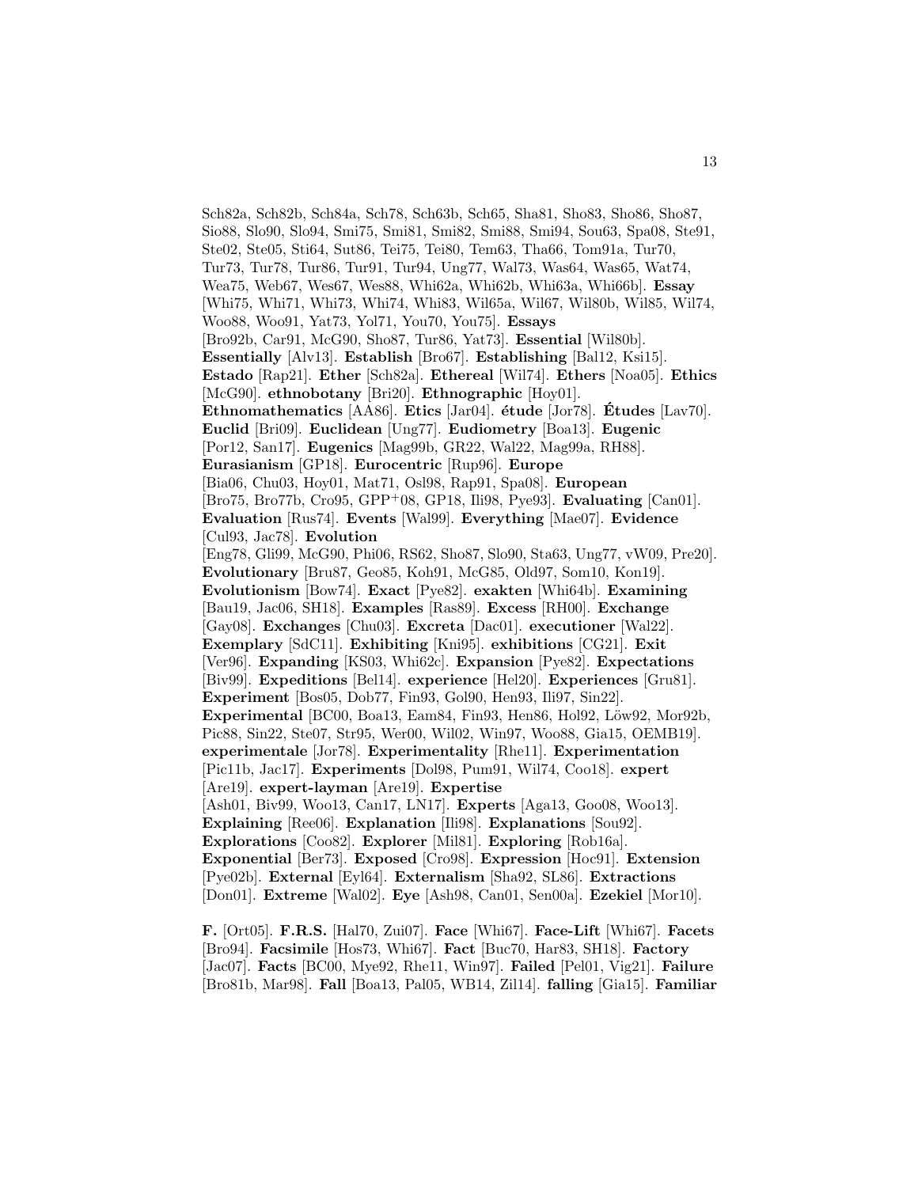Sch82a, Sch82b, Sch84a, Sch78, Sch63b, Sch65, Sha81, Sho83, Sho86, Sho87, Sio88, Slo90, Slo94, Smi75, Smi81, Smi82, Smi88, Smi94, Sou63, Spa08, Ste91, Ste02, Ste05, Sti64, Sut86, Tei75, Tei80, Tem63, Tha66, Tom91a, Tur70, Tur73, Tur78, Tur86, Tur91, Tur94, Ung77, Wal73, Was64, Was65, Wat74, Wea75, Web67, Wes67, Wes88, Whi62a, Whi62b, Whi63a, Whi66b]. **Essay** [Whi75, Whi71, Whi73, Whi74, Whi83, Wil65a, Wil67, Wil80b, Wil85, Wil74, Woo88, Woo91, Yat73, Yol71, You70, You75]. **Essays** [Bro92b, Car91, McG90, Sho87, Tur86, Yat73]. **Essential** [Wil80b]. **Essentially** [Alv13]. **Establish** [Bro67]. **Establishing** [Bal12, Ksi15]. **Estado** [Rap21]. **Ether** [Sch82a]. **Ethereal** [Wil74]. **Ethers** [Noa05]. **Ethics** [McG90]. **ethnobotany** [Bri20]. **Ethnographic** [Hoy01]. **Ethnomathematics** [AA86]. **Etics** [Jar04]. **étude** [Jor78]. **Études** [Lav70]. **Euclid** [Bri09]. **Euclidean** [Ung77]. **Eudiometry** [Boa13]. **Eugenic** [Por12, San17]. **Eugenics** [Mag99b, GR22, Wal22, Mag99a, RH88]. **Eurasianism** [GP18]. **Eurocentric** [Rup96]. **Europe** [Bia06, Chu03, Hoy01, Mat71, Osl98, Rap91, Spa08]. **European** [Bro75, Bro77b, Cro95, GPP+08, GP18, Ili98, Pye93]. **Evaluating** [Can01]. **Evaluation** [Rus74]. **Events** [Wal99]. **Everything** [Mae07]. **Evidence** [Cul93, Jac78]. **Evolution** [Eng78, Gli99, McG90, Phi06, RS62, Sho87, Slo90, Sta63, Ung77, vW09, Pre20]. **Evolutionary** [Bru87, Geo85, Koh91, McG85, Old97, Som10, Kon19]. **Evolutionism** [Bow74]. **Exact** [Pye82]. **exakten** [Whi64b]. **Examining** [Bau19, Jac06, SH18]. **Examples** [Ras89]. **Excess** [RH00]. **Exchange** [Gay08]. **Exchanges** [Chu03]. **Excreta** [Dac01]. **executioner** [Wal22]. **Exemplary** [SdC11]. **Exhibiting** [Kni95]. **exhibitions** [CG21]. **Exit** [Ver96]. **Expanding** [KS03, Whi62c]. **Expansion** [Pye82]. **Expectations** [Biv99]. **Expeditions** [Bel14]. **experience** [Hel20]. **Experiences** [Gru81]. **Experiment** [Bos05, Dob77, Fin93, Gol90, Hen93, Ili97, Sin22]. **Experimental** [BC00, Boa13, Eam84, Fin93, Hen86, Hol92, Löw92, Mor92b, Pic88, Sin22, Ste07, Str95, Wer00, Wil02, Win97, Woo88, Gia15, OEMB19]. **experimentale** [Jor78]. **Experimentality** [Rhe11]. **Experimentation** [Pic11b, Jac17]. **Experiments** [Dol98, Pum91, Wil74, Coo18]. **expert** [Are19]. **expert-layman** [Are19]. **Expertise** [Ash01, Biv99, Woo13, Can17, LN17]. **Experts** [Aga13, Goo08, Woo13]. **Explaining** [Ree06]. **Explanation** [Ili98]. **Explanations** [Sou92]. **Explorations** [Coo82]. **Explorer** [Mil81]. **Exploring** [Rob16a]. **Exponential** [Ber73]. **Exposed** [Cro98]. **Expression** [Hoc91]. **Extension** [Pye02b]. **External** [Eyl64]. **Externalism** [Sha92, SL86]. **Extractions** [Don01]. **Extreme** [Wal02]. **Eye** [Ash98, Can01, Sen00a]. **Ezekiel** [Mor10].

**F.** [Ort05]. **F.R.S.** [Hal70, Zui07]. **Face** [Whi67]. **Face-Lift** [Whi67]. **Facets** [Bro94]. **Facsimile** [Hos73, Whi67]. **Fact** [Buc70, Har83, SH18]. **Factory** [Jac07]. **Facts** [BC00, Mye92, Rhe11, Win97]. **Failed** [Pel01, Vig21]. **Failure** [Bro81b, Mar98]. **Fall** [Boa13, Pal05, WB14, Zil14]. **falling** [Gia15]. **Familiar**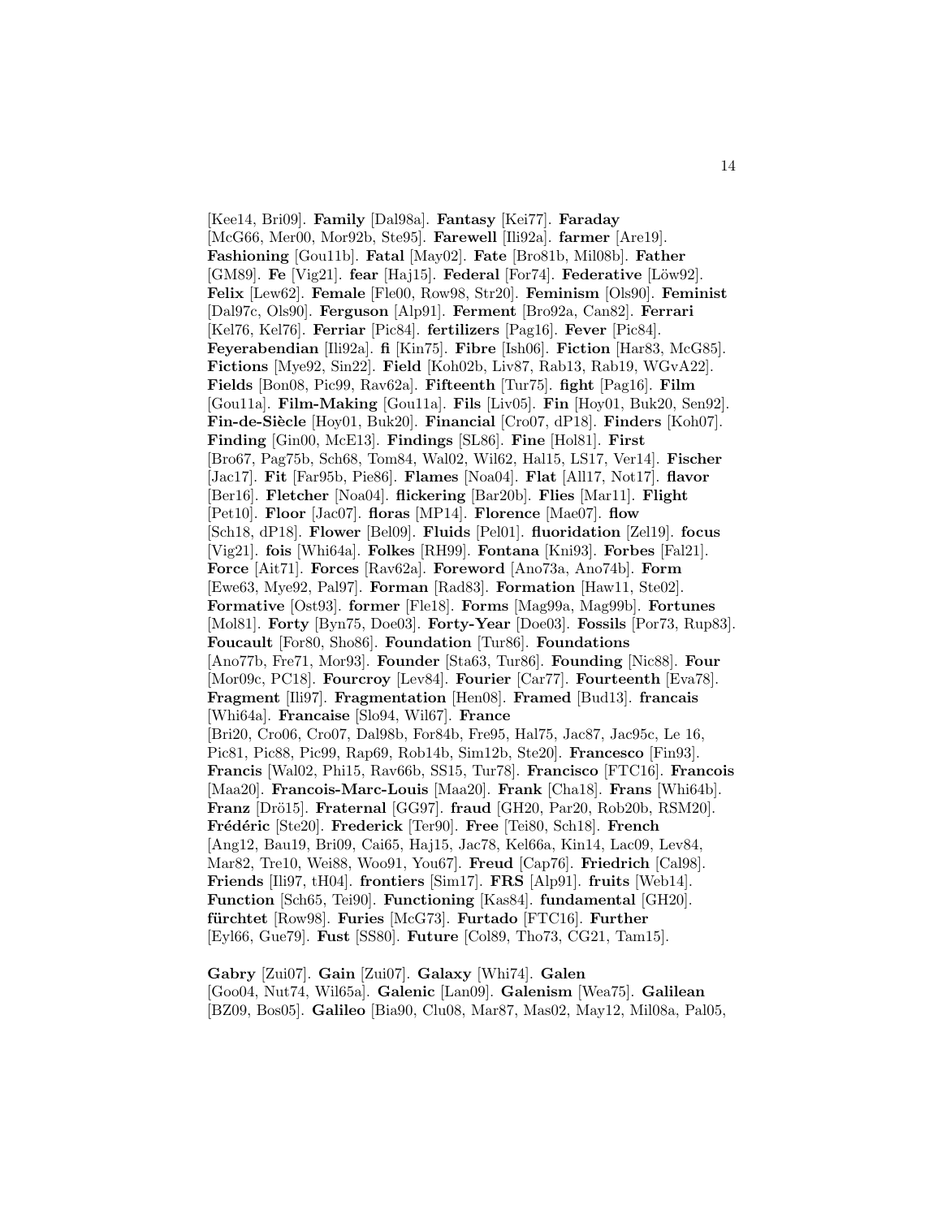[Kee14, Bri09]. **Family** [Dal98a]. **Fantasy** [Kei77]. **Faraday** [McG66, Mer00, Mor92b, Ste95]. **Farewell** [Ili92a]. **farmer** [Are19]. **Fashioning** [Gou11b]. **Fatal** [May02]. **Fate** [Bro81b, Mil08b]. **Father** [GM89]. **Fe** [Vig21]. **fear** [Haj15]. **Federal** [For74]. **Federative** [Löw92]. **Felix** [Lew62]. **Female** [Fle00, Row98, Str20]. **Feminism** [Ols90]. **Feminist** [Dal97c, Ols90]. **Ferguson** [Alp91]. **Ferment** [Bro92a, Can82]. **Ferrari** [Kel76, Kel76]. **Ferriar** [Pic84]. **fertilizers** [Pag16]. **Fever** [Pic84]. **Feyerabendian** [Ili92a]. **fi** [Kin75]. **Fibre** [Ish06]. **Fiction** [Har83, McG85]. **Fictions** [Mye92, Sin22]. **Field** [Koh02b, Liv87, Rab13, Rab19, WGvA22]. **Fields** [Bon08, Pic99, Rav62a]. **Fifteenth** [Tur75]. **fight** [Pag16]. **Film** [Gou11a]. **Film-Making** [Gou11a]. **Fils** [Liv05]. **Fin** [Hoy01, Buk20, Sen92]. **Fin-de-Siècle** [Hoy01, Buk20]. **Financial** [Cro07, dP18]. **Finders** [Koh07]. **Finding** [Gin00, McE13]. **Findings** [SL86]. **Fine** [Hol81]. **First** [Bro67, Pag75b, Sch68, Tom84, Wal02, Wil62, Hal15, LS17, Ver14]. **Fischer** [Jac17]. **Fit** [Far95b, Pie86]. **Flames** [Noa04]. **Flat** [All17, Not17]. **flavor** [Ber16]. **Fletcher** [Noa04]. **flickering** [Bar20b]. **Flies** [Mar11]. **Flight** [Pet10]. **Floor** [Jac07]. **floras** [MP14]. **Florence** [Mae07]. **flow** [Sch18, dP18]. **Flower** [Bel09]. **Fluids** [Pel01]. **fluoridation** [Zel19]. **focus** [Vig21]. **fois** [Whi64a]. **Folkes** [RH99]. **Fontana** [Kni93]. **Forbes** [Fal21]. **Force** [Ait71]. **Forces** [Rav62a]. **Foreword** [Ano73a, Ano74b]. **Form** [Ewe63, Mye92, Pal97]. **Forman** [Rad83]. **Formation** [Haw11, Ste02]. **Formative** [Ost93]. **former** [Fle18]. **Forms** [Mag99a, Mag99b]. **Fortunes** [Mol81]. **Forty** [Byn75, Doe03]. **Forty-Year** [Doe03]. **Fossils** [Por73, Rup83]. **Foucault** [For80, Sho86]. **Foundation** [Tur86]. **Foundations** [Ano77b, Fre71, Mor93]. **Founder** [Sta63, Tur86]. **Founding** [Nic88]. **Four** [Mor09c, PC18]. **Fourcroy** [Lev84]. **Fourier** [Car77]. **Fourteenth** [Eva78]. **Fragment** [Ili97]. **Fragmentation** [Hen08]. **Framed** [Bud13]. **francais** [Whi64a]. **Francaise** [Slo94, Wil67]. **France** [Bri20, Cro06, Cro07, Dal98b, For84b, Fre95, Hal75, Jac87, Jac95c, Le 16, Pic81, Pic88, Pic99, Rap69, Rob14b, Sim12b, Ste20]. **Francesco** [Fin93]. **Francis** [Wal02, Phi15, Rav66b, SS15, Tur78]. **Francisco** [FTC16]. **Francois** [Maa20]. **Francois-Marc-Louis** [Maa20]. **Frank** [Cha18]. **Frans** [Whi64b]. **Franz** [Drö15]. **Fraternal** [GG97]. **fraud** [GH20, Par20, Rob20b, RSM20]. **Frédéric** [Ste20]. **Frederick** [Ter90]. **Free** [Tei80, Sch18]. **French** [Ang12, Bau19, Bri09, Cai65, Haj15, Jac78, Kel66a, Kin14, Lac09, Lev84, Mar82, Tre10, Wei88, Woo91, You67]. **Freud** [Cap76]. **Friedrich** [Cal98]. **Friends** [Ili97, tH04]. **frontiers** [Sim17]. **FRS** [Alp91]. **fruits** [Web14]. **Function** [Sch65, Tei90]. **Functioning** [Kas84]. **fundamental** [GH20]. **fürchtet** [Row98]. **Furies** [McG73]. **Furtado** [FTC16]. **Further** [Eyl66, Gue79]. **Fust** [SS80]. **Future** [Col89, Tho73, CG21, Tam15].

**Gabry** [Zui07]. **Gain** [Zui07]. **Galaxy** [Whi74]. **Galen** [Goo04, Nut74, Wil65a]. **Galenic** [Lan09]. **Galenism** [Wea75]. **Galilean** [BZ09, Bos05]. **Galileo** [Bia90, Clu08, Mar87, Mas02, May12, Mil08a, Pal05,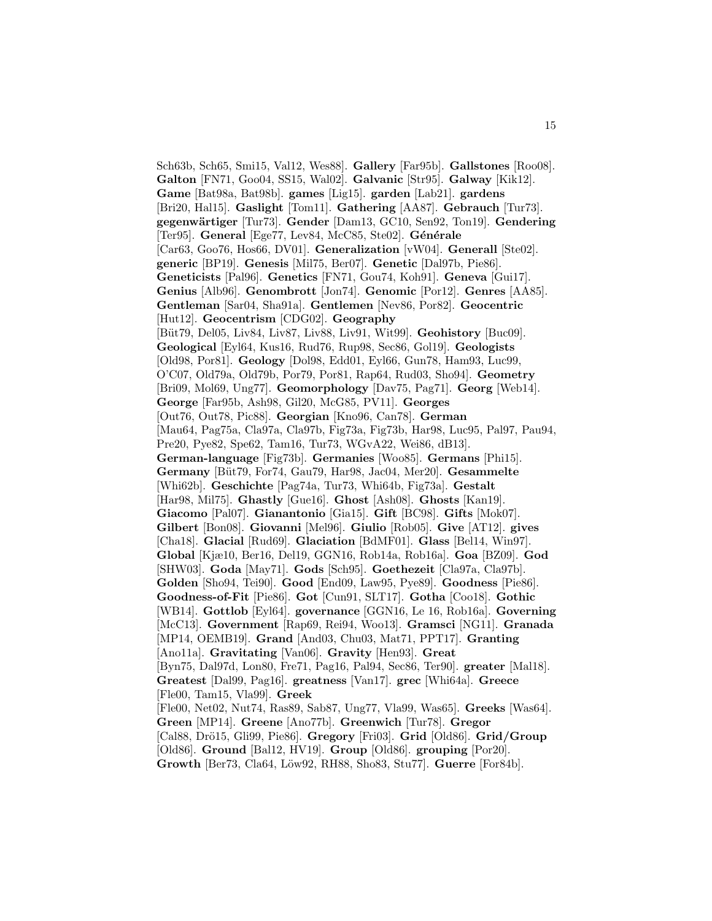Sch63b, Sch65, Smi15, Val12, Wes88]. **Gallery** [Far95b]. **Gallstones** [Roo08]. **Galton** [FN71, Goo04, SS15, Wal02]. **Galvanic** [Str95]. **Galway** [Kik12]. **Game** [Bat98a, Bat98b]. **games** [Lig15]. **garden** [Lab21]. **gardens** [Bri20, Hal15]. **Gaslight** [Tom11]. **Gathering** [AA87]. **Gebrauch** [Tur73]. **gegenwärtiger** [Tur73]. **Gender** [Dam13, GC10, Sen92, Ton19]. **Gendering** [Ter95]. **General** [Ege77, Lev84, McC85, Ste02]. **Générale** [Car63, Goo76, Hos66, DV01]. **Generalization** [vW04]. **Generall** [Ste02]. **generic** [BP19]. **Genesis** [Mil75, Ber07]. **Genetic** [Dal97b, Pie86]. **Geneticists** [Pal96]. **Genetics** [FN71, Gou74, Koh91]. **Geneva** [Gui17]. **Genius** [Alb96]. **Genombrott** [Jon74]. **Genomic** [Por12]. **Genres** [AA85]. **Gentleman** [Sar04, Sha91a]. **Gentlemen** [Nev86, Por82]. **Geocentric** [Hut12]. **Geocentrism** [CDG02]. **Geography** [Büt79, Del05, Liv84, Liv87, Liv88, Liv91, Wit99]. **Geohistory** [Buc09]. **Geological** [Eyl64, Kus16, Rud76, Rup98, Sec86, Gol19]. **Geologists** [Old98, Por81]. **Geology** [Dol98, Edd01, Eyl66, Gun78, Ham93, Luc99, O'C07, Old79a, Old79b, Por79, Por81, Rap64, Rud03, Sho94]. **Geometry** [Bri09, Mol69, Ung77]. **Geomorphology** [Dav75, Pag71]. **Georg** [Web14]. **George** [Far95b, Ash98, Gil20, McG85, PV11]. **Georges** [Out76, Out78, Pic88]. **Georgian** [Kno96, Can78]. **German** [Mau64, Pag75a, Cla97a, Cla97b, Fig73a, Fig73b, Har98, Luc95, Pal97, Pau94, Pre20, Pye82, Spe62, Tam16, Tur73, WGvA22, Wei86, dB13]. **German-language** [Fig73b]. **Germanies** [Woo85]. **Germans** [Phi15]. **Germany** [Büt79, For74, Gau79, Har98, Jac04, Mer20]. **Gesammelte** [Whi62b]. **Geschichte** [Pag74a, Tur73, Whi64b, Fig73a]. **Gestalt** [Har98, Mil75]. **Ghastly** [Gue16]. **Ghost** [Ash08]. **Ghosts** [Kan19]. **Giacomo** [Pal07]. **Gianantonio** [Gia15]. **Gift** [BC98]. **Gifts** [Mok07]. **Gilbert** [Bon08]. **Giovanni** [Mel96]. **Giulio** [Rob05]. **Give** [AT12]. **gives** [Cha18]. **Glacial** [Rud69]. **Glaciation** [BdMF01]. **Glass** [Bel14, Win97]. **Global** [Kjæ10, Ber16, Del19, GGN16, Rob14a, Rob16a]. **Goa** [BZ09]. **God** [SHW03]. **Goda** [May71]. **Gods** [Sch95]. **Goethezeit** [Cla97a, Cla97b]. **Golden** [Sho94, Tei90]. **Good** [End09, Law95, Pye89]. **Goodness** [Pie86]. **Goodness-of-Fit** [Pie86]. **Got** [Cun91, SLT17]. **Gotha** [Coo18]. **Gothic** [WB14]. **Gottlob** [Eyl64]. **governance** [GGN16, Le 16, Rob16a]. **Governing** [McC13]. **Government** [Rap69, Rei94, Woo13]. **Gramsci** [NG11]. **Granada** [MP14, OEMB19]. **Grand** [And03, Chu03, Mat71, PPT17]. **Granting** [Ano11a]. **Gravitating** [Van06]. **Gravity** [Hen93]. **Great** [Byn75, Dal97d, Lon80, Fre71, Pag16, Pal94, Sec86, Ter90]. **greater** [Mal18]. **Greatest** [Dal99, Pag16]. **greatness** [Van17]. **grec** [Whi64a]. **Greece** [Fle00, Tam15, Vla99]. **Greek** [Fle00, Net02, Nut74, Ras89, Sab87, Ung77, Vla99, Was65]. **Greeks** [Was64]. **Green** [MP14]. **Greene** [Ano77b]. **Greenwich** [Tur78]. **Gregor** [Cal88, Drö15, Gli99, Pie86]. **Gregory** [Fri03]. **Grid** [Old86]. **Grid/Group** [Old86]. **Ground** [Bal12, HV19]. **Group** [Old86]. **grouping** [Por20]. **Growth** [Ber73, Cla64, Löw92, RH88, Sho83, Stu77]. **Guerre** [For84b].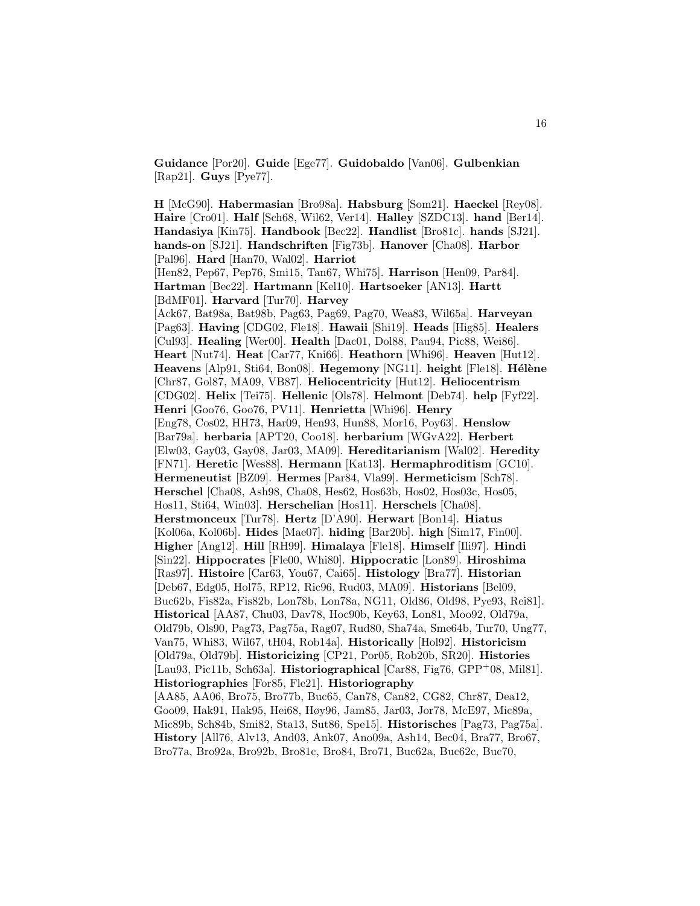**Guidance** [Por20]. **Guide** [Ege77]. **Guidobaldo** [Van06]. **Gulbenkian** [Rap21]. **Guys** [Pye77].

**H** [McG90]. **Habermasian** [Bro98a]. **Habsburg** [Som21]. **Haeckel** [Rey08]. **Haire** [Cro01]. **Half** [Sch68, Wil62, Ver14]. **Halley** [SZDC13]. **hand** [Ber14]. **Handasiya** [Kin75]. **Handbook** [Bec22]. **Handlist** [Bro81c]. **hands** [SJ21]. **hands-on** [SJ21]. **Handschriften** [Fig73b]. **Hanover** [Cha08]. **Harbor** [Pal96]. **Hard** [Han70, Wal02]. **Harriot** [Hen82, Pep67, Pep76, Smi15, Tan67, Whi75]. **Harrison** [Hen09, Par84]. **Hartman** [Bec22]. **Hartmann** [Kel10]. **Hartsoeker** [AN13]. **Hartt** [BdMF01]. **Harvard** [Tur70]. **Harvey** [Ack67, Bat98a, Bat98b, Pag63, Pag69, Pag70, Wea83, Wil65a]. **Harveyan** [Pag63]. **Having** [CDG02, Fle18]. **Hawaii** [Shi19]. **Heads** [Hig85]. **Healers** [Cul93]. **Healing** [Wer00]. **Health** [Dac01, Dol88, Pau94, Pic88, Wei86]. **Heart** [Nut74]. **Heat** [Car77, Kni66]. **Heathorn** [Whi96]. **Heaven** [Hut12]. **Heavens** [Alp91, Sti64, Bon08]. **Hegemony** [NG11]. **height** [Fle18]. **Hélène** [Chr87, Gol87, MA09, VB87]. **Heliocentricity** [Hut12]. **Heliocentrism** [CDG02]. **Helix** [Tei75]. **Hellenic** [Ols78]. **Helmont** [Deb74]. **help** [Fyf22]. **Henri** [Goo76, Goo76, PV11]. **Henrietta** [Whi96]. **Henry** [Eng78, Cos02, HH73, Har09, Hen93, Hun88, Mor16, Poy63]. **Henslow** [Bar79a]. **herbaria** [APT20, Coo18]. **herbarium** [WGvA22]. **Herbert** [Elw03, Gay03, Gay08, Jar03, MA09]. **Hereditarianism** [Wal02]. **Heredity** [FN71]. **Heretic** [Wes88]. **Hermann** [Kat13]. **Hermaphroditism** [GC10]. **Hermeneutist** [BZ09]. **Hermes** [Par84, Vla99]. **Hermeticism** [Sch78]. **Herschel** [Cha08, Ash98, Cha08, Hes62, Hos63b, Hos02, Hos03c, Hos05, Hos11, Sti64, Win03]. **Herschelian** [Hos11]. **Herschels** [Cha08]. **Herstmonceux** [Tur78]. **Hertz** [D'A90]. **Herwart** [Bon14]. **Hiatus** [Kol06a, Kol06b]. **Hides** [Mae07]. **hiding** [Bar20b]. **high** [Sim17, Fin00]. **Higher** [Ang12]. **Hill** [RH99]. **Himalaya** [Fle18]. **Himself** [Ili97]. **Hindi** [Sin22]. **Hippocrates** [Fle00, Whi80]. **Hippocratic** [Lon89]. **Hiroshima** [Ras97]. **Histoire** [Car63, You67, Cai65]. **Histology** [Bra77]. **Historian** [Deb67, Edg05, Hol75, RP12, Ric96, Rud03, MA09]. **Historians** [Bel09, Buc62b, Fis82a, Fis82b, Lon78b, Lon78a, NG11, Old86, Old98, Pye93, Rei81]. **Historical** [AA87, Chu03, Dav78, Hoc90b, Key63, Lon81, Moo92, Old79a, Old79b, Ols90, Pag73, Pag75a, Rag07, Rud80, Sha74a, Sme64b, Tur70, Ung77, Van75, Whi83, Wil67, tH04, Rob14a]. **Historically** [Hol92]. **Historicism** [Old79a, Old79b]. **Historicizing** [CP21, Por05, Rob20b, SR20]. **Histories** [Lau93, Pic11b, Sch63a]. **Historiographical** [Car88, Fig76, GPP+08, Mil81]. **Historiographies** [For85, Fle21]. **Historiography** [AA85, AA06, Bro75, Bro77b, Buc65, Can78, Can82, CG82, Chr87, Dea12, Goo09, Hak91, Hak95, Hei68, Høy96, Jam85, Jar03, Jor78, McE97, Mic89a, Mic89b, Sch84b, Smi82, Sta13, Sut86, Spe15]. **Historisches** [Pag73, Pag75a]. **History** [All76, Alv13, And03, Ank07, Ano09a, Ash14, Bec04, Bra77, Bro67, Bro77a, Bro92a, Bro92b, Bro81c, Bro84, Bro71, Buc62a, Buc62c, Buc70,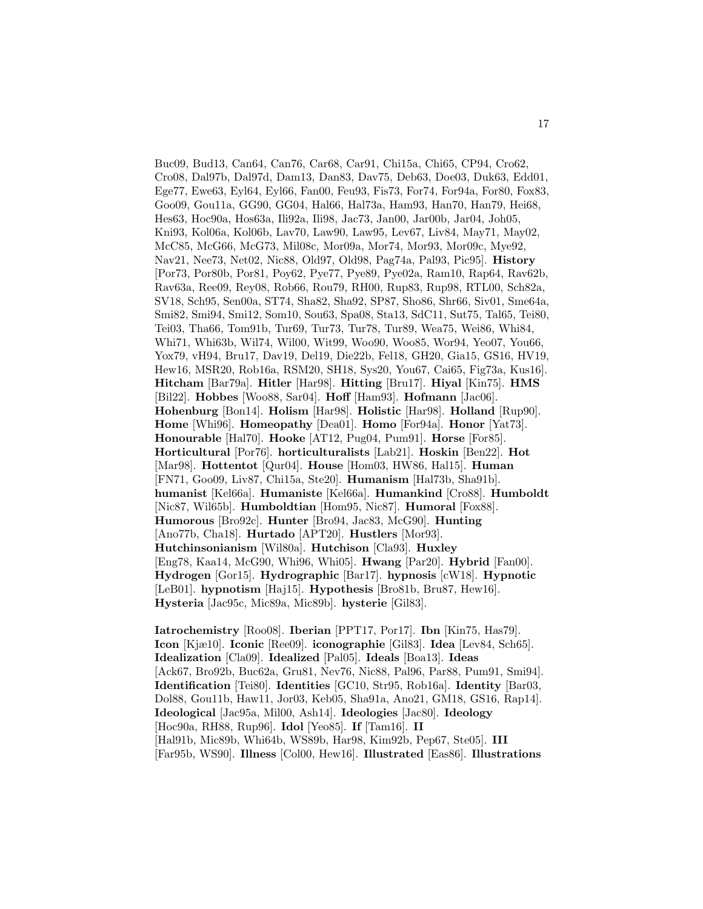Buc09, Bud13, Can64, Can76, Car68, Car91, Chi15a, Chi65, CP94, Cro62, Cro08, Dal97b, Dal97d, Dam13, Dan83, Dav75, Deb63, Doe03, Duk63, Edd01, Ege77, Ewe63, Eyl64, Eyl66, Fan00, Feu93, Fis73, For74, For94a, For80, Fox83, Goo09, Gou11a, GG90, GG04, Hal66, Hal73a, Ham93, Han70, Han79, Hei68, Hes63, Hoc90a, Hos63a, Ili92a, Ili98, Jac73, Jan00, Jar00b, Jar04, Joh05, Kni93, Kol06a, Kol06b, Lav70, Law90, Law95, Lev67, Liv84, May71, May02, McC85, McG66, McG73, Mil08c, Mor09a, Mor74, Mor93, Mor09c, Mye92, Nav21, Nee73, Net02, Nic88, Old97, Old98, Pag74a, Pal93, Pic95]. **History** [Por73, Por80b, Por81, Poy62, Pye77, Pye89, Pye02a, Ram10, Rap64, Rav62b, Rav63a, Ree09, Rey08, Rob66, Rou79, RH00, Rup83, Rup98, RTL00, Sch82a, SV18, Sch95, Sen00a, ST74, Sha82, Sha92, SP87, Sho86, Shr66, Siv01, Sme64a, Smi82, Smi94, Smi12, Som10, Sou63, Spa08, Sta13, SdC11, Sut75, Tal65, Tei80, Tei03, Tha66, Tom91b, Tur69, Tur73, Tur78, Tur89, Wea75, Wei86, Whi84, Whi71, Whi63b, Wil74, Wil00, Wit99, Woo90, Woo85, Wor94, Yeo07, You66, Yox79, vH94, Bru17, Dav19, Del19, Die22b, Fel18, GH20, Gia15, GS16, HV19, Hew16, MSR20, Rob16a, RSM20, SH18, Sys20, You67, Cai65, Fig73a, Kus16]. **Hitcham** [Bar79a]. **Hitler** [Har98]. **Hitting** [Bru17]. **Hiyal** [Kin75]. **HMS** [Bil22]. **Hobbes** [Woo88, Sar04]. **Hoff** [Ham93]. **Hofmann** [Jac06]. **Hohenburg** [Bon14]. **Holism** [Har98]. **Holistic** [Har98]. **Holland** [Rup90]. **Home** [Whi96]. **Homeopathy** [Dea01]. **Homo** [For94a]. **Honor** [Yat73]. **Honourable** [Hal70]. **Hooke** [AT12, Pug04, Pum91]. **Horse** [For85]. **Horticultural** [Por76]. **horticulturalists** [Lab21]. **Hoskin** [Ben22]. **Hot** [Mar98]. **Hottentot** [Qur04]. **House** [Hom03, HW86, Hal15]. **Human** [FN71, Goo09, Liv87, Chi15a, Ste20]. **Humanism** [Hal73b, Sha91b]. **humanist** [Kel66a]. **Humaniste** [Kel66a]. **Humankind** [Cro88]. **Humboldt** [Nic87, Wil65b]. **Humboldtian** [Hom95, Nic87]. **Humoral** [Fox88]. **Humorous** [Bro92c]. **Hunter** [Bro94, Jac83, McG90]. **Hunting** [Ano77b, Cha18]. **Hurtado** [APT20]. **Hustlers** [Mor93]. **Hutchinsonianism** [Wil80a]. **Hutchison** [Cla93]. **Huxley** [Eng78, Kaa14, McG90, Whi96, Whi05]. **Hwang** [Par20]. **Hybrid** [Fan00]. **Hydrogen** [Gor15]. **Hydrographic** [Bar17]. **hypnosis** [cW18]. **Hypnotic** [LeB01]. **hypnotism** [Haj15]. **Hypothesis** [Bro81b, Bru87, Hew16]. **Hysteria** [Jac95c, Mic89a, Mic89b]. **hysterie** [Gil83].

**Iatrochemistry** [Roo08]. **Iberian** [PPT17, Por17]. **Ibn** [Kin75, Has79]. **Icon** [Kjæ10]. **Iconic** [Ree09]. **iconographie** [Gil83]. **Idea** [Lev84, Sch65]. **Idealization** [Cla09]. **Idealized** [Pal05]. **Ideals** [Boa13]. **Ideas** [Ack67, Bro92b, Buc62a, Gru81, Nev76, Nic88, Pal96, Par88, Pum91, Smi94]. **Identification** [Tei80]. **Identities** [GC10, Str95, Rob16a]. **Identity** [Bar03, Dol88, Gou11b, Haw11, Jor03, Keb05, Sha91a, Ano21, GM18, GS16, Rap14]. **Ideological** [Jac95a, Mil00, Ash14]. **Ideologies** [Jac80]. **Ideology** [Hoc90a, RH88, Rup96]. **Idol** [Yeo85]. **If** [Tam16]. **II** [Hal91b, Mic89b, Whi64b, WS89b, Har98, Kim92b, Pep67, Ste05]. **III** [Far95b, WS90]. **Illness** [Col00, Hew16]. **Illustrated** [Eas86]. **Illustrations**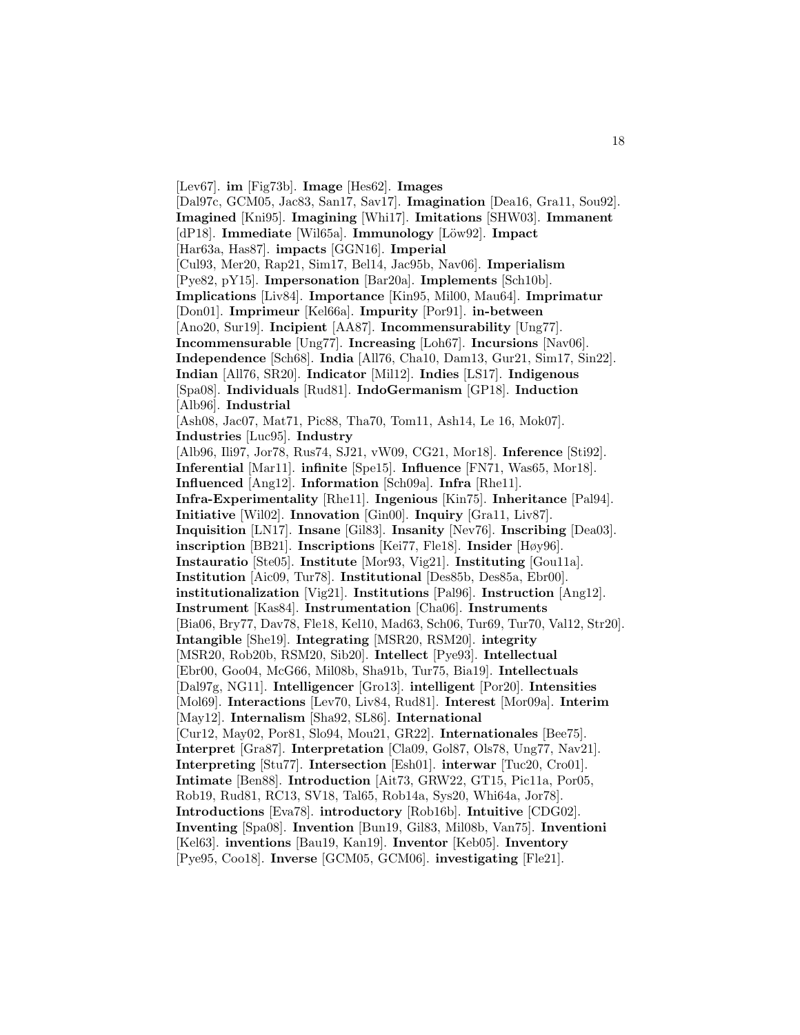[Lev67]. **im** [Fig73b]. **Image** [Hes62]. **Images** [Dal97c, GCM05, Jac83, San17, Sav17]. **Imagination** [Dea16, Gra11, Sou92]. **Imagined** [Kni95]. **Imagining** [Whi17]. **Imitations** [SHW03]. **Immanent** [dP18]. **Immediate** [Wil65a]. **Immunology** [Löw92]. **Impact** [Har63a, Has87]. **impacts** [GGN16]. **Imperial** [Cul93, Mer20, Rap21, Sim17, Bel14, Jac95b, Nav06]. **Imperialism** [Pye82, pY15]. **Impersonation** [Bar20a]. **Implements** [Sch10b]. **Implications** [Liv84]. **Importance** [Kin95, Mil00, Mau64]. **Imprimatur** [Don01]. **Imprimeur** [Kel66a]. **Impurity** [Por91]. **in-between** [Ano20, Sur19]. **Incipient** [AA87]. **Incommensurability** [Ung77]. **Incommensurable** [Ung77]. **Increasing** [Loh67]. **Incursions** [Nav06]. **Independence** [Sch68]. **India** [All76, Cha10, Dam13, Gur21, Sim17, Sin22]. **Indian** [All76, SR20]. **Indicator** [Mil12]. **Indies** [LS17]. **Indigenous** [Spa08]. **Individuals** [Rud81]. **IndoGermanism** [GP18]. **Induction** [Alb96]. **Industrial** [Ash08, Jac07, Mat71, Pic88, Tha70, Tom11, Ash14, Le 16, Mok07]. **Industries** [Luc95]. **Industry** [Alb96, Ili97, Jor78, Rus74, SJ21, vW09, CG21, Mor18]. **Inference** [Sti92]. **Inferential** [Mar11]. **infinite** [Spe15]. **Influence** [FN71, Was65, Mor18]. **Influenced** [Ang12]. **Information** [Sch09a]. **Infra** [Rhe11]. **Infra-Experimentality** [Rhe11]. **Ingenious** [Kin75]. **Inheritance** [Pal94]. **Initiative** [Wil02]. **Innovation** [Gin00]. **Inquiry** [Gra11, Liv87]. **Inquisition** [LN17]. **Insane** [Gil83]. **Insanity** [Nev76]. **Inscribing** [Dea03]. **inscription** [BB21]. **Inscriptions** [Kei77, Fle18]. **Insider** [Høy96]. **Instauratio** [Ste05]. **Institute** [Mor93, Vig21]. **Instituting** [Gou11a]. **Institution** [Aic09, Tur78]. **Institutional** [Des85b, Des85a, Ebr00]. **institutionalization** [Vig21]. **Institutions** [Pal96]. **Instruction** [Ang12]. **Instrument** [Kas84]. **Instrumentation** [Cha06]. **Instruments** [Bia06, Bry77, Dav78, Fle18, Kel10, Mad63, Sch06, Tur69, Tur70, Val12, Str20]. **Intangible** [She19]. **Integrating** [MSR20, RSM20]. **integrity** [MSR20, Rob20b, RSM20, Sib20]. **Intellect** [Pye93]. **Intellectual** [Ebr00, Goo04, McG66, Mil08b, Sha91b, Tur75, Bia19]. **Intellectuals** [Dal97g, NG11]. **Intelligencer** [Gro13]. **intelligent** [Por20]. **Intensities** [Mol69]. **Interactions** [Lev70, Liv84, Rud81]. **Interest** [Mor09a]. **Interim** [May12]. **Internalism** [Sha92, SL86]. **International** [Cur12, May02, Por81, Slo94, Mou21, GR22]. **Internationales** [Bee75]. **Interpret** [Gra87]. **Interpretation** [Cla09, Gol87, Ols78, Ung77, Nav21]. **Interpreting** [Stu77]. **Intersection** [Esh01]. **interwar** [Tuc20, Cro01]. **Intimate** [Ben88]. **Introduction** [Ait73, GRW22, GT15, Pic11a, Por05, Rob19, Rud81, RC13, SV18, Tal65, Rob14a, Sys20, Whi64a, Jor78]. **Introductions** [Eva78]. **introductory** [Rob16b]. **Intuitive** [CDG02]. **Inventing** [Spa08]. **Invention** [Bun19, Gil83, Mil08b, Van75]. **Inventioni** [Kel63]. **inventions** [Bau19, Kan19]. **Inventor** [Keb05]. **Inventory** [Pye95, Coo18]. **Inverse** [GCM05, GCM06]. **investigating** [Fle21].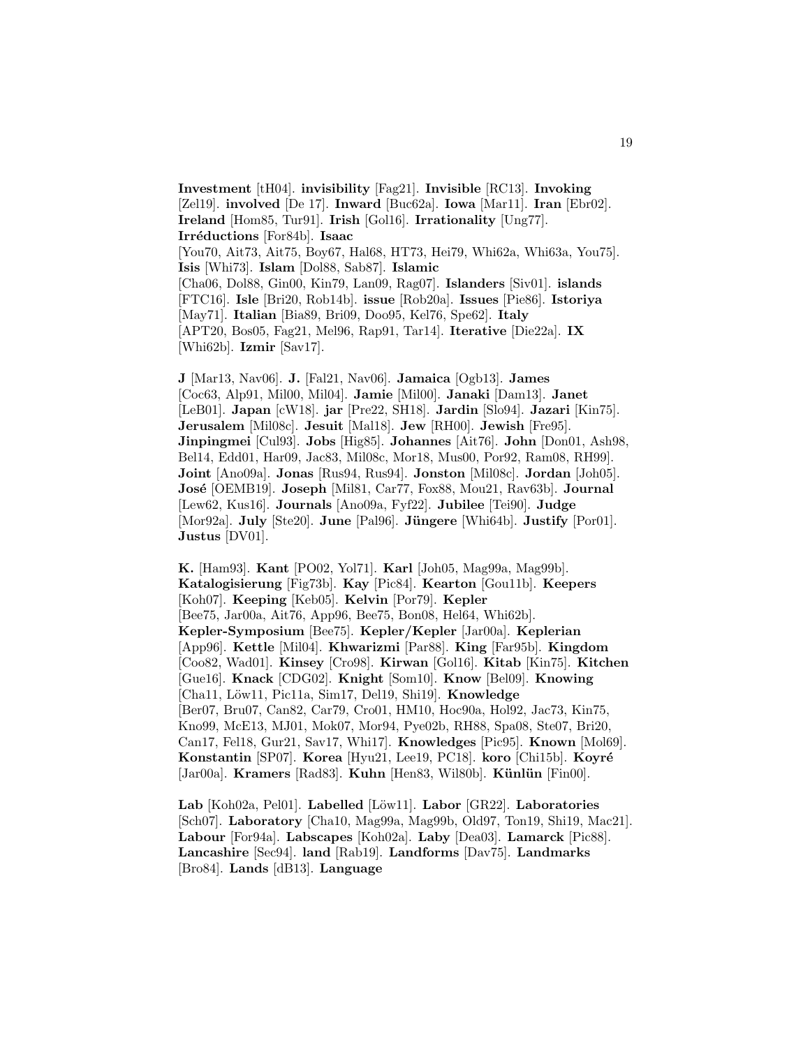**Investment** [tH04]. **invisibility** [Fag21]. **Invisible** [RC13]. **Invoking** [Zel19]. **involved** [De 17]. **Inward** [Buc62a]. **Iowa** [Mar11]. **Iran** [Ebr02]. **Ireland** [Hom85, Tur91]. **Irish** [Gol16]. **Irrationality** [Ung77]. **Irréductions** [For84b]. **Isaac** [You70, Ait73, Ait75, Boy67, Hal68, HT73, Hei79, Whi62a, Whi63a, You75]. **Isis** [Whi73]. **Islam** [Dol88, Sab87]. **Islamic** [Cha06, Dol88, Gin00, Kin79, Lan09, Rag07]. **Islanders** [Siv01]. **islands** [FTC16]. **Isle** [Bri20, Rob14b]. **issue** [Rob20a]. **Issues** [Pie86]. **Istoriya** [May71]. **Italian** [Bia89, Bri09, Doo95, Kel76, Spe62]. **Italy** [APT20, Bos05, Fag21, Mel96, Rap91, Tar14]. **Iterative** [Die22a]. **IX** [Whi62b]. **Izmir** [Sav17].

**J** [Mar13, Nav06]. **J.** [Fal21, Nav06]. **Jamaica** [Ogb13]. **James** [Coc63, Alp91, Mil00, Mil04]. **Jamie** [Mil00]. **Janaki** [Dam13]. **Janet** [LeB01]. **Japan** [cW18]. **jar** [Pre22, SH18]. **Jardin** [Slo94]. **Jazari** [Kin75]. **Jerusalem** [Mil08c]. **Jesuit** [Mal18]. **Jew** [RH00]. **Jewish** [Fre95]. **Jinpingmei** [Cul93]. **Jobs** [Hig85]. **Johannes** [Ait76]. **John** [Don01, Ash98, Bel14, Edd01, Har09, Jac83, Mil08c, Mor18, Mus00, Por92, Ram08, RH99]. **Joint** [Ano09a]. **Jonas** [Rus94, Rus94]. **Jonston** [Mil08c]. **Jordan** [Joh05]. **José** [OEMB19]. **Joseph** [Mil81, Car77, Fox88, Mou21, Rav63b]. **Journal** [Lew62, Kus16]. **Journals** [Ano09a, Fyf22]. **Jubilee** [Tei90]. **Judge** [Mor92a]. **July** [Ste20]. **June** [Pal96]. **Jüngere** [Whi64b]. **Justify** [Por01]. **Justus** [DV01].

**K.** [Ham93]. **Kant** [PO02, Yol71]. **Karl** [Joh05, Mag99a, Mag99b]. **Katalogisierung** [Fig73b]. **Kay** [Pic84]. **Kearton** [Gou11b]. **Keepers** [Koh07]. **Keeping** [Keb05]. **Kelvin** [Por79]. **Kepler** [Bee75, Jar00a, Ait76, App96, Bee75, Bon08, Hel64, Whi62b]. **Kepler-Symposium** [Bee75]. **Kepler/Kepler** [Jar00a]. **Keplerian** [App96]. **Kettle** [Mil04]. **Khwarizmi** [Par88]. **King** [Far95b]. **Kingdom** [Coo82, Wad01]. **Kinsey** [Cro98]. **Kirwan** [Gol16]. **Kitab** [Kin75]. **Kitchen** [Gue16]. **Knack** [CDG02]. **Knight** [Som10]. **Know** [Bel09]. **Knowing** [Cha11, Löw11, Pic11a, Sim17, Del19, Shi19]. **Knowledge** [Ber07, Bru07, Can82, Car79, Cro01, HM10, Hoc90a, Hol92, Jac73, Kin75, Kno99, McE13, MJ01, Mok07, Mor94, Pye02b, RH88, Spa08, Ste07, Bri20, Can17, Fel18, Gur21, Sav17, Whi17]. **Knowledges** [Pic95]. **Known** [Mol69]. **Konstantin** [SP07]. **Korea** [Hyu21, Lee19, PC18]. **koro** [Chi15b]. **Koyré** [Jar00a]. **Kramers** [Rad83]. **Kuhn** [Hen83, Wil80b]. **Künlün** [Fin00].

**Lab** [Koh02a, Pel01]. **Labelled** [Löw11]. **Labor** [GR22]. **Laboratories** [Sch07]. **Laboratory** [Cha10, Mag99a, Mag99b, Old97, Ton19, Shi19, Mac21]. **Labour** [For94a]. **Labscapes** [Koh02a]. **Laby** [Dea03]. **Lamarck** [Pic88]. **Lancashire** [Sec94]. **land** [Rab19]. **Landforms** [Dav75]. **Landmarks** [Bro84]. **Lands** [dB13]. **Language**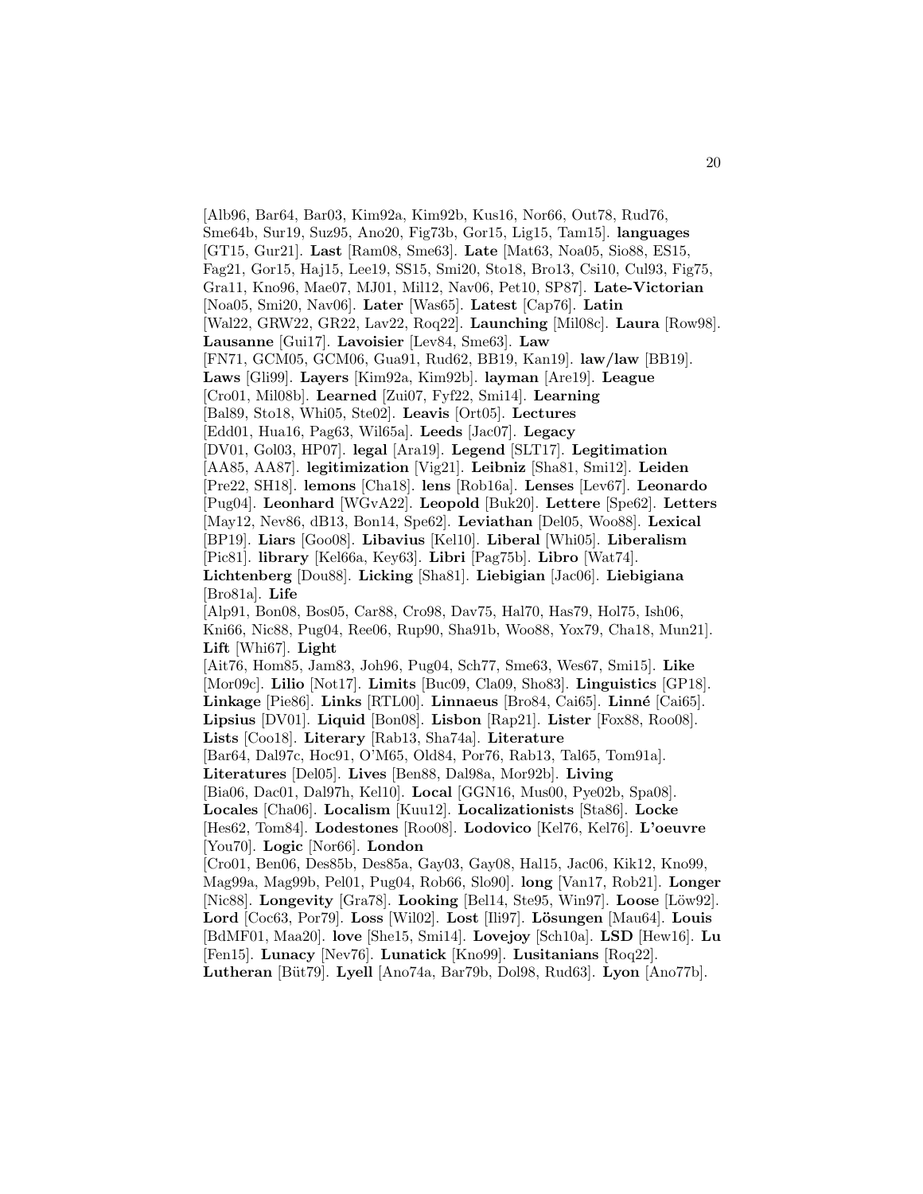[Alb96, Bar64, Bar03, Kim92a, Kim92b, Kus16, Nor66, Out78, Rud76, Sme64b, Sur19, Suz95, Ano20, Fig73b, Gor15, Lig15, Tam15]. **languages** [GT15, Gur21]. **Last** [Ram08, Sme63]. **Late** [Mat63, Noa05, Sio88, ES15, Fag21, Gor15, Haj15, Lee19, SS15, Smi20, Sto18, Bro13, Csi10, Cul93, Fig75, Gra11, Kno96, Mae07, MJ01, Mil12, Nav06, Pet10, SP87]. **Late-Victorian** [Noa05, Smi20, Nav06]. **Later** [Was65]. **Latest** [Cap76]. **Latin** [Wal22, GRW22, GR22, Lav22, Roq22]. **Launching** [Mil08c]. **Laura** [Row98]. **Lausanne** [Gui17]. **Lavoisier** [Lev84, Sme63]. **Law** [FN71, GCM05, GCM06, Gua91, Rud62, BB19, Kan19]. **law/law** [BB19]. **Laws** [Gli99]. **Layers** [Kim92a, Kim92b]. **layman** [Are19]. **League** [Cro01, Mil08b]. **Learned** [Zui07, Fyf22, Smi14]. **Learning** [Bal89, Sto18, Whi05, Ste02]. **Leavis** [Ort05]. **Lectures** [Edd01, Hua16, Pag63, Wil65a]. **Leeds** [Jac07]. **Legacy** [DV01, Gol03, HP07]. **legal** [Ara19]. **Legend** [SLT17]. **Legitimation** [AA85, AA87]. **legitimization** [Vig21]. **Leibniz** [Sha81, Smi12]. **Leiden** [Pre22, SH18]. **lemons** [Cha18]. **lens** [Rob16a]. **Lenses** [Lev67]. **Leonardo** [Pug04]. **Leonhard** [WGvA22]. **Leopold** [Buk20]. **Lettere** [Spe62]. **Letters** [May12, Nev86, dB13, Bon14, Spe62]. **Leviathan** [Del05, Woo88]. **Lexical** [BP19]. **Liars** [Goo08]. **Libavius** [Kel10]. **Liberal** [Whi05]. **Liberalism** [Pic81]. **library** [Kel66a, Key63]. **Libri** [Pag75b]. **Libro** [Wat74]. **Lichtenberg** [Dou88]. **Licking** [Sha81]. **Liebigian** [Jac06]. **Liebigiana** [Bro81a]. **Life** [Alp91, Bon08, Bos05, Car88, Cro98, Dav75, Hal70, Has79, Hol75, Ish06, Kni66, Nic88, Pug04, Ree06, Rup90, Sha91b, Woo88, Yox79, Cha18, Mun21]. **Lift** [Whi67]. **Light** [Ait76, Hom85, Jam83, Joh96, Pug04, Sch77, Sme63, Wes67, Smi15]. **Like** [Mor09c]. **Lilio** [Not17]. **Limits** [Buc09, Cla09, Sho83]. **Linguistics** [GP18]. **Linkage** [Pie86]. **Links** [RTL00]. **Linnaeus** [Bro84, Cai65]. **Linné** [Cai65]. **Lipsius** [DV01]. **Liquid** [Bon08]. **Lisbon** [Rap21]. **Lister** [Fox88, Roo08]. **Lists** [Coo18]. **Literary** [Rab13, Sha74a]. **Literature** [Bar64, Dal97c, Hoc91, O'M65, Old84, Por76, Rab13, Tal65, Tom91a]. **Literatures** [Del05]. **Lives** [Ben88, Dal98a, Mor92b]. **Living** [Bia06, Dac01, Dal97h, Kel10]. **Local** [GGN16, Mus00, Pye02b, Spa08]. **Locales** [Cha06]. **Localism** [Kuu12]. **Localizationists** [Sta86]. **Locke** [Hes62, Tom84]. **Lodestones** [Roo08]. **Lodovico** [Kel76, Kel76]. **L'oeuvre** [You70]. **Logic** [Nor66]. **London** [Cro01, Ben06, Des85b, Des85a, Gay03, Gay08, Hal15, Jac06, Kik12, Kno99, Mag99a, Mag99b, Pel01, Pug04, Rob66, Slo90]. **long** [Van17, Rob21]. **Longer** [Nic88]. **Longevity** [Gra78]. **Looking** [Bel14, Ste95, Win97]. **Loose** [Löw92]. **Lord** [Coc63, Por79]. **Loss** [Wil02]. **Lost** [Ili97]. **Lösungen** [Mau64]. **Louis** [BdMF01, Maa20]. **love** [She15, Smi14]. **Lovejoy** [Sch10a]. **LSD** [Hew16]. **Lu** [Fen15]. **Lunacy** [Nev76]. **Lunatick** [Kno99]. **Lusitanians** [Roq22]. **Lutheran** [Büt79]. **Lyell** [Ano74a, Bar79b, Dol98, Rud63]. **Lyon** [Ano77b].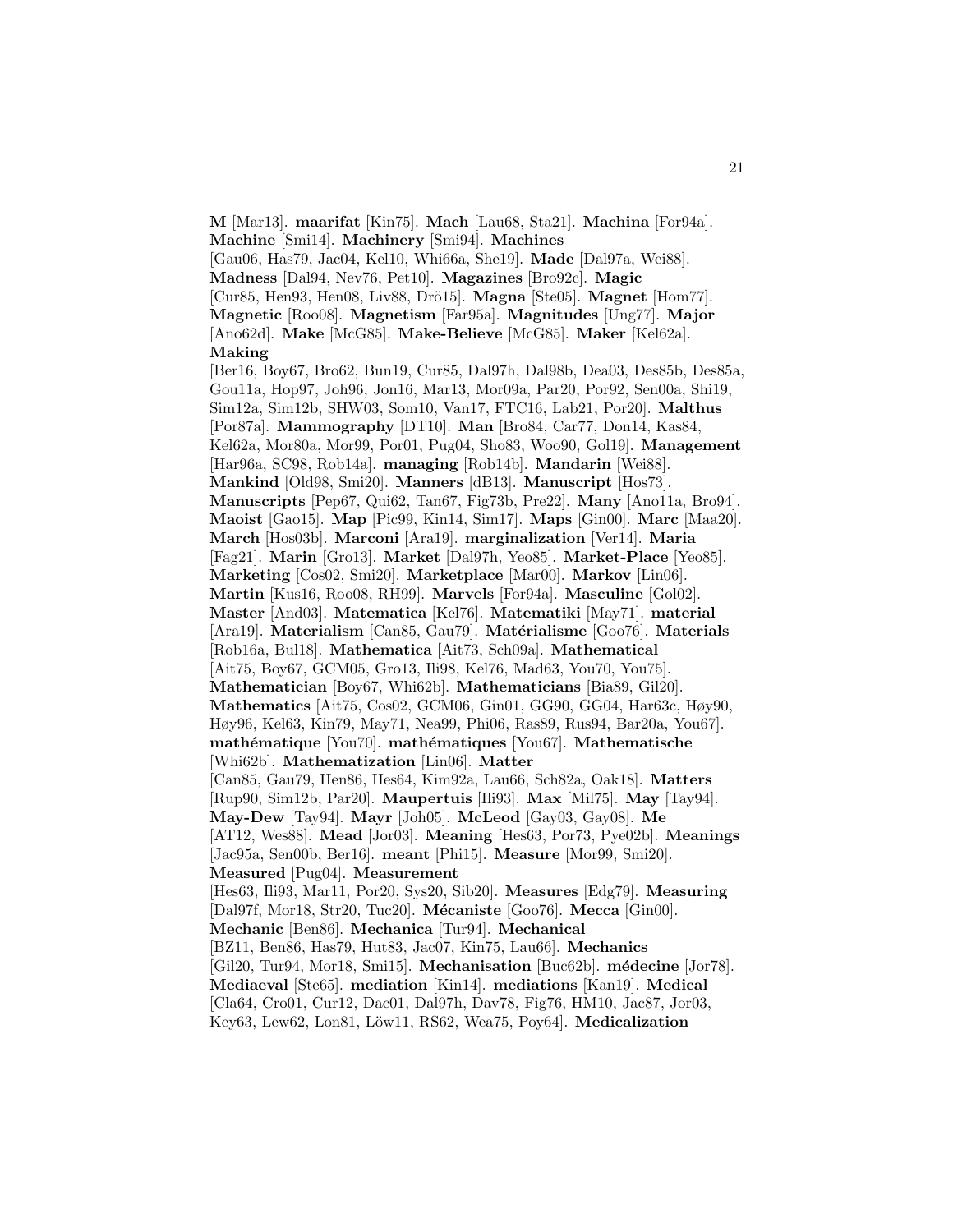**M** [Mar13]. **maarifat** [Kin75]. **Mach** [Lau68, Sta21]. **Machina** [For94a]. **Machine** [Smi14]. **Machinery** [Smi94]. **Machines** [Gau06, Has79, Jac04, Kel10, Whi66a, She19]. **Made** [Dal97a, Wei88]. **Madness** [Dal94, Nev76, Pet10]. **Magazines** [Bro92c]. **Magic** [Cur85, Hen93, Hen08, Liv88, Drö15]. **Magna** [Ste05]. **Magnet** [Hom77]. **Magnetic** [Roo08]. **Magnetism** [Far95a]. **Magnitudes** [Ung77]. **Major** [Ano62d]. **Make** [McG85]. **Make-Believe** [McG85]. **Maker** [Kel62a]. **Making** [Ber16, Boy67, Bro62, Bun19, Cur85, Dal97h, Dal98b, Dea03, Des85b, Des85a, Gou11a, Hop97, Joh96, Jon16, Mar13, Mor09a, Par20, Por92, Sen00a, Shi19, Sim12a, Sim12b, SHW03, Som10, Van17, FTC16, Lab21, Por20]. **Malthus** [Por87a]. **Mammography** [DT10]. **Man** [Bro84, Car77, Don14, Kas84, Kel62a, Mor80a, Mor99, Por01, Pug04, Sho83, Woo90, Gol19]. **Management** [Har96a, SC98, Rob14a]. **managing** [Rob14b]. **Mandarin** [Wei88]. **Mankind** [Old98, Smi20]. **Manners** [dB13]. **Manuscript** [Hos73]. **Manuscripts** [Pep67, Qui62, Tan67, Fig73b, Pre22]. **Many** [Ano11a, Bro94]. **Maoist** [Gao15]. **Map** [Pic99, Kin14, Sim17]. **Maps** [Gin00]. **Marc** [Maa20]. **March** [Hos03b]. **Marconi** [Ara19]. **marginalization** [Ver14]. **Maria** [Fag21]. **Marin** [Gro13]. **Market** [Dal97h, Yeo85]. **Market-Place** [Yeo85]. **Marketing** [Cos02, Smi20]. **Marketplace** [Mar00]. **Markov** [Lin06]. **Martin** [Kus16, Roo08, RH99]. **Marvels** [For94a]. **Masculine** [Gol02]. **Master** [And03]. **Matematica** [Kel76]. **Matematiki** [May71]. **material** [Ara19]. **Materialism** [Can85, Gau79]. **Matérialisme** [Goo76]. **Materials** [Rob16a, Bul18]. **Mathematica** [Ait73, Sch09a]. **Mathematical** [Ait75, Boy67, GCM05, Gro13, Ili98, Kel76, Mad63, You70, You75]. **Mathematician** [Boy67, Whi62b]. **Mathematicians** [Bia89, Gil20]. **Mathematics** [Ait75, Cos02, GCM06, Gin01, GG90, GG04, Har63c, Høy90, Høy96, Kel63, Kin79, May71, Nea99, Phi06, Ras89, Rus94, Bar20a, You67]. **mathématique** [You70]. **mathématiques** [You67]. **Mathematische** [Whi62b]. **Mathematization** [Lin06]. **Matter** [Can85, Gau79, Hen86, Hes64, Kim92a, Lau66, Sch82a, Oak18]. **Matters** [Rup90, Sim12b, Par20]. **Maupertuis** [Ili93]. **Max** [Mil75]. **May** [Tay94]. **May-Dew** [Tay94]. **Mayr** [Joh05]. **McLeod** [Gay03, Gay08]. **Me** [AT12, Wes88]. **Mead** [Jor03]. **Meaning** [Hes63, Por73, Pye02b]. **Meanings** [Jac95a, Sen00b, Ber16]. **meant** [Phi15]. **Measure** [Mor99, Smi20]. **Measured** [Pug04]. **Measurement** [Hes63, Ili93, Mar11, Por20, Sys20, Sib20]. **Measures** [Edg79]. **Measuring** [Dal97f, Mor18, Str20, Tuc20]. **Mécaniste** [Goo76]. **Mecca** [Gin00]. **Mechanic** [Ben86]. **Mechanica** [Tur94]. **Mechanical** [BZ11, Ben86, Has79, Hut83, Jac07, Kin75, Lau66]. **Mechanics** [Gil20, Tur94, Mor18, Smi15]. **Mechanisation** [Buc62b]. **médecine** [Jor78]. **Mediaeval** [Ste65]. **mediation** [Kin14]. **mediations** [Kan19]. **Medical** [Cla64, Cro01, Cur12, Dac01, Dal97h, Dav78, Fig76, HM10, Jac87, Jor03, Key63, Lew62, Lon81, Löw11, RS62, Wea75, Poy64]. **Medicalization**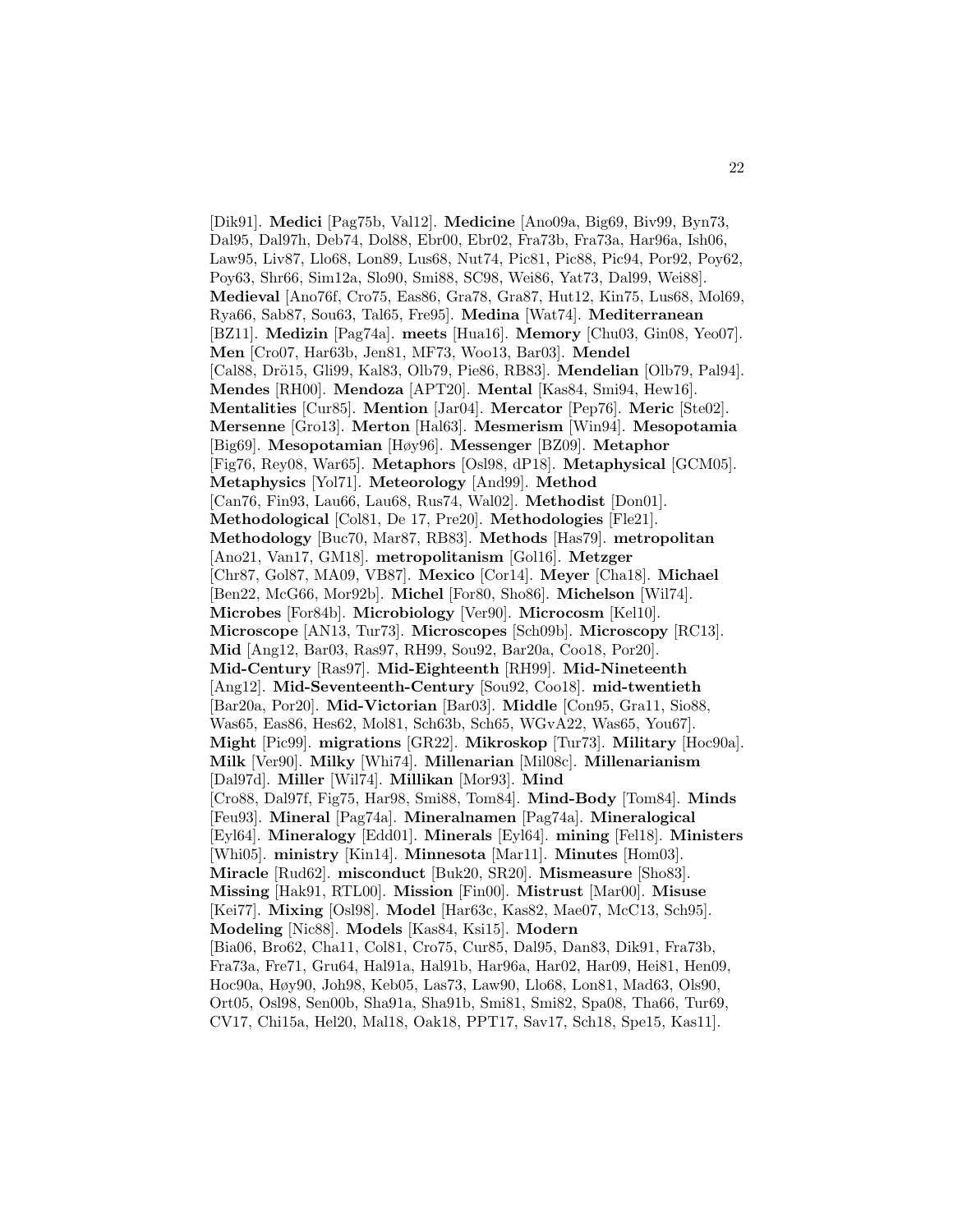[Dik91]. **Medici** [Pag75b, Val12]. **Medicine** [Ano09a, Big69, Biv99, Byn73, Dal95, Dal97h, Deb74, Dol88, Ebr00, Ebr02, Fra73b, Fra73a, Har96a, Ish06, Law95, Liv87, Llo68, Lon89, Lus68, Nut74, Pic81, Pic88, Pic94, Por92, Poy62, Poy63, Shr66, Sim12a, Slo90, Smi88, SC98, Wei86, Yat73, Dal99, Wei88]. **Medieval** [Ano76f, Cro75, Eas86, Gra78, Gra87, Hut12, Kin75, Lus68, Mol69, Rya66, Sab87, Sou63, Tal65, Fre95]. **Medina** [Wat74]. **Mediterranean** [BZ11]. **Medizin** [Pag74a]. **meets** [Hua16]. **Memory** [Chu03, Gin08, Yeo07]. **Men** [Cro07, Har63b, Jen81, MF73, Woo13, Bar03]. **Mendel** [Cal88, Drö15, Gli99, Kal83, Olb79, Pie86, RB83]. **Mendelian** [Olb79, Pal94]. **Mendes** [RH00]. **Mendoza** [APT20]. **Mental** [Kas84, Smi94, Hew16]. **Mentalities** [Cur85]. **Mention** [Jar04]. **Mercator** [Pep76]. **Meric** [Ste02]. **Mersenne** [Gro13]. **Merton** [Hal63]. **Mesmerism** [Win94]. **Mesopotamia** [Big69]. **Mesopotamian** [Høy96]. **Messenger** [BZ09]. **Metaphor** [Fig76, Rey08, War65]. **Metaphors** [Osl98, dP18]. **Metaphysical** [GCM05]. **Metaphysics** [Yol71]. **Meteorology** [And99]. **Method** [Can76, Fin93, Lau66, Lau68, Rus74, Wal02]. **Methodist** [Don01]. **Methodological** [Col81, De 17, Pre20]. **Methodologies** [Fle21]. **Methodology** [Buc70, Mar87, RB83]. **Methods** [Has79]. **metropolitan** [Ano21, Van17, GM18]. **metropolitanism** [Gol16]. **Metzger** [Chr87, Gol87, MA09, VB87]. **Mexico** [Cor14]. **Meyer** [Cha18]. **Michael** [Ben22, McG66, Mor92b]. **Michel** [For80, Sho86]. **Michelson** [Wil74]. **Microbes** [For84b]. **Microbiology** [Ver90]. **Microcosm** [Kel10]. **Microscope** [AN13, Tur73]. **Microscopes** [Sch09b]. **Microscopy** [RC13]. **Mid** [Ang12, Bar03, Ras97, RH99, Sou92, Bar20a, Coo18, Por20]. **Mid-Century** [Ras97]. **Mid-Eighteenth** [RH99]. **Mid-Nineteenth** [Ang12]. **Mid-Seventeenth-Century** [Sou92, Coo18]. **mid-twentieth** [Bar20a, Por20]. **Mid-Victorian** [Bar03]. **Middle** [Con95, Gra11, Sio88, Was65, Eas86, Hes62, Mol81, Sch63b, Sch65, WGvA22, Was65, You67]. **Might** [Pic99]. **migrations** [GR22]. **Mikroskop** [Tur73]. **Military** [Hoc90a]. **Milk** [Ver90]. **Milky** [Whi74]. **Millenarian** [Mil08c]. **Millenarianism** [Dal97d]. **Miller** [Wil74]. **Millikan** [Mor93]. **Mind** [Cro88, Dal97f, Fig75, Har98, Smi88, Tom84]. **Mind-Body** [Tom84]. **Minds** [Feu93]. **Mineral** [Pag74a]. **Mineralnamen** [Pag74a]. **Mineralogical** [Eyl64]. **Mineralogy** [Edd01]. **Minerals** [Eyl64]. **mining** [Fel18]. **Ministers** [Whi05]. **ministry** [Kin14]. **Minnesota** [Mar11]. **Minutes** [Hom03]. **Miracle** [Rud62]. **misconduct** [Buk20, SR20]. **Mismeasure** [Sho83]. **Missing** [Hak91, RTL00]. **Mission** [Fin00]. **Mistrust** [Mar00]. **Misuse** [Kei77]. **Mixing** [Osl98]. **Model** [Har63c, Kas82, Mae07, McC13, Sch95]. **Modeling** [Nic88]. **Models** [Kas84, Ksi15]. **Modern** [Bia06, Bro62, Cha11, Col81, Cro75, Cur85, Dal95, Dan83, Dik91, Fra73b, Fra73a, Fre71, Gru64, Hal91a, Hal91b, Har96a, Har02, Har09, Hei81, Hen09, Hoc90a, Høy90, Joh98, Keb05, Las73, Law90, Llo68, Lon81, Mad63, Ols90, Ort05, Osl98, Sen00b, Sha91a, Sha91b, Smi81, Smi82, Spa08, Tha66, Tur69, CV17, Chi15a, Hel20, Mal18, Oak18, PPT17, Sav17, Sch18, Spe15, Kas11].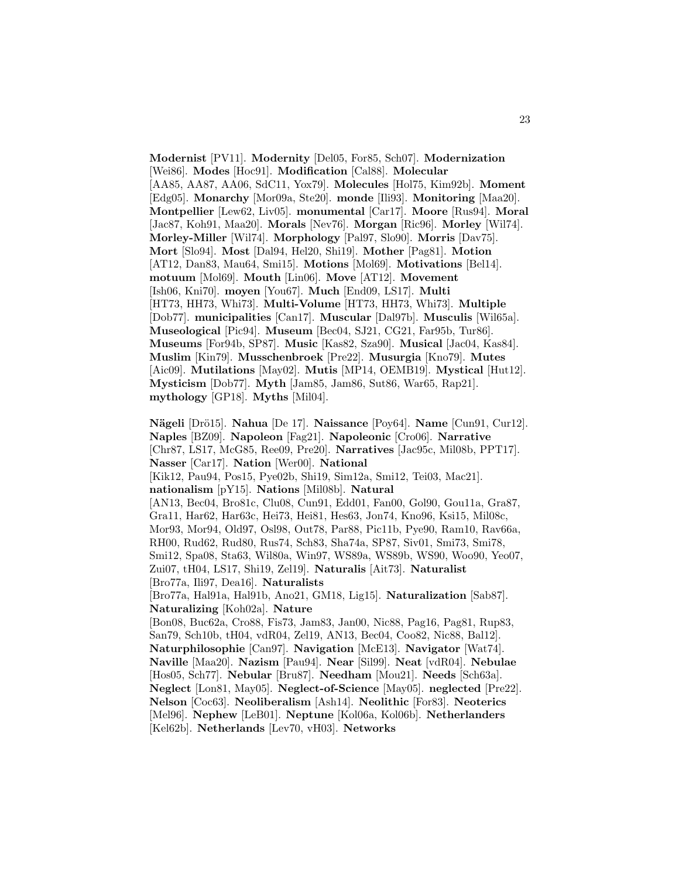**Modernist** [PV11]. **Modernity** [Del05, For85, Sch07]. **Modernization** [Wei86]. **Modes** [Hoc91]. **Modification** [Cal88]. **Molecular** [AA85, AA87, AA06, SdC11, Yox79]. **Molecules** [Hol75, Kim92b]. **Moment** [Edg05]. **Monarchy** [Mor09a, Ste20]. **monde** [Ili93]. **Monitoring** [Maa20]. **Montpellier** [Lew62, Liv05]. **monumental** [Car17]. **Moore** [Rus94]. **Moral** [Jac87, Koh91, Maa20]. **Morals** [Nev76]. **Morgan** [Ric96]. **Morley** [Wil74]. **Morley-Miller** [Wil74]. **Morphology** [Pal97, Slo90]. **Morris** [Dav75]. **Mort** [Slo94]. **Most** [Dal94, Hel20, Shi19]. **Mother** [Pag81]. **Motion** [AT12, Dan83, Mau64, Smi15]. **Motions** [Mol69]. **Motivations** [Bel14]. **motuum** [Mol69]. **Mouth** [Lin06]. **Move** [AT12]. **Movement** [Ish06, Kni70]. **moyen** [You67]. **Much** [End09, LS17]. **Multi** [HT73, HH73, Whi73]. **Multi-Volume** [HT73, HH73, Whi73]. **Multiple** [Dob77]. **municipalities** [Can17]. **Muscular** [Dal97b]. **Musculis** [Wil65a]. **Museological** [Pic94]. **Museum** [Bec04, SJ21, CG21, Far95b, Tur86]. **Museums** [For94b, SP87]. **Music** [Kas82, Sza90]. **Musical** [Jac04, Kas84]. **Muslim** [Kin79]. **Musschenbroek** [Pre22]. **Musurgia** [Kno79]. **Mutes** [Aic09]. **Mutilations** [May02]. **Mutis** [MP14, OEMB19]. **Mystical** [Hut12]. **Mysticism** [Dob77]. **Myth** [Jam85, Jam86, Sut86, War65, Rap21]. **mythology** [GP18]. **Myths** [Mil04].

**Nägeli** [Drö15]. **Nahua** [De 17]. **Naissance** [Poy64]. **Name** [Cun91, Cur12]. **Naples** [BZ09]. **Napoleon** [Fag21]. **Napoleonic** [Cro06]. **Narrative** [Chr87, LS17, McG85, Ree09, Pre20]. **Narratives** [Jac95c, Mil08b, PPT17]. **Nasser** [Car17]. **Nation** [Wer00]. **National** [Kik12, Pau94, Pos15, Pye02b, Shi19, Sim12a, Smi12, Tei03, Mac21]. **nationalism** [pY15]. **Nations** [Mil08b]. **Natural** [AN13, Bec04, Bro81c, Clu08, Cun91, Edd01, Fan00, Gol90, Gou11a, Gra87, Gra11, Har62, Har63c, Hei73, Hei81, Hes63, Jon74, Kno96, Ksi15, Mil08c, Mor93, Mor94, Old97, Osl98, Out78, Par88, Pic11b, Pye90, Ram10, Rav66a, RH00, Rud62, Rud80, Rus74, Sch83, Sha74a, SP87, Siv01, Smi73, Smi78, Smi12, Spa08, Sta63, Wil80a, Win97, WS89a, WS89b, WS90, Woo90, Yeo07, Zui07, tH04, LS17, Shi19, Zel19]. **Naturalis** [Ait73]. **Naturalist** [Bro77a, Ili97, Dea16]. **Naturalists** [Bro77a, Hal91a, Hal91b, Ano21, GM18, Lig15]. **Naturalization** [Sab87]. **Naturalizing** [Koh02a]. **Nature** [Bon08, Buc62a, Cro88, Fis73, Jam83, Jan00, Nic88, Pag16, Pag81, Rup83, San79, Sch10b, tH04, vdR04, Zel19, AN13, Bec04, Coo82, Nic88, Bal12]. **Naturphilosophie** [Can97]. **Navigation** [McE13]. **Navigator** [Wat74]. **Naville** [Maa20]. **Nazism** [Pau94]. **Near** [Sil99]. **Neat** [vdR04]. **Nebulae** [Hos05, Sch77]. **Nebular** [Bru87]. **Needham** [Mou21]. **Needs** [Sch63a]. **Neglect** [Lon81, May05]. **Neglect-of-Science** [May05]. **neglected** [Pre22]. **Nelson** [Coc63]. **Neoliberalism** [Ash14]. **Neolithic** [For83]. **Neoterics** [Mel96]. **Nephew** [LeB01]. **Neptune** [Kol06a, Kol06b]. **Netherlanders** [Kel62b]. **Netherlands** [Lev70, vH03]. **Networks**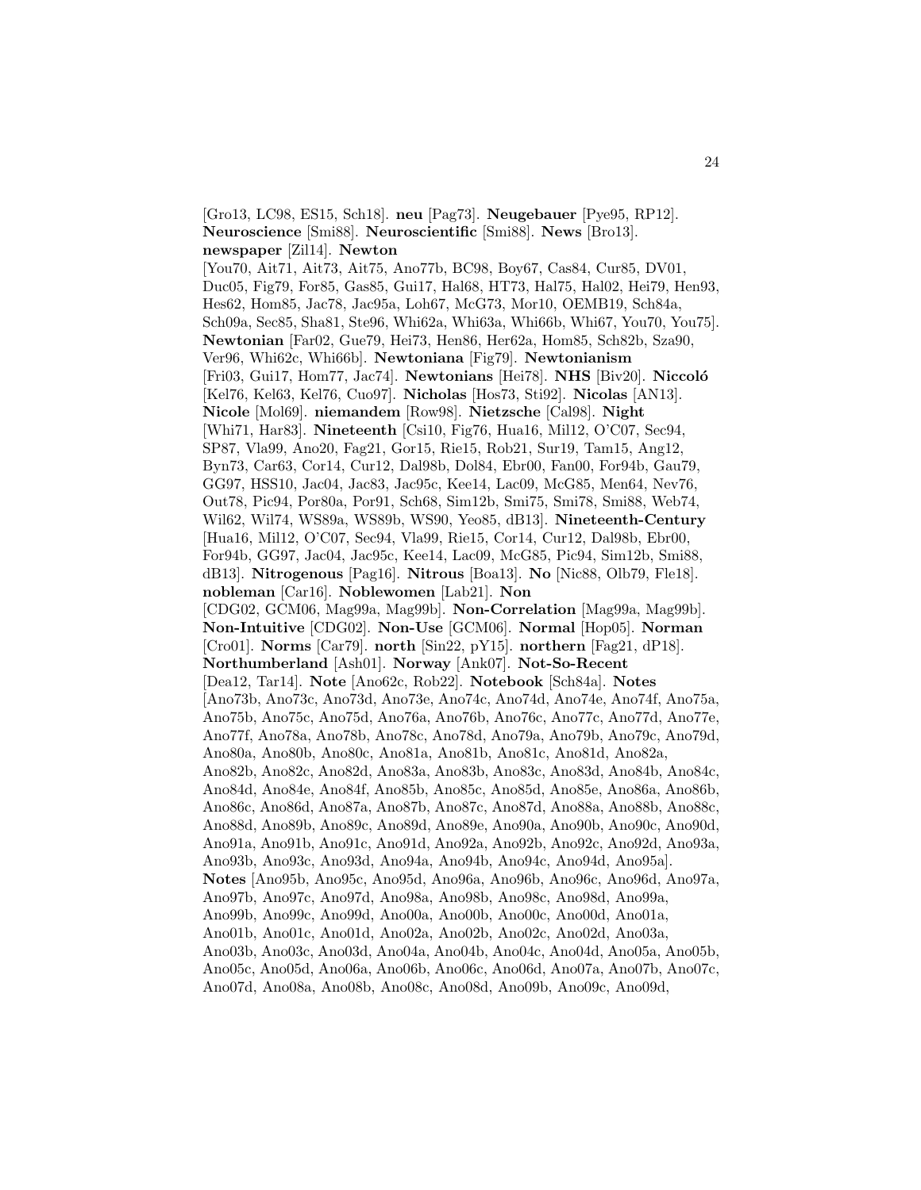[Gro13, LC98, ES15, Sch18]. **neu** [Pag73]. **Neugebauer** [Pye95, RP12]. **Neuroscience** [Smi88]. **Neuroscientific** [Smi88]. **News** [Bro13]. **newspaper** [Zil14]. **Newton** [You70, Ait71, Ait73, Ait75, Ano77b, BC98, Boy67, Cas84, Cur85, DV01, Duc05, Fig79, For85, Gas85, Gui17, Hal68, HT73, Hal75, Hal02, Hei79, Hen93, Hes62, Hom85, Jac78, Jac95a, Loh67, McG73, Mor10, OEMB19, Sch84a, Sch09a, Sec85, Sha81, Ste96, Whi62a, Whi63a, Whi66b, Whi67, You70, You75]. **Newtonian** [Far02, Gue79, Hei73, Hen86, Her62a, Hom85, Sch82b, Sza90, Ver96, Whi62c, Whi66b]. **Newtoniana** [Fig79]. **Newtonianism** [Fri03, Gui17, Hom77, Jac74]. **Newtonians** [Hei78]. **NHS** [Biv20]. **Niccoló** [Kel76, Kel63, Kel76, Cuo97]. **Nicholas** [Hos73, Sti92]. **Nicolas** [AN13]. **Nicole** [Mol69]. **niemandem** [Row98]. **Nietzsche** [Cal98]. **Night** [Whi71, Har83]. **Nineteenth** [Csi10, Fig76, Hua16, Mil12, O'C07, Sec94, SP87, Vla99, Ano20, Fag21, Gor15, Rie15, Rob21, Sur19, Tam15, Ang12, Byn73, Car63, Cor14, Cur12, Dal98b, Dol84, Ebr00, Fan00, For94b, Gau79, GG97, HSS10, Jac04, Jac83, Jac95c, Kee14, Lac09, McG85, Men64, Nev76, Out78, Pic94, Por80a, Por91, Sch68, Sim12b, Smi75, Smi78, Smi88, Web74, Wil62, Wil74, WS89a, WS89b, WS90, Yeo85, dB13]. **Nineteenth-Century** [Hua16, Mil12, O'C07, Sec94, Vla99, Rie15, Cor14, Cur12, Dal98b, Ebr00, For94b, GG97, Jac04, Jac95c, Kee14, Lac09, McG85, Pic94, Sim12b, Smi88, dB13]. **Nitrogenous** [Pag16]. **Nitrous** [Boa13]. **No** [Nic88, Olb79, Fle18]. **nobleman** [Car16]. **Noblewomen** [Lab21]. **Non** [CDG02, GCM06, Mag99a, Mag99b]. **Non-Correlation** [Mag99a, Mag99b]. **Non-Intuitive** [CDG02]. **Non-Use** [GCM06]. **Normal** [Hop05]. **Norman** [Cro01]. **Norms** [Car79]. **north** [Sin22, pY15]. **northern** [Fag21, dP18]. **Northumberland** [Ash01]. **Norway** [Ank07]. **Not-So-Recent** [Dea12, Tar14]. **Note** [Ano62c, Rob22]. **Notebook** [Sch84a]. **Notes** [Ano73b, Ano73c, Ano73d, Ano73e, Ano74c, Ano74d, Ano74e, Ano74f, Ano75a, Ano75b, Ano75c, Ano75d, Ano76a, Ano76b, Ano76c, Ano77c, Ano77d, Ano77e, Ano77f, Ano78a, Ano78b, Ano78c, Ano78d, Ano79a, Ano79b, Ano79c, Ano79d, Ano80a, Ano80b, Ano80c, Ano81a, Ano81b, Ano81c, Ano81d, Ano82a, Ano82b, Ano82c, Ano82d, Ano83a, Ano83b, Ano83c, Ano83d, Ano84b, Ano84c, Ano84d, Ano84e, Ano84f, Ano85b, Ano85c, Ano85d, Ano85e, Ano86a, Ano86b, Ano86c, Ano86d, Ano87a, Ano87b, Ano87c, Ano87d, Ano88a, Ano88b, Ano88c, Ano88d, Ano89b, Ano89c, Ano89d, Ano89e, Ano90a, Ano90b, Ano90c, Ano90d, Ano91a, Ano91b, Ano91c, Ano91d, Ano92a, Ano92b, Ano92c, Ano92d, Ano93a, Ano93b, Ano93c, Ano93d, Ano94a, Ano94b, Ano94c, Ano94d, Ano95a]. **Notes** [Ano95b, Ano95c, Ano95d, Ano96a, Ano96b, Ano96c, Ano96d, Ano97a, Ano97b, Ano97c, Ano97d, Ano98a, Ano98b, Ano98c, Ano98d, Ano99a, Ano99b, Ano99c, Ano99d, Ano00a, Ano00b, Ano00c, Ano00d, Ano01a, Ano01b, Ano01c, Ano01d, Ano02a, Ano02b, Ano02c, Ano02d, Ano03a, Ano03b, Ano03c, Ano03d, Ano04a, Ano04b, Ano04c, Ano04d, Ano05a, Ano05b, Ano05c, Ano05d, Ano06a, Ano06b, Ano06c, Ano06d, Ano07a, Ano07b, Ano07c, Ano07d, Ano08a, Ano08b, Ano08c, Ano08d, Ano09b, Ano09c, Ano09d,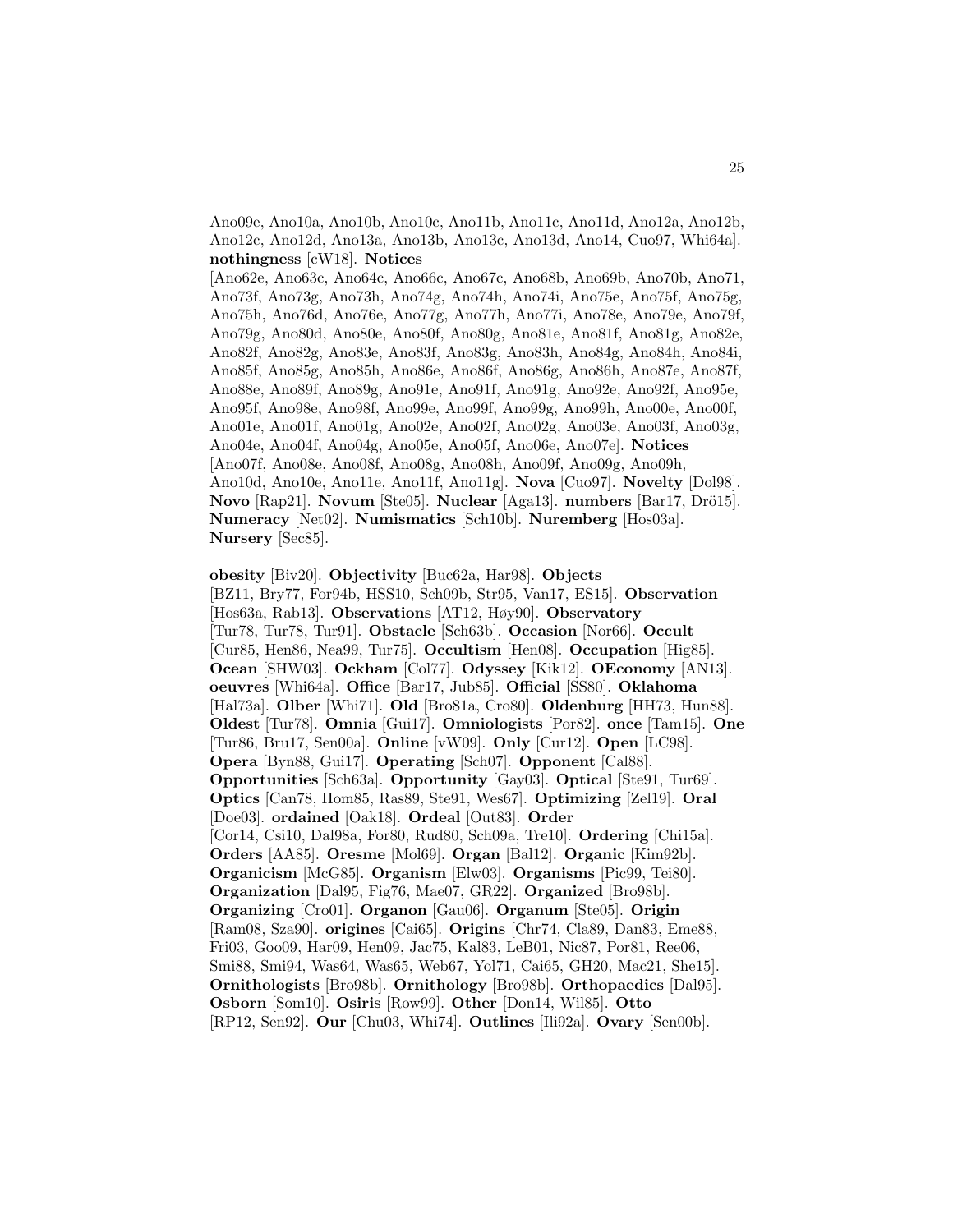Ano09e, Ano10a, Ano10b, Ano10c, Ano11b, Ano11c, Ano11d, Ano12a, Ano12b, Ano12c, Ano12d, Ano13a, Ano13b, Ano13c, Ano13d, Ano14, Cuo97, Whi64a]. **nothingness** [cW18]. **Notices** [Ano62e, Ano63c, Ano64c, Ano66c, Ano67c, Ano68b, Ano69b, Ano70b, Ano71, Ano73f, Ano73g, Ano73h, Ano74g, Ano74h, Ano74i, Ano75e, Ano75f, Ano75g, Ano75h, Ano76d, Ano76e, Ano77g, Ano77h, Ano77i, Ano78e, Ano79e, Ano79f, Ano79g, Ano80d, Ano80e, Ano80f, Ano80g, Ano81e, Ano81f, Ano81g, Ano82e, Ano82f, Ano82g, Ano83e, Ano83f, Ano83g, Ano83h, Ano84g, Ano84h, Ano84i, Ano85f, Ano85g, Ano85h, Ano86e, Ano86f, Ano86g, Ano86h, Ano87e, Ano87f, Ano88e, Ano89f, Ano89g, Ano91e, Ano91f, Ano91g, Ano92e, Ano92f, Ano95e, Ano95f, Ano98e, Ano98f, Ano99e, Ano99f, Ano99g, Ano99h, Ano00e, Ano00f, Ano01e, Ano01f, Ano01g, Ano02e, Ano02f, Ano02g, Ano03e, Ano03f, Ano03g, Ano04e, Ano04f, Ano04g, Ano05e, Ano05f, Ano06e, Ano07e]. **Notices** [Ano07f, Ano08e, Ano08f, Ano08g, Ano08h, Ano09f, Ano09g, Ano09h, Ano10d, Ano10e, Ano11e, Ano11f, Ano11g]. **Nova** [Cuo97]. **Novelty** [Dol98]. **Novo** [Rap21]. **Novum** [Ste05]. **Nuclear** [Aga13]. **numbers** [Bar17, Drö15]. **Numeracy** [Net02]. **Numismatics** [Sch10b]. **Nuremberg** [Hos03a]. **Nursery** [Sec85].

**obesity** [Biv20]. **Objectivity** [Buc62a, Har98]. **Objects** [BZ11, Bry77, For94b, HSS10, Sch09b, Str95, Van17, ES15]. **Observation** [Hos63a, Rab13]. **Observations** [AT12, Høy90]. **Observatory** [Tur78, Tur78, Tur91]. **Obstacle** [Sch63b]. **Occasion** [Nor66]. **Occult** [Cur85, Hen86, Nea99, Tur75]. **Occultism** [Hen08]. **Occupation** [Hig85]. **Ocean** [SHW03]. **Ockham** [Col77]. **Odyssey** [Kik12]. **OEconomy** [AN13]. **oeuvres** [Whi64a]. **Office** [Bar17, Jub85]. **Official** [SS80]. **Oklahoma** [Hal73a]. **Olber** [Whi71]. **Old** [Bro81a, Cro80]. **Oldenburg** [HH73, Hun88]. **Oldest** [Tur78]. **Omnia** [Gui17]. **Omniologists** [Por82]. **once** [Tam15]. **One** [Tur86, Bru17, Sen00a]. **Online** [vW09]. **Only** [Cur12]. **Open** [LC98]. **Opera** [Byn88, Gui17]. **Operating** [Sch07]. **Opponent** [Cal88]. **Opportunities** [Sch63a]. **Opportunity** [Gay03]. **Optical** [Ste91, Tur69]. **Optics** [Can78, Hom85, Ras89, Ste91, Wes67]. **Optimizing** [Zel19]. **Oral** [Doe03]. **ordained** [Oak18]. **Ordeal** [Out83]. **Order** [Cor14, Csi10, Dal98a, For80, Rud80, Sch09a, Tre10]. **Ordering** [Chi15a]. **Orders** [AA85]. **Oresme** [Mol69]. **Organ** [Bal12]. **Organic** [Kim92b]. **Organicism** [McG85]. **Organism** [Elw03]. **Organisms** [Pic99, Tei80]. **Organization** [Dal95, Fig76, Mae07, GR22]. **Organized** [Bro98b]. **Organizing** [Cro01]. **Organon** [Gau06]. **Organum** [Ste05]. **Origin** [Ram08, Sza90]. **origines** [Cai65]. **Origins** [Chr74, Cla89, Dan83, Eme88, Fri03, Goo09, Har09, Hen09, Jac75, Kal83, LeB01, Nic87, Por81, Ree06, Smi88, Smi94, Was64, Was65, Web67, Yol71, Cai65, GH20, Mac21, She15]. **Ornithologists** [Bro98b]. **Ornithology** [Bro98b]. **Orthopaedics** [Dal95]. **Osborn** [Som10]. **Osiris** [Row99]. **Other** [Don14, Wil85]. **Otto** [RP12, Sen92]. **Our** [Chu03, Whi74]. **Outlines** [Ili92a]. **Ovary** [Sen00b].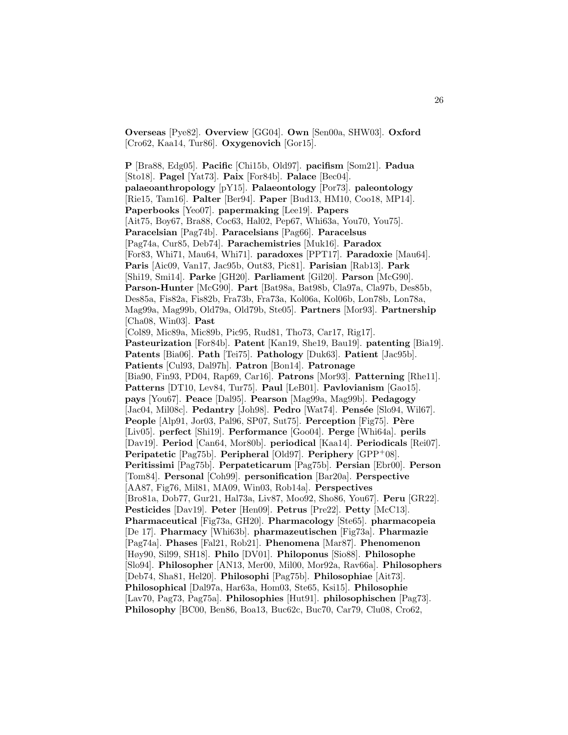**Overseas** [Pye82]. **Overview** [GG04]. **Own** [Sen00a, SHW03]. **Oxford** [Cro62, Kaa14, Tur86]. **Oxygenovich** [Gor15].

**P** [Bra88, Edg05]. **Pacific** [Chi15b, Old97]. **pacifism** [Som21]. **Padua** [Sto18]. **Pagel** [Yat73]. **Paix** [For84b]. **Palace** [Bec04]. **palaeoanthropology** [pY15]. **Palaeontology** [Por73]. **paleontology** [Rie15, Tam16]. **Palter** [Ber94]. **Paper** [Bud13, HM10, Coo18, MP14]. **Paperbooks** [Yeo07]. **papermaking** [Lee19]. **Papers** [Ait75, Boy67, Bra88, Coc63, Hal02, Pep67, Whi63a, You70, You75]. **Paracelsian** [Pag74b]. **Paracelsians** [Pag66]. **Paracelsus** [Pag74a, Cur85, Deb74]. **Parachemistries** [Muk16]. **Paradox** [For83, Whi71, Mau64, Whi71]. **paradoxes** [PPT17]. **Paradoxie** [Mau64]. **Paris** [Aic09, Van17, Jac95b, Out83, Pic81]. **Parisian** [Rab13]. **Park** [Shi19, Smi14]. **Parke** [GH20]. **Parliament** [Gil20]. **Parson** [McG90]. **Parson-Hunter** [McG90]. **Part** [Bat98a, Bat98b, Cla97a, Cla97b, Des85b, Des85a, Fis82a, Fis82b, Fra73b, Fra73a, Kol06a, Kol06b, Lon78b, Lon78a, Mag99a, Mag99b, Old79a, Old79b, Ste05]. **Partners** [Mor93]. **Partnership** [Cha08, Win03]. **Past** [Col89, Mic89a, Mic89b, Pic95, Rud81, Tho73, Car17, Rig17]. **Pasteurization** [For84b]. **Patent** [Kan19, She19, Bau19]. **patenting** [Bia19]. **Patents** [Bia06]. **Path** [Tei75]. **Pathology** [Duk63]. **Patient** [Jac95b]. **Patients** [Cul93, Dal97h]. **Patron** [Bon14]. **Patronage** [Bia90, Fin93, PD04, Rap69, Car16]. **Patrons** [Mor93]. **Patterning** [Rhe11]. **Patterns** [DT10, Lev84, Tur75]. **Paul** [LeB01]. **Pavlovianism** [Gao15]. **pays** [You67]. **Peace** [Dal95]. **Pearson** [Mag99a, Mag99b]. **Pedagogy** [Jac04, Mil08c]. **Pedantry** [Joh98]. **Pedro** [Wat74]. **Pensée** [Slo94, Wil67]. **People** [Alp91, Jor03, Pal96, SP07, Sut75]. **Perception** [Fig75]. **Père** [Liv05]. **perfect** [Shi19]. **Performance** [Goo04]. **Perge** [Whi64a]. **perils** [Dav19]. **Period** [Can64, Mor80b]. **periodical** [Kaa14]. **Periodicals** [Rei07]. **Peripatetic** [Pag75b]. **Peripheral** [Old97]. **Periphery** [GPP+08]. **Peritissimi** [Pag75b]. **Perpateticarum** [Pag75b]. **Persian** [Ebr00]. **Person** [Tom84]. **Personal** [Coh99]. **personification** [Bar20a]. **Perspective** [AA87, Fig76, Mil81, MA09, Win03, Rob14a]. **Perspectives** [Bro81a, Dob77, Gur21, Hal73a, Liv87, Moo92, Sho86, You67]. **Peru** [GR22]. **Pesticides** [Dav19]. **Peter** [Hen09]. **Petrus** [Pre22]. **Petty** [McC13]. **Pharmaceutical** [Fig73a, GH20]. **Pharmacology** [Ste65]. **pharmacopeia** [De 17]. **Pharmacy** [Whi63b]. **pharmazeutischen** [Fig73a]. **Pharmazie** [Pag74a]. **Phases** [Fal21, Rob21]. **Phenomena** [Mar87]. **Phenomenon** [Høy90, Sil99, SH18]. **Philo** [DV01]. **Philoponus** [Sio88]. **Philosophe** [Slo94]. **Philosopher** [AN13, Mer00, Mil00, Mor92a, Rav66a]. **Philosophers** [Deb74, Sha81, Hel20]. **Philosophi** [Pag75b]. **Philosophiae** [Ait73]. **Philosophical** [Dal97a, Har63a, Hom03, Ste65, Ksi15]. **Philosophie** [Lav70, Pag73, Pag75a]. **Philosophies** [Hut91]. **philosophischen** [Pag73]. **Philosophy** [BC00, Ben86, Boa13, Buc62c, Buc70, Car79, Clu08, Cro62,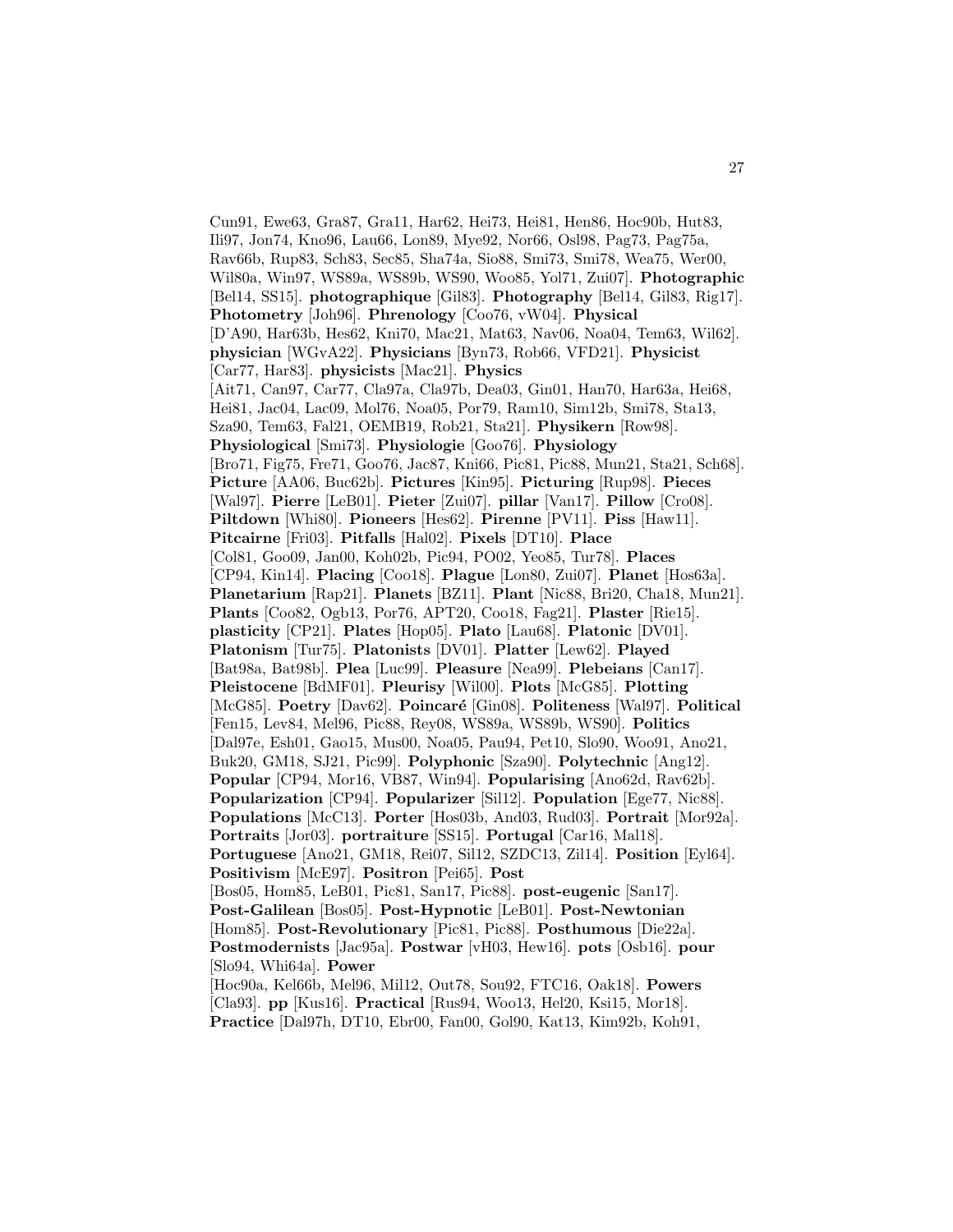Cun91, Ewe63, Gra87, Gra11, Har62, Hei73, Hei81, Hen86, Hoc90b, Hut83, Ili97, Jon74, Kno96, Lau66, Lon89, Mye92, Nor66, Osl98, Pag73, Pag75a, Rav66b, Rup83, Sch83, Sec85, Sha74a, Sio88, Smi73, Smi78, Wea75, Wer00, Wil80a, Win97, WS89a, WS89b, WS90, Woo85, Yol71, Zui07]. **Photographic** [Bel14, SS15]. **photographique** [Gil83]. **Photography** [Bel14, Gil83, Rig17]. **Photometry** [Joh96]. **Phrenology** [Coo76, vW04]. **Physical** [D'A90, Har63b, Hes62, Kni70, Mac21, Mat63, Nav06, Noa04, Tem63, Wil62]. **physician** [WGvA22]. **Physicians** [Byn73, Rob66, VFD21]. **Physicist** [Car77, Har83]. **physicists** [Mac21]. **Physics** [Ait71, Can97, Car77, Cla97a, Cla97b, Dea03, Gin01, Han70, Har63a, Hei68, Hei81, Jac04, Lac09, Mol76, Noa05, Por79, Ram10, Sim12b, Smi78, Sta13, Sza90, Tem63, Fal21, OEMB19, Rob21, Sta21]. **Physikern** [Row98]. **Physiological** [Smi73]. **Physiologie** [Goo76]. **Physiology** [Bro71, Fig75, Fre71, Goo76, Jac87, Kni66, Pic81, Pic88, Mun21, Sta21, Sch68]. **Picture** [AA06, Buc62b]. **Pictures** [Kin95]. **Picturing** [Rup98]. **Pieces** [Wal97]. **Pierre** [LeB01]. **Pieter** [Zui07]. **pillar** [Van17]. **Pillow** [Cro08]. **Piltdown** [Whi80]. **Pioneers** [Hes62]. **Pirenne** [PV11]. **Piss** [Haw11]. **Pitcairne** [Fri03]. **Pitfalls** [Hal02]. **Pixels** [DT10]. **Place** [Col81, Goo09, Jan00, Koh02b, Pic94, PO02, Yeo85, Tur78]. **Places** [CP94, Kin14]. **Placing** [Coo18]. **Plague** [Lon80, Zui07]. **Planet** [Hos63a]. **Planetarium** [Rap21]. **Planets** [BZ11]. **Plant** [Nic88, Bri20, Cha18, Mun21]. **Plants** [Coo82, Ogb13, Por76, APT20, Coo18, Fag21]. **Plaster** [Rie15]. **plasticity** [CP21]. **Plates** [Hop05]. **Plato** [Lau68]. **Platonic** [DV01]. **Platonism** [Tur75]. **Platonists** [DV01]. **Platter** [Lew62]. **Played** [Bat98a, Bat98b]. **Plea** [Luc99]. **Pleasure** [Nea99]. **Plebeians** [Can17]. **Pleistocene** [BdMF01]. **Pleurisy** [Wil00]. **Plots** [McG85]. **Plotting** [McG85]. **Poetry** [Dav62]. **Poincaré** [Gin08]. **Politeness** [Wal97]. **Political** [Fen15, Lev84, Mel96, Pic88, Rey08, WS89a, WS89b, WS90]. **Politics** [Dal97e, Esh01, Gao15, Mus00, Noa05, Pau94, Pet10, Slo90, Woo91, Ano21, Buk20, GM18, SJ21, Pic99]. **Polyphonic** [Sza90]. **Polytechnic** [Ang12]. **Popular** [CP94, Mor16, VB87, Win94]. **Popularising** [Ano62d, Rav62b]. **Popularization** [CP94]. **Popularizer** [Sil12]. **Population** [Ege77, Nic88]. **Populations** [McC13]. **Porter** [Hos03b, And03, Rud03]. **Portrait** [Mor92a]. **Portraits** [Jor03]. **portraiture** [SS15]. **Portugal** [Car16, Mal18]. **Portuguese** [Ano21, GM18, Rei07, Sil12, SZDC13, Zil14]. **Position** [Eyl64]. **Positivism** [McE97]. **Positron** [Pei65]. **Post** [Bos05, Hom85, LeB01, Pic81, San17, Pic88]. **post-eugenic** [San17]. **Post-Galilean** [Bos05]. **Post-Hypnotic** [LeB01]. **Post-Newtonian** [Hom85]. **Post-Revolutionary** [Pic81, Pic88]. **Posthumous** [Die22a]. **Postmodernists** [Jac95a]. **Postwar** [vH03, Hew16]. **pots** [Osb16]. **pour** [Slo94, Whi64a]. **Power** [Hoc90a, Kel66b, Mel96, Mil12, Out78, Sou92, FTC16, Oak18]. **Powers** [Cla93]. **pp** [Kus16]. **Practical** [Rus94, Woo13, Hel20, Ksi15, Mor18]. **Practice** [Dal97h, DT10, Ebr00, Fan00, Gol90, Kat13, Kim92b, Koh91,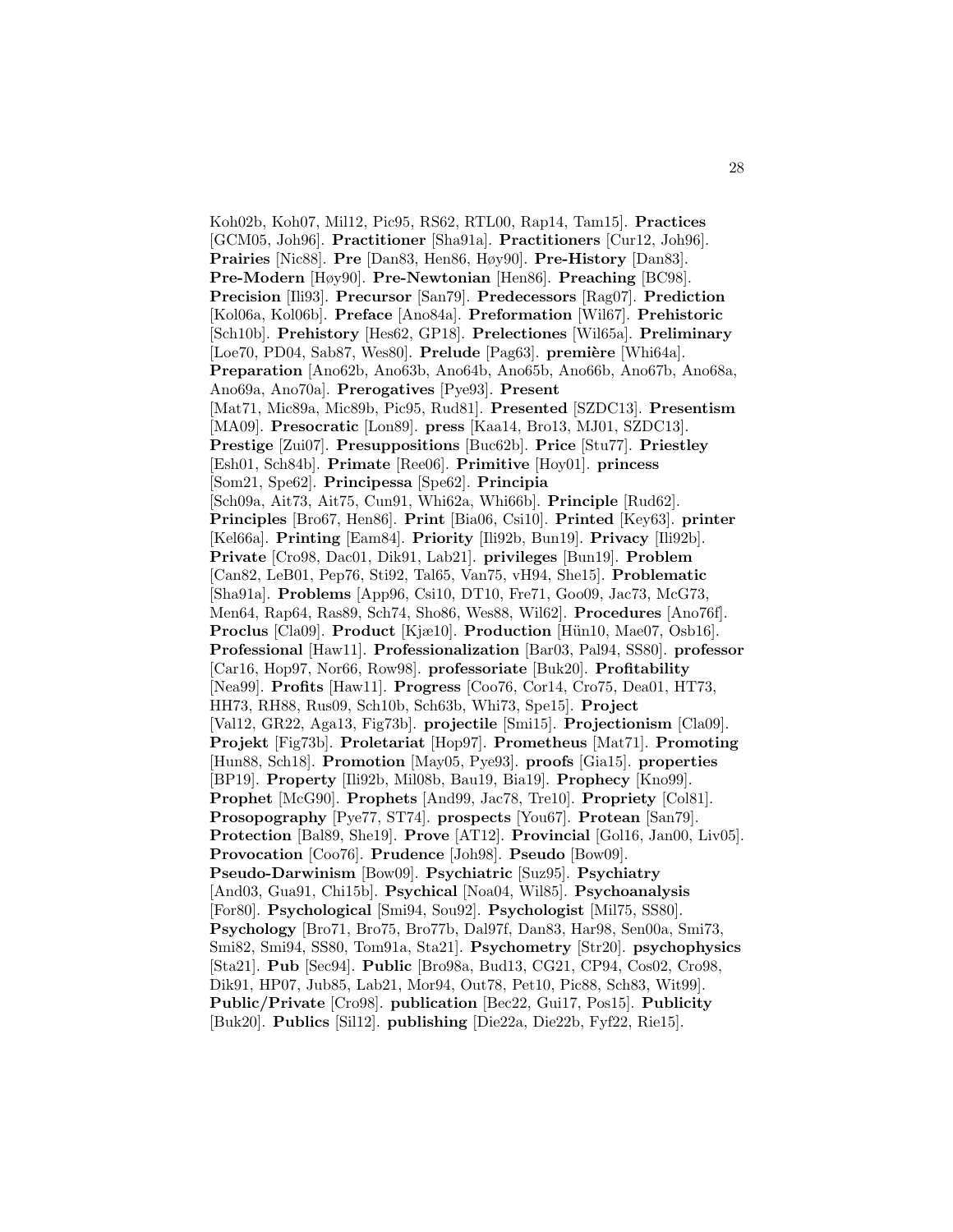Koh02b, Koh07, Mil12, Pic95, RS62, RTL00, Rap14, Tam15]. **Practices** [GCM05, Joh96]. **Practitioner** [Sha91a]. **Practitioners** [Cur12, Joh96]. **Prairies** [Nic88]. **Pre** [Dan83, Hen86, Høy90]. **Pre-History** [Dan83]. **Pre-Modern** [Høy90]. **Pre-Newtonian** [Hen86]. **Preaching** [BC98]. **Precision** [Ili93]. **Precursor** [San79]. **Predecessors** [Rag07]. **Prediction** [Kol06a, Kol06b]. **Preface** [Ano84a]. **Preformation** [Wil67]. **Prehistoric** [Sch10b]. **Prehistory** [Hes62, GP18]. **Prelectiones** [Wil65a]. **Preliminary** [Loe70, PD04, Sab87, Wes80]. **Prelude** [Pag63]. **première** [Whi64a]. **Preparation** [Ano62b, Ano63b, Ano64b, Ano65b, Ano66b, Ano67b, Ano68a, Ano69a, Ano70a]. **Prerogatives** [Pye93]. **Present** [Mat71, Mic89a, Mic89b, Pic95, Rud81]. **Presented** [SZDC13]. **Presentism** [MA09]. **Presocratic** [Lon89]. **press** [Kaa14, Bro13, MJ01, SZDC13]. **Prestige** [Zui07]. **Presuppositions** [Buc62b]. **Price** [Stu77]. **Priestley** [Esh01, Sch84b]. **Primate** [Ree06]. **Primitive** [Hoy01]. **princess** [Som21, Spe62]. **Principessa** [Spe62]. **Principia** [Sch09a, Ait73, Ait75, Cun91, Whi62a, Whi66b]. **Principle** [Rud62]. **Principles** [Bro67, Hen86]. **Print** [Bia06, Csi10]. **Printed** [Key63]. **printer** [Kel66a]. **Printing** [Eam84]. **Priority** [Ili92b, Bun19]. **Privacy** [Ili92b]. **Private** [Cro98, Dac01, Dik91, Lab21]. **privileges** [Bun19]. **Problem** [Can82, LeB01, Pep76, Sti92, Tal65, Van75, vH94, She15]. **Problematic** [Sha91a]. **Problems** [App96, Csi10, DT10, Fre71, Goo09, Jac73, McG73, Men64, Rap64, Ras89, Sch74, Sho86, Wes88, Wil62]. **Procedures** [Ano76f]. **Proclus** [Cla09]. **Product** [Kjæ10]. **Production** [Hün10, Mae07, Osb16]. **Professional** [Haw11]. **Professionalization** [Bar03, Pal94, SS80]. **professor** [Car16, Hop97, Nor66, Row98]. **professoriate** [Buk20]. **Profitability** [Nea99]. **Profits** [Haw11]. **Progress** [Coo76, Cor14, Cro75, Dea01, HT73, HH73, RH88, Rus09, Sch10b, Sch63b, Whi73, Spe15]. **Project** [Val12, GR22, Aga13, Fig73b]. **projectile** [Smi15]. **Projectionism** [Cla09]. **Projekt** [Fig73b]. **Proletariat** [Hop97]. **Prometheus** [Mat71]. **Promoting** [Hun88, Sch18]. **Promotion** [May05, Pye93]. **proofs** [Gia15]. **properties** [BP19]. **Property** [Ili92b, Mil08b, Bau19, Bia19]. **Prophecy** [Kno99]. **Prophet** [McG90]. **Prophets** [And99, Jac78, Tre10]. **Propriety** [Col81]. **Prosopography** [Pye77, ST74]. **prospects** [You67]. **Protean** [San79]. **Protection** [Bal89, She19]. **Prove** [AT12]. **Provincial** [Gol16, Jan00, Liv05]. **Provocation** [Coo76]. **Prudence** [Joh98]. **Pseudo** [Bow09]. **Pseudo-Darwinism** [Bow09]. **Psychiatric** [Suz95]. **Psychiatry** [And03, Gua91, Chi15b]. **Psychical** [Noa04, Wil85]. **Psychoanalysis** [For80]. **Psychological** [Smi94, Sou92]. **Psychologist** [Mil75, SS80]. **Psychology** [Bro71, Bro75, Bro77b, Dal97f, Dan83, Har98, Sen00a, Smi73, Smi82, Smi94, SS80, Tom91a, Sta21]. **Psychometry** [Str20]. **psychophysics** [Sta21]. **Pub** [Sec94]. **Public** [Bro98a, Bud13, CG21, CP94, Cos02, Cro98, Dik91, HP07, Jub85, Lab21, Mor94, Out78, Pet10, Pic88, Sch83, Wit99]. **Public/Private** [Cro98]. **publication** [Bec22, Gui17, Pos15]. **Publicity** [Buk20]. **Publics** [Sil12]. **publishing** [Die22a, Die22b, Fyf22, Rie15].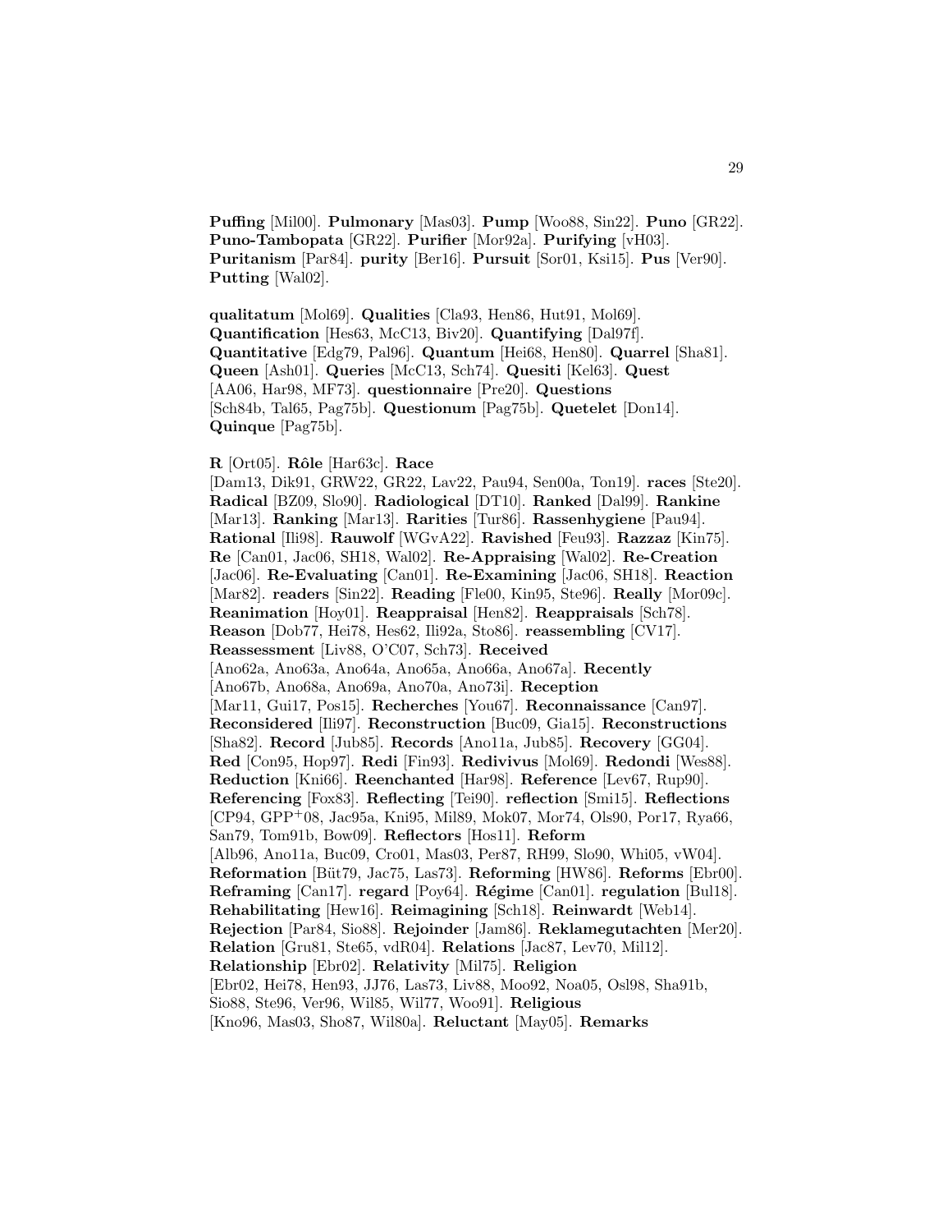**Puffing** [Mil00]. **Pulmonary** [Mas03]. **Pump** [Woo88, Sin22]. **Puno** [GR22]. **Puno-Tambopata** [GR22]. **Purifier** [Mor92a]. **Purifying** [vH03]. **Puritanism** [Par84]. **purity** [Ber16]. **Pursuit** [Sor01, Ksi15]. **Pus** [Ver90]. **Putting** [Wal02].

**qualitatum** [Mol69]. **Qualities** [Cla93, Hen86, Hut91, Mol69]. **Quantification** [Hes63, McC13, Biv20]. **Quantifying** [Dal97f]. **Quantitative** [Edg79, Pal96]. **Quantum** [Hei68, Hen80]. **Quarrel** [Sha81]. **Queen** [Ash01]. **Queries** [McC13, Sch74]. **Quesiti** [Kel63]. **Quest** [AA06, Har98, MF73]. **questionnaire** [Pre20]. **Questions** [Sch84b, Tal65, Pag75b]. **Questionum** [Pag75b]. **Quetelet** [Don14]. **Quinque** [Pag75b].

**R** [Ort05]. **Rôle** [Har63c]. **Race** [Dam13, Dik91, GRW22, GR22, Lav22, Pau94, Sen00a, Ton19]. **races** [Ste20]. **Radical** [BZ09, Slo90]. **Radiological** [DT10]. **Ranked** [Dal99]. **Rankine** [Mar13]. **Ranking** [Mar13]. **Rarities** [Tur86]. **Rassenhygiene** [Pau94]. **Rational** [Ili98]. **Rauwolf** [WGvA22]. **Ravished** [Feu93]. **Razzaz** [Kin75]. **Re** [Can01, Jac06, SH18, Wal02]. **Re-Appraising** [Wal02]. **Re-Creation** [Jac06]. **Re-Evaluating** [Can01]. **Re-Examining** [Jac06, SH18]. **Reaction** [Mar82]. **readers** [Sin22]. **Reading** [Fle00, Kin95, Ste96]. **Really** [Mor09c]. **Reanimation** [Hoy01]. **Reappraisal** [Hen82]. **Reappraisals** [Sch78]. **Reason** [Dob77, Hei78, Hes62, Ili92a, Sto86]. **reassembling** [CV17]. **Reassessment** [Liv88, O'C07, Sch73]. **Received** [Ano62a, Ano63a, Ano64a, Ano65a, Ano66a, Ano67a]. **Recently** [Ano67b, Ano68a, Ano69a, Ano70a, Ano73i]. **Reception** [Mar11, Gui17, Pos15]. **Recherches** [You67]. **Reconnaissance** [Can97]. **Reconsidered** [Ili97]. **Reconstruction** [Buc09, Gia15]. **Reconstructions** [Sha82]. **Record** [Jub85]. **Records** [Ano11a, Jub85]. **Recovery** [GG04]. **Red** [Con95, Hop97]. **Redi** [Fin93]. **Redivivus** [Mol69]. **Redondi** [Wes88]. **Reduction** [Kni66]. **Reenchanted** [Har98]. **Reference** [Lev67, Rup90]. **Referencing** [Fox83]. **Reflecting** [Tei90]. **reflection** [Smi15]. **Reflections** [CP94, GPP+08, Jac95a, Kni95, Mil89, Mok07, Mor74, Ols90, Por17, Rya66, San79, Tom91b, Bow09]. **Reflectors** [Hos11]. **Reform** [Alb96, Ano11a, Buc09, Cro01, Mas03, Per87, RH99, Slo90, Whi05, vW04]. **Reformation** [Büt79, Jac75, Las73]. **Reforming** [HW86]. **Reforms** [Ebr00]. **Reframing** [Can17]. **regard** [Poy64]. **Régime** [Can01]. **regulation** [Bul18]. **Rehabilitating** [Hew16]. **Reimagining** [Sch18]. **Reinwardt** [Web14]. **Rejection** [Par84, Sio88]. **Rejoinder** [Jam86]. **Reklamegutachten** [Mer20]. **Relation** [Gru81, Ste65, vdR04]. **Relations** [Jac87, Lev70, Mil12]. **Relationship** [Ebr02]. **Relativity** [Mil75]. **Religion** [Ebr02, Hei78, Hen93, JJ76, Las73, Liv88, Moo92, Noa05, Osl98, Sha91b, Sio88, Ste96, Ver96, Wil85, Wil77, Woo91]. **Religious** [Kno96, Mas03, Sho87, Wil80a]. **Reluctant** [May05]. **Remarks**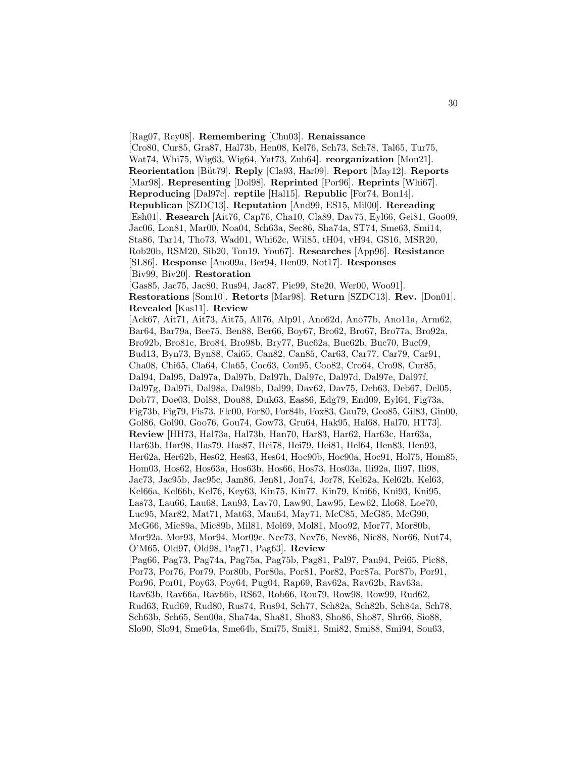[Rag07, Rey08]. **Remembering** [Chu03]. **Renaissance** [Cro80, Cur85, Gra87, Hal73b, Hen08, Kel76, Sch73, Sch78, Tal65, Tur75, Wat74, Whi75, Wig63, Wig64, Yat73, Zub64]. **reorganization** [Mou21]. **Reorientation** [Büt79]. **Reply** [Cla93, Har09]. **Report** [May12]. **Reports** [Mar98]. **Representing** [Dol98]. **Reprinted** [Por96]. **Reprints** [Whi67]. **Reproducing** [Dal97c]. **reptile** [Hal15]. **Republic** [For74, Bon14]. **Republican** [SZDC13]. **Reputation** [And99, ES15, Mil00]. **Rereading** [Esh01]. **Research** [Ait76, Cap76, Cha10, Cla89, Dav75, Eyl66, Gei81, Goo09, Jac06, Lon81, Mar00, Noa04, Sch63a, Sec86, Sha74a, ST74, Sme63, Smi14, Sta86, Tar14, Tho73, Wad01, Whi62c, Wil85, tH04, vH94, GS16, MSR20, Rob20b, RSM20, Sib20, Ton19, You67]. **Researches** [App96]. **Resistance** [SL86]. **Response** [Ano09a, Ber94, Hen09, Not17]. **Responses** [Biv99, Biv20]. **Restoration** [Gas85, Jac75, Jac80, Rus94, Jac87, Pic99, Ste20, Wer00, Woo91]. **Restorations** [Som10]. **Retorts** [Mar98]. **Return** [SZDC13]. **Rev.** [Don01]. **Revealed** [Kas11]. **Review** [Ack67, Ait71, Ait73, Ait75, All76, Alp91, Ano62d, Ano77b, Ano11a, Arm62, Bar64, Bar79a, Bee75, Ben88, Ber66, Boy67, Bro62, Bro67, Bro77a, Bro92a, Bro92b, Bro81c, Bro84, Bro98b, Bry77, Buc62a, Buc62b, Buc70, Buc09, Bud13, Byn73, Byn88, Cai65, Can82, Can85, Car63, Car77, Car79, Car91, Cha08, Chi65, Cla64, Cla65, Coc63, Con95, Coo82, Cro64, Cro98, Cur85, Dal94, Dal95, Dal97a, Dal97b, Dal97h, Dal97c, Dal97d, Dal97e, Dal97f, Dal97g, Dal97i, Dal98a, Dal98b, Dal99, Dav62, Dav75, Deb63, Deb67, Del05, Dob77, Doe03, Dol88, Dou88, Duk63, Eas86, Edg79, End09, Eyl64, Fig73a, Fig73b, Fig79, Fis73, Fle00, For80, For84b, Fox83, Gau79, Geo85, Gil83, Gin00, Gol86, Gol90, Goo76, Gou74, Gow73, Gru64, Hak95, Hal68, Hal70, HT73]. **Review** [HH73, Hal73a, Hal73b, Han70, Har83, Har62, Har63c, Har63a, Har63b, Har98, Has79, Has87, Hei78, Hei79, Hei81, Hel64, Hen83, Hen93, Her62a, Her62b, Hes62, Hes63, Hes64, Hoc90b, Hoc90a, Hoc91, Hol75, Hom85, Hom03, Hos62, Hos63a, Hos63b, Hos66, Hos73, Hos03a, Ili92a, Ili97, Ili98, Jac73, Jac95b, Jac95c, Jam86, Jen81, Jon74, Jor78, Kel62a, Kel62b, Kel63, Kel66a, Kel66b, Kel76, Key63, Kin75, Kin77, Kin79, Kni66, Kni93, Kni95, Las73, Lau66, Lau68, Lau93, Lav70, Law90, Law95, Lew62, Llo68, Loe70, Luc95, Mar82, Mat71, Mat63, Mau64, May71, McC85, McG85, McG90, McG66, Mic89a, Mic89b, Mil81, Mol69, Mol81, Moo92, Mor77, Mor80b, Mor92a, Mor93, Mor94, Mor09c, Nee73, Nev76, Nev86, Nic88, Nor66, Nut74, O'M65, Old97, Old98, Pag71, Pag63]. **Review** [Pag66, Pag73, Pag74a, Pag75a, Pag75b, Pag81, Pal97, Pau94, Pei65, Pic88, Por73, Por76, Por79, Por80b, Por80a, Por81, Por82, Por87a, Por87b, Por91, Por96, Por01, Poy63, Poy64, Pug04, Rap69, Rav62a, Rav62b, Rav63a, Rav63b, Rav66a, Rav66b, RS62, Rob66, Rou79, Row98, Row99, Rud62, Rud63, Rud69, Rud80, Rus74, Rus94, Sch77, Sch82a, Sch82b, Sch84a, Sch78, Sch63b, Sch65, Sen00a, Sha74a, Sha81, Sho83, Sho86, Sho87, Shr66, Sio88, Slo90, Slo94, Sme64a, Sme64b, Smi75, Smi81, Smi82, Smi88, Smi94, Sou63,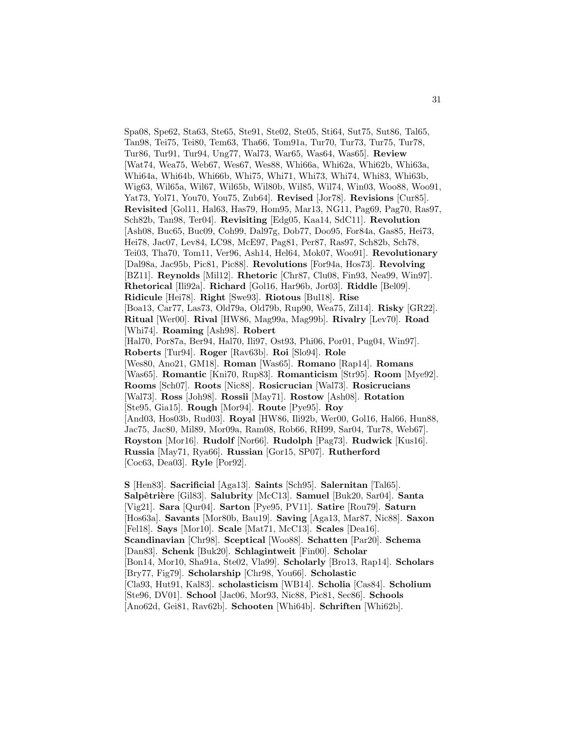Spa08, Spe62, Sta63, Ste65, Ste91, Ste02, Ste05, Sti64, Sut75, Sut86, Tal65, Tan98, Tei75, Tei80, Tem63, Tha66, Tom91a, Tur70, Tur73, Tur75, Tur78, Tur86, Tur91, Tur94, Ung77, Wal73, War65, Was64, Was65]. **Review** [Wat74, Wea75, Web67, Wes67, Wes88, Whi66a, Whi62a, Whi62b, Whi63a, Whi64a, Whi64b, Whi66b, Whi75, Whi71, Whi73, Whi74, Whi83, Whi63b, Wig63, Wil65a, Wil67, Wil65b, Wil80b, Wil85, Wil74, Win03, Woo88, Woo91, Yat73, Yol71, You70, You75, Zub64]. **Revised** [Jor78]. **Revisions** [Cur85]. **Revisited** [Gol11, Hal63, Has79, Hom95, Mar13, NG11, Pag69, Pag70, Ras97, Sch82b, Tan98, Ter04]. **Revisiting** [Edg05, Kaa14, SdC11]. **Revolution** [Ash08, Buc65, Buc09, Coh99, Dal97g, Dob77, Doo95, For84a, Gas85, Hei73, Hei78, Jac07, Lev84, LC98, McE97, Pag81, Per87, Ras97, Sch82b, Sch78, Tei03, Tha70, Tom11, Ver96, Ash14, Hel64, Mok07, Woo91]. **Revolutionary** [Dal98a, Jac95b, Pic81, Pic88]. **Revolutions** [For94a, Hos73]. **Revolving** [BZ11]. **Reynolds** [Mil12]. **Rhetoric** [Chr87, Clu08, Fin93, Nea99, Win97]. **Rhetorical** [Ili92a]. **Richard** [Gol16, Har96b, Jor03]. **Riddle** [Bel09]. **Ridicule** [Hei78]. **Right** [Swe93]. **Riotous** [Bul18]. **Rise** [Boa13, Car77, Las73, Old79a, Old79b, Rup90, Wea75, Zil14]. **Risky** [GR22]. **Ritual** [Wer00]. **Rival** [HW86, Mag99a, Mag99b]. **Rivalry** [Lev70]. **Road** [Whi74]. **Roaming** [Ash98]. **Robert** [Hal70, Por87a, Ber94, Hal70, Ili97, Ost93, Phi06, Por01, Pug04, Win97]. **Roberts** [Tur94]. **Roger** [Rav63b]. **Roi** [Slo94]. **Role** [Wes80, Ano21, GM18]. **Roman** [Was65]. **Romano** [Rap14]. **Romans** [Was65]. **Romantic** [Kni70, Rup83]. **Romanticism** [Str95]. **Room** [Mye92]. **Rooms** [Sch07]. **Roots** [Nic88]. **Rosicrucian** [Wal73]. **Rosicrucians** [Wal73]. **Ross** [Joh98]. **Rossii** [May71]. **Rostow** [Ash08]. **Rotation** [Ste95, Gia15]. **Rough** [Mor94]. **Route** [Pye95]. **Roy** [And03, Hos03b, Rud03]. **Royal** [HW86, Ili92b, Wer00, Gol16, Hal66, Hun88, Jac75, Jac80, Mil89, Mor09a, Ram08, Rob66, RH99, Sar04, Tur78, Web67]. **Royston** [Mor16]. **Rudolf** [Nor66]. **Rudolph** [Pag73]. **Rudwick** [Kus16]. **Russia** [May71, Rya66]. **Russian** [Gor15, SP07]. **Rutherford** [Coc63, Dea03]. **Ryle** [Por92].

**S** [Hen83]. **Sacrificial** [Aga13]. **Saints** [Sch95]. **Salernitan** [Tal65]. **Salpêtrière** [Gil83]. **Salubrity** [McC13]. **Samuel** [Buk20, Sar04]. **Santa** [Vig21]. **Sara** [Qur04]. **Sarton** [Pye95, PV11]. **Satire** [Rou79]. **Saturn** [Hos63a]. **Savants** [Mor80b, Bau19]. **Saving** [Aga13, Mar87, Nic88]. **Saxon** [Fel18]. **Says** [Mor10]. **Scale** [Mat71, McC13]. **Scales** [Dea16]. **Scandinavian** [Chr98]. **Sceptical** [Woo88]. **Schatten** [Par20]. **Schema** [Dan83]. **Schenk** [Buk20]. **Schlagintweit** [Fin00]. **Scholar** [Bon14, Mor10, Sha91a, Ste02, Vla99]. **Scholarly** [Bro13, Rap14]. **Scholars** [Bry77, Fig79]. **Scholarship** [Chr98, You66]. **Scholastic** [Cla93, Hut91, Kal83]. **scholasticism** [WB14]. **Scholia** [Cas84]. **Scholium** [Ste96, DV01]. **School** [Jac06, Mor93, Nic88, Pic81, Sec86]. **Schools** [Ano62d, Gei81, Rav62b]. **Schooten** [Whi64b]. **Schriften** [Whi62b].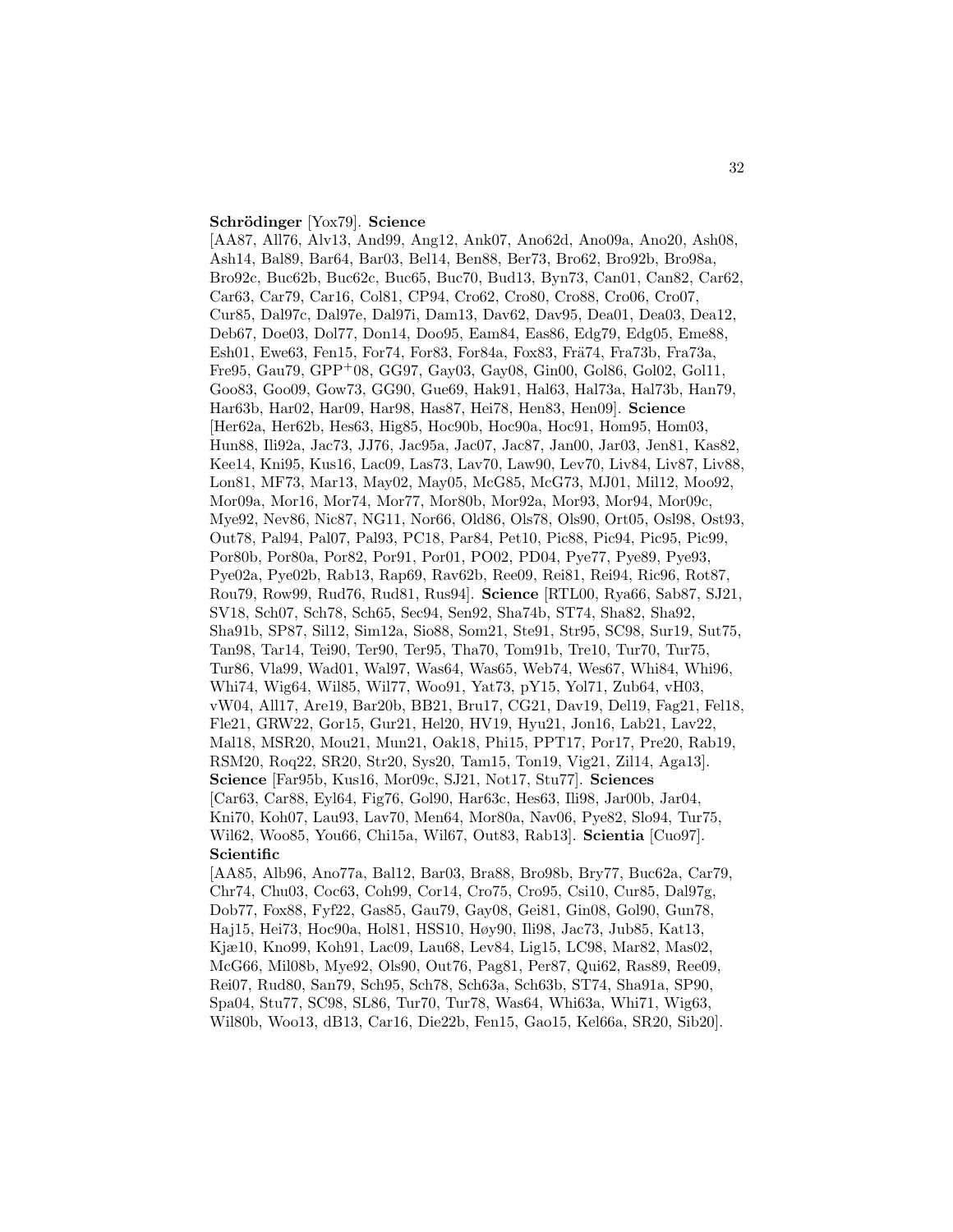**Schrödinger** [Yox79]. **Science** [AA87, All76, Alv13, And99, Ang12, Ank07, Ano62d, Ano09a, Ano20, Ash08, Ash14, Bal89, Bar64, Bar03, Bel14, Ben88, Ber73, Bro62, Bro92b, Bro98a, Bro92c, Buc62b, Buc62c, Buc65, Buc70, Bud13, Byn73, Can01, Can82, Car62, Car63, Car79, Car16, Col81, CP94, Cro62, Cro80, Cro88, Cro06, Cro07, Cur85, Dal97c, Dal97e, Dal97i, Dam13, Dav62, Dav95, Dea01, Dea03, Dea12, Deb67, Doe03, Dol77, Don14, Doo95, Eam84, Eas86, Edg79, Edg05, Eme88, Esh01, Ewe63, Fen15, For74, For83, For84a, Fox83, Frä74, Fra73b, Fra73a, Fre95, Gau79, GPP+08, GG97, Gay03, Gay08, Gin00, Gol86, Gol02, Gol11, Goo83, Goo09, Gow73, GG90, Gue69, Hak91, Hal63, Hal73a, Hal73b, Han79, Har63b, Har02, Har09, Har98, Has87, Hei78, Hen83, Hen09]. **Science** [Her62a, Her62b, Hes63, Hig85, Hoc90b, Hoc90a, Hoc91, Hom95, Hom03, Hun88, Ili92a, Jac73, JJ76, Jac95a, Jac07, Jac87, Jan00, Jar03, Jen81, Kas82, Kee14, Kni95, Kus16, Lac09, Las73, Lav70, Law90, Lev70, Liv84, Liv87, Liv88, Lon81, MF73, Mar13, May02, May05, McG85, McG73, MJ01, Mil12, Moo92, Mor09a, Mor16, Mor74, Mor77, Mor80b, Mor92a, Mor93, Mor94, Mor09c, Mye92, Nev86, Nic87, NG11, Nor66, Old86, Ols78, Ols90, Ort05, Osl98, Ost93, Out78, Pal94, Pal07, Pal93, PC18, Par84, Pet10, Pic88, Pic94, Pic95, Pic99, Por80b, Por80a, Por82, Por91, Por01, PO02, PD04, Pye77, Pye89, Pye93, Pye02a, Pye02b, Rab13, Rap69, Rav62b, Ree09, Rei81, Rei94, Ric96, Rot87, Rou79, Row99, Rud76, Rud81, Rus94]. **Science** [RTL00, Rya66, Sab87, SJ21, SV18, Sch07, Sch78, Sch65, Sec94, Sen92, Sha74b, ST74, Sha82, Sha92, Sha91b, SP87, Sil12, Sim12a, Sio88, Som21, Ste91, Str95, SC98, Sur19, Sut75, Tan98, Tar14, Tei90, Ter90, Ter95, Tha70, Tom91b, Tre10, Tur70, Tur75, Tur86, Vla99, Wad01, Wal97, Was64, Was65, Web74, Wes67, Whi84, Whi96, Whi74, Wig64, Wil85, Wil77, Woo91, Yat73, pY15, Yol71, Zub64, vH03, vW04, All17, Are19, Bar20b, BB21, Bru17, CG21, Dav19, Del19, Fag21, Fel18, Fle21, GRW22, Gor15, Gur21, Hel20, HV19, Hyu21, Jon16, Lab21, Lav22, Mal18, MSR20, Mou21, Mun21, Oak18, Phi15, PPT17, Por17, Pre20, Rab19, RSM20, Roq22, SR20, Str20, Sys20, Tam15, Ton19, Vig21, Zil14, Aga13]. **Science** [Far95b, Kus16, Mor09c, SJ21, Not17, Stu77]. **Sciences** [Car63, Car88, Eyl64, Fig76, Gol90, Har63c, Hes63, Ili98, Jar00b, Jar04, Kni70, Koh07, Lau93, Lav70, Men64, Mor80a, Nav06, Pye82, Slo94, Tur75, Wil62, Woo85, You66, Chi15a, Wil67, Out83, Rab13]. **Scientia** [Cuo97]. **Scientific** [AA85, Alb96, Ano77a, Bal12, Bar03, Bra88, Bro98b, Bry77, Buc62a, Car79, Chr74, Chu03, Coc63, Coh99, Cor14, Cro75, Cro95, Csi10, Cur85, Dal97g, Dob77, Fox88, Fyf22, Gas85, Gau79, Gay08, Gei81, Gin08, Gol90, Gun78, Haj15, Hei73, Hoc90a, Hol81, HSS10, Høy90, Ili98, Jac73, Jub85, Kat13, Kjæ10, Kno99, Koh91, Lac09, Lau68, Lev84, Lig15, LC98, Mar82, Mas02, McG66, Mil08b, Mye92, Ols90, Out76, Pag81, Per87, Qui62, Ras89, Ree09, Rei07, Rud80, San79, Sch95, Sch78, Sch63a, Sch63b, ST74, Sha91a, SP90, Spa04, Stu77, SC98, SL86, Tur70, Tur78, Was64, Whi63a, Whi71, Wig63, Wil80b, Woo13, dB13, Car16, Die22b, Fen15, Gao15, Kel66a, SR20, Sib20].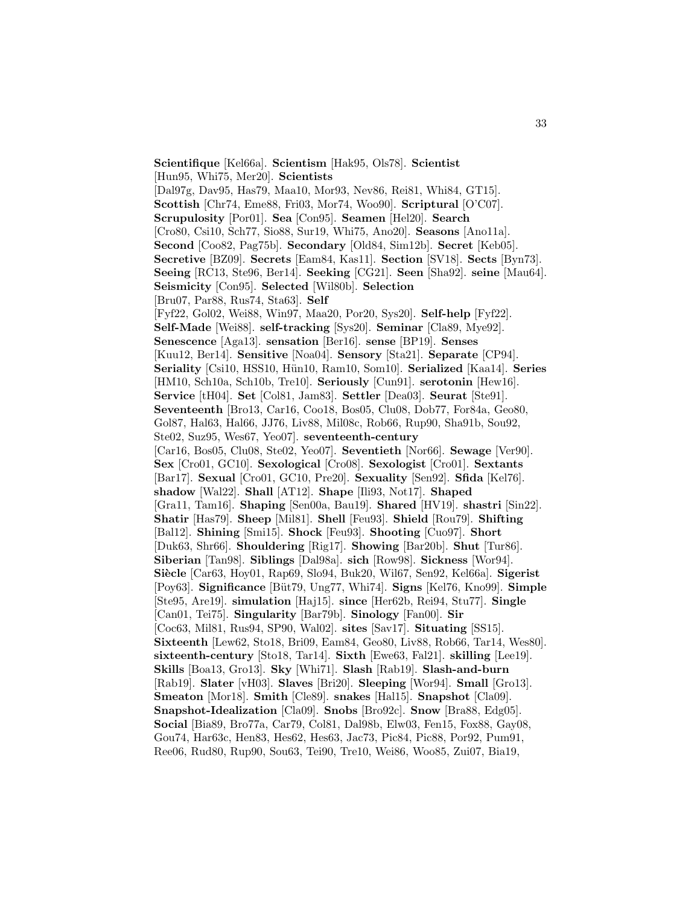**Scientifique** [Kel66a]. **Scientism** [Hak95, Ols78]. **Scientist** [Hun95, Whi75, Mer20]. **Scientists** [Dal97g, Dav95, Has79, Maa10, Mor93, Nev86, Rei81, Whi84, GT15]. **Scottish** [Chr74, Eme88, Fri03, Mor74, Woo90]. **Scriptural** [O'C07]. **Scrupulosity** [Por01]. **Sea** [Con95]. **Seamen** [Hel20]. **Search** [Cro80, Csi10, Sch77, Sio88, Sur19, Whi75, Ano20]. **Seasons** [Ano11a]. **Second** [Coo82, Pag75b]. **Secondary** [Old84, Sim12b]. **Secret** [Keb05]. **Secretive** [BZ09]. **Secrets** [Eam84, Kas11]. **Section** [SV18]. **Sects** [Byn73]. **Seeing** [RC13, Ste96, Ber14]. **Seeking** [CG21]. **Seen** [Sha92]. **seine** [Mau64]. **Seismicity** [Con95]. **Selected** [Wil80b]. **Selection** [Bru07, Par88, Rus74, Sta63]. **Self** [Fyf22, Gol02, Wei88, Win97, Maa20, Por20, Sys20]. **Self-help** [Fyf22]. **Self-Made** [Wei88]. **self-tracking** [Sys20]. **Seminar** [Cla89, Mye92]. **Senescence** [Aga13]. **sensation** [Ber16]. **sense** [BP19]. **Senses** [Kuu12, Ber14]. **Sensitive** [Noa04]. **Sensory** [Sta21]. **Separate** [CP94]. **Seriality** [Csi10, HSS10, Hün10, Ram10, Som10]. **Serialized** [Kaa14]. **Series** [HM10, Sch10a, Sch10b, Tre10]. **Seriously** [Cun91]. **serotonin** [Hew16]. **Service** [tH04]. **Set** [Col81, Jam83]. **Settler** [Dea03]. **Seurat** [Ste91]. **Seventeenth** [Bro13, Car16, Coo18, Bos05, Clu08, Dob77, For84a, Geo80, Gol87, Hal63, Hal66, JJ76, Liv88, Mil08c, Rob66, Rup90, Sha91b, Sou92, Ste02, Suz95, Wes67, Yeo07]. **seventeenth-century** [Car16, Bos05, Clu08, Ste02, Yeo07]. **Seventieth** [Nor66]. **Sewage** [Ver90]. **Sex** [Cro01, GC10]. **Sexological** [Cro08]. **Sexologist** [Cro01]. **Sextants** [Bar17]. **Sexual** [Cro01, GC10, Pre20]. **Sexuality** [Sen92]. **Sfida** [Kel76]. **shadow** [Wal22]. **Shall** [AT12]. **Shape** [Ili93, Not17]. **Shaped** [Gra11, Tam16]. **Shaping** [Sen00a, Bau19]. **Shared** [HV19]. **shastri** [Sin22]. **Shatir** [Has79]. **Sheep** [Mil81]. **Shell** [Feu93]. **Shield** [Rou79]. **Shifting** [Bal12]. **Shining** [Smi15]. **Shock** [Feu93]. **Shooting** [Cuo97]. **Short** [Duk63, Shr66]. **Shouldering** [Rig17]. **Showing** [Bar20b]. **Shut** [Tur86]. **Siberian** [Tan98]. **Siblings** [Dal98a]. **sich** [Row98]. **Sickness** [Wor94]. **Siècle** [Car63, Hoy01, Rap69, Slo94, Buk20, Wil67, Sen92, Kel66a]. **Sigerist** [Poy63]. **Significance** [Büt79, Ung77, Whi74]. **Signs** [Kel76, Kno99]. **Simple** [Ste95, Are19]. **simulation** [Haj15]. **since** [Her62b, Rei94, Stu77]. **Single** [Can01, Tei75]. **Singularity** [Bar79b]. **Sinology** [Fan00]. **Sir** [Coc63, Mil81, Rus94, SP90, Wal02]. **sites** [Sav17]. **Situating** [SS15]. **Sixteenth** [Lew62, Sto18, Bri09, Eam84, Geo80, Liv88, Rob66, Tar14, Wes80]. **sixteenth-century** [Sto18, Tar14]. **Sixth** [Ewe63, Fal21]. **skilling** [Lee19]. **Skills** [Boa13, Gro13]. **Sky** [Whi71]. **Slash** [Rab19]. **Slash-and-burn** [Rab19]. **Slater** [vH03]. **Slaves** [Bri20]. **Sleeping** [Wor94]. **Small** [Gro13]. **Smeaton** [Mor18]. **Smith** [Cle89]. **snakes** [Hal15]. **Snapshot** [Cla09]. **Snapshot-Idealization** [Cla09]. **Snobs** [Bro92c]. **Snow** [Bra88, Edg05]. **Social** [Bia89, Bro77a, Car79, Col81, Dal98b, Elw03, Fen15, Fox88, Gay08, Gou74, Har63c, Hen83, Hes62, Hes63, Jac73, Pic84, Pic88, Por92, Pum91, Ree06, Rud80, Rup90, Sou63, Tei90, Tre10, Wei86, Woo85, Zui07, Bia19,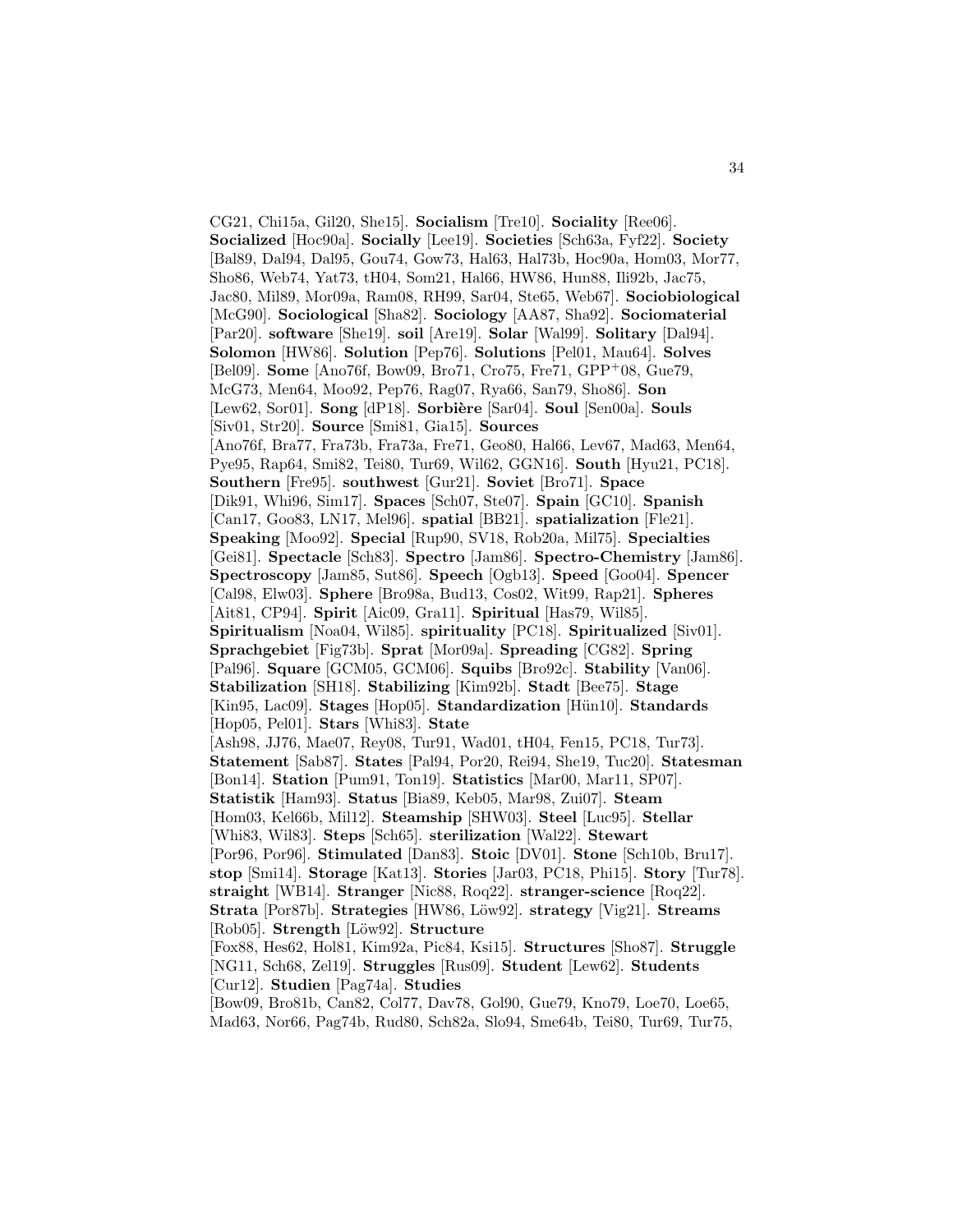CG21, Chi15a, Gil20, She15]. **Socialism** [Tre10]. **Sociality** [Ree06]. **Socialized** [Hoc90a]. **Socially** [Lee19]. **Societies** [Sch63a, Fyf22]. **Society** [Bal89, Dal94, Dal95, Gou74, Gow73, Hal63, Hal73b, Hoc90a, Hom03, Mor77, Sho86, Web74, Yat73, tH04, Som21, Hal66, HW86, Hun88, Ili92b, Jac75, Jac80, Mil89, Mor09a, Ram08, RH99, Sar04, Ste65, Web67]. **Sociobiological** [McG90]. **Sociological** [Sha82]. **Sociology** [AA87, Sha92]. **Sociomaterial** [Par20]. **software** [She19]. **soil** [Are19]. **Solar** [Wal99]. **Solitary** [Dal94]. **Solomon** [HW86]. **Solution** [Pep76]. **Solutions** [Pel01, Mau64]. **Solves** [Bel09]. **Some** [Ano76f, Bow09, Bro71, Cro75, Fre71, GPP+08, Gue79, McG73, Men64, Moo92, Pep76, Rag07, Rya66, San79, Sho86]. **Son** [Lew62, Sor01]. **Song** [dP18]. **Sorbière** [Sar04]. **Soul** [Sen00a]. **Souls** [Siv01, Str20]. **Source** [Smi81, Gia15]. **Sources** [Ano76f, Bra77, Fra73b, Fra73a, Fre71, Geo80, Hal66, Lev67, Mad63, Men64, Pye95, Rap64, Smi82, Tei80, Tur69, Wil62, GGN16]. **South** [Hyu21, PC18]. **Southern** [Fre95]. **southwest** [Gur21]. **Soviet** [Bro71]. **Space** [Dik91, Whi96, Sim17]. **Spaces** [Sch07, Ste07]. **Spain** [GC10]. **Spanish** [Can17, Goo83, LN17, Mel96]. **spatial** [BB21]. **spatialization** [Fle21]. **Speaking** [Moo92]. **Special** [Rup90, SV18, Rob20a, Mil75]. **Specialties** [Gei81]. **Spectacle** [Sch83]. **Spectro** [Jam86]. **Spectro-Chemistry** [Jam86]. **Spectroscopy** [Jam85, Sut86]. **Speech** [Ogb13]. **Speed** [Goo04]. **Spencer** [Cal98, Elw03]. **Sphere** [Bro98a, Bud13, Cos02, Wit99, Rap21]. **Spheres** [Ait81, CP94]. **Spirit** [Aic09, Gra11]. **Spiritual** [Has79, Wil85]. **Spiritualism** [Noa04, Wil85]. **spirituality** [PC18]. **Spiritualized** [Siv01]. **Sprachgebiet** [Fig73b]. **Sprat** [Mor09a]. **Spreading** [CG82]. **Spring** [Pal96]. **Square** [GCM05, GCM06]. **Squibs** [Bro92c]. **Stability** [Van06]. **Stabilization** [SH18]. **Stabilizing** [Kim92b]. **Stadt** [Bee75]. **Stage** [Kin95, Lac09]. **Stages** [Hop05]. **Standardization** [Hün10]. **Standards** [Hop05, Pel01]. **Stars** [Whi83]. **State** [Ash98, JJ76, Mae07, Rey08, Tur91, Wad01, tH04, Fen15, PC18, Tur73]. **Statement** [Sab87]. **States** [Pal94, Por20, Rei94, She19, Tuc20]. **Statesman** [Bon14]. **Station** [Pum91, Ton19]. **Statistics** [Mar00, Mar11, SP07]. **Statistik** [Ham93]. **Status** [Bia89, Keb05, Mar98, Zui07]. **Steam** [Hom03, Kel66b, Mil12]. **Steamship** [SHW03]. **Steel** [Luc95]. **Stellar** [Whi83, Wil83]. **Steps** [Sch65]. **sterilization** [Wal22]. **Stewart** [Por96, Por96]. **Stimulated** [Dan83]. **Stoic** [DV01]. **Stone** [Sch10b, Bru17]. **stop** [Smi14]. **Storage** [Kat13]. **Stories** [Jar03, PC18, Phi15]. **Story** [Tur78]. **straight** [WB14]. **Stranger** [Nic88, Roq22]. **stranger-science** [Roq22]. **Strata** [Por87b]. **Strategies** [HW86, Löw92]. **strategy** [Vig21]. **Streams** [Rob05]. **Strength** [Löw92]. **Structure** [Fox88, Hes62, Hol81, Kim92a, Pic84, Ksi15]. **Structures** [Sho87]. **Struggle** [NG11, Sch68, Zel19]. **Struggles** [Rus09]. **Student** [Lew62]. **Students** [Cur12]. **Studien** [Pag74a]. **Studies** [Bow09, Bro81b, Can82, Col77, Dav78, Gol90, Gue79, Kno79, Loe70, Loe65, Mad63, Nor66, Pag74b, Rud80, Sch82a, Slo94, Sme64b, Tei80, Tur69, Tur75,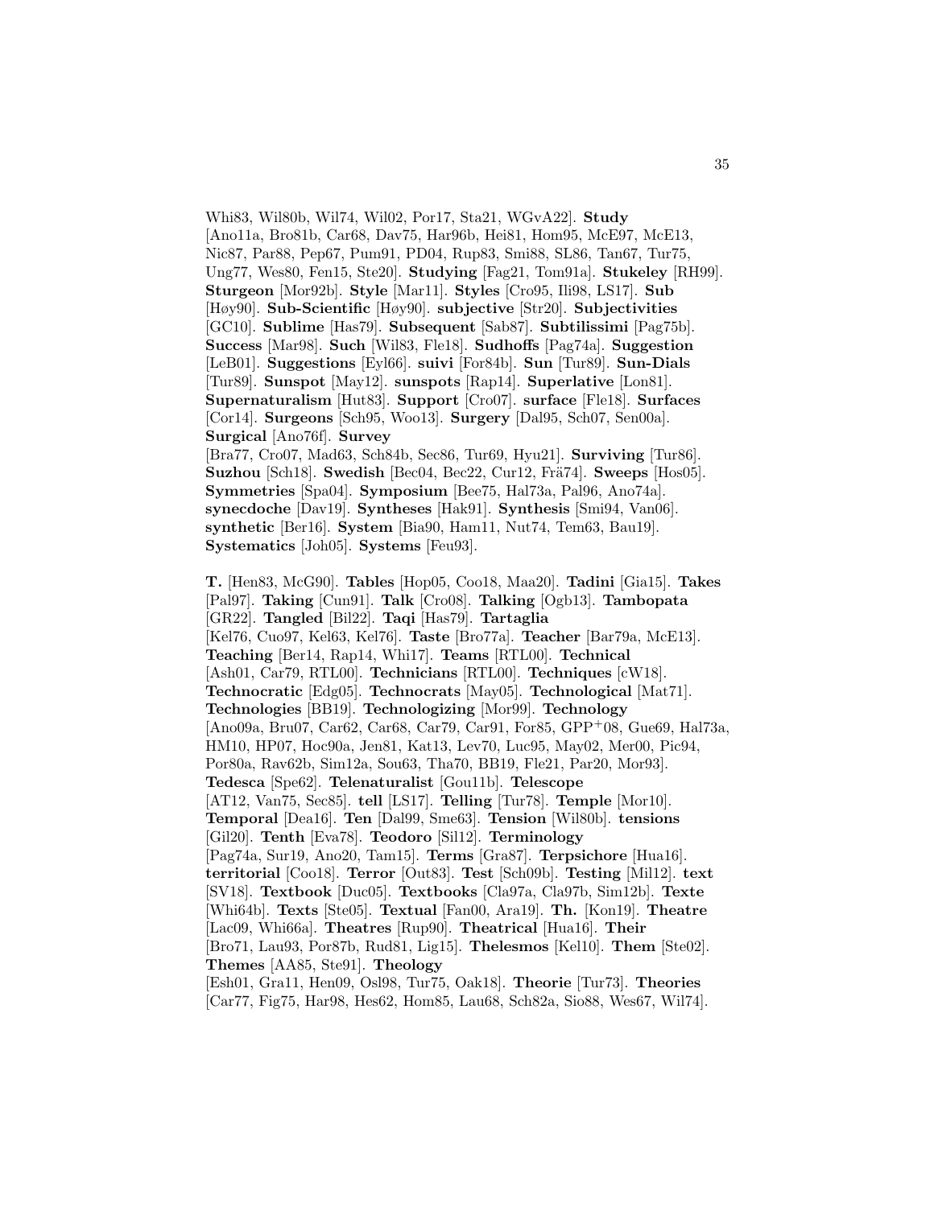Whi83, Wil80b, Wil74, Wil02, Por17, Sta21, WGvA22]. **Study** [Ano11a, Bro81b, Car68, Dav75, Har96b, Hei81, Hom95, McE97, McE13, Nic87, Par88, Pep67, Pum91, PD04, Rup83, Smi88, SL86, Tan67, Tur75, Ung77, Wes80, Fen15, Ste20]. **Studying** [Fag21, Tom91a]. **Stukeley** [RH99]. **Sturgeon** [Mor92b]. **Style** [Mar11]. **Styles** [Cro95, Ili98, LS17]. **Sub** [Høy90]. **Sub-Scientific** [Høy90]. **subjective** [Str20]. **Subjectivities** [GC10]. **Sublime** [Has79]. **Subsequent** [Sab87]. **Subtilissimi** [Pag75b]. **Success** [Mar98]. **Such** [Wil83, Fle18]. **Sudhoffs** [Pag74a]. **Suggestion** [LeB01]. **Suggestions** [Eyl66]. **suivi** [For84b]. **Sun** [Tur89]. **Sun-Dials** [Tur89]. **Sunspot** [May12]. **sunspots** [Rap14]. **Superlative** [Lon81]. **Supernaturalism** [Hut83]. **Support** [Cro07]. **surface** [Fle18]. **Surfaces** [Cor14]. **Surgeons** [Sch95, Woo13]. **Surgery** [Dal95, Sch07, Sen00a]. **Surgical** [Ano76f]. **Survey** [Bra77, Cro07, Mad63, Sch84b, Sec86, Tur69, Hyu21]. **Surviving** [Tur86]. **Suzhou** [Sch18]. **Swedish** [Bec04, Bec22, Cur12, Frä74]. **Sweeps** [Hos05]. **Symmetries** [Spa04]. **Symposium** [Bee75, Hal73a, Pal96, Ano74a]. **synecdoche** [Dav19]. **Syntheses** [Hak91]. **Synthesis** [Smi94, Van06]. **synthetic** [Ber16]. **System** [Bia90, Ham11, Nut74, Tem63, Bau19]. **Systematics** [Joh05]. **Systems** [Feu93].

**T.** [Hen83, McG90]. **Tables** [Hop05, Coo18, Maa20]. **Tadini** [Gia15]. **Takes** [Pal97]. **Taking** [Cun91]. **Talk** [Cro08]. **Talking** [Ogb13]. **Tambopata** [GR22]. **Tangled** [Bil22]. **Taqi** [Has79]. **Tartaglia** [Kel76, Cuo97, Kel63, Kel76]. **Taste** [Bro77a]. **Teacher** [Bar79a, McE13]. **Teaching** [Ber14, Rap14, Whi17]. **Teams** [RTL00]. **Technical** [Ash01, Car79, RTL00]. **Technicians** [RTL00]. **Techniques** [cW18]. **Technocratic** [Edg05]. **Technocrats** [May05]. **Technological** [Mat71]. **Technologies** [BB19]. **Technologizing** [Mor99]. **Technology** [Ano09a, Bru07, Car62, Car68, Car79, Car91, For85, GPP<sup>+</sup>08, Gue69, Hal73a, HM10, HP07, Hoc90a, Jen81, Kat13, Lev70, Luc95, May02, Mer00, Pic94, Por80a, Rav62b, Sim12a, Sou63, Tha70, BB19, Fle21, Par20, Mor93]. **Tedesca** [Spe62]. **Telenaturalist** [Gou11b]. **Telescope** [AT12, Van75, Sec85]. **tell** [LS17]. **Telling** [Tur78]. **Temple** [Mor10]. **Temporal** [Dea16]. **Ten** [Dal99, Sme63]. **Tension** [Wil80b]. **tensions** [Gil20]. **Tenth** [Eva78]. **Teodoro** [Sil12]. **Terminology** [Pag74a, Sur19, Ano20, Tam15]. **Terms** [Gra87]. **Terpsichore** [Hua16]. **territorial** [Coo18]. **Terror** [Out83]. **Test** [Sch09b]. **Testing** [Mil12]. **text** [SV18]. **Textbook** [Duc05]. **Textbooks** [Cla97a, Cla97b, Sim12b]. **Texte** [Whi64b]. **Texts** [Ste05]. **Textual** [Fan00, Ara19]. **Th.** [Kon19]. **Theatre** [Lac09, Whi66a]. **Theatres** [Rup90]. **Theatrical** [Hua16]. **Their** [Bro71, Lau93, Por87b, Rud81, Lig15]. **Thelesmos** [Kel10]. **Them** [Ste02]. **Themes** [AA85, Ste91]. **Theology** [Esh01, Gra11, Hen09, Osl98, Tur75, Oak18]. **Theorie** [Tur73]. **Theories** [Car77, Fig75, Har98, Hes62, Hom85, Lau68, Sch82a, Sio88, Wes67, Wil74].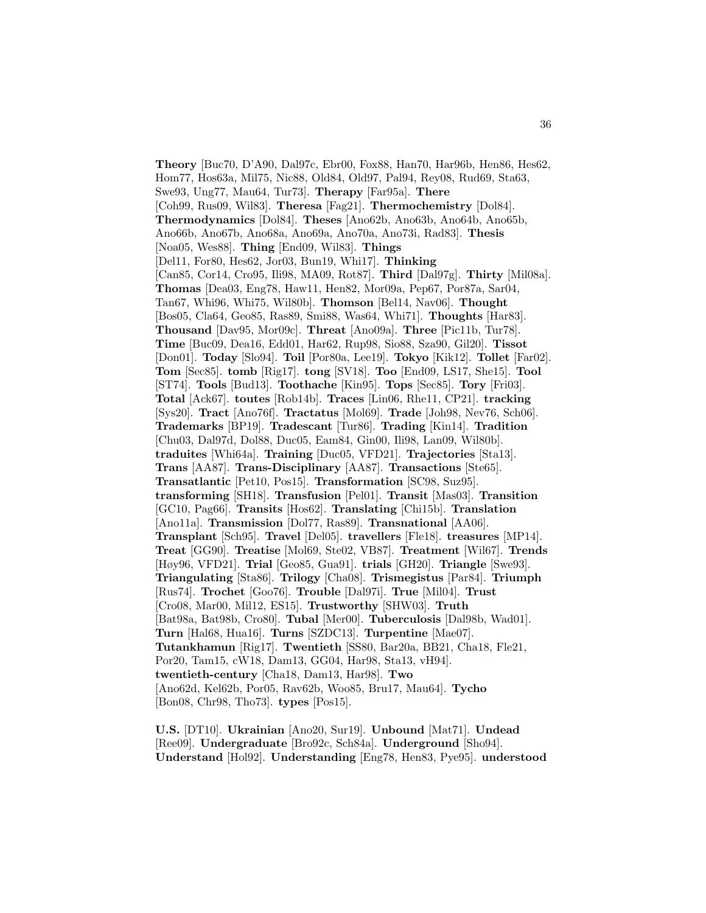**Theory** [Buc70, D'A90, Dal97c, Ebr00, Fox88, Han70, Har96b, Hen86, Hes62, Hom77, Hos63a, Mil75, Nic88, Old84, Old97, Pal94, Rey08, Rud69, Sta63, Swe93, Ung77, Mau64, Tur73]. **Therapy** [Far95a]. **There** [Coh99, Rus09, Wil83]. **Theresa** [Fag21]. **Thermochemistry** [Dol84]. **Thermodynamics** [Dol84]. **Theses** [Ano62b, Ano63b, Ano64b, Ano65b, Ano66b, Ano67b, Ano68a, Ano69a, Ano70a, Ano73i, Rad83]. **Thesis** [Noa05, Wes88]. **Thing** [End09, Wil83]. **Things** [Del11, For80, Hes62, Jor03, Bun19, Whi17]. **Thinking** [Can85, Cor14, Cro95, Ili98, MA09, Rot87]. **Third** [Dal97g]. **Thirty** [Mil08a]. **Thomas** [Dea03, Eng78, Haw11, Hen82, Mor09a, Pep67, Por87a, Sar04, Tan67, Whi96, Whi75, Wil80b]. **Thomson** [Bel14, Nav06]. **Thought** [Bos05, Cla64, Geo85, Ras89, Smi88, Was64, Whi71]. **Thoughts** [Har83]. **Thousand** [Dav95, Mor09c]. **Threat** [Ano09a]. **Three** [Pic11b, Tur78]. **Time** [Buc09, Dea16, Edd01, Har62, Rup98, Sio88, Sza90, Gil20]. **Tissot** [Don01]. **Today** [Slo94]. **Toil** [Por80a, Lee19]. **Tokyo** [Kik12]. **Tollet** [Far02]. **Tom** [Sec85]. **tomb** [Rig17]. **tong** [SV18]. **Too** [End09, LS17, She15]. **Tool** [ST74]. **Tools** [Bud13]. **Toothache** [Kin95]. **Tops** [Sec85]. **Tory** [Fri03]. **Total** [Ack67]. **toutes** [Rob14b]. **Traces** [Lin06, Rhe11, CP21]. **tracking** [Sys20]. **Tract** [Ano76f]. **Tractatus** [Mol69]. **Trade** [Joh98, Nev76, Sch06]. **Trademarks** [BP19]. **Tradescant** [Tur86]. **Trading** [Kin14]. **Tradition** [Chu03, Dal97d, Dol88, Duc05, Eam84, Gin00, Ili98, Lan09, Wil80b]. **traduites** [Whi64a]. **Training** [Duc05, VFD21]. **Trajectories** [Sta13]. **Trans** [AA87]. **Trans-Disciplinary** [AA87]. **Transactions** [Ste65]. **Transatlantic** [Pet10, Pos15]. **Transformation** [SC98, Suz95]. **transforming** [SH18]. **Transfusion** [Pel01]. **Transit** [Mas03]. **Transition** [GC10, Pag66]. **Transits** [Hos62]. **Translating** [Chi15b]. **Translation** [Ano11a]. **Transmission** [Dol77, Ras89]. **Transnational** [AA06]. **Transplant** [Sch95]. **Travel** [Del05]. **travellers** [Fle18]. **treasures** [MP14]. **Treat** [GG90]. **Treatise** [Mol69, Ste02, VB87]. **Treatment** [Wil67]. **Trends** [Høy96, VFD21]. **Trial** [Geo85, Gua91]. **trials** [GH20]. **Triangle** [Swe93]. **Triangulating** [Sta86]. **Trilogy** [Cha08]. **Trismegistus** [Par84]. **Triumph** [Rus74]. **Trochet** [Goo76]. **Trouble** [Dal97i]. **True** [Mil04]. **Trust** [Cro08, Mar00, Mil12, ES15]. **Trustworthy** [SHW03]. **Truth** [Bat98a, Bat98b, Cro80]. **Tubal** [Mer00]. **Tuberculosis** [Dal98b, Wad01]. **Turn** [Hal68, Hua16]. **Turns** [SZDC13]. **Turpentine** [Mae07]. **Tutankhamun** [Rig17]. **Twentieth** [SS80, Bar20a, BB21, Cha18, Fle21, Por20, Tam15, cW18, Dam13, GG04, Har98, Sta13, vH94]. **twentieth-century** [Cha18, Dam13, Har98]. **Two** [Ano62d, Kel62b, Por05, Rav62b, Woo85, Bru17, Mau64]. **Tycho** [Bon08, Chr98, Tho73]. **types** [Pos15].

**U.S.** [DT10]. **Ukrainian** [Ano20, Sur19]. **Unbound** [Mat71]. **Undead** [Ree09]. **Undergraduate** [Bro92c, Sch84a]. **Underground** [Sho94]. **Understand** [Hol92]. **Understanding** [Eng78, Hen83, Pye95]. **understood**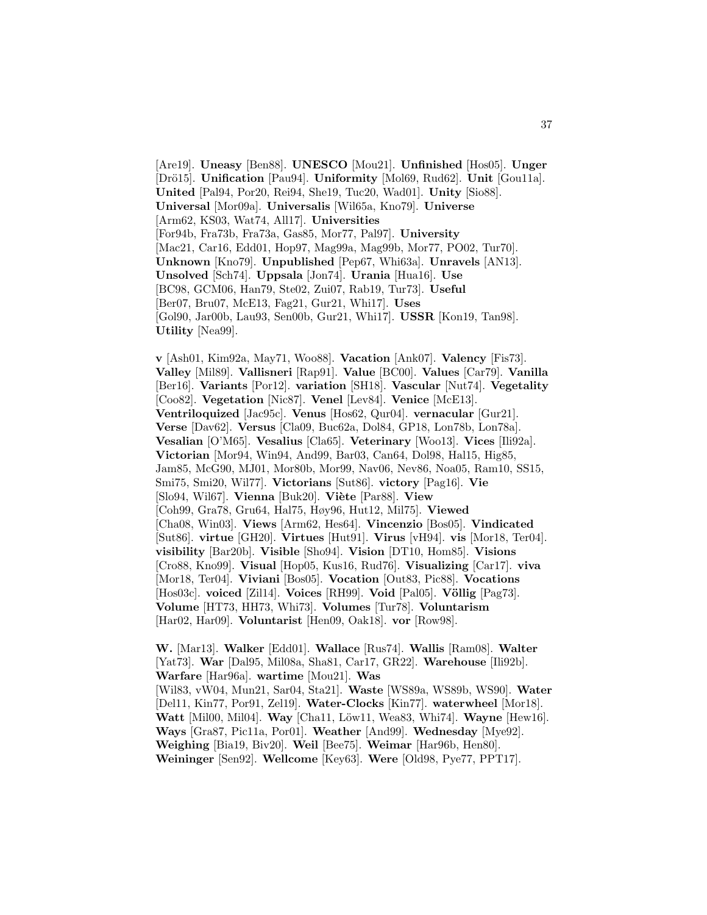[Are19]. **Uneasy** [Ben88]. **UNESCO** [Mou21]. **Unfinished** [Hos05]. **Unger** [Drö15]. **Unification** [Pau94]. **Uniformity** [Mol69, Rud62]. **Unit** [Gou11a]. **United** [Pal94, Por20, Rei94, She19, Tuc20, Wad01]. **Unity** [Sio88]. **Universal** [Mor09a]. **Universalis** [Wil65a, Kno79]. **Universe** [Arm62, KS03, Wat74, All17]. **Universities** [For94b, Fra73b, Fra73a, Gas85, Mor77, Pal97]. **University** [Mac21, Car16, Edd01, Hop97, Mag99a, Mag99b, Mor77, PO02, Tur70]. **Unknown** [Kno79]. **Unpublished** [Pep67, Whi63a]. **Unravels** [AN13]. **Unsolved** [Sch74]. **Uppsala** [Jon74]. **Urania** [Hua16]. **Use** [BC98, GCM06, Han79, Ste02, Zui07, Rab19, Tur73]. **Useful** [Ber07, Bru07, McE13, Fag21, Gur21, Whi17]. **Uses** [Gol90, Jar00b, Lau93, Sen00b, Gur21, Whi17]. **USSR** [Kon19, Tan98]. **Utility** [Nea99].

**v** [Ash01, Kim92a, May71, Woo88]. **Vacation** [Ank07]. **Valency** [Fis73]. **Valley** [Mil89]. **Vallisneri** [Rap91]. **Value** [BC00]. **Values** [Car79]. **Vanilla** [Ber16]. **Variants** [Por12]. **variation** [SH18]. **Vascular** [Nut74]. **Vegetality** [Coo82]. **Vegetation** [Nic87]. **Venel** [Lev84]. **Venice** [McE13]. **Ventriloquized** [Jac95c]. **Venus** [Hos62, Qur04]. **vernacular** [Gur21]. **Verse** [Dav62]. **Versus** [Cla09, Buc62a, Dol84, GP18, Lon78b, Lon78a]. **Vesalian** [O'M65]. **Vesalius** [Cla65]. **Veterinary** [Woo13]. **Vices** [Ili92a]. **Victorian** [Mor94, Win94, And99, Bar03, Can64, Dol98, Hal15, Hig85, Jam85, McG90, MJ01, Mor80b, Mor99, Nav06, Nev86, Noa05, Ram10, SS15, Smi75, Smi20, Wil77]. **Victorians** [Sut86]. **victory** [Pag16]. **Vie** [Slo94, Wil67]. **Vienna** [Buk20]. **Viète** [Par88]. **View** [Coh99, Gra78, Gru64, Hal75, Høy96, Hut12, Mil75]. **Viewed** [Cha08, Win03]. **Views** [Arm62, Hes64]. **Vincenzio** [Bos05]. **Vindicated** [Sut86]. **virtue** [GH20]. **Virtues** [Hut91]. **Virus** [vH94]. **vis** [Mor18, Ter04]. **visibility** [Bar20b]. **Visible** [Sho94]. **Vision** [DT10, Hom85]. **Visions** [Cro88, Kno99]. **Visual** [Hop05, Kus16, Rud76]. **Visualizing** [Car17]. **viva** [Mor18, Ter04]. **Viviani** [Bos05]. **Vocation** [Out83, Pic88]. **Vocations** [Hos03c]. **voiced** [Zil14]. **Voices** [RH99]. **Void** [Pal05]. **Völlig** [Pag73]. **Volume** [HT73, HH73, Whi73]. **Volumes** [Tur78]. **Voluntarism** [Har02, Har09]. **Voluntarist** [Hen09, Oak18]. **vor** [Row98].

**W.** [Mar13]. **Walker** [Edd01]. **Wallace** [Rus74]. **Wallis** [Ram08]. **Walter** [Yat73]. **War** [Dal95, Mil08a, Sha81, Car17, GR22]. **Warehouse** [Ili92b]. **Warfare** [Har96a]. **wartime** [Mou21]. **Was** [Wil83, vW04, Mun21, Sar04, Sta21]. **Waste** [WS89a, WS89b, WS90]. **Water** [Del11, Kin77, Por91, Zel19]. **Water-Clocks** [Kin77]. **waterwheel** [Mor18]. **Watt** [Mil00, Mil04]. **Way** [Cha11, Löw11, Wea83, Whi74]. **Wayne** [Hew16]. **Ways** [Gra87, Pic11a, Por01]. **Weather** [And99]. **Wednesday** [Mye92]. **Weighing** [Bia19, Biv20]. **Weil** [Bee75]. **Weimar** [Har96b, Hen80]. **Weininger** [Sen92]. **Wellcome** [Key63]. **Were** [Old98, Pye77, PPT17].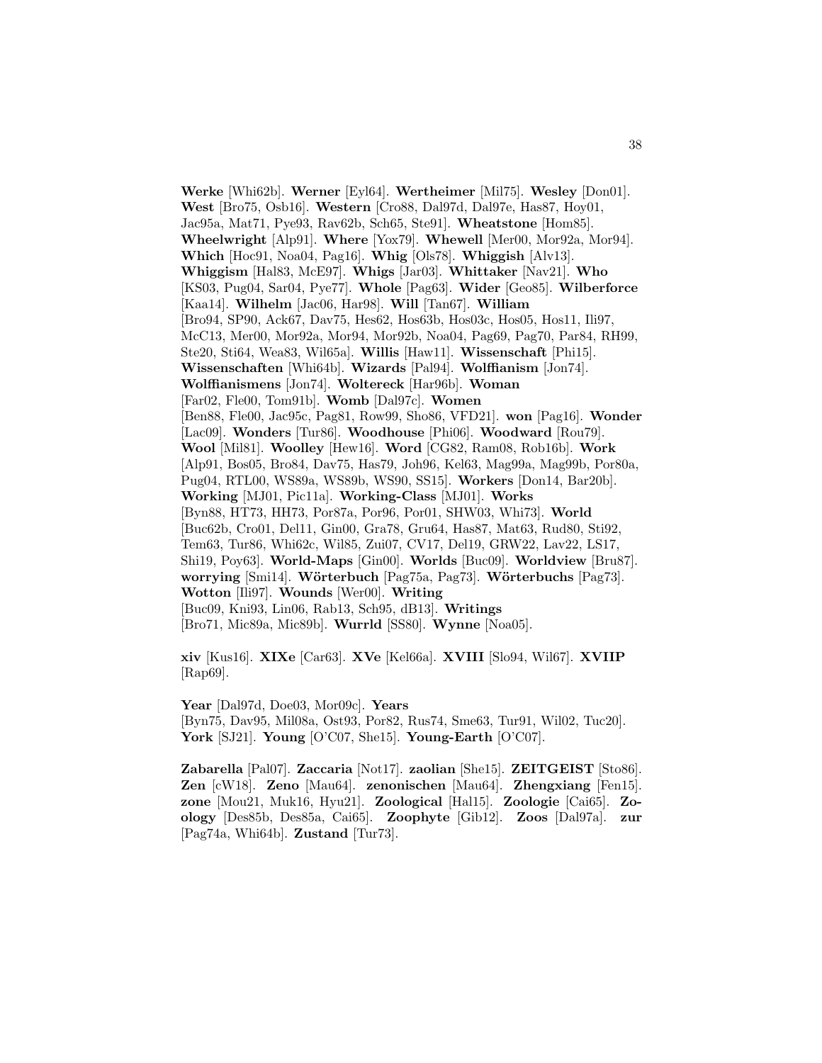**Werke** [Whi62b]. **Werner** [Eyl64]. **Wertheimer** [Mil75]. **Wesley** [Don01]. **West** [Bro75, Osb16]. **Western** [Cro88, Dal97d, Dal97e, Has87, Hoy01, Jac95a, Mat71, Pye93, Rav62b, Sch65, Ste91]. **Wheatstone** [Hom85]. **Wheelwright** [Alp91]. **Where** [Yox79]. **Whewell** [Mer00, Mor92a, Mor94]. **Which** [Hoc91, Noa04, Pag16]. **Whig** [Ols78]. **Whiggish** [Alv13]. **Whiggism** [Hal83, McE97]. **Whigs** [Jar03]. **Whittaker** [Nav21]. **Who** [KS03, Pug04, Sar04, Pye77]. **Whole** [Pag63]. **Wider** [Geo85]. **Wilberforce** [Kaa14]. **Wilhelm** [Jac06, Har98]. **Will** [Tan67]. **William** [Bro94, SP90, Ack67, Dav75, Hes62, Hos63b, Hos03c, Hos05, Hos11, Ili97, McC13, Mer00, Mor92a, Mor94, Mor92b, Noa04, Pag69, Pag70, Par84, RH99, Ste20, Sti64, Wea83, Wil65a]. **Willis** [Haw11]. **Wissenschaft** [Phi15]. **Wissenschaften** [Whi64b]. **Wizards** [Pal94]. **Wolffianism** [Jon74]. **Wolffianismens** [Jon74]. **Woltereck** [Har96b]. **Woman** [Far02, Fle00, Tom91b]. **Womb** [Dal97c]. **Women** [Ben88, Fle00, Jac95c, Pag81, Row99, Sho86, VFD21]. **won** [Pag16]. **Wonder** [Lac09]. **Wonders** [Tur86]. **Woodhouse** [Phi06]. **Woodward** [Rou79]. **Wool** [Mil81]. **Woolley** [Hew16]. **Word** [CG82, Ram08, Rob16b]. **Work** [Alp91, Bos05, Bro84, Dav75, Has79, Joh96, Kel63, Mag99a, Mag99b, Por80a, Pug04, RTL00, WS89a, WS89b, WS90, SS15]. **Workers** [Don14, Bar20b]. **Working** [MJ01, Pic11a]. **Working-Class** [MJ01]. **Works** [Byn88, HT73, HH73, Por87a, Por96, Por01, SHW03, Whi73]. **World** [Buc62b, Cro01, Del11, Gin00, Gra78, Gru64, Has87, Mat63, Rud80, Sti92, Tem63, Tur86, Whi62c, Wil85, Zui07, CV17, Del19, GRW22, Lav22, LS17, Shi19, Poy63]. **World-Maps** [Gin00]. **Worlds** [Buc09]. **Worldview** [Bru87]. **worrying** [Smi14]. **Wörterbuch** [Pag75a, Pag73]. **Wörterbuchs** [Pag73]. **Wotton** [Ili97]. **Wounds** [Wer00]. **Writing** [Buc09, Kni93, Lin06, Rab13, Sch95, dB13]. **Writings** [Bro71, Mic89a, Mic89b]. **Wurrld** [SS80]. **Wynne** [Noa05].

**xiv** [Kus16]. **XIXe** [Car63]. **XVe** [Kel66a]. **XVIII** [Slo94, Wil67]. **XVIIP** [Rap69].

**Year** [Dal97d, Doe03, Mor09c]. **Years** [Byn75, Dav95, Mil08a, Ost93, Por82, Rus74, Sme63, Tur91, Wil02, Tuc20]. **York** [SJ21]. **Young** [O'C07, She15]. **Young-Earth** [O'C07].

**Zabarella** [Pal07]. **Zaccaria** [Not17]. **zaolian** [She15]. **ZEITGEIST** [Sto86]. **Zen** [cW18]. **Zeno** [Mau64]. **zenonischen** [Mau64]. **Zhengxiang** [Fen15]. **zone** [Mou21, Muk16, Hyu21]. **Zoological** [Hal15]. **Zoologie** [Cai65]. **Zoology** [Des85b, Des85a, Cai65]. **Zoophyte** [Gib12]. **Zoos** [Dal97a]. **zur** [Pag74a, Whi64b]. **Zustand** [Tur73].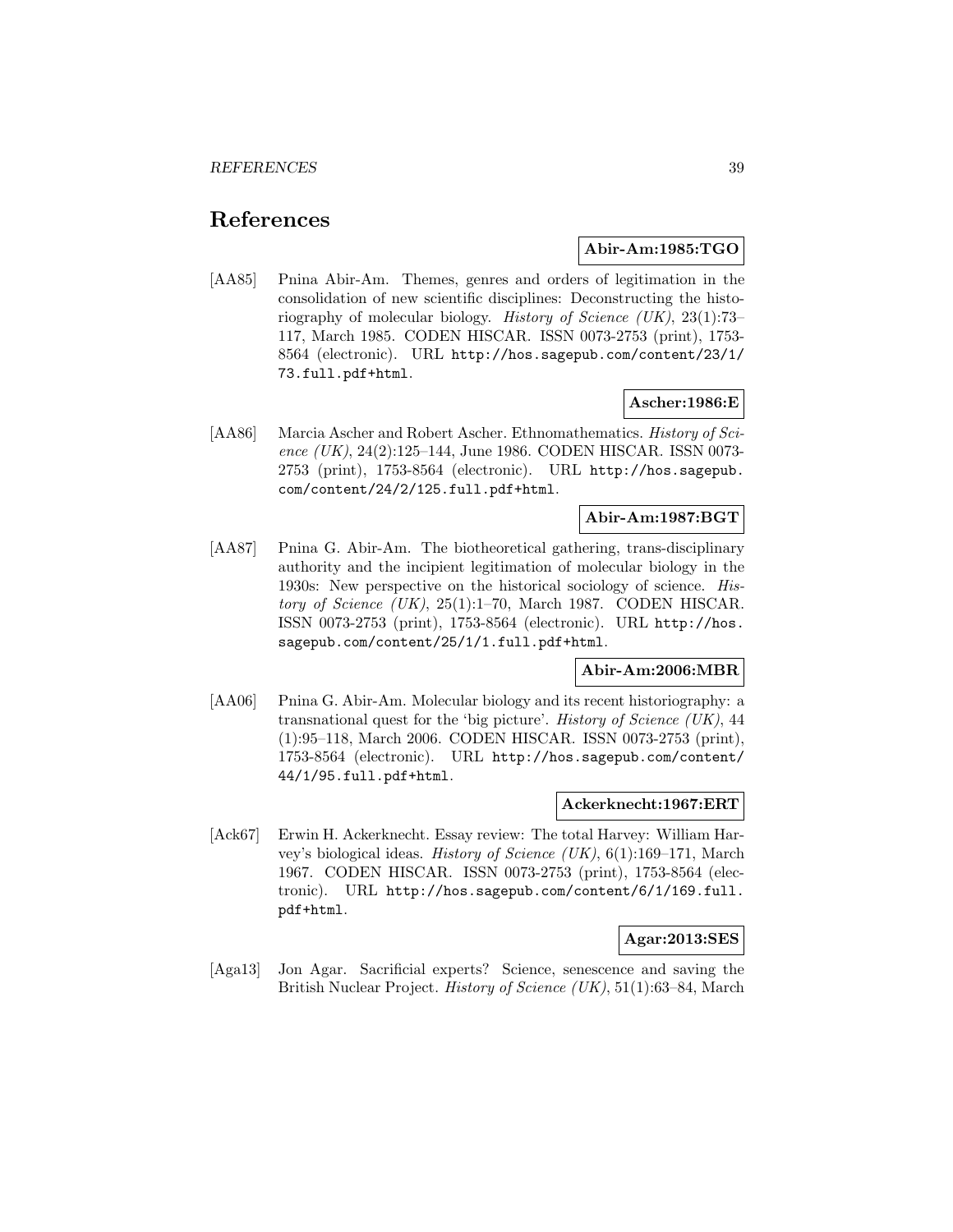## References

**Abir-Am:1985:TGO**

[AA85] Pnina Abir-Am. Themes, genres and orders of legitimation in the consolidation of new scientific disciplines: Deconstructing the historiography of molecular biology. *History of Science (UK)*, 23(1):73–117, March 1985. CODEN HISCAR. ISSN 0073-2753 (print), 1753-8564 (electronic). URL `http://hos.sagepub.com/content/23/1/73.full.pdf+html`.

**Ascher:1986:E**

[AA86] Marcia Ascher and Robert Ascher. Ethnomathematics. *History of Science (UK)*, 24(2):125–144, June 1986. CODEN HISCAR. ISSN 0073-2753 (print), 1753-8564 (electronic). URL `http://hos.sagepub.com/content/24/2/125.full.pdf+html`.

**Abir-Am:1987:BGT**

[AA87] Pnina G. Abir-Am. The biotheoretical gathering, trans-disciplinary authority and the incipient legitimation of molecular biology in the 1930s: New perspective on the historical sociology of science. *History of Science (UK)*, 25(1):1–70, March 1987. CODEN HISCAR. ISSN 0073-2753 (print), 1753-8564 (electronic). URL `http://hos.sagepub.com/content/25/1/1.full.pdf+html`.

**Abir-Am:2006:MBR**

[AA06] Pnina G. Abir-Am. Molecular biology and its recent historiography: a transnational quest for the 'big picture'. *History of Science (UK)*, 44 (1):95–118, March 2006. CODEN HISCAR. ISSN 0073-2753 (print), 1753-8564 (electronic). URL `http://hos.sagepub.com/content/44/1/95.full.pdf+html`.

**Ackerknecht:1967:ERT**

[Ack67] Erwin H. Ackerknecht. Essay review: The total Harvey: William Harvey's biological ideas. *History of Science (UK)*, 6(1):169–171, March 1967. CODEN HISCAR. ISSN 0073-2753 (print), 1753-8564 (electronic). URL `http://hos.sagepub.com/content/6/1/169.full.pdf+html`.

**Agar:2013:SES**

[Aga13] Jon Agar. Sacrificial experts? Science, senescence and saving the British Nuclear Project. *History of Science (UK)*, 51(1):63–84, March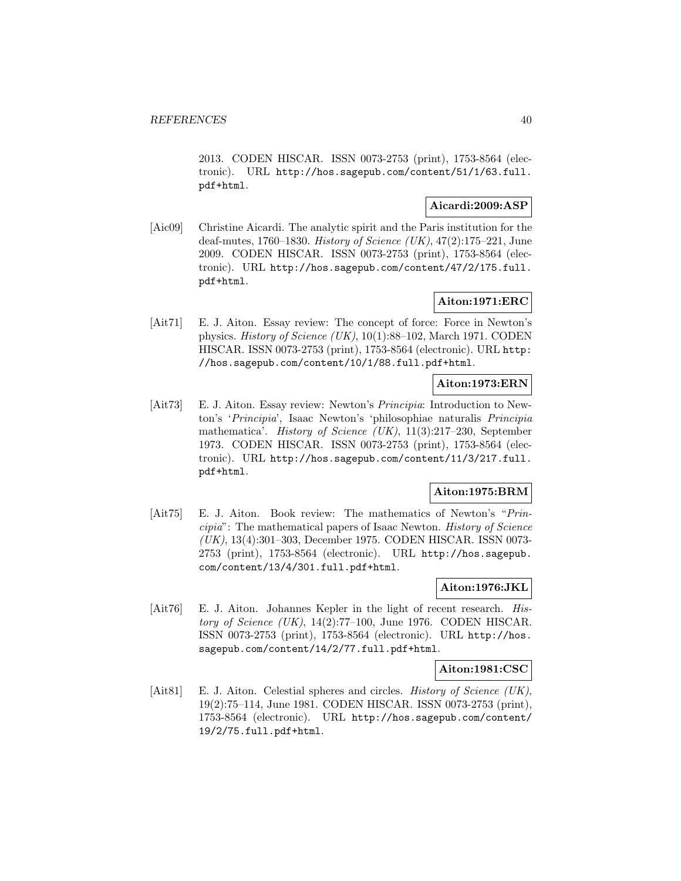2013. CODEN HISCAR. ISSN 0073-2753 (print), 1753-8564 (electronic). URL http://hos.sagepub.com/content/51/1/63.full.pdf+html.

**Aicardi:2009:ASP**

[Aic09] Christine Aicardi. The analytic spirit and the Paris institution for the deaf-mutes, 1760–1830. *History of Science (UK)*, 47(2):175–221, June 2009. CODEN HISCAR. ISSN 0073-2753 (print), 1753-8564 (electronic). URL http://hos.sagepub.com/content/47/2/175.full.pdf+html.

**Aiton:1971:ERC**

[Ait71] E. J. Aiton. Essay review: The concept of force: Force in Newton's physics. *History of Science (UK)*, 10(1):88–102, March 1971. CODEN HISCAR. ISSN 0073-2753 (print), 1753-8564 (electronic). URL http://hos.sagepub.com/content/10/1/88.full.pdf+html.

**Aiton:1973:ERN**

[Ait73] E. J. Aiton. Essay review: Newton's *Principia*: Introduction to Newton's '*Principia*', Isaac Newton's 'philosophiae naturalis *Principia* mathematica'. *History of Science (UK)*, 11(3):217–230, September 1973. CODEN HISCAR. ISSN 0073-2753 (print), 1753-8564 (electronic). URL http://hos.sagepub.com/content/11/3/217.full.pdf+html.

**Aiton:1975:BRM**

[Ait75] E. J. Aiton. Book review: The mathematics of Newton's "*Principia*": The mathematical papers of Isaac Newton. *History of Science (UK)*, 13(4):301–303, December 1975. CODEN HISCAR. ISSN 0073-2753 (print), 1753-8564 (electronic). URL http://hos.sagepub.com/content/13/4/301.full.pdf+html.

**Aiton:1976:JKL**

[Ait76] E. J. Aiton. Johannes Kepler in the light of recent research. *History of Science (UK)*, 14(2):77–100, June 1976. CODEN HISCAR. ISSN 0073-2753 (print), 1753-8564 (electronic). URL http://hos.sagepub.com/content/14/2/77.full.pdf+html.

**Aiton:1981:CSC**

[Ait81] E. J. Aiton. Celestial spheres and circles. *History of Science (UK)*, 19(2):75–114, June 1981. CODEN HISCAR. ISSN 0073-2753 (print), 1753-8564 (electronic). URL http://hos.sagepub.com/content/19/2/75.full.pdf+html.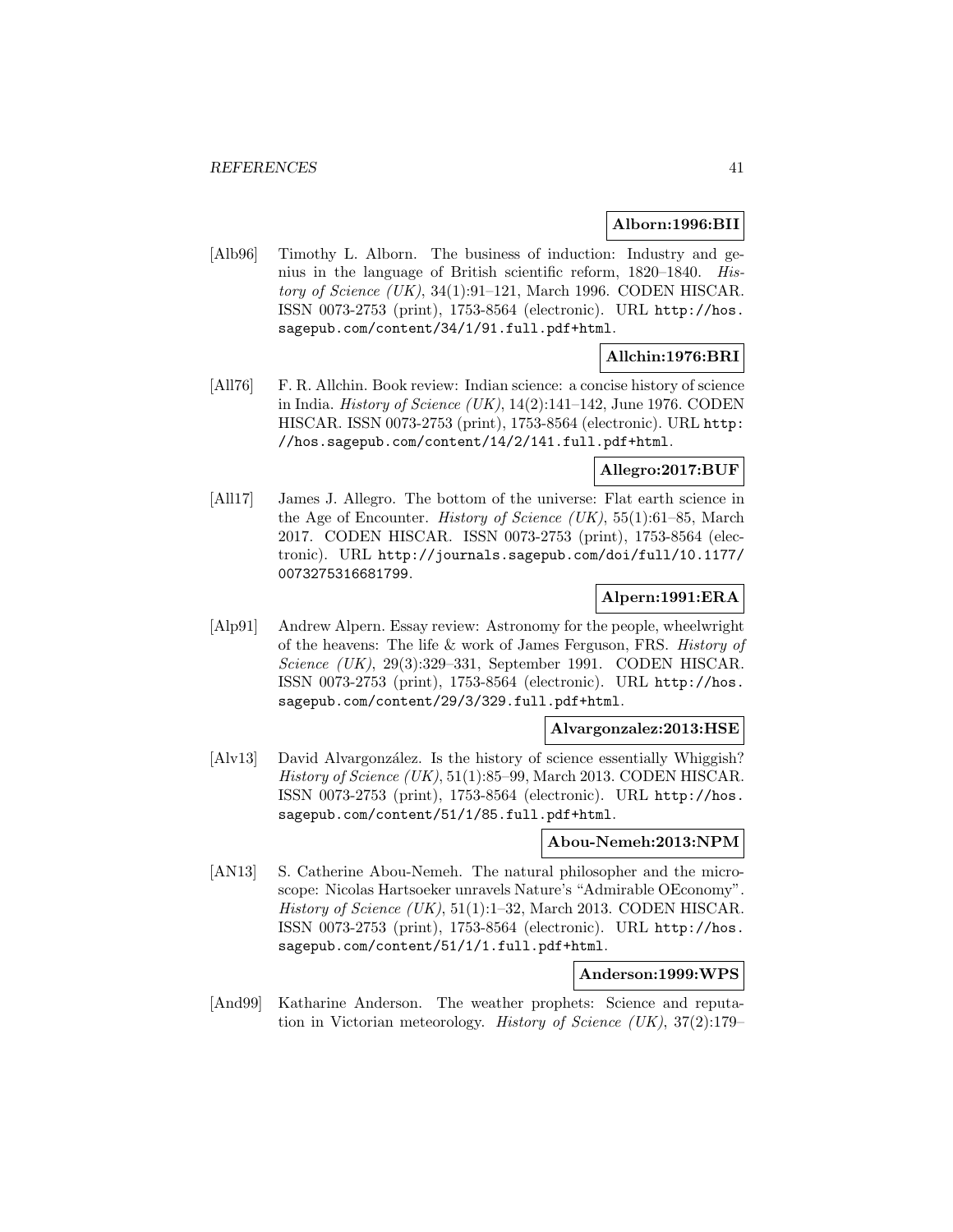**Alborn:1996:BII**

[Alb96] Timothy L. Alborn. The business of induction: Industry and genius in the language of British scientific reform, 1820–1840. *History of Science (UK)*, 34(1):91–121, March 1996. CODEN HISCAR. ISSN 0073-2753 (print), 1753-8564 (electronic). URL http://hos.sagepub.com/content/34/1/91.full.pdf+html.

**Allchin:1976:BRI**

[All76] F. R. Allchin. Book review: Indian science: a concise history of science in India. *History of Science (UK)*, 14(2):141–142, June 1976. CODEN HISCAR. ISSN 0073-2753 (print), 1753-8564 (electronic). URL http://hos.sagepub.com/content/14/2/141.full.pdf+html.

**Allegro:2017:BUF**

[All17] James J. Allegro. The bottom of the universe: Flat earth science in the Age of Encounter. *History of Science (UK)*, 55(1):61–85, March 2017. CODEN HISCAR. ISSN 0073-2753 (print), 1753-8564 (electronic). URL http://journals.sagepub.com/doi/full/10.1177/0073275316681799.

**Alpern:1991:ERA**

[Alp91] Andrew Alpern. Essay review: Astronomy for the people, wheelwright of the heavens: The life & work of James Ferguson, FRS. *History of Science (UK)*, 29(3):329–331, September 1991. CODEN HISCAR. ISSN 0073-2753 (print), 1753-8564 (electronic). URL http://hos.sagepub.com/content/29/3/329.full.pdf+html.

**Alvargonzalez:2013:HSE**

[Alv13] David Alvargonzález. Is the history of science essentially Whiggish? *History of Science (UK)*, 51(1):85–99, March 2013. CODEN HISCAR. ISSN 0073-2753 (print), 1753-8564 (electronic). URL http://hos.sagepub.com/content/51/1/85.full.pdf+html.

**Abou-Nemeh:2013:NPM**

[AN13] S. Catherine Abou-Nemeh. The natural philosopher and the microscope: Nicolas Hartsoeker unravels Nature's "Admirable OEconomy". *History of Science (UK)*, 51(1):1–32, March 2013. CODEN HISCAR. ISSN 0073-2753 (print), 1753-8564 (electronic). URL http://hos.sagepub.com/content/51/1/1.full.pdf+html.

**Anderson:1999:WPS**

[And99] Katharine Anderson. The weather prophets: Science and reputation in Victorian meteorology. *History of Science (UK)*, 37(2):179–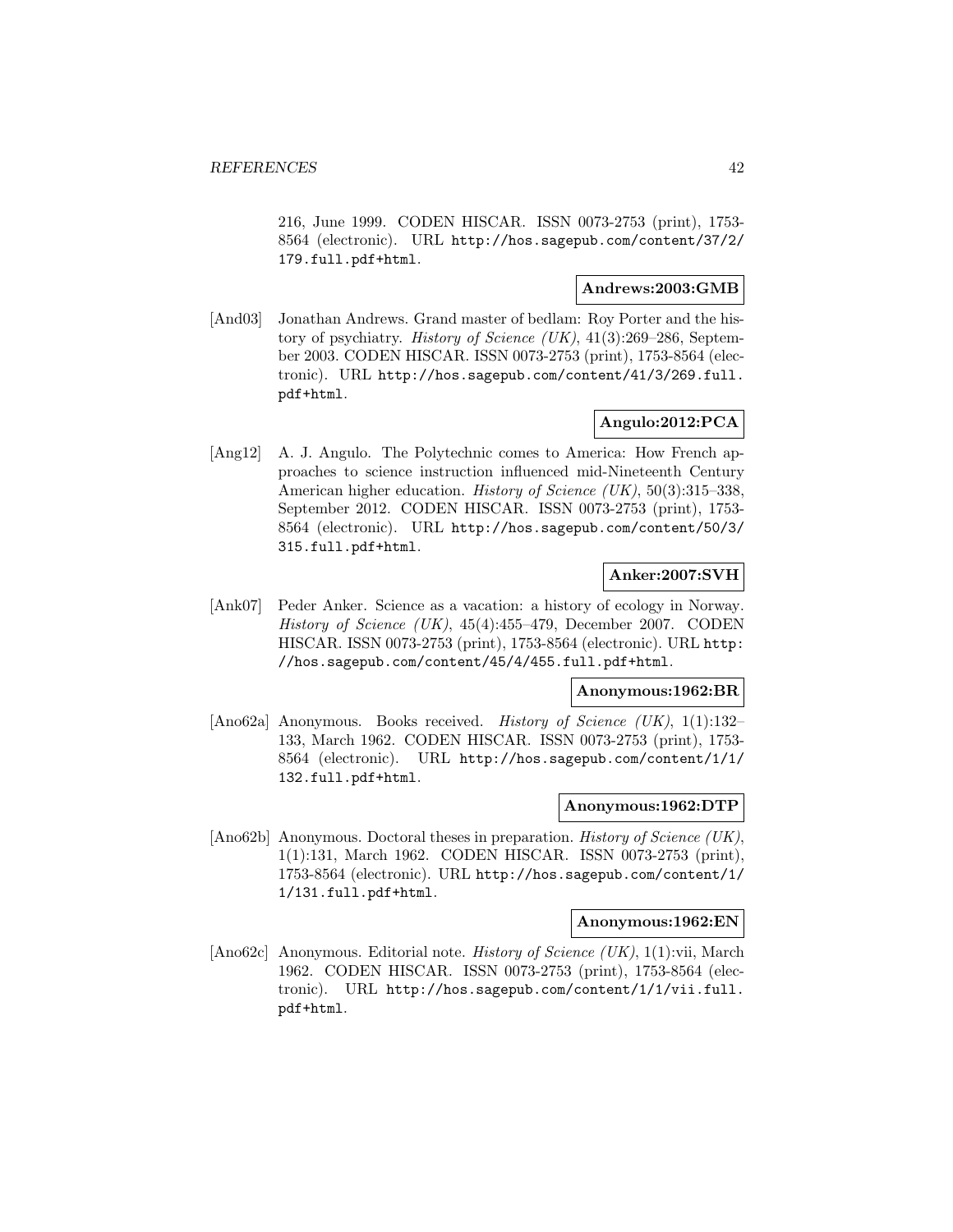216, June 1999. CODEN HISCAR. ISSN 0073-2753 (print), 1753-8564 (electronic). URL http://hos.sagepub.com/content/37/2/179.full.pdf+html.

**Andrews:2003:GMB**

[And03] Jonathan Andrews. Grand master of bedlam: Roy Porter and the history of psychiatry. *History of Science (UK)*, 41(3):269–286, September 2003. CODEN HISCAR. ISSN 0073-2753 (print), 1753-8564 (electronic). URL http://hos.sagepub.com/content/41/3/269.full.pdf+html.

**Angulo:2012:PCA**

[Ang12] A. J. Angulo. The Polytechnic comes to America: How French approaches to science instruction influenced mid-Nineteenth Century American higher education. *History of Science (UK)*, 50(3):315–338, September 2012. CODEN HISCAR. ISSN 0073-2753 (print), 1753-8564 (electronic). URL http://hos.sagepub.com/content/50/3/315.full.pdf+html.

**Anker:2007:SVH**

[Ank07] Peder Anker. Science as a vacation: a history of ecology in Norway. *History of Science (UK)*, 45(4):455–479, December 2007. CODEN HISCAR. ISSN 0073-2753 (print), 1753-8564 (electronic). URL http://hos.sagepub.com/content/45/4/455.full.pdf+html.

**Anonymous:1962:BR**

[Ano62a] Anonymous. Books received. *History of Science (UK)*, 1(1):132–133, March 1962. CODEN HISCAR. ISSN 0073-2753 (print), 1753-8564 (electronic). URL http://hos.sagepub.com/content/1/1/132.full.pdf+html.

**Anonymous:1962:DTP**

[Ano62b] Anonymous. Doctoral theses in preparation. *History of Science (UK)*, 1(1):131, March 1962. CODEN HISCAR. ISSN 0073-2753 (print), 1753-8564 (electronic). URL http://hos.sagepub.com/content/1/1/131.full.pdf+html.

**Anonymous:1962:EN**

[Ano62c] Anonymous. Editorial note. *History of Science (UK)*, 1(1):vii, March 1962. CODEN HISCAR. ISSN 0073-2753 (print), 1753-8564 (electronic). URL http://hos.sagepub.com/content/1/1/vii.full.pdf+html.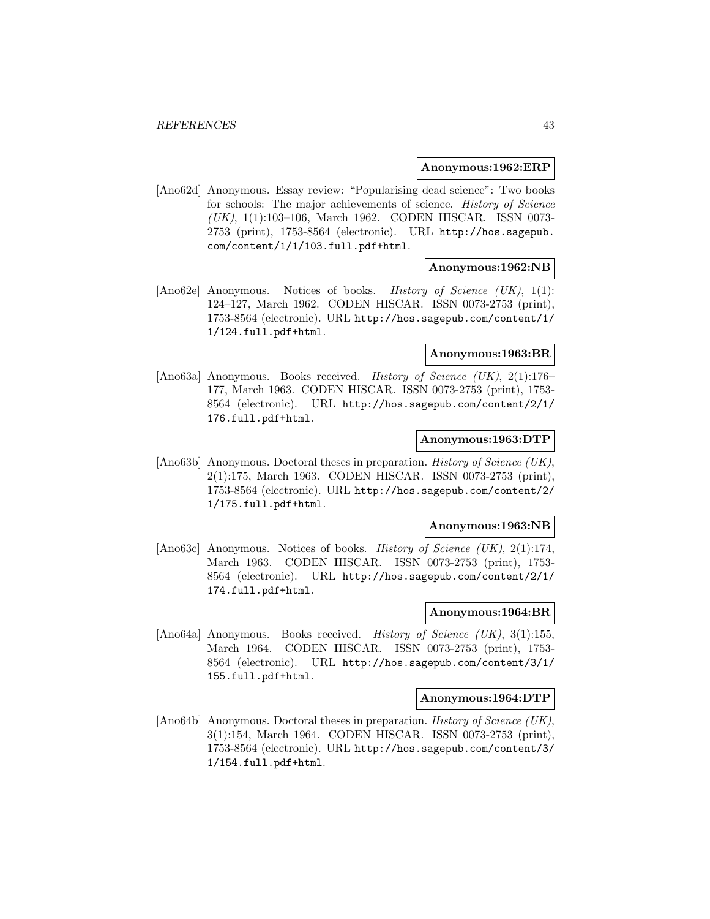**Anonymous:1962:ERP**

[Ano62d] Anonymous. Essay review: "Popularising dead science": Two books for schools: The major achievements of science. *History of Science (UK)*, 1(1):103–106, March 1962. CODEN HISCAR. ISSN 0073-2753 (print), 1753-8564 (electronic). URL `http://hos.sagepub.com/content/1/1/103.full.pdf+html`.

**Anonymous:1962:NB**

[Ano62e] Anonymous. Notices of books. *History of Science (UK)*, 1(1): 124–127, March 1962. CODEN HISCAR. ISSN 0073-2753 (print), 1753-8564 (electronic). URL `http://hos.sagepub.com/content/1/1/124.full.pdf+html`.

**Anonymous:1963:BR**

[Ano63a] Anonymous. Books received. *History of Science (UK)*, 2(1):176–177, March 1963. CODEN HISCAR. ISSN 0073-2753 (print), 1753-8564 (electronic). URL `http://hos.sagepub.com/content/2/1/176.full.pdf+html`.

**Anonymous:1963:DTP**

[Ano63b] Anonymous. Doctoral theses in preparation. *History of Science (UK)*, 2(1):175, March 1963. CODEN HISCAR. ISSN 0073-2753 (print), 1753-8564 (electronic). URL `http://hos.sagepub.com/content/2/1/175.full.pdf+html`.

**Anonymous:1963:NB**

[Ano63c] Anonymous. Notices of books. *History of Science (UK)*, 2(1):174, March 1963. CODEN HISCAR. ISSN 0073-2753 (print), 1753-8564 (electronic). URL `http://hos.sagepub.com/content/2/1/174.full.pdf+html`.

**Anonymous:1964:BR**

[Ano64a] Anonymous. Books received. *History of Science (UK)*, 3(1):155, March 1964. CODEN HISCAR. ISSN 0073-2753 (print), 1753-8564 (electronic). URL `http://hos.sagepub.com/content/3/1/155.full.pdf+html`.

**Anonymous:1964:DTP**

[Ano64b] Anonymous. Doctoral theses in preparation. *History of Science (UK)*, 3(1):154, March 1964. CODEN HISCAR. ISSN 0073-2753 (print), 1753-8564 (electronic). URL `http://hos.sagepub.com/content/3/1/154.full.pdf+html`.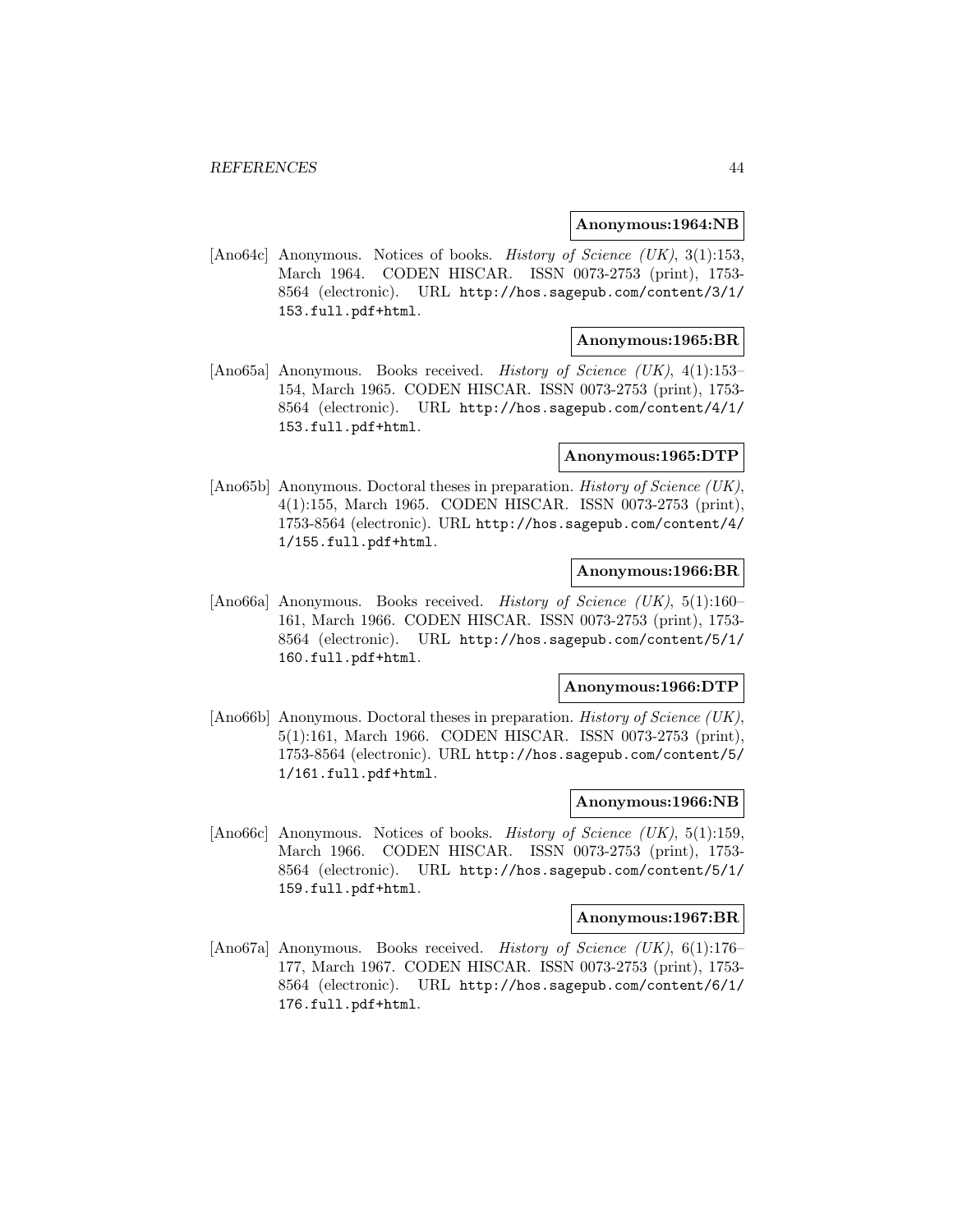**Anonymous:1964:NB**

[Ano64c] Anonymous. Notices of books. *History of Science (UK)*, 3(1):153, March 1964. CODEN HISCAR. ISSN 0073-2753 (print), 1753-8564 (electronic). URL http://hos.sagepub.com/content/3/1/153.full.pdf+html.

**Anonymous:1965:BR**

[Ano65a] Anonymous. Books received. *History of Science (UK)*, 4(1):153–154, March 1965. CODEN HISCAR. ISSN 0073-2753 (print), 1753-8564 (electronic). URL http://hos.sagepub.com/content/4/1/153.full.pdf+html.

**Anonymous:1965:DTP**

[Ano65b] Anonymous. Doctoral theses in preparation. *History of Science (UK)*, 4(1):155, March 1965. CODEN HISCAR. ISSN 0073-2753 (print), 1753-8564 (electronic). URL http://hos.sagepub.com/content/4/1/155.full.pdf+html.

**Anonymous:1966:BR**

[Ano66a] Anonymous. Books received. *History of Science (UK)*, 5(1):160–161, March 1966. CODEN HISCAR. ISSN 0073-2753 (print), 1753-8564 (electronic). URL http://hos.sagepub.com/content/5/1/160.full.pdf+html.

**Anonymous:1966:DTP**

[Ano66b] Anonymous. Doctoral theses in preparation. *History of Science (UK)*, 5(1):161, March 1966. CODEN HISCAR. ISSN 0073-2753 (print), 1753-8564 (electronic). URL http://hos.sagepub.com/content/5/1/161.full.pdf+html.

**Anonymous:1966:NB**

[Ano66c] Anonymous. Notices of books. *History of Science (UK)*, 5(1):159, March 1966. CODEN HISCAR. ISSN 0073-2753 (print), 1753-8564 (electronic). URL http://hos.sagepub.com/content/5/1/159.full.pdf+html.

**Anonymous:1967:BR**

[Ano67a] Anonymous. Books received. *History of Science (UK)*, 6(1):176–177, March 1967. CODEN HISCAR. ISSN 0073-2753 (print), 1753-8564 (electronic). URL http://hos.sagepub.com/content/6/1/176.full.pdf+html.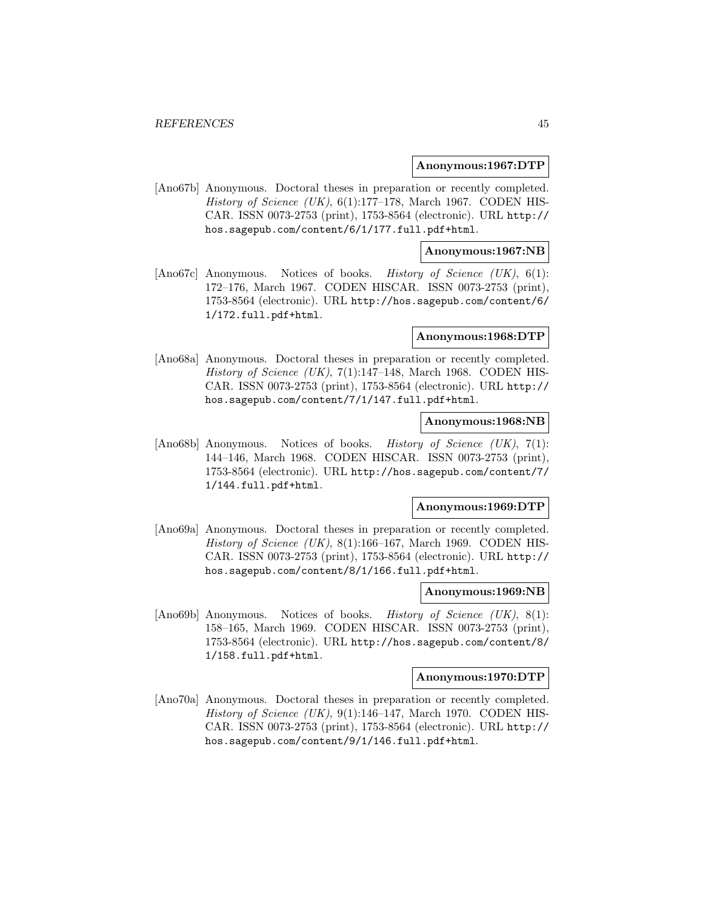**Anonymous:1967:DTP**

[Ano67b] Anonymous. Doctoral theses in preparation or recently completed. *History of Science (UK)*, 6(1):177–178, March 1967. CODEN HISCAR. ISSN 0073-2753 (print), 1753-8564 (electronic). URL http://hos.sagepub.com/content/6/1/177.full.pdf+html.

**Anonymous:1967:NB**

[Ano67c] Anonymous. Notices of books. *History of Science (UK)*, 6(1): 172–176, March 1967. CODEN HISCAR. ISSN 0073-2753 (print), 1753-8564 (electronic). URL http://hos.sagepub.com/content/6/1/172.full.pdf+html.

**Anonymous:1968:DTP**

[Ano68a] Anonymous. Doctoral theses in preparation or recently completed. *History of Science (UK)*, 7(1):147–148, March 1968. CODEN HISCAR. ISSN 0073-2753 (print), 1753-8564 (electronic). URL http://hos.sagepub.com/content/7/1/147.full.pdf+html.

**Anonymous:1968:NB**

[Ano68b] Anonymous. Notices of books. *History of Science (UK)*, 7(1): 144–146, March 1968. CODEN HISCAR. ISSN 0073-2753 (print), 1753-8564 (electronic). URL http://hos.sagepub.com/content/7/1/144.full.pdf+html.

**Anonymous:1969:DTP**

[Ano69a] Anonymous. Doctoral theses in preparation or recently completed. *History of Science (UK)*, 8(1):166–167, March 1969. CODEN HISCAR. ISSN 0073-2753 (print), 1753-8564 (electronic). URL http://hos.sagepub.com/content/8/1/166.full.pdf+html.

**Anonymous:1969:NB**

[Ano69b] Anonymous. Notices of books. *History of Science (UK)*, 8(1): 158–165, March 1969. CODEN HISCAR. ISSN 0073-2753 (print), 1753-8564 (electronic). URL http://hos.sagepub.com/content/8/1/158.full.pdf+html.

**Anonymous:1970:DTP**

[Ano70a] Anonymous. Doctoral theses in preparation or recently completed. *History of Science (UK)*, 9(1):146–147, March 1970. CODEN HISCAR. ISSN 0073-2753 (print), 1753-8564 (electronic). URL http://hos.sagepub.com/content/9/1/146.full.pdf+html.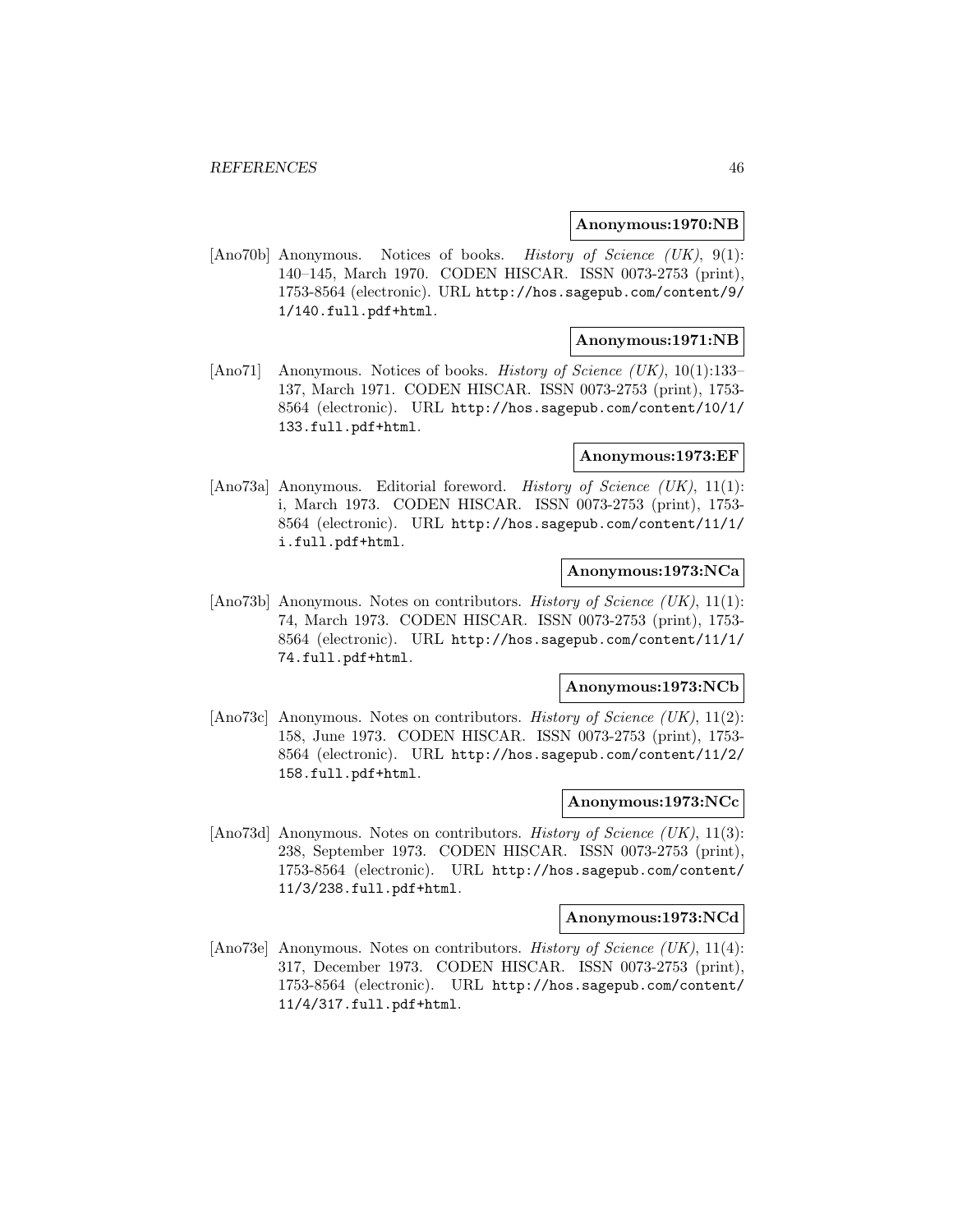**Anonymous:1970:NB**

[Ano70b] Anonymous. Notices of books. *History of Science (UK)*, 9(1): 140–145, March 1970. CODEN HISCAR. ISSN 0073-2753 (print), 1753-8564 (electronic). URL http://hos.sagepub.com/content/9/1/140.full.pdf+html.

**Anonymous:1971:NB**

[Ano71] Anonymous. Notices of books. *History of Science (UK)*, 10(1):133–137, March 1971. CODEN HISCAR. ISSN 0073-2753 (print), 1753-8564 (electronic). URL http://hos.sagepub.com/content/10/1/133.full.pdf+html.

**Anonymous:1973:EF**

[Ano73a] Anonymous. Editorial foreword. *History of Science (UK)*, 11(1): i, March 1973. CODEN HISCAR. ISSN 0073-2753 (print), 1753-8564 (electronic). URL http://hos.sagepub.com/content/11/1/i.full.pdf+html.

**Anonymous:1973:NCa**

[Ano73b] Anonymous. Notes on contributors. *History of Science (UK)*, 11(1): 74, March 1973. CODEN HISCAR. ISSN 0073-2753 (print), 1753-8564 (electronic). URL http://hos.sagepub.com/content/11/1/74.full.pdf+html.

**Anonymous:1973:NCb**

[Ano73c] Anonymous. Notes on contributors. *History of Science (UK)*, 11(2): 158, June 1973. CODEN HISCAR. ISSN 0073-2753 (print), 1753-8564 (electronic). URL http://hos.sagepub.com/content/11/2/158.full.pdf+html.

**Anonymous:1973:NCc**

[Ano73d] Anonymous. Notes on contributors. *History of Science (UK)*, 11(3): 238, September 1973. CODEN HISCAR. ISSN 0073-2753 (print), 1753-8564 (electronic). URL http://hos.sagepub.com/content/11/3/238.full.pdf+html.

**Anonymous:1973:NCd**

[Ano73e] Anonymous. Notes on contributors. *History of Science (UK)*, 11(4): 317, December 1973. CODEN HISCAR. ISSN 0073-2753 (print), 1753-8564 (electronic). URL http://hos.sagepub.com/content/11/4/317.full.pdf+html.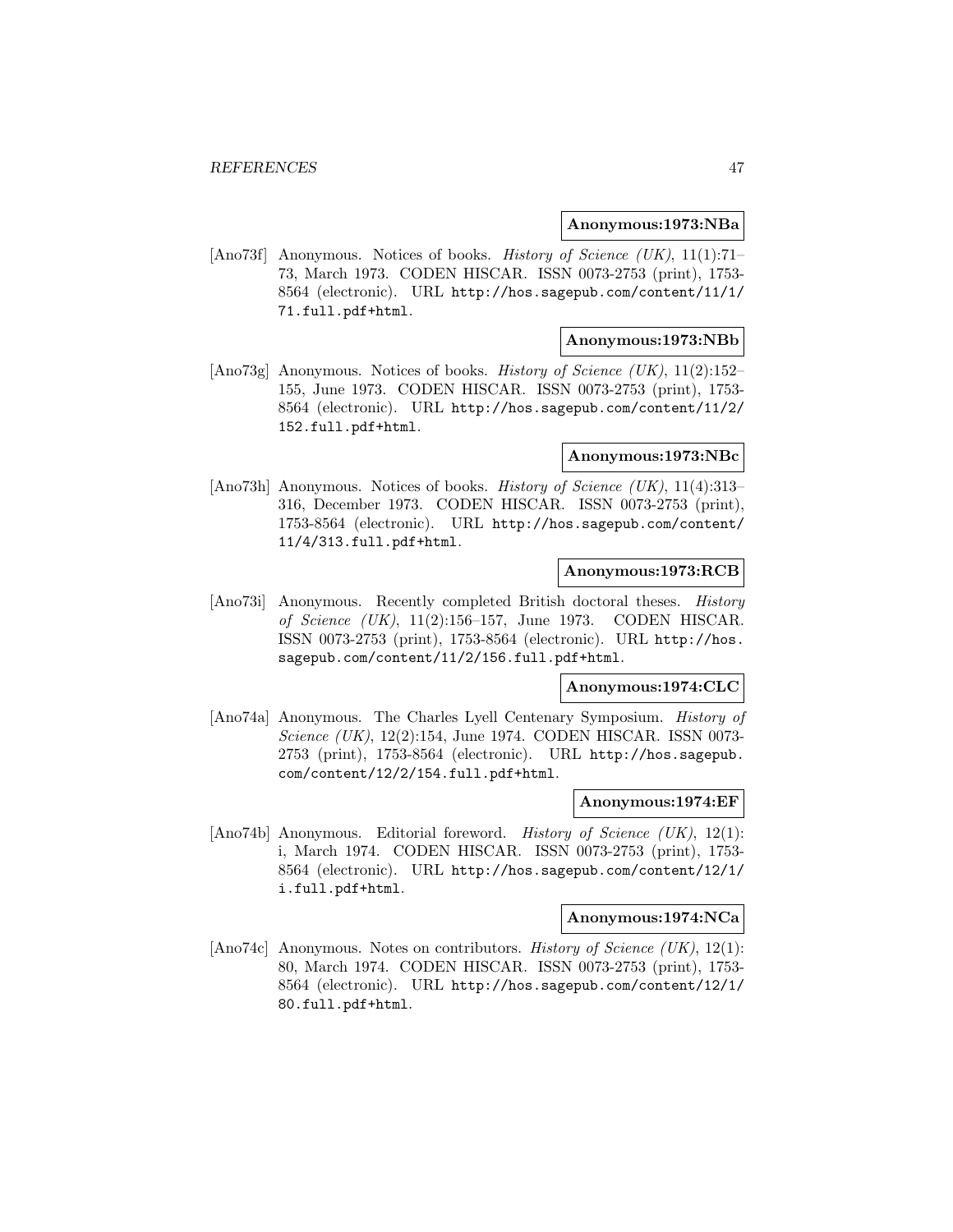**Anonymous:1973:NBa**

[Ano73f] Anonymous. Notices of books. *History of Science (UK)*, 11(1):71–73, March 1973. CODEN HISCAR. ISSN 0073-2753 (print), 1753-8564 (electronic). URL http://hos.sagepub.com/content/11/1/71.full.pdf+html.

**Anonymous:1973:NBb**

[Ano73g] Anonymous. Notices of books. *History of Science (UK)*, 11(2):152–155, June 1973. CODEN HISCAR. ISSN 0073-2753 (print), 1753-8564 (electronic). URL http://hos.sagepub.com/content/11/2/152.full.pdf+html.

**Anonymous:1973:NBc**

[Ano73h] Anonymous. Notices of books. *History of Science (UK)*, 11(4):313–316, December 1973. CODEN HISCAR. ISSN 0073-2753 (print), 1753-8564 (electronic). URL http://hos.sagepub.com/content/11/4/313.full.pdf+html.

**Anonymous:1973:RCB**

[Ano73i] Anonymous. Recently completed British doctoral theses. *History of Science (UK)*, 11(2):156–157, June 1973. CODEN HISCAR. ISSN 0073-2753 (print), 1753-8564 (electronic). URL http://hos.sagepub.com/content/11/2/156.full.pdf+html.

**Anonymous:1974:CLC**

[Ano74a] Anonymous. The Charles Lyell Centenary Symposium. *History of Science (UK)*, 12(2):154, June 1974. CODEN HISCAR. ISSN 0073-2753 (print), 1753-8564 (electronic). URL http://hos.sagepub.com/content/12/2/154.full.pdf+html.

**Anonymous:1974:EF**

[Ano74b] Anonymous. Editorial foreword. *History of Science (UK)*, 12(1):i, March 1974. CODEN HISCAR. ISSN 0073-2753 (print), 1753-8564 (electronic). URL http://hos.sagepub.com/content/12/1/i.full.pdf+html.

**Anonymous:1974:NCa**

[Ano74c] Anonymous. Notes on contributors. *History of Science (UK)*, 12(1):80, March 1974. CODEN HISCAR. ISSN 0073-2753 (print), 1753-8564 (electronic). URL http://hos.sagepub.com/content/12/1/80.full.pdf+html.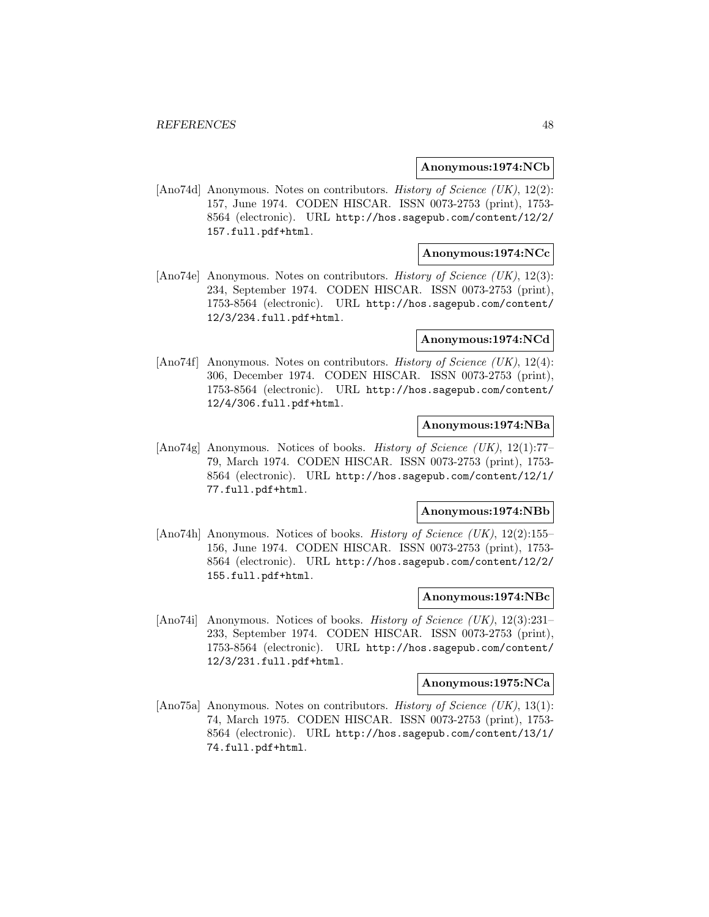**Anonymous:1974:NCb**

[Ano74d] Anonymous. Notes on contributors. *History of Science (UK)*, 12(2): 157, June 1974. CODEN HISCAR. ISSN 0073-2753 (print), 1753-8564 (electronic). URL `http://hos.sagepub.com/content/12/2/157.full.pdf+html`.

**Anonymous:1974:NCc**

[Ano74e] Anonymous. Notes on contributors. *History of Science (UK)*, 12(3): 234, September 1974. CODEN HISCAR. ISSN 0073-2753 (print), 1753-8564 (electronic). URL `http://hos.sagepub.com/content/12/3/234.full.pdf+html`.

**Anonymous:1974:NCd**

[Ano74f] Anonymous. Notes on contributors. *History of Science (UK)*, 12(4): 306, December 1974. CODEN HISCAR. ISSN 0073-2753 (print), 1753-8564 (electronic). URL `http://hos.sagepub.com/content/12/4/306.full.pdf+html`.

**Anonymous:1974:NBa**

[Ano74g] Anonymous. Notices of books. *History of Science (UK)*, 12(1):77–79, March 1974. CODEN HISCAR. ISSN 0073-2753 (print), 1753-8564 (electronic). URL `http://hos.sagepub.com/content/12/1/77.full.pdf+html`.

**Anonymous:1974:NBb**

[Ano74h] Anonymous. Notices of books. *History of Science (UK)*, 12(2):155–156, June 1974. CODEN HISCAR. ISSN 0073-2753 (print), 1753-8564 (electronic). URL `http://hos.sagepub.com/content/12/2/155.full.pdf+html`.

**Anonymous:1974:NBc**

[Ano74i] Anonymous. Notices of books. *History of Science (UK)*, 12(3):231–233, September 1974. CODEN HISCAR. ISSN 0073-2753 (print), 1753-8564 (electronic). URL `http://hos.sagepub.com/content/12/3/231.full.pdf+html`.

**Anonymous:1975:NCa**

[Ano75a] Anonymous. Notes on contributors. *History of Science (UK)*, 13(1): 74, March 1975. CODEN HISCAR. ISSN 0073-2753 (print), 1753-8564 (electronic). URL `http://hos.sagepub.com/content/13/1/74.full.pdf+html`.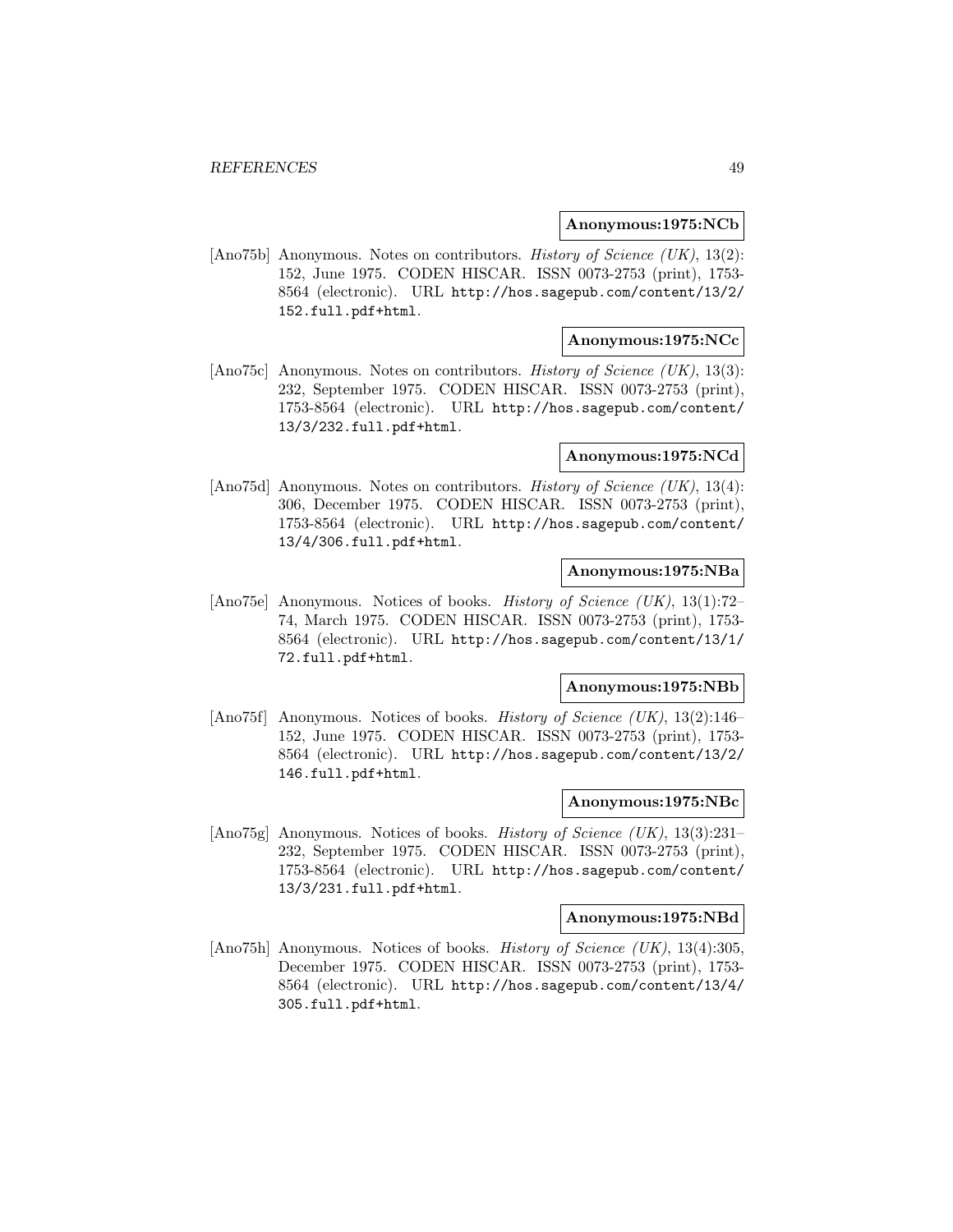**Anonymous:1975:NCb**

[Ano75b] Anonymous. Notes on contributors. *History of Science (UK)*, 13(2): 152, June 1975. CODEN HISCAR. ISSN 0073-2753 (print), 1753-8564 (electronic). URL http://hos.sagepub.com/content/13/2/152.full.pdf+html.

**Anonymous:1975:NCc**

[Ano75c] Anonymous. Notes on contributors. *History of Science (UK)*, 13(3): 232, September 1975. CODEN HISCAR. ISSN 0073-2753 (print), 1753-8564 (electronic). URL http://hos.sagepub.com/content/13/3/232.full.pdf+html.

**Anonymous:1975:NCd**

[Ano75d] Anonymous. Notes on contributors. *History of Science (UK)*, 13(4): 306, December 1975. CODEN HISCAR. ISSN 0073-2753 (print), 1753-8564 (electronic). URL http://hos.sagepub.com/content/13/4/306.full.pdf+html.

**Anonymous:1975:NBa**

[Ano75e] Anonymous. Notices of books. *History of Science (UK)*, 13(1):72–74, March 1975. CODEN HISCAR. ISSN 0073-2753 (print), 1753-8564 (electronic). URL http://hos.sagepub.com/content/13/1/72.full.pdf+html.

**Anonymous:1975:NBb**

[Ano75f] Anonymous. Notices of books. *History of Science (UK)*, 13(2):146–152, June 1975. CODEN HISCAR. ISSN 0073-2753 (print), 1753-8564 (electronic). URL http://hos.sagepub.com/content/13/2/146.full.pdf+html.

**Anonymous:1975:NBc**

[Ano75g] Anonymous. Notices of books. *History of Science (UK)*, 13(3):231–232, September 1975. CODEN HISCAR. ISSN 0073-2753 (print), 1753-8564 (electronic). URL http://hos.sagepub.com/content/13/3/231.full.pdf+html.

**Anonymous:1975:NBd**

[Ano75h] Anonymous. Notices of books. *History of Science (UK)*, 13(4):305, December 1975. CODEN HISCAR. ISSN 0073-2753 (print), 1753-8564 (electronic). URL http://hos.sagepub.com/content/13/4/305.full.pdf+html.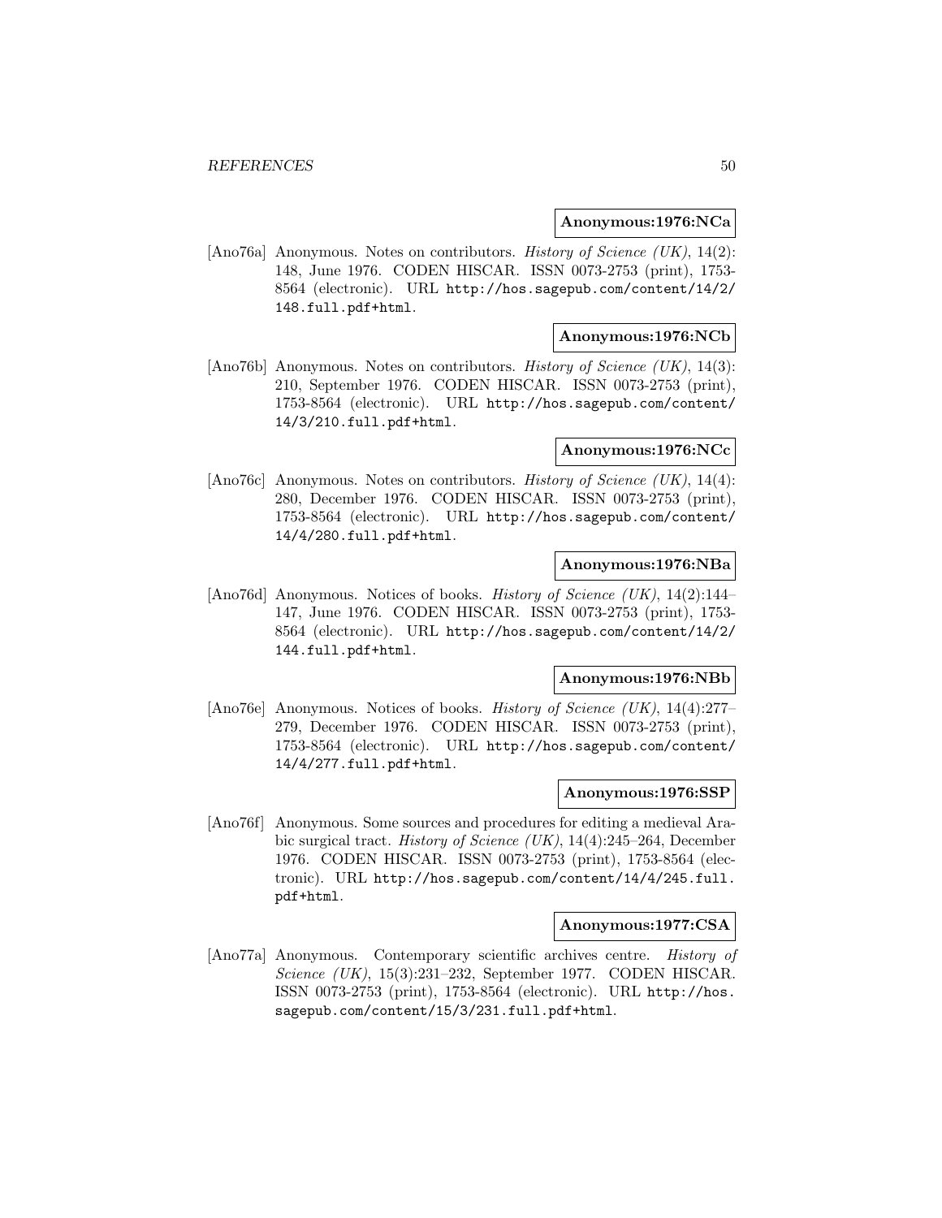**Anonymous:1976:NCa**

[Ano76a] Anonymous. Notes on contributors. *History of Science (UK)*, 14(2): 148, June 1976. CODEN HISCAR. ISSN 0073-2753 (print), 1753-8564 (electronic). URL http://hos.sagepub.com/content/14/2/148.full.pdf+html.

**Anonymous:1976:NCb**

[Ano76b] Anonymous. Notes on contributors. *History of Science (UK)*, 14(3): 210, September 1976. CODEN HISCAR. ISSN 0073-2753 (print), 1753-8564 (electronic). URL http://hos.sagepub.com/content/14/3/210.full.pdf+html.

**Anonymous:1976:NCc**

[Ano76c] Anonymous. Notes on contributors. *History of Science (UK)*, 14(4): 280, December 1976. CODEN HISCAR. ISSN 0073-2753 (print), 1753-8564 (electronic). URL http://hos.sagepub.com/content/14/4/280.full.pdf+html.

**Anonymous:1976:NBa**

[Ano76d] Anonymous. Notices of books. *History of Science (UK)*, 14(2):144–147, June 1976. CODEN HISCAR. ISSN 0073-2753 (print), 1753-8564 (electronic). URL http://hos.sagepub.com/content/14/2/144.full.pdf+html.

**Anonymous:1976:NBb**

[Ano76e] Anonymous. Notices of books. *History of Science (UK)*, 14(4):277–279, December 1976. CODEN HISCAR. ISSN 0073-2753 (print), 1753-8564 (electronic). URL http://hos.sagepub.com/content/14/4/277.full.pdf+html.

**Anonymous:1976:SSP**

[Ano76f] Anonymous. Some sources and procedures for editing a medieval Arabic surgical tract. *History of Science (UK)*, 14(4):245–264, December 1976. CODEN HISCAR. ISSN 0073-2753 (print), 1753-8564 (electronic). URL http://hos.sagepub.com/content/14/4/245.full.pdf+html.

**Anonymous:1977:CSA**

[Ano77a] Anonymous. Contemporary scientific archives centre. *History of Science (UK)*, 15(3):231–232, September 1977. CODEN HISCAR. ISSN 0073-2753 (print), 1753-8564 (electronic). URL http://hos.sagepub.com/content/15/3/231.full.pdf+html.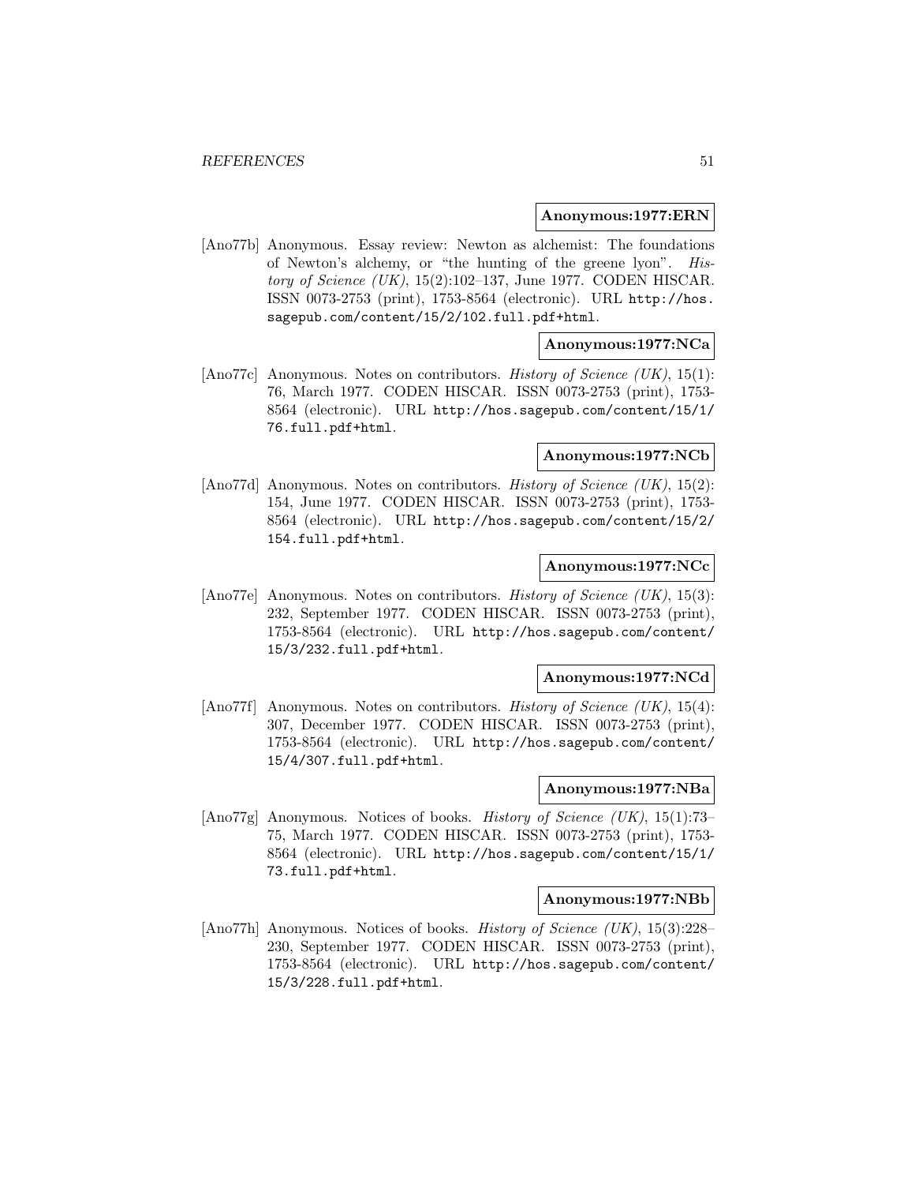**Anonymous:1977:ERN**

[Ano77b] Anonymous. Essay review: Newton as alchemist: The foundations of Newton's alchemy, or "the hunting of the greene lyon". *History of Science (UK)*, 15(2):102–137, June 1977. CODEN HISCAR. ISSN 0073-2753 (print), 1753-8564 (electronic). URL http://hos.sagepub.com/content/15/2/102.full.pdf+html.

**Anonymous:1977:NCa**

[Ano77c] Anonymous. Notes on contributors. *History of Science (UK)*, 15(1): 76, March 1977. CODEN HISCAR. ISSN 0073-2753 (print), 1753-8564 (electronic). URL http://hos.sagepub.com/content/15/1/76.full.pdf+html.

**Anonymous:1977:NCb**

[Ano77d] Anonymous. Notes on contributors. *History of Science (UK)*, 15(2): 154, June 1977. CODEN HISCAR. ISSN 0073-2753 (print), 1753-8564 (electronic). URL http://hos.sagepub.com/content/15/2/154.full.pdf+html.

**Anonymous:1977:NCc**

[Ano77e] Anonymous. Notes on contributors. *History of Science (UK)*, 15(3): 232, September 1977. CODEN HISCAR. ISSN 0073-2753 (print), 1753-8564 (electronic). URL http://hos.sagepub.com/content/15/3/232.full.pdf+html.

**Anonymous:1977:NCd**

[Ano77f] Anonymous. Notes on contributors. *History of Science (UK)*, 15(4): 307, December 1977. CODEN HISCAR. ISSN 0073-2753 (print), 1753-8564 (electronic). URL http://hos.sagepub.com/content/15/4/307.full.pdf+html.

**Anonymous:1977:NBa**

[Ano77g] Anonymous. Notices of books. *History of Science (UK)*, 15(1):73–75, March 1977. CODEN HISCAR. ISSN 0073-2753 (print), 1753-8564 (electronic). URL http://hos.sagepub.com/content/15/1/73.full.pdf+html.

**Anonymous:1977:NBb**

[Ano77h] Anonymous. Notices of books. *History of Science (UK)*, 15(3):228–230, September 1977. CODEN HISCAR. ISSN 0073-2753 (print), 1753-8564 (electronic). URL http://hos.sagepub.com/content/15/3/228.full.pdf+html.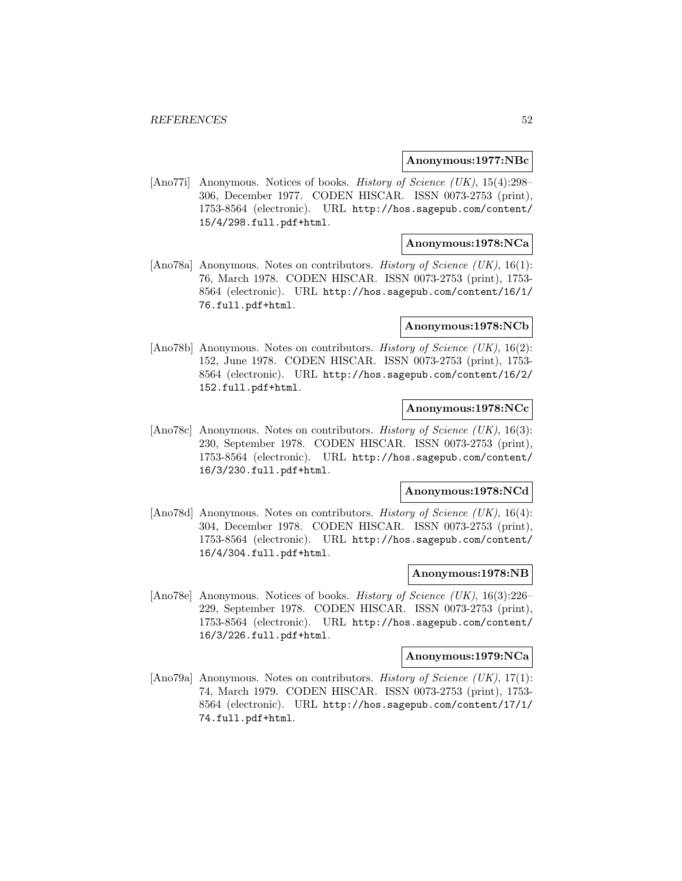**Anonymous:1977:NBc**

[Ano77i] Anonymous. Notices of books. *History of Science (UK)*, 15(4):298–306, December 1977. CODEN HISCAR. ISSN 0073-2753 (print), 1753-8564 (electronic). URL http://hos.sagepub.com/content/15/4/298.full.pdf+html.

**Anonymous:1978:NCa**

[Ano78a] Anonymous. Notes on contributors. *History of Science (UK)*, 16(1): 76, March 1978. CODEN HISCAR. ISSN 0073-2753 (print), 1753-8564 (electronic). URL http://hos.sagepub.com/content/16/1/76.full.pdf+html.

**Anonymous:1978:NCb**

[Ano78b] Anonymous. Notes on contributors. *History of Science (UK)*, 16(2): 152, June 1978. CODEN HISCAR. ISSN 0073-2753 (print), 1753-8564 (electronic). URL http://hos.sagepub.com/content/16/2/152.full.pdf+html.

**Anonymous:1978:NCc**

[Ano78c] Anonymous. Notes on contributors. *History of Science (UK)*, 16(3): 230, September 1978. CODEN HISCAR. ISSN 0073-2753 (print), 1753-8564 (electronic). URL http://hos.sagepub.com/content/16/3/230.full.pdf+html.

**Anonymous:1978:NCd**

[Ano78d] Anonymous. Notes on contributors. *History of Science (UK)*, 16(4): 304, December 1978. CODEN HISCAR. ISSN 0073-2753 (print), 1753-8564 (electronic). URL http://hos.sagepub.com/content/16/4/304.full.pdf+html.

**Anonymous:1978:NB**

[Ano78e] Anonymous. Notices of books. *History of Science (UK)*, 16(3):226–229, September 1978. CODEN HISCAR. ISSN 0073-2753 (print), 1753-8564 (electronic). URL http://hos.sagepub.com/content/16/3/226.full.pdf+html.

**Anonymous:1979:NCa**

[Ano79a] Anonymous. Notes on contributors. *History of Science (UK)*, 17(1): 74, March 1979. CODEN HISCAR. ISSN 0073-2753 (print), 1753-8564 (electronic). URL http://hos.sagepub.com/content/17/1/74.full.pdf+html.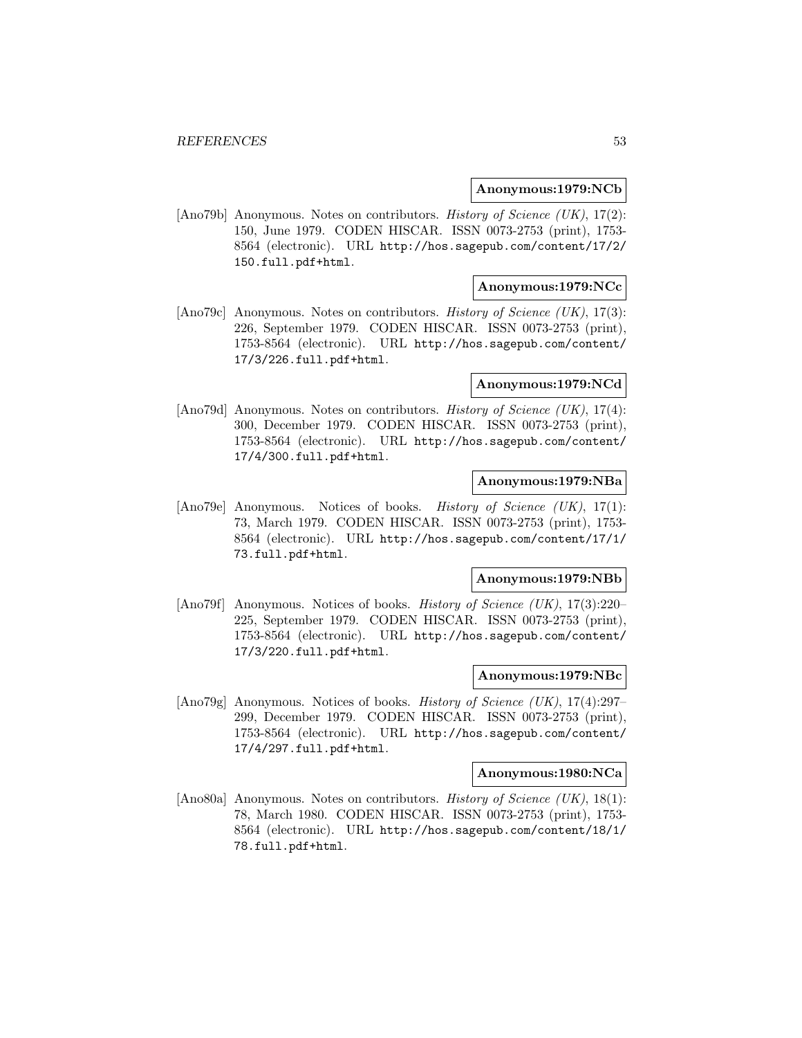**Anonymous:1979:NCb**

[Ano79b] Anonymous. Notes on contributors. *History of Science (UK)*, 17(2): 150, June 1979. CODEN HISCAR. ISSN 0073-2753 (print), 1753-8564 (electronic). URL http://hos.sagepub.com/content/17/2/150.full.pdf+html.

**Anonymous:1979:NCc**

[Ano79c] Anonymous. Notes on contributors. *History of Science (UK)*, 17(3): 226, September 1979. CODEN HISCAR. ISSN 0073-2753 (print), 1753-8564 (electronic). URL http://hos.sagepub.com/content/17/3/226.full.pdf+html.

**Anonymous:1979:NCd**

[Ano79d] Anonymous. Notes on contributors. *History of Science (UK)*, 17(4): 300, December 1979. CODEN HISCAR. ISSN 0073-2753 (print), 1753-8564 (electronic). URL http://hos.sagepub.com/content/17/4/300.full.pdf+html.

**Anonymous:1979:NBa**

[Ano79e] Anonymous. Notices of books. *History of Science (UK)*, 17(1): 73, March 1979. CODEN HISCAR. ISSN 0073-2753 (print), 1753-8564 (electronic). URL http://hos.sagepub.com/content/17/1/73.full.pdf+html.

**Anonymous:1979:NBb**

[Ano79f] Anonymous. Notices of books. *History of Science (UK)*, 17(3):220–225, September 1979. CODEN HISCAR. ISSN 0073-2753 (print), 1753-8564 (electronic). URL http://hos.sagepub.com/content/17/3/220.full.pdf+html.

**Anonymous:1979:NBc**

[Ano79g] Anonymous. Notices of books. *History of Science (UK)*, 17(4):297–299, December 1979. CODEN HISCAR. ISSN 0073-2753 (print), 1753-8564 (electronic). URL http://hos.sagepub.com/content/17/4/297.full.pdf+html.

**Anonymous:1980:NCa**

[Ano80a] Anonymous. Notes on contributors. *History of Science (UK)*, 18(1): 78, March 1980. CODEN HISCAR. ISSN 0073-2753 (print), 1753-8564 (electronic). URL http://hos.sagepub.com/content/18/1/78.full.pdf+html.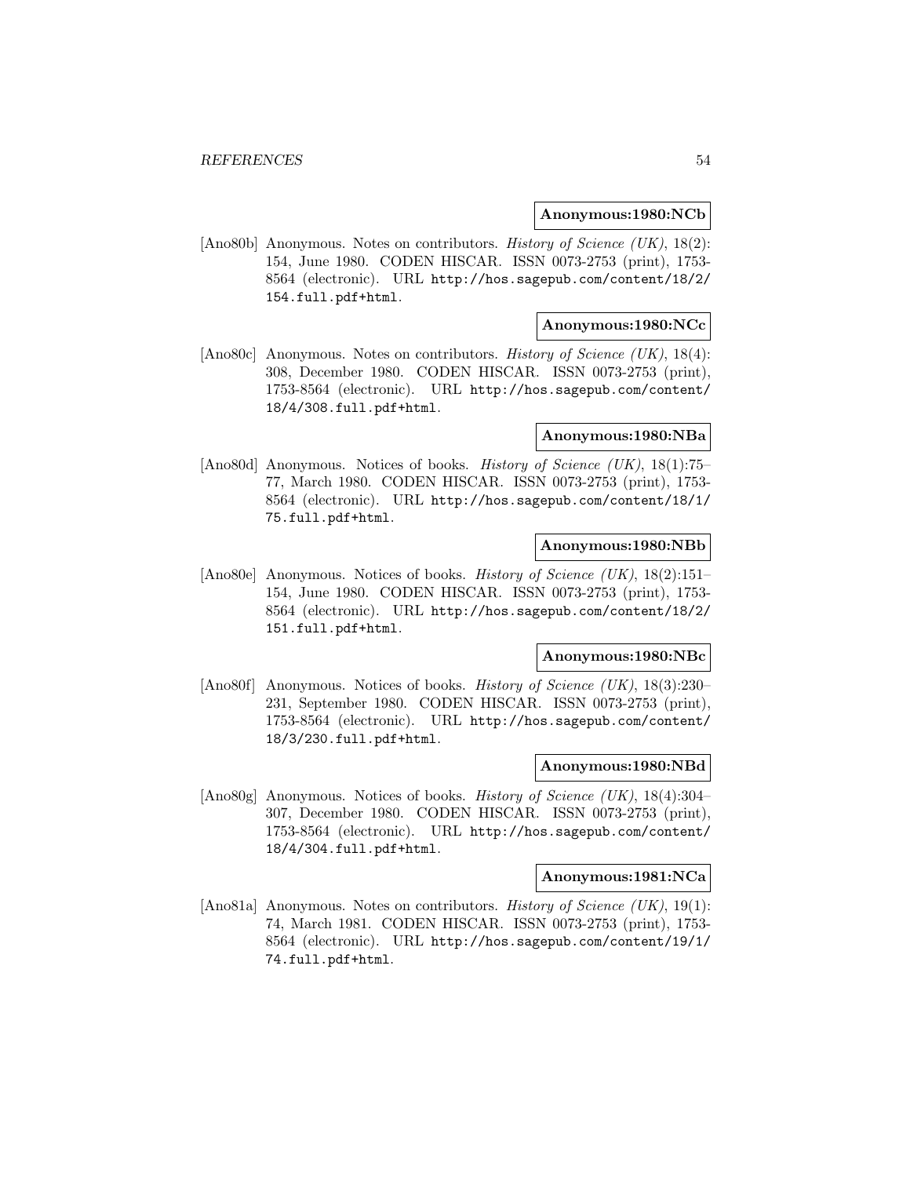**Anonymous:1980:NCb**

[Ano80b] Anonymous. Notes on contributors. *History of Science (UK)*, 18(2): 154, June 1980. CODEN HISCAR. ISSN 0073-2753 (print), 1753-8564 (electronic). URL http://hos.sagepub.com/content/18/2/154.full.pdf+html.

**Anonymous:1980:NCc**

[Ano80c] Anonymous. Notes on contributors. *History of Science (UK)*, 18(4): 308, December 1980. CODEN HISCAR. ISSN 0073-2753 (print), 1753-8564 (electronic). URL http://hos.sagepub.com/content/18/4/308.full.pdf+html.

**Anonymous:1980:NBa**

[Ano80d] Anonymous. Notices of books. *History of Science (UK)*, 18(1):75–77, March 1980. CODEN HISCAR. ISSN 0073-2753 (print), 1753-8564 (electronic). URL http://hos.sagepub.com/content/18/1/75.full.pdf+html.

**Anonymous:1980:NBb**

[Ano80e] Anonymous. Notices of books. *History of Science (UK)*, 18(2):151–154, June 1980. CODEN HISCAR. ISSN 0073-2753 (print), 1753-8564 (electronic). URL http://hos.sagepub.com/content/18/2/151.full.pdf+html.

**Anonymous:1980:NBc**

[Ano80f] Anonymous. Notices of books. *History of Science (UK)*, 18(3):230–231, September 1980. CODEN HISCAR. ISSN 0073-2753 (print), 1753-8564 (electronic). URL http://hos.sagepub.com/content/18/3/230.full.pdf+html.

**Anonymous:1980:NBd**

[Ano80g] Anonymous. Notices of books. *History of Science (UK)*, 18(4):304–307, December 1980. CODEN HISCAR. ISSN 0073-2753 (print), 1753-8564 (electronic). URL http://hos.sagepub.com/content/18/4/304.full.pdf+html.

**Anonymous:1981:NCa**

[Ano81a] Anonymous. Notes on contributors. *History of Science (UK)*, 19(1): 74, March 1981. CODEN HISCAR. ISSN 0073-2753 (print), 1753-8564 (electronic). URL http://hos.sagepub.com/content/19/1/74.full.pdf+html.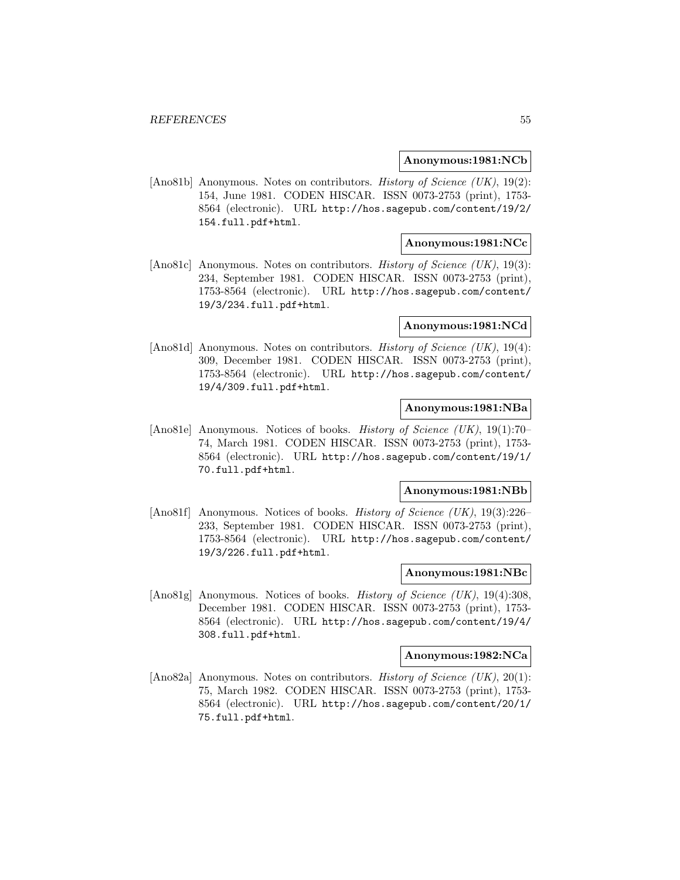**Anonymous:1981:NCb**

[Ano81b] Anonymous. Notes on contributors. *History of Science (UK)*, 19(2): 154, June 1981. CODEN HISCAR. ISSN 0073-2753 (print), 1753-8564 (electronic). URL `http://hos.sagepub.com/content/19/2/154.full.pdf+html`.

**Anonymous:1981:NCc**

[Ano81c] Anonymous. Notes on contributors. *History of Science (UK)*, 19(3): 234, September 1981. CODEN HISCAR. ISSN 0073-2753 (print), 1753-8564 (electronic). URL `http://hos.sagepub.com/content/19/3/234.full.pdf+html`.

**Anonymous:1981:NCd**

[Ano81d] Anonymous. Notes on contributors. *History of Science (UK)*, 19(4): 309, December 1981. CODEN HISCAR. ISSN 0073-2753 (print), 1753-8564 (electronic). URL `http://hos.sagepub.com/content/19/4/309.full.pdf+html`.

**Anonymous:1981:NBa**

[Ano81e] Anonymous. Notices of books. *History of Science (UK)*, 19(1):70–74, March 1981. CODEN HISCAR. ISSN 0073-2753 (print), 1753-8564 (electronic). URL `http://hos.sagepub.com/content/19/1/70.full.pdf+html`.

**Anonymous:1981:NBb**

[Ano81f] Anonymous. Notices of books. *History of Science (UK)*, 19(3):226–233, September 1981. CODEN HISCAR. ISSN 0073-2753 (print), 1753-8564 (electronic). URL `http://hos.sagepub.com/content/19/3/226.full.pdf+html`.

**Anonymous:1981:NBc**

[Ano81g] Anonymous. Notices of books. *History of Science (UK)*, 19(4):308, December 1981. CODEN HISCAR. ISSN 0073-2753 (print), 1753-8564 (electronic). URL `http://hos.sagepub.com/content/19/4/308.full.pdf+html`.

**Anonymous:1982:NCa**

[Ano82a] Anonymous. Notes on contributors. *History of Science (UK)*, 20(1): 75, March 1982. CODEN HISCAR. ISSN 0073-2753 (print), 1753-8564 (electronic). URL `http://hos.sagepub.com/content/20/1/75.full.pdf+html`.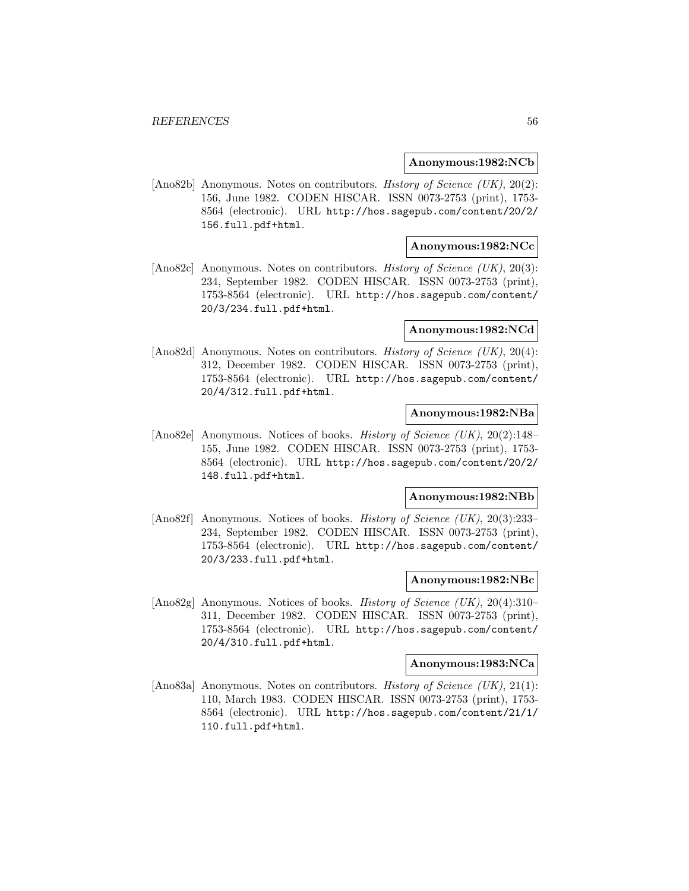**Anonymous:1982:NCb**

[Ano82b] Anonymous. Notes on contributors. *History of Science (UK)*, 20(2): 156, June 1982. CODEN HISCAR. ISSN 0073-2753 (print), 1753-8564 (electronic). URL http://hos.sagepub.com/content/20/2/156.full.pdf+html.

**Anonymous:1982:NCc**

[Ano82c] Anonymous. Notes on contributors. *History of Science (UK)*, 20(3): 234, September 1982. CODEN HISCAR. ISSN 0073-2753 (print), 1753-8564 (electronic). URL http://hos.sagepub.com/content/20/3/234.full.pdf+html.

**Anonymous:1982:NCd**

[Ano82d] Anonymous. Notes on contributors. *History of Science (UK)*, 20(4): 312, December 1982. CODEN HISCAR. ISSN 0073-2753 (print), 1753-8564 (electronic). URL http://hos.sagepub.com/content/20/4/312.full.pdf+html.

**Anonymous:1982:NBa**

[Ano82e] Anonymous. Notices of books. *History of Science (UK)*, 20(2):148–155, June 1982. CODEN HISCAR. ISSN 0073-2753 (print), 1753-8564 (electronic). URL http://hos.sagepub.com/content/20/2/148.full.pdf+html.

**Anonymous:1982:NBb**

[Ano82f] Anonymous. Notices of books. *History of Science (UK)*, 20(3):233–234, September 1982. CODEN HISCAR. ISSN 0073-2753 (print), 1753-8564 (electronic). URL http://hos.sagepub.com/content/20/3/233.full.pdf+html.

**Anonymous:1982:NBc**

[Ano82g] Anonymous. Notices of books. *History of Science (UK)*, 20(4):310–311, December 1982. CODEN HISCAR. ISSN 0073-2753 (print), 1753-8564 (electronic). URL http://hos.sagepub.com/content/20/4/310.full.pdf+html.

**Anonymous:1983:NCa**

[Ano83a] Anonymous. Notes on contributors. *History of Science (UK)*, 21(1): 110, March 1983. CODEN HISCAR. ISSN 0073-2753 (print), 1753-8564 (electronic). URL http://hos.sagepub.com/content/21/1/110.full.pdf+html.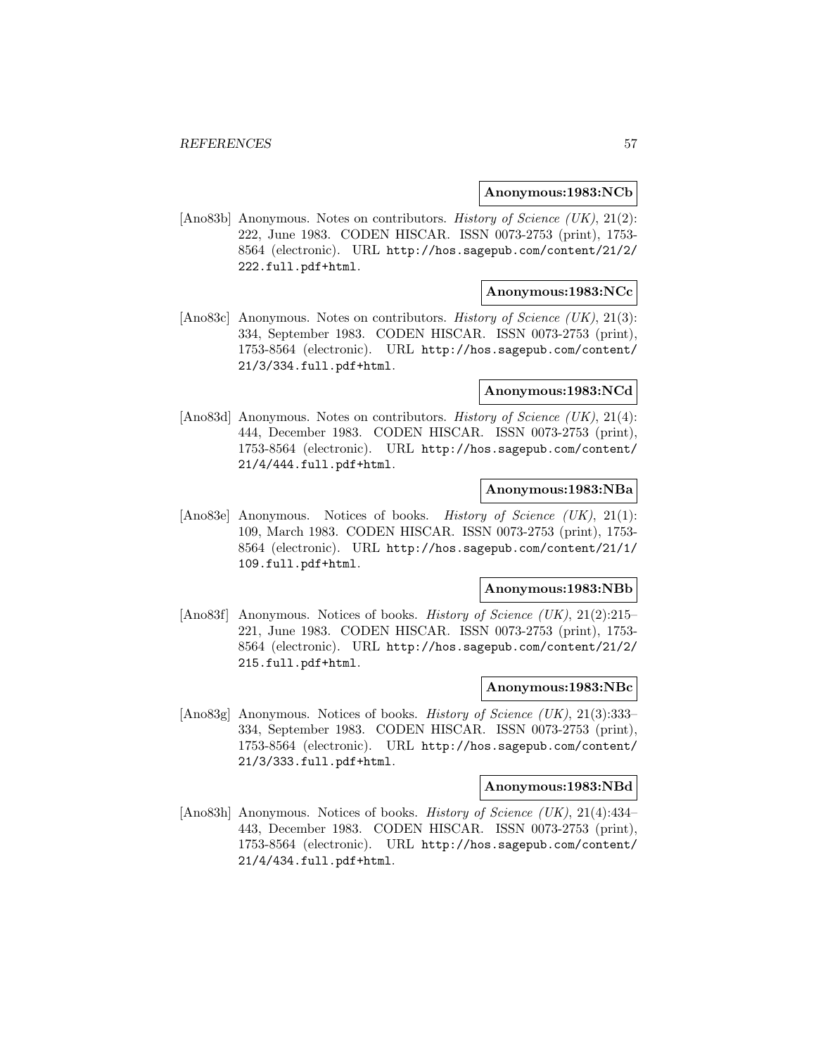**Anonymous:1983:NCb**

[Ano83b] Anonymous. Notes on contributors. *History of Science (UK)*, 21(2): 222, June 1983. CODEN HISCAR. ISSN 0073-2753 (print), 1753-8564 (electronic). URL http://hos.sagepub.com/content/21/2/222.full.pdf+html.

**Anonymous:1983:NCc**

[Ano83c] Anonymous. Notes on contributors. *History of Science (UK)*, 21(3): 334, September 1983. CODEN HISCAR. ISSN 0073-2753 (print), 1753-8564 (electronic). URL http://hos.sagepub.com/content/21/3/334.full.pdf+html.

**Anonymous:1983:NCd**

[Ano83d] Anonymous. Notes on contributors. *History of Science (UK)*, 21(4): 444, December 1983. CODEN HISCAR. ISSN 0073-2753 (print), 1753-8564 (electronic). URL http://hos.sagepub.com/content/21/4/444.full.pdf+html.

**Anonymous:1983:NBa**

[Ano83e] Anonymous. Notices of books. *History of Science (UK)*, 21(1): 109, March 1983. CODEN HISCAR. ISSN 0073-2753 (print), 1753-8564 (electronic). URL http://hos.sagepub.com/content/21/1/109.full.pdf+html.

**Anonymous:1983:NBb**

[Ano83f] Anonymous. Notices of books. *History of Science (UK)*, 21(2):215–221, June 1983. CODEN HISCAR. ISSN 0073-2753 (print), 1753-8564 (electronic). URL http://hos.sagepub.com/content/21/2/215.full.pdf+html.

**Anonymous:1983:NBc**

[Ano83g] Anonymous. Notices of books. *History of Science (UK)*, 21(3):333–334, September 1983. CODEN HISCAR. ISSN 0073-2753 (print), 1753-8564 (electronic). URL http://hos.sagepub.com/content/21/3/333.full.pdf+html.

**Anonymous:1983:NBd**

[Ano83h] Anonymous. Notices of books. *History of Science (UK)*, 21(4):434–443, December 1983. CODEN HISCAR. ISSN 0073-2753 (print), 1753-8564 (electronic). URL http://hos.sagepub.com/content/21/4/434.full.pdf+html.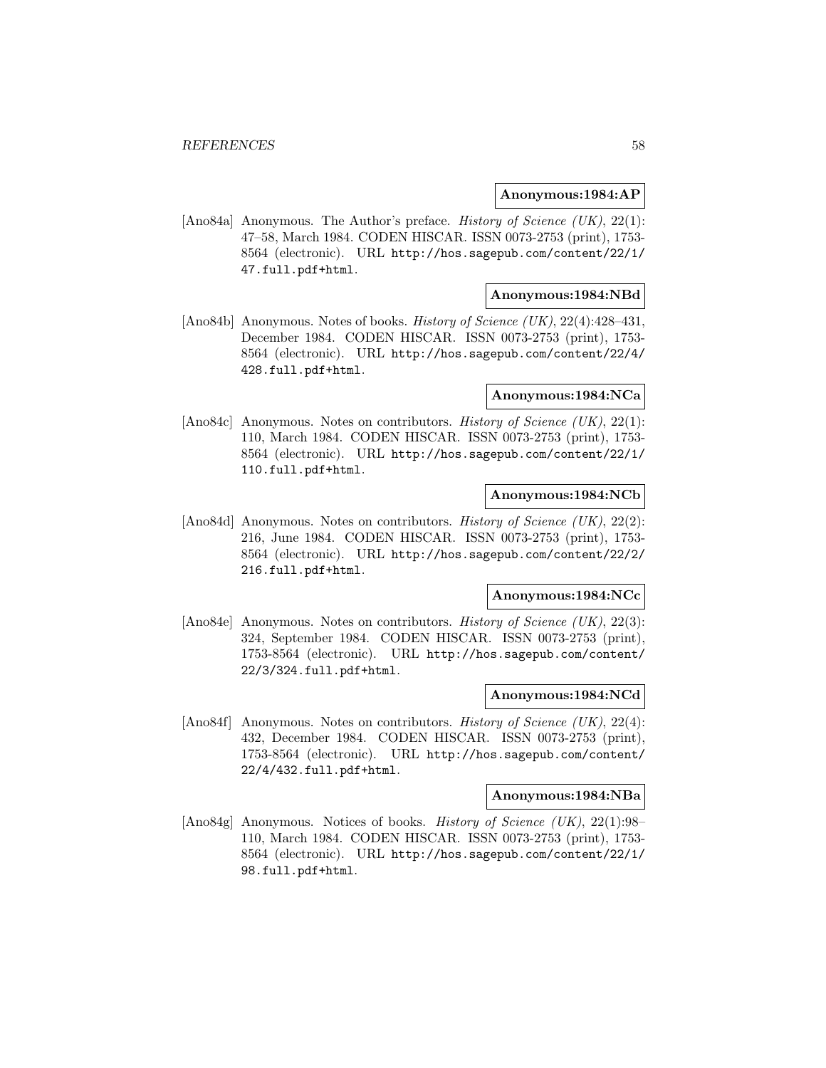**Anonymous:1984:AP**

[Ano84a] Anonymous. The Author's preface. *History of Science (UK)*, 22(1): 47–58, March 1984. CODEN HISCAR. ISSN 0073-2753 (print), 1753-8564 (electronic). URL http://hos.sagepub.com/content/22/1/47.full.pdf+html.

**Anonymous:1984:NBd**

[Ano84b] Anonymous. Notes of books. *History of Science (UK)*, 22(4):428–431, December 1984. CODEN HISCAR. ISSN 0073-2753 (print), 1753-8564 (electronic). URL http://hos.sagepub.com/content/22/4/428.full.pdf+html.

**Anonymous:1984:NCa**

[Ano84c] Anonymous. Notes on contributors. *History of Science (UK)*, 22(1): 110, March 1984. CODEN HISCAR. ISSN 0073-2753 (print), 1753-8564 (electronic). URL http://hos.sagepub.com/content/22/1/110.full.pdf+html.

**Anonymous:1984:NCb**

[Ano84d] Anonymous. Notes on contributors. *History of Science (UK)*, 22(2): 216, June 1984. CODEN HISCAR. ISSN 0073-2753 (print), 1753-8564 (electronic). URL http://hos.sagepub.com/content/22/2/216.full.pdf+html.

**Anonymous:1984:NCc**

[Ano84e] Anonymous. Notes on contributors. *History of Science (UK)*, 22(3): 324, September 1984. CODEN HISCAR. ISSN 0073-2753 (print), 1753-8564 (electronic). URL http://hos.sagepub.com/content/22/3/324.full.pdf+html.

**Anonymous:1984:NCd**

[Ano84f] Anonymous. Notes on contributors. *History of Science (UK)*, 22(4): 432, December 1984. CODEN HISCAR. ISSN 0073-2753 (print), 1753-8564 (electronic). URL http://hos.sagepub.com/content/22/4/432.full.pdf+html.

**Anonymous:1984:NBa**

[Ano84g] Anonymous. Notices of books. *History of Science (UK)*, 22(1):98–110, March 1984. CODEN HISCAR. ISSN 0073-2753 (print), 1753-8564 (electronic). URL http://hos.sagepub.com/content/22/1/98.full.pdf+html.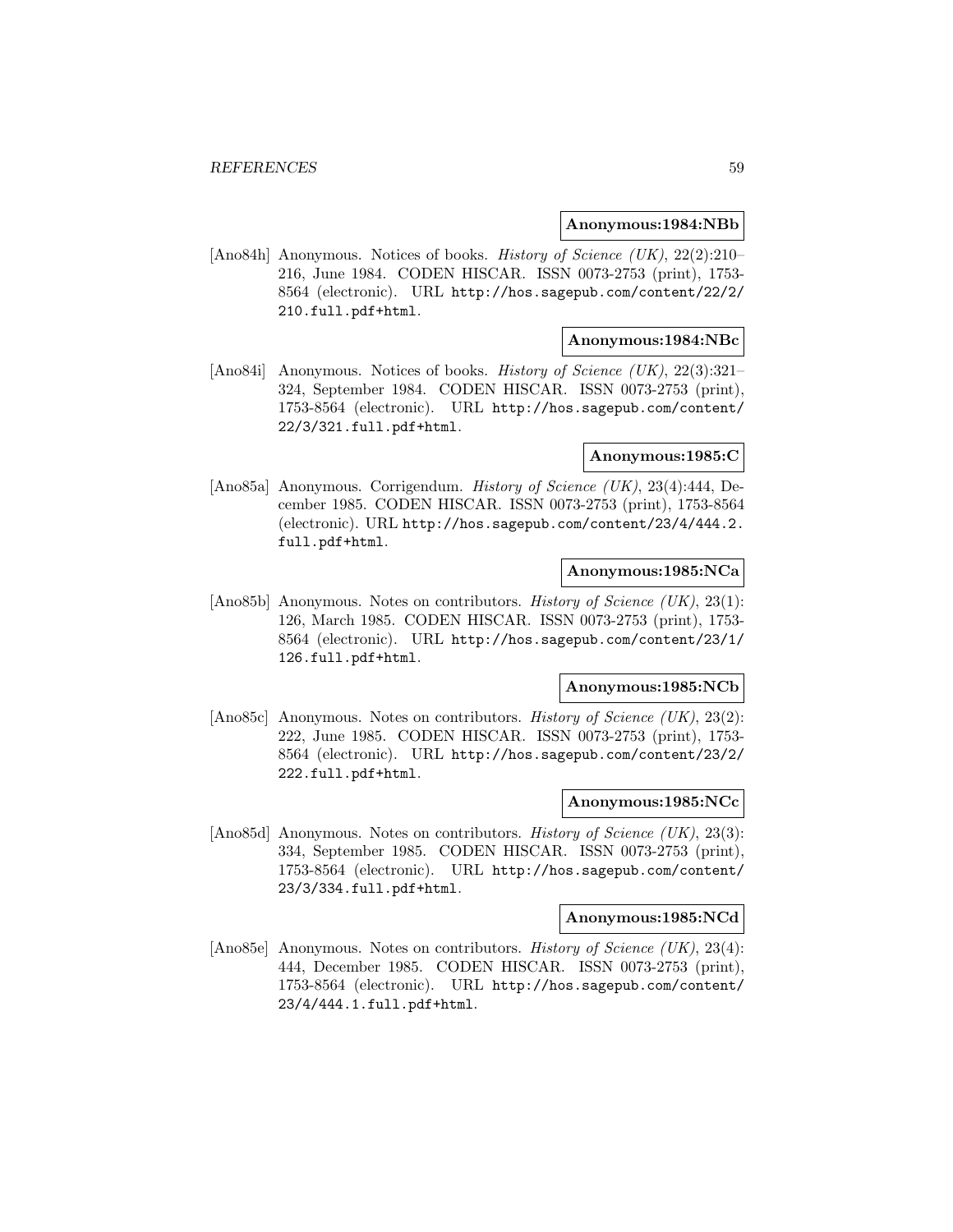**Anonymous:1984:NBb**

[Ano84h] Anonymous. Notices of books. *History of Science (UK)*, 22(2):210–216, June 1984. CODEN HISCAR. ISSN 0073-2753 (print), 1753-8564 (electronic). URL http://hos.sagepub.com/content/22/2/210.full.pdf+html.

**Anonymous:1984:NBc**

[Ano84i] Anonymous. Notices of books. *History of Science (UK)*, 22(3):321–324, September 1984. CODEN HISCAR. ISSN 0073-2753 (print), 1753-8564 (electronic). URL http://hos.sagepub.com/content/22/3/321.full.pdf+html.

**Anonymous:1985:C**

[Ano85a] Anonymous. Corrigendum. *History of Science (UK)*, 23(4):444, December 1985. CODEN HISCAR. ISSN 0073-2753 (print), 1753-8564 (electronic). URL http://hos.sagepub.com/content/23/4/444.2.full.pdf+html.

**Anonymous:1985:NCa**

[Ano85b] Anonymous. Notes on contributors. *History of Science (UK)*, 23(1):126, March 1985. CODEN HISCAR. ISSN 0073-2753 (print), 1753-8564 (electronic). URL http://hos.sagepub.com/content/23/1/126.full.pdf+html.

**Anonymous:1985:NCb**

[Ano85c] Anonymous. Notes on contributors. *History of Science (UK)*, 23(2):222, June 1985. CODEN HISCAR. ISSN 0073-2753 (print), 1753-8564 (electronic). URL http://hos.sagepub.com/content/23/2/222.full.pdf+html.

**Anonymous:1985:NCc**

[Ano85d] Anonymous. Notes on contributors. *History of Science (UK)*, 23(3):334, September 1985. CODEN HISCAR. ISSN 0073-2753 (print), 1753-8564 (electronic). URL http://hos.sagepub.com/content/23/3/334.full.pdf+html.

**Anonymous:1985:NCd**

[Ano85e] Anonymous. Notes on contributors. *History of Science (UK)*, 23(4):444, December 1985. CODEN HISCAR. ISSN 0073-2753 (print), 1753-8564 (electronic). URL http://hos.sagepub.com/content/23/4/444.1.full.pdf+html.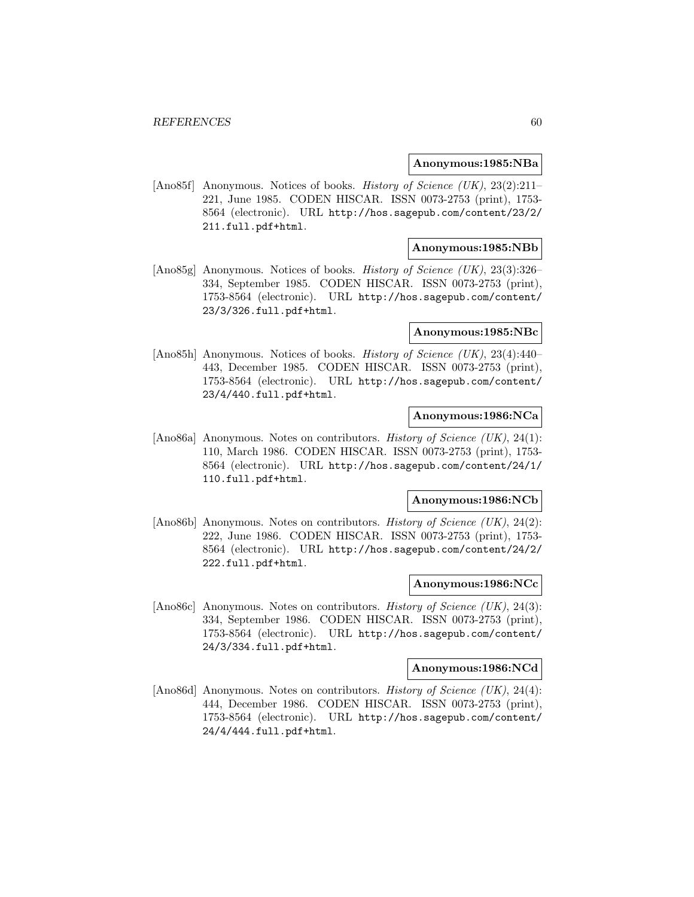**Anonymous:1985:NBa**

[Ano85f] Anonymous. Notices of books. *History of Science (UK)*, 23(2):211–221, June 1985. CODEN HISCAR. ISSN 0073-2753 (print), 1753-8564 (electronic). URL http://hos.sagepub.com/content/23/2/211.full.pdf+html.

**Anonymous:1985:NBb**

[Ano85g] Anonymous. Notices of books. *History of Science (UK)*, 23(3):326–334, September 1985. CODEN HISCAR. ISSN 0073-2753 (print), 1753-8564 (electronic). URL http://hos.sagepub.com/content/23/3/326.full.pdf+html.

**Anonymous:1985:NBc**

[Ano85h] Anonymous. Notices of books. *History of Science (UK)*, 23(4):440–443, December 1985. CODEN HISCAR. ISSN 0073-2753 (print), 1753-8564 (electronic). URL http://hos.sagepub.com/content/23/4/440.full.pdf+html.

**Anonymous:1986:NCa**

[Ano86a] Anonymous. Notes on contributors. *History of Science (UK)*, 24(1): 110, March 1986. CODEN HISCAR. ISSN 0073-2753 (print), 1753-8564 (electronic). URL http://hos.sagepub.com/content/24/1/110.full.pdf+html.

**Anonymous:1986:NCb**

[Ano86b] Anonymous. Notes on contributors. *History of Science (UK)*, 24(2): 222, June 1986. CODEN HISCAR. ISSN 0073-2753 (print), 1753-8564 (electronic). URL http://hos.sagepub.com/content/24/2/222.full.pdf+html.

**Anonymous:1986:NCc**

[Ano86c] Anonymous. Notes on contributors. *History of Science (UK)*, 24(3): 334, September 1986. CODEN HISCAR. ISSN 0073-2753 (print), 1753-8564 (electronic). URL http://hos.sagepub.com/content/24/3/334.full.pdf+html.

**Anonymous:1986:NCd**

[Ano86d] Anonymous. Notes on contributors. *History of Science (UK)*, 24(4): 444, December 1986. CODEN HISCAR. ISSN 0073-2753 (print), 1753-8564 (electronic). URL http://hos.sagepub.com/content/24/4/444.full.pdf+html.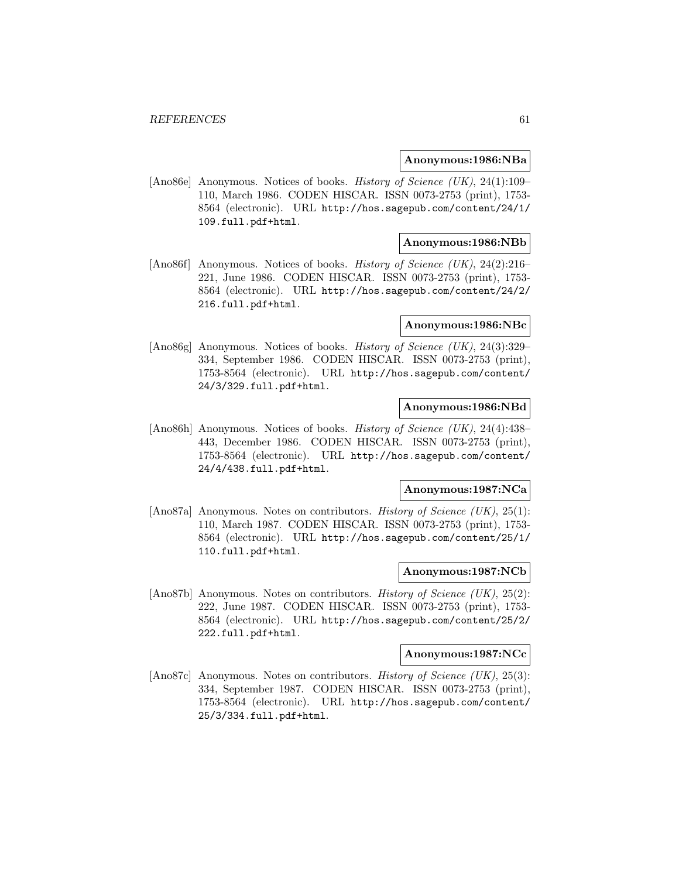**Anonymous:1986:NBa**

[Ano86e] Anonymous. Notices of books. *History of Science (UK)*, 24(1):109–110, March 1986. CODEN HISCAR. ISSN 0073-2753 (print), 1753-8564 (electronic). URL http://hos.sagepub.com/content/24/1/109.full.pdf+html.

**Anonymous:1986:NBb**

[Ano86f] Anonymous. Notices of books. *History of Science (UK)*, 24(2):216–221, June 1986. CODEN HISCAR. ISSN 0073-2753 (print), 1753-8564 (electronic). URL http://hos.sagepub.com/content/24/2/216.full.pdf+html.

**Anonymous:1986:NBc**

[Ano86g] Anonymous. Notices of books. *History of Science (UK)*, 24(3):329–334, September 1986. CODEN HISCAR. ISSN 0073-2753 (print), 1753-8564 (electronic). URL http://hos.sagepub.com/content/24/3/329.full.pdf+html.

**Anonymous:1986:NBd**

[Ano86h] Anonymous. Notices of books. *History of Science (UK)*, 24(4):438–443, December 1986. CODEN HISCAR. ISSN 0073-2753 (print), 1753-8564 (electronic). URL http://hos.sagepub.com/content/24/4/438.full.pdf+html.

**Anonymous:1987:NCa**

[Ano87a] Anonymous. Notes on contributors. *History of Science (UK)*, 25(1):110, March 1987. CODEN HISCAR. ISSN 0073-2753 (print), 1753-8564 (electronic). URL http://hos.sagepub.com/content/25/1/110.full.pdf+html.

**Anonymous:1987:NCb**

[Ano87b] Anonymous. Notes on contributors. *History of Science (UK)*, 25(2):222, June 1987. CODEN HISCAR. ISSN 0073-2753 (print), 1753-8564 (electronic). URL http://hos.sagepub.com/content/25/2/222.full.pdf+html.

**Anonymous:1987:NCc**

[Ano87c] Anonymous. Notes on contributors. *History of Science (UK)*, 25(3):334, September 1987. CODEN HISCAR. ISSN 0073-2753 (print), 1753-8564 (electronic). URL http://hos.sagepub.com/content/25/3/334.full.pdf+html.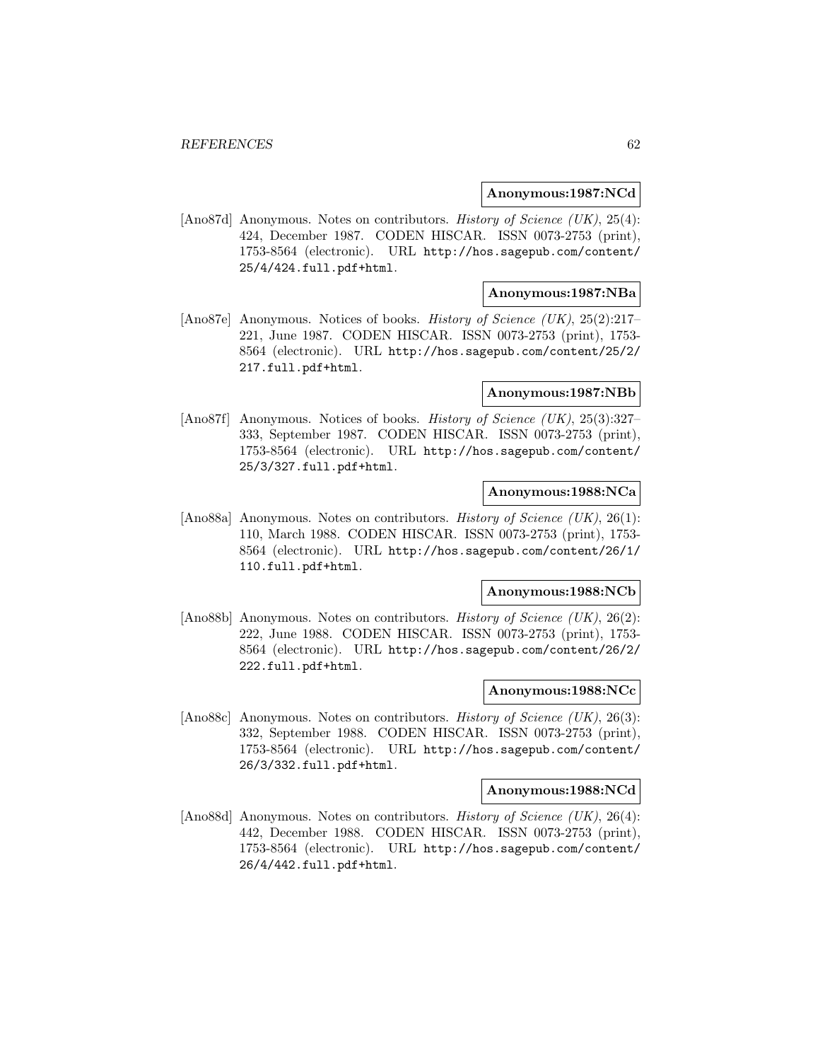**Anonymous:1987:NCd**

[Ano87d] Anonymous. Notes on contributors. *History of Science (UK)*, 25(4): 424, December 1987. CODEN HISCAR. ISSN 0073-2753 (print), 1753-8564 (electronic). URL http://hos.sagepub.com/content/25/4/424.full.pdf+html.

**Anonymous:1987:NBa**

[Ano87e] Anonymous. Notices of books. *History of Science (UK)*, 25(2):217–221, June 1987. CODEN HISCAR. ISSN 0073-2753 (print), 1753-8564 (electronic). URL http://hos.sagepub.com/content/25/2/217.full.pdf+html.

**Anonymous:1987:NBb**

[Ano87f] Anonymous. Notices of books. *History of Science (UK)*, 25(3):327–333, September 1987. CODEN HISCAR. ISSN 0073-2753 (print), 1753-8564 (electronic). URL http://hos.sagepub.com/content/25/3/327.full.pdf+html.

**Anonymous:1988:NCa**

[Ano88a] Anonymous. Notes on contributors. *History of Science (UK)*, 26(1): 110, March 1988. CODEN HISCAR. ISSN 0073-2753 (print), 1753-8564 (electronic). URL http://hos.sagepub.com/content/26/1/110.full.pdf+html.

**Anonymous:1988:NCb**

[Ano88b] Anonymous. Notes on contributors. *History of Science (UK)*, 26(2): 222, June 1988. CODEN HISCAR. ISSN 0073-2753 (print), 1753-8564 (electronic). URL http://hos.sagepub.com/content/26/2/222.full.pdf+html.

**Anonymous:1988:NCc**

[Ano88c] Anonymous. Notes on contributors. *History of Science (UK)*, 26(3): 332, September 1988. CODEN HISCAR. ISSN 0073-2753 (print), 1753-8564 (electronic). URL http://hos.sagepub.com/content/26/3/332.full.pdf+html.

**Anonymous:1988:NCd**

[Ano88d] Anonymous. Notes on contributors. *History of Science (UK)*, 26(4): 442, December 1988. CODEN HISCAR. ISSN 0073-2753 (print), 1753-8564 (electronic). URL http://hos.sagepub.com/content/26/4/442.full.pdf+html.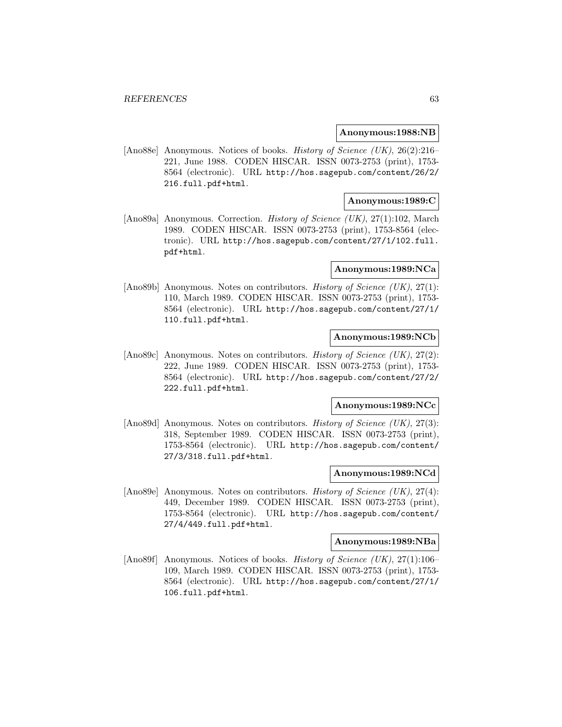**Anonymous:1988:NB**

[Ano88e] Anonymous. Notices of books. *History of Science (UK)*, 26(2):216–221, June 1988. CODEN HISCAR. ISSN 0073-2753 (print), 1753-8564 (electronic). URL http://hos.sagepub.com/content/26/2/216.full.pdf+html.

**Anonymous:1989:C**

[Ano89a] Anonymous. Correction. *History of Science (UK)*, 27(1):102, March 1989. CODEN HISCAR. ISSN 0073-2753 (print), 1753-8564 (electronic). URL http://hos.sagepub.com/content/27/1/102.full.pdf+html.

**Anonymous:1989:NCa**

[Ano89b] Anonymous. Notes on contributors. *History of Science (UK)*, 27(1):110, March 1989. CODEN HISCAR. ISSN 0073-2753 (print), 1753-8564 (electronic). URL http://hos.sagepub.com/content/27/1/110.full.pdf+html.

**Anonymous:1989:NCb**

[Ano89c] Anonymous. Notes on contributors. *History of Science (UK)*, 27(2):222, June 1989. CODEN HISCAR. ISSN 0073-2753 (print), 1753-8564 (electronic). URL http://hos.sagepub.com/content/27/2/222.full.pdf+html.

**Anonymous:1989:NCc**

[Ano89d] Anonymous. Notes on contributors. *History of Science (UK)*, 27(3):318, September 1989. CODEN HISCAR. ISSN 0073-2753 (print), 1753-8564 (electronic). URL http://hos.sagepub.com/content/27/3/318.full.pdf+html.

**Anonymous:1989:NCd**

[Ano89e] Anonymous. Notes on contributors. *History of Science (UK)*, 27(4):449, December 1989. CODEN HISCAR. ISSN 0073-2753 (print), 1753-8564 (electronic). URL http://hos.sagepub.com/content/27/4/449.full.pdf+html.

**Anonymous:1989:NBa**

[Ano89f] Anonymous. Notices of books. *History of Science (UK)*, 27(1):106–109, March 1989. CODEN HISCAR. ISSN 0073-2753 (print), 1753-8564 (electronic). URL http://hos.sagepub.com/content/27/1/106.full.pdf+html.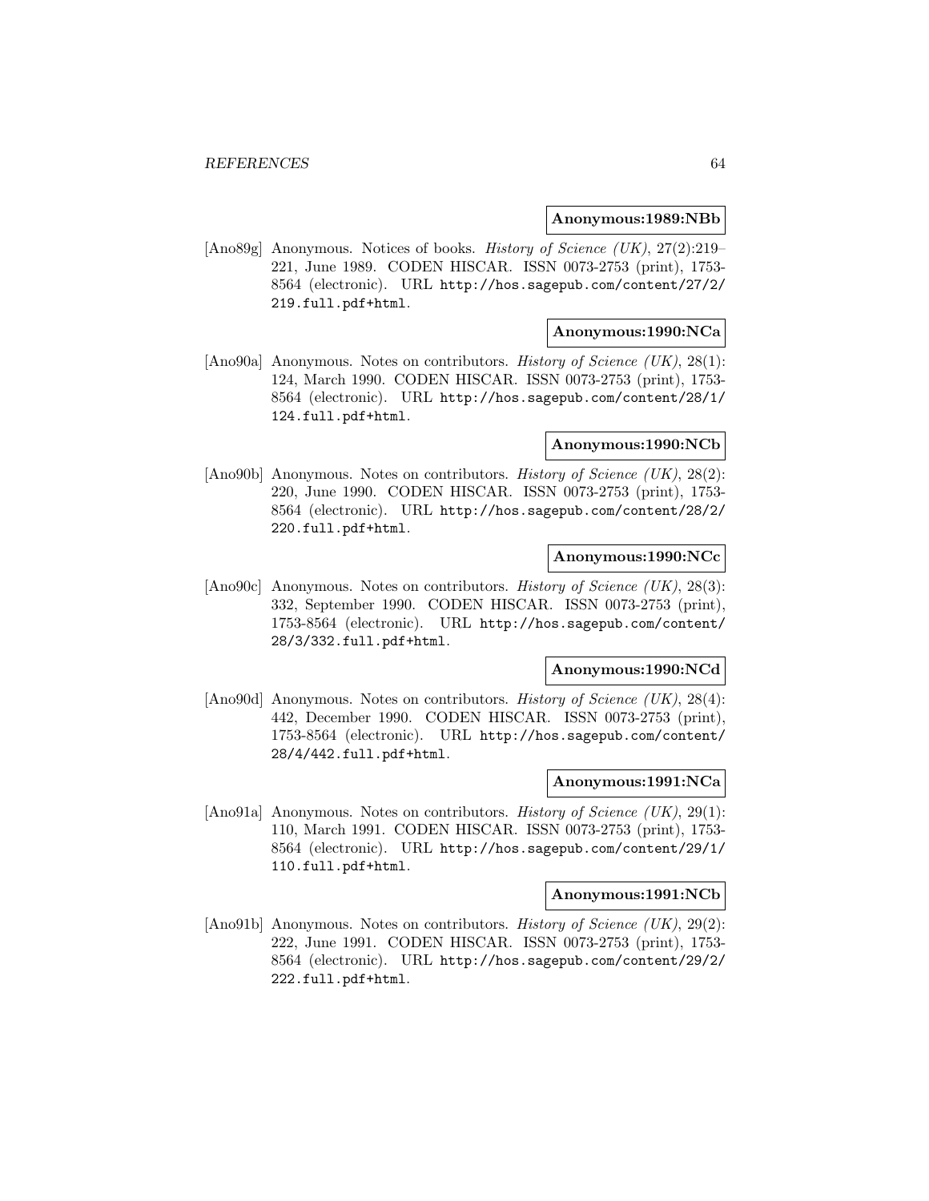**Anonymous:1989:NBb**

[Ano89g] Anonymous. Notices of books. *History of Science (UK)*, 27(2):219–221, June 1989. CODEN HISCAR. ISSN 0073-2753 (print), 1753-8564 (electronic). URL http://hos.sagepub.com/content/27/2/219.full.pdf+html.

**Anonymous:1990:NCa**

[Ano90a] Anonymous. Notes on contributors. *History of Science (UK)*, 28(1):124, March 1990. CODEN HISCAR. ISSN 0073-2753 (print), 1753-8564 (electronic). URL http://hos.sagepub.com/content/28/1/124.full.pdf+html.

**Anonymous:1990:NCb**

[Ano90b] Anonymous. Notes on contributors. *History of Science (UK)*, 28(2):220, June 1990. CODEN HISCAR. ISSN 0073-2753 (print), 1753-8564 (electronic). URL http://hos.sagepub.com/content/28/2/220.full.pdf+html.

**Anonymous:1990:NCc**

[Ano90c] Anonymous. Notes on contributors. *History of Science (UK)*, 28(3):332, September 1990. CODEN HISCAR. ISSN 0073-2753 (print), 1753-8564 (electronic). URL http://hos.sagepub.com/content/28/3/332.full.pdf+html.

**Anonymous:1990:NCd**

[Ano90d] Anonymous. Notes on contributors. *History of Science (UK)*, 28(4):442, December 1990. CODEN HISCAR. ISSN 0073-2753 (print), 1753-8564 (electronic). URL http://hos.sagepub.com/content/28/4/442.full.pdf+html.

**Anonymous:1991:NCa**

[Ano91a] Anonymous. Notes on contributors. *History of Science (UK)*, 29(1):110, March 1991. CODEN HISCAR. ISSN 0073-2753 (print), 1753-8564 (electronic). URL http://hos.sagepub.com/content/29/1/110.full.pdf+html.

**Anonymous:1991:NCb**

[Ano91b] Anonymous. Notes on contributors. *History of Science (UK)*, 29(2):222, June 1991. CODEN HISCAR. ISSN 0073-2753 (print), 1753-8564 (electronic). URL http://hos.sagepub.com/content/29/2/222.full.pdf+html.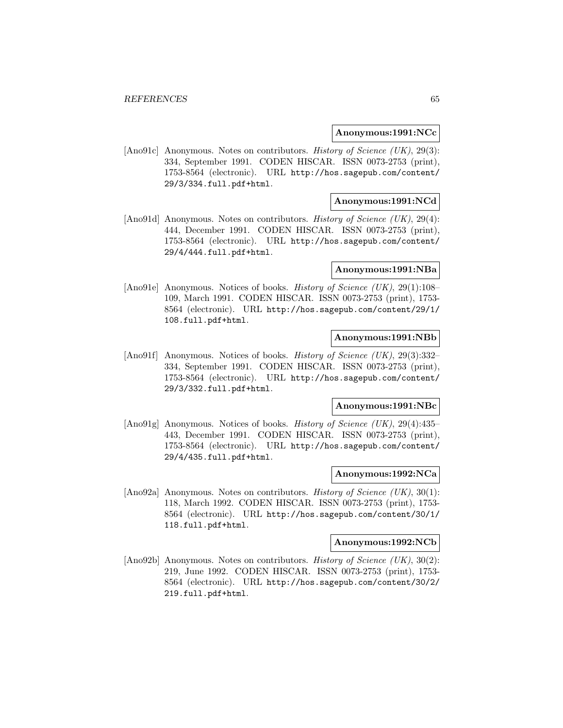**Anonymous:1991:NCc**

[Ano91c] Anonymous. Notes on contributors. *History of Science (UK)*, 29(3): 334, September 1991. CODEN HISCAR. ISSN 0073-2753 (print), 1753-8564 (electronic). URL `http://hos.sagepub.com/content/29/3/334.full.pdf+html`.

**Anonymous:1991:NCd**

[Ano91d] Anonymous. Notes on contributors. *History of Science (UK)*, 29(4): 444, December 1991. CODEN HISCAR. ISSN 0073-2753 (print), 1753-8564 (electronic). URL `http://hos.sagepub.com/content/29/4/444.full.pdf+html`.

**Anonymous:1991:NBa**

[Ano91e] Anonymous. Notices of books. *History of Science (UK)*, 29(1):108–109, March 1991. CODEN HISCAR. ISSN 0073-2753 (print), 1753-8564 (electronic). URL `http://hos.sagepub.com/content/29/1/108.full.pdf+html`.

**Anonymous:1991:NBb**

[Ano91f] Anonymous. Notices of books. *History of Science (UK)*, 29(3):332–334, September 1991. CODEN HISCAR. ISSN 0073-2753 (print), 1753-8564 (electronic). URL `http://hos.sagepub.com/content/29/3/332.full.pdf+html`.

**Anonymous:1991:NBc**

[Ano91g] Anonymous. Notices of books. *History of Science (UK)*, 29(4):435–443, December 1991. CODEN HISCAR. ISSN 0073-2753 (print), 1753-8564 (electronic). URL `http://hos.sagepub.com/content/29/4/435.full.pdf+html`.

**Anonymous:1992:NCa**

[Ano92a] Anonymous. Notes on contributors. *History of Science (UK)*, 30(1): 118, March 1992. CODEN HISCAR. ISSN 0073-2753 (print), 1753-8564 (electronic). URL `http://hos.sagepub.com/content/30/1/118.full.pdf+html`.

**Anonymous:1992:NCb**

[Ano92b] Anonymous. Notes on contributors. *History of Science (UK)*, 30(2): 219, June 1992. CODEN HISCAR. ISSN 0073-2753 (print), 1753-8564 (electronic). URL `http://hos.sagepub.com/content/30/2/219.full.pdf+html`.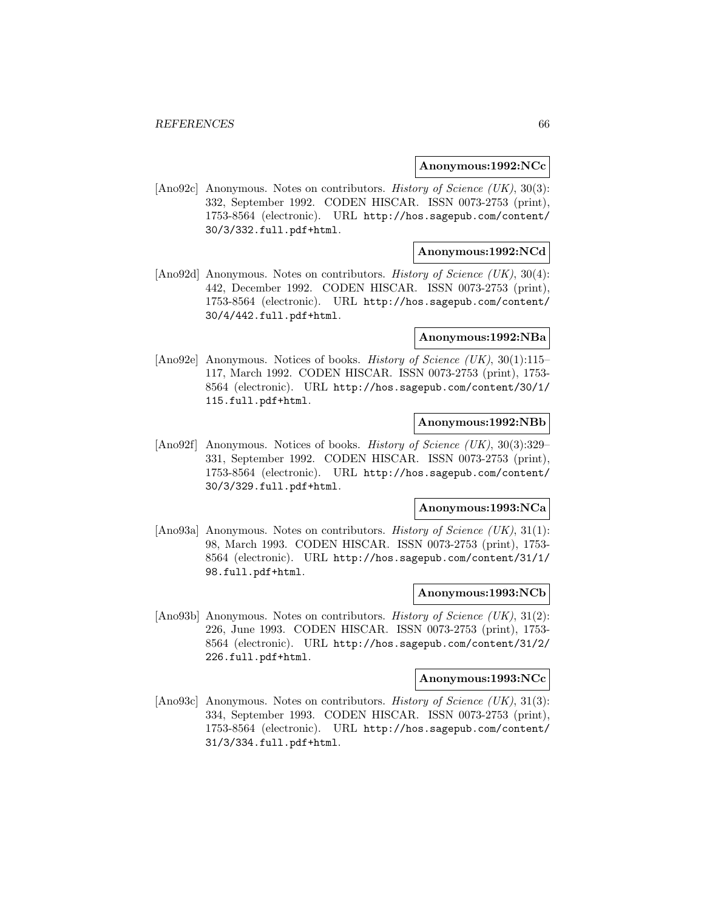**Anonymous:1992:NCc**

[Ano92c] Anonymous. Notes on contributors. *History of Science (UK)*, 30(3): 332, September 1992. CODEN HISCAR. ISSN 0073-2753 (print), 1753-8564 (electronic). URL http://hos.sagepub.com/content/30/3/332.full.pdf+html.

**Anonymous:1992:NCd**

[Ano92d] Anonymous. Notes on contributors. *History of Science (UK)*, 30(4): 442, December 1992. CODEN HISCAR. ISSN 0073-2753 (print), 1753-8564 (electronic). URL http://hos.sagepub.com/content/30/4/442.full.pdf+html.

**Anonymous:1992:NBa**

[Ano92e] Anonymous. Notices of books. *History of Science (UK)*, 30(1):115–117, March 1992. CODEN HISCAR. ISSN 0073-2753 (print), 1753-8564 (electronic). URL http://hos.sagepub.com/content/30/1/115.full.pdf+html.

**Anonymous:1992:NBb**

[Ano92f] Anonymous. Notices of books. *History of Science (UK)*, 30(3):329–331, September 1992. CODEN HISCAR. ISSN 0073-2753 (print), 1753-8564 (electronic). URL http://hos.sagepub.com/content/30/3/329.full.pdf+html.

**Anonymous:1993:NCa**

[Ano93a] Anonymous. Notes on contributors. *History of Science (UK)*, 31(1): 98, March 1993. CODEN HISCAR. ISSN 0073-2753 (print), 1753-8564 (electronic). URL http://hos.sagepub.com/content/31/1/98.full.pdf+html.

**Anonymous:1993:NCb**

[Ano93b] Anonymous. Notes on contributors. *History of Science (UK)*, 31(2): 226, June 1993. CODEN HISCAR. ISSN 0073-2753 (print), 1753-8564 (electronic). URL http://hos.sagepub.com/content/31/2/226.full.pdf+html.

**Anonymous:1993:NCc**

[Ano93c] Anonymous. Notes on contributors. *History of Science (UK)*, 31(3): 334, September 1993. CODEN HISCAR. ISSN 0073-2753 (print), 1753-8564 (electronic). URL http://hos.sagepub.com/content/31/3/334.full.pdf+html.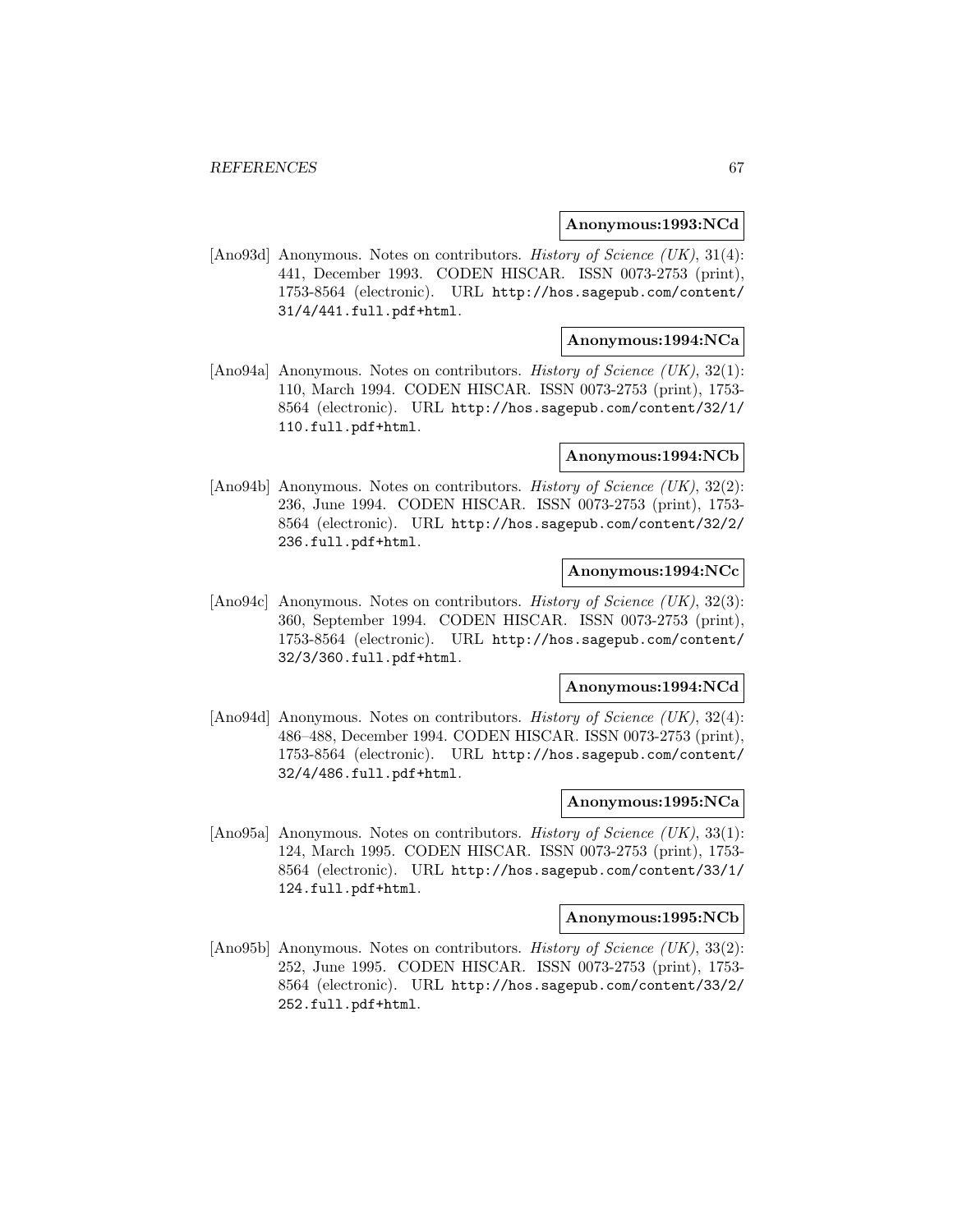**Anonymous:1993:NCd**

[Ano93d] Anonymous. Notes on contributors. *History of Science (UK)*, 31(4): 441, December 1993. CODEN HISCAR. ISSN 0073-2753 (print), 1753-8564 (electronic). URL `http://hos.sagepub.com/content/31/4/441.full.pdf+html`.

**Anonymous:1994:NCa**

[Ano94a] Anonymous. Notes on contributors. *History of Science (UK)*, 32(1): 110, March 1994. CODEN HISCAR. ISSN 0073-2753 (print), 1753-8564 (electronic). URL `http://hos.sagepub.com/content/32/1/110.full.pdf+html`.

**Anonymous:1994:NCb**

[Ano94b] Anonymous. Notes on contributors. *History of Science (UK)*, 32(2): 236, June 1994. CODEN HISCAR. ISSN 0073-2753 (print), 1753-8564 (electronic). URL `http://hos.sagepub.com/content/32/2/236.full.pdf+html`.

**Anonymous:1994:NCc**

[Ano94c] Anonymous. Notes on contributors. *History of Science (UK)*, 32(3): 360, September 1994. CODEN HISCAR. ISSN 0073-2753 (print), 1753-8564 (electronic). URL `http://hos.sagepub.com/content/32/3/360.full.pdf+html`.

**Anonymous:1994:NCd**

[Ano94d] Anonymous. Notes on contributors. *History of Science (UK)*, 32(4): 486–488, December 1994. CODEN HISCAR. ISSN 0073-2753 (print), 1753-8564 (electronic). URL `http://hos.sagepub.com/content/32/4/486.full.pdf+html`.

**Anonymous:1995:NCa**

[Ano95a] Anonymous. Notes on contributors. *History of Science (UK)*, 33(1): 124, March 1995. CODEN HISCAR. ISSN 0073-2753 (print), 1753-8564 (electronic). URL `http://hos.sagepub.com/content/33/1/124.full.pdf+html`.

**Anonymous:1995:NCb**

[Ano95b] Anonymous. Notes on contributors. *History of Science (UK)*, 33(2): 252, June 1995. CODEN HISCAR. ISSN 0073-2753 (print), 1753-8564 (electronic). URL `http://hos.sagepub.com/content/33/2/252.full.pdf+html`.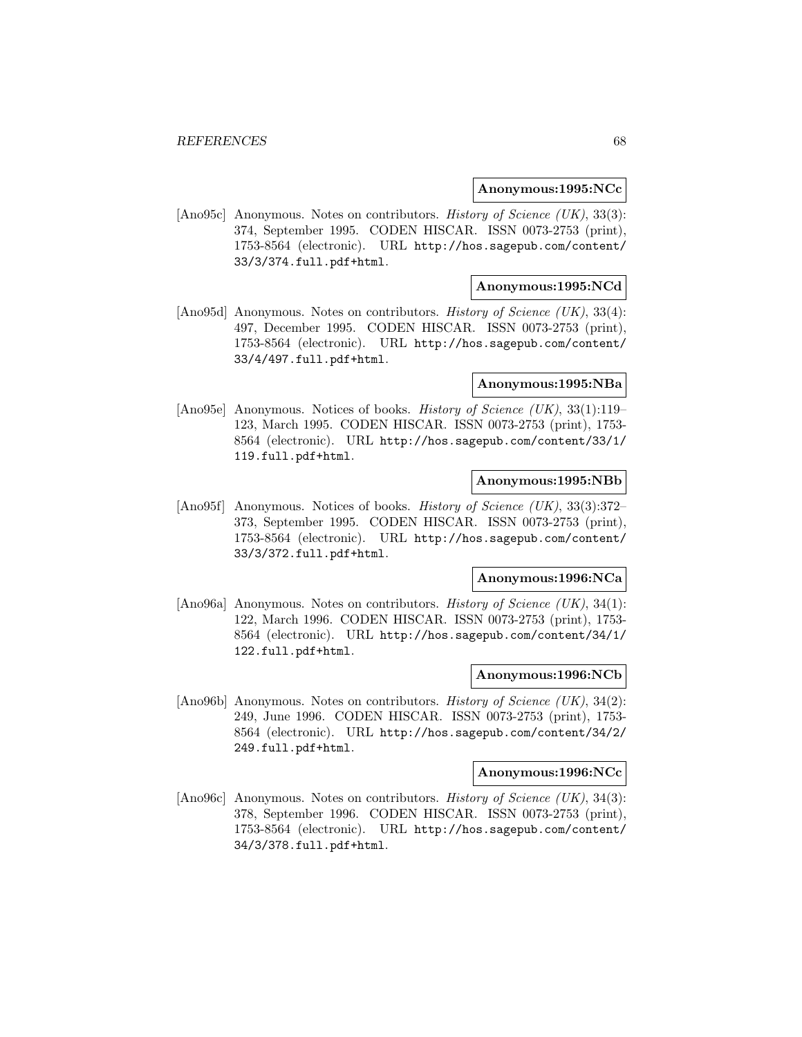**Anonymous:1995:NCc**

[Ano95c] Anonymous. Notes on contributors. *History of Science (UK)*, 33(3): 374, September 1995. CODEN HISCAR. ISSN 0073-2753 (print), 1753-8564 (electronic). URL http://hos.sagepub.com/content/33/3/374.full.pdf+html.

**Anonymous:1995:NCd**

[Ano95d] Anonymous. Notes on contributors. *History of Science (UK)*, 33(4): 497, December 1995. CODEN HISCAR. ISSN 0073-2753 (print), 1753-8564 (electronic). URL http://hos.sagepub.com/content/33/4/497.full.pdf+html.

**Anonymous:1995:NBa**

[Ano95e] Anonymous. Notices of books. *History of Science (UK)*, 33(1):119–123, March 1995. CODEN HISCAR. ISSN 0073-2753 (print), 1753-8564 (electronic). URL http://hos.sagepub.com/content/33/1/119.full.pdf+html.

**Anonymous:1995:NBb**

[Ano95f] Anonymous. Notices of books. *History of Science (UK)*, 33(3):372–373, September 1995. CODEN HISCAR. ISSN 0073-2753 (print), 1753-8564 (electronic). URL http://hos.sagepub.com/content/33/3/372.full.pdf+html.

**Anonymous:1996:NCa**

[Ano96a] Anonymous. Notes on contributors. *History of Science (UK)*, 34(1): 122, March 1996. CODEN HISCAR. ISSN 0073-2753 (print), 1753-8564 (electronic). URL http://hos.sagepub.com/content/34/1/122.full.pdf+html.

**Anonymous:1996:NCb**

[Ano96b] Anonymous. Notes on contributors. *History of Science (UK)*, 34(2): 249, June 1996. CODEN HISCAR. ISSN 0073-2753 (print), 1753-8564 (electronic). URL http://hos.sagepub.com/content/34/2/249.full.pdf+html.

**Anonymous:1996:NCc**

[Ano96c] Anonymous. Notes on contributors. *History of Science (UK)*, 34(3): 378, September 1996. CODEN HISCAR. ISSN 0073-2753 (print), 1753-8564 (electronic). URL http://hos.sagepub.com/content/34/3/378.full.pdf+html.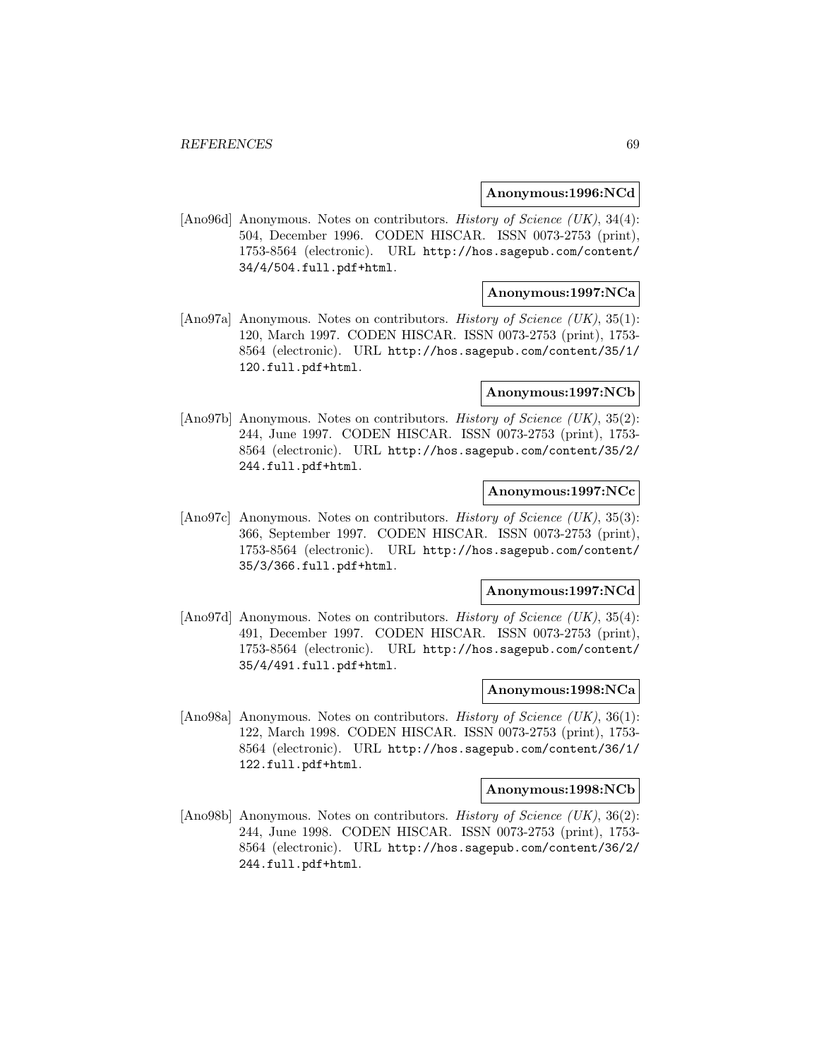**Anonymous:1996:NCd**

[Ano96d] Anonymous. Notes on contributors. *History of Science (UK)*, 34(4): 504, December 1996. CODEN HISCAR. ISSN 0073-2753 (print), 1753-8564 (electronic). URL `http://hos.sagepub.com/content/34/4/504.full.pdf+html`.

**Anonymous:1997:NCa**

[Ano97a] Anonymous. Notes on contributors. *History of Science (UK)*, 35(1): 120, March 1997. CODEN HISCAR. ISSN 0073-2753 (print), 1753-8564 (electronic). URL `http://hos.sagepub.com/content/35/1/120.full.pdf+html`.

**Anonymous:1997:NCb**

[Ano97b] Anonymous. Notes on contributors. *History of Science (UK)*, 35(2): 244, June 1997. CODEN HISCAR. ISSN 0073-2753 (print), 1753-8564 (electronic). URL `http://hos.sagepub.com/content/35/2/244.full.pdf+html`.

**Anonymous:1997:NCc**

[Ano97c] Anonymous. Notes on contributors. *History of Science (UK)*, 35(3): 366, September 1997. CODEN HISCAR. ISSN 0073-2753 (print), 1753-8564 (electronic). URL `http://hos.sagepub.com/content/35/3/366.full.pdf+html`.

**Anonymous:1997:NCd**

[Ano97d] Anonymous. Notes on contributors. *History of Science (UK)*, 35(4): 491, December 1997. CODEN HISCAR. ISSN 0073-2753 (print), 1753-8564 (electronic). URL `http://hos.sagepub.com/content/35/4/491.full.pdf+html`.

**Anonymous:1998:NCa**

[Ano98a] Anonymous. Notes on contributors. *History of Science (UK)*, 36(1): 122, March 1998. CODEN HISCAR. ISSN 0073-2753 (print), 1753-8564 (electronic). URL `http://hos.sagepub.com/content/36/1/122.full.pdf+html`.

**Anonymous:1998:NCb**

[Ano98b] Anonymous. Notes on contributors. *History of Science (UK)*, 36(2): 244, June 1998. CODEN HISCAR. ISSN 0073-2753 (print), 1753-8564 (electronic). URL `http://hos.sagepub.com/content/36/2/244.full.pdf+html`.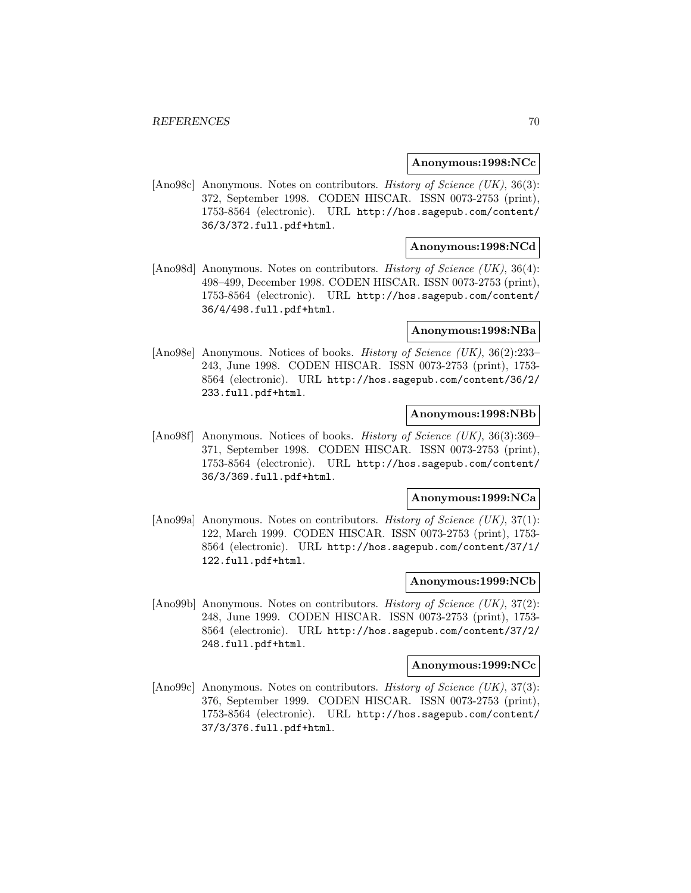**Anonymous:1998:NCc**

[Ano98c] Anonymous. Notes on contributors. *History of Science (UK)*, 36(3): 372, September 1998. CODEN HISCAR. ISSN 0073-2753 (print), 1753-8564 (electronic). URL http://hos.sagepub.com/content/36/3/372.full.pdf+html.

**Anonymous:1998:NCd**

[Ano98d] Anonymous. Notes on contributors. *History of Science (UK)*, 36(4): 498–499, December 1998. CODEN HISCAR. ISSN 0073-2753 (print), 1753-8564 (electronic). URL http://hos.sagepub.com/content/36/4/498.full.pdf+html.

**Anonymous:1998:NBa**

[Ano98e] Anonymous. Notices of books. *History of Science (UK)*, 36(2):233–243, June 1998. CODEN HISCAR. ISSN 0073-2753 (print), 1753-8564 (electronic). URL http://hos.sagepub.com/content/36/2/233.full.pdf+html.

**Anonymous:1998:NBb**

[Ano98f] Anonymous. Notices of books. *History of Science (UK)*, 36(3):369–371, September 1998. CODEN HISCAR. ISSN 0073-2753 (print), 1753-8564 (electronic). URL http://hos.sagepub.com/content/36/3/369.full.pdf+html.

**Anonymous:1999:NCa**

[Ano99a] Anonymous. Notes on contributors. *History of Science (UK)*, 37(1): 122, March 1999. CODEN HISCAR. ISSN 0073-2753 (print), 1753-8564 (electronic). URL http://hos.sagepub.com/content/37/1/122.full.pdf+html.

**Anonymous:1999:NCb**

[Ano99b] Anonymous. Notes on contributors. *History of Science (UK)*, 37(2): 248, June 1999. CODEN HISCAR. ISSN 0073-2753 (print), 1753-8564 (electronic). URL http://hos.sagepub.com/content/37/2/248.full.pdf+html.

**Anonymous:1999:NCc**

[Ano99c] Anonymous. Notes on contributors. *History of Science (UK)*, 37(3): 376, September 1999. CODEN HISCAR. ISSN 0073-2753 (print), 1753-8564 (electronic). URL http://hos.sagepub.com/content/37/3/376.full.pdf+html.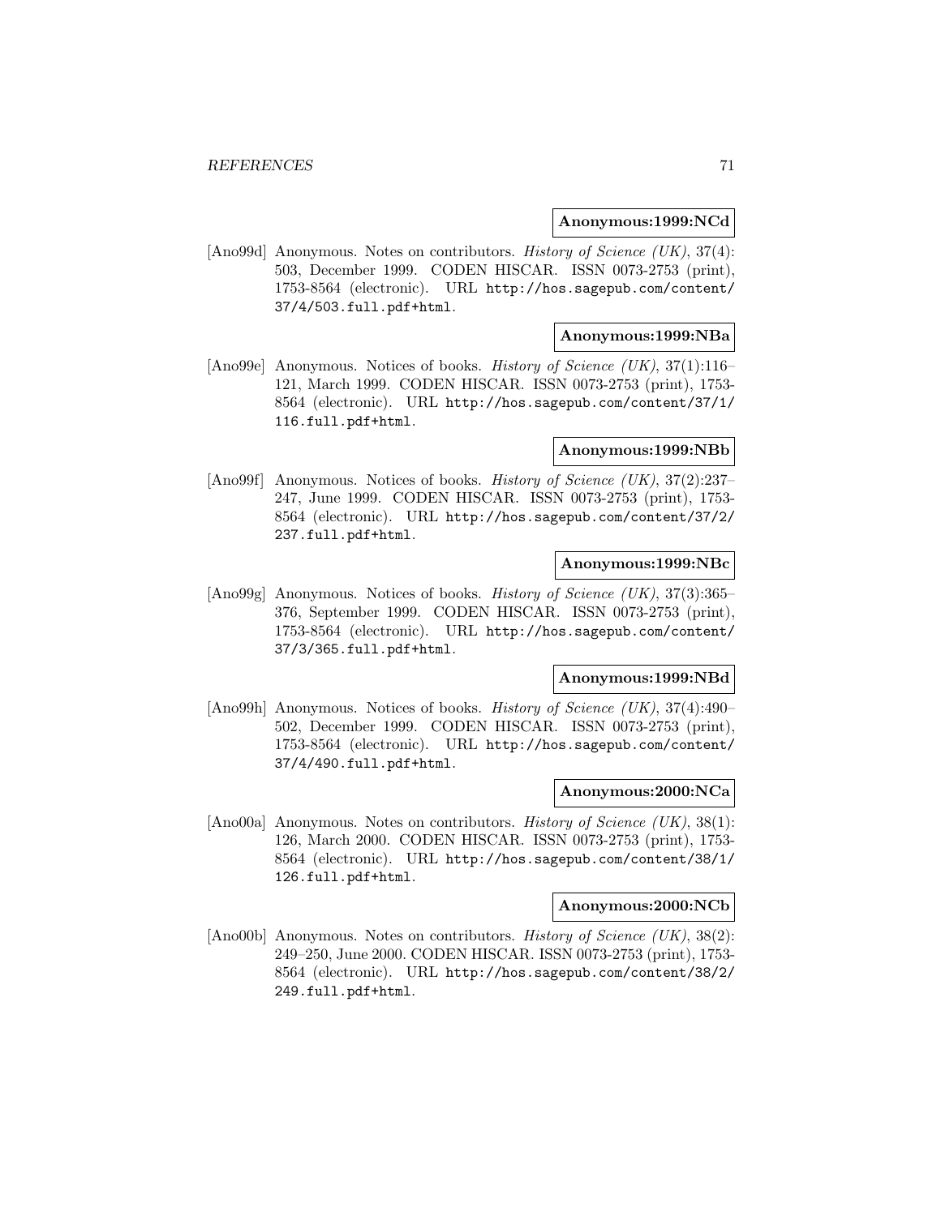**Anonymous:1999:NCd**

[Ano99d] Anonymous. Notes on contributors. *History of Science (UK)*, 37(4): 503, December 1999. CODEN HISCAR. ISSN 0073-2753 (print), 1753-8564 (electronic). URL http://hos.sagepub.com/content/37/4/503.full.pdf+html.

**Anonymous:1999:NBa**

[Ano99e] Anonymous. Notices of books. *History of Science (UK)*, 37(1):116–121, March 1999. CODEN HISCAR. ISSN 0073-2753 (print), 1753-8564 (electronic). URL http://hos.sagepub.com/content/37/1/116.full.pdf+html.

**Anonymous:1999:NBb**

[Ano99f] Anonymous. Notices of books. *History of Science (UK)*, 37(2):237–247, June 1999. CODEN HISCAR. ISSN 0073-2753 (print), 1753-8564 (electronic). URL http://hos.sagepub.com/content/37/2/237.full.pdf+html.

**Anonymous:1999:NBc**

[Ano99g] Anonymous. Notices of books. *History of Science (UK)*, 37(3):365–376, September 1999. CODEN HISCAR. ISSN 0073-2753 (print), 1753-8564 (electronic). URL http://hos.sagepub.com/content/37/3/365.full.pdf+html.

**Anonymous:1999:NBd**

[Ano99h] Anonymous. Notices of books. *History of Science (UK)*, 37(4):490–502, December 1999. CODEN HISCAR. ISSN 0073-2753 (print), 1753-8564 (electronic). URL http://hos.sagepub.com/content/37/4/490.full.pdf+html.

**Anonymous:2000:NCa**

[Ano00a] Anonymous. Notes on contributors. *History of Science (UK)*, 38(1): 126, March 2000. CODEN HISCAR. ISSN 0073-2753 (print), 1753-8564 (electronic). URL http://hos.sagepub.com/content/38/1/126.full.pdf+html.

**Anonymous:2000:NCb**

[Ano00b] Anonymous. Notes on contributors. *History of Science (UK)*, 38(2): 249–250, June 2000. CODEN HISCAR. ISSN 0073-2753 (print), 1753-8564 (electronic). URL http://hos.sagepub.com/content/38/2/249.full.pdf+html.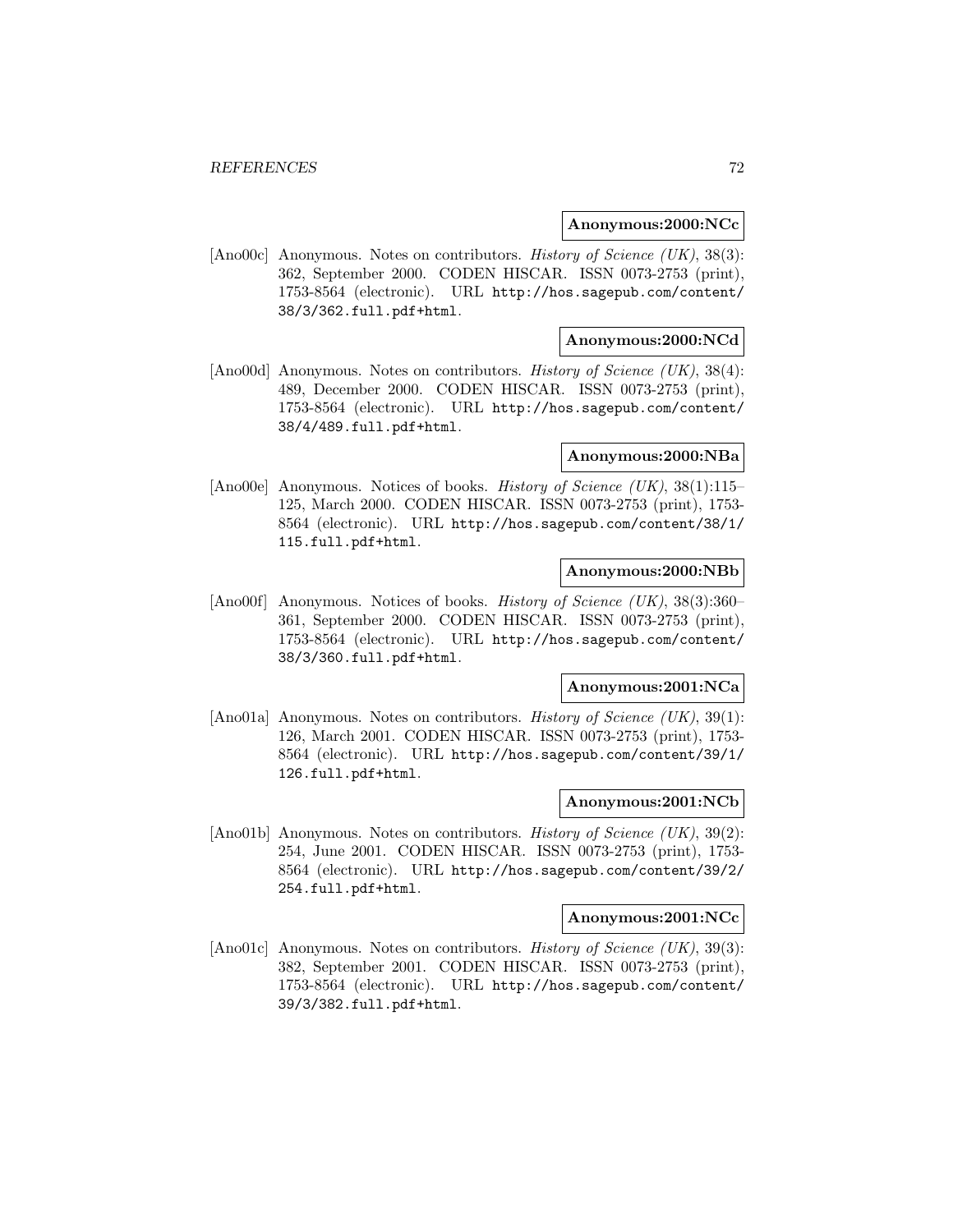**Anonymous:2000:NCc**

[Ano00c] Anonymous. Notes on contributors. *History of Science (UK)*, 38(3): 362, September 2000. CODEN HISCAR. ISSN 0073-2753 (print), 1753-8564 (electronic). URL http://hos.sagepub.com/content/38/3/362.full.pdf+html.

**Anonymous:2000:NCd**

[Ano00d] Anonymous. Notes on contributors. *History of Science (UK)*, 38(4): 489, December 2000. CODEN HISCAR. ISSN 0073-2753 (print), 1753-8564 (electronic). URL http://hos.sagepub.com/content/38/4/489.full.pdf+html.

**Anonymous:2000:NBa**

[Ano00e] Anonymous. Notices of books. *History of Science (UK)*, 38(1):115–125, March 2000. CODEN HISCAR. ISSN 0073-2753 (print), 1753-8564 (electronic). URL http://hos.sagepub.com/content/38/1/115.full.pdf+html.

**Anonymous:2000:NBb**

[Ano00f] Anonymous. Notices of books. *History of Science (UK)*, 38(3):360–361, September 2000. CODEN HISCAR. ISSN 0073-2753 (print), 1753-8564 (electronic). URL http://hos.sagepub.com/content/38/3/360.full.pdf+html.

**Anonymous:2001:NCa**

[Ano01a] Anonymous. Notes on contributors. *History of Science (UK)*, 39(1): 126, March 2001. CODEN HISCAR. ISSN 0073-2753 (print), 1753-8564 (electronic). URL http://hos.sagepub.com/content/39/1/126.full.pdf+html.

**Anonymous:2001:NCb**

[Ano01b] Anonymous. Notes on contributors. *History of Science (UK)*, 39(2): 254, June 2001. CODEN HISCAR. ISSN 0073-2753 (print), 1753-8564 (electronic). URL http://hos.sagepub.com/content/39/2/254.full.pdf+html.

**Anonymous:2001:NCc**

[Ano01c] Anonymous. Notes on contributors. *History of Science (UK)*, 39(3): 382, September 2001. CODEN HISCAR. ISSN 0073-2753 (print), 1753-8564 (electronic). URL http://hos.sagepub.com/content/39/3/382.full.pdf+html.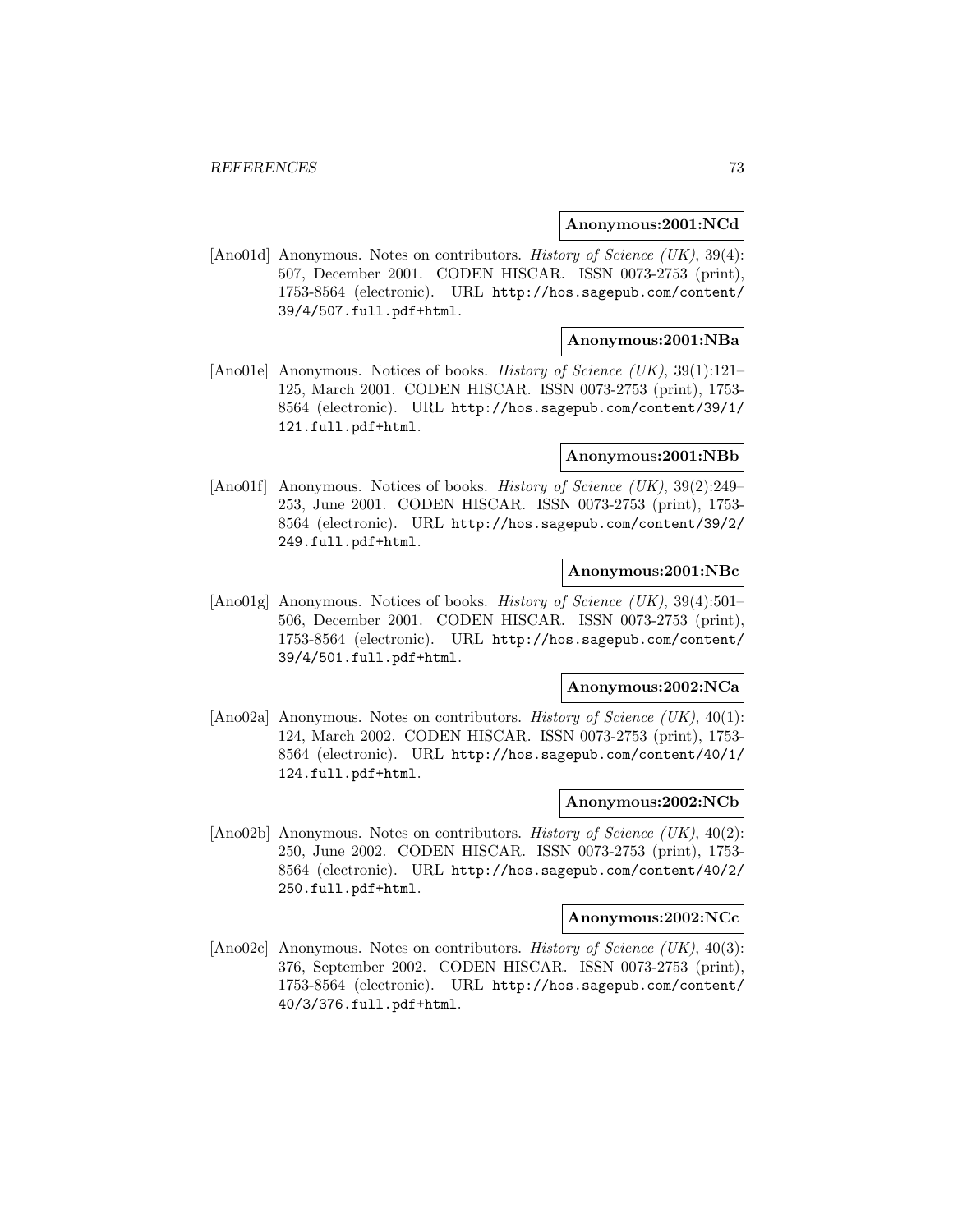**Anonymous:2001:NCd**

[Ano01d] Anonymous. Notes on contributors. *History of Science (UK)*, 39(4): 507, December 2001. CODEN HISCAR. ISSN 0073-2753 (print), 1753-8564 (electronic). URL http://hos.sagepub.com/content/39/4/507.full.pdf+html.

**Anonymous:2001:NBa**

[Ano01e] Anonymous. Notices of books. *History of Science (UK)*, 39(1):121–125, March 2001. CODEN HISCAR. ISSN 0073-2753 (print), 1753-8564 (electronic). URL http://hos.sagepub.com/content/39/1/121.full.pdf+html.

**Anonymous:2001:NBb**

[Ano01f] Anonymous. Notices of books. *History of Science (UK)*, 39(2):249–253, June 2001. CODEN HISCAR. ISSN 0073-2753 (print), 1753-8564 (electronic). URL http://hos.sagepub.com/content/39/2/249.full.pdf+html.

**Anonymous:2001:NBc**

[Ano01g] Anonymous. Notices of books. *History of Science (UK)*, 39(4):501–506, December 2001. CODEN HISCAR. ISSN 0073-2753 (print), 1753-8564 (electronic). URL http://hos.sagepub.com/content/39/4/501.full.pdf+html.

**Anonymous:2002:NCa**

[Ano02a] Anonymous. Notes on contributors. *History of Science (UK)*, 40(1): 124, March 2002. CODEN HISCAR. ISSN 0073-2753 (print), 1753-8564 (electronic). URL http://hos.sagepub.com/content/40/1/124.full.pdf+html.

**Anonymous:2002:NCb**

[Ano02b] Anonymous. Notes on contributors. *History of Science (UK)*, 40(2): 250, June 2002. CODEN HISCAR. ISSN 0073-2753 (print), 1753-8564 (electronic). URL http://hos.sagepub.com/content/40/2/250.full.pdf+html.

**Anonymous:2002:NCc**

[Ano02c] Anonymous. Notes on contributors. *History of Science (UK)*, 40(3): 376, September 2002. CODEN HISCAR. ISSN 0073-2753 (print), 1753-8564 (electronic). URL http://hos.sagepub.com/content/40/3/376.full.pdf+html.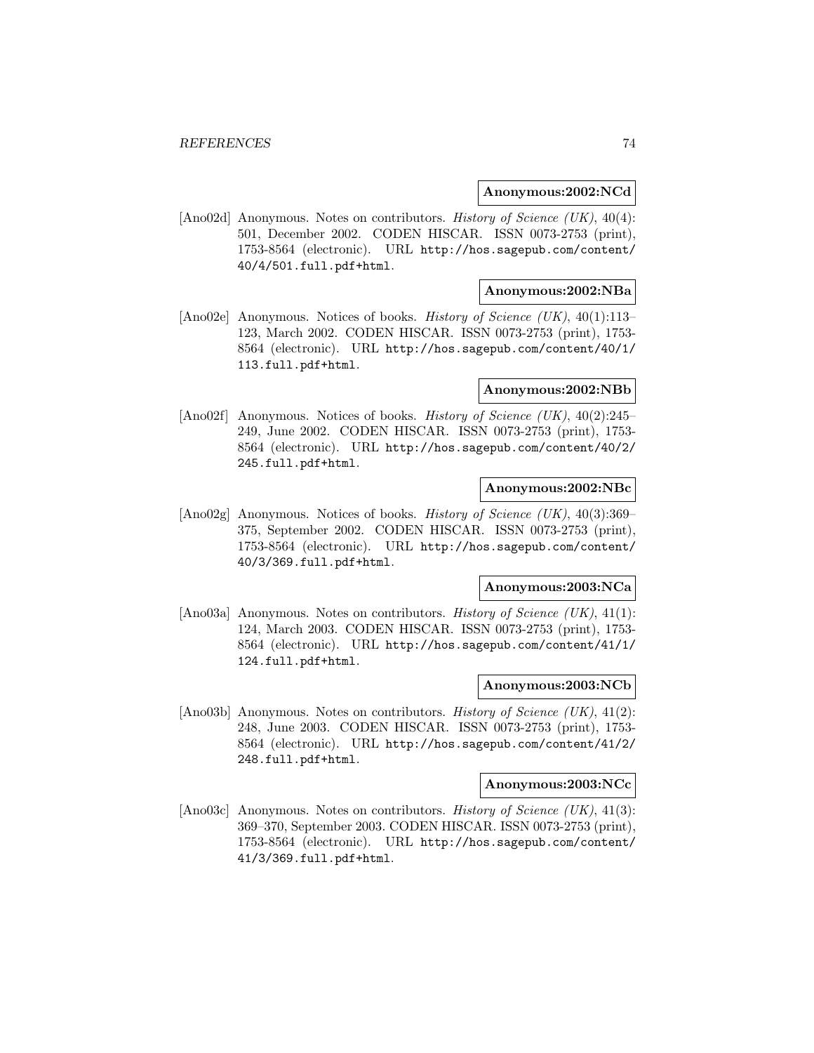**Anonymous:2002:NCd**

[Ano02d] Anonymous. Notes on contributors. *History of Science (UK)*, 40(4): 501, December 2002. CODEN HISCAR. ISSN 0073-2753 (print), 1753-8564 (electronic). URL `http://hos.sagepub.com/content/40/4/501.full.pdf+html`.

**Anonymous:2002:NBa**

[Ano02e] Anonymous. Notices of books. *History of Science (UK)*, 40(1):113–123, March 2002. CODEN HISCAR. ISSN 0073-2753 (print), 1753-8564 (electronic). URL `http://hos.sagepub.com/content/40/1/113.full.pdf+html`.

**Anonymous:2002:NBb**

[Ano02f] Anonymous. Notices of books. *History of Science (UK)*, 40(2):245–249, June 2002. CODEN HISCAR. ISSN 0073-2753 (print), 1753-8564 (electronic). URL `http://hos.sagepub.com/content/40/2/245.full.pdf+html`.

**Anonymous:2002:NBc**

[Ano02g] Anonymous. Notices of books. *History of Science (UK)*, 40(3):369–375, September 2002. CODEN HISCAR. ISSN 0073-2753 (print), 1753-8564 (electronic). URL `http://hos.sagepub.com/content/40/3/369.full.pdf+html`.

**Anonymous:2003:NCa**

[Ano03a] Anonymous. Notes on contributors. *History of Science (UK)*, 41(1): 124, March 2003. CODEN HISCAR. ISSN 0073-2753 (print), 1753-8564 (electronic). URL `http://hos.sagepub.com/content/41/1/124.full.pdf+html`.

**Anonymous:2003:NCb**

[Ano03b] Anonymous. Notes on contributors. *History of Science (UK)*, 41(2): 248, June 2003. CODEN HISCAR. ISSN 0073-2753 (print), 1753-8564 (electronic). URL `http://hos.sagepub.com/content/41/2/248.full.pdf+html`.

**Anonymous:2003:NCc**

[Ano03c] Anonymous. Notes on contributors. *History of Science (UK)*, 41(3): 369–370, September 2003. CODEN HISCAR. ISSN 0073-2753 (print), 1753-8564 (electronic). URL `http://hos.sagepub.com/content/41/3/369.full.pdf+html`.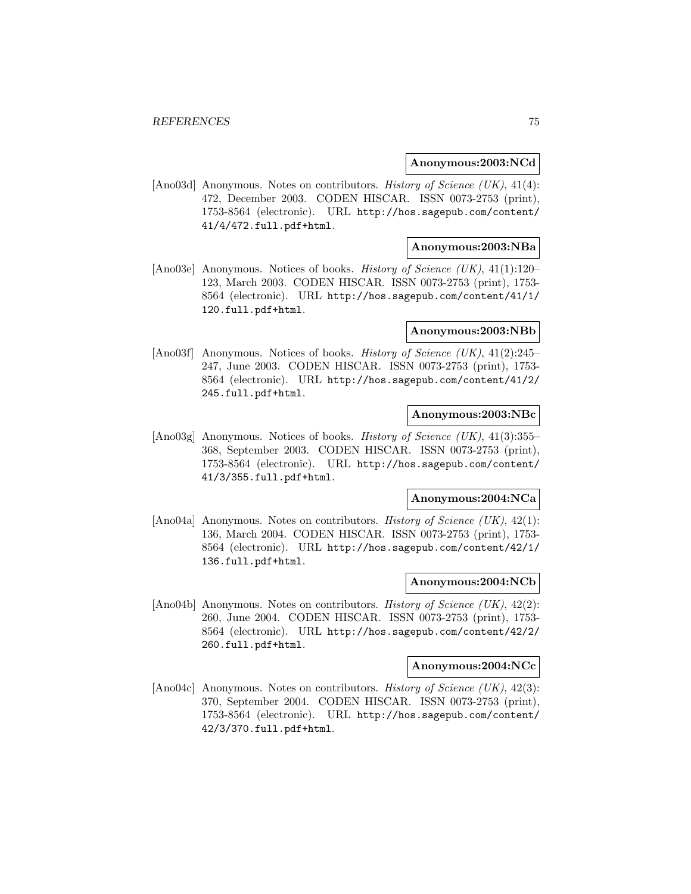**Anonymous:2003:NCd**

[Ano03d] Anonymous. Notes on contributors. *History of Science (UK)*, 41(4): 472, December 2003. CODEN HISCAR. ISSN 0073-2753 (print), 1753-8564 (electronic). URL `http://hos.sagepub.com/content/41/4/472.full.pdf+html`.

**Anonymous:2003:NBa**

[Ano03e] Anonymous. Notices of books. *History of Science (UK)*, 41(1):120–123, March 2003. CODEN HISCAR. ISSN 0073-2753 (print), 1753-8564 (electronic). URL `http://hos.sagepub.com/content/41/1/120.full.pdf+html`.

**Anonymous:2003:NBb**

[Ano03f] Anonymous. Notices of books. *History of Science (UK)*, 41(2):245–247, June 2003. CODEN HISCAR. ISSN 0073-2753 (print), 1753-8564 (electronic). URL `http://hos.sagepub.com/content/41/2/245.full.pdf+html`.

**Anonymous:2003:NBc**

[Ano03g] Anonymous. Notices of books. *History of Science (UK)*, 41(3):355–368, September 2003. CODEN HISCAR. ISSN 0073-2753 (print), 1753-8564 (electronic). URL `http://hos.sagepub.com/content/41/3/355.full.pdf+html`.

**Anonymous:2004:NCa**

[Ano04a] Anonymous. Notes on contributors. *History of Science (UK)*, 42(1): 136, March 2004. CODEN HISCAR. ISSN 0073-2753 (print), 1753-8564 (electronic). URL `http://hos.sagepub.com/content/42/1/136.full.pdf+html`.

**Anonymous:2004:NCb**

[Ano04b] Anonymous. Notes on contributors. *History of Science (UK)*, 42(2): 260, June 2004. CODEN HISCAR. ISSN 0073-2753 (print), 1753-8564 (electronic). URL `http://hos.sagepub.com/content/42/2/260.full.pdf+html`.

**Anonymous:2004:NCc**

[Ano04c] Anonymous. Notes on contributors. *History of Science (UK)*, 42(3): 370, September 2004. CODEN HISCAR. ISSN 0073-2753 (print), 1753-8564 (electronic). URL `http://hos.sagepub.com/content/42/3/370.full.pdf+html`.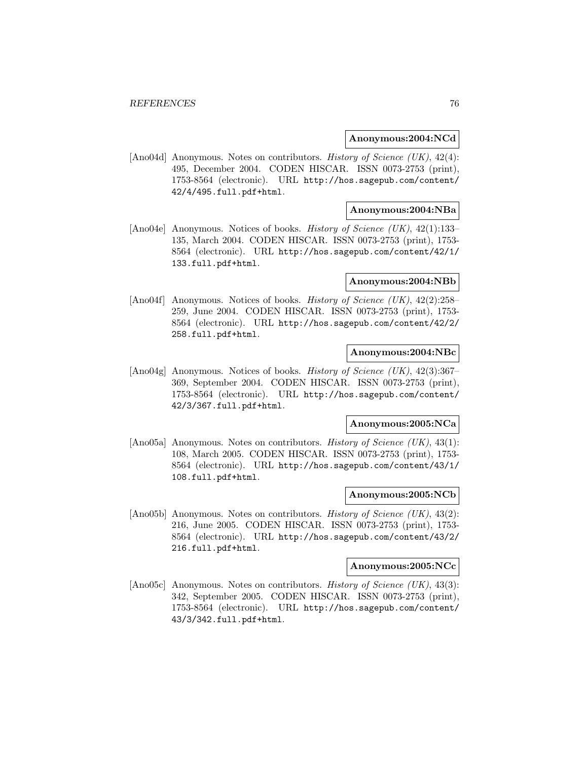**Anonymous:2004:NCd**

[Ano04d] Anonymous. Notes on contributors. *History of Science (UK)*, 42(4): 495, December 2004. CODEN HISCAR. ISSN 0073-2753 (print), 1753-8564 (electronic). URL http://hos.sagepub.com/content/42/4/495.full.pdf+html.

**Anonymous:2004:NBa**

[Ano04e] Anonymous. Notices of books. *History of Science (UK)*, 42(1):133–135, March 2004. CODEN HISCAR. ISSN 0073-2753 (print), 1753-8564 (electronic). URL http://hos.sagepub.com/content/42/1/133.full.pdf+html.

**Anonymous:2004:NBb**

[Ano04f] Anonymous. Notices of books. *History of Science (UK)*, 42(2):258–259, June 2004. CODEN HISCAR. ISSN 0073-2753 (print), 1753-8564 (electronic). URL http://hos.sagepub.com/content/42/2/258.full.pdf+html.

**Anonymous:2004:NBc**

[Ano04g] Anonymous. Notices of books. *History of Science (UK)*, 42(3):367–369, September 2004. CODEN HISCAR. ISSN 0073-2753 (print), 1753-8564 (electronic). URL http://hos.sagepub.com/content/42/3/367.full.pdf+html.

**Anonymous:2005:NCa**

[Ano05a] Anonymous. Notes on contributors. *History of Science (UK)*, 43(1): 108, March 2005. CODEN HISCAR. ISSN 0073-2753 (print), 1753-8564 (electronic). URL http://hos.sagepub.com/content/43/1/108.full.pdf+html.

**Anonymous:2005:NCb**

[Ano05b] Anonymous. Notes on contributors. *History of Science (UK)*, 43(2): 216, June 2005. CODEN HISCAR. ISSN 0073-2753 (print), 1753-8564 (electronic). URL http://hos.sagepub.com/content/43/2/216.full.pdf+html.

**Anonymous:2005:NCc**

[Ano05c] Anonymous. Notes on contributors. *History of Science (UK)*, 43(3): 342, September 2005. CODEN HISCAR. ISSN 0073-2753 (print), 1753-8564 (electronic). URL http://hos.sagepub.com/content/43/3/342.full.pdf+html.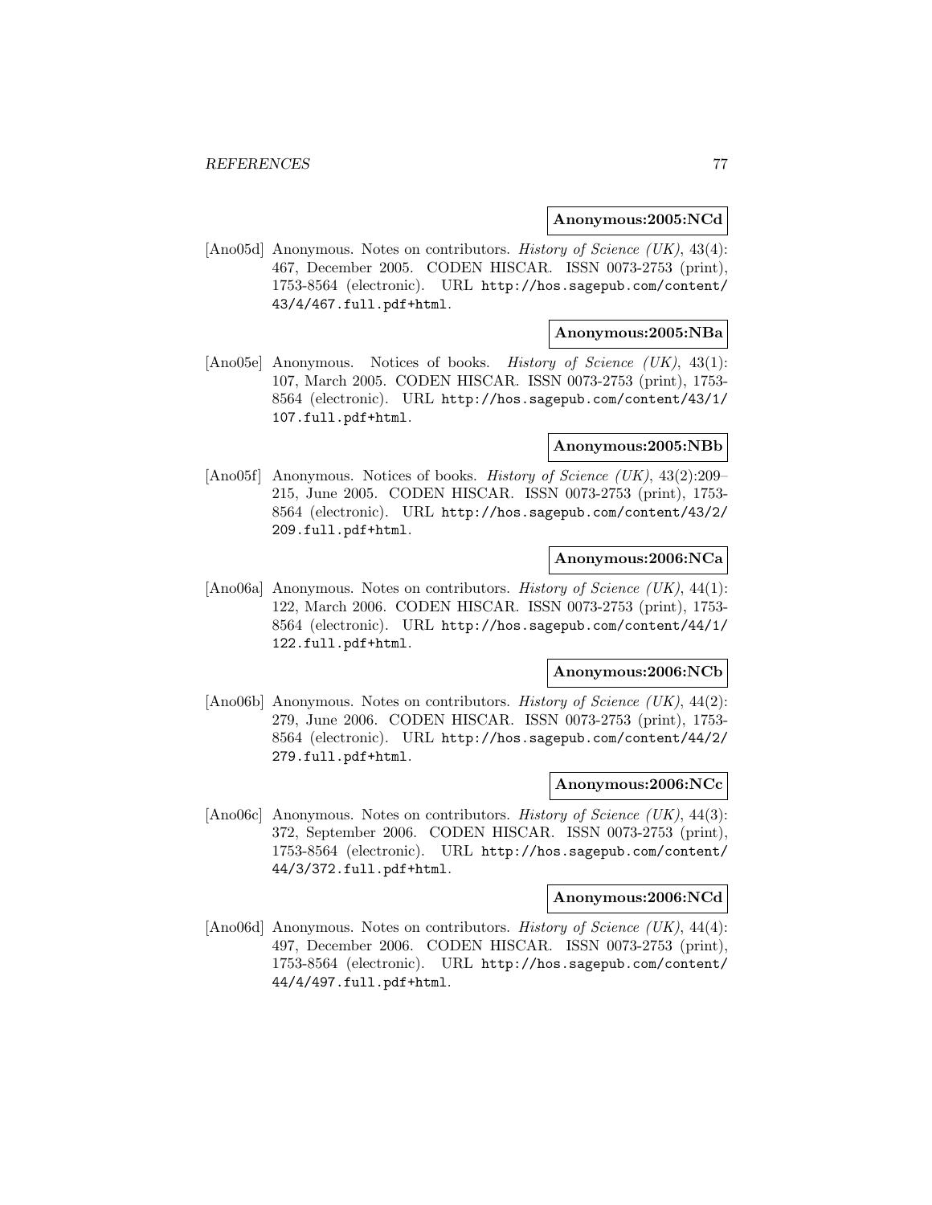**Anonymous:2005:NCd**

[Ano05d] Anonymous. Notes on contributors. *History of Science (UK)*, 43(4): 467, December 2005. CODEN HISCAR. ISSN 0073-2753 (print), 1753-8564 (electronic). URL `http://hos.sagepub.com/content/43/4/467.full.pdf+html`.

**Anonymous:2005:NBa**

[Ano05e] Anonymous. Notices of books. *History of Science (UK)*, 43(1): 107, March 2005. CODEN HISCAR. ISSN 0073-2753 (print), 1753-8564 (electronic). URL `http://hos.sagepub.com/content/43/1/107.full.pdf+html`.

**Anonymous:2005:NBb**

[Ano05f] Anonymous. Notices of books. *History of Science (UK)*, 43(2):209–215, June 2005. CODEN HISCAR. ISSN 0073-2753 (print), 1753-8564 (electronic). URL `http://hos.sagepub.com/content/43/2/209.full.pdf+html`.

**Anonymous:2006:NCa**

[Ano06a] Anonymous. Notes on contributors. *History of Science (UK)*, 44(1): 122, March 2006. CODEN HISCAR. ISSN 0073-2753 (print), 1753-8564 (electronic). URL `http://hos.sagepub.com/content/44/1/122.full.pdf+html`.

**Anonymous:2006:NCb**

[Ano06b] Anonymous. Notes on contributors. *History of Science (UK)*, 44(2): 279, June 2006. CODEN HISCAR. ISSN 0073-2753 (print), 1753-8564 (electronic). URL `http://hos.sagepub.com/content/44/2/279.full.pdf+html`.

**Anonymous:2006:NCc**

[Ano06c] Anonymous. Notes on contributors. *History of Science (UK)*, 44(3): 372, September 2006. CODEN HISCAR. ISSN 0073-2753 (print), 1753-8564 (electronic). URL `http://hos.sagepub.com/content/44/3/372.full.pdf+html`.

**Anonymous:2006:NCd**

[Ano06d] Anonymous. Notes on contributors. *History of Science (UK)*, 44(4): 497, December 2006. CODEN HISCAR. ISSN 0073-2753 (print), 1753-8564 (electronic). URL `http://hos.sagepub.com/content/44/4/497.full.pdf+html`.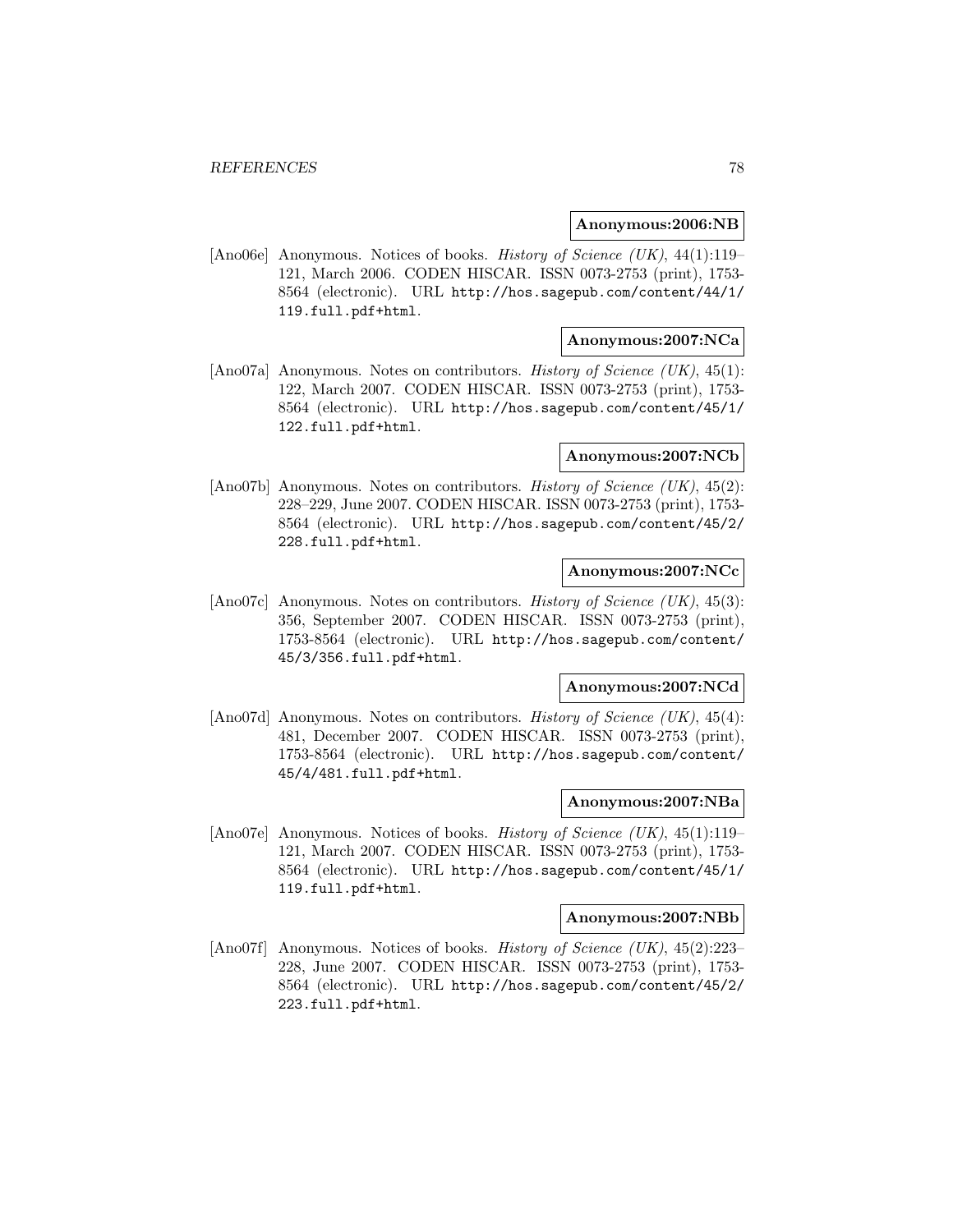**Anonymous:2006:NB**

[Ano06e] Anonymous. Notices of books. *History of Science (UK)*, 44(1):119–121, March 2006. CODEN HISCAR. ISSN 0073-2753 (print), 1753-8564 (electronic). URL http://hos.sagepub.com/content/44/1/119.full.pdf+html.

**Anonymous:2007:NCa**

[Ano07a] Anonymous. Notes on contributors. *History of Science (UK)*, 45(1):122, March 2007. CODEN HISCAR. ISSN 0073-2753 (print), 1753-8564 (electronic). URL http://hos.sagepub.com/content/45/1/122.full.pdf+html.

**Anonymous:2007:NCb**

[Ano07b] Anonymous. Notes on contributors. *History of Science (UK)*, 45(2):228–229, June 2007. CODEN HISCAR. ISSN 0073-2753 (print), 1753-8564 (electronic). URL http://hos.sagepub.com/content/45/2/228.full.pdf+html.

**Anonymous:2007:NCc**

[Ano07c] Anonymous. Notes on contributors. *History of Science (UK)*, 45(3):356, September 2007. CODEN HISCAR. ISSN 0073-2753 (print), 1753-8564 (electronic). URL http://hos.sagepub.com/content/45/3/356.full.pdf+html.

**Anonymous:2007:NCd**

[Ano07d] Anonymous. Notes on contributors. *History of Science (UK)*, 45(4):481, December 2007. CODEN HISCAR. ISSN 0073-2753 (print), 1753-8564 (electronic). URL http://hos.sagepub.com/content/45/4/481.full.pdf+html.

**Anonymous:2007:NBa**

[Ano07e] Anonymous. Notices of books. *History of Science (UK)*, 45(1):119–121, March 2007. CODEN HISCAR. ISSN 0073-2753 (print), 1753-8564 (electronic). URL http://hos.sagepub.com/content/45/1/119.full.pdf+html.

**Anonymous:2007:NBb**

[Ano07f] Anonymous. Notices of books. *History of Science (UK)*, 45(2):223–228, June 2007. CODEN HISCAR. ISSN 0073-2753 (print), 1753-8564 (electronic). URL http://hos.sagepub.com/content/45/2/223.full.pdf+html.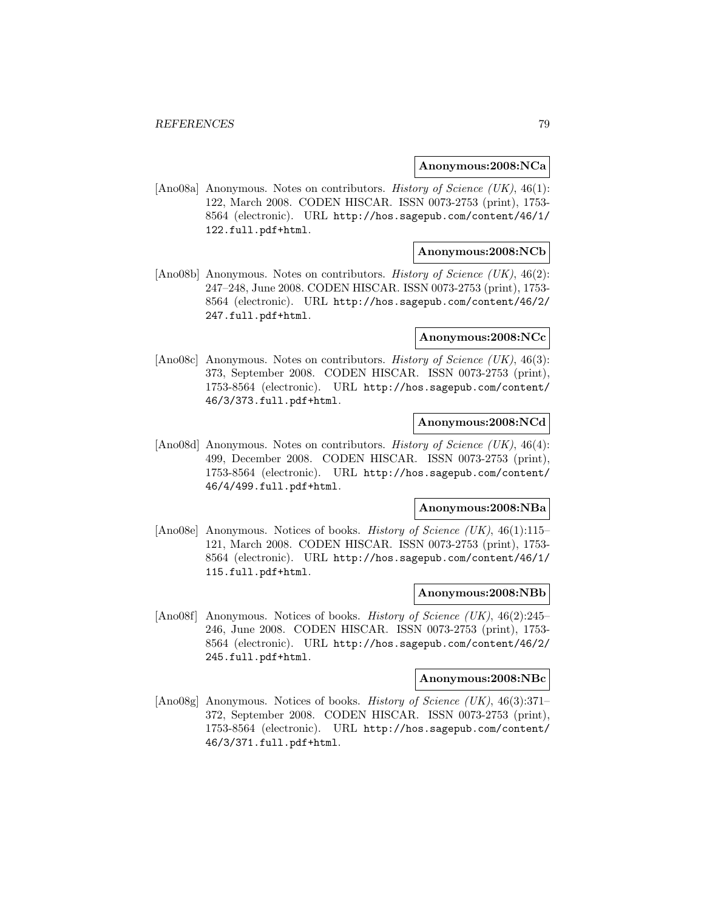**Anonymous:2008:NCa**

[Ano08a] Anonymous. Notes on contributors. *History of Science (UK)*, 46(1): 122, March 2008. CODEN HISCAR. ISSN 0073-2753 (print), 1753-8564 (electronic). URL http://hos.sagepub.com/content/46/1/122.full.pdf+html.

**Anonymous:2008:NCb**

[Ano08b] Anonymous. Notes on contributors. *History of Science (UK)*, 46(2): 247–248, June 2008. CODEN HISCAR. ISSN 0073-2753 (print), 1753-8564 (electronic). URL http://hos.sagepub.com/content/46/2/247.full.pdf+html.

**Anonymous:2008:NCc**

[Ano08c] Anonymous. Notes on contributors. *History of Science (UK)*, 46(3): 373, September 2008. CODEN HISCAR. ISSN 0073-2753 (print), 1753-8564 (electronic). URL http://hos.sagepub.com/content/46/3/373.full.pdf+html.

**Anonymous:2008:NCd**

[Ano08d] Anonymous. Notes on contributors. *History of Science (UK)*, 46(4): 499, December 2008. CODEN HISCAR. ISSN 0073-2753 (print), 1753-8564 (electronic). URL http://hos.sagepub.com/content/46/4/499.full.pdf+html.

**Anonymous:2008:NBa**

[Ano08e] Anonymous. Notices of books. *History of Science (UK)*, 46(1):115–121, March 2008. CODEN HISCAR. ISSN 0073-2753 (print), 1753-8564 (electronic). URL http://hos.sagepub.com/content/46/1/115.full.pdf+html.

**Anonymous:2008:NBb**

[Ano08f] Anonymous. Notices of books. *History of Science (UK)*, 46(2):245–246, June 2008. CODEN HISCAR. ISSN 0073-2753 (print), 1753-8564 (electronic). URL http://hos.sagepub.com/content/46/2/245.full.pdf+html.

**Anonymous:2008:NBc**

[Ano08g] Anonymous. Notices of books. *History of Science (UK)*, 46(3):371–372, September 2008. CODEN HISCAR. ISSN 0073-2753 (print), 1753-8564 (electronic). URL http://hos.sagepub.com/content/46/3/371.full.pdf+html.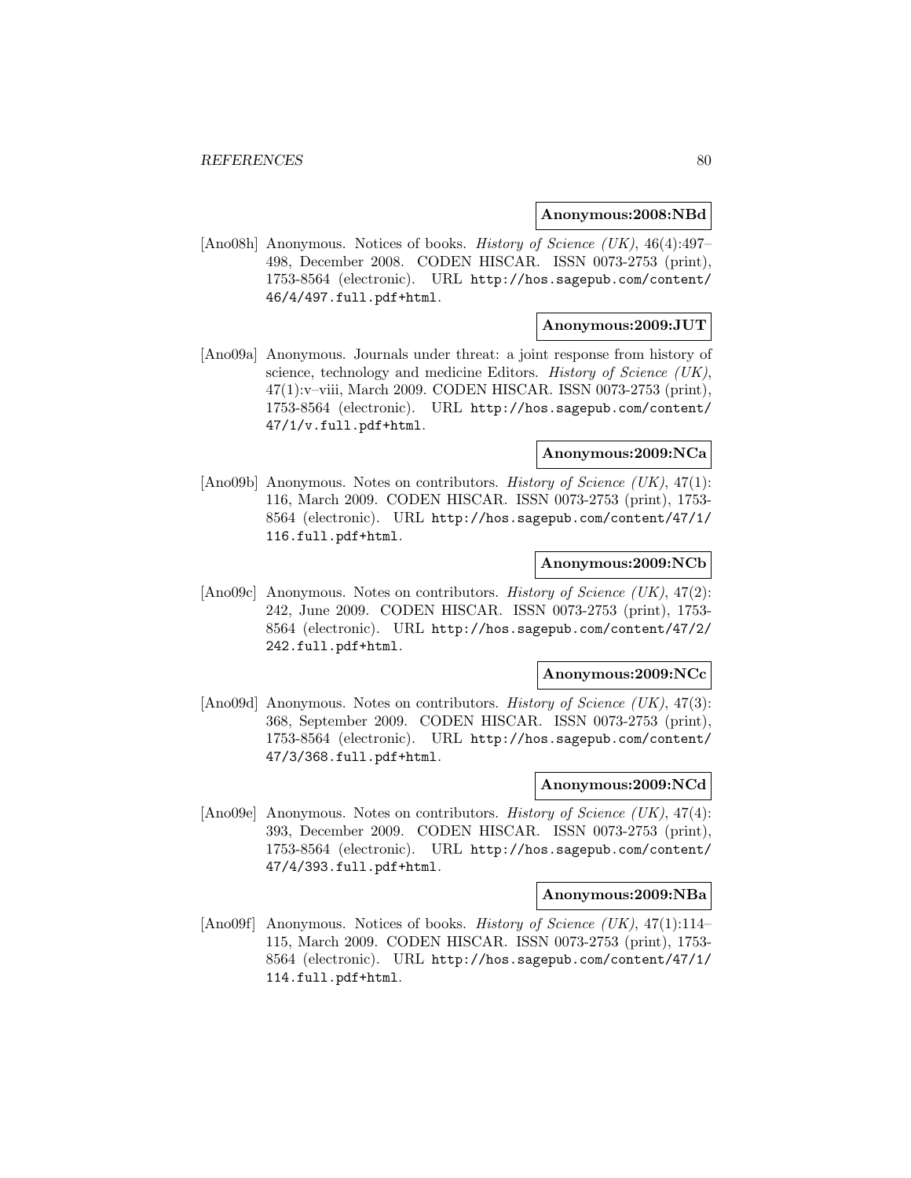**Anonymous:2008:NBd**

[Ano08h] Anonymous. Notices of books. *History of Science (UK)*, 46(4):497–498, December 2008. CODEN HISCAR. ISSN 0073-2753 (print), 1753-8564 (electronic). URL http://hos.sagepub.com/content/46/4/497.full.pdf+html.

**Anonymous:2009:JUT**

[Ano09a] Anonymous. Journals under threat: a joint response from history of science, technology and medicine Editors. *History of Science (UK)*, 47(1):v–viii, March 2009. CODEN HISCAR. ISSN 0073-2753 (print), 1753-8564 (electronic). URL http://hos.sagepub.com/content/47/1/v.full.pdf+html.

**Anonymous:2009:NCa**

[Ano09b] Anonymous. Notes on contributors. *History of Science (UK)*, 47(1): 116, March 2009. CODEN HISCAR. ISSN 0073-2753 (print), 1753-8564 (electronic). URL http://hos.sagepub.com/content/47/1/116.full.pdf+html.

**Anonymous:2009:NCb**

[Ano09c] Anonymous. Notes on contributors. *History of Science (UK)*, 47(2): 242, June 2009. CODEN HISCAR. ISSN 0073-2753 (print), 1753-8564 (electronic). URL http://hos.sagepub.com/content/47/2/242.full.pdf+html.

**Anonymous:2009:NCc**

[Ano09d] Anonymous. Notes on contributors. *History of Science (UK)*, 47(3): 368, September 2009. CODEN HISCAR. ISSN 0073-2753 (print), 1753-8564 (electronic). URL http://hos.sagepub.com/content/47/3/368.full.pdf+html.

**Anonymous:2009:NCd**

[Ano09e] Anonymous. Notes on contributors. *History of Science (UK)*, 47(4): 393, December 2009. CODEN HISCAR. ISSN 0073-2753 (print), 1753-8564 (electronic). URL http://hos.sagepub.com/content/47/4/393.full.pdf+html.

**Anonymous:2009:NBa**

[Ano09f] Anonymous. Notices of books. *History of Science (UK)*, 47(1):114–115, March 2009. CODEN HISCAR. ISSN 0073-2753 (print), 1753-8564 (electronic). URL http://hos.sagepub.com/content/47/1/114.full.pdf+html.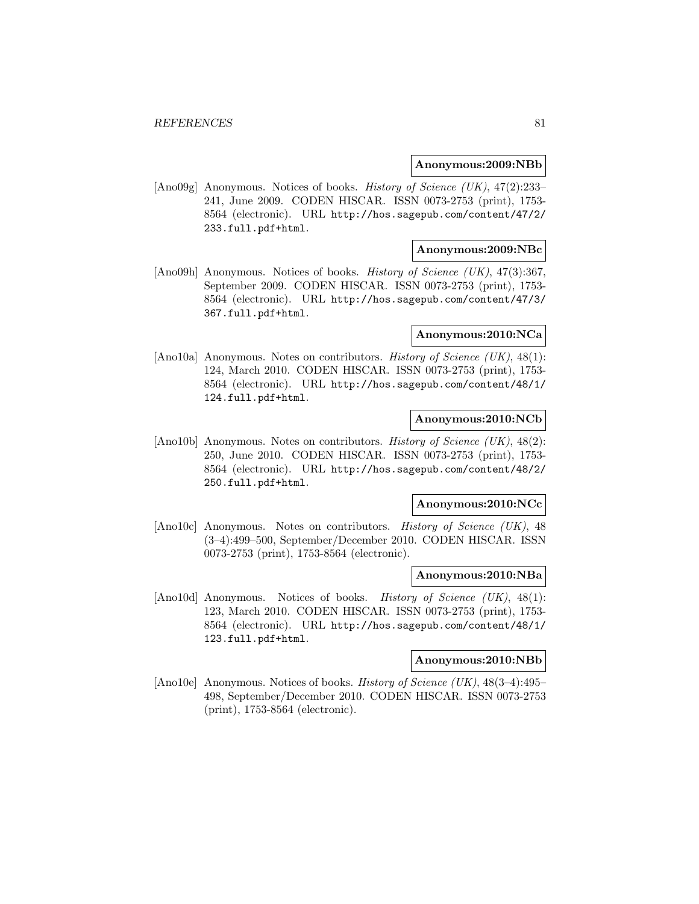**Anonymous:2009:NBb**

[Ano09g] Anonymous. Notices of books. *History of Science (UK)*, 47(2):233–241, June 2009. CODEN HISCAR. ISSN 0073-2753 (print), 1753-8564 (electronic). URL http://hos.sagepub.com/content/47/2/233.full.pdf+html.

**Anonymous:2009:NBc**

[Ano09h] Anonymous. Notices of books. *History of Science (UK)*, 47(3):367, September 2009. CODEN HISCAR. ISSN 0073-2753 (print), 1753-8564 (electronic). URL http://hos.sagepub.com/content/47/3/367.full.pdf+html.

**Anonymous:2010:NCa**

[Ano10a] Anonymous. Notes on contributors. *History of Science (UK)*, 48(1):124, March 2010. CODEN HISCAR. ISSN 0073-2753 (print), 1753-8564 (electronic). URL http://hos.sagepub.com/content/48/1/124.full.pdf+html.

**Anonymous:2010:NCb**

[Ano10b] Anonymous. Notes on contributors. *History of Science (UK)*, 48(2):250, June 2010. CODEN HISCAR. ISSN 0073-2753 (print), 1753-8564 (electronic). URL http://hos.sagepub.com/content/48/2/250.full.pdf+html.

**Anonymous:2010:NCc**

[Ano10c] Anonymous. Notes on contributors. *History of Science (UK)*, 48 (3–4):499–500, September/December 2010. CODEN HISCAR. ISSN 0073-2753 (print), 1753-8564 (electronic).

**Anonymous:2010:NBa**

[Ano10d] Anonymous. Notices of books. *History of Science (UK)*, 48(1):123, March 2010. CODEN HISCAR. ISSN 0073-2753 (print), 1753-8564 (electronic). URL http://hos.sagepub.com/content/48/1/123.full.pdf+html.

**Anonymous:2010:NBb**

[Ano10e] Anonymous. Notices of books. *History of Science (UK)*, 48(3–4):495–498, September/December 2010. CODEN HISCAR. ISSN 0073-2753 (print), 1753-8564 (electronic).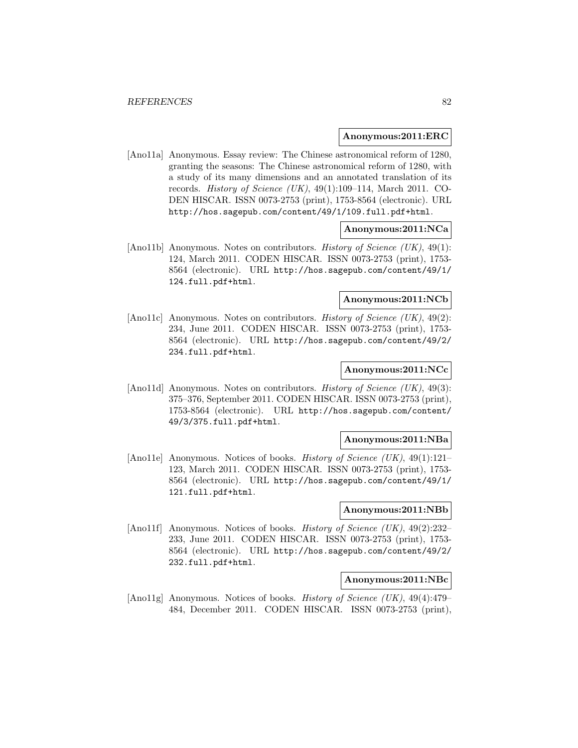**Anonymous:2011:ERC**

[Ano11a] Anonymous. Essay review: The Chinese astronomical reform of 1280, granting the seasons: The Chinese astronomical reform of 1280, with a study of its many dimensions and an annotated translation of its records. *History of Science (UK)*, 49(1):109–114, March 2011. CODEN HISCAR. ISSN 0073-2753 (print), 1753-8564 (electronic). URL http://hos.sagepub.com/content/49/1/109.full.pdf+html.

**Anonymous:2011:NCa**

[Ano11b] Anonymous. Notes on contributors. *History of Science (UK)*, 49(1): 124, March 2011. CODEN HISCAR. ISSN 0073-2753 (print), 1753-8564 (electronic). URL http://hos.sagepub.com/content/49/1/124.full.pdf+html.

**Anonymous:2011:NCb**

[Ano11c] Anonymous. Notes on contributors. *History of Science (UK)*, 49(2): 234, June 2011. CODEN HISCAR. ISSN 0073-2753 (print), 1753-8564 (electronic). URL http://hos.sagepub.com/content/49/2/234.full.pdf+html.

**Anonymous:2011:NCc**

[Ano11d] Anonymous. Notes on contributors. *History of Science (UK)*, 49(3): 375–376, September 2011. CODEN HISCAR. ISSN 0073-2753 (print), 1753-8564 (electronic). URL http://hos.sagepub.com/content/49/3/375.full.pdf+html.

**Anonymous:2011:NBa**

[Ano11e] Anonymous. Notices of books. *History of Science (UK)*, 49(1):121–123, March 2011. CODEN HISCAR. ISSN 0073-2753 (print), 1753-8564 (electronic). URL http://hos.sagepub.com/content/49/1/121.full.pdf+html.

**Anonymous:2011:NBb**

[Ano11f] Anonymous. Notices of books. *History of Science (UK)*, 49(2):232–233, June 2011. CODEN HISCAR. ISSN 0073-2753 (print), 1753-8564 (electronic). URL http://hos.sagepub.com/content/49/2/232.full.pdf+html.

**Anonymous:2011:NBc**

[Ano11g] Anonymous. Notices of books. *History of Science (UK)*, 49(4):479–484, December 2011. CODEN HISCAR. ISSN 0073-2753 (print),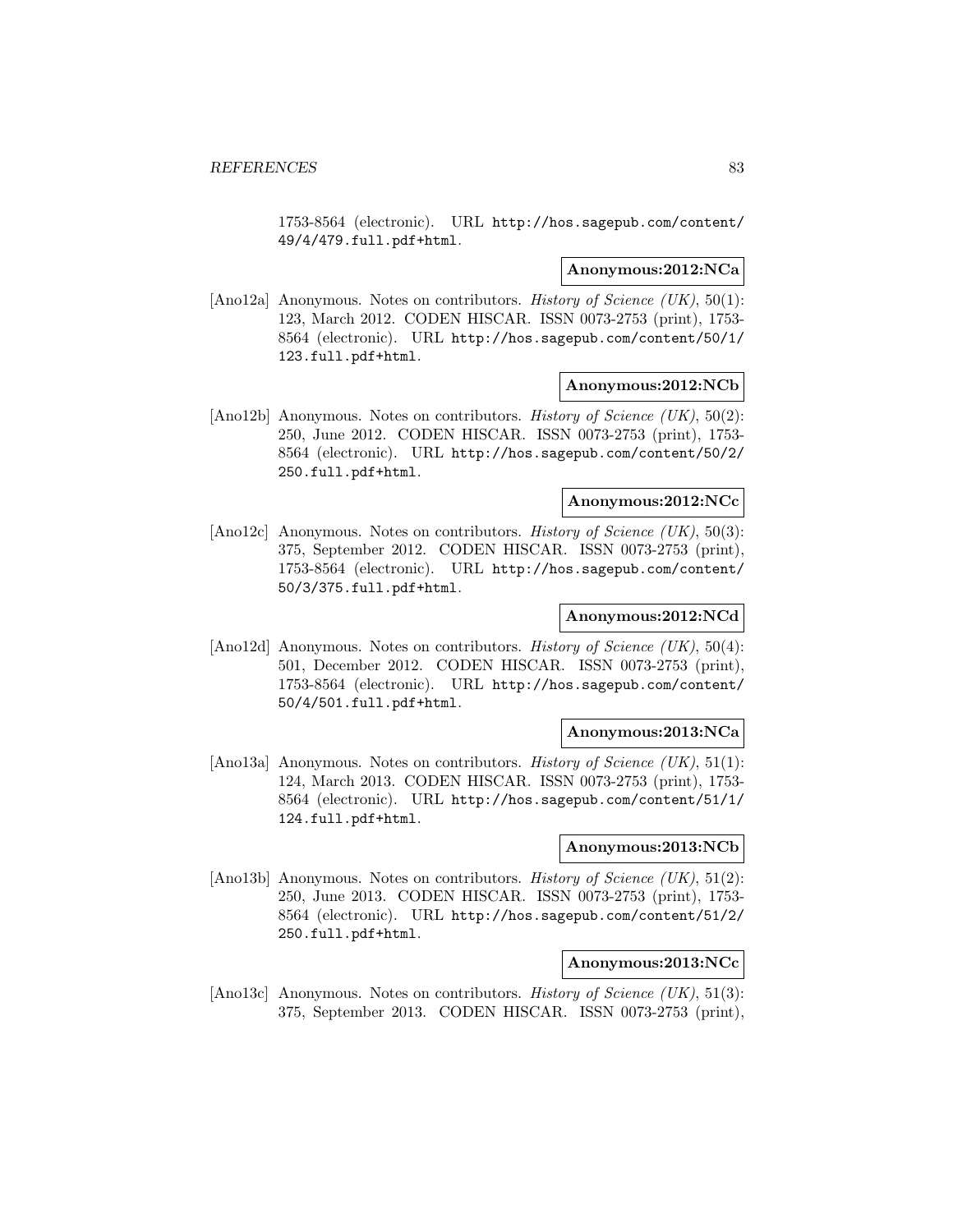1753-8564 (electronic). URL http://hos.sagepub.com/content/49/4/479.full.pdf+html.

**Anonymous:2012:NCa**

[Ano12a] Anonymous. Notes on contributors. *History of Science (UK)*, 50(1): 123, March 2012. CODEN HISCAR. ISSN 0073-2753 (print), 1753-8564 (electronic). URL http://hos.sagepub.com/content/50/1/123.full.pdf+html.

**Anonymous:2012:NCb**

[Ano12b] Anonymous. Notes on contributors. *History of Science (UK)*, 50(2): 250, June 2012. CODEN HISCAR. ISSN 0073-2753 (print), 1753-8564 (electronic). URL http://hos.sagepub.com/content/50/2/250.full.pdf+html.

**Anonymous:2012:NCc**

[Ano12c] Anonymous. Notes on contributors. *History of Science (UK)*, 50(3): 375, September 2012. CODEN HISCAR. ISSN 0073-2753 (print), 1753-8564 (electronic). URL http://hos.sagepub.com/content/50/3/375.full.pdf+html.

**Anonymous:2012:NCd**

[Ano12d] Anonymous. Notes on contributors. *History of Science (UK)*, 50(4): 501, December 2012. CODEN HISCAR. ISSN 0073-2753 (print), 1753-8564 (electronic). URL http://hos.sagepub.com/content/50/4/501.full.pdf+html.

**Anonymous:2013:NCa**

[Ano13a] Anonymous. Notes on contributors. *History of Science (UK)*, 51(1): 124, March 2013. CODEN HISCAR. ISSN 0073-2753 (print), 1753-8564 (electronic). URL http://hos.sagepub.com/content/51/1/124.full.pdf+html.

**Anonymous:2013:NCb**

[Ano13b] Anonymous. Notes on contributors. *History of Science (UK)*, 51(2): 250, June 2013. CODEN HISCAR. ISSN 0073-2753 (print), 1753-8564 (electronic). URL http://hos.sagepub.com/content/51/2/250.full.pdf+html.

**Anonymous:2013:NCc**

[Ano13c] Anonymous. Notes on contributors. *History of Science (UK)*, 51(3): 375, September 2013. CODEN HISCAR. ISSN 0073-2753 (print),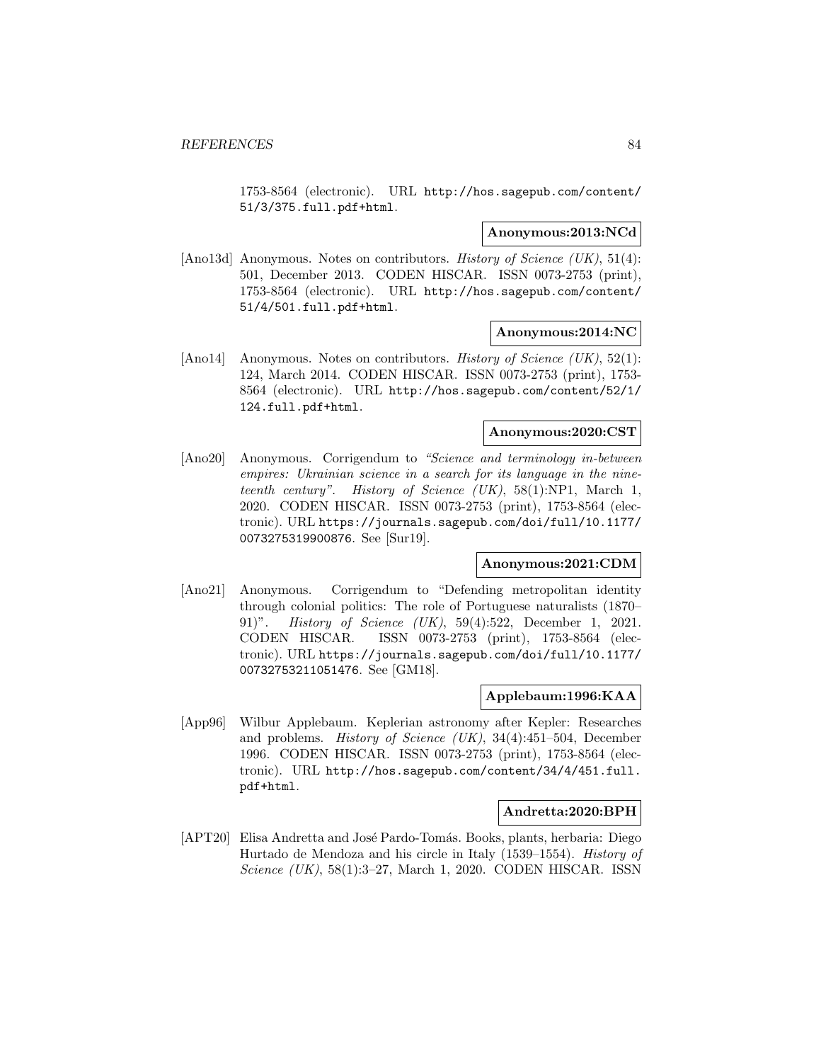1753-8564 (electronic). URL http://hos.sagepub.com/content/51/3/375.full.pdf+html.

**Anonymous:2013:NCd**

[Ano13d] Anonymous. Notes on contributors. *History of Science (UK)*, 51(4): 501, December 2013. CODEN HISCAR. ISSN 0073-2753 (print), 1753-8564 (electronic). URL http://hos.sagepub.com/content/51/4/501.full.pdf+html.

**Anonymous:2014:NC**

[Ano14] Anonymous. Notes on contributors. *History of Science (UK)*, 52(1): 124, March 2014. CODEN HISCAR. ISSN 0073-2753 (print), 1753-8564 (electronic). URL http://hos.sagepub.com/content/52/1/124.full.pdf+html.

**Anonymous:2020:CST**

[Ano20] Anonymous. Corrigendum to *"Science and terminology in-between empires: Ukrainian science in a search for its language in the nineteenth century"*. *History of Science (UK)*, 58(1):NP1, March 1, 2020. CODEN HISCAR. ISSN 0073-2753 (print), 1753-8564 (electronic). URL https://journals.sagepub.com/doi/full/10.1177/0073275319900876. See [Sur19].

**Anonymous:2021:CDM**

[Ano21] Anonymous. Corrigendum to "Defending metropolitan identity through colonial politics: The role of Portuguese naturalists (1870–91)". *History of Science (UK)*, 59(4):522, December 1, 2021. CODEN HISCAR. ISSN 0073-2753 (print), 1753-8564 (electronic). URL https://journals.sagepub.com/doi/full/10.1177/00732753211051476. See [GM18].

**Applebaum:1996:KAA**

[App96] Wilbur Applebaum. Keplerian astronomy after Kepler: Researches and problems. *History of Science (UK)*, 34(4):451–504, December 1996. CODEN HISCAR. ISSN 0073-2753 (print), 1753-8564 (electronic). URL http://hos.sagepub.com/content/34/4/451.full.pdf+html.

**Andretta:2020:BPH**

[APT20] Elisa Andretta and José Pardo-Tomás. Books, plants, herbaria: Diego Hurtado de Mendoza and his circle in Italy (1539–1554). *History of Science (UK)*, 58(1):3–27, March 1, 2020. CODEN HISCAR. ISSN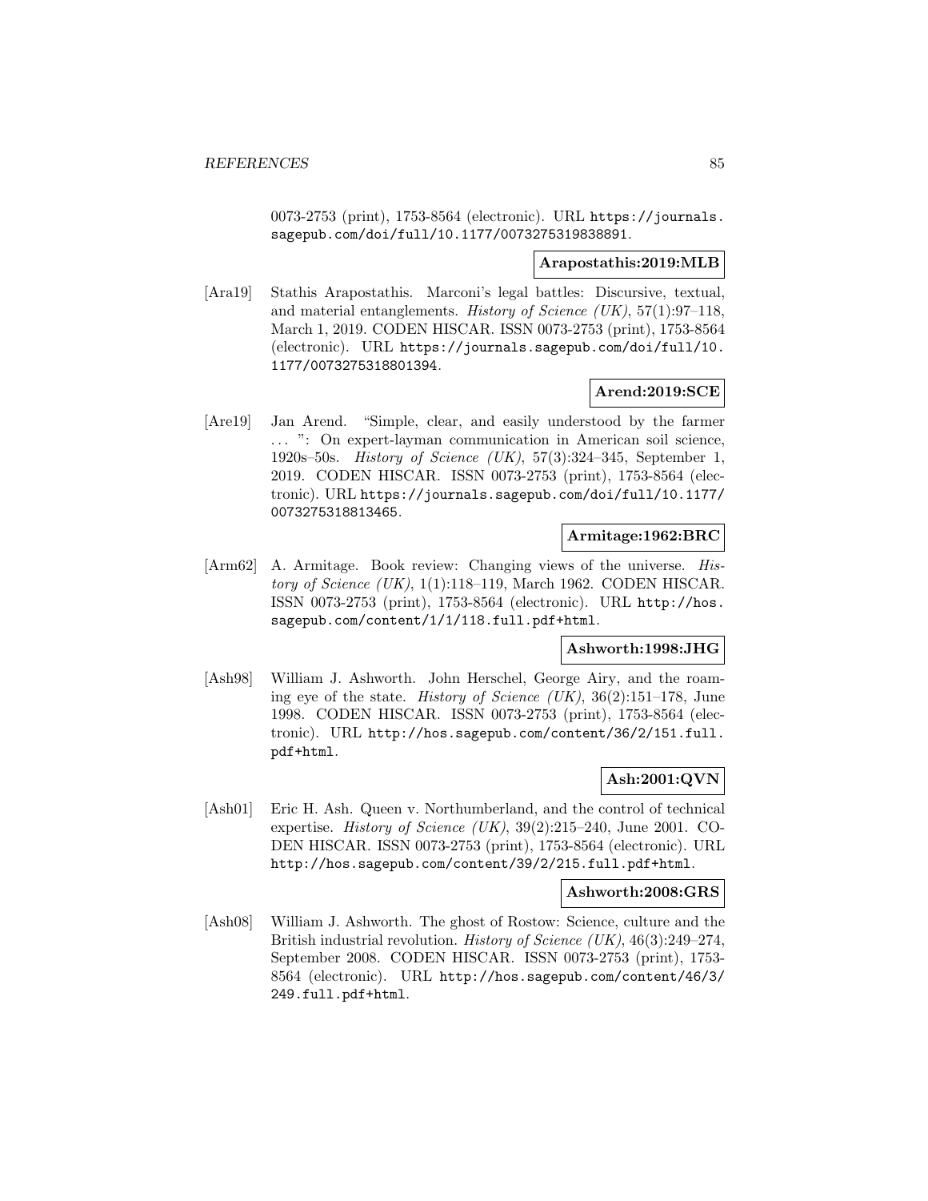0073-2753 (print), 1753-8564 (electronic). URL https://journals.sagepub.com/doi/full/10.1177/0073275319838891.

**Arapostathis:2019:MLB**

[Ara19] Stathis Arapostathis. Marconi's legal battles: Discursive, textual, and material entanglements. *History of Science (UK)*, 57(1):97–118, March 1, 2019. CODEN HISCAR. ISSN 0073-2753 (print), 1753-8564 (electronic). URL https://journals.sagepub.com/doi/full/10.1177/0073275318801394.

**Arend:2019:SCE**

[Are19] Jan Arend. "Simple, clear, and easily understood by the farmer ... ": On expert-layman communication in American soil science, 1920s–50s. *History of Science (UK)*, 57(3):324–345, September 1, 2019. CODEN HISCAR. ISSN 0073-2753 (print), 1753-8564 (electronic). URL https://journals.sagepub.com/doi/full/10.1177/0073275318813465.

**Armitage:1962:BRC**

[Arm62] A. Armitage. Book review: Changing views of the universe. *History of Science (UK)*, 1(1):118–119, March 1962. CODEN HISCAR. ISSN 0073-2753 (print), 1753-8564 (electronic). URL http://hos.sagepub.com/content/1/1/118.full.pdf+html.

**Ashworth:1998:JHG**

[Ash98] William J. Ashworth. John Herschel, George Airy, and the roaming eye of the state. *History of Science (UK)*, 36(2):151–178, June 1998. CODEN HISCAR. ISSN 0073-2753 (print), 1753-8564 (electronic). URL http://hos.sagepub.com/content/36/2/151.full.pdf+html.

**Ash:2001:QVN**

[Ash01] Eric H. Ash. Queen v. Northumberland, and the control of technical expertise. *History of Science (UK)*, 39(2):215–240, June 2001. CODEN HISCAR. ISSN 0073-2753 (print), 1753-8564 (electronic). URL http://hos.sagepub.com/content/39/2/215.full.pdf+html.

**Ashworth:2008:GRS**

[Ash08] William J. Ashworth. The ghost of Rostow: Science, culture and the British industrial revolution. *History of Science (UK)*, 46(3):249–274, September 2008. CODEN HISCAR. ISSN 0073-2753 (print), 1753-8564 (electronic). URL http://hos.sagepub.com/content/46/3/249.full.pdf+html.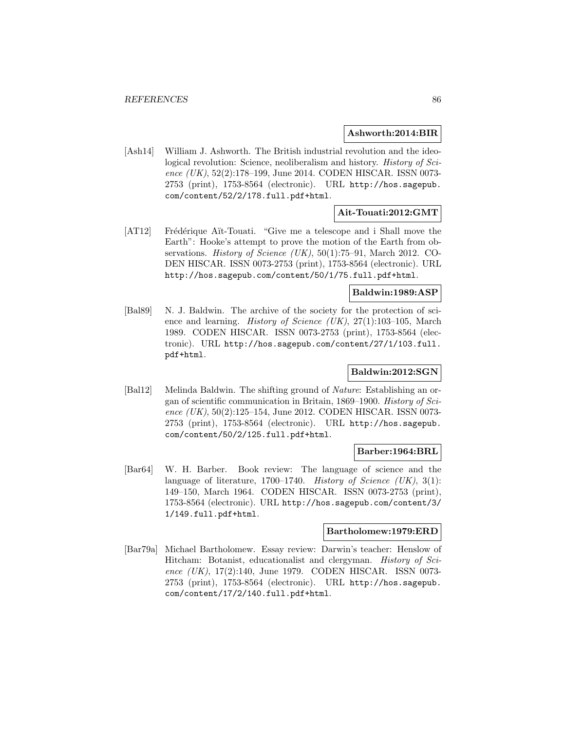**Ashworth:2014:BIR**

[Ash14] William J. Ashworth. The British industrial revolution and the ideological revolution: Science, neoliberalism and history. *History of Science (UK)*, 52(2):178–199, June 2014. CODEN HISCAR. ISSN 0073-2753 (print), 1753-8564 (electronic). URL http://hos.sagepub.com/content/52/2/178.full.pdf+html.

**Ait-Touati:2012:GMT**

[AT12] Frédérique Aït-Touati. "Give me a telescope and i Shall move the Earth": Hooke's attempt to prove the motion of the Earth from observations. *History of Science (UK)*, 50(1):75–91, March 2012. CODEN HISCAR. ISSN 0073-2753 (print), 1753-8564 (electronic). URL http://hos.sagepub.com/content/50/1/75.full.pdf+html.

**Baldwin:1989:ASP**

[Bal89] N. J. Baldwin. The archive of the society for the protection of science and learning. *History of Science (UK)*, 27(1):103–105, March 1989. CODEN HISCAR. ISSN 0073-2753 (print), 1753-8564 (electronic). URL http://hos.sagepub.com/content/27/1/103.full.pdf+html.

**Baldwin:2012:SGN**

[Bal12] Melinda Baldwin. The shifting ground of *Nature*: Establishing an organ of scientific communication in Britain, 1869–1900. *History of Science (UK)*, 50(2):125–154, June 2012. CODEN HISCAR. ISSN 0073-2753 (print), 1753-8564 (electronic). URL http://hos.sagepub.com/content/50/2/125.full.pdf+html.

**Barber:1964:BRL**

[Bar64] W. H. Barber. Book review: The language of science and the language of literature, 1700–1740. *History of Science (UK)*, 3(1):149–150, March 1964. CODEN HISCAR. ISSN 0073-2753 (print), 1753-8564 (electronic). URL http://hos.sagepub.com/content/3/1/149.full.pdf+html.

**Bartholomew:1979:ERD**

[Bar79a] Michael Bartholomew. Essay review: Darwin's teacher: Henslow of Hitcham: Botanist, educationalist and clergyman. *History of Science (UK)*, 17(2):140, June 1979. CODEN HISCAR. ISSN 0073-2753 (print), 1753-8564 (electronic). URL http://hos.sagepub.com/content/17/2/140.full.pdf+html.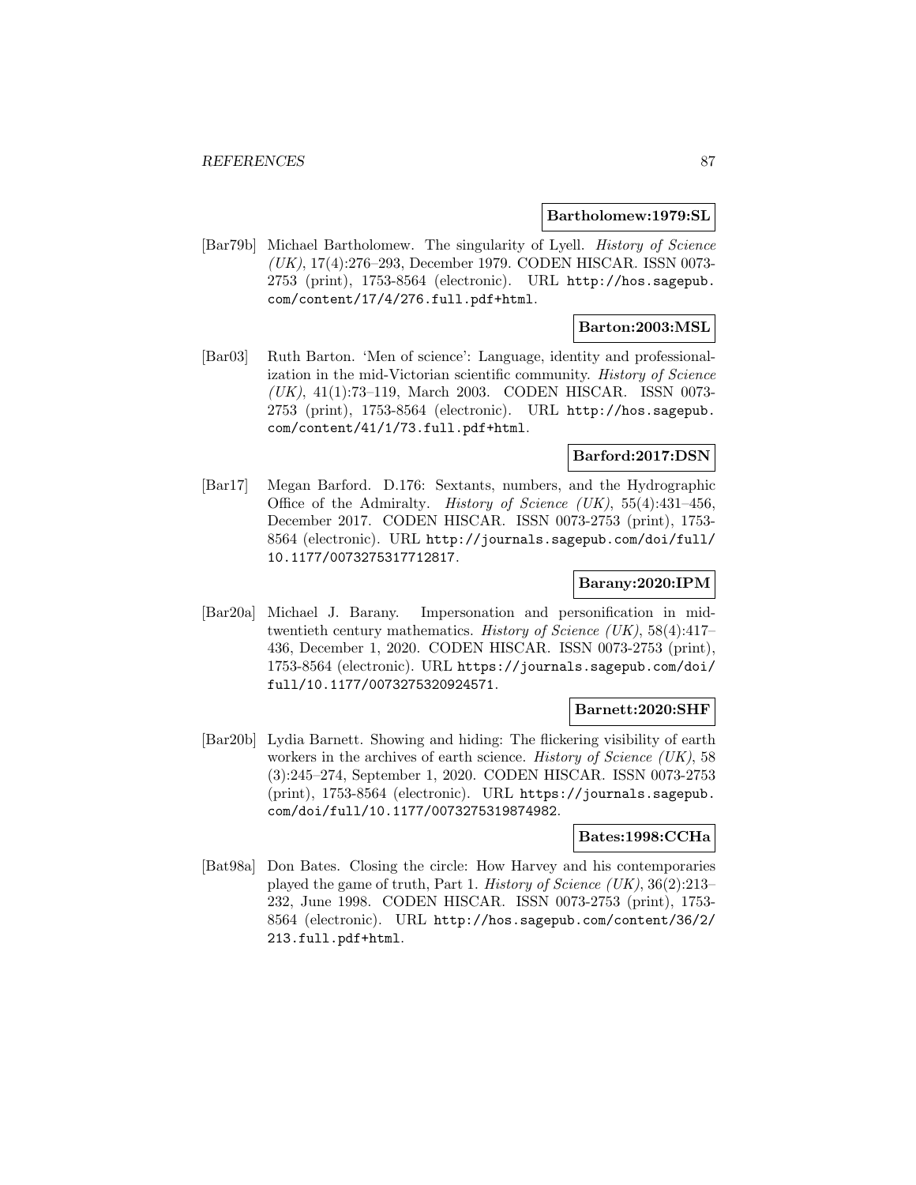**Bartholomew:1979:SL**

[Bar79b] Michael Bartholomew. The singularity of Lyell. *History of Science (UK)*, 17(4):276–293, December 1979. CODEN HISCAR. ISSN 0073-2753 (print), 1753-8564 (electronic). URL http://hos.sagepub.com/content/17/4/276.full.pdf+html.

**Barton:2003:MSL**

[Bar03] Ruth Barton. 'Men of science': Language, identity and professionalization in the mid-Victorian scientific community. *History of Science (UK)*, 41(1):73–119, March 2003. CODEN HISCAR. ISSN 0073-2753 (print), 1753-8564 (electronic). URL http://hos.sagepub.com/content/41/1/73.full.pdf+html.

**Barford:2017:DSN**

[Bar17] Megan Barford. D.176: Sextants, numbers, and the Hydrographic Office of the Admiralty. *History of Science (UK)*, 55(4):431–456, December 2017. CODEN HISCAR. ISSN 0073-2753 (print), 1753-8564 (electronic). URL http://journals.sagepub.com/doi/full/10.1177/0073275317712817.

**Barany:2020:IPM**

[Bar20a] Michael J. Barany. Impersonation and personification in mid-twentieth century mathematics. *History of Science (UK)*, 58(4):417–436, December 1, 2020. CODEN HISCAR. ISSN 0073-2753 (print), 1753-8564 (electronic). URL https://journals.sagepub.com/doi/full/10.1177/0073275320924571.

**Barnett:2020:SHF**

[Bar20b] Lydia Barnett. Showing and hiding: The flickering visibility of earth workers in the archives of earth science. *History of Science (UK)*, 58 (3):245–274, September 1, 2020. CODEN HISCAR. ISSN 0073-2753 (print), 1753-8564 (electronic). URL https://journals.sagepub.com/doi/full/10.1177/0073275319874982.

**Bates:1998:CCHa**

[Bat98a] Don Bates. Closing the circle: How Harvey and his contemporaries played the game of truth, Part 1. *History of Science (UK)*, 36(2):213–232, June 1998. CODEN HISCAR. ISSN 0073-2753 (print), 1753-8564 (electronic). URL http://hos.sagepub.com/content/36/2/213.full.pdf+html.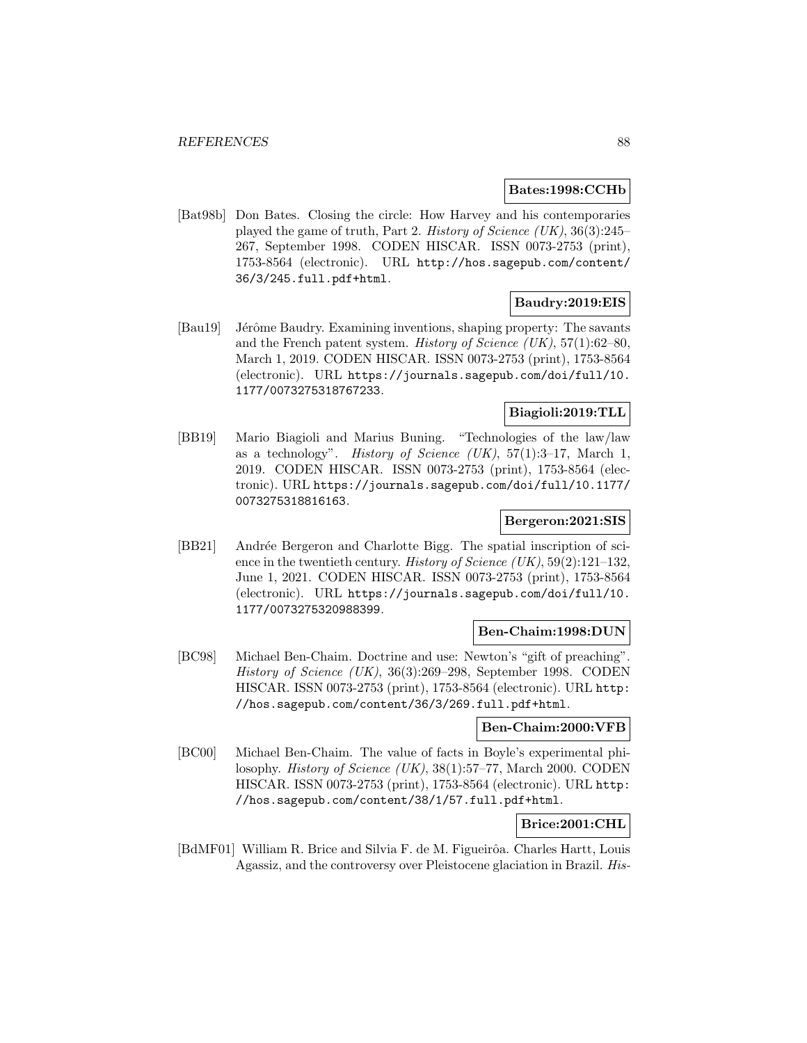**Bates:1998:CCHb**

[Bat98b] Don Bates. Closing the circle: How Harvey and his contemporaries played the game of truth, Part 2. *History of Science (UK)*, 36(3):245–267, September 1998. CODEN HISCAR. ISSN 0073-2753 (print), 1753-8564 (electronic). URL http://hos.sagepub.com/content/36/3/245.full.pdf+html.

**Baudry:2019:EIS**

[Bau19] Jérôme Baudry. Examining inventions, shaping property: The savants and the French patent system. *History of Science (UK)*, 57(1):62–80, March 1, 2019. CODEN HISCAR. ISSN 0073-2753 (print), 1753-8564 (electronic). URL https://journals.sagepub.com/doi/full/10.1177/0073275318767233.

**Biagioli:2019:TLL**

[BB19] Mario Biagioli and Marius Buning. "Technologies of the law/law as a technology". *History of Science (UK)*, 57(1):3–17, March 1, 2019. CODEN HISCAR. ISSN 0073-2753 (print), 1753-8564 (electronic). URL https://journals.sagepub.com/doi/full/10.1177/0073275318816163.

**Bergeron:2021:SIS**

[BB21] Andrée Bergeron and Charlotte Bigg. The spatial inscription of science in the twentieth century. *History of Science (UK)*, 59(2):121–132, June 1, 2021. CODEN HISCAR. ISSN 0073-2753 (print), 1753-8564 (electronic). URL https://journals.sagepub.com/doi/full/10.1177/0073275320988399.

**Ben-Chaim:1998:DUN**

[BC98] Michael Ben-Chaim. Doctrine and use: Newton's "gift of preaching". *History of Science (UK)*, 36(3):269–298, September 1998. CODEN HISCAR. ISSN 0073-2753 (print), 1753-8564 (electronic). URL http://hos.sagepub.com/content/36/3/269.full.pdf+html.

**Ben-Chaim:2000:VFB**

[BC00] Michael Ben-Chaim. The value of facts in Boyle's experimental philosophy. *History of Science (UK)*, 38(1):57–77, March 2000. CODEN HISCAR. ISSN 0073-2753 (print), 1753-8564 (electronic). URL http://hos.sagepub.com/content/38/1/57.full.pdf+html.

**Brice:2001:CHL**

[BdMF01] William R. Brice and Silvia F. de M. Figueirôa. Charles Hartt, Louis Agassiz, and the controversy over Pleistocene glaciation in Brazil. *His-*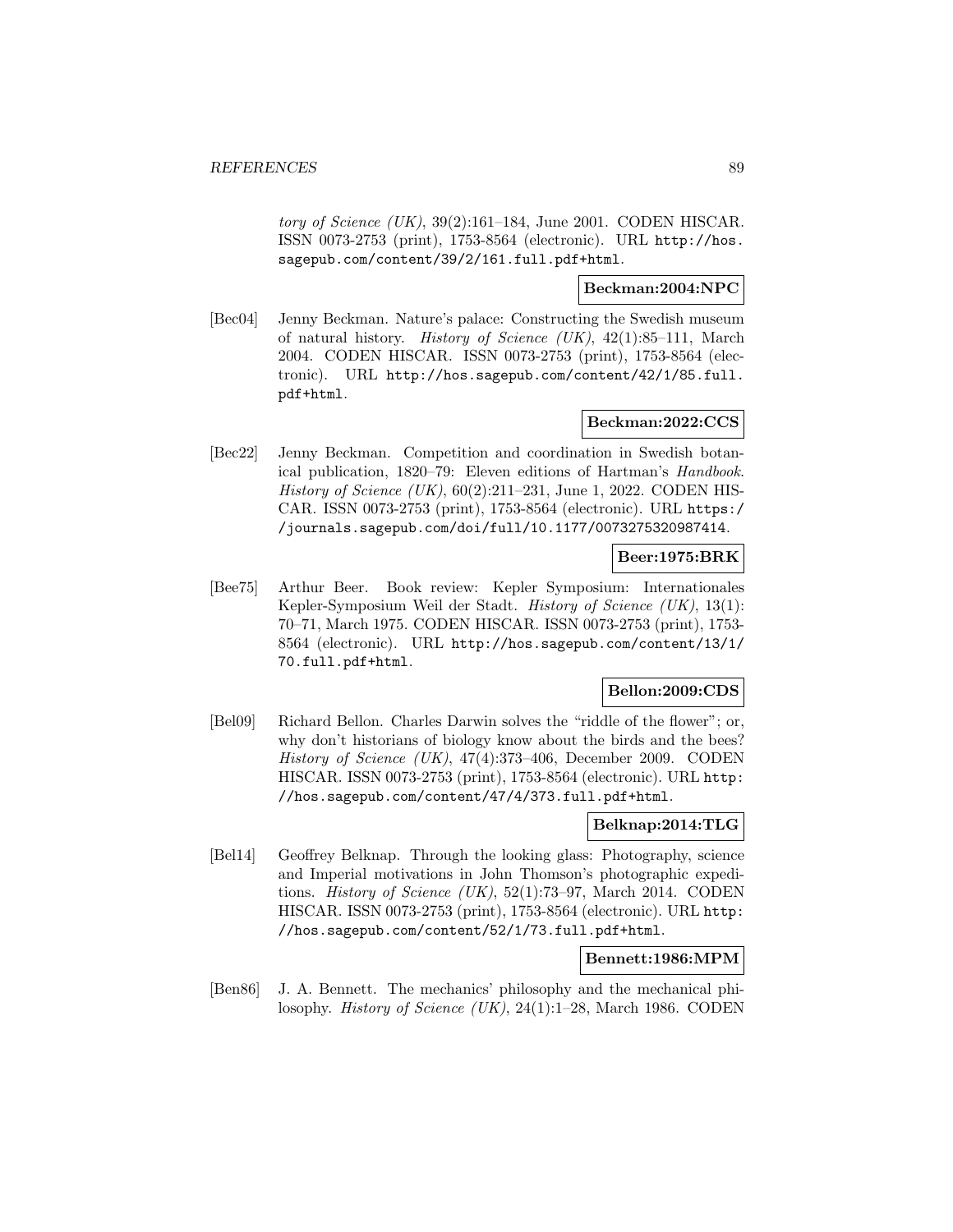*tory of Science (UK)*, 39(2):161–184, June 2001. CODEN HISCAR. ISSN 0073-2753 (print), 1753-8564 (electronic). URL http://hos.sagepub.com/content/39/2/161.full.pdf+html.

**Beckman:2004:NPC**

[Bec04] Jenny Beckman. Nature's palace: Constructing the Swedish museum of natural history. *History of Science (UK)*, 42(1):85–111, March 2004. CODEN HISCAR. ISSN 0073-2753 (print), 1753-8564 (electronic). URL http://hos.sagepub.com/content/42/1/85.full.pdf+html.

**Beckman:2022:CCS**

[Bec22] Jenny Beckman. Competition and coordination in Swedish botanical publication, 1820–79: Eleven editions of Hartman's *Handbook*. *History of Science (UK)*, 60(2):211–231, June 1, 2022. CODEN HISCAR. ISSN 0073-2753 (print), 1753-8564 (electronic). URL https://journals.sagepub.com/doi/full/10.1177/0073275320987414.

**Beer:1975:BRK**

[Bee75] Arthur Beer. Book review: Kepler Symposium: Internationales Kepler-Symposium Weil der Stadt. *History of Science (UK)*, 13(1): 70–71, March 1975. CODEN HISCAR. ISSN 0073-2753 (print), 1753-8564 (electronic). URL http://hos.sagepub.com/content/13/1/70.full.pdf+html.

**Bellon:2009:CDS**

[Bel09] Richard Bellon. Charles Darwin solves the "riddle of the flower"; or, why don't historians of biology know about the birds and the bees? *History of Science (UK)*, 47(4):373–406, December 2009. CODEN HISCAR. ISSN 0073-2753 (print), 1753-8564 (electronic). URL http://hos.sagepub.com/content/47/4/373.full.pdf+html.

**Belknap:2014:TLG**

[Bel14] Geoffrey Belknap. Through the looking glass: Photography, science and Imperial motivations in John Thomson's photographic expeditions. *History of Science (UK)*, 52(1):73–97, March 2014. CODEN HISCAR. ISSN 0073-2753 (print), 1753-8564 (electronic). URL http://hos.sagepub.com/content/52/1/73.full.pdf+html.

**Bennett:1986:MPM**

[Ben86] J. A. Bennett. The mechanics' philosophy and the mechanical philosophy. *History of Science (UK)*, 24(1):1–28, March 1986. CODEN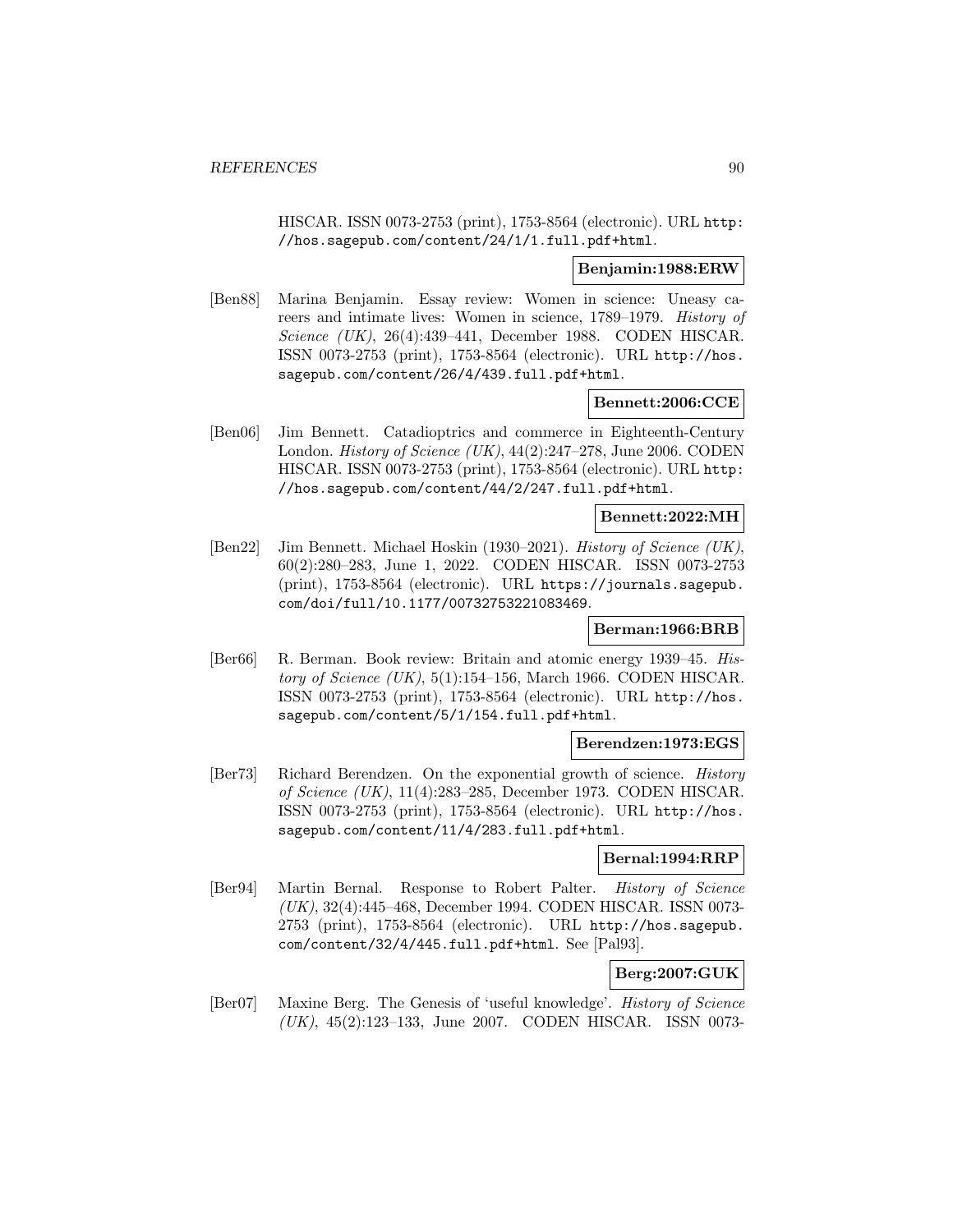HISCAR. ISSN 0073-2753 (print), 1753-8564 (electronic). URL http://hos.sagepub.com/content/24/1/1.full.pdf+html.

**Benjamin:1988:ERW**

[Ben88] Marina Benjamin. Essay review: Women in science: Uneasy careers and intimate lives: Women in science, 1789–1979. *History of Science (UK)*, 26(4):439–441, December 1988. CODEN HISCAR. ISSN 0073-2753 (print), 1753-8564 (electronic). URL http://hos.sagepub.com/content/26/4/439.full.pdf+html.

**Bennett:2006:CCE**

[Ben06] Jim Bennett. Catadioptrics and commerce in Eighteenth-Century London. *History of Science (UK)*, 44(2):247–278, June 2006. CODEN HISCAR. ISSN 0073-2753 (print), 1753-8564 (electronic). URL http://hos.sagepub.com/content/44/2/247.full.pdf+html.

**Bennett:2022:MH**

[Ben22] Jim Bennett. Michael Hoskin (1930–2021). *History of Science (UK)*, 60(2):280–283, June 1, 2022. CODEN HISCAR. ISSN 0073-2753 (print), 1753-8564 (electronic). URL https://journals.sagepub.com/doi/full/10.1177/00732753221083469.

**Berman:1966:BRB**

[Ber66] R. Berman. Book review: Britain and atomic energy 1939–45. *History of Science (UK)*, 5(1):154–156, March 1966. CODEN HISCAR. ISSN 0073-2753 (print), 1753-8564 (electronic). URL http://hos.sagepub.com/content/5/1/154.full.pdf+html.

**Berendzen:1973:EGS**

[Ber73] Richard Berendzen. On the exponential growth of science. *History of Science (UK)*, 11(4):283–285, December 1973. CODEN HISCAR. ISSN 0073-2753 (print), 1753-8564 (electronic). URL http://hos.sagepub.com/content/11/4/283.full.pdf+html.

**Bernal:1994:RRP**

[Ber94] Martin Bernal. Response to Robert Palter. *History of Science (UK)*, 32(4):445–468, December 1994. CODEN HISCAR. ISSN 0073-2753 (print), 1753-8564 (electronic). URL http://hos.sagepub.com/content/32/4/445.full.pdf+html. See [Pal93].

**Berg:2007:GUK**

[Ber07] Maxine Berg. The Genesis of 'useful knowledge'. *History of Science (UK)*, 45(2):123–133, June 2007. CODEN HISCAR. ISSN 0073-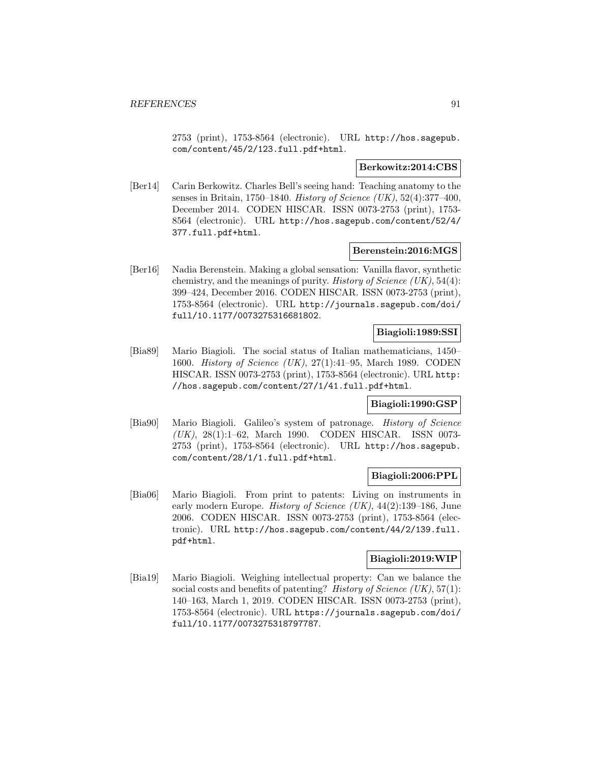2753 (print), 1753-8564 (electronic). URL http://hos.sagepub.com/content/45/2/123.full.pdf+html.

**Berkowitz:2014:CBS**

[Ber14] Carin Berkowitz. Charles Bell's seeing hand: Teaching anatomy to the senses in Britain, 1750–1840. *History of Science (UK)*, 52(4):377–400, December 2014. CODEN HISCAR. ISSN 0073-2753 (print), 1753-8564 (electronic). URL http://hos.sagepub.com/content/52/4/377.full.pdf+html.

**Berenstein:2016:MGS**

[Ber16] Nadia Berenstein. Making a global sensation: Vanilla flavor, synthetic chemistry, and the meanings of purity. *History of Science (UK)*, 54(4): 399–424, December 2016. CODEN HISCAR. ISSN 0073-2753 (print), 1753-8564 (electronic). URL http://journals.sagepub.com/doi/full/10.1177/0073275316681802.

**Biagioli:1989:SSI**

[Bia89] Mario Biagioli. The social status of Italian mathematicians, 1450–1600. *History of Science (UK)*, 27(1):41–95, March 1989. CODEN HISCAR. ISSN 0073-2753 (print), 1753-8564 (electronic). URL http://hos.sagepub.com/content/27/1/41.full.pdf+html.

**Biagioli:1990:GSP**

[Bia90] Mario Biagioli. Galileo's system of patronage. *History of Science (UK)*, 28(1):1–62, March 1990. CODEN HISCAR. ISSN 0073-2753 (print), 1753-8564 (electronic). URL http://hos.sagepub.com/content/28/1/1.full.pdf+html.

**Biagioli:2006:PPL**

[Bia06] Mario Biagioli. From print to patents: Living on instruments in early modern Europe. *History of Science (UK)*, 44(2):139–186, June 2006. CODEN HISCAR. ISSN 0073-2753 (print), 1753-8564 (electronic). URL http://hos.sagepub.com/content/44/2/139.full.pdf+html.

**Biagioli:2019:WIP**

[Bia19] Mario Biagioli. Weighing intellectual property: Can we balance the social costs and benefits of patenting? *History of Science (UK)*, 57(1): 140–163, March 1, 2019. CODEN HISCAR. ISSN 0073-2753 (print), 1753-8564 (electronic). URL https://journals.sagepub.com/doi/full/10.1177/0073275318797787.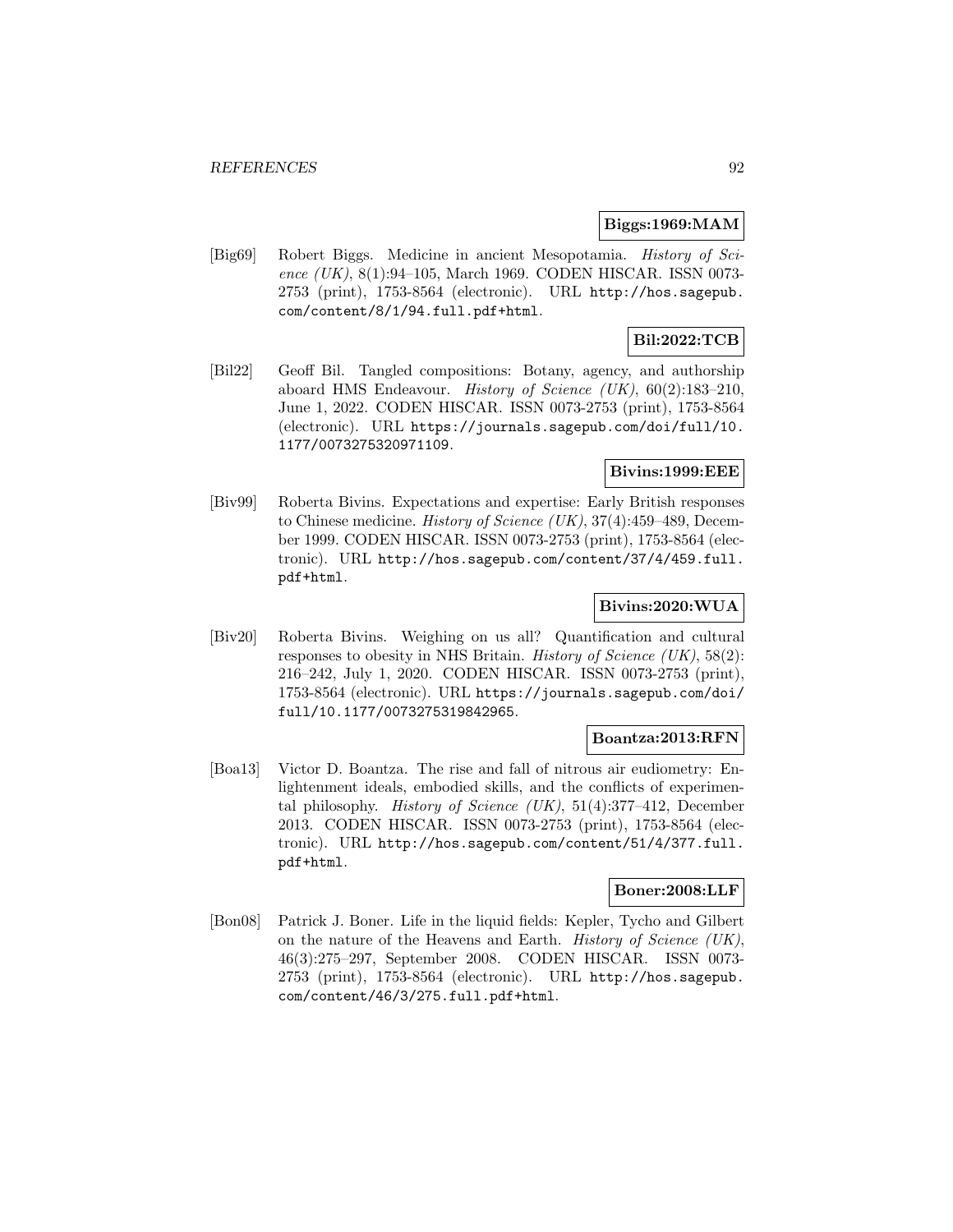**Biggs:1969:MAM**

[Big69] Robert Biggs. Medicine in ancient Mesopotamia. *History of Science (UK)*, 8(1):94–105, March 1969. CODEN HISCAR. ISSN 0073-2753 (print), 1753-8564 (electronic). URL `http://hos.sagepub.com/content/8/1/94.full.pdf+html`.

**Bil:2022:TCB**

[Bil22] Geoff Bil. Tangled compositions: Botany, agency, and authorship aboard HMS Endeavour. *History of Science (UK)*, 60(2):183–210, June 1, 2022. CODEN HISCAR. ISSN 0073-2753 (print), 1753-8564 (electronic). URL `https://journals.sagepub.com/doi/full/10.1177/0073275320971109`.

**Bivins:1999:EEE**

[Biv99] Roberta Bivins. Expectations and expertise: Early British responses to Chinese medicine. *History of Science (UK)*, 37(4):459–489, December 1999. CODEN HISCAR. ISSN 0073-2753 (print), 1753-8564 (electronic). URL `http://hos.sagepub.com/content/37/4/459.full.pdf+html`.

**Bivins:2020:WUA**

[Biv20] Roberta Bivins. Weighing on us all? Quantification and cultural responses to obesity in NHS Britain. *History of Science (UK)*, 58(2): 216–242, July 1, 2020. CODEN HISCAR. ISSN 0073-2753 (print), 1753-8564 (electronic). URL `https://journals.sagepub.com/doi/full/10.1177/0073275319842965`.

**Boantza:2013:RFN**

[Boa13] Victor D. Boantza. The rise and fall of nitrous air eudiometry: Enlightenment ideals, embodied skills, and the conflicts of experimental philosophy. *History of Science (UK)*, 51(4):377–412, December 2013. CODEN HISCAR. ISSN 0073-2753 (print), 1753-8564 (electronic). URL `http://hos.sagepub.com/content/51/4/377.full.pdf+html`.

**Boner:2008:LLF**

[Bon08] Patrick J. Boner. Life in the liquid fields: Kepler, Tycho and Gilbert on the nature of the Heavens and Earth. *History of Science (UK)*, 46(3):275–297, September 2008. CODEN HISCAR. ISSN 0073-2753 (print), 1753-8564 (electronic). URL `http://hos.sagepub.com/content/46/3/275.full.pdf+html`.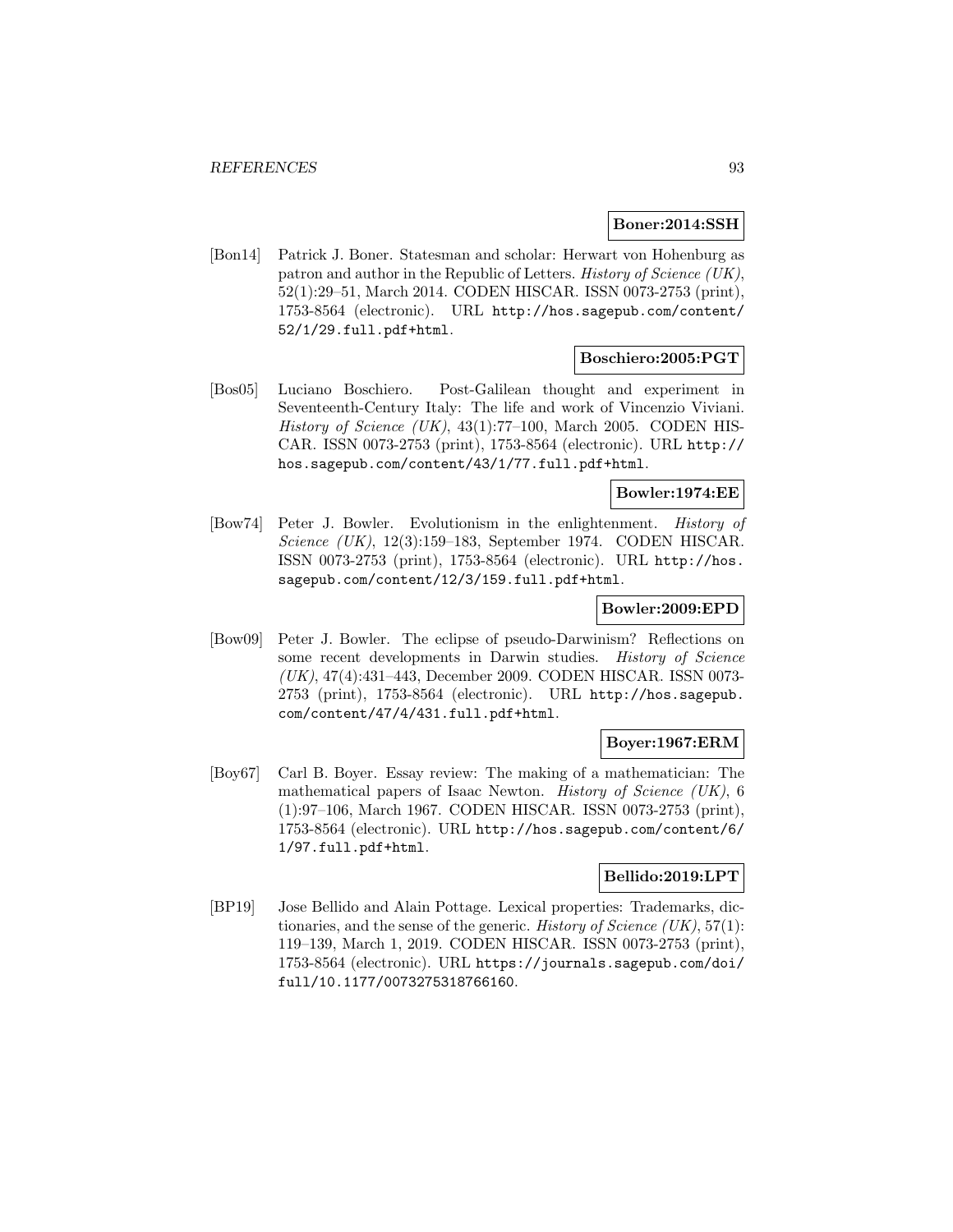**Boner:2014:SSH**

[Bon14] Patrick J. Boner. Statesman and scholar: Herwart von Hohenburg as patron and author in the Republic of Letters. *History of Science (UK)*, 52(1):29–51, March 2014. CODEN HISCAR. ISSN 0073-2753 (print), 1753-8564 (electronic). URL http://hos.sagepub.com/content/52/1/29.full.pdf+html.

**Boschiero:2005:PGT**

[Bos05] Luciano Boschiero. Post-Galilean thought and experiment in Seventeenth-Century Italy: The life and work of Vincenzio Viviani. *History of Science (UK)*, 43(1):77–100, March 2005. CODEN HISCAR. ISSN 0073-2753 (print), 1753-8564 (electronic). URL http://hos.sagepub.com/content/43/1/77.full.pdf+html.

**Bowler:1974:EE**

[Bow74] Peter J. Bowler. Evolutionism in the enlightenment. *History of Science (UK)*, 12(3):159–183, September 1974. CODEN HISCAR. ISSN 0073-2753 (print), 1753-8564 (electronic). URL http://hos.sagepub.com/content/12/3/159.full.pdf+html.

**Bowler:2009:EPD**

[Bow09] Peter J. Bowler. The eclipse of pseudo-Darwinism? Reflections on some recent developments in Darwin studies. *History of Science (UK)*, 47(4):431–443, December 2009. CODEN HISCAR. ISSN 0073-2753 (print), 1753-8564 (electronic). URL http://hos.sagepub.com/content/47/4/431.full.pdf+html.

**Boyer:1967:ERM**

[Boy67] Carl B. Boyer. Essay review: The making of a mathematician: The mathematical papers of Isaac Newton. *History of Science (UK)*, 6(1):97–106, March 1967. CODEN HISCAR. ISSN 0073-2753 (print), 1753-8564 (electronic). URL http://hos.sagepub.com/content/6/1/97.full.pdf+html.

**Bellido:2019:LPT**

[BP19] Jose Bellido and Alain Pottage. Lexical properties: Trademarks, dictionaries, and the sense of the generic. *History of Science (UK)*, 57(1):119–139, March 1, 2019. CODEN HISCAR. ISSN 0073-2753 (print), 1753-8564 (electronic). URL https://journals.sagepub.com/doi/full/10.1177/0073275318766160.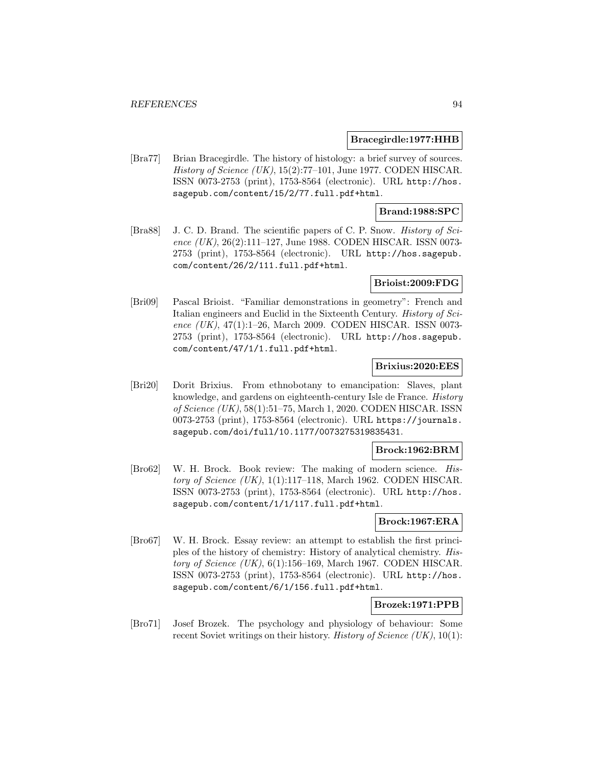**Bracegirdle:1977:HHB**

[Bra77] Brian Bracegirdle. The history of histology: a brief survey of sources. *History of Science (UK)*, 15(2):77–101, June 1977. CODEN HISCAR. ISSN 0073-2753 (print), 1753-8564 (electronic). URL http://hos.sagepub.com/content/15/2/77.full.pdf+html.

**Brand:1988:SPC**

[Bra88] J. C. D. Brand. The scientific papers of C. P. Snow. *History of Science (UK)*, 26(2):111–127, June 1988. CODEN HISCAR. ISSN 0073-2753 (print), 1753-8564 (electronic). URL http://hos.sagepub.com/content/26/2/111.full.pdf+html.

**Brioist:2009:FDG**

[Bri09] Pascal Brioist. "Familiar demonstrations in geometry": French and Italian engineers and Euclid in the Sixteenth Century. *History of Science (UK)*, 47(1):1–26, March 2009. CODEN HISCAR. ISSN 0073-2753 (print), 1753-8564 (electronic). URL http://hos.sagepub.com/content/47/1/1.full.pdf+html.

**Brixius:2020:EES**

[Bri20] Dorit Brixius. From ethnobotany to emancipation: Slaves, plant knowledge, and gardens on eighteenth-century Isle de France. *History of Science (UK)*, 58(1):51–75, March 1, 2020. CODEN HISCAR. ISSN 0073-2753 (print), 1753-8564 (electronic). URL https://journals.sagepub.com/doi/full/10.1177/0073275319835431.

**Brock:1962:BRM**

[Bro62] W. H. Brock. Book review: The making of modern science. *History of Science (UK)*, 1(1):117–118, March 1962. CODEN HISCAR. ISSN 0073-2753 (print), 1753-8564 (electronic). URL http://hos.sagepub.com/content/1/1/117.full.pdf+html.

**Brock:1967:ERA**

[Bro67] W. H. Brock. Essay review: an attempt to establish the first principles of the history of chemistry: History of analytical chemistry. *History of Science (UK)*, 6(1):156–169, March 1967. CODEN HISCAR. ISSN 0073-2753 (print), 1753-8564 (electronic). URL http://hos.sagepub.com/content/6/1/156.full.pdf+html.

**Brozek:1971:PPB**

[Bro71] Josef Brozek. The psychology and physiology of behaviour: Some recent Soviet writings on their history. *History of Science (UK)*, 10(1):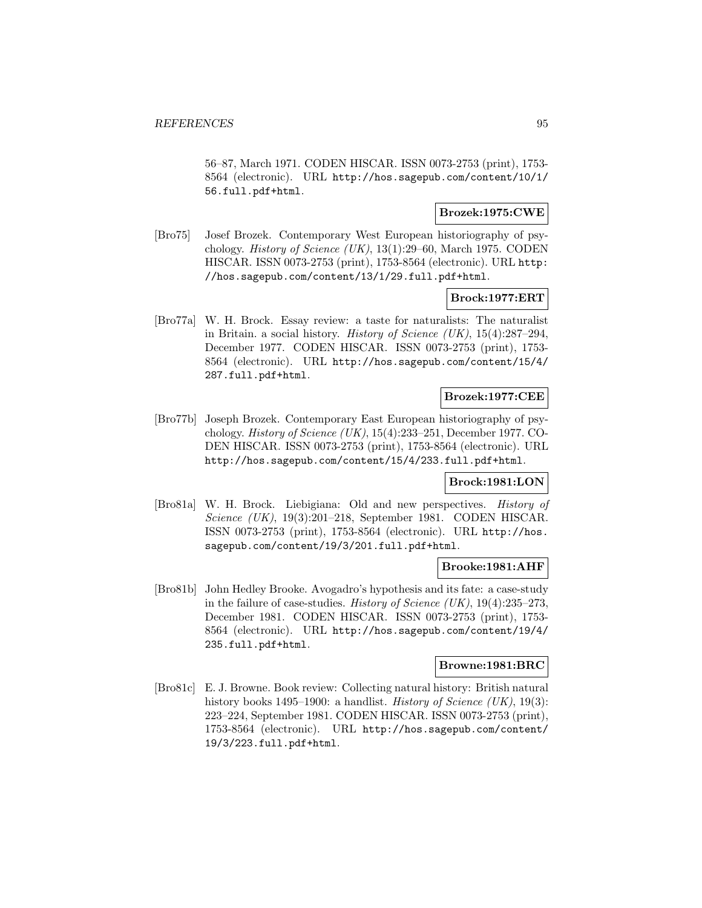56–87, March 1971. CODEN HISCAR. ISSN 0073-2753 (print), 1753-8564 (electronic). URL http://hos.sagepub.com/content/10/1/56.full.pdf+html.

**Brozek:1975:CWE**

[Bro75] Josef Brozek. Contemporary West European historiography of psychology. *History of Science (UK)*, 13(1):29–60, March 1975. CODEN HISCAR. ISSN 0073-2753 (print), 1753-8564 (electronic). URL http://hos.sagepub.com/content/13/1/29.full.pdf+html.

**Brock:1977:ERT**

[Bro77a] W. H. Brock. Essay review: a taste for naturalists: The naturalist in Britain. a social history. *History of Science (UK)*, 15(4):287–294, December 1977. CODEN HISCAR. ISSN 0073-2753 (print), 1753-8564 (electronic). URL http://hos.sagepub.com/content/15/4/287.full.pdf+html.

**Brozek:1977:CEE**

[Bro77b] Joseph Brozek. Contemporary East European historiography of psychology. *History of Science (UK)*, 15(4):233–251, December 1977. CODEN HISCAR. ISSN 0073-2753 (print), 1753-8564 (electronic). URL http://hos.sagepub.com/content/15/4/233.full.pdf+html.

**Brock:1981:LON**

[Bro81a] W. H. Brock. Liebigiana: Old and new perspectives. *History of Science (UK)*, 19(3):201–218, September 1981. CODEN HISCAR. ISSN 0073-2753 (print), 1753-8564 (electronic). URL http://hos.sagepub.com/content/19/3/201.full.pdf+html.

**Brooke:1981:AHF**

[Bro81b] John Hedley Brooke. Avogadro's hypothesis and its fate: a case-study in the failure of case-studies. *History of Science (UK)*, 19(4):235–273, December 1981. CODEN HISCAR. ISSN 0073-2753 (print), 1753-8564 (electronic). URL http://hos.sagepub.com/content/19/4/235.full.pdf+html.

**Browne:1981:BRC**

[Bro81c] E. J. Browne. Book review: Collecting natural history: British natural history books 1495–1900: a handlist. *History of Science (UK)*, 19(3):223–224, September 1981. CODEN HISCAR. ISSN 0073-2753 (print), 1753-8564 (electronic). URL http://hos.sagepub.com/content/19/3/223.full.pdf+html.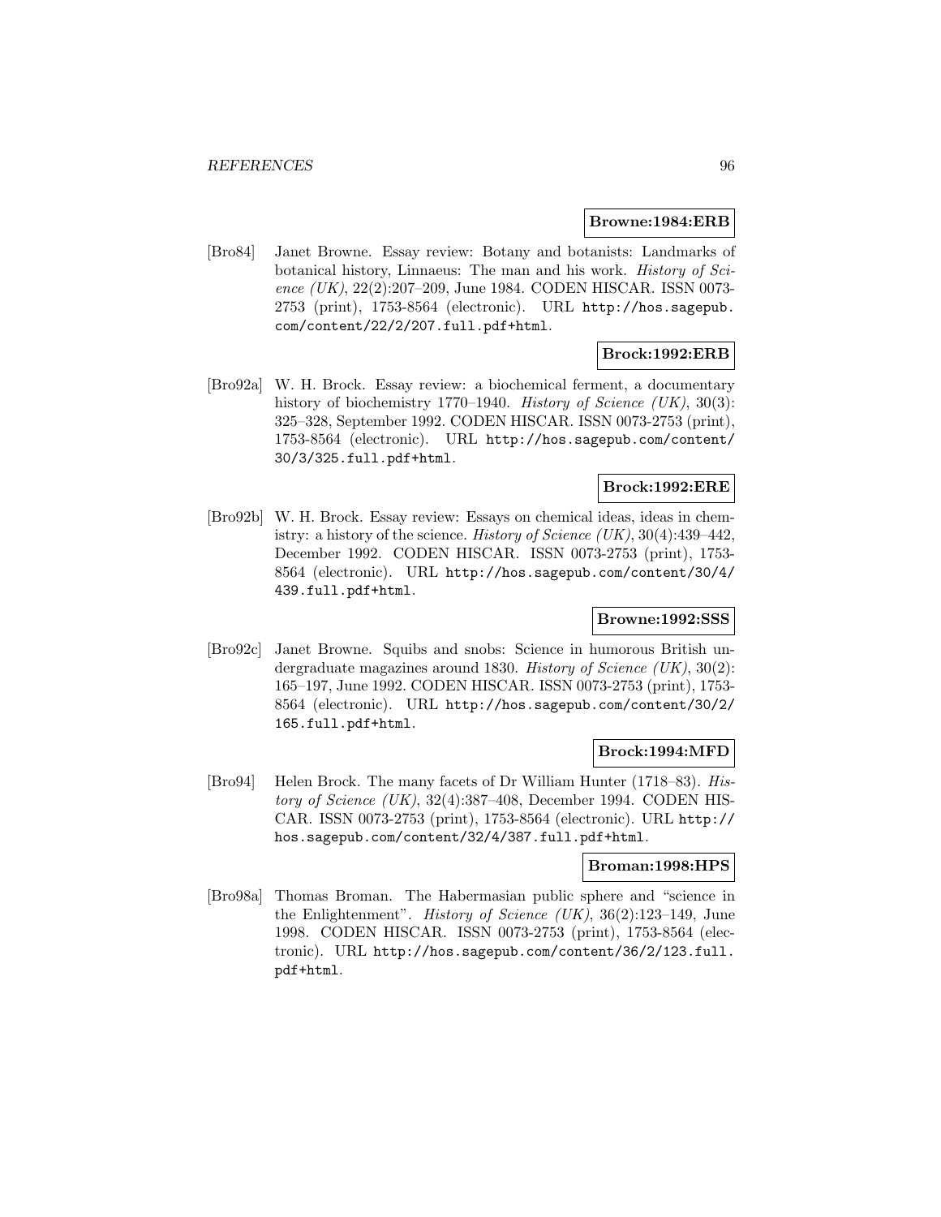**Browne:1984:ERB**

[Bro84] Janet Browne. Essay review: Botany and botanists: Landmarks of botanical history, Linnaeus: The man and his work. *History of Science (UK)*, 22(2):207–209, June 1984. CODEN HISCAR. ISSN 0073-2753 (print), 1753-8564 (electronic). URL http://hos.sagepub.com/content/22/2/207.full.pdf+html.

**Brock:1992:ERB**

[Bro92a] W. H. Brock. Essay review: a biochemical ferment, a documentary history of biochemistry 1770–1940. *History of Science (UK)*, 30(3): 325–328, September 1992. CODEN HISCAR. ISSN 0073-2753 (print), 1753-8564 (electronic). URL http://hos.sagepub.com/content/30/3/325.full.pdf+html.

**Brock:1992:ERE**

[Bro92b] W. H. Brock. Essay review: Essays on chemical ideas, ideas in chemistry: a history of the science. *History of Science (UK)*, 30(4):439–442, December 1992. CODEN HISCAR. ISSN 0073-2753 (print), 1753-8564 (electronic). URL http://hos.sagepub.com/content/30/4/439.full.pdf+html.

**Browne:1992:SSS**

[Bro92c] Janet Browne. Squibs and snobs: Science in humorous British undergraduate magazines around 1830. *History of Science (UK)*, 30(2): 165–197, June 1992. CODEN HISCAR. ISSN 0073-2753 (print), 1753-8564 (electronic). URL http://hos.sagepub.com/content/30/2/165.full.pdf+html.

**Brock:1994:MFD**

[Bro94] Helen Brock. The many facets of Dr William Hunter (1718–83). *History of Science (UK)*, 32(4):387–408, December 1994. CODEN HISCAR. ISSN 0073-2753 (print), 1753-8564 (electronic). URL http://hos.sagepub.com/content/32/4/387.full.pdf+html.

**Broman:1998:HPS**

[Bro98a] Thomas Broman. The Habermasian public sphere and "science in the Enlightenment". *History of Science (UK)*, 36(2):123–149, June 1998. CODEN HISCAR. ISSN 0073-2753 (print), 1753-8564 (electronic). URL http://hos.sagepub.com/content/36/2/123.full.pdf+html.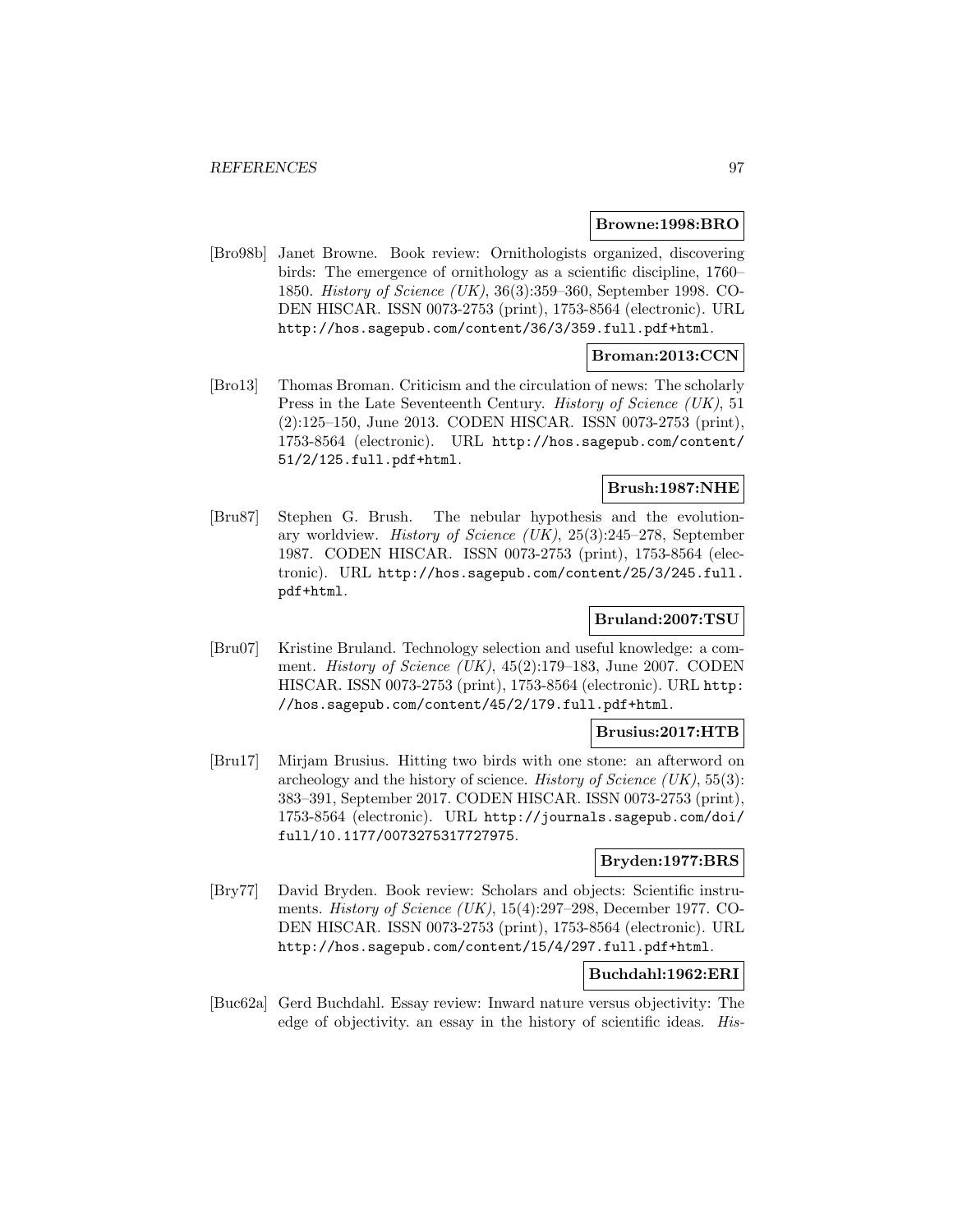**Browne:1998:BRO**

[Bro98b] Janet Browne. Book review: Ornithologists organized, discovering birds: The emergence of ornithology as a scientific discipline, 1760–1850. *History of Science (UK)*, 36(3):359–360, September 1998. CODEN HISCAR. ISSN 0073-2753 (print), 1753-8564 (electronic). URL http://hos.sagepub.com/content/36/3/359.full.pdf+html.

**Broman:2013:CCN**

[Bro13] Thomas Broman. Criticism and the circulation of news: The scholarly Press in the Late Seventeenth Century. *History of Science (UK)*, 51 (2):125–150, June 2013. CODEN HISCAR. ISSN 0073-2753 (print), 1753-8564 (electronic). URL http://hos.sagepub.com/content/51/2/125.full.pdf+html.

**Brush:1987:NHE**

[Bru87] Stephen G. Brush. The nebular hypothesis and the evolutionary worldview. *History of Science (UK)*, 25(3):245–278, September 1987. CODEN HISCAR. ISSN 0073-2753 (print), 1753-8564 (electronic). URL http://hos.sagepub.com/content/25/3/245.full.pdf+html.

**Bruland:2007:TSU**

[Bru07] Kristine Bruland. Technology selection and useful knowledge: a comment. *History of Science (UK)*, 45(2):179–183, June 2007. CODEN HISCAR. ISSN 0073-2753 (print), 1753-8564 (electronic). URL http://hos.sagepub.com/content/45/2/179.full.pdf+html.

**Brusius:2017:HTB**

[Bru17] Mirjam Brusius. Hitting two birds with one stone: an afterword on archeology and the history of science. *History of Science (UK)*, 55(3): 383–391, September 2017. CODEN HISCAR. ISSN 0073-2753 (print), 1753-8564 (electronic). URL http://journals.sagepub.com/doi/full/10.1177/0073275317727975.

**Bryden:1977:BRS**

[Bry77] David Bryden. Book review: Scholars and objects: Scientific instruments. *History of Science (UK)*, 15(4):297–298, December 1977. CODEN HISCAR. ISSN 0073-2753 (print), 1753-8564 (electronic). URL http://hos.sagepub.com/content/15/4/297.full.pdf+html.

**Buchdahl:1962:ERI**

[Buc62a] Gerd Buchdahl. Essay review: Inward nature versus objectivity: The edge of objectivity. an essay in the history of scientific ideas. *His-*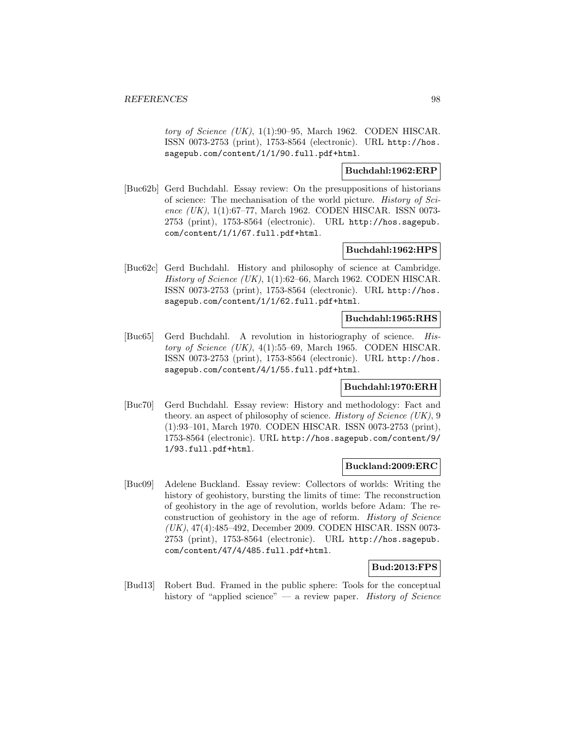*tory of Science (UK)*, 1(1):90–95, March 1962. CODEN HISCAR. ISSN 0073-2753 (print), 1753-8564 (electronic). URL http://hos.sagepub.com/content/1/1/90.full.pdf+html.

**Buchdahl:1962:ERP**

[Buc62b] Gerd Buchdahl. Essay review: On the presuppositions of historians of science: The mechanisation of the world picture. *History of Science (UK)*, 1(1):67–77, March 1962. CODEN HISCAR. ISSN 0073-2753 (print), 1753-8564 (electronic). URL http://hos.sagepub.com/content/1/1/67.full.pdf+html.

**Buchdahl:1962:HPS**

[Buc62c] Gerd Buchdahl. History and philosophy of science at Cambridge. *History of Science (UK)*, 1(1):62–66, March 1962. CODEN HISCAR. ISSN 0073-2753 (print), 1753-8564 (electronic). URL http://hos.sagepub.com/content/1/1/62.full.pdf+html.

**Buchdahl:1965:RHS**

[Buc65] Gerd Buchdahl. A revolution in historiography of science. *History of Science (UK)*, 4(1):55–69, March 1965. CODEN HISCAR. ISSN 0073-2753 (print), 1753-8564 (electronic). URL http://hos.sagepub.com/content/4/1/55.full.pdf+html.

**Buchdahl:1970:ERH**

[Buc70] Gerd Buchdahl. Essay review: History and methodology: Fact and theory. an aspect of philosophy of science. *History of Science (UK)*, 9 (1):93–101, March 1970. CODEN HISCAR. ISSN 0073-2753 (print), 1753-8564 (electronic). URL http://hos.sagepub.com/content/9/1/93.full.pdf+html.

**Buckland:2009:ERC**

[Buc09] Adelene Buckland. Essay review: Collectors of worlds: Writing the history of geohistory, bursting the limits of time: The reconstruction of geohistory in the age of revolution, worlds before Adam: The reconstruction of geohistory in the age of reform. *History of Science (UK)*, 47(4):485–492, December 2009. CODEN HISCAR. ISSN 0073-2753 (print), 1753-8564 (electronic). URL http://hos.sagepub.com/content/47/4/485.full.pdf+html.

**Bud:2013:FPS**

[Bud13] Robert Bud. Framed in the public sphere: Tools for the conceptual history of "applied science" — a review paper. *History of Science*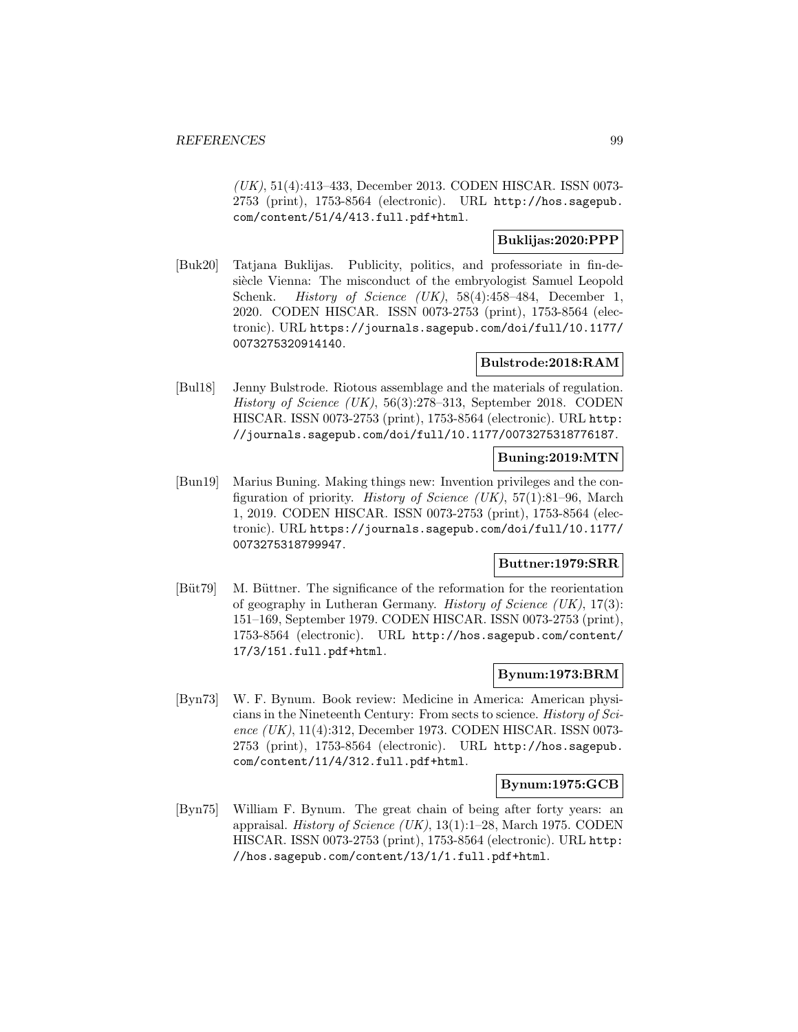*(UK)*, 51(4):413–433, December 2013. CODEN HISCAR. ISSN 0073-2753 (print), 1753-8564 (electronic). URL http://hos.sagepub.com/content/51/4/413.full.pdf+html.

**Buklijas:2020:PPP**

[Buk20] Tatjana Buklijas. Publicity, politics, and professoriate in fin-de-siècle Vienna: The misconduct of the embryologist Samuel Leopold Schenk. *History of Science (UK)*, 58(4):458–484, December 1, 2020. CODEN HISCAR. ISSN 0073-2753 (print), 1753-8564 (electronic). URL https://journals.sagepub.com/doi/full/10.1177/0073275320914140.

**Bulstrode:2018:RAM**

[Bul18] Jenny Bulstrode. Riotous assemblage and the materials of regulation. *History of Science (UK)*, 56(3):278–313, September 2018. CODEN HISCAR. ISSN 0073-2753 (print), 1753-8564 (electronic). URL http://journals.sagepub.com/doi/full/10.1177/0073275318776187.

**Buning:2019:MTN**

[Bun19] Marius Buning. Making things new: Invention privileges and the configuration of priority. *History of Science (UK)*, 57(1):81–96, March 1, 2019. CODEN HISCAR. ISSN 0073-2753 (print), 1753-8564 (electronic). URL https://journals.sagepub.com/doi/full/10.1177/0073275318799947.

**Buttner:1979:SRR**

[Büt79] M. Büttner. The significance of the reformation for the reorientation of geography in Lutheran Germany. *History of Science (UK)*, 17(3):151–169, September 1979. CODEN HISCAR. ISSN 0073-2753 (print), 1753-8564 (electronic). URL http://hos.sagepub.com/content/17/3/151.full.pdf+html.

**Bynum:1973:BRM**

[Byn73] W. F. Bynum. Book review: Medicine in America: American physicians in the Nineteenth Century: From sects to science. *History of Science (UK)*, 11(4):312, December 1973. CODEN HISCAR. ISSN 0073-2753 (print), 1753-8564 (electronic). URL http://hos.sagepub.com/content/11/4/312.full.pdf+html.

**Bynum:1975:GCB**

[Byn75] William F. Bynum. The great chain of being after forty years: an appraisal. *History of Science (UK)*, 13(1):1–28, March 1975. CODEN HISCAR. ISSN 0073-2753 (print), 1753-8564 (electronic). URL http://hos.sagepub.com/content/13/1/1.full.pdf+html.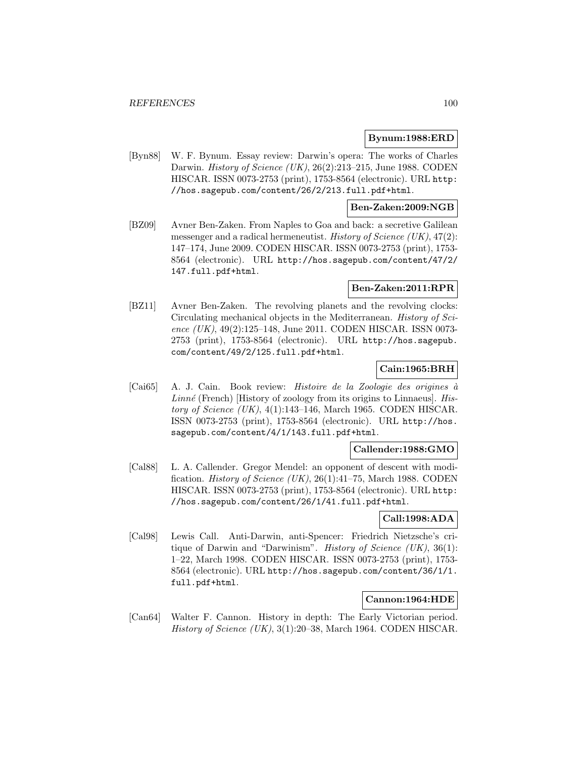**Bynum:1988:ERD**

[Byn88] W. F. Bynum. Essay review: Darwin's opera: The works of Charles Darwin. *History of Science (UK)*, 26(2):213–215, June 1988. CODEN HISCAR. ISSN 0073-2753 (print), 1753-8564 (electronic). URL `http://hos.sagepub.com/content/26/2/213.full.pdf+html`.

**Ben-Zaken:2009:NGB**

[BZ09] Avner Ben-Zaken. From Naples to Goa and back: a secretive Galilean messenger and a radical hermeneutist. *History of Science (UK)*, 47(2): 147–174, June 2009. CODEN HISCAR. ISSN 0073-2753 (print), 1753-8564 (electronic). URL `http://hos.sagepub.com/content/47/2/147.full.pdf+html`.

**Ben-Zaken:2011:RPR**

[BZ11] Avner Ben-Zaken. The revolving planets and the revolving clocks: Circulating mechanical objects in the Mediterranean. *History of Science (UK)*, 49(2):125–148, June 2011. CODEN HISCAR. ISSN 0073-2753 (print), 1753-8564 (electronic). URL `http://hos.sagepub.com/content/49/2/125.full.pdf+html`.

**Cain:1965:BRH**

[Cai65] A. J. Cain. Book review: *Histoire de la Zoologie des origines à Linné* (French) [History of zoology from its origins to Linnaeus]. *History of Science (UK)*, 4(1):143–146, March 1965. CODEN HISCAR. ISSN 0073-2753 (print), 1753-8564 (electronic). URL `http://hos.sagepub.com/content/4/1/143.full.pdf+html`.

**Callender:1988:GMO**

[Cal88] L. A. Callender. Gregor Mendel: an opponent of descent with modification. *History of Science (UK)*, 26(1):41–75, March 1988. CODEN HISCAR. ISSN 0073-2753 (print), 1753-8564 (electronic). URL `http://hos.sagepub.com/content/26/1/41.full.pdf+html`.

**Call:1998:ADA**

[Cal98] Lewis Call. Anti-Darwin, anti-Spencer: Friedrich Nietzsche's critique of Darwin and "Darwinism". *History of Science (UK)*, 36(1): 1–22, March 1998. CODEN HISCAR. ISSN 0073-2753 (print), 1753-8564 (electronic). URL `http://hos.sagepub.com/content/36/1/1.full.pdf+html`.

**Cannon:1964:HDE**

[Can64] Walter F. Cannon. History in depth: The Early Victorian period. *History of Science (UK)*, 3(1):20–38, March 1964. CODEN HISCAR.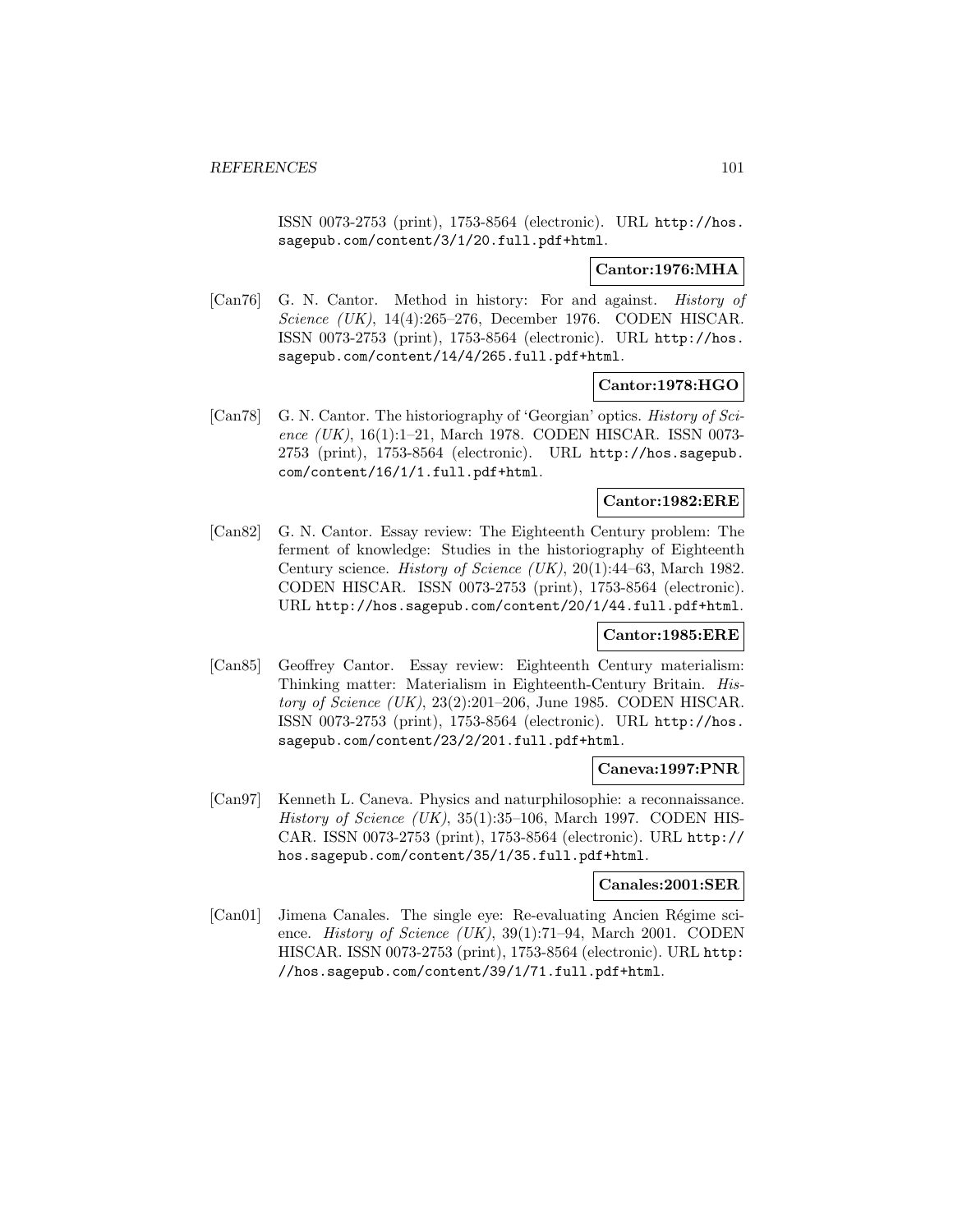ISSN 0073-2753 (print), 1753-8564 (electronic). URL http://hos.sagepub.com/content/3/1/20.full.pdf+html.

**Cantor:1976:MHA**

[Can76] G. N. Cantor. Method in history: For and against. *History of Science (UK)*, 14(4):265–276, December 1976. CODEN HISCAR. ISSN 0073-2753 (print), 1753-8564 (electronic). URL http://hos.sagepub.com/content/14/4/265.full.pdf+html.

**Cantor:1978:HGO**

[Can78] G. N. Cantor. The historiography of 'Georgian' optics. *History of Science (UK)*, 16(1):1–21, March 1978. CODEN HISCAR. ISSN 0073-2753 (print), 1753-8564 (electronic). URL http://hos.sagepub.com/content/16/1/1.full.pdf+html.

**Cantor:1982:ERE**

[Can82] G. N. Cantor. Essay review: The Eighteenth Century problem: The ferment of knowledge: Studies in the historiography of Eighteenth Century science. *History of Science (UK)*, 20(1):44–63, March 1982. CODEN HISCAR. ISSN 0073-2753 (print), 1753-8564 (electronic). URL http://hos.sagepub.com/content/20/1/44.full.pdf+html.

**Cantor:1985:ERE**

[Can85] Geoffrey Cantor. Essay review: Eighteenth Century materialism: Thinking matter: Materialism in Eighteenth-Century Britain. *History of Science (UK)*, 23(2):201–206, June 1985. CODEN HISCAR. ISSN 0073-2753 (print), 1753-8564 (electronic). URL http://hos.sagepub.com/content/23/2/201.full.pdf+html.

**Caneva:1997:PNR**

[Can97] Kenneth L. Caneva. Physics and naturphilosophie: a reconnaissance. *History of Science (UK)*, 35(1):35–106, March 1997. CODEN HISCAR. ISSN 0073-2753 (print), 1753-8564 (electronic). URL http://hos.sagepub.com/content/35/1/35.full.pdf+html.

**Canales:2001:SER**

[Can01] Jimena Canales. The single eye: Re-evaluating Ancien Régime science. *History of Science (UK)*, 39(1):71–94, March 2001. CODEN HISCAR. ISSN 0073-2753 (print), 1753-8564 (electronic). URL http://hos.sagepub.com/content/39/1/71.full.pdf+html.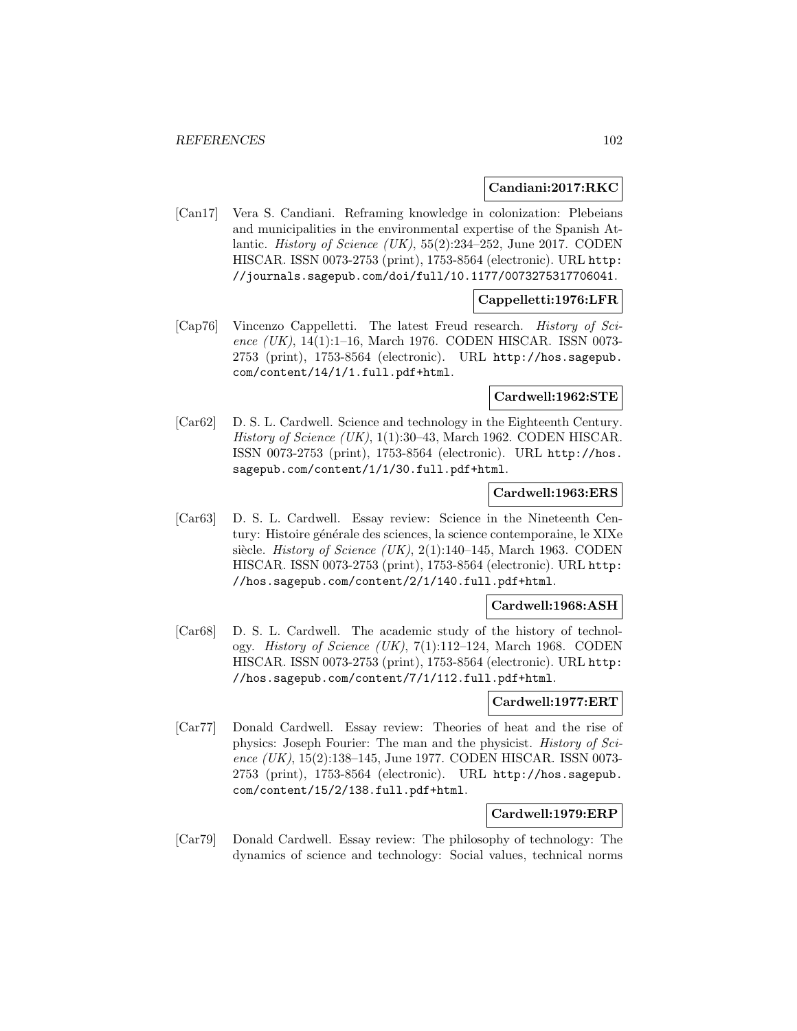**Candiani:2017:RKC**

[Can17] Vera S. Candiani. Reframing knowledge in colonization: Plebeians and municipalities in the environmental expertise of the Spanish Atlantic. *History of Science (UK)*, 55(2):234–252, June 2017. CODEN HISCAR. ISSN 0073-2753 (print), 1753-8564 (electronic). URL http://journals.sagepub.com/doi/full/10.1177/0073275317706041.

**Cappelletti:1976:LFR**

[Cap76] Vincenzo Cappelletti. The latest Freud research. *History of Science (UK)*, 14(1):1–16, March 1976. CODEN HISCAR. ISSN 0073-2753 (print), 1753-8564 (electronic). URL http://hos.sagepub.com/content/14/1/1.full.pdf+html.

**Cardwell:1962:STE**

[Car62] D. S. L. Cardwell. Science and technology in the Eighteenth Century. *History of Science (UK)*, 1(1):30–43, March 1962. CODEN HISCAR. ISSN 0073-2753 (print), 1753-8564 (electronic). URL http://hos.sagepub.com/content/1/1/30.full.pdf+html.

**Cardwell:1963:ERS**

[Car63] D. S. L. Cardwell. Essay review: Science in the Nineteenth Century: Histoire générale des sciences, la science contemporaine, le XIXe siècle. *History of Science (UK)*, 2(1):140–145, March 1963. CODEN HISCAR. ISSN 0073-2753 (print), 1753-8564 (electronic). URL http://hos.sagepub.com/content/2/1/140.full.pdf+html.

**Cardwell:1968:ASH**

[Car68] D. S. L. Cardwell. The academic study of the history of technology. *History of Science (UK)*, 7(1):112–124, March 1968. CODEN HISCAR. ISSN 0073-2753 (print), 1753-8564 (electronic). URL http://hos.sagepub.com/content/7/1/112.full.pdf+html.

**Cardwell:1977:ERT**

[Car77] Donald Cardwell. Essay review: Theories of heat and the rise of physics: Joseph Fourier: The man and the physicist. *History of Science (UK)*, 15(2):138–145, June 1977. CODEN HISCAR. ISSN 0073-2753 (print), 1753-8564 (electronic). URL http://hos.sagepub.com/content/15/2/138.full.pdf+html.

**Cardwell:1979:ERP**

[Car79] Donald Cardwell. Essay review: The philosophy of technology: The dynamics of science and technology: Social values, technical norms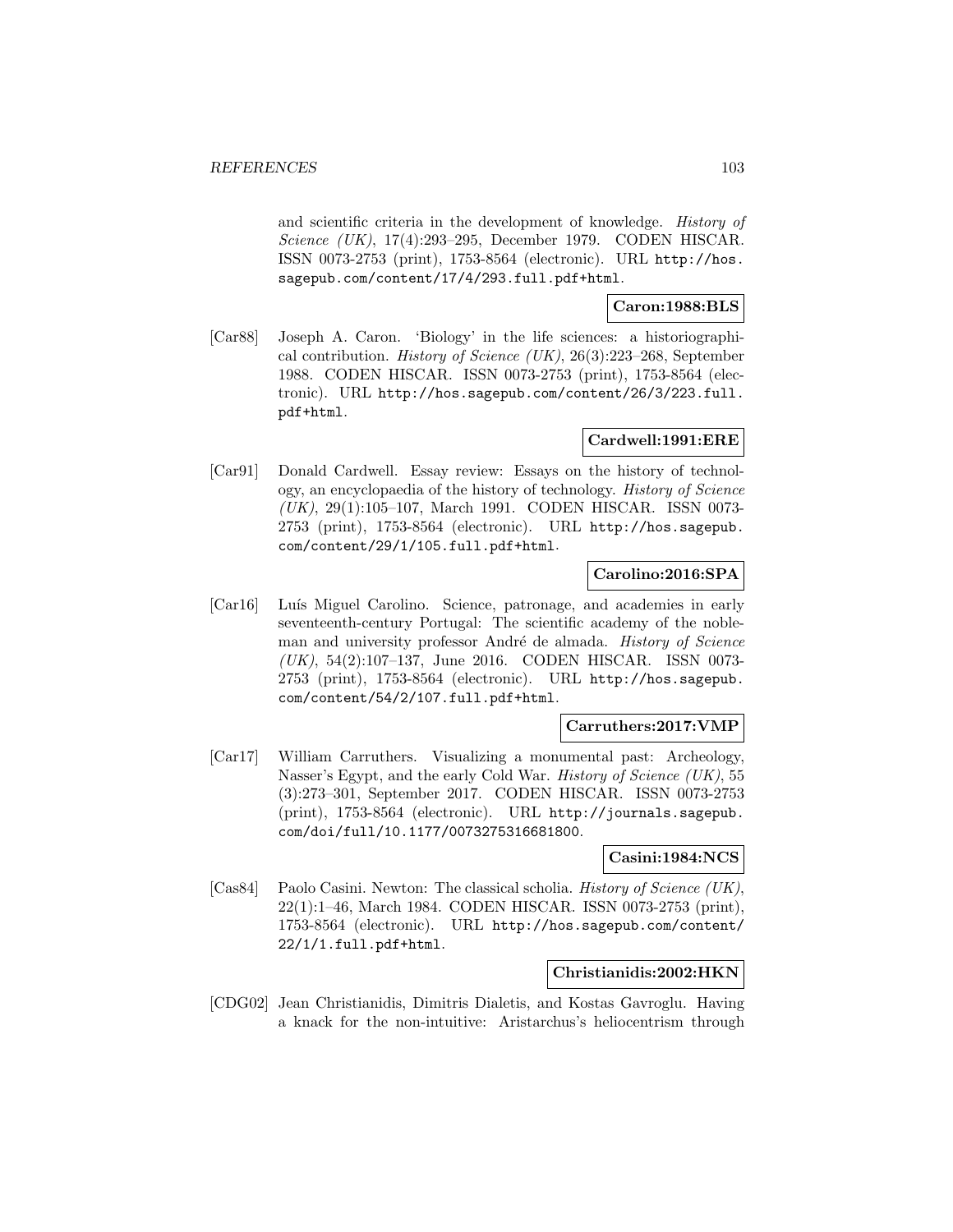and scientific criteria in the development of knowledge. *History of Science (UK)*, 17(4):293–295, December 1979. CODEN HISCAR. ISSN 0073-2753 (print), 1753-8564 (electronic). URL http://hos.sagepub.com/content/17/4/293.full.pdf+html.

**Caron:1988:BLS**

[Car88] Joseph A. Caron. 'Biology' in the life sciences: a historiographical contribution. *History of Science (UK)*, 26(3):223–268, September 1988. CODEN HISCAR. ISSN 0073-2753 (print), 1753-8564 (electronic). URL http://hos.sagepub.com/content/26/3/223.full.pdf+html.

**Cardwell:1991:ERE**

[Car91] Donald Cardwell. Essay review: Essays on the history of technology, an encyclopaedia of the history of technology. *History of Science (UK)*, 29(1):105–107, March 1991. CODEN HISCAR. ISSN 0073-2753 (print), 1753-8564 (electronic). URL http://hos.sagepub.com/content/29/1/105.full.pdf+html.

**Carolino:2016:SPA**

[Car16] Luís Miguel Carolino. Science, patronage, and academies in early seventeenth-century Portugal: The scientific academy of the nobleman and university professor André de almada. *History of Science (UK)*, 54(2):107–137, June 2016. CODEN HISCAR. ISSN 0073-2753 (print), 1753-8564 (electronic). URL http://hos.sagepub.com/content/54/2/107.full.pdf+html.

**Carruthers:2017:VMP**

[Car17] William Carruthers. Visualizing a monumental past: Archeology, Nasser's Egypt, and the early Cold War. *History of Science (UK)*, 55 (3):273–301, September 2017. CODEN HISCAR. ISSN 0073-2753 (print), 1753-8564 (electronic). URL http://journals.sagepub.com/doi/full/10.1177/0073275316681800.

**Casini:1984:NCS**

[Cas84] Paolo Casini. Newton: The classical scholia. *History of Science (UK)*, 22(1):1–46, March 1984. CODEN HISCAR. ISSN 0073-2753 (print), 1753-8564 (electronic). URL http://hos.sagepub.com/content/22/1/1.full.pdf+html.

**Christianidis:2002:HKN**

[CDG02] Jean Christianidis, Dimitris Dialetis, and Kostas Gavroglu. Having a knack for the non-intuitive: Aristarchus's heliocentrism through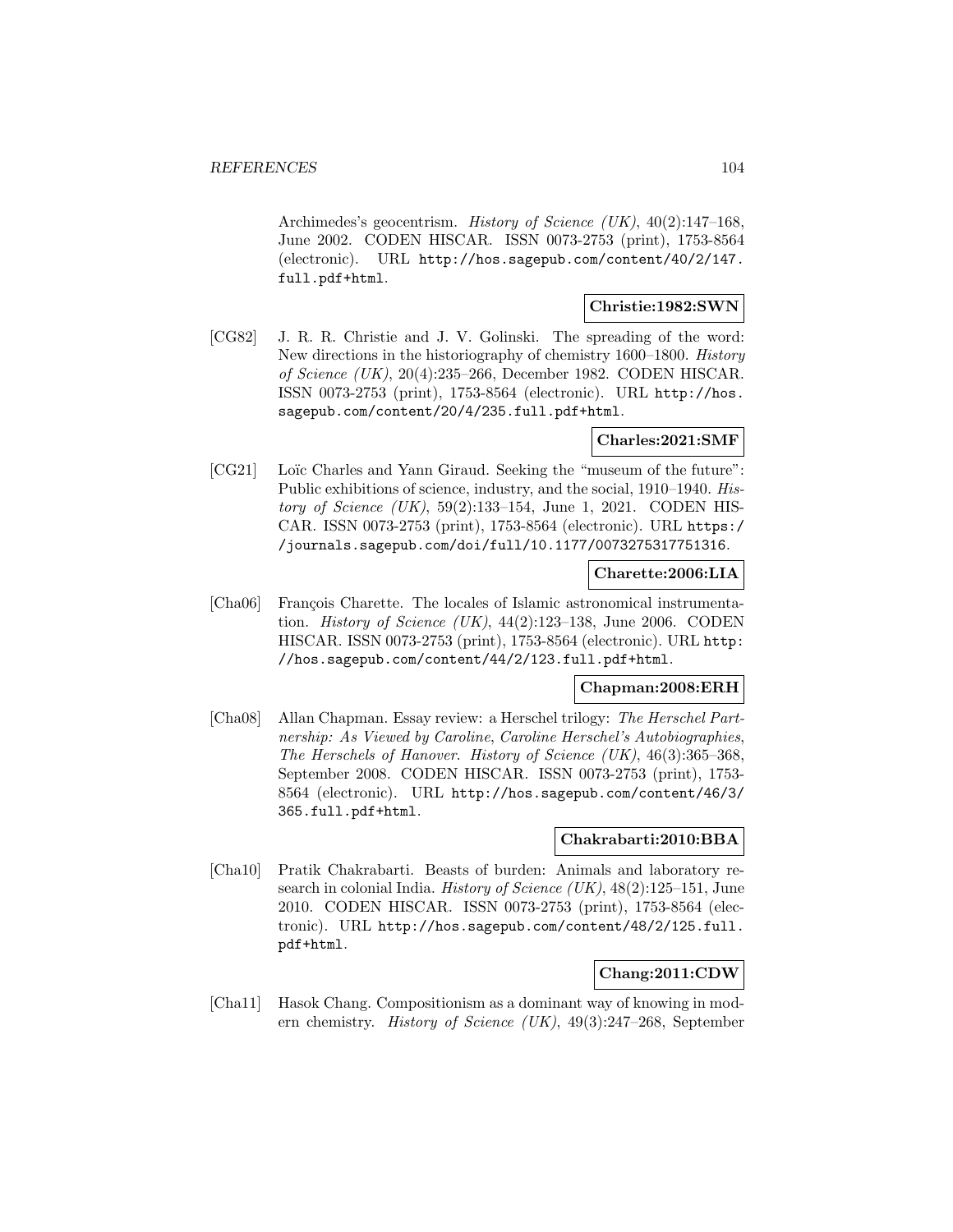Archimedes's geocentrism. *History of Science (UK)*, 40(2):147–168, June 2002. CODEN HISCAR. ISSN 0073-2753 (print), 1753-8564 (electronic). URL http://hos.sagepub.com/content/40/2/147.full.pdf+html.

**Christie:1982:SWN**

[CG82] J. R. R. Christie and J. V. Golinski. The spreading of the word: New directions in the historiography of chemistry 1600–1800. *History of Science (UK)*, 20(4):235–266, December 1982. CODEN HISCAR. ISSN 0073-2753 (print), 1753-8564 (electronic). URL http://hos.sagepub.com/content/20/4/235.full.pdf+html.

**Charles:2021:SMF**

[CG21] Loïc Charles and Yann Giraud. Seeking the "museum of the future": Public exhibitions of science, industry, and the social, 1910–1940. *History of Science (UK)*, 59(2):133–154, June 1, 2021. CODEN HISCAR. ISSN 0073-2753 (print), 1753-8564 (electronic). URL https://journals.sagepub.com/doi/full/10.1177/0073275317751316.

**Charette:2006:LIA**

[Cha06] François Charette. The locales of Islamic astronomical instrumentation. *History of Science (UK)*, 44(2):123–138, June 2006. CODEN HISCAR. ISSN 0073-2753 (print), 1753-8564 (electronic). URL http://hos.sagepub.com/content/44/2/123.full.pdf+html.

**Chapman:2008:ERH**

[Cha08] Allan Chapman. Essay review: a Herschel trilogy: *The Herschel Partnership: As Viewed by Caroline*, *Caroline Herschel's Autobiographies*, *The Herschels of Hanover*. *History of Science (UK)*, 46(3):365–368, September 2008. CODEN HISCAR. ISSN 0073-2753 (print), 1753-8564 (electronic). URL http://hos.sagepub.com/content/46/3/365.full.pdf+html.

**Chakrabarti:2010:BBA**

[Cha10] Pratik Chakrabarti. Beasts of burden: Animals and laboratory research in colonial India. *History of Science (UK)*, 48(2):125–151, June 2010. CODEN HISCAR. ISSN 0073-2753 (print), 1753-8564 (electronic). URL http://hos.sagepub.com/content/48/2/125.full.pdf+html.

**Chang:2011:CDW**

[Cha11] Hasok Chang. Compositionism as a dominant way of knowing in modern chemistry. *History of Science (UK)*, 49(3):247–268, September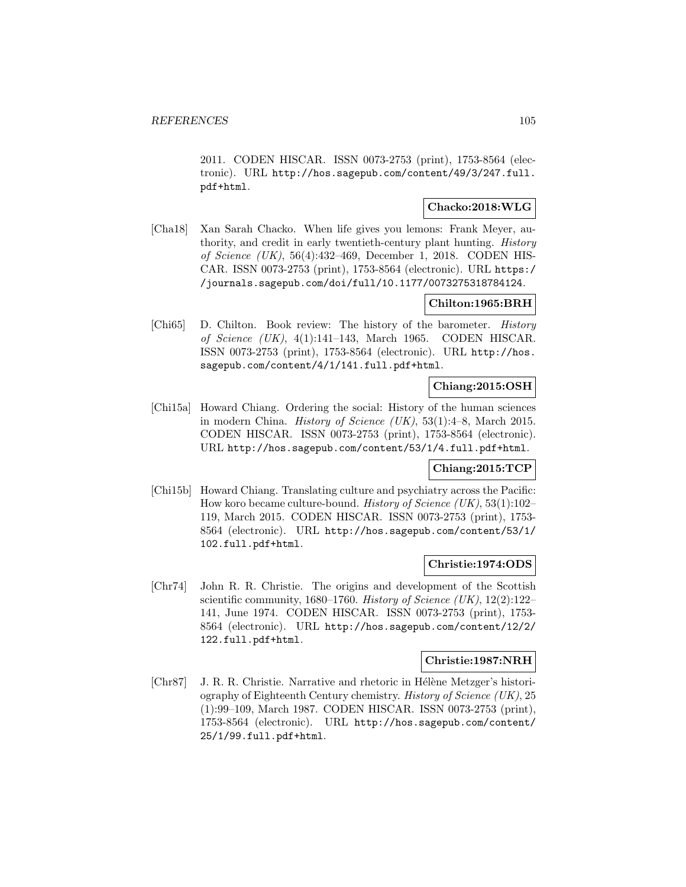2011. CODEN HISCAR. ISSN 0073-2753 (print), 1753-8564 (electronic). URL http://hos.sagepub.com/content/49/3/247.full.pdf+html.

**Chacko:2018:WLG**

[Cha18] Xan Sarah Chacko. When life gives you lemons: Frank Meyer, authority, and credit in early twentieth-century plant hunting. *History of Science (UK)*, 56(4):432–469, December 1, 2018. CODEN HISCAR. ISSN 0073-2753 (print), 1753-8564 (electronic). URL https://journals.sagepub.com/doi/full/10.1177/0073275318784124.

**Chilton:1965:BRH**

[Chi65] D. Chilton. Book review: The history of the barometer. *History of Science (UK)*, 4(1):141–143, March 1965. CODEN HISCAR. ISSN 0073-2753 (print), 1753-8564 (electronic). URL http://hos.sagepub.com/content/4/1/141.full.pdf+html.

**Chiang:2015:OSH**

[Chi15a] Howard Chiang. Ordering the social: History of the human sciences in modern China. *History of Science (UK)*, 53(1):4–8, March 2015. CODEN HISCAR. ISSN 0073-2753 (print), 1753-8564 (electronic). URL http://hos.sagepub.com/content/53/1/4.full.pdf+html.

**Chiang:2015:TCP**

[Chi15b] Howard Chiang. Translating culture and psychiatry across the Pacific: How koro became culture-bound. *History of Science (UK)*, 53(1):102–119, March 2015. CODEN HISCAR. ISSN 0073-2753 (print), 1753-8564 (electronic). URL http://hos.sagepub.com/content/53/1/102.full.pdf+html.

**Christie:1974:ODS**

[Chr74] John R. R. Christie. The origins and development of the Scottish scientific community, 1680–1760. *History of Science (UK)*, 12(2):122–141, June 1974. CODEN HISCAR. ISSN 0073-2753 (print), 1753-8564 (electronic). URL http://hos.sagepub.com/content/12/2/122.full.pdf+html.

**Christie:1987:NRH**

[Chr87] J. R. R. Christie. Narrative and rhetoric in Hélène Metzger's historiography of Eighteenth Century chemistry. *History of Science (UK)*, 25 (1):99–109, March 1987. CODEN HISCAR. ISSN 0073-2753 (print), 1753-8564 (electronic). URL http://hos.sagepub.com/content/25/1/99.full.pdf+html.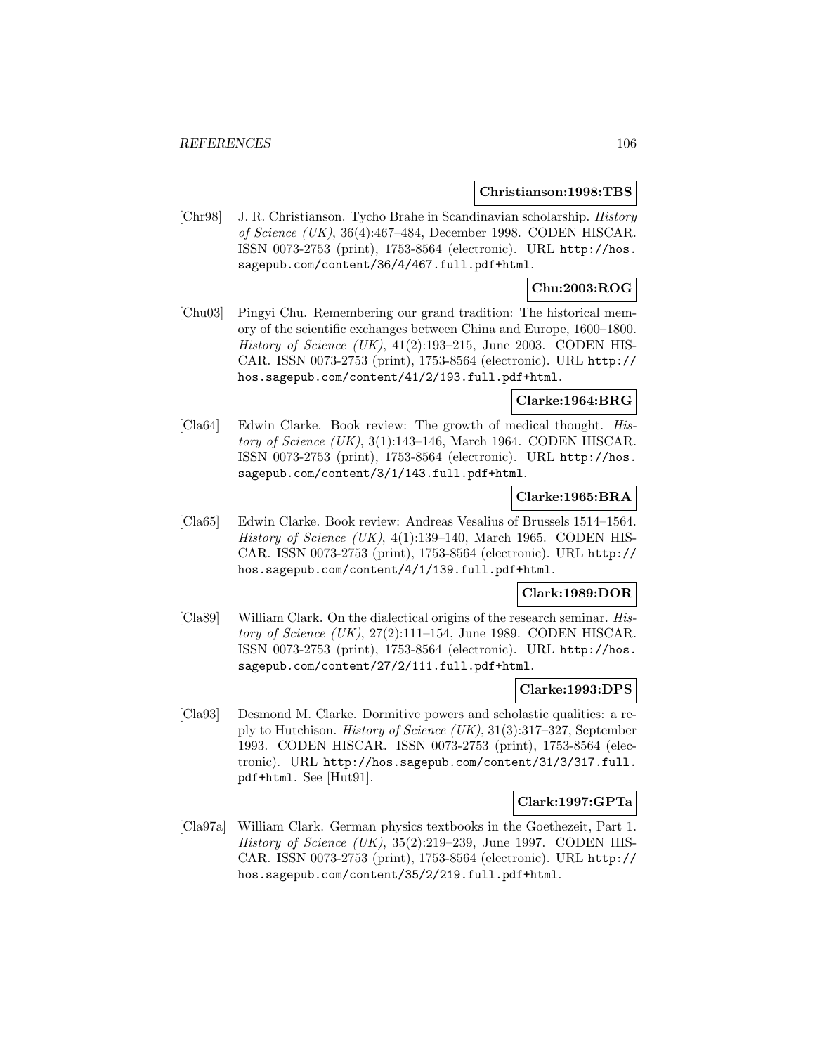**Christianson:1998:TBS**

[Chr98] J. R. Christianson. Tycho Brahe in Scandinavian scholarship. *History of Science (UK)*, 36(4):467–484, December 1998. CODEN HISCAR. ISSN 0073-2753 (print), 1753-8564 (electronic). URL http://hos.sagepub.com/content/36/4/467.full.pdf+html.

**Chu:2003:ROG**

[Chu03] Pingyi Chu. Remembering our grand tradition: The historical memory of the scientific exchanges between China and Europe, 1600–1800. *History of Science (UK)*, 41(2):193–215, June 2003. CODEN HISCAR. ISSN 0073-2753 (print), 1753-8564 (electronic). URL http://hos.sagepub.com/content/41/2/193.full.pdf+html.

**Clarke:1964:BRG**

[Cla64] Edwin Clarke. Book review: The growth of medical thought. *History of Science (UK)*, 3(1):143–146, March 1964. CODEN HISCAR. ISSN 0073-2753 (print), 1753-8564 (electronic). URL http://hos.sagepub.com/content/3/1/143.full.pdf+html.

**Clarke:1965:BRA**

[Cla65] Edwin Clarke. Book review: Andreas Vesalius of Brussels 1514–1564. *History of Science (UK)*, 4(1):139–140, March 1965. CODEN HISCAR. ISSN 0073-2753 (print), 1753-8564 (electronic). URL http://hos.sagepub.com/content/4/1/139.full.pdf+html.

**Clark:1989:DOR**

[Cla89] William Clark. On the dialectical origins of the research seminar. *History of Science (UK)*, 27(2):111–154, June 1989. CODEN HISCAR. ISSN 0073-2753 (print), 1753-8564 (electronic). URL http://hos.sagepub.com/content/27/2/111.full.pdf+html.

**Clarke:1993:DPS**

[Cla93] Desmond M. Clarke. Dormitive powers and scholastic qualities: a reply to Hutchison. *History of Science (UK)*, 31(3):317–327, September 1993. CODEN HISCAR. ISSN 0073-2753 (print), 1753-8564 (electronic). URL http://hos.sagepub.com/content/31/3/317.full.pdf+html. See [Hut91].

**Clark:1997:GPTa**

[Cla97a] William Clark. German physics textbooks in the Goethezeit, Part 1. *History of Science (UK)*, 35(2):219–239, June 1997. CODEN HISCAR. ISSN 0073-2753 (print), 1753-8564 (electronic). URL http://hos.sagepub.com/content/35/2/219.full.pdf+html.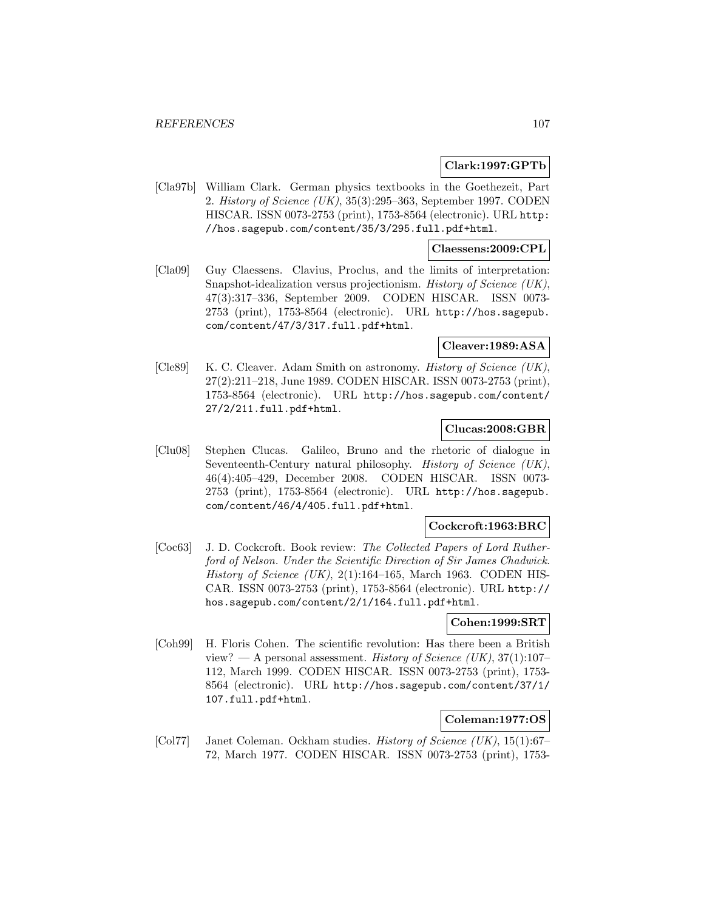**Clark:1997:GPTb**

[Cla97b] William Clark. German physics textbooks in the Goethezeit, Part 2. *History of Science (UK)*, 35(3):295–363, September 1997. CODEN HISCAR. ISSN 0073-2753 (print), 1753-8564 (electronic). URL http://hos.sagepub.com/content/35/3/295.full.pdf+html.

**Claessens:2009:CPL**

[Cla09] Guy Claessens. Clavius, Proclus, and the limits of interpretation: Snapshot-idealization versus projectionism. *History of Science (UK)*, 47(3):317–336, September 2009. CODEN HISCAR. ISSN 0073-2753 (print), 1753-8564 (electronic). URL http://hos.sagepub.com/content/47/3/317.full.pdf+html.

**Cleaver:1989:ASA**

[Cle89] K. C. Cleaver. Adam Smith on astronomy. *History of Science (UK)*, 27(2):211–218, June 1989. CODEN HISCAR. ISSN 0073-2753 (print), 1753-8564 (electronic). URL http://hos.sagepub.com/content/27/2/211.full.pdf+html.

**Clucas:2008:GBR**

[Clu08] Stephen Clucas. Galileo, Bruno and the rhetoric of dialogue in Seventeenth-Century natural philosophy. *History of Science (UK)*, 46(4):405–429, December 2008. CODEN HISCAR. ISSN 0073-2753 (print), 1753-8564 (electronic). URL http://hos.sagepub.com/content/46/4/405.full.pdf+html.

**Cockcroft:1963:BRC**

[Coc63] J. D. Cockcroft. Book review: *The Collected Papers of Lord Rutherford of Nelson. Under the Scientific Direction of Sir James Chadwick*. *History of Science (UK)*, 2(1):164–165, March 1963. CODEN HISCAR. ISSN 0073-2753 (print), 1753-8564 (electronic). URL http://hos.sagepub.com/content/2/1/164.full.pdf+html.

**Cohen:1999:SRT**

[Coh99] H. Floris Cohen. The scientific revolution: Has there been a British view? — A personal assessment. *History of Science (UK)*, 37(1):107–112, March 1999. CODEN HISCAR. ISSN 0073-2753 (print), 1753-8564 (electronic). URL http://hos.sagepub.com/content/37/1/107.full.pdf+html.

**Coleman:1977:OS**

[Col77] Janet Coleman. Ockham studies. *History of Science (UK)*, 15(1):67–72, March 1977. CODEN HISCAR. ISSN 0073-2753 (print), 1753-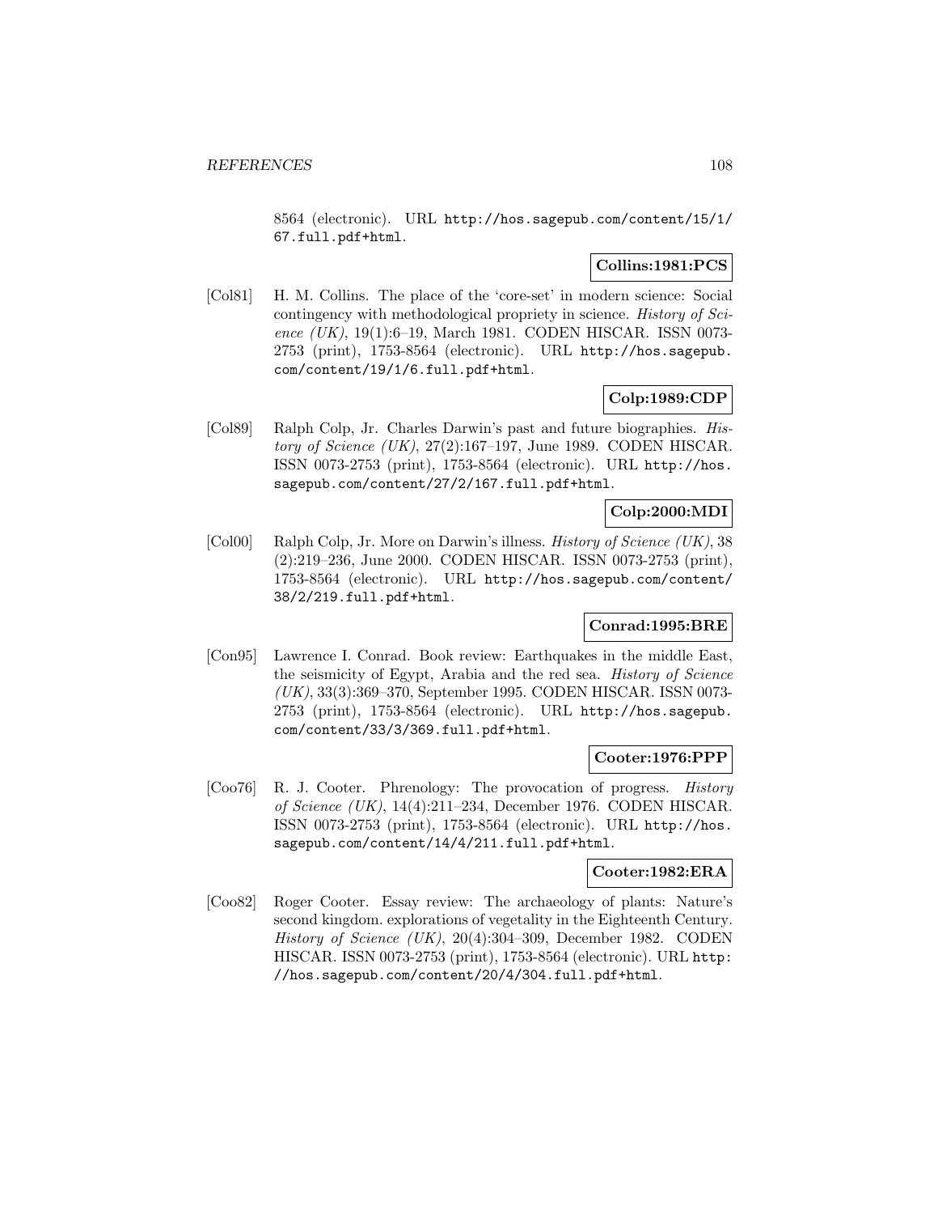8564 (electronic). URL http://hos.sagepub.com/content/15/1/67.full.pdf+html.

**Collins:1981:PCS**

[Col81] H. M. Collins. The place of the 'core-set' in modern science: Social contingency with methodological propriety in science. *History of Science (UK)*, 19(1):6–19, March 1981. CODEN HISCAR. ISSN 0073-2753 (print), 1753-8564 (electronic). URL http://hos.sagepub.com/content/19/1/6.full.pdf+html.

**Colp:1989:CDP**

[Col89] Ralph Colp, Jr. Charles Darwin's past and future biographies. *History of Science (UK)*, 27(2):167–197, June 1989. CODEN HISCAR. ISSN 0073-2753 (print), 1753-8564 (electronic). URL http://hos.sagepub.com/content/27/2/167.full.pdf+html.

**Colp:2000:MDI**

[Col00] Ralph Colp, Jr. More on Darwin's illness. *History of Science (UK)*, 38 (2):219–236, June 2000. CODEN HISCAR. ISSN 0073-2753 (print), 1753-8564 (electronic). URL http://hos.sagepub.com/content/38/2/219.full.pdf+html.

**Conrad:1995:BRE**

[Con95] Lawrence I. Conrad. Book review: Earthquakes in the middle East, the seismicity of Egypt, Arabia and the red sea. *History of Science (UK)*, 33(3):369–370, September 1995. CODEN HISCAR. ISSN 0073-2753 (print), 1753-8564 (electronic). URL http://hos.sagepub.com/content/33/3/369.full.pdf+html.

**Cooter:1976:PPP**

[Coo76] R. J. Cooter. Phrenology: The provocation of progress. *History of Science (UK)*, 14(4):211–234, December 1976. CODEN HISCAR. ISSN 0073-2753 (print), 1753-8564 (electronic). URL http://hos.sagepub.com/content/14/4/211.full.pdf+html.

**Cooter:1982:ERA**

[Coo82] Roger Cooter. Essay review: The archaeology of plants: Nature's second kingdom. explorations of vegetality in the Eighteenth Century. *History of Science (UK)*, 20(4):304–309, December 1982. CODEN HISCAR. ISSN 0073-2753 (print), 1753-8564 (electronic). URL http://hos.sagepub.com/content/20/4/304.full.pdf+html.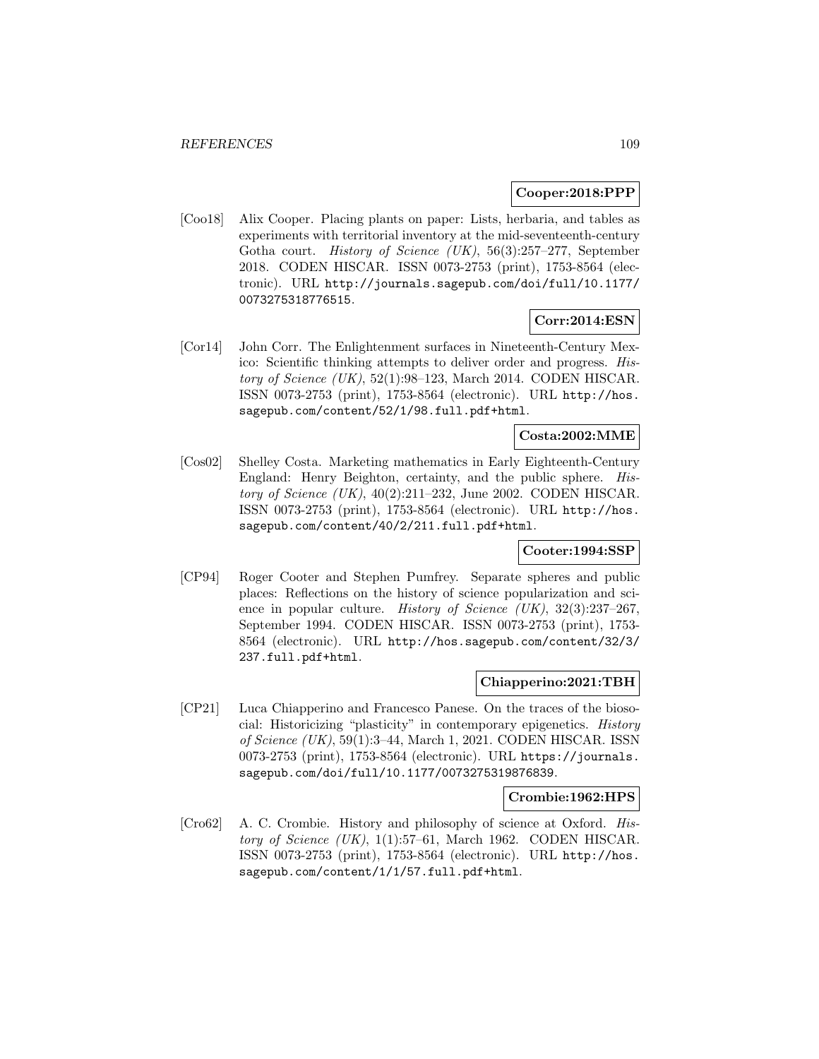**Cooper:2018:PPP**

[Coo18] Alix Cooper. Placing plants on paper: Lists, herbaria, and tables as experiments with territorial inventory at the mid-seventeenth-century Gotha court. *History of Science (UK)*, 56(3):257–277, September 2018. CODEN HISCAR. ISSN 0073-2753 (print), 1753-8564 (electronic). URL http://journals.sagepub.com/doi/full/10.1177/0073275318776515.

**Corr:2014:ESN**

[Cor14] John Corr. The Enlightenment surfaces in Nineteenth-Century Mexico: Scientific thinking attempts to deliver order and progress. *History of Science (UK)*, 52(1):98–123, March 2014. CODEN HISCAR. ISSN 0073-2753 (print), 1753-8564 (electronic). URL http://hos.sagepub.com/content/52/1/98.full.pdf+html.

**Costa:2002:MME**

[Cos02] Shelley Costa. Marketing mathematics in Early Eighteenth-Century England: Henry Beighton, certainty, and the public sphere. *History of Science (UK)*, 40(2):211–232, June 2002. CODEN HISCAR. ISSN 0073-2753 (print), 1753-8564 (electronic). URL http://hos.sagepub.com/content/40/2/211.full.pdf+html.

**Cooter:1994:SSP**

[CP94] Roger Cooter and Stephen Pumfrey. Separate spheres and public places: Reflections on the history of science popularization and science in popular culture. *History of Science (UK)*, 32(3):237–267, September 1994. CODEN HISCAR. ISSN 0073-2753 (print), 1753-8564 (electronic). URL http://hos.sagepub.com/content/32/3/237.full.pdf+html.

**Chiapperino:2021:TBH**

[CP21] Luca Chiapperino and Francesco Panese. On the traces of the biosocial: Historicizing "plasticity" in contemporary epigenetics. *History of Science (UK)*, 59(1):3–44, March 1, 2021. CODEN HISCAR. ISSN 0073-2753 (print), 1753-8564 (electronic). URL https://journals.sagepub.com/doi/full/10.1177/0073275319876839.

**Crombie:1962:HPS**

[Cro62] A. C. Crombie. History and philosophy of science at Oxford. *History of Science (UK)*, 1(1):57–61, March 1962. CODEN HISCAR. ISSN 0073-2753 (print), 1753-8564 (electronic). URL http://hos.sagepub.com/content/1/1/57.full.pdf+html.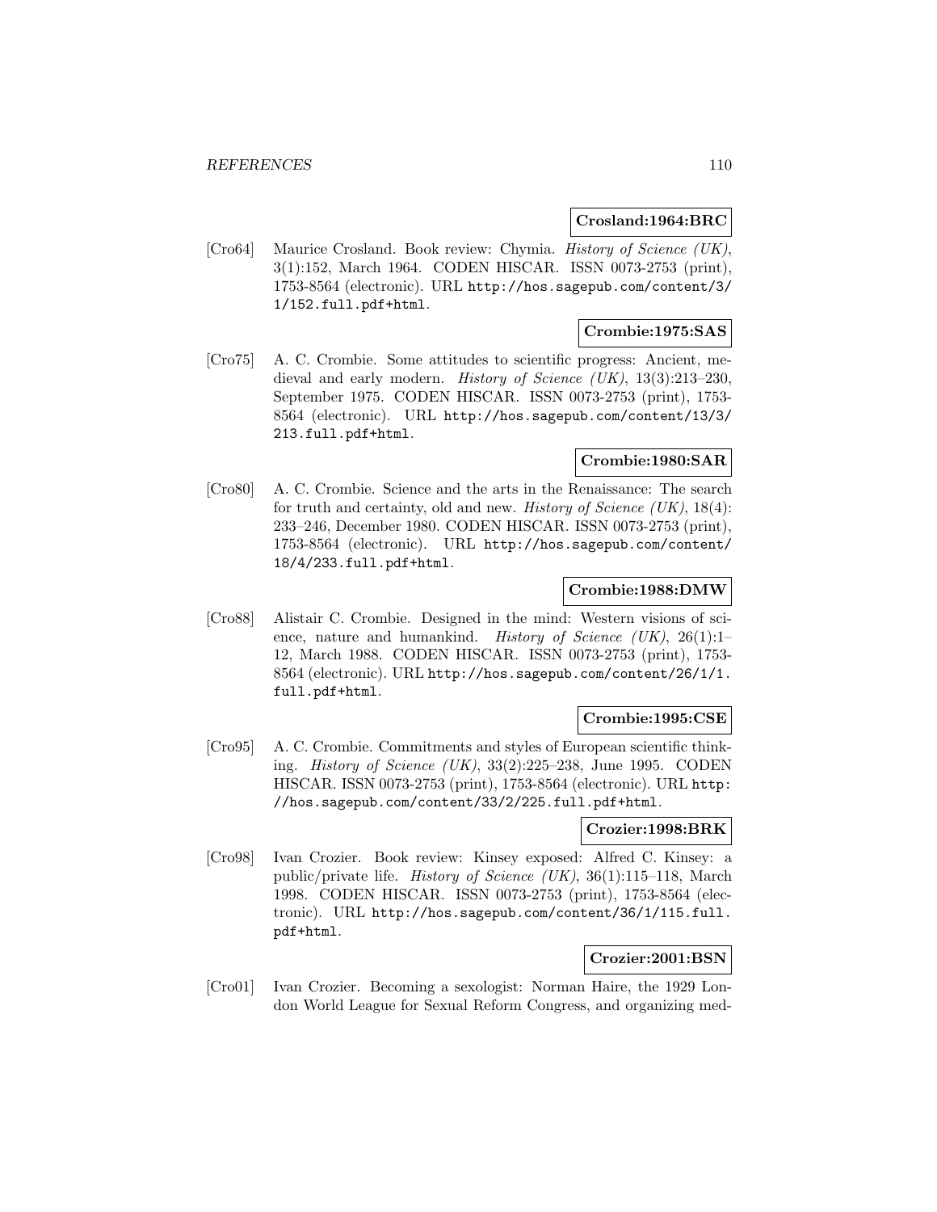**Crosland:1964:BRC**

[Cro64] Maurice Crosland. Book review: Chymia. *History of Science (UK)*, 3(1):152, March 1964. CODEN HISCAR. ISSN 0073-2753 (print), 1753-8564 (electronic). URL http://hos.sagepub.com/content/3/1/152.full.pdf+html.

**Crombie:1975:SAS**

[Cro75] A. C. Crombie. Some attitudes to scientific progress: Ancient, medieval and early modern. *History of Science (UK)*, 13(3):213–230, September 1975. CODEN HISCAR. ISSN 0073-2753 (print), 1753-8564 (electronic). URL http://hos.sagepub.com/content/13/3/213.full.pdf+html.

**Crombie:1980:SAR**

[Cro80] A. C. Crombie. Science and the arts in the Renaissance: The search for truth and certainty, old and new. *History of Science (UK)*, 18(4): 233–246, December 1980. CODEN HISCAR. ISSN 0073-2753 (print), 1753-8564 (electronic). URL http://hos.sagepub.com/content/18/4/233.full.pdf+html.

**Crombie:1988:DMW**

[Cro88] Alistair C. Crombie. Designed in the mind: Western visions of science, nature and humankind. *History of Science (UK)*, 26(1):1–12, March 1988. CODEN HISCAR. ISSN 0073-2753 (print), 1753-8564 (electronic). URL http://hos.sagepub.com/content/26/1/1.full.pdf+html.

**Crombie:1995:CSE**

[Cro95] A. C. Crombie. Commitments and styles of European scientific thinking. *History of Science (UK)*, 33(2):225–238, June 1995. CODEN HISCAR. ISSN 0073-2753 (print), 1753-8564 (electronic). URL http://hos.sagepub.com/content/33/2/225.full.pdf+html.

**Crozier:1998:BRK**

[Cro98] Ivan Crozier. Book review: Kinsey exposed: Alfred C. Kinsey: a public/private life. *History of Science (UK)*, 36(1):115–118, March 1998. CODEN HISCAR. ISSN 0073-2753 (print), 1753-8564 (electronic). URL http://hos.sagepub.com/content/36/1/115.full.pdf+html.

**Crozier:2001:BSN**

[Cro01] Ivan Crozier. Becoming a sexologist: Norman Haire, the 1929 London World League for Sexual Reform Congress, and organizing med-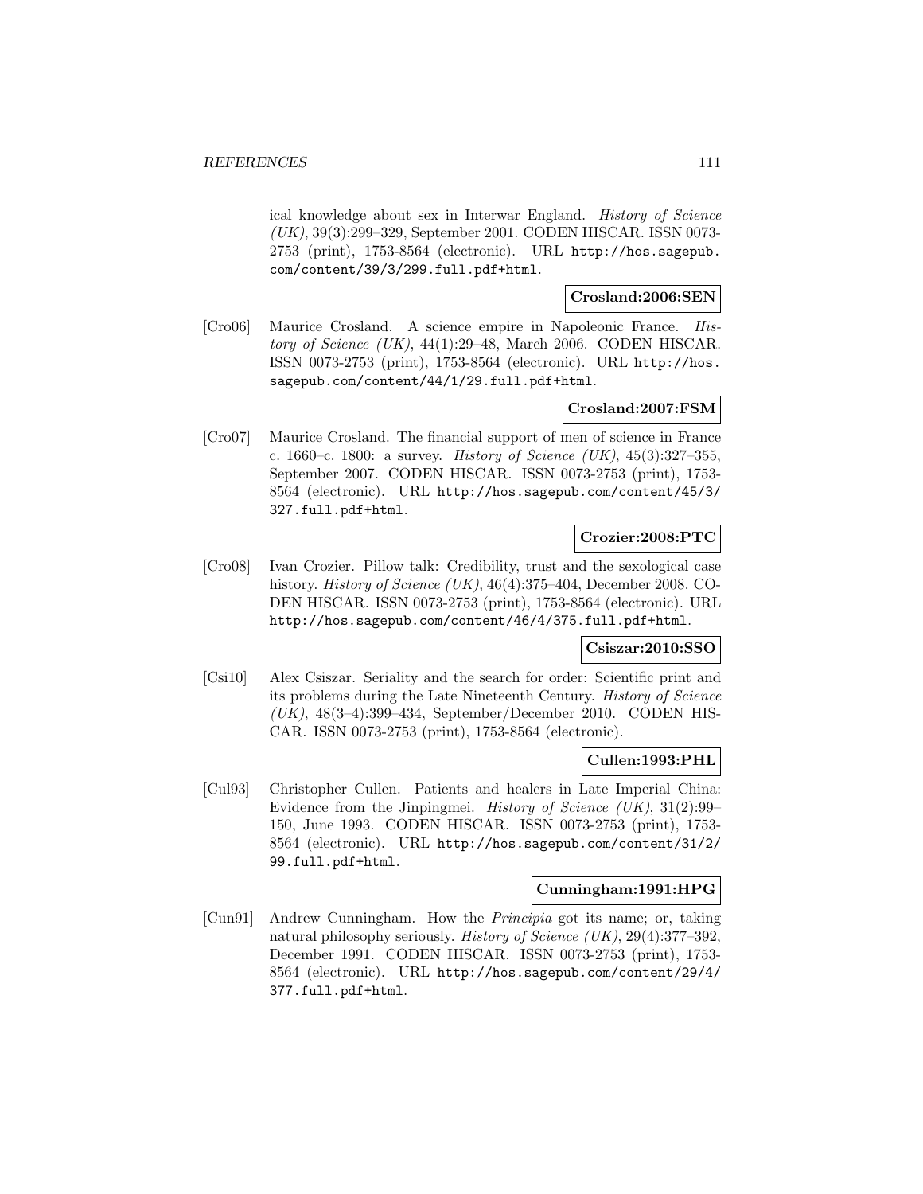ical knowledge about sex in Interwar England. *History of Science (UK)*, 39(3):299–329, September 2001. CODEN HISCAR. ISSN 0073-2753 (print), 1753-8564 (electronic). URL http://hos.sagepub.com/content/39/3/299.full.pdf+html.

**Crosland:2006:SEN**

[Cro06] Maurice Crosland. A science empire in Napoleonic France. *History of Science (UK)*, 44(1):29–48, March 2006. CODEN HISCAR. ISSN 0073-2753 (print), 1753-8564 (electronic). URL http://hos.sagepub.com/content/44/1/29.full.pdf+html.

**Crosland:2007:FSM**

[Cro07] Maurice Crosland. The financial support of men of science in France c. 1660–c. 1800: a survey. *History of Science (UK)*, 45(3):327–355, September 2007. CODEN HISCAR. ISSN 0073-2753 (print), 1753-8564 (electronic). URL http://hos.sagepub.com/content/45/3/327.full.pdf+html.

**Crozier:2008:PTC**

[Cro08] Ivan Crozier. Pillow talk: Credibility, trust and the sexological case history. *History of Science (UK)*, 46(4):375–404, December 2008. CODEN HISCAR. ISSN 0073-2753 (print), 1753-8564 (electronic). URL http://hos.sagepub.com/content/46/4/375.full.pdf+html.

**Csiszar:2010:SSO**

[Csi10] Alex Csiszar. Seriality and the search for order: Scientific print and its problems during the Late Nineteenth Century. *History of Science (UK)*, 48(3–4):399–434, September/December 2010. CODEN HISCAR. ISSN 0073-2753 (print), 1753-8564 (electronic).

**Cullen:1993:PHL**

[Cul93] Christopher Cullen. Patients and healers in Late Imperial China: Evidence from the Jinpingmei. *History of Science (UK)*, 31(2):99–150, June 1993. CODEN HISCAR. ISSN 0073-2753 (print), 1753-8564 (electronic). URL http://hos.sagepub.com/content/31/2/99.full.pdf+html.

**Cunningham:1991:HPG**

[Cun91] Andrew Cunningham. How the *Principia* got its name; or, taking natural philosophy seriously. *History of Science (UK)*, 29(4):377–392, December 1991. CODEN HISCAR. ISSN 0073-2753 (print), 1753-8564 (electronic). URL http://hos.sagepub.com/content/29/4/377.full.pdf+html.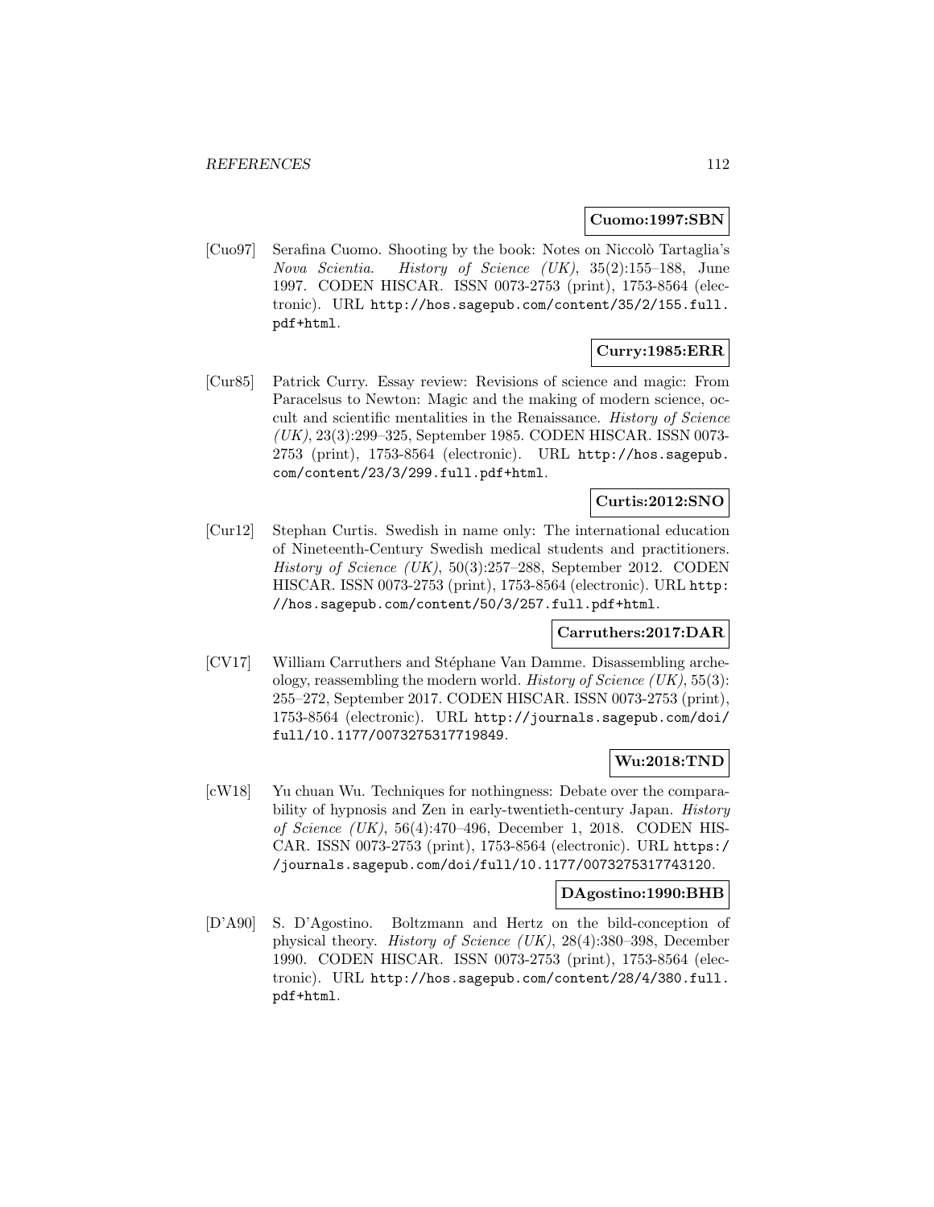**Cuomo:1997:SBN**

[Cuo97] Serafina Cuomo. Shooting by the book: Notes on Niccolò Tartaglia's *Nova Scientia*. *History of Science (UK)*, 35(2):155–188, June 1997. CODEN HISCAR. ISSN 0073-2753 (print), 1753-8564 (electronic). URL http://hos.sagepub.com/content/35/2/155.full.pdf+html.

**Curry:1985:ERR**

[Cur85] Patrick Curry. Essay review: Revisions of science and magic: From Paracelsus to Newton: Magic and the making of modern science, occult and scientific mentalities in the Renaissance. *History of Science (UK)*, 23(3):299–325, September 1985. CODEN HISCAR. ISSN 0073-2753 (print), 1753-8564 (electronic). URL http://hos.sagepub.com/content/23/3/299.full.pdf+html.

**Curtis:2012:SNO**

[Cur12] Stephan Curtis. Swedish in name only: The international education of Nineteenth-Century Swedish medical students and practitioners. *History of Science (UK)*, 50(3):257–288, September 2012. CODEN HISCAR. ISSN 0073-2753 (print), 1753-8564 (electronic). URL http://hos.sagepub.com/content/50/3/257.full.pdf+html.

**Carruthers:2017:DAR**

[CV17] William Carruthers and Stéphane Van Damme. Disassembling archeology, reassembling the modern world. *History of Science (UK)*, 55(3):255–272, September 2017. CODEN HISCAR. ISSN 0073-2753 (print), 1753-8564 (electronic). URL http://journals.sagepub.com/doi/full/10.1177/0073275317719849.

**Wu:2018:TND**

[cW18] Yu chuan Wu. Techniques for nothingness: Debate over the comparability of hypnosis and Zen in early-twentieth-century Japan. *History of Science (UK)*, 56(4):470–496, December 1, 2018. CODEN HISCAR. ISSN 0073-2753 (print), 1753-8564 (electronic). URL https://journals.sagepub.com/doi/full/10.1177/0073275317743120.

**DAgostino:1990:BHB**

[D'A90] S. D'Agostino. Boltzmann and Hertz on the bild-conception of physical theory. *History of Science (UK)*, 28(4):380–398, December 1990. CODEN HISCAR. ISSN 0073-2753 (print), 1753-8564 (electronic). URL http://hos.sagepub.com/content/28/4/380.full.pdf+html.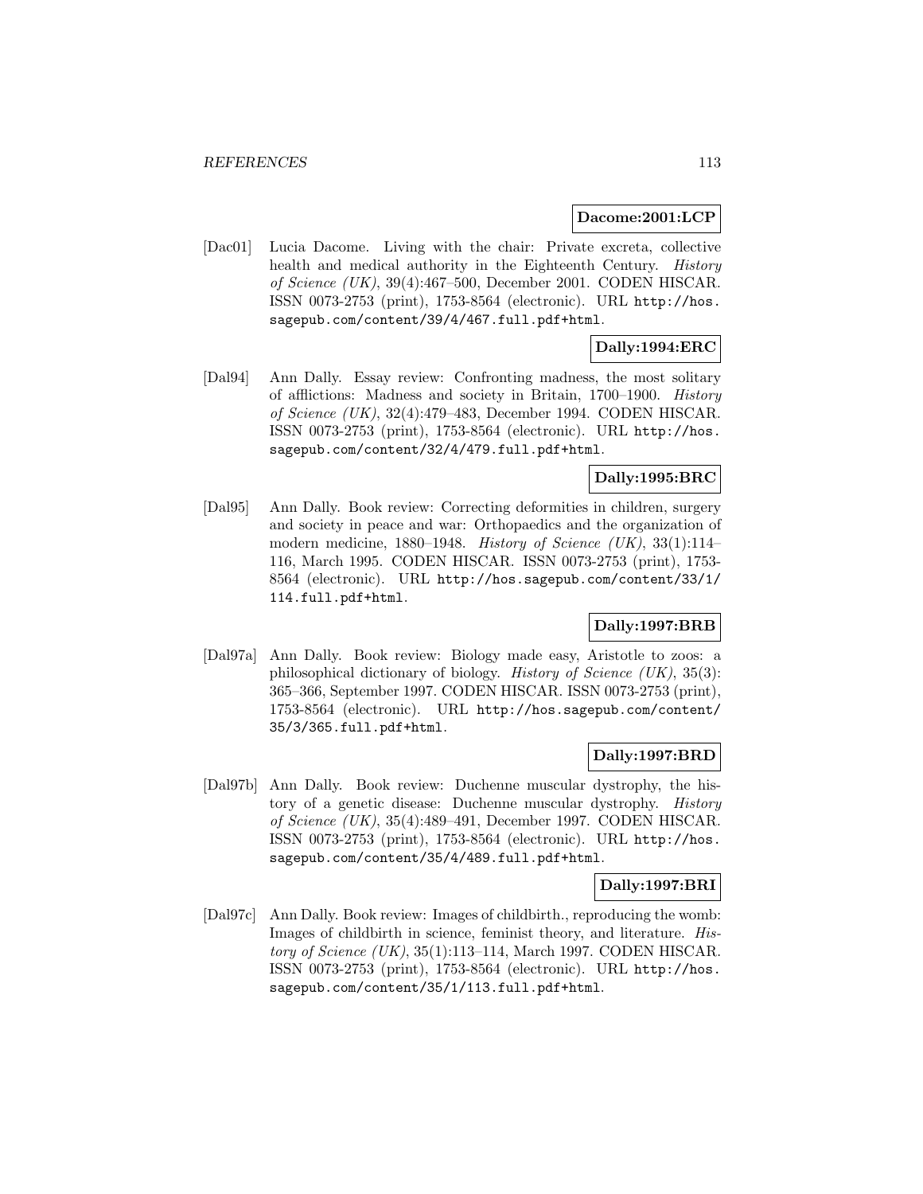**Dacome:2001:LCP**

[Dac01] Lucia Dacome. Living with the chair: Private excreta, collective health and medical authority in the Eighteenth Century. *History of Science (UK)*, 39(4):467–500, December 2001. CODEN HISCAR. ISSN 0073-2753 (print), 1753-8564 (electronic). URL `http://hos.sagepub.com/content/39/4/467.full.pdf+html`.

**Dally:1994:ERC**

[Dal94] Ann Dally. Essay review: Confronting madness, the most solitary of afflictions: Madness and society in Britain, 1700–1900. *History of Science (UK)*, 32(4):479–483, December 1994. CODEN HISCAR. ISSN 0073-2753 (print), 1753-8564 (electronic). URL `http://hos.sagepub.com/content/32/4/479.full.pdf+html`.

**Dally:1995:BRC**

[Dal95] Ann Dally. Book review: Correcting deformities in children, surgery and society in peace and war: Orthopaedics and the organization of modern medicine, 1880–1948. *History of Science (UK)*, 33(1):114–116, March 1995. CODEN HISCAR. ISSN 0073-2753 (print), 1753-8564 (electronic). URL `http://hos.sagepub.com/content/33/1/114.full.pdf+html`.

**Dally:1997:BRB**

[Dal97a] Ann Dally. Book review: Biology made easy, Aristotle to zoos: a philosophical dictionary of biology. *History of Science (UK)*, 35(3): 365–366, September 1997. CODEN HISCAR. ISSN 0073-2753 (print), 1753-8564 (electronic). URL `http://hos.sagepub.com/content/35/3/365.full.pdf+html`.

**Dally:1997:BRD**

[Dal97b] Ann Dally. Book review: Duchenne muscular dystrophy, the history of a genetic disease: Duchenne muscular dystrophy. *History of Science (UK)*, 35(4):489–491, December 1997. CODEN HISCAR. ISSN 0073-2753 (print), 1753-8564 (electronic). URL `http://hos.sagepub.com/content/35/4/489.full.pdf+html`.

**Dally:1997:BRI**

[Dal97c] Ann Dally. Book review: Images of childbirth., reproducing the womb: Images of childbirth in science, feminist theory, and literature. *History of Science (UK)*, 35(1):113–114, March 1997. CODEN HISCAR. ISSN 0073-2753 (print), 1753-8564 (electronic). URL `http://hos.sagepub.com/content/35/1/113.full.pdf+html`.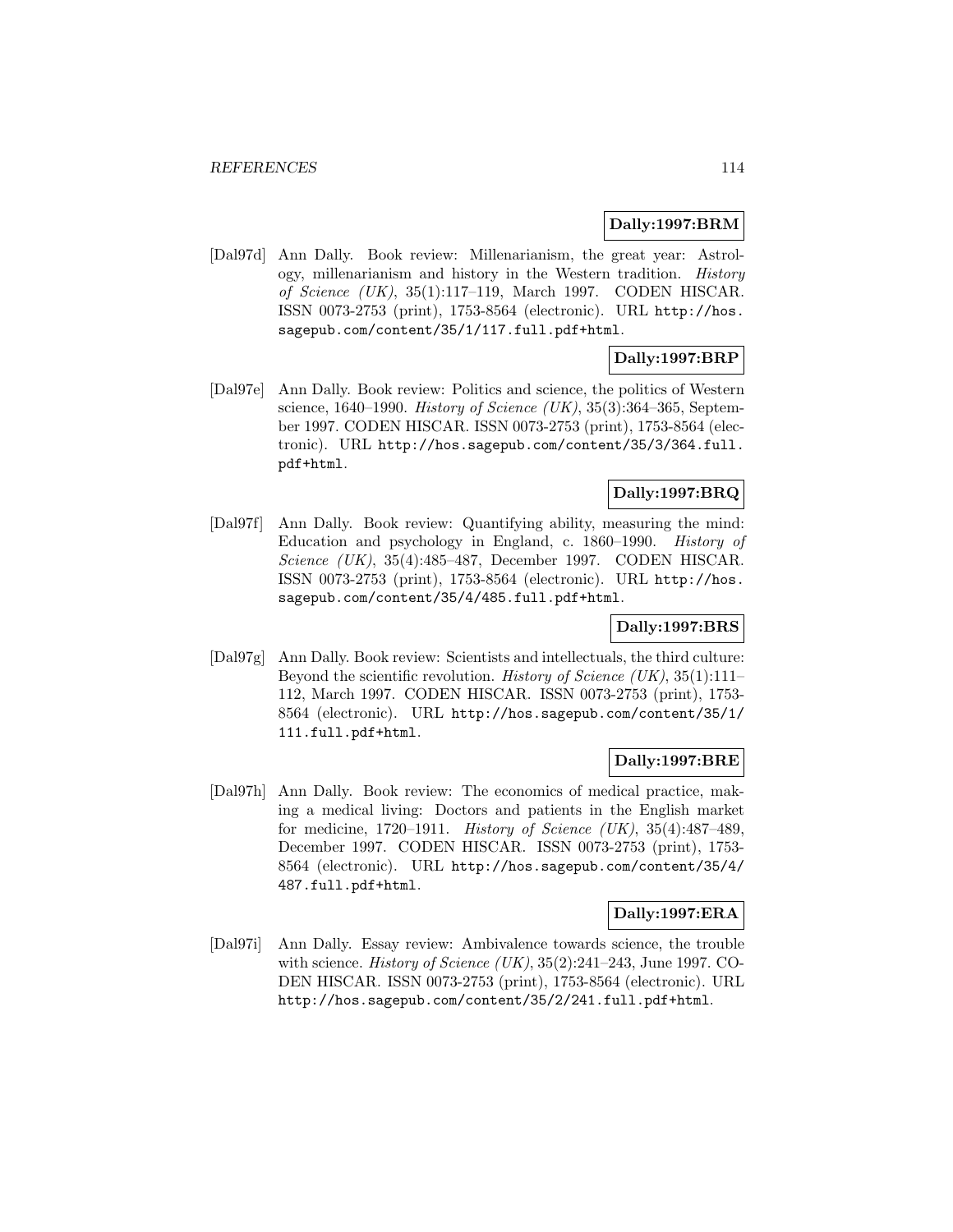**Dally:1997:BRM**

[Dal97d] Ann Dally. Book review: Millenarianism, the great year: Astrology, millenarianism and history in the Western tradition. *History of Science (UK)*, 35(1):117–119, March 1997. CODEN HISCAR. ISSN 0073-2753 (print), 1753-8564 (electronic). URL http://hos.sagepub.com/content/35/1/117.full.pdf+html.

**Dally:1997:BRP**

[Dal97e] Ann Dally. Book review: Politics and science, the politics of Western science, 1640–1990. *History of Science (UK)*, 35(3):364–365, September 1997. CODEN HISCAR. ISSN 0073-2753 (print), 1753-8564 (electronic). URL http://hos.sagepub.com/content/35/3/364.full.pdf+html.

**Dally:1997:BRQ**

[Dal97f] Ann Dally. Book review: Quantifying ability, measuring the mind: Education and psychology in England, c. 1860–1990. *History of Science (UK)*, 35(4):485–487, December 1997. CODEN HISCAR. ISSN 0073-2753 (print), 1753-8564 (electronic). URL http://hos.sagepub.com/content/35/4/485.full.pdf+html.

**Dally:1997:BRS**

[Dal97g] Ann Dally. Book review: Scientists and intellectuals, the third culture: Beyond the scientific revolution. *History of Science (UK)*, 35(1):111–112, March 1997. CODEN HISCAR. ISSN 0073-2753 (print), 1753-8564 (electronic). URL http://hos.sagepub.com/content/35/1/111.full.pdf+html.

**Dally:1997:BRE**

[Dal97h] Ann Dally. Book review: The economics of medical practice, making a medical living: Doctors and patients in the English market for medicine, 1720–1911. *History of Science (UK)*, 35(4):487–489, December 1997. CODEN HISCAR. ISSN 0073-2753 (print), 1753-8564 (electronic). URL http://hos.sagepub.com/content/35/4/487.full.pdf+html.

**Dally:1997:ERA**

[Dal97i] Ann Dally. Essay review: Ambivalence towards science, the trouble with science. *History of Science (UK)*, 35(2):241–243, June 1997. CODEN HISCAR. ISSN 0073-2753 (print), 1753-8564 (electronic). URL http://hos.sagepub.com/content/35/2/241.full.pdf+html.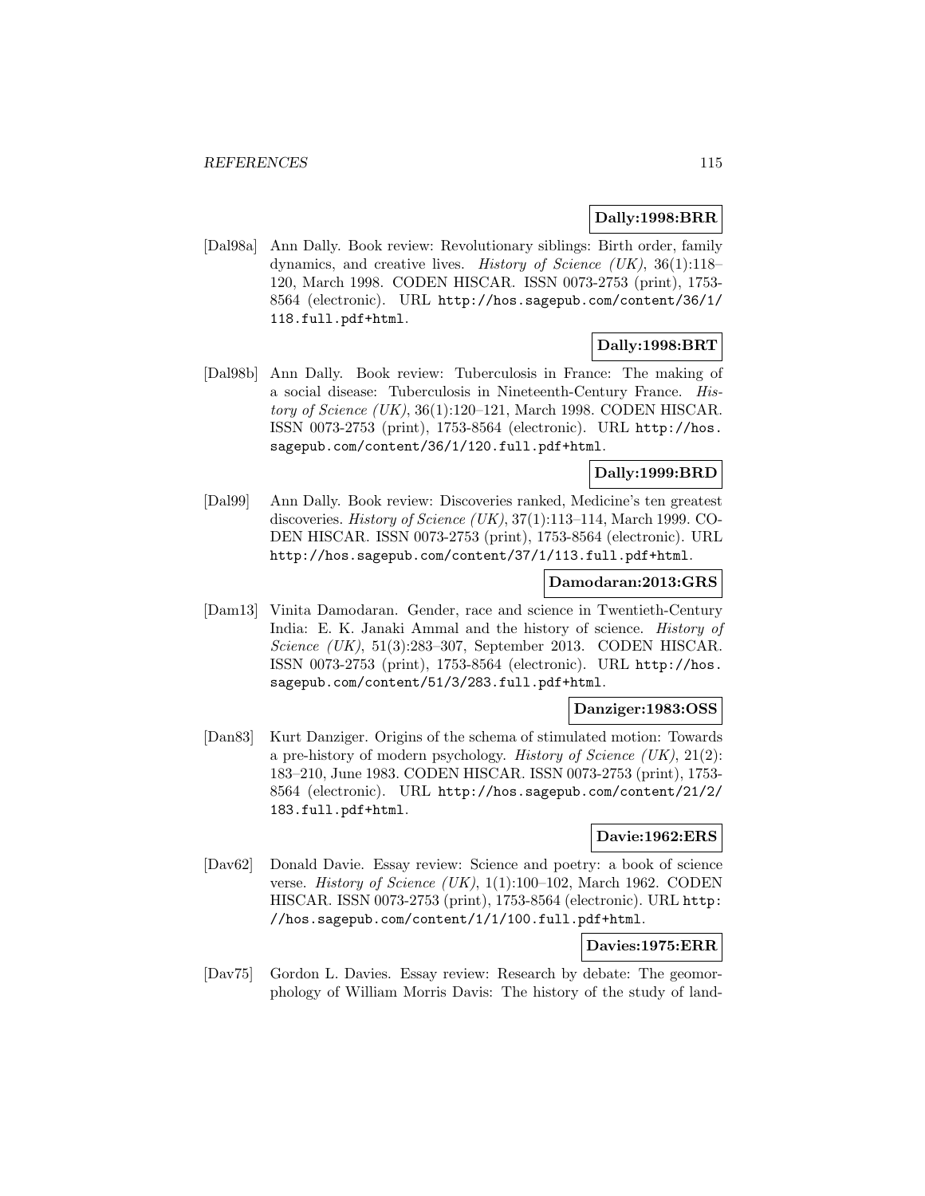**Dally:1998:BRR**

[Dal98a] Ann Dally. Book review: Revolutionary siblings: Birth order, family dynamics, and creative lives. *History of Science (UK)*, 36(1):118–120, March 1998. CODEN HISCAR. ISSN 0073-2753 (print), 1753-8564 (electronic). URL http://hos.sagepub.com/content/36/1/118.full.pdf+html.

**Dally:1998:BRT**

[Dal98b] Ann Dally. Book review: Tuberculosis in France: The making of a social disease: Tuberculosis in Nineteenth-Century France. *History of Science (UK)*, 36(1):120–121, March 1998. CODEN HISCAR. ISSN 0073-2753 (print), 1753-8564 (electronic). URL http://hos.sagepub.com/content/36/1/120.full.pdf+html.

**Dally:1999:BRD**

[Dal99] Ann Dally. Book review: Discoveries ranked, Medicine's ten greatest discoveries. *History of Science (UK)*, 37(1):113–114, March 1999. CODEN HISCAR. ISSN 0073-2753 (print), 1753-8564 (electronic). URL http://hos.sagepub.com/content/37/1/113.full.pdf+html.

**Damodaran:2013:GRS**

[Dam13] Vinita Damodaran. Gender, race and science in Twentieth-Century India: E. K. Janaki Ammal and the history of science. *History of Science (UK)*, 51(3):283–307, September 2013. CODEN HISCAR. ISSN 0073-2753 (print), 1753-8564 (electronic). URL http://hos.sagepub.com/content/51/3/283.full.pdf+html.

**Danziger:1983:OSS**

[Dan83] Kurt Danziger. Origins of the schema of stimulated motion: Towards a pre-history of modern psychology. *History of Science (UK)*, 21(2):183–210, June 1983. CODEN HISCAR. ISSN 0073-2753 (print), 1753-8564 (electronic). URL http://hos.sagepub.com/content/21/2/183.full.pdf+html.

**Davie:1962:ERS**

[Dav62] Donald Davie. Essay review: Science and poetry: a book of science verse. *History of Science (UK)*, 1(1):100–102, March 1962. CODEN HISCAR. ISSN 0073-2753 (print), 1753-8564 (electronic). URL http://hos.sagepub.com/content/1/1/100.full.pdf+html.

**Davies:1975:ERR**

[Dav75] Gordon L. Davies. Essay review: Research by debate: The geomorphology of William Morris Davis: The history of the study of land-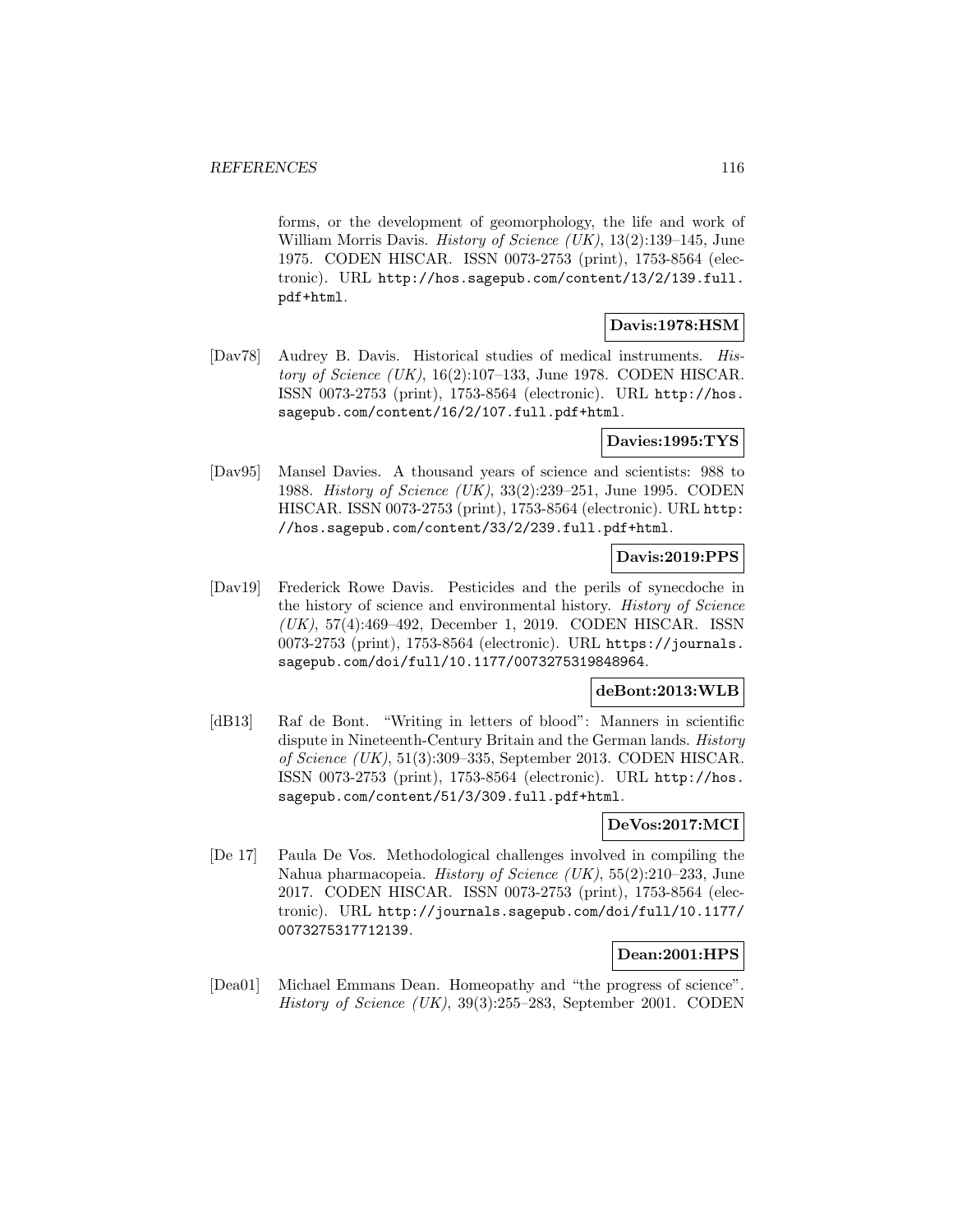forms, or the development of geomorphology, the life and work of William Morris Davis. *History of Science (UK)*, 13(2):139–145, June 1975. CODEN HISCAR. ISSN 0073-2753 (print), 1753-8564 (electronic). URL http://hos.sagepub.com/content/13/2/139.full.pdf+html.

**Davis:1978:HSM**

[Dav78] Audrey B. Davis. Historical studies of medical instruments. *History of Science (UK)*, 16(2):107–133, June 1978. CODEN HISCAR. ISSN 0073-2753 (print), 1753-8564 (electronic). URL http://hos.sagepub.com/content/16/2/107.full.pdf+html.

**Davies:1995:TYS**

[Dav95] Mansel Davies. A thousand years of science and scientists: 988 to 1988. *History of Science (UK)*, 33(2):239–251, June 1995. CODEN HISCAR. ISSN 0073-2753 (print), 1753-8564 (electronic). URL http://hos.sagepub.com/content/33/2/239.full.pdf+html.

**Davis:2019:PPS**

[Dav19] Frederick Rowe Davis. Pesticides and the perils of synecdoche in the history of science and environmental history. *History of Science (UK)*, 57(4):469–492, December 1, 2019. CODEN HISCAR. ISSN 0073-2753 (print), 1753-8564 (electronic). URL https://journals.sagepub.com/doi/full/10.1177/0073275319848964.

**deBont:2013:WLB**

[dB13] Raf de Bont. "Writing in letters of blood": Manners in scientific dispute in Nineteenth-Century Britain and the German lands. *History of Science (UK)*, 51(3):309–335, September 2013. CODEN HISCAR. ISSN 0073-2753 (print), 1753-8564 (electronic). URL http://hos.sagepub.com/content/51/3/309.full.pdf+html.

**DeVos:2017:MCI**

[De 17] Paula De Vos. Methodological challenges involved in compiling the Nahua pharmacopeia. *History of Science (UK)*, 55(2):210–233, June 2017. CODEN HISCAR. ISSN 0073-2753 (print), 1753-8564 (electronic). URL http://journals.sagepub.com/doi/full/10.1177/0073275317712139.

**Dean:2001:HPS**

[Dea01] Michael Emmans Dean. Homeopathy and "the progress of science". *History of Science (UK)*, 39(3):255–283, September 2001. CODEN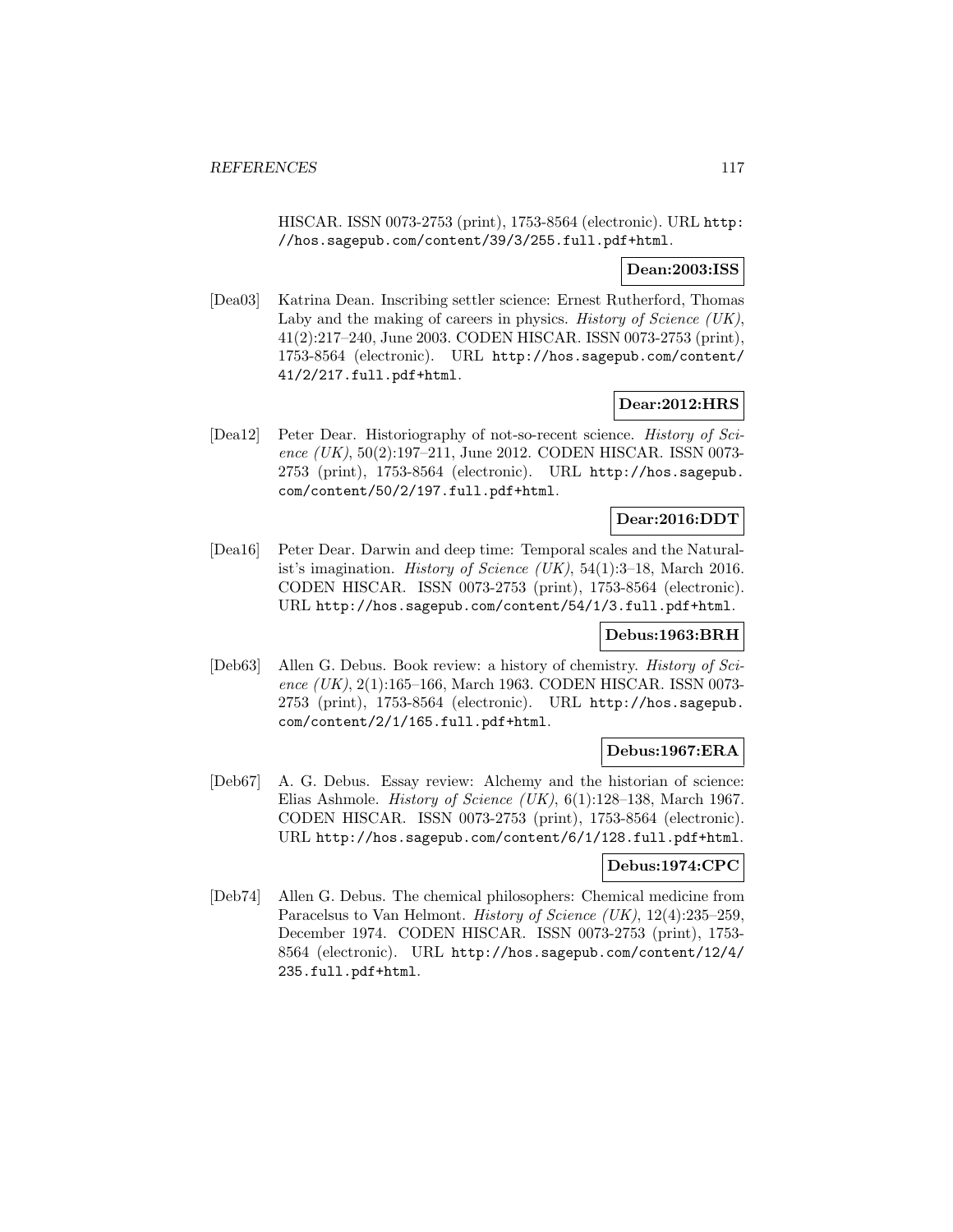HISCAR. ISSN 0073-2753 (print), 1753-8564 (electronic). URL http://hos.sagepub.com/content/39/3/255.full.pdf+html.

**Dean:2003:ISS**

[Dea03] Katrina Dean. Inscribing settler science: Ernest Rutherford, Thomas Laby and the making of careers in physics. *History of Science (UK)*, 41(2):217–240, June 2003. CODEN HISCAR. ISSN 0073-2753 (print), 1753-8564 (electronic). URL http://hos.sagepub.com/content/41/2/217.full.pdf+html.

**Dear:2012:HRS**

[Dea12] Peter Dear. Historiography of not-so-recent science. *History of Science (UK)*, 50(2):197–211, June 2012. CODEN HISCAR. ISSN 0073-2753 (print), 1753-8564 (electronic). URL http://hos.sagepub.com/content/50/2/197.full.pdf+html.

**Dear:2016:DDT**

[Dea16] Peter Dear. Darwin and deep time: Temporal scales and the Naturalist's imagination. *History of Science (UK)*, 54(1):3–18, March 2016. CODEN HISCAR. ISSN 0073-2753 (print), 1753-8564 (electronic). URL http://hos.sagepub.com/content/54/1/3.full.pdf+html.

**Debus:1963:BRH**

[Deb63] Allen G. Debus. Book review: a history of chemistry. *History of Science (UK)*, 2(1):165–166, March 1963. CODEN HISCAR. ISSN 0073-2753 (print), 1753-8564 (electronic). URL http://hos.sagepub.com/content/2/1/165.full.pdf+html.

**Debus:1967:ERA**

[Deb67] A. G. Debus. Essay review: Alchemy and the historian of science: Elias Ashmole. *History of Science (UK)*, 6(1):128–138, March 1967. CODEN HISCAR. ISSN 0073-2753 (print), 1753-8564 (electronic). URL http://hos.sagepub.com/content/6/1/128.full.pdf+html.

**Debus:1974:CPC**

[Deb74] Allen G. Debus. The chemical philosophers: Chemical medicine from Paracelsus to Van Helmont. *History of Science (UK)*, 12(4):235–259, December 1974. CODEN HISCAR. ISSN 0073-2753 (print), 1753-8564 (electronic). URL http://hos.sagepub.com/content/12/4/235.full.pdf+html.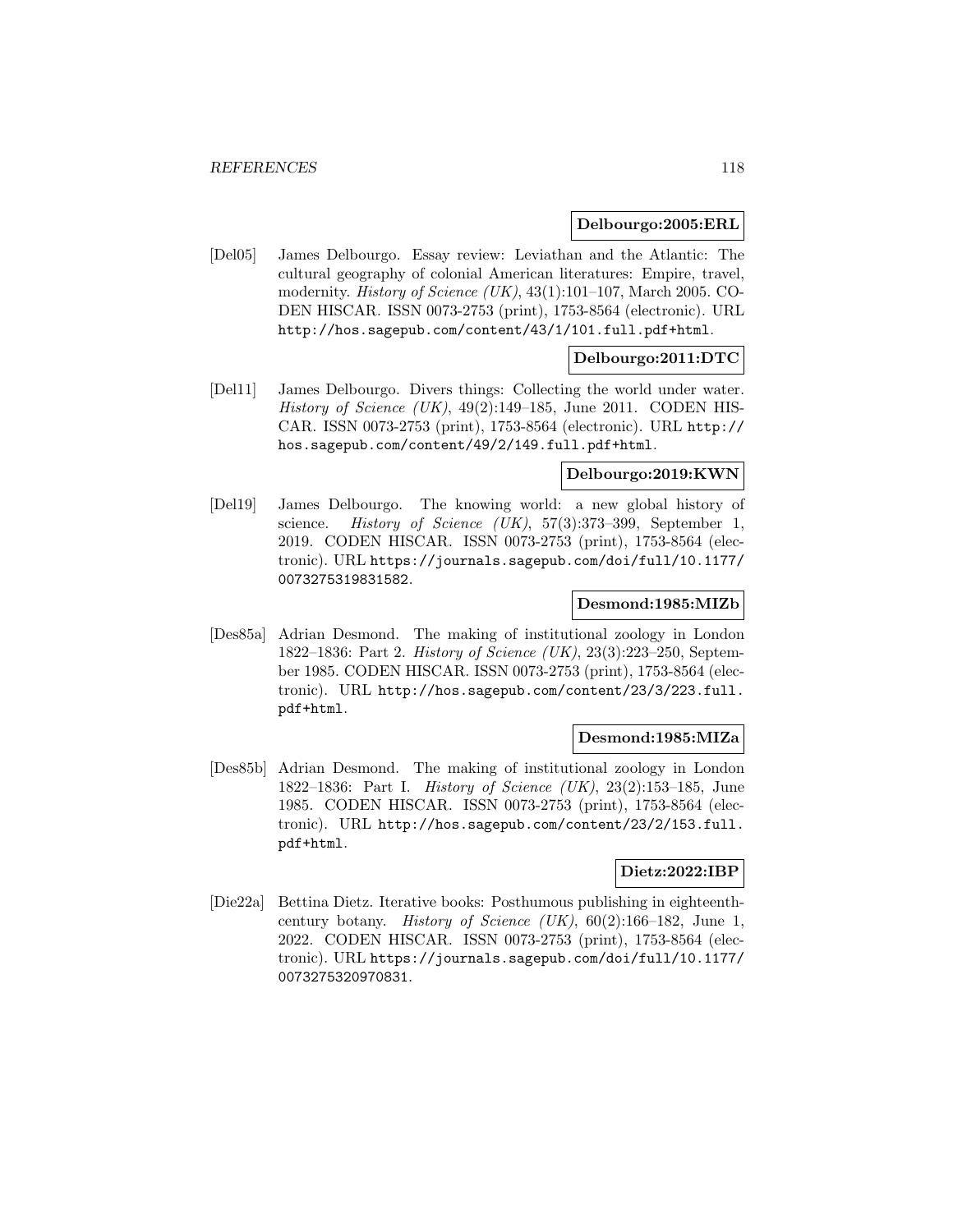**Delbourgo:2005:ERL**

[Del05] James Delbourgo. Essay review: Leviathan and the Atlantic: The cultural geography of colonial American literatures: Empire, travel, modernity. *History of Science (UK)*, 43(1):101–107, March 2005. CODEN HISCAR. ISSN 0073-2753 (print), 1753-8564 (electronic). URL http://hos.sagepub.com/content/43/1/101.full.pdf+html.

**Delbourgo:2011:DTC**

[Del11] James Delbourgo. Divers things: Collecting the world under water. *History of Science (UK)*, 49(2):149–185, June 2011. CODEN HISCAR. ISSN 0073-2753 (print), 1753-8564 (electronic). URL http://hos.sagepub.com/content/49/2/149.full.pdf+html.

**Delbourgo:2019:KWN**

[Del19] James Delbourgo. The knowing world: a new global history of science. *History of Science (UK)*, 57(3):373–399, September 1, 2019. CODEN HISCAR. ISSN 0073-2753 (print), 1753-8564 (electronic). URL https://journals.sagepub.com/doi/full/10.1177/0073275319831582.

**Desmond:1985:MIZb**

[Des85a] Adrian Desmond. The making of institutional zoology in London 1822–1836: Part 2. *History of Science (UK)*, 23(3):223–250, September 1985. CODEN HISCAR. ISSN 0073-2753 (print), 1753-8564 (electronic). URL http://hos.sagepub.com/content/23/3/223.full.pdf+html.

**Desmond:1985:MIZa**

[Des85b] Adrian Desmond. The making of institutional zoology in London 1822–1836: Part I. *History of Science (UK)*, 23(2):153–185, June 1985. CODEN HISCAR. ISSN 0073-2753 (print), 1753-8564 (electronic). URL http://hos.sagepub.com/content/23/2/153.full.pdf+html.

**Dietz:2022:IBP**

[Die22a] Bettina Dietz. Iterative books: Posthumous publishing in eighteenth-century botany. *History of Science (UK)*, 60(2):166–182, June 1, 2022. CODEN HISCAR. ISSN 0073-2753 (print), 1753-8564 (electronic). URL https://journals.sagepub.com/doi/full/10.1177/0073275320970831.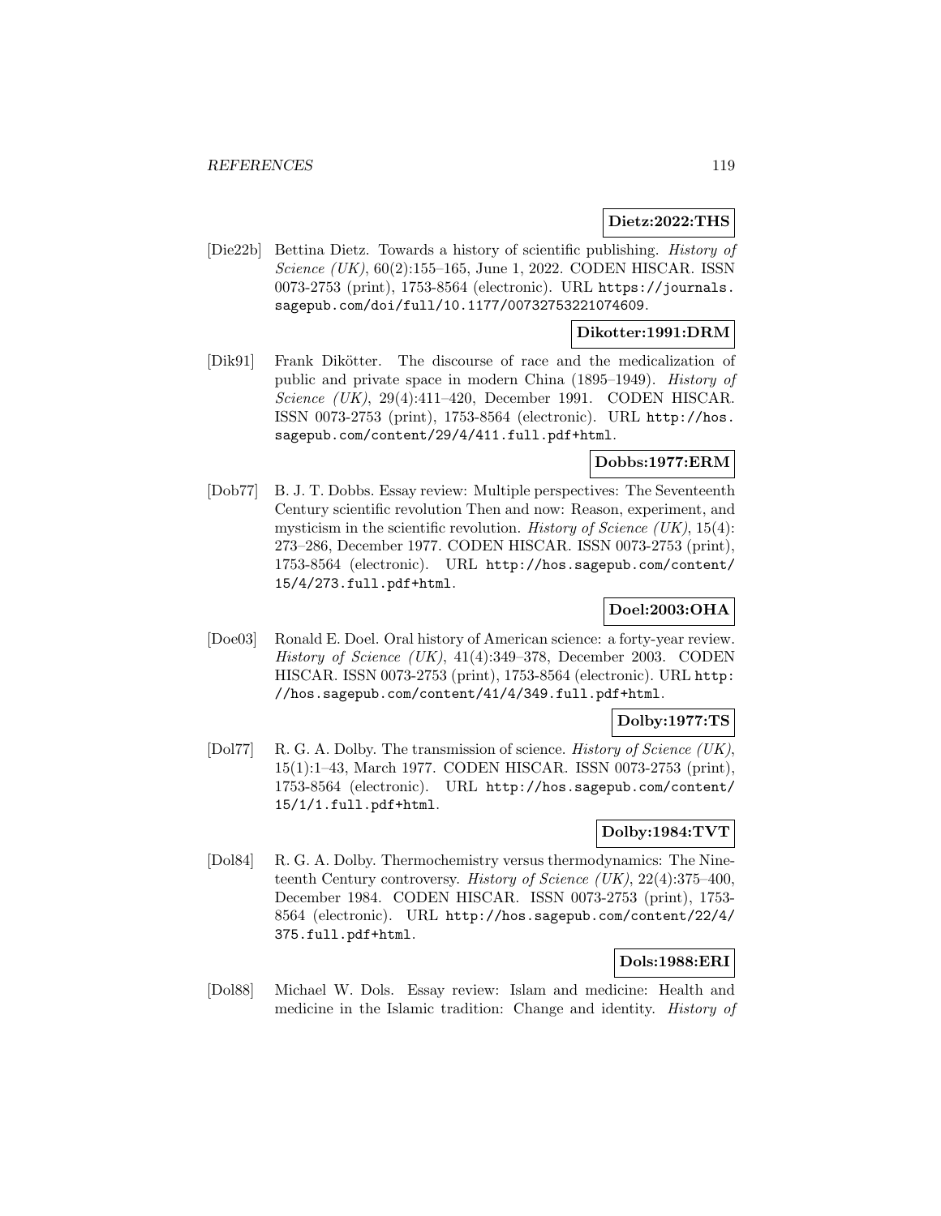**Dietz:2022:THS**

[Die22b] Bettina Dietz. Towards a history of scientific publishing. *History of Science (UK)*, 60(2):155–165, June 1, 2022. CODEN HISCAR. ISSN 0073-2753 (print), 1753-8564 (electronic). URL https://journals.sagepub.com/doi/full/10.1177/00732753221074609.

**Dikotter:1991:DRM**

[Dik91] Frank Dikötter. The discourse of race and the medicalization of public and private space in modern China (1895–1949). *History of Science (UK)*, 29(4):411–420, December 1991. CODEN HISCAR. ISSN 0073-2753 (print), 1753-8564 (electronic). URL http://hos.sagepub.com/content/29/4/411.full.pdf+html.

**Dobbs:1977:ERM**

[Dob77] B. J. T. Dobbs. Essay review: Multiple perspectives: The Seventeenth Century scientific revolution Then and now: Reason, experiment, and mysticism in the scientific revolution. *History of Science (UK)*, 15(4):273–286, December 1977. CODEN HISCAR. ISSN 0073-2753 (print), 1753-8564 (electronic). URL http://hos.sagepub.com/content/15/4/273.full.pdf+html.

**Doel:2003:OHA**

[Doe03] Ronald E. Doel. Oral history of American science: a forty-year review. *History of Science (UK)*, 41(4):349–378, December 2003. CODEN HISCAR. ISSN 0073-2753 (print), 1753-8564 (electronic). URL http://hos.sagepub.com/content/41/4/349.full.pdf+html.

**Dolby:1977:TS**

[Dol77] R. G. A. Dolby. The transmission of science. *History of Science (UK)*, 15(1):1–43, March 1977. CODEN HISCAR. ISSN 0073-2753 (print), 1753-8564 (electronic). URL http://hos.sagepub.com/content/15/1/1.full.pdf+html.

**Dolby:1984:TVT**

[Dol84] R. G. A. Dolby. Thermochemistry versus thermodynamics: The Nineteenth Century controversy. *History of Science (UK)*, 22(4):375–400, December 1984. CODEN HISCAR. ISSN 0073-2753 (print), 1753-8564 (electronic). URL http://hos.sagepub.com/content/22/4/375.full.pdf+html.

**Dols:1988:ERI**

[Dol88] Michael W. Dols. Essay review: Islam and medicine: Health and medicine in the Islamic tradition: Change and identity. *History of*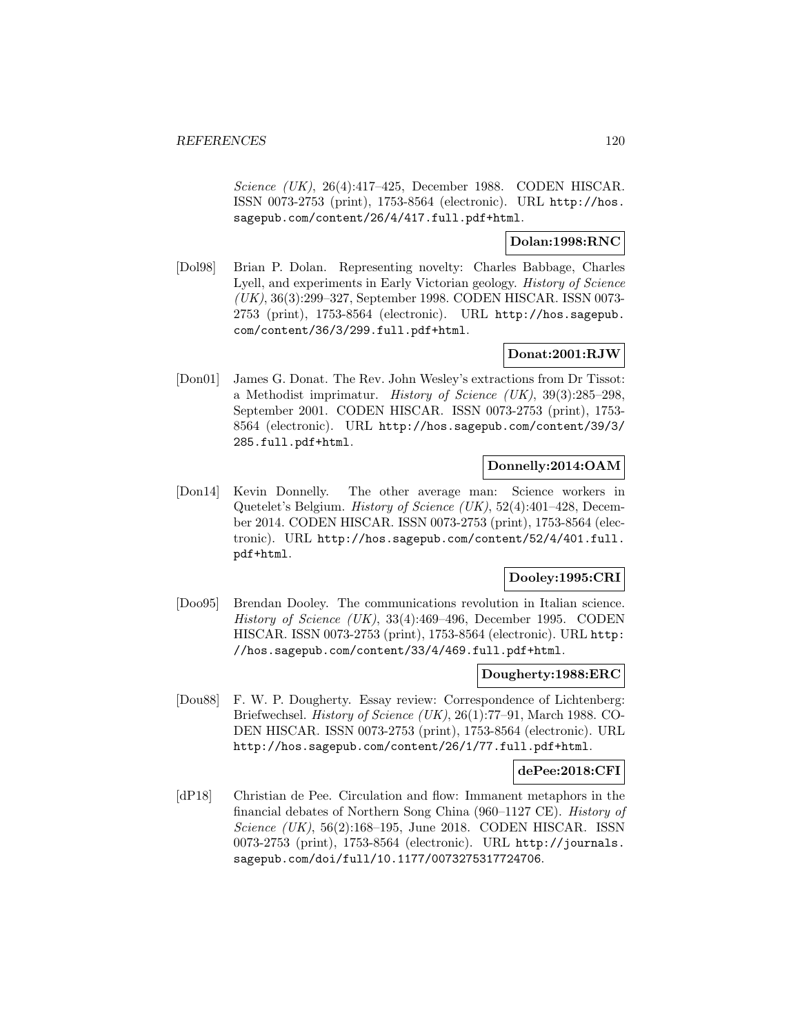*Science (UK)*, 26(4):417–425, December 1988. CODEN HISCAR. ISSN 0073-2753 (print), 1753-8564 (electronic). URL http://hos.sagepub.com/content/26/4/417.full.pdf+html.

**Dolan:1998:RNC**

[Dol98] Brian P. Dolan. Representing novelty: Charles Babbage, Charles Lyell, and experiments in Early Victorian geology. *History of Science (UK)*, 36(3):299–327, September 1998. CODEN HISCAR. ISSN 0073-2753 (print), 1753-8564 (electronic). URL http://hos.sagepub.com/content/36/3/299.full.pdf+html.

**Donat:2001:RJW**

[Don01] James G. Donat. The Rev. John Wesley's extractions from Dr Tissot: a Methodist imprimatur. *History of Science (UK)*, 39(3):285–298, September 2001. CODEN HISCAR. ISSN 0073-2753 (print), 1753-8564 (electronic). URL http://hos.sagepub.com/content/39/3/285.full.pdf+html.

**Donnelly:2014:OAM**

[Don14] Kevin Donnelly. The other average man: Science workers in Quetelet's Belgium. *History of Science (UK)*, 52(4):401–428, December 2014. CODEN HISCAR. ISSN 0073-2753 (print), 1753-8564 (electronic). URL http://hos.sagepub.com/content/52/4/401.full.pdf+html.

**Dooley:1995:CRI**

[Doo95] Brendan Dooley. The communications revolution in Italian science. *History of Science (UK)*, 33(4):469–496, December 1995. CODEN HISCAR. ISSN 0073-2753 (print), 1753-8564 (electronic). URL http://hos.sagepub.com/content/33/4/469.full.pdf+html.

**Dougherty:1988:ERC**

[Dou88] F. W. P. Dougherty. Essay review: Correspondence of Lichtenberg: Briefwechsel. *History of Science (UK)*, 26(1):77–91, March 1988. CODEN HISCAR. ISSN 0073-2753 (print), 1753-8564 (electronic). URL http://hos.sagepub.com/content/26/1/77.full.pdf+html.

**dePee:2018:CFI**

[dP18] Christian de Pee. Circulation and flow: Immanent metaphors in the financial debates of Northern Song China (960–1127 CE). *History of Science (UK)*, 56(2):168–195, June 2018. CODEN HISCAR. ISSN 0073-2753 (print), 1753-8564 (electronic). URL http://journals.sagepub.com/doi/full/10.1177/0073275317724706.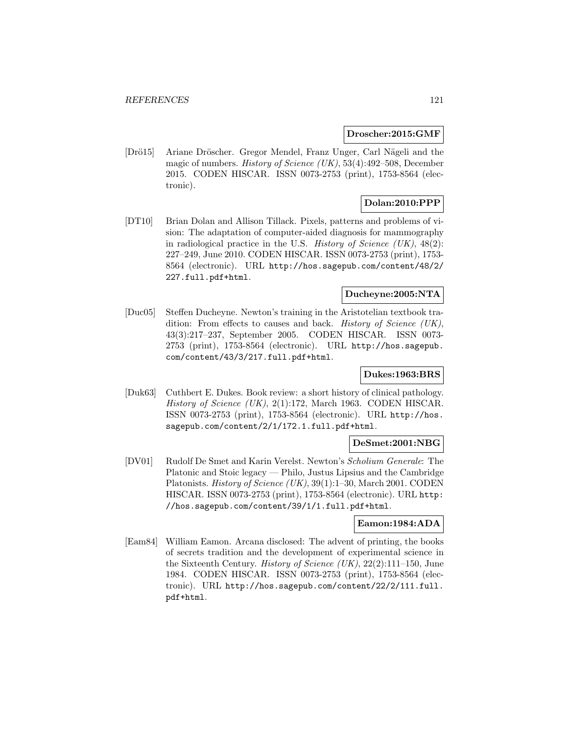**Droscher:2015:GMF**

[Drö15] Ariane Dröscher. Gregor Mendel, Franz Unger, Carl Nägeli and the magic of numbers. *History of Science (UK)*, 53(4):492–508, December 2015. CODEN HISCAR. ISSN 0073-2753 (print), 1753-8564 (electronic).

**Dolan:2010:PPP**

[DT10] Brian Dolan and Allison Tillack. Pixels, patterns and problems of vision: The adaptation of computer-aided diagnosis for mammography in radiological practice in the U.S. *History of Science (UK)*, 48(2): 227–249, June 2010. CODEN HISCAR. ISSN 0073-2753 (print), 1753-8564 (electronic). URL `http://hos.sagepub.com/content/48/2/227.full.pdf+html`.

**Ducheyne:2005:NTA**

[Duc05] Steffen Ducheyne. Newton's training in the Aristotelian textbook tradition: From effects to causes and back. *History of Science (UK)*, 43(3):217–237, September 2005. CODEN HISCAR. ISSN 0073-2753 (print), 1753-8564 (electronic). URL `http://hos.sagepub.com/content/43/3/217.full.pdf+html`.

**Dukes:1963:BRS**

[Duk63] Cuthbert E. Dukes. Book review: a short history of clinical pathology. *History of Science (UK)*, 2(1):172, March 1963. CODEN HISCAR. ISSN 0073-2753 (print), 1753-8564 (electronic). URL `http://hos.sagepub.com/content/2/1/172.1.full.pdf+html`.

**DeSmet:2001:NBG**

[DV01] Rudolf De Smet and Karin Verelst. Newton's *Scholium Generale*: The Platonic and Stoic legacy — Philo, Justus Lipsius and the Cambridge Platonists. *History of Science (UK)*, 39(1):1–30, March 2001. CODEN HISCAR. ISSN 0073-2753 (print), 1753-8564 (electronic). URL `http://hos.sagepub.com/content/39/1/1.full.pdf+html`.

**Eamon:1984:ADA**

[Eam84] William Eamon. Arcana disclosed: The advent of printing, the books of secrets tradition and the development of experimental science in the Sixteenth Century. *History of Science (UK)*, 22(2):111–150, June 1984. CODEN HISCAR. ISSN 0073-2753 (print), 1753-8564 (electronic). URL `http://hos.sagepub.com/content/22/2/111.full.pdf+html`.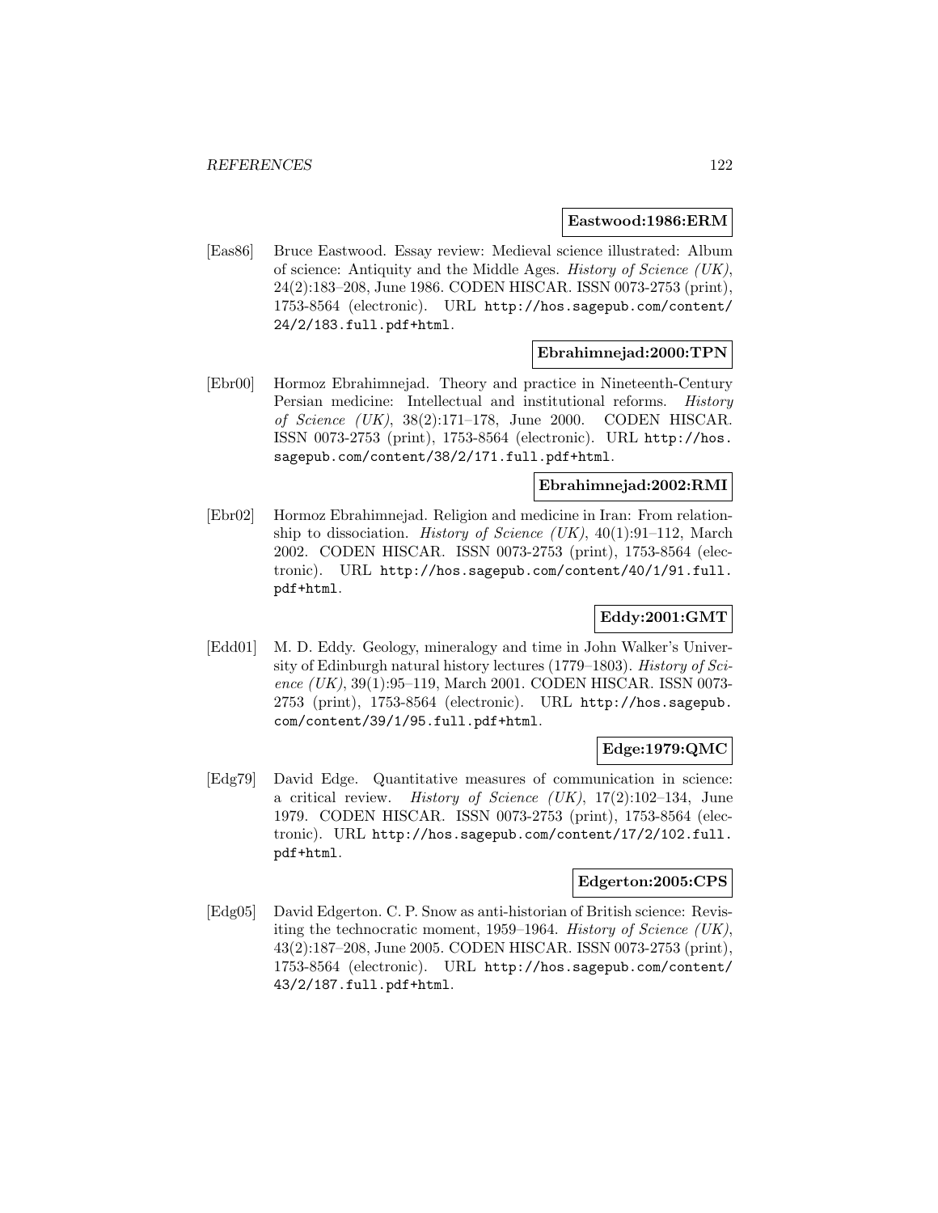**Eastwood:1986:ERM**

[Eas86] Bruce Eastwood. Essay review: Medieval science illustrated: Album of science: Antiquity and the Middle Ages. *History of Science (UK)*, 24(2):183–208, June 1986. CODEN HISCAR. ISSN 0073-2753 (print), 1753-8564 (electronic). URL `http://hos.sagepub.com/content/24/2/183.full.pdf+html`.

**Ebrahimnejad:2000:TPN**

[Ebr00] Hormoz Ebrahimnejad. Theory and practice in Nineteenth-Century Persian medicine: Intellectual and institutional reforms. *History of Science (UK)*, 38(2):171–178, June 2000. CODEN HISCAR. ISSN 0073-2753 (print), 1753-8564 (electronic). URL `http://hos.sagepub.com/content/38/2/171.full.pdf+html`.

**Ebrahimnejad:2002:RMI**

[Ebr02] Hormoz Ebrahimnejad. Religion and medicine in Iran: From relationship to dissociation. *History of Science (UK)*, 40(1):91–112, March 2002. CODEN HISCAR. ISSN 0073-2753 (print), 1753-8564 (electronic). URL `http://hos.sagepub.com/content/40/1/91.full.pdf+html`.

**Eddy:2001:GMT**

[Edd01] M. D. Eddy. Geology, mineralogy and time in John Walker's University of Edinburgh natural history lectures (1779–1803). *History of Science (UK)*, 39(1):95–119, March 2001. CODEN HISCAR. ISSN 0073-2753 (print), 1753-8564 (electronic). URL `http://hos.sagepub.com/content/39/1/95.full.pdf+html`.

**Edge:1979:QMC**

[Edg79] David Edge. Quantitative measures of communication in science: a critical review. *History of Science (UK)*, 17(2):102–134, June 1979. CODEN HISCAR. ISSN 0073-2753 (print), 1753-8564 (electronic). URL `http://hos.sagepub.com/content/17/2/102.full.pdf+html`.

**Edgerton:2005:CPS**

[Edg05] David Edgerton. C. P. Snow as anti-historian of British science: Revisiting the technocratic moment, 1959–1964. *History of Science (UK)*, 43(2):187–208, June 2005. CODEN HISCAR. ISSN 0073-2753 (print), 1753-8564 (electronic). URL `http://hos.sagepub.com/content/43/2/187.full.pdf+html`.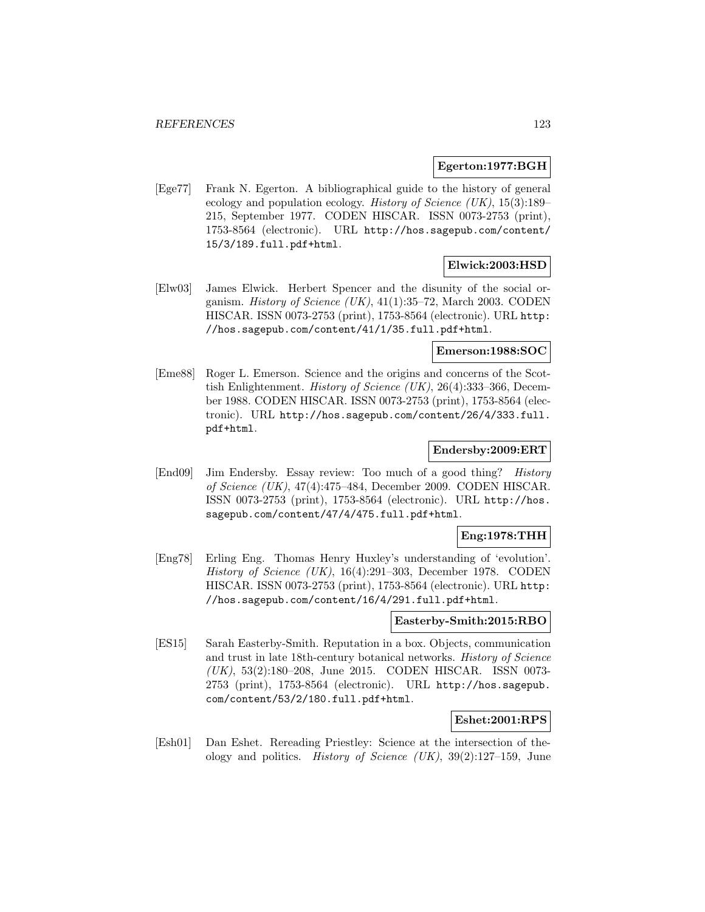**Egerton:1977:BGH**

[Ege77] Frank N. Egerton. A bibliographical guide to the history of general ecology and population ecology. *History of Science (UK)*, 15(3):189–215, September 1977. CODEN HISCAR. ISSN 0073-2753 (print), 1753-8564 (electronic). URL `http://hos.sagepub.com/content/15/3/189.full.pdf+html`.

**Elwick:2003:HSD**

[Elw03] James Elwick. Herbert Spencer and the disunity of the social organism. *History of Science (UK)*, 41(1):35–72, March 2003. CODEN HISCAR. ISSN 0073-2753 (print), 1753-8564 (electronic). URL `http://hos.sagepub.com/content/41/1/35.full.pdf+html`.

**Emerson:1988:SOC**

[Eme88] Roger L. Emerson. Science and the origins and concerns of the Scottish Enlightenment. *History of Science (UK)*, 26(4):333–366, December 1988. CODEN HISCAR. ISSN 0073-2753 (print), 1753-8564 (electronic). URL `http://hos.sagepub.com/content/26/4/333.full.pdf+html`.

**Endersby:2009:ERT**

[End09] Jim Endersby. Essay review: Too much of a good thing? *History of Science (UK)*, 47(4):475–484, December 2009. CODEN HISCAR. ISSN 0073-2753 (print), 1753-8564 (electronic). URL `http://hos.sagepub.com/content/47/4/475.full.pdf+html`.

**Eng:1978:THH**

[Eng78] Erling Eng. Thomas Henry Huxley's understanding of 'evolution'. *History of Science (UK)*, 16(4):291–303, December 1978. CODEN HISCAR. ISSN 0073-2753 (print), 1753-8564 (electronic). URL `http://hos.sagepub.com/content/16/4/291.full.pdf+html`.

**Easterby-Smith:2015:RBO**

[ES15] Sarah Easterby-Smith. Reputation in a box. Objects, communication and trust in late 18th-century botanical networks. *History of Science (UK)*, 53(2):180–208, June 2015. CODEN HISCAR. ISSN 0073-2753 (print), 1753-8564 (electronic). URL `http://hos.sagepub.com/content/53/2/180.full.pdf+html`.

**Eshet:2001:RPS**

[Esh01] Dan Eshet. Rereading Priestley: Science at the intersection of theology and politics. *History of Science (UK)*, 39(2):127–159, June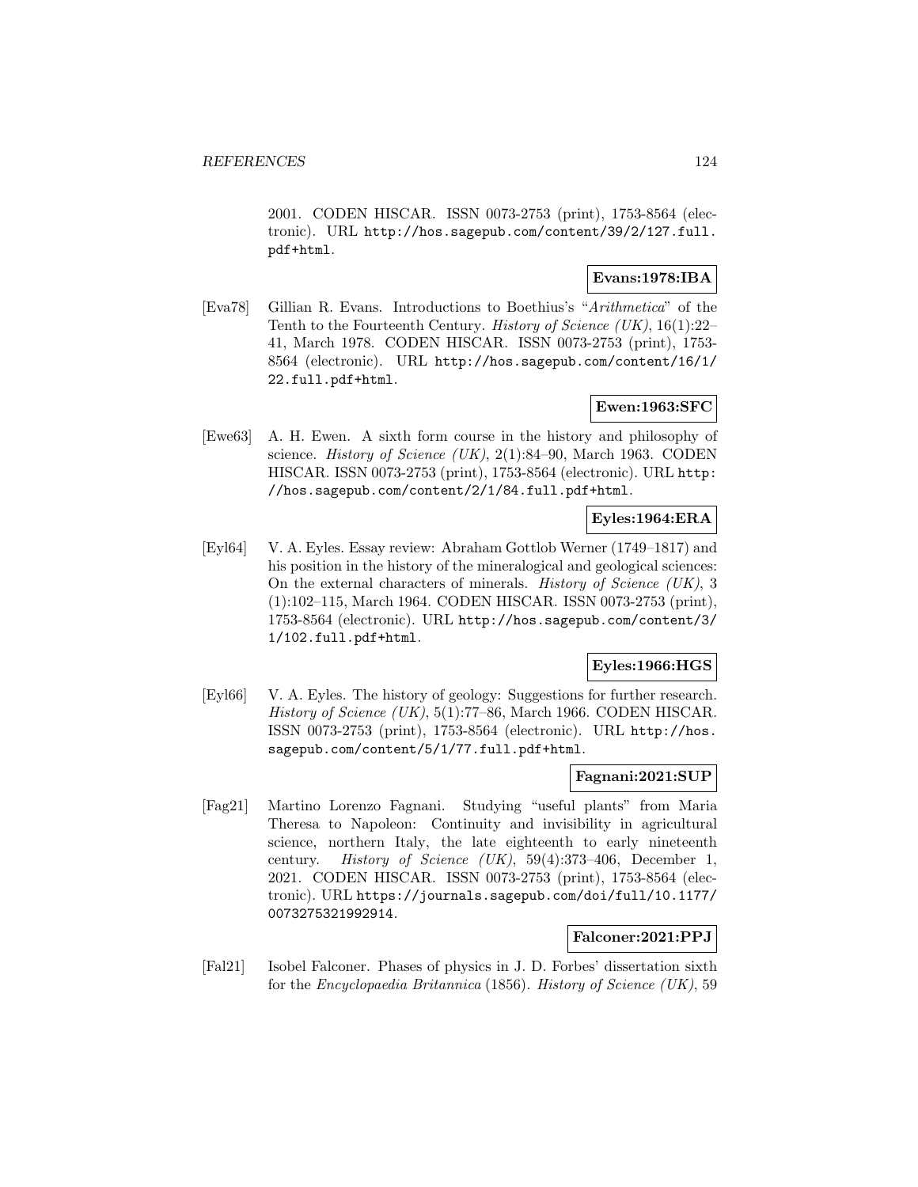2001. CODEN HISCAR. ISSN 0073-2753 (print), 1753-8564 (electronic). URL http://hos.sagepub.com/content/39/2/127.full.pdf+html.

**Evans:1978:IBA**

[Eva78] Gillian R. Evans. Introductions to Boethius's "*Arithmetica*" of the Tenth to the Fourteenth Century. *History of Science (UK)*, 16(1):22–41, March 1978. CODEN HISCAR. ISSN 0073-2753 (print), 1753-8564 (electronic). URL http://hos.sagepub.com/content/16/1/22.full.pdf+html.

**Ewen:1963:SFC**

[Ewe63] A. H. Ewen. A sixth form course in the history and philosophy of science. *History of Science (UK)*, 2(1):84–90, March 1963. CODEN HISCAR. ISSN 0073-2753 (print), 1753-8564 (electronic). URL http://hos.sagepub.com/content/2/1/84.full.pdf+html.

**Eyles:1964:ERA**

[Eyl64] V. A. Eyles. Essay review: Abraham Gottlob Werner (1749–1817) and his position in the history of the mineralogical and geological sciences: On the external characters of minerals. *History of Science (UK)*, 3(1):102–115, March 1964. CODEN HISCAR. ISSN 0073-2753 (print), 1753-8564 (electronic). URL http://hos.sagepub.com/content/3/1/102.full.pdf+html.

**Eyles:1966:HGS**

[Eyl66] V. A. Eyles. The history of geology: Suggestions for further research. *History of Science (UK)*, 5(1):77–86, March 1966. CODEN HISCAR. ISSN 0073-2753 (print), 1753-8564 (electronic). URL http://hos.sagepub.com/content/5/1/77.full.pdf+html.

**Fagnani:2021:SUP**

[Fag21] Martino Lorenzo Fagnani. Studying "useful plants" from Maria Theresa to Napoleon: Continuity and invisibility in agricultural science, northern Italy, the late eighteenth to early nineteenth century. *History of Science (UK)*, 59(4):373–406, December 1, 2021. CODEN HISCAR. ISSN 0073-2753 (print), 1753-8564 (electronic). URL https://journals.sagepub.com/doi/full/10.1177/0073275321992914.

**Falconer:2021:PPJ**

[Fal21] Isobel Falconer. Phases of physics in J. D. Forbes' dissertation sixth for the *Encyclopaedia Britannica* (1856). *History of Science (UK)*, 59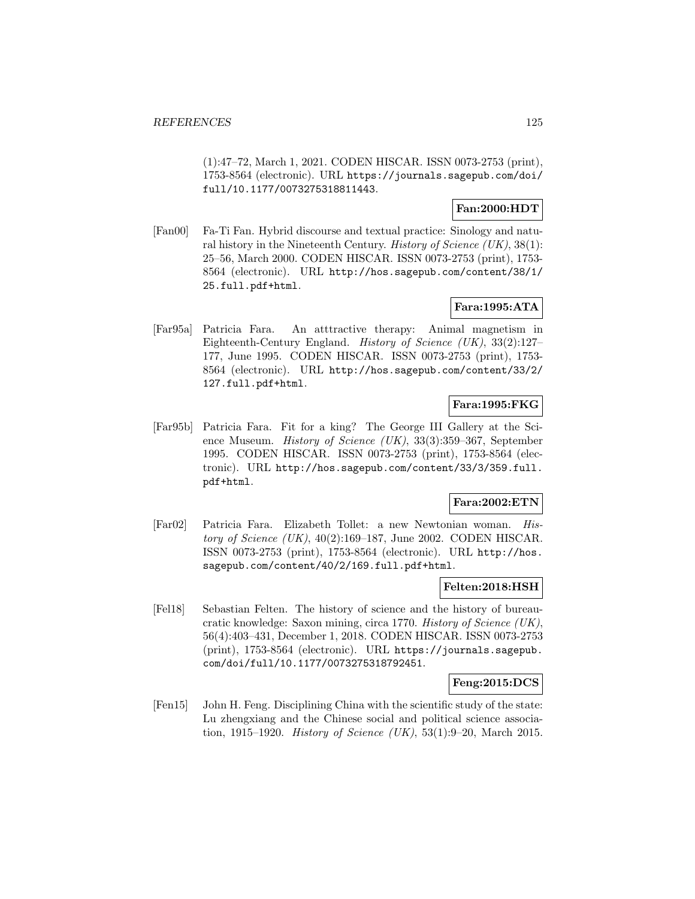(1):47–72, March 1, 2021. CODEN HISCAR. ISSN 0073-2753 (print), 1753-8564 (electronic). URL https://journals.sagepub.com/doi/full/10.1177/0073275318811443.

**Fan:2000:HDT**

[Fan00] Fa-Ti Fan. Hybrid discourse and textual practice: Sinology and natural history in the Nineteenth Century. *History of Science (UK)*, 38(1): 25–56, March 2000. CODEN HISCAR. ISSN 0073-2753 (print), 1753-8564 (electronic). URL http://hos.sagepub.com/content/38/1/25.full.pdf+html.

**Fara:1995:ATA**

[Far95a] Patricia Fara. An atttractive therapy: Animal magnetism in Eighteenth-Century England. *History of Science (UK)*, 33(2):127–177, June 1995. CODEN HISCAR. ISSN 0073-2753 (print), 1753-8564 (electronic). URL http://hos.sagepub.com/content/33/2/127.full.pdf+html.

**Fara:1995:FKG**

[Far95b] Patricia Fara. Fit for a king? The George III Gallery at the Science Museum. *History of Science (UK)*, 33(3):359–367, September 1995. CODEN HISCAR. ISSN 0073-2753 (print), 1753-8564 (electronic). URL http://hos.sagepub.com/content/33/3/359.full.pdf+html.

**Fara:2002:ETN**

[Far02] Patricia Fara. Elizabeth Tollet: a new Newtonian woman. *History of Science (UK)*, 40(2):169–187, June 2002. CODEN HISCAR. ISSN 0073-2753 (print), 1753-8564 (electronic). URL http://hos.sagepub.com/content/40/2/169.full.pdf+html.

**Felten:2018:HSH**

[Fel18] Sebastian Felten. The history of science and the history of bureaucratic knowledge: Saxon mining, circa 1770. *History of Science (UK)*, 56(4):403–431, December 1, 2018. CODEN HISCAR. ISSN 0073-2753 (print), 1753-8564 (electronic). URL https://journals.sagepub.com/doi/full/10.1177/0073275318792451.

**Feng:2015:DCS**

[Fen15] John H. Feng. Disciplining China with the scientific study of the state: Lu zhengxiang and the Chinese social and political science association, 1915–1920. *History of Science (UK)*, 53(1):9–20, March 2015.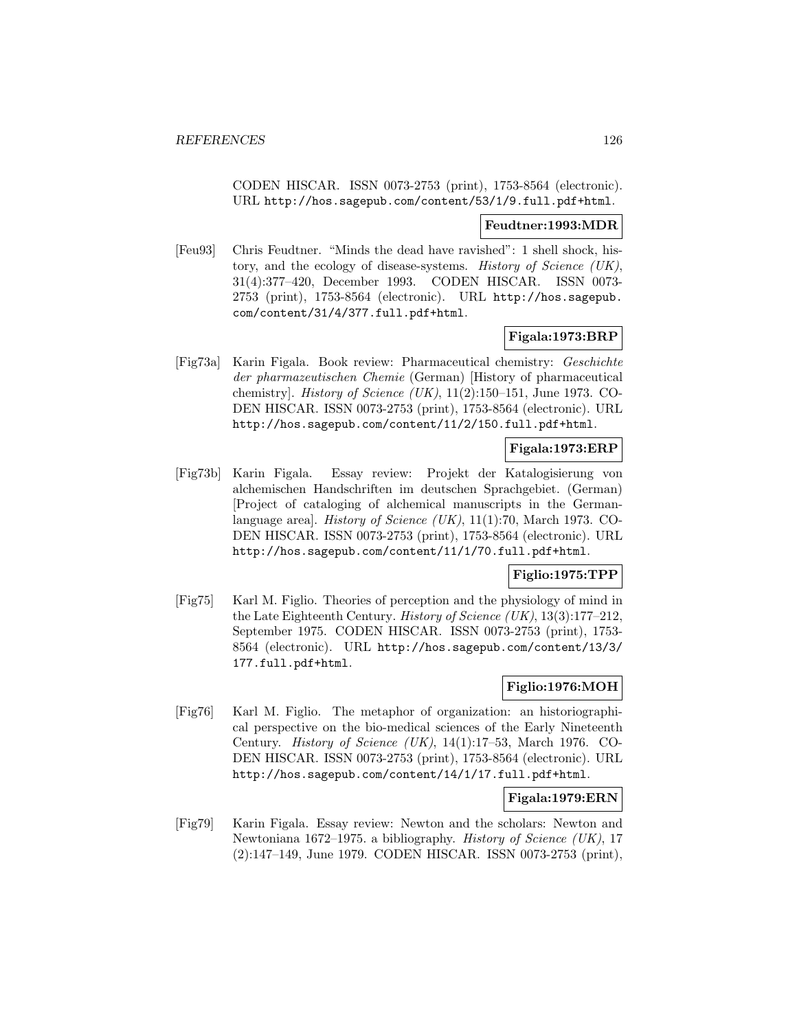CODEN HISCAR. ISSN 0073-2753 (print), 1753-8564 (electronic). URL http://hos.sagepub.com/content/53/1/9.full.pdf+html.

**Feudtner:1993:MDR**

[Feu93] Chris Feudtner. "Minds the dead have ravished": 1 shell shock, history, and the ecology of disease-systems. *History of Science (UK)*, 31(4):377–420, December 1993. CODEN HISCAR. ISSN 0073-2753 (print), 1753-8564 (electronic). URL http://hos.sagepub.com/content/31/4/377.full.pdf+html.

**Figala:1973:BRP**

[Fig73a] Karin Figala. Book review: Pharmaceutical chemistry: *Geschichte der pharmazeutischen Chemie* (German) [History of pharmaceutical chemistry]. *History of Science (UK)*, 11(2):150–151, June 1973. CODEN HISCAR. ISSN 0073-2753 (print), 1753-8564 (electronic). URL http://hos.sagepub.com/content/11/2/150.full.pdf+html.

**Figala:1973:ERP**

[Fig73b] Karin Figala. Essay review: Projekt der Katalogisierung von alchemischen Handschriften im deutschen Sprachgebiet. (German) [Project of cataloging of alchemical manuscripts in the German-language area]. *History of Science (UK)*, 11(1):70, March 1973. CODEN HISCAR. ISSN 0073-2753 (print), 1753-8564 (electronic). URL http://hos.sagepub.com/content/11/1/70.full.pdf+html.

**Figlio:1975:TPP**

[Fig75] Karl M. Figlio. Theories of perception and the physiology of mind in the Late Eighteenth Century. *History of Science (UK)*, 13(3):177–212, September 1975. CODEN HISCAR. ISSN 0073-2753 (print), 1753-8564 (electronic). URL http://hos.sagepub.com/content/13/3/177.full.pdf+html.

**Figlio:1976:MOH**

[Fig76] Karl M. Figlio. The metaphor of organization: an historiographical perspective on the bio-medical sciences of the Early Nineteenth Century. *History of Science (UK)*, 14(1):17–53, March 1976. CODEN HISCAR. ISSN 0073-2753 (print), 1753-8564 (electronic). URL http://hos.sagepub.com/content/14/1/17.full.pdf+html.

**Figala:1979:ERN**

[Fig79] Karin Figala. Essay review: Newton and the scholars: Newton and Newtoniana 1672–1975. a bibliography. *History of Science (UK)*, 17 (2):147–149, June 1979. CODEN HISCAR. ISSN 0073-2753 (print),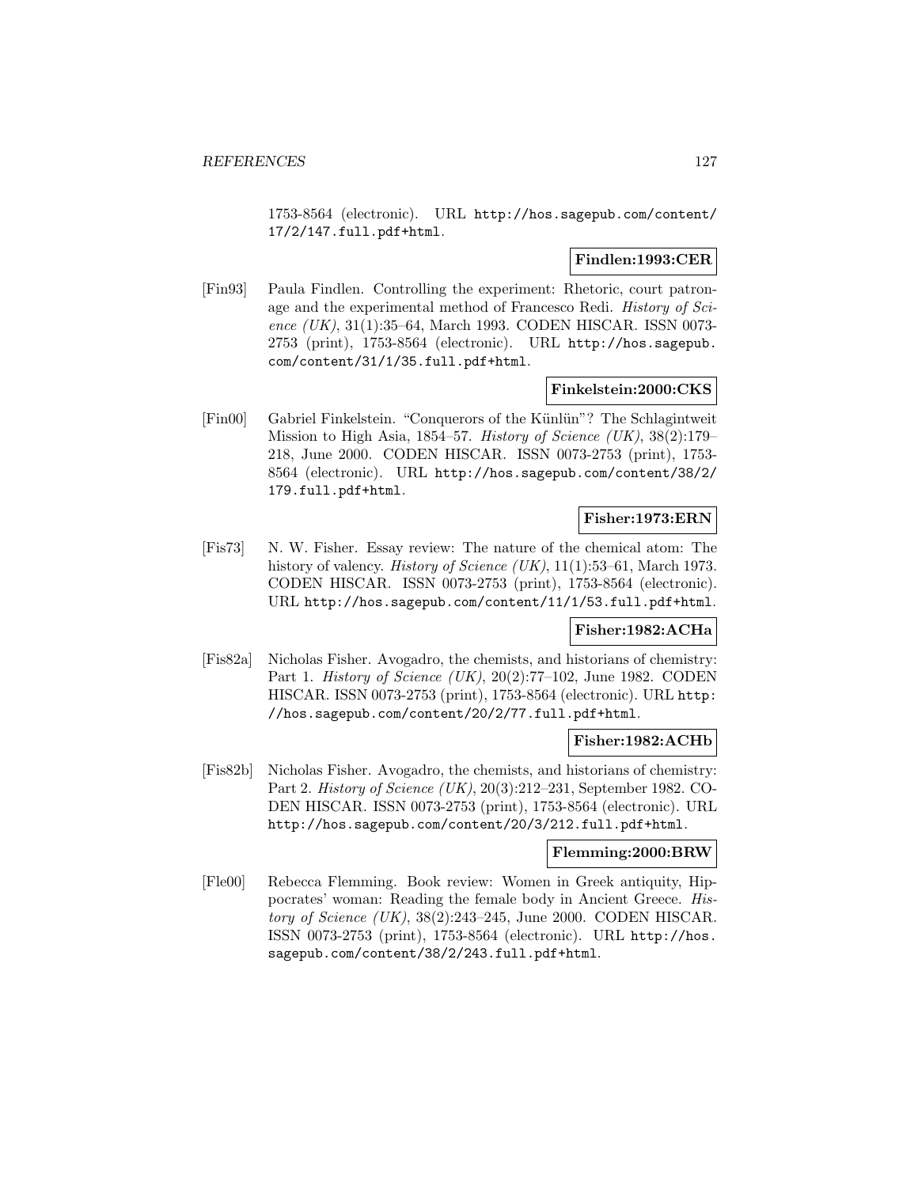1753-8564 (electronic). URL http://hos.sagepub.com/content/17/2/147.full.pdf+html.

**Findlen:1993:CER**

[Fin93] Paula Findlen. Controlling the experiment: Rhetoric, court patronage and the experimental method of Francesco Redi. *History of Science (UK)*, 31(1):35–64, March 1993. CODEN HISCAR. ISSN 0073-2753 (print), 1753-8564 (electronic). URL http://hos.sagepub.com/content/31/1/35.full.pdf+html.

**Finkelstein:2000:CKS**

[Fin00] Gabriel Finkelstein. "Conquerors of the Künlün"? The Schlagintweit Mission to High Asia, 1854–57. *History of Science (UK)*, 38(2):179–218, June 2000. CODEN HISCAR. ISSN 0073-2753 (print), 1753-8564 (electronic). URL http://hos.sagepub.com/content/38/2/179.full.pdf+html.

**Fisher:1973:ERN**

[Fis73] N. W. Fisher. Essay review: The nature of the chemical atom: The history of valency. *History of Science (UK)*, 11(1):53–61, March 1973. CODEN HISCAR. ISSN 0073-2753 (print), 1753-8564 (electronic). URL http://hos.sagepub.com/content/11/1/53.full.pdf+html.

**Fisher:1982:ACHa**

[Fis82a] Nicholas Fisher. Avogadro, the chemists, and historians of chemistry: Part 1. *History of Science (UK)*, 20(2):77–102, June 1982. CODEN HISCAR. ISSN 0073-2753 (print), 1753-8564 (electronic). URL http://hos.sagepub.com/content/20/2/77.full.pdf+html.

**Fisher:1982:ACHb**

[Fis82b] Nicholas Fisher. Avogadro, the chemists, and historians of chemistry: Part 2. *History of Science (UK)*, 20(3):212–231, September 1982. CODEN HISCAR. ISSN 0073-2753 (print), 1753-8564 (electronic). URL http://hos.sagepub.com/content/20/3/212.full.pdf+html.

**Flemming:2000:BRW**

[Fle00] Rebecca Flemming. Book review: Women in Greek antiquity, Hippocrates' woman: Reading the female body in Ancient Greece. *History of Science (UK)*, 38(2):243–245, June 2000. CODEN HISCAR. ISSN 0073-2753 (print), 1753-8564 (electronic). URL http://hos.sagepub.com/content/38/2/243.full.pdf+html.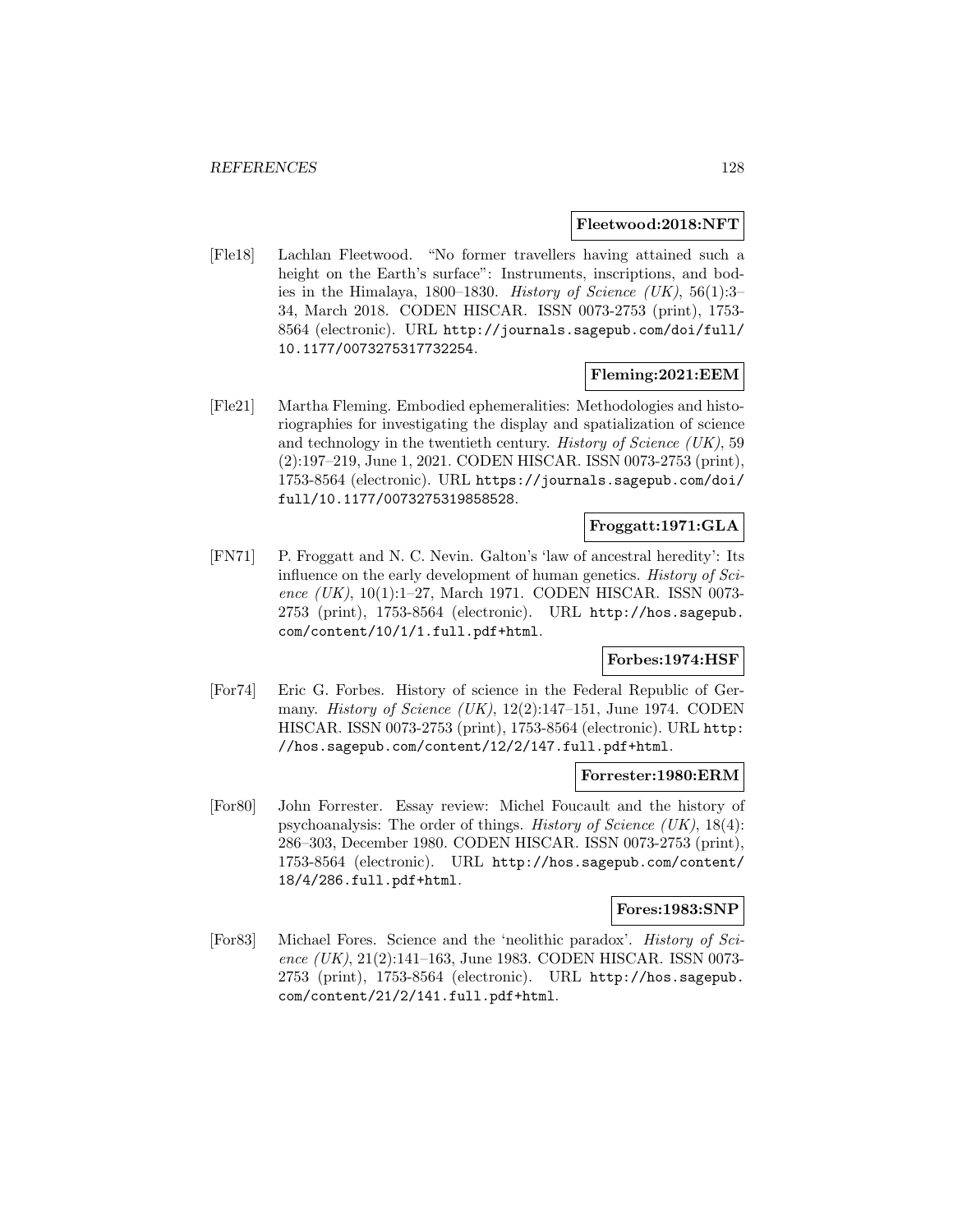**Fleetwood:2018:NFT**

[Fle18] Lachlan Fleetwood. "No former travellers having attained such a height on the Earth's surface": Instruments, inscriptions, and bodies in the Himalaya, 1800–1830. *History of Science (UK)*, 56(1):3–34, March 2018. CODEN HISCAR. ISSN 0073-2753 (print), 1753-8564 (electronic). URL http://journals.sagepub.com/doi/full/10.1177/0073275317732254.

**Fleming:2021:EEM**

[Fle21] Martha Fleming. Embodied ephemeralities: Methodologies and historiographies for investigating the display and spatialization of science and technology in the twentieth century. *History of Science (UK)*, 59 (2):197–219, June 1, 2021. CODEN HISCAR. ISSN 0073-2753 (print), 1753-8564 (electronic). URL https://journals.sagepub.com/doi/full/10.1177/0073275319858528.

**Froggatt:1971:GLA**

[FN71] P. Froggatt and N. C. Nevin. Galton's 'law of ancestral heredity': Its influence on the early development of human genetics. *History of Science (UK)*, 10(1):1–27, March 1971. CODEN HISCAR. ISSN 0073-2753 (print), 1753-8564 (electronic). URL http://hos.sagepub.com/content/10/1/1.full.pdf+html.

**Forbes:1974:HSF**

[For74] Eric G. Forbes. History of science in the Federal Republic of Germany. *History of Science (UK)*, 12(2):147–151, June 1974. CODEN HISCAR. ISSN 0073-2753 (print), 1753-8564 (electronic). URL http://hos.sagepub.com/content/12/2/147.full.pdf+html.

**Forrester:1980:ERM**

[For80] John Forrester. Essay review: Michel Foucault and the history of psychoanalysis: The order of things. *History of Science (UK)*, 18(4): 286–303, December 1980. CODEN HISCAR. ISSN 0073-2753 (print), 1753-8564 (electronic). URL http://hos.sagepub.com/content/18/4/286.full.pdf+html.

**Fores:1983:SNP**

[For83] Michael Fores. Science and the 'neolithic paradox'. *History of Science (UK)*, 21(2):141–163, June 1983. CODEN HISCAR. ISSN 0073-2753 (print), 1753-8564 (electronic). URL http://hos.sagepub.com/content/21/2/141.full.pdf+html.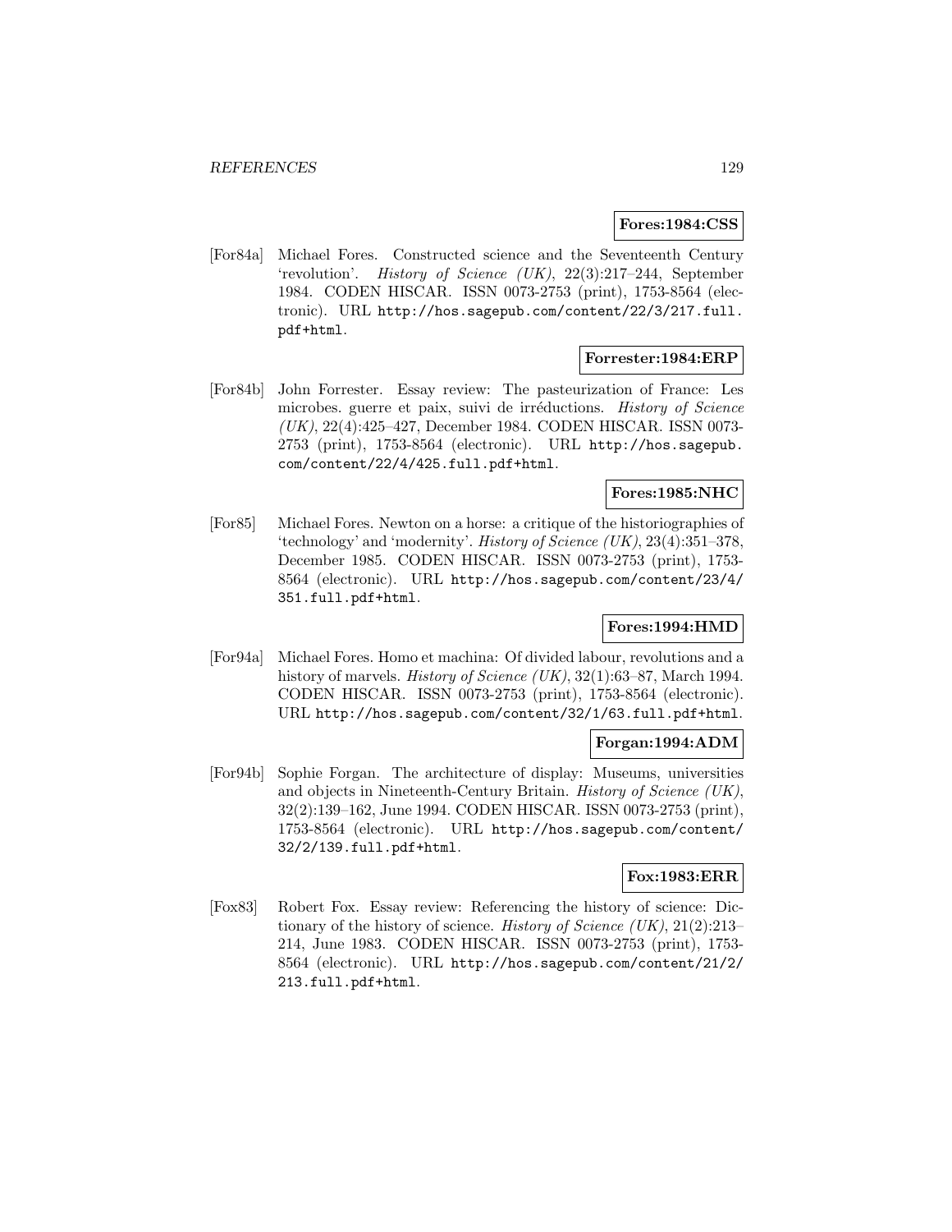**Fores:1984:CSS**

[For84a] Michael Fores. Constructed science and the Seventeenth Century 'revolution'. *History of Science (UK)*, 22(3):217–244, September 1984. CODEN HISCAR. ISSN 0073-2753 (print), 1753-8564 (electronic). URL http://hos.sagepub.com/content/22/3/217.full.pdf+html.

**Forrester:1984:ERP**

[For84b] John Forrester. Essay review: The pasteurization of France: Les microbes. guerre et paix, suivi de irréductions. *History of Science (UK)*, 22(4):425–427, December 1984. CODEN HISCAR. ISSN 0073-2753 (print), 1753-8564 (electronic). URL http://hos.sagepub.com/content/22/4/425.full.pdf+html.

**Fores:1985:NHC**

[For85] Michael Fores. Newton on a horse: a critique of the historiographies of 'technology' and 'modernity'. *History of Science (UK)*, 23(4):351–378, December 1985. CODEN HISCAR. ISSN 0073-2753 (print), 1753-8564 (electronic). URL http://hos.sagepub.com/content/23/4/351.full.pdf+html.

**Fores:1994:HMD**

[For94a] Michael Fores. Homo et machina: Of divided labour, revolutions and a history of marvels. *History of Science (UK)*, 32(1):63–87, March 1994. CODEN HISCAR. ISSN 0073-2753 (print), 1753-8564 (electronic). URL http://hos.sagepub.com/content/32/1/63.full.pdf+html.

**Forgan:1994:ADM**

[For94b] Sophie Forgan. The architecture of display: Museums, universities and objects in Nineteenth-Century Britain. *History of Science (UK)*, 32(2):139–162, June 1994. CODEN HISCAR. ISSN 0073-2753 (print), 1753-8564 (electronic). URL http://hos.sagepub.com/content/32/2/139.full.pdf+html.

**Fox:1983:ERR**

[Fox83] Robert Fox. Essay review: Referencing the history of science: Dictionary of the history of science. *History of Science (UK)*, 21(2):213–214, June 1983. CODEN HISCAR. ISSN 0073-2753 (print), 1753-8564 (electronic). URL http://hos.sagepub.com/content/21/2/213.full.pdf+html.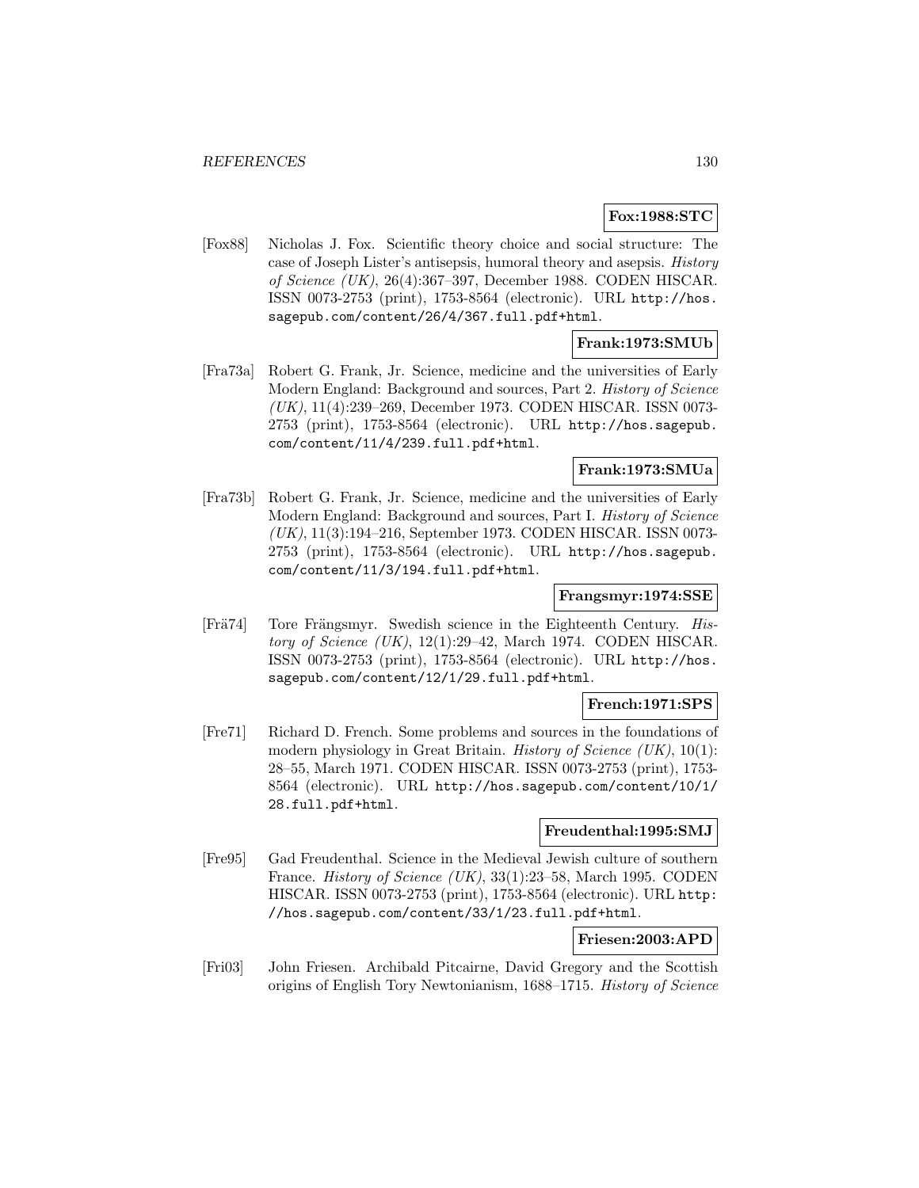**Fox:1988:STC**

[Fox88] Nicholas J. Fox. Scientific theory choice and social structure: The case of Joseph Lister's antisepsis, humoral theory and asepsis. *History of Science (UK)*, 26(4):367–397, December 1988. CODEN HISCAR. ISSN 0073-2753 (print), 1753-8564 (electronic). URL http://hos.sagepub.com/content/26/4/367.full.pdf+html.

**Frank:1973:SMUb**

[Fra73a] Robert G. Frank, Jr. Science, medicine and the universities of Early Modern England: Background and sources, Part 2. *History of Science (UK)*, 11(4):239–269, December 1973. CODEN HISCAR. ISSN 0073-2753 (print), 1753-8564 (electronic). URL http://hos.sagepub.com/content/11/4/239.full.pdf+html.

**Frank:1973:SMUa**

[Fra73b] Robert G. Frank, Jr. Science, medicine and the universities of Early Modern England: Background and sources, Part I. *History of Science (UK)*, 11(3):194–216, September 1973. CODEN HISCAR. ISSN 0073-2753 (print), 1753-8564 (electronic). URL http://hos.sagepub.com/content/11/3/194.full.pdf+html.

**Frangsmyr:1974:SSE**

[Frä74] Tore Frängsmyr. Swedish science in the Eighteenth Century. *History of Science (UK)*, 12(1):29–42, March 1974. CODEN HISCAR. ISSN 0073-2753 (print), 1753-8564 (electronic). URL http://hos.sagepub.com/content/12/1/29.full.pdf+html.

**French:1971:SPS**

[Fre71] Richard D. French. Some problems and sources in the foundations of modern physiology in Great Britain. *History of Science (UK)*, 10(1): 28–55, March 1971. CODEN HISCAR. ISSN 0073-2753 (print), 1753-8564 (electronic). URL http://hos.sagepub.com/content/10/1/28.full.pdf+html.

**Freudenthal:1995:SMJ**

[Fre95] Gad Freudenthal. Science in the Medieval Jewish culture of southern France. *History of Science (UK)*, 33(1):23–58, March 1995. CODEN HISCAR. ISSN 0073-2753 (print), 1753-8564 (electronic). URL http://hos.sagepub.com/content/33/1/23.full.pdf+html.

**Friesen:2003:APD**

[Fri03] John Friesen. Archibald Pitcairne, David Gregory and the Scottish origins of English Tory Newtonianism, 1688–1715. *History of Science*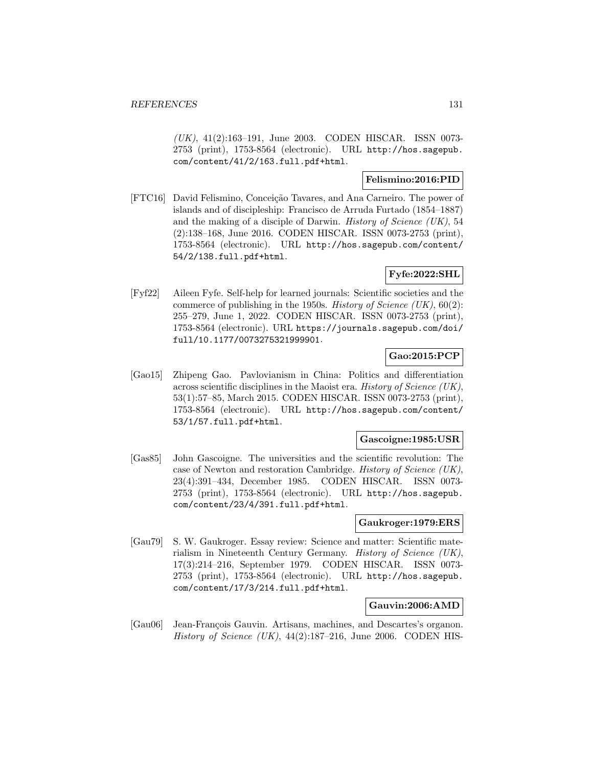*(UK)*, 41(2):163–191, June 2003. CODEN HISCAR. ISSN 0073-2753 (print), 1753-8564 (electronic). URL http://hos.sagepub.com/content/41/2/163.full.pdf+html.

**Felismino:2016:PID**

[FTC16] David Felismino, Conceição Tavares, and Ana Carneiro. The power of islands and of discipleship: Francisco de Arruda Furtado (1854–1887) and the making of a disciple of Darwin. *History of Science (UK)*, 54 (2):138–168, June 2016. CODEN HISCAR. ISSN 0073-2753 (print), 1753-8564 (electronic). URL http://hos.sagepub.com/content/54/2/138.full.pdf+html.

**Fyfe:2022:SHL**

[Fyf22] Aileen Fyfe. Self-help for learned journals: Scientific societies and the commerce of publishing in the 1950s. *History of Science (UK)*, 60(2): 255–279, June 1, 2022. CODEN HISCAR. ISSN 0073-2753 (print), 1753-8564 (electronic). URL https://journals.sagepub.com/doi/full/10.1177/0073275321999901.

**Gao:2015:PCP**

[Gao15] Zhipeng Gao. Pavlovianism in China: Politics and differentiation across scientific disciplines in the Maoist era. *History of Science (UK)*, 53(1):57–85, March 2015. CODEN HISCAR. ISSN 0073-2753 (print), 1753-8564 (electronic). URL http://hos.sagepub.com/content/53/1/57.full.pdf+html.

**Gascoigne:1985:USR**

[Gas85] John Gascoigne. The universities and the scientific revolution: The case of Newton and restoration Cambridge. *History of Science (UK)*, 23(4):391–434, December 1985. CODEN HISCAR. ISSN 0073-2753 (print), 1753-8564 (electronic). URL http://hos.sagepub.com/content/23/4/391.full.pdf+html.

**Gaukroger:1979:ERS**

[Gau79] S. W. Gaukroger. Essay review: Science and matter: Scientific materialism in Nineteenth Century Germany. *History of Science (UK)*, 17(3):214–216, September 1979. CODEN HISCAR. ISSN 0073-2753 (print), 1753-8564 (electronic). URL http://hos.sagepub.com/content/17/3/214.full.pdf+html.

**Gauvin:2006:AMD**

[Gau06] Jean-François Gauvin. Artisans, machines, and Descartes's organon. *History of Science (UK)*, 44(2):187–216, June 2006. CODEN HIS-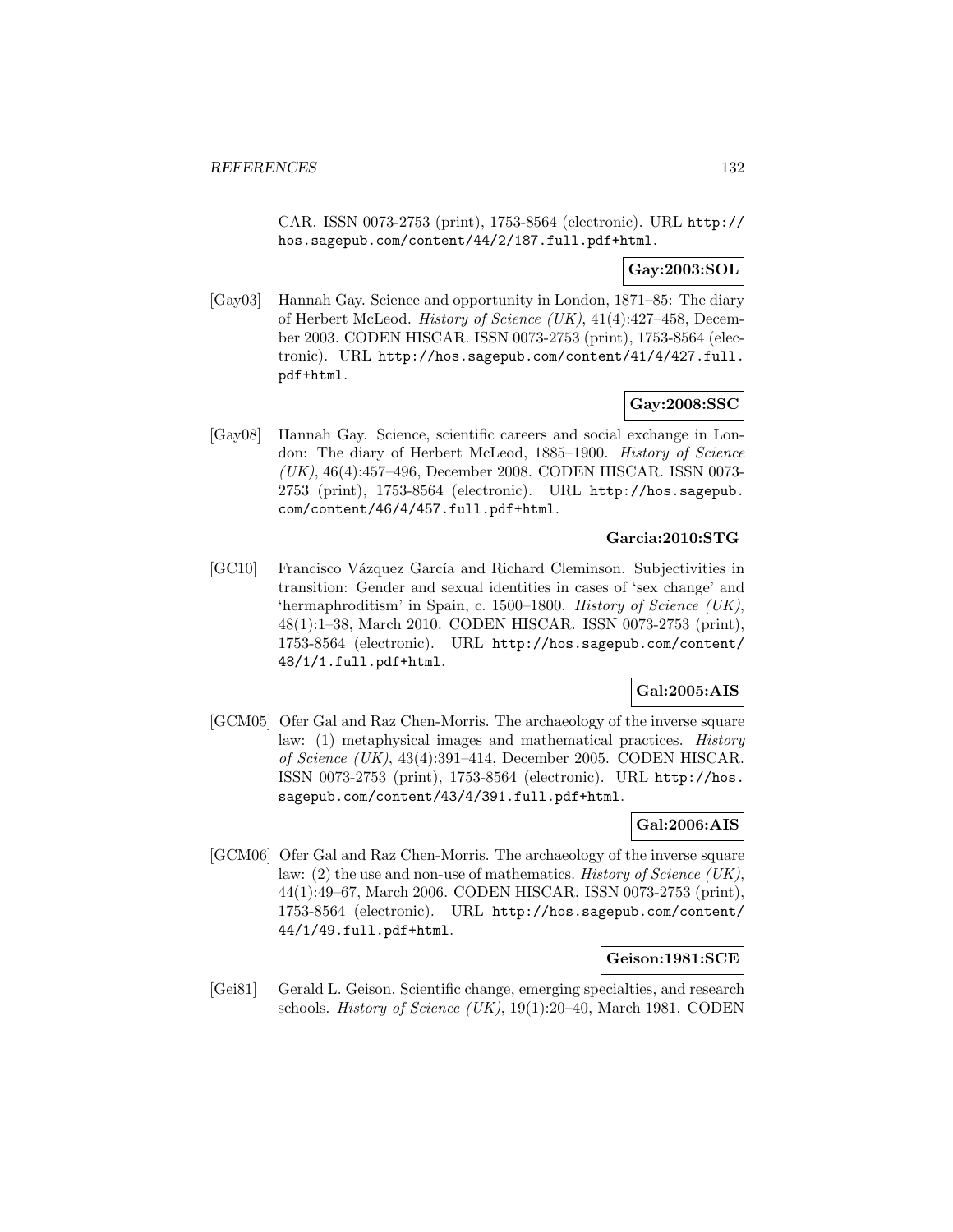CAR. ISSN 0073-2753 (print), 1753-8564 (electronic). URL http://hos.sagepub.com/content/44/2/187.full.pdf+html.

**Gay:2003:SOL**

[Gay03] Hannah Gay. Science and opportunity in London, 1871–85: The diary of Herbert McLeod. *History of Science (UK)*, 41(4):427–458, December 2003. CODEN HISCAR. ISSN 0073-2753 (print), 1753-8564 (electronic). URL http://hos.sagepub.com/content/41/4/427.full.pdf+html.

**Gay:2008:SSC**

[Gay08] Hannah Gay. Science, scientific careers and social exchange in London: The diary of Herbert McLeod, 1885–1900. *History of Science (UK)*, 46(4):457–496, December 2008. CODEN HISCAR. ISSN 0073-2753 (print), 1753-8564 (electronic). URL http://hos.sagepub.com/content/46/4/457.full.pdf+html.

**Garcia:2010:STG**

[GC10] Francisco Vázquez García and Richard Cleminson. Subjectivities in transition: Gender and sexual identities in cases of 'sex change' and 'hermaphroditism' in Spain, c. 1500–1800. *History of Science (UK)*, 48(1):1–38, March 2010. CODEN HISCAR. ISSN 0073-2753 (print), 1753-8564 (electronic). URL http://hos.sagepub.com/content/48/1/1.full.pdf+html.

**Gal:2005:AIS**

[GCM05] Ofer Gal and Raz Chen-Morris. The archaeology of the inverse square law: (1) metaphysical images and mathematical practices. *History of Science (UK)*, 43(4):391–414, December 2005. CODEN HISCAR. ISSN 0073-2753 (print), 1753-8564 (electronic). URL http://hos.sagepub.com/content/43/4/391.full.pdf+html.

**Gal:2006:AIS**

[GCM06] Ofer Gal and Raz Chen-Morris. The archaeology of the inverse square law: (2) the use and non-use of mathematics. *History of Science (UK)*, 44(1):49–67, March 2006. CODEN HISCAR. ISSN 0073-2753 (print), 1753-8564 (electronic). URL http://hos.sagepub.com/content/44/1/49.full.pdf+html.

**Geison:1981:SCE**

[Gei81] Gerald L. Geison. Scientific change, emerging specialties, and research schools. *History of Science (UK)*, 19(1):20–40, March 1981. CODEN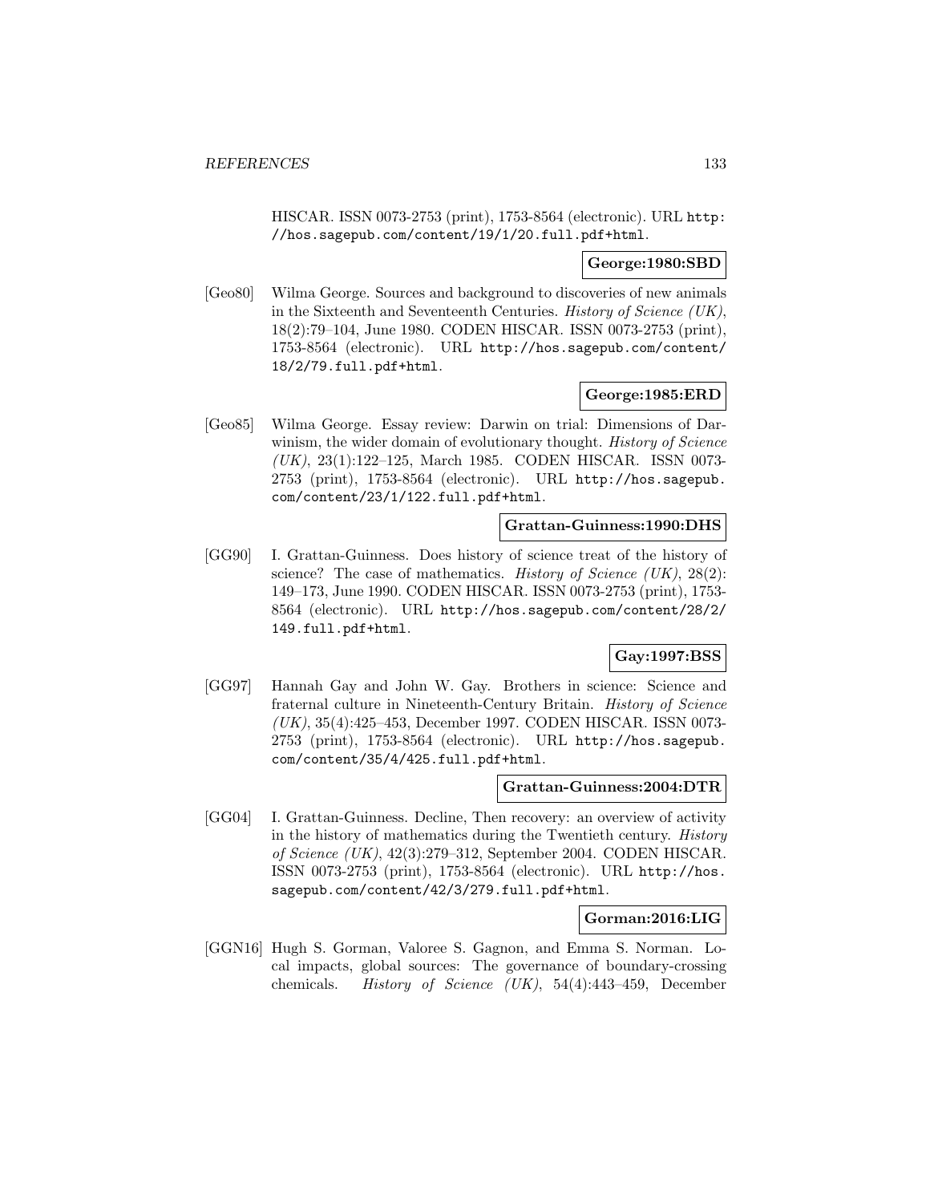HISCAR. ISSN 0073-2753 (print), 1753-8564 (electronic). URL http://hos.sagepub.com/content/19/1/20.full.pdf+html.

**George:1980:SBD**

[Geo80] Wilma George. Sources and background to discoveries of new animals in the Sixteenth and Seventeenth Centuries. *History of Science (UK)*, 18(2):79–104, June 1980. CODEN HISCAR. ISSN 0073-2753 (print), 1753-8564 (electronic). URL http://hos.sagepub.com/content/18/2/79.full.pdf+html.

**George:1985:ERD**

[Geo85] Wilma George. Essay review: Darwin on trial: Dimensions of Darwinism, the wider domain of evolutionary thought. *History of Science (UK)*, 23(1):122–125, March 1985. CODEN HISCAR. ISSN 0073-2753 (print), 1753-8564 (electronic). URL http://hos.sagepub.com/content/23/1/122.full.pdf+html.

**Grattan-Guinness:1990:DHS**

[GG90] I. Grattan-Guinness. Does history of science treat of the history of science? The case of mathematics. *History of Science (UK)*, 28(2):149–173, June 1990. CODEN HISCAR. ISSN 0073-2753 (print), 1753-8564 (electronic). URL http://hos.sagepub.com/content/28/2/149.full.pdf+html.

**Gay:1997:BSS**

[GG97] Hannah Gay and John W. Gay. Brothers in science: Science and fraternal culture in Nineteenth-Century Britain. *History of Science (UK)*, 35(4):425–453, December 1997. CODEN HISCAR. ISSN 0073-2753 (print), 1753-8564 (electronic). URL http://hos.sagepub.com/content/35/4/425.full.pdf+html.

**Grattan-Guinness:2004:DTR**

[GG04] I. Grattan-Guinness. Decline, Then recovery: an overview of activity in the history of mathematics during the Twentieth century. *History of Science (UK)*, 42(3):279–312, September 2004. CODEN HISCAR. ISSN 0073-2753 (print), 1753-8564 (electronic). URL http://hos.sagepub.com/content/42/3/279.full.pdf+html.

**Gorman:2016:LIG**

[GGN16] Hugh S. Gorman, Valoree S. Gagnon, and Emma S. Norman. Local impacts, global sources: The governance of boundary-crossing chemicals. *History of Science (UK)*, 54(4):443–459, December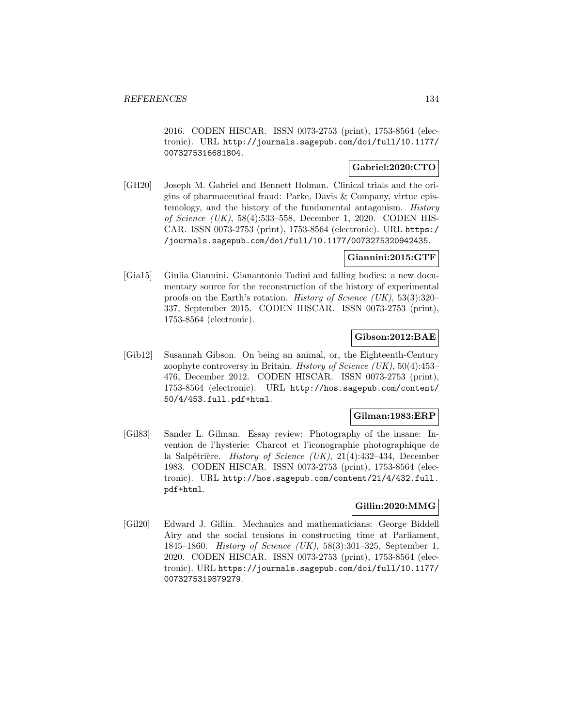2016. CODEN HISCAR. ISSN 0073-2753 (print), 1753-8564 (electronic). URL http://journals.sagepub.com/doi/full/10.1177/0073275316681804.

**Gabriel:2020:CTO**

[GH20] Joseph M. Gabriel and Bennett Holman. Clinical trials and the origins of pharmaceutical fraud: Parke, Davis & Company, virtue epistemology, and the history of the fundamental antagonism. *History of Science (UK)*, 58(4):533–558, December 1, 2020. CODEN HISCAR. ISSN 0073-2753 (print), 1753-8564 (electronic). URL https://journals.sagepub.com/doi/full/10.1177/0073275320942435.

**Giannini:2015:GTF**

[Gia15] Giulia Giannini. Gianantonio Tadini and falling bodies: a new documentary source for the reconstruction of the history of experimental proofs on the Earth's rotation. *History of Science (UK)*, 53(3):320–337, September 2015. CODEN HISCAR. ISSN 0073-2753 (print), 1753-8564 (electronic).

**Gibson:2012:BAE**

[Gib12] Susannah Gibson. On being an animal, or, the Eighteenth-Century zoophyte controversy in Britain. *History of Science (UK)*, 50(4):453–476, December 2012. CODEN HISCAR. ISSN 0073-2753 (print), 1753-8564 (electronic). URL http://hos.sagepub.com/content/50/4/453.full.pdf+html.

**Gilman:1983:ERP**

[Gil83] Sander L. Gilman. Essay review: Photography of the insane: Invention de l'hysterie: Charcot et l'iconographie photographique de la Salpêtrière. *History of Science (UK)*, 21(4):432–434, December 1983. CODEN HISCAR. ISSN 0073-2753 (print), 1753-8564 (electronic). URL http://hos.sagepub.com/content/21/4/432.full.pdf+html.

**Gillin:2020:MMG**

[Gil20] Edward J. Gillin. Mechanics and mathematicians: George Biddell Airy and the social tensions in constructing time at Parliament, 1845–1860. *History of Science (UK)*, 58(3):301–325, September 1, 2020. CODEN HISCAR. ISSN 0073-2753 (print), 1753-8564 (electronic). URL https://journals.sagepub.com/doi/full/10.1177/0073275319879279.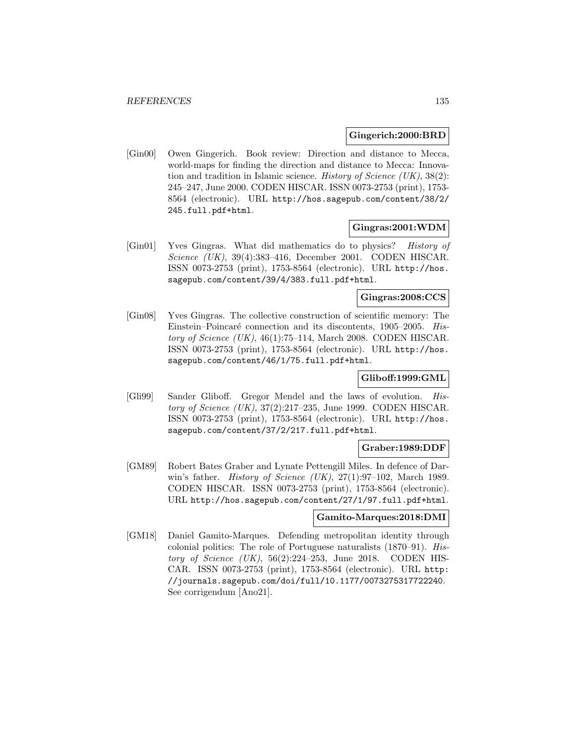**Gingerich:2000:BRD**

[Gin00] Owen Gingerich. Book review: Direction and distance to Mecca, world-maps for finding the direction and distance to Mecca: Innovation and tradition in Islamic science. *History of Science (UK)*, 38(2): 245–247, June 2000. CODEN HISCAR. ISSN 0073-2753 (print), 1753-8564 (electronic). URL `http://hos.sagepub.com/content/38/2/245.full.pdf+html`.

**Gingras:2001:WDM**

[Gin01] Yves Gingras. What did mathematics do to physics? *History of Science (UK)*, 39(4):383–416, December 2001. CODEN HISCAR. ISSN 0073-2753 (print), 1753-8564 (electronic). URL `http://hos.sagepub.com/content/39/4/383.full.pdf+html`.

**Gingras:2008:CCS**

[Gin08] Yves Gingras. The collective construction of scientific memory: The Einstein–Poincaré connection and its discontents, 1905–2005. *History of Science (UK)*, 46(1):75–114, March 2008. CODEN HISCAR. ISSN 0073-2753 (print), 1753-8564 (electronic). URL `http://hos.sagepub.com/content/46/1/75.full.pdf+html`.

**Gliboff:1999:GML**

[Gli99] Sander Gliboff. Gregor Mendel and the laws of evolution. *History of Science (UK)*, 37(2):217–235, June 1999. CODEN HISCAR. ISSN 0073-2753 (print), 1753-8564 (electronic). URL `http://hos.sagepub.com/content/37/2/217.full.pdf+html`.

**Graber:1989:DDF**

[GM89] Robert Bates Graber and Lynate Pettengill Miles. In defence of Darwin's father. *History of Science (UK)*, 27(1):97–102, March 1989. CODEN HISCAR. ISSN 0073-2753 (print), 1753-8564 (electronic). URL `http://hos.sagepub.com/content/27/1/97.full.pdf+html`.

**Gamito-Marques:2018:DMI**

[GM18] Daniel Gamito-Marques. Defending metropolitan identity through colonial politics: The role of Portuguese naturalists (1870–91). *History of Science (UK)*, 56(2):224–253, June 2018. CODEN HISCAR. ISSN 0073-2753 (print), 1753-8564 (electronic). URL `http://journals.sagepub.com/doi/full/10.1177/0073275317722240`. See corrigendum [Ano21].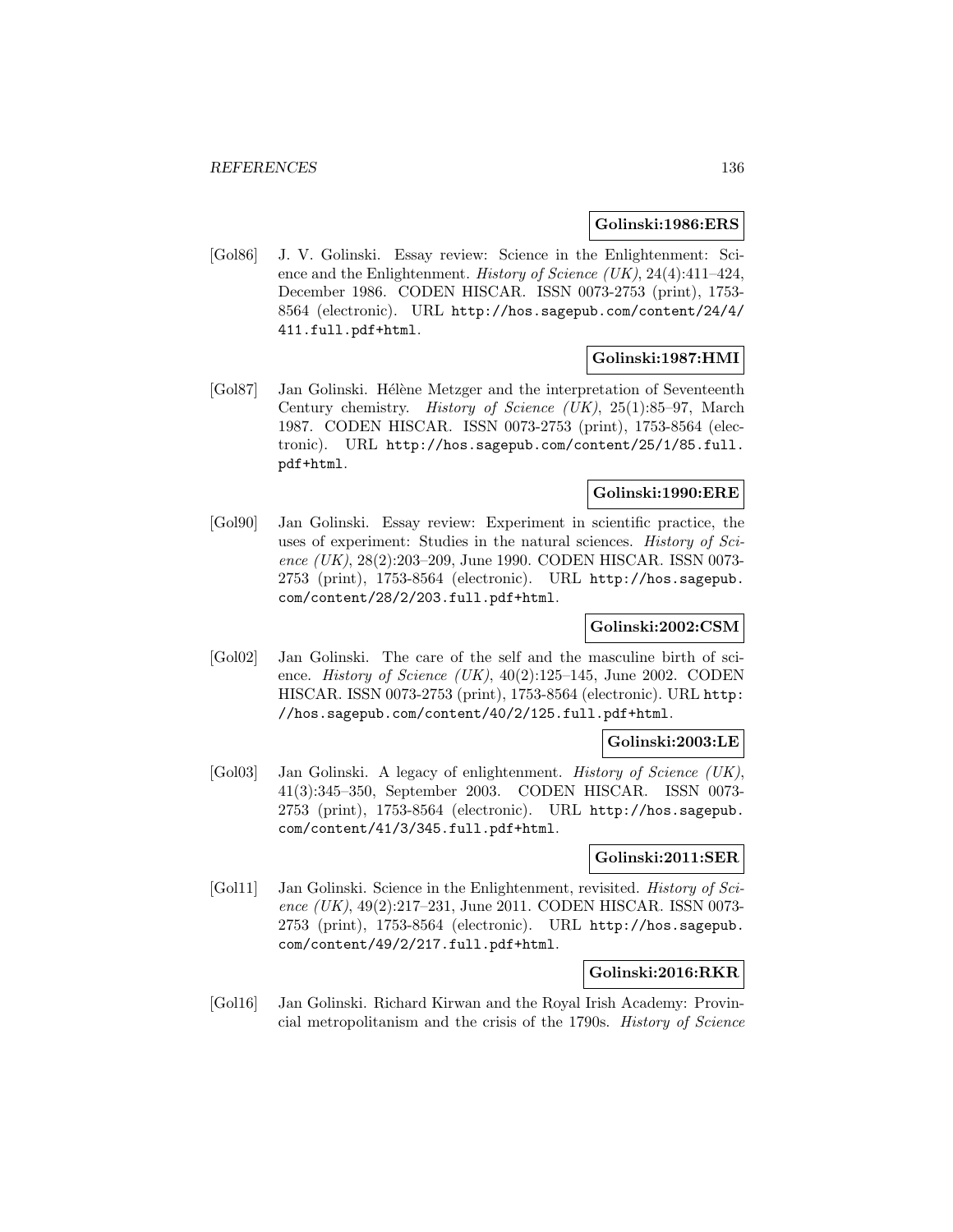**Golinski:1986:ERS**

[Gol86] J. V. Golinski. Essay review: Science in the Enlightenment: Science and the Enlightenment. *History of Science (UK)*, 24(4):411–424, December 1986. CODEN HISCAR. ISSN 0073-2753 (print), 1753-8564 (electronic). URL `http://hos.sagepub.com/content/24/4/411.full.pdf+html`.

**Golinski:1987:HMI**

[Gol87] Jan Golinski. Hélène Metzger and the interpretation of Seventeenth Century chemistry. *History of Science (UK)*, 25(1):85–97, March 1987. CODEN HISCAR. ISSN 0073-2753 (print), 1753-8564 (electronic). URL `http://hos.sagepub.com/content/25/1/85.full.pdf+html`.

**Golinski:1990:ERE**

[Gol90] Jan Golinski. Essay review: Experiment in scientific practice, the uses of experiment: Studies in the natural sciences. *History of Science (UK)*, 28(2):203–209, June 1990. CODEN HISCAR. ISSN 0073-2753 (print), 1753-8564 (electronic). URL `http://hos.sagepub.com/content/28/2/203.full.pdf+html`.

**Golinski:2002:CSM**

[Gol02] Jan Golinski. The care of the self and the masculine birth of science. *History of Science (UK)*, 40(2):125–145, June 2002. CODEN HISCAR. ISSN 0073-2753 (print), 1753-8564 (electronic). URL `http://hos.sagepub.com/content/40/2/125.full.pdf+html`.

**Golinski:2003:LE**

[Gol03] Jan Golinski. A legacy of enlightenment. *History of Science (UK)*, 41(3):345–350, September 2003. CODEN HISCAR. ISSN 0073-2753 (print), 1753-8564 (electronic). URL `http://hos.sagepub.com/content/41/3/345.full.pdf+html`.

**Golinski:2011:SER**

[Gol11] Jan Golinski. Science in the Enlightenment, revisited. *History of Science (UK)*, 49(2):217–231, June 2011. CODEN HISCAR. ISSN 0073-2753 (print), 1753-8564 (electronic). URL `http://hos.sagepub.com/content/49/2/217.full.pdf+html`.

**Golinski:2016:RKR**

[Gol16] Jan Golinski. Richard Kirwan and the Royal Irish Academy: Provincial metropolitanism and the crisis of the 1790s. *History of Science*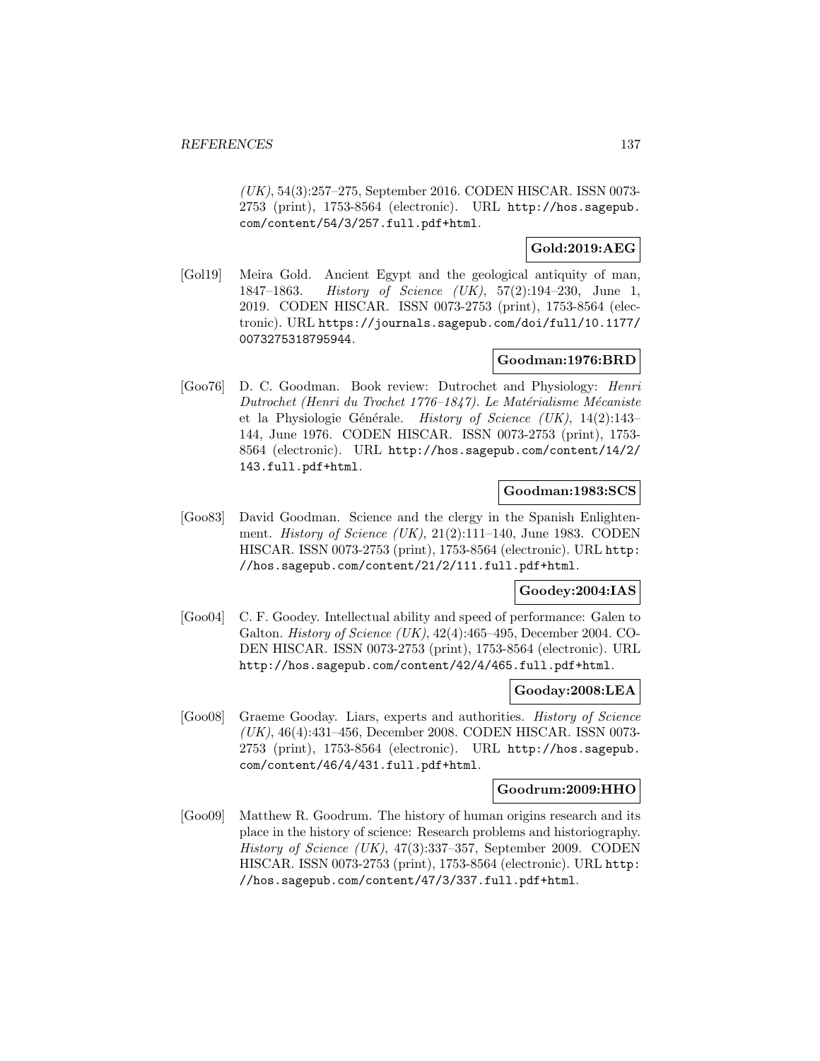(UK), 54(3):257–275, September 2016. CODEN HISCAR. ISSN 0073-2753 (print), 1753-8564 (electronic). URL http://hos.sagepub.com/content/54/3/257.full.pdf+html.

**Gold:2019:AEG**

[Gol19] Meira Gold. Ancient Egypt and the geological antiquity of man, 1847–1863. *History of Science (UK)*, 57(2):194–230, June 1, 2019. CODEN HISCAR. ISSN 0073-2753 (print), 1753-8564 (electronic). URL https://journals.sagepub.com/doi/full/10.1177/0073275318795944.

**Goodman:1976:BRD**

[Goo76] D. C. Goodman. Book review: Dutrochet and Physiology: *Henri Dutrochet (Henri du Trochet 1776–1847). Le Matérialisme Mécaniste* et la Physiologie Générale. *History of Science (UK)*, 14(2):143–144, June 1976. CODEN HISCAR. ISSN 0073-2753 (print), 1753-8564 (electronic). URL http://hos.sagepub.com/content/14/2/143.full.pdf+html.

**Goodman:1983:SCS**

[Goo83] David Goodman. Science and the clergy in the Spanish Enlightenment. *History of Science (UK)*, 21(2):111–140, June 1983. CODEN HISCAR. ISSN 0073-2753 (print), 1753-8564 (electronic). URL http://hos.sagepub.com/content/21/2/111.full.pdf+html.

**Goodey:2004:IAS**

[Goo04] C. F. Goodey. Intellectual ability and speed of performance: Galen to Galton. *History of Science (UK)*, 42(4):465–495, December 2004. CODEN HISCAR. ISSN 0073-2753 (print), 1753-8564 (electronic). URL http://hos.sagepub.com/content/42/4/465.full.pdf+html.

**Gooday:2008:LEA**

[Goo08] Graeme Gooday. Liars, experts and authorities. *History of Science (UK)*, 46(4):431–456, December 2008. CODEN HISCAR. ISSN 0073-2753 (print), 1753-8564 (electronic). URL http://hos.sagepub.com/content/46/4/431.full.pdf+html.

**Goodrum:2009:HHO**

[Goo09] Matthew R. Goodrum. The history of human origins research and its place in the history of science: Research problems and historiography. *History of Science (UK)*, 47(3):337–357, September 2009. CODEN HISCAR. ISSN 0073-2753 (print), 1753-8564 (electronic). URL http://hos.sagepub.com/content/47/3/337.full.pdf+html.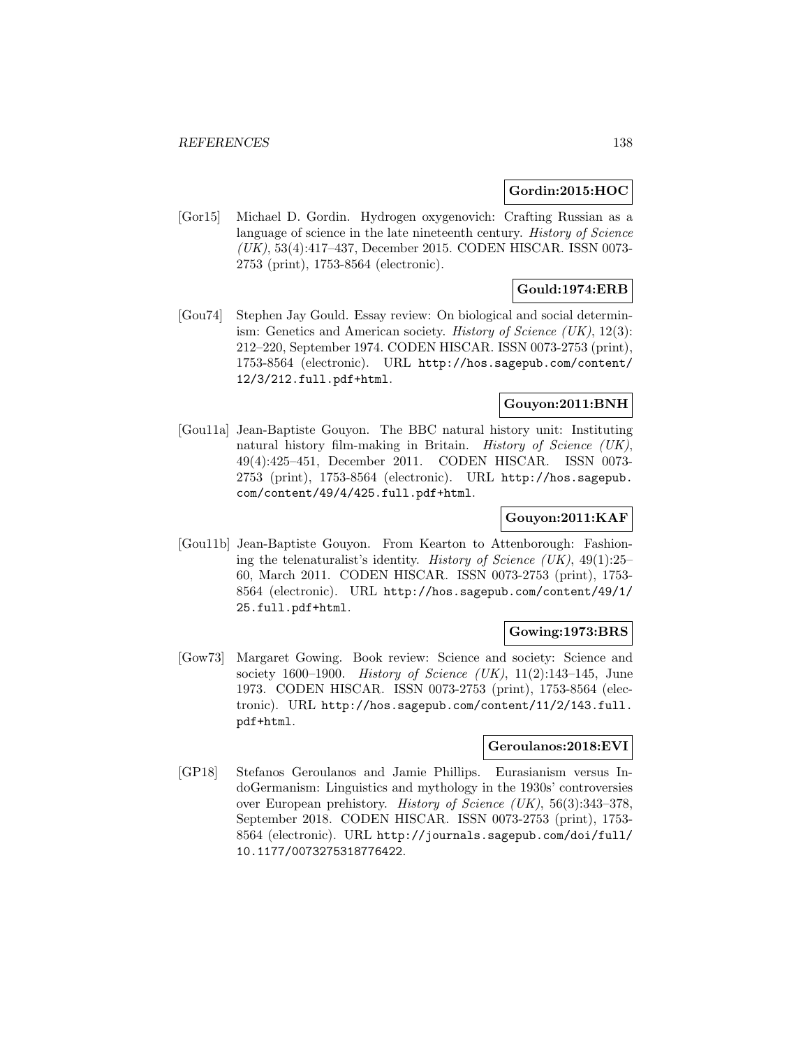**Gordin:2015:HOC**

[Gor15] Michael D. Gordin. Hydrogen oxygenovich: Crafting Russian as a language of science in the late nineteenth century. *History of Science (UK)*, 53(4):417–437, December 2015. CODEN HISCAR. ISSN 0073-2753 (print), 1753-8564 (electronic).

**Gould:1974:ERB**

[Gou74] Stephen Jay Gould. Essay review: On biological and social determinism: Genetics and American society. *History of Science (UK)*, 12(3): 212–220, September 1974. CODEN HISCAR. ISSN 0073-2753 (print), 1753-8564 (electronic). URL http://hos.sagepub.com/content/12/3/212.full.pdf+html.

**Gouyon:2011:BNH**

[Gou11a] Jean-Baptiste Gouyon. The BBC natural history unit: Instituting natural history film-making in Britain. *History of Science (UK)*, 49(4):425–451, December 2011. CODEN HISCAR. ISSN 0073-2753 (print), 1753-8564 (electronic). URL http://hos.sagepub.com/content/49/4/425.full.pdf+html.

**Gouyon:2011:KAF**

[Gou11b] Jean-Baptiste Gouyon. From Kearton to Attenborough: Fashioning the telenaturalist's identity. *History of Science (UK)*, 49(1):25–60, March 2011. CODEN HISCAR. ISSN 0073-2753 (print), 1753-8564 (electronic). URL http://hos.sagepub.com/content/49/1/25.full.pdf+html.

**Gowing:1973:BRS**

[Gow73] Margaret Gowing. Book review: Science and society: Science and society 1600–1900. *History of Science (UK)*, 11(2):143–145, June 1973. CODEN HISCAR. ISSN 0073-2753 (print), 1753-8564 (electronic). URL http://hos.sagepub.com/content/11/2/143.full.pdf+html.

**Geroulanos:2018:EVI**

[GP18] Stefanos Geroulanos and Jamie Phillips. Eurasianism versus IndoGermanism: Linguistics and mythology in the 1930s' controversies over European prehistory. *History of Science (UK)*, 56(3):343–378, September 2018. CODEN HISCAR. ISSN 0073-2753 (print), 1753-8564 (electronic). URL http://journals.sagepub.com/doi/full/10.1177/0073275318776422.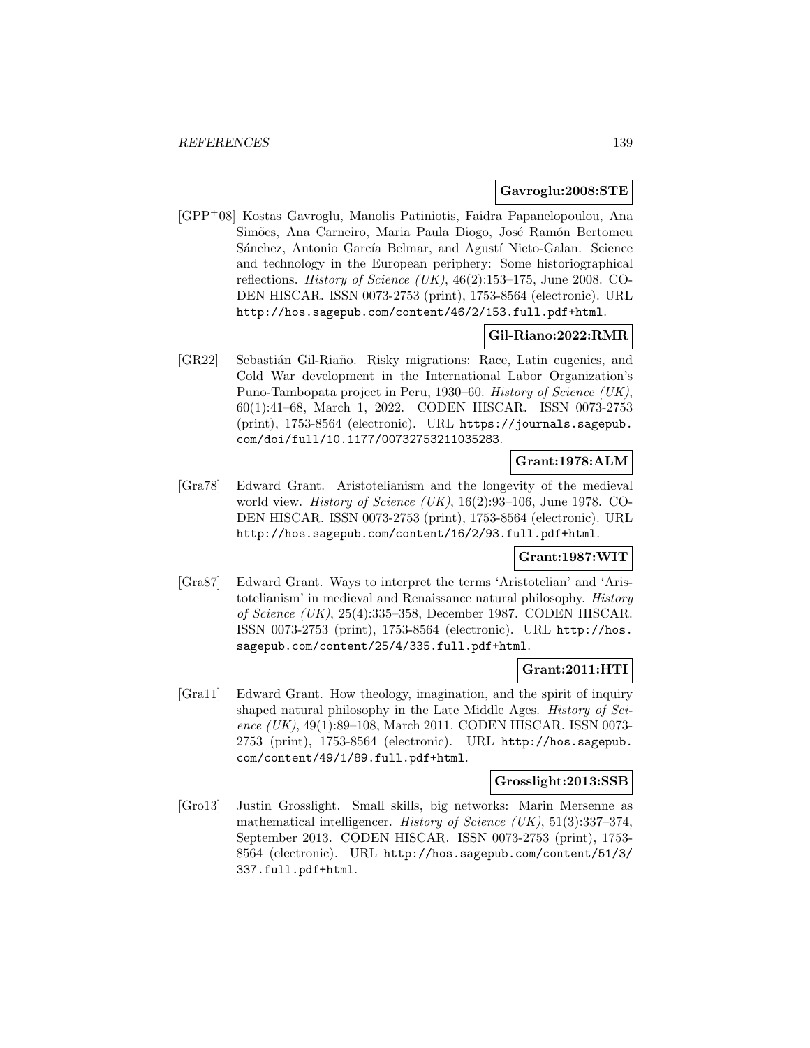**Gavroglu:2008:STE**

[GPP+08] Kostas Gavroglu, Manolis Patiniotis, Faidra Papanelopoulou, Ana Simões, Ana Carneiro, Maria Paula Diogo, José Ramón Bertomeu Sánchez, Antonio García Belmar, and Agustí Nieto-Galan. Science and technology in the European periphery: Some historiographical reflections. *History of Science (UK)*, 46(2):153–175, June 2008. CODEN HISCAR. ISSN 0073-2753 (print), 1753-8564 (electronic). URL http://hos.sagepub.com/content/46/2/153.full.pdf+html.

**Gil-Riano:2022:RMR**

[GR22] Sebastián Gil-Riaño. Risky migrations: Race, Latin eugenics, and Cold War development in the International Labor Organization's Puno-Tambopata project in Peru, 1930–60. *History of Science (UK)*, 60(1):41–68, March 1, 2022. CODEN HISCAR. ISSN 0073-2753 (print), 1753-8564 (electronic). URL https://journals.sagepub.com/doi/full/10.1177/00732753211035283.

**Grant:1978:ALM**

[Gra78] Edward Grant. Aristotelianism and the longevity of the medieval world view. *History of Science (UK)*, 16(2):93–106, June 1978. CODEN HISCAR. ISSN 0073-2753 (print), 1753-8564 (electronic). URL http://hos.sagepub.com/content/16/2/93.full.pdf+html.

**Grant:1987:WIT**

[Gra87] Edward Grant. Ways to interpret the terms 'Aristotelian' and 'Aristotelianism' in medieval and Renaissance natural philosophy. *History of Science (UK)*, 25(4):335–358, December 1987. CODEN HISCAR. ISSN 0073-2753 (print), 1753-8564 (electronic). URL http://hos.sagepub.com/content/25/4/335.full.pdf+html.

**Grant:2011:HTI**

[Gra11] Edward Grant. How theology, imagination, and the spirit of inquiry shaped natural philosophy in the Late Middle Ages. *History of Science (UK)*, 49(1):89–108, March 2011. CODEN HISCAR. ISSN 0073-2753 (print), 1753-8564 (electronic). URL http://hos.sagepub.com/content/49/1/89.full.pdf+html.

**Grosslight:2013:SSB**

[Gro13] Justin Grosslight. Small skills, big networks: Marin Mersenne as mathematical intelligencer. *History of Science (UK)*, 51(3):337–374, September 2013. CODEN HISCAR. ISSN 0073-2753 (print), 1753-8564 (electronic). URL http://hos.sagepub.com/content/51/3/337.full.pdf+html.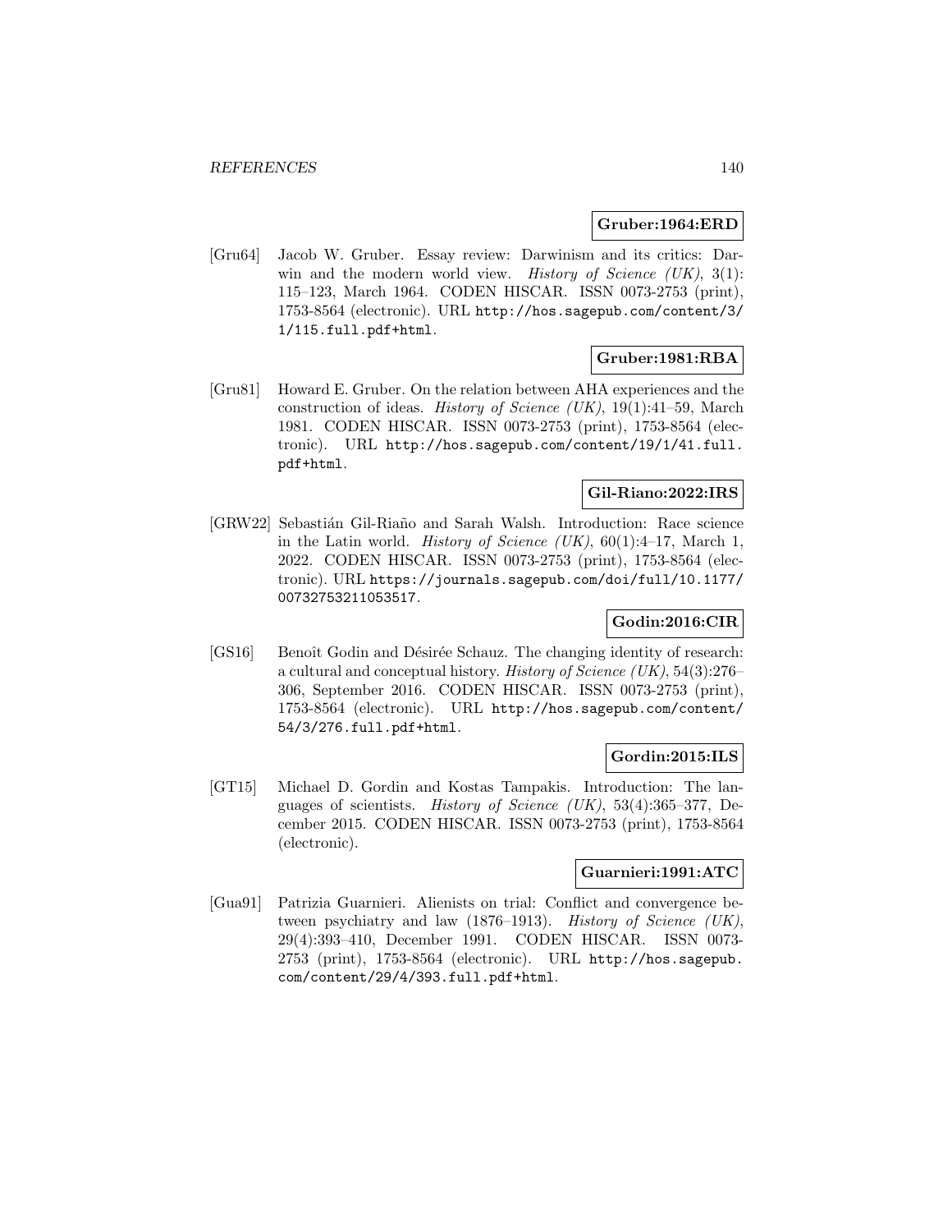**Gruber:1964:ERD**

[Gru64] Jacob W. Gruber. Essay review: Darwinism and its critics: Darwin and the modern world view. *History of Science (UK)*, 3(1): 115–123, March 1964. CODEN HISCAR. ISSN 0073-2753 (print), 1753-8564 (electronic). URL `http://hos.sagepub.com/content/3/1/115.full.pdf+html`.

**Gruber:1981:RBA**

[Gru81] Howard E. Gruber. On the relation between AHA experiences and the construction of ideas. *History of Science (UK)*, 19(1):41–59, March 1981. CODEN HISCAR. ISSN 0073-2753 (print), 1753-8564 (electronic). URL `http://hos.sagepub.com/content/19/1/41.full.pdf+html`.

**Gil-Riano:2022:IRS**

[GRW22] Sebastián Gil-Riaño and Sarah Walsh. Introduction: Race science in the Latin world. *History of Science (UK)*, 60(1):4–17, March 1, 2022. CODEN HISCAR. ISSN 0073-2753 (print), 1753-8564 (electronic). URL `https://journals.sagepub.com/doi/full/10.1177/00732753211053517`.

**Godin:2016:CIR**

[GS16] Benoît Godin and Désirée Schauz. The changing identity of research: a cultural and conceptual history. *History of Science (UK)*, 54(3):276–306, September 2016. CODEN HISCAR. ISSN 0073-2753 (print), 1753-8564 (electronic). URL `http://hos.sagepub.com/content/54/3/276.full.pdf+html`.

**Gordin:2015:ILS**

[GT15] Michael D. Gordin and Kostas Tampakis. Introduction: The languages of scientists. *History of Science (UK)*, 53(4):365–377, December 2015. CODEN HISCAR. ISSN 0073-2753 (print), 1753-8564 (electronic).

**Guarnieri:1991:ATC**

[Gua91] Patrizia Guarnieri. Alienists on trial: Conflict and convergence between psychiatry and law (1876–1913). *History of Science (UK)*, 29(4):393–410, December 1991. CODEN HISCAR. ISSN 0073-2753 (print), 1753-8564 (electronic). URL `http://hos.sagepub.com/content/29/4/393.full.pdf+html`.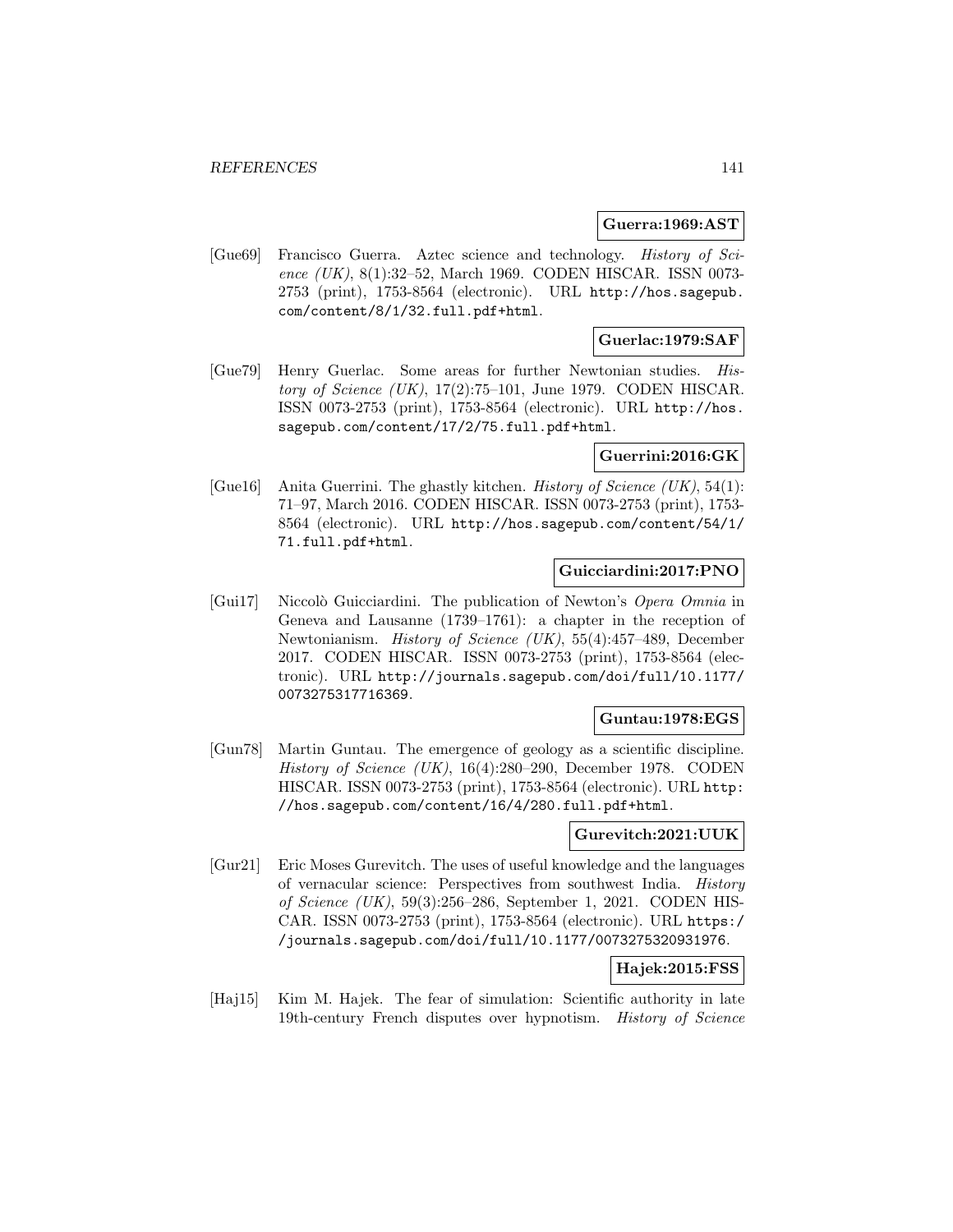**Guerra:1969:AST**

[Gue69] Francisco Guerra. Aztec science and technology. *History of Science (UK)*, 8(1):32–52, March 1969. CODEN HISCAR. ISSN 0073-2753 (print), 1753-8564 (electronic). URL http://hos.sagepub.com/content/8/1/32.full.pdf+html.

**Guerlac:1979:SAF**

[Gue79] Henry Guerlac. Some areas for further Newtonian studies. *History of Science (UK)*, 17(2):75–101, June 1979. CODEN HISCAR. ISSN 0073-2753 (print), 1753-8564 (electronic). URL http://hos.sagepub.com/content/17/2/75.full.pdf+html.

**Guerrini:2016:GK**

[Gue16] Anita Guerrini. The ghastly kitchen. *History of Science (UK)*, 54(1): 71–97, March 2016. CODEN HISCAR. ISSN 0073-2753 (print), 1753-8564 (electronic). URL http://hos.sagepub.com/content/54/1/71.full.pdf+html.

**Guicciardini:2017:PNO**

[Gui17] Niccolò Guicciardini. The publication of Newton's *Opera Omnia* in Geneva and Lausanne (1739–1761): a chapter in the reception of Newtonianism. *History of Science (UK)*, 55(4):457–489, December 2017. CODEN HISCAR. ISSN 0073-2753 (print), 1753-8564 (electronic). URL http://journals.sagepub.com/doi/full/10.1177/0073275317716369.

**Guntau:1978:EGS**

[Gun78] Martin Guntau. The emergence of geology as a scientific discipline. *History of Science (UK)*, 16(4):280–290, December 1978. CODEN HISCAR. ISSN 0073-2753 (print), 1753-8564 (electronic). URL http://hos.sagepub.com/content/16/4/280.full.pdf+html.

**Gurevitch:2021:UUK**

[Gur21] Eric Moses Gurevitch. The uses of useful knowledge and the languages of vernacular science: Perspectives from southwest India. *History of Science (UK)*, 59(3):256–286, September 1, 2021. CODEN HISCAR. ISSN 0073-2753 (print), 1753-8564 (electronic). URL https://journals.sagepub.com/doi/full/10.1177/0073275320931976.

**Hajek:2015:FSS**

[Haj15] Kim M. Hajek. The fear of simulation: Scientific authority in late 19th-century French disputes over hypnotism. *History of Science*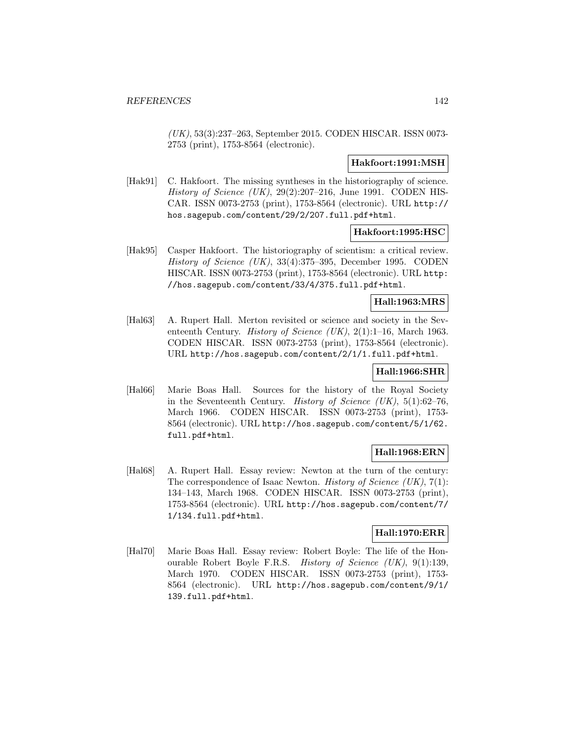*(UK)*, 53(3):237–263, September 2015. CODEN HISCAR. ISSN 0073-2753 (print), 1753-8564 (electronic).

**Hakfoort:1991:MSH**

[Hak91] C. Hakfoort. The missing syntheses in the historiography of science. *History of Science (UK)*, 29(2):207–216, June 1991. CODEN HISCAR. ISSN 0073-2753 (print), 1753-8564 (electronic). URL http://hos.sagepub.com/content/29/2/207.full.pdf+html.

**Hakfoort:1995:HSC**

[Hak95] Casper Hakfoort. The historiography of scientism: a critical review. *History of Science (UK)*, 33(4):375–395, December 1995. CODEN HISCAR. ISSN 0073-2753 (print), 1753-8564 (electronic). URL http://hos.sagepub.com/content/33/4/375.full.pdf+html.

**Hall:1963:MRS**

[Hal63] A. Rupert Hall. Merton revisited or science and society in the Seventeenth Century. *History of Science (UK)*, 2(1):1–16, March 1963. CODEN HISCAR. ISSN 0073-2753 (print), 1753-8564 (electronic). URL http://hos.sagepub.com/content/2/1/1.full.pdf+html.

**Hall:1966:SHR**

[Hal66] Marie Boas Hall. Sources for the history of the Royal Society in the Seventeenth Century. *History of Science (UK)*, 5(1):62–76, March 1966. CODEN HISCAR. ISSN 0073-2753 (print), 1753-8564 (electronic). URL http://hos.sagepub.com/content/5/1/62.full.pdf+html.

**Hall:1968:ERN**

[Hal68] A. Rupert Hall. Essay review: Newton at the turn of the century: The correspondence of Isaac Newton. *History of Science (UK)*, 7(1):134–143, March 1968. CODEN HISCAR. ISSN 0073-2753 (print), 1753-8564 (electronic). URL http://hos.sagepub.com/content/7/1/134.full.pdf+html.

**Hall:1970:ERR**

[Hal70] Marie Boas Hall. Essay review: Robert Boyle: The life of the Honourable Robert Boyle F.R.S. *History of Science (UK)*, 9(1):139, March 1970. CODEN HISCAR. ISSN 0073-2753 (print), 1753-8564 (electronic). URL http://hos.sagepub.com/content/9/1/139.full.pdf+html.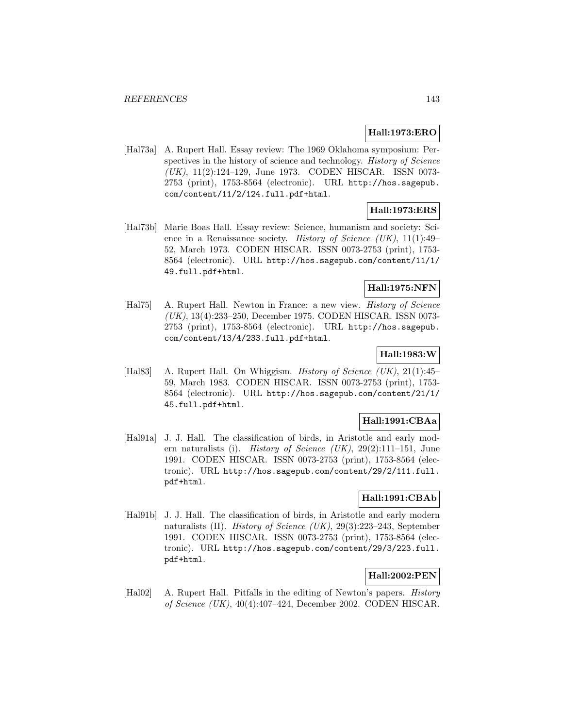**Hall:1973:ERO**

[Hal73a] A. Rupert Hall. Essay review: The 1969 Oklahoma symposium: Perspectives in the history of science and technology. *History of Science (UK)*, 11(2):124–129, June 1973. CODEN HISCAR. ISSN 0073-2753 (print), 1753-8564 (electronic). URL `http://hos.sagepub.com/content/11/2/124.full.pdf+html`.

**Hall:1973:ERS**

[Hal73b] Marie Boas Hall. Essay review: Science, humanism and society: Science in a Renaissance society. *History of Science (UK)*, 11(1):49–52, March 1973. CODEN HISCAR. ISSN 0073-2753 (print), 1753-8564 (electronic). URL `http://hos.sagepub.com/content/11/1/49.full.pdf+html`.

**Hall:1975:NFN**

[Hal75] A. Rupert Hall. Newton in France: a new view. *History of Science (UK)*, 13(4):233–250, December 1975. CODEN HISCAR. ISSN 0073-2753 (print), 1753-8564 (electronic). URL `http://hos.sagepub.com/content/13/4/233.full.pdf+html`.

**Hall:1983:W**

[Hal83] A. Rupert Hall. On Whiggism. *History of Science (UK)*, 21(1):45–59, March 1983. CODEN HISCAR. ISSN 0073-2753 (print), 1753-8564 (electronic). URL `http://hos.sagepub.com/content/21/1/45.full.pdf+html`.

**Hall:1991:CBAa**

[Hal91a] J. J. Hall. The classification of birds, in Aristotle and early modern naturalists (i). *History of Science (UK)*, 29(2):111–151, June 1991. CODEN HISCAR. ISSN 0073-2753 (print), 1753-8564 (electronic). URL `http://hos.sagepub.com/content/29/2/111.full.pdf+html`.

**Hall:1991:CBAb**

[Hal91b] J. J. Hall. The classification of birds, in Aristotle and early modern naturalists (II). *History of Science (UK)*, 29(3):223–243, September 1991. CODEN HISCAR. ISSN 0073-2753 (print), 1753-8564 (electronic). URL `http://hos.sagepub.com/content/29/3/223.full.pdf+html`.

**Hall:2002:PEN**

[Hal02] A. Rupert Hall. Pitfalls in the editing of Newton's papers. *History of Science (UK)*, 40(4):407–424, December 2002. CODEN HISCAR.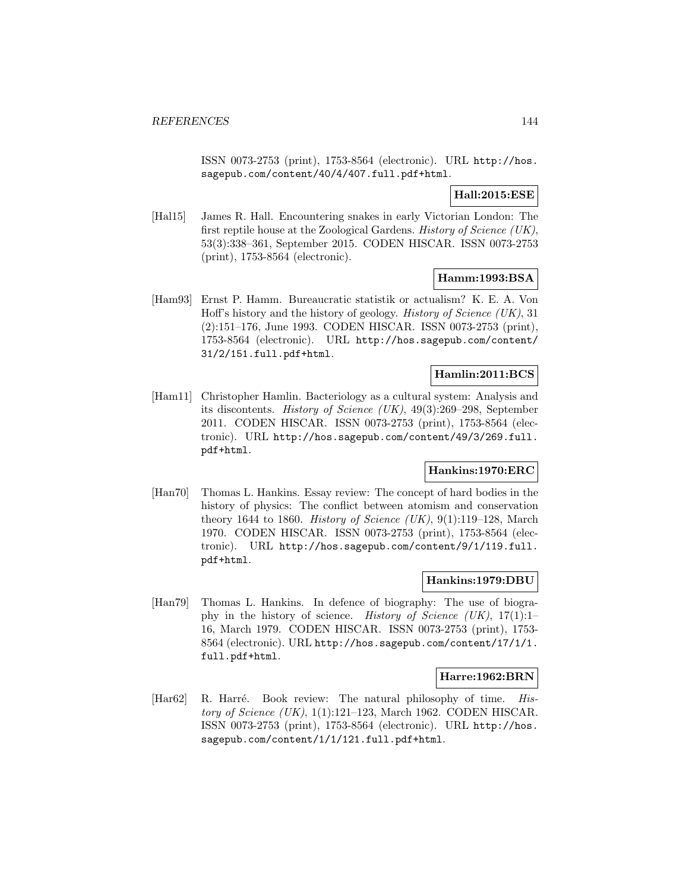ISSN 0073-2753 (print), 1753-8564 (electronic). URL http://hos.sagepub.com/content/40/4/407.full.pdf+html.

**Hall:2015:ESE**

[Hal15] James R. Hall. Encountering snakes in early Victorian London: The first reptile house at the Zoological Gardens. *History of Science (UK)*, 53(3):338–361, September 2015. CODEN HISCAR. ISSN 0073-2753 (print), 1753-8564 (electronic).

**Hamm:1993:BSA**

[Ham93] Ernst P. Hamm. Bureaucratic statistik or actualism? K. E. A. Von Hoff's history and the history of geology. *History of Science (UK)*, 31 (2):151–176, June 1993. CODEN HISCAR. ISSN 0073-2753 (print), 1753-8564 (electronic). URL http://hos.sagepub.com/content/31/2/151.full.pdf+html.

**Hamlin:2011:BCS**

[Ham11] Christopher Hamlin. Bacteriology as a cultural system: Analysis and its discontents. *History of Science (UK)*, 49(3):269–298, September 2011. CODEN HISCAR. ISSN 0073-2753 (print), 1753-8564 (electronic). URL http://hos.sagepub.com/content/49/3/269.full.pdf+html.

**Hankins:1970:ERC**

[Han70] Thomas L. Hankins. Essay review: The concept of hard bodies in the history of physics: The conflict between atomism and conservation theory 1644 to 1860. *History of Science (UK)*, 9(1):119–128, March 1970. CODEN HISCAR. ISSN 0073-2753 (print), 1753-8564 (electronic). URL http://hos.sagepub.com/content/9/1/119.full.pdf+html.

**Hankins:1979:DBU**

[Han79] Thomas L. Hankins. In defence of biography: The use of biography in the history of science. *History of Science (UK)*, 17(1):1–16, March 1979. CODEN HISCAR. ISSN 0073-2753 (print), 1753-8564 (electronic). URL http://hos.sagepub.com/content/17/1/1.full.pdf+html.

**Harre:1962:BRN**

[Har62] R. Harré. Book review: The natural philosophy of time. *History of Science (UK)*, 1(1):121–123, March 1962. CODEN HISCAR. ISSN 0073-2753 (print), 1753-8564 (electronic). URL http://hos.sagepub.com/content/1/1/121.full.pdf+html.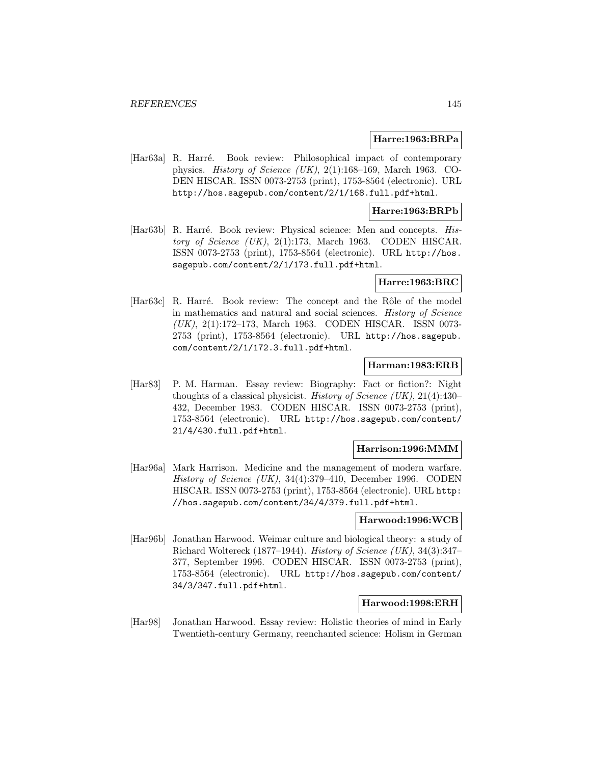**Harre:1963:BRPa**

[Har63a] R. Harré. Book review: Philosophical impact of contemporary physics. *History of Science (UK)*, 2(1):168–169, March 1963. CODEN HISCAR. ISSN 0073-2753 (print), 1753-8564 (electronic). URL http://hos.sagepub.com/content/2/1/168.full.pdf+html.

**Harre:1963:BRPb**

[Har63b] R. Harré. Book review: Physical science: Men and concepts. *History of Science (UK)*, 2(1):173, March 1963. CODEN HISCAR. ISSN 0073-2753 (print), 1753-8564 (electronic). URL http://hos.sagepub.com/content/2/1/173.full.pdf+html.

**Harre:1963:BRC**

[Har63c] R. Harré. Book review: The concept and the Rôle of the model in mathematics and natural and social sciences. *History of Science (UK)*, 2(1):172–173, March 1963. CODEN HISCAR. ISSN 0073-2753 (print), 1753-8564 (electronic). URL http://hos.sagepub.com/content/2/1/172.3.full.pdf+html.

**Harman:1983:ERB**

[Har83] P. M. Harman. Essay review: Biography: Fact or fiction?: Night thoughts of a classical physicist. *History of Science (UK)*, 21(4):430–432, December 1983. CODEN HISCAR. ISSN 0073-2753 (print), 1753-8564 (electronic). URL http://hos.sagepub.com/content/21/4/430.full.pdf+html.

**Harrison:1996:MMM**

[Har96a] Mark Harrison. Medicine and the management of modern warfare. *History of Science (UK)*, 34(4):379–410, December 1996. CODEN HISCAR. ISSN 0073-2753 (print), 1753-8564 (electronic). URL http://hos.sagepub.com/content/34/4/379.full.pdf+html.

**Harwood:1996:WCB**

[Har96b] Jonathan Harwood. Weimar culture and biological theory: a study of Richard Woltereck (1877–1944). *History of Science (UK)*, 34(3):347–377, September 1996. CODEN HISCAR. ISSN 0073-2753 (print), 1753-8564 (electronic). URL http://hos.sagepub.com/content/34/3/347.full.pdf+html.

**Harwood:1998:ERH**

[Har98] Jonathan Harwood. Essay review: Holistic theories of mind in Early Twentieth-century Germany, reenchanted science: Holism in German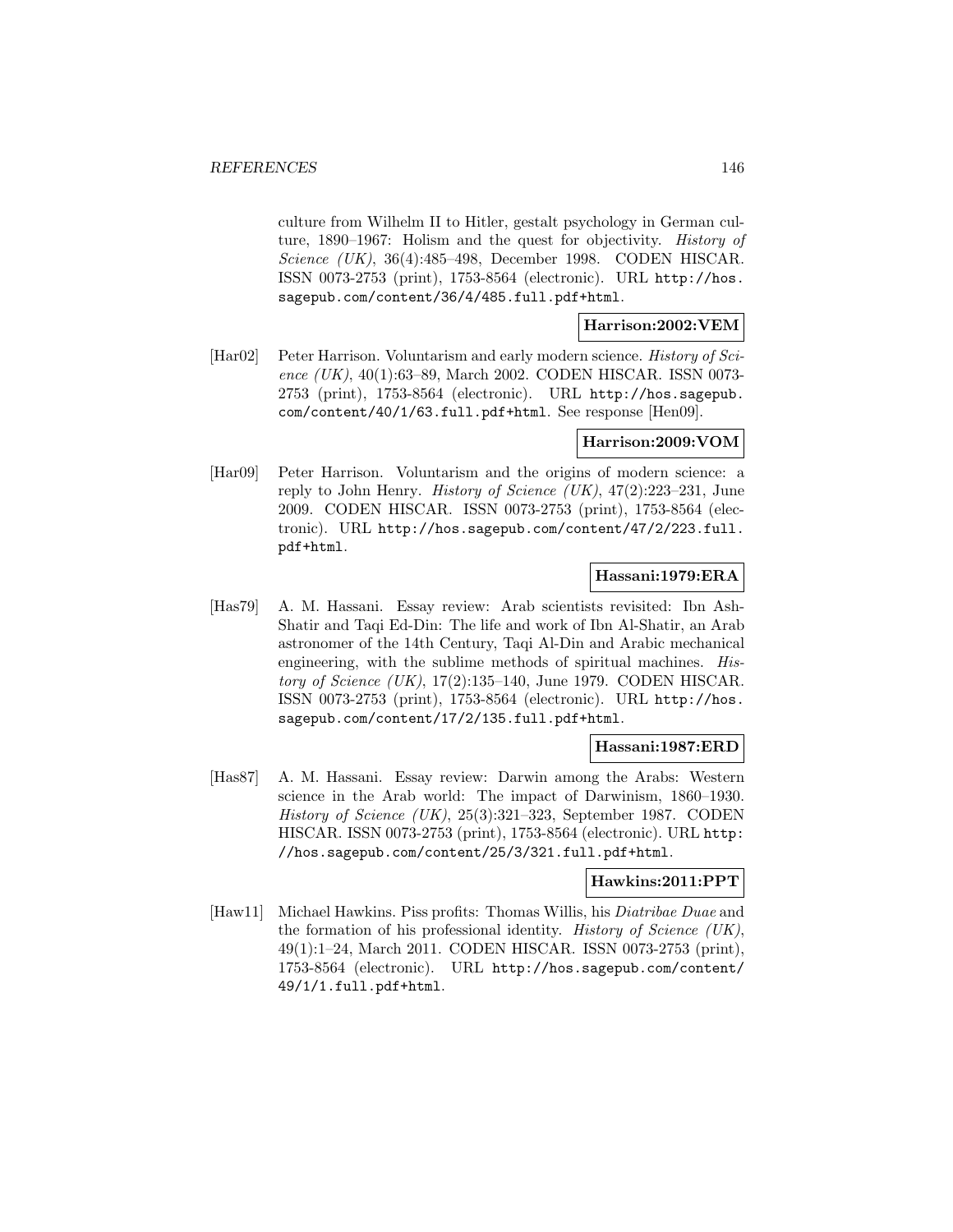culture from Wilhelm II to Hitler, gestalt psychology in German culture, 1890–1967: Holism and the quest for objectivity. *History of Science (UK)*, 36(4):485–498, December 1998. CODEN HISCAR. ISSN 0073-2753 (print), 1753-8564 (electronic). URL http://hos.sagepub.com/content/36/4/485.full.pdf+html.

**Harrison:2002:VEM**

[Har02] Peter Harrison. Voluntarism and early modern science. *History of Science (UK)*, 40(1):63–89, March 2002. CODEN HISCAR. ISSN 0073-2753 (print), 1753-8564 (electronic). URL http://hos.sagepub.com/content/40/1/63.full.pdf+html. See response [Hen09].

**Harrison:2009:VOM**

[Har09] Peter Harrison. Voluntarism and the origins of modern science: a reply to John Henry. *History of Science (UK)*, 47(2):223–231, June 2009. CODEN HISCAR. ISSN 0073-2753 (print), 1753-8564 (electronic). URL http://hos.sagepub.com/content/47/2/223.full.pdf+html.

**Hassani:1979:ERA**

[Has79] A. M. Hassani. Essay review: Arab scientists revisited: Ibn Ash-Shatir and Taqi Ed-Din: The life and work of Ibn Al-Shatir, an Arab astronomer of the 14th Century, Taqi Al-Din and Arabic mechanical engineering, with the sublime methods of spiritual machines. *History of Science (UK)*, 17(2):135–140, June 1979. CODEN HISCAR. ISSN 0073-2753 (print), 1753-8564 (electronic). URL http://hos.sagepub.com/content/17/2/135.full.pdf+html.

**Hassani:1987:ERD**

[Has87] A. M. Hassani. Essay review: Darwin among the Arabs: Western science in the Arab world: The impact of Darwinism, 1860–1930. *History of Science (UK)*, 25(3):321–323, September 1987. CODEN HISCAR. ISSN 0073-2753 (print), 1753-8564 (electronic). URL http://hos.sagepub.com/content/25/3/321.full.pdf+html.

**Hawkins:2011:PPT**

[Haw11] Michael Hawkins. Piss profits: Thomas Willis, his *Diatribae Duae* and the formation of his professional identity. *History of Science (UK)*, 49(1):1–24, March 2011. CODEN HISCAR. ISSN 0073-2753 (print), 1753-8564 (electronic). URL http://hos.sagepub.com/content/49/1/1.full.pdf+html.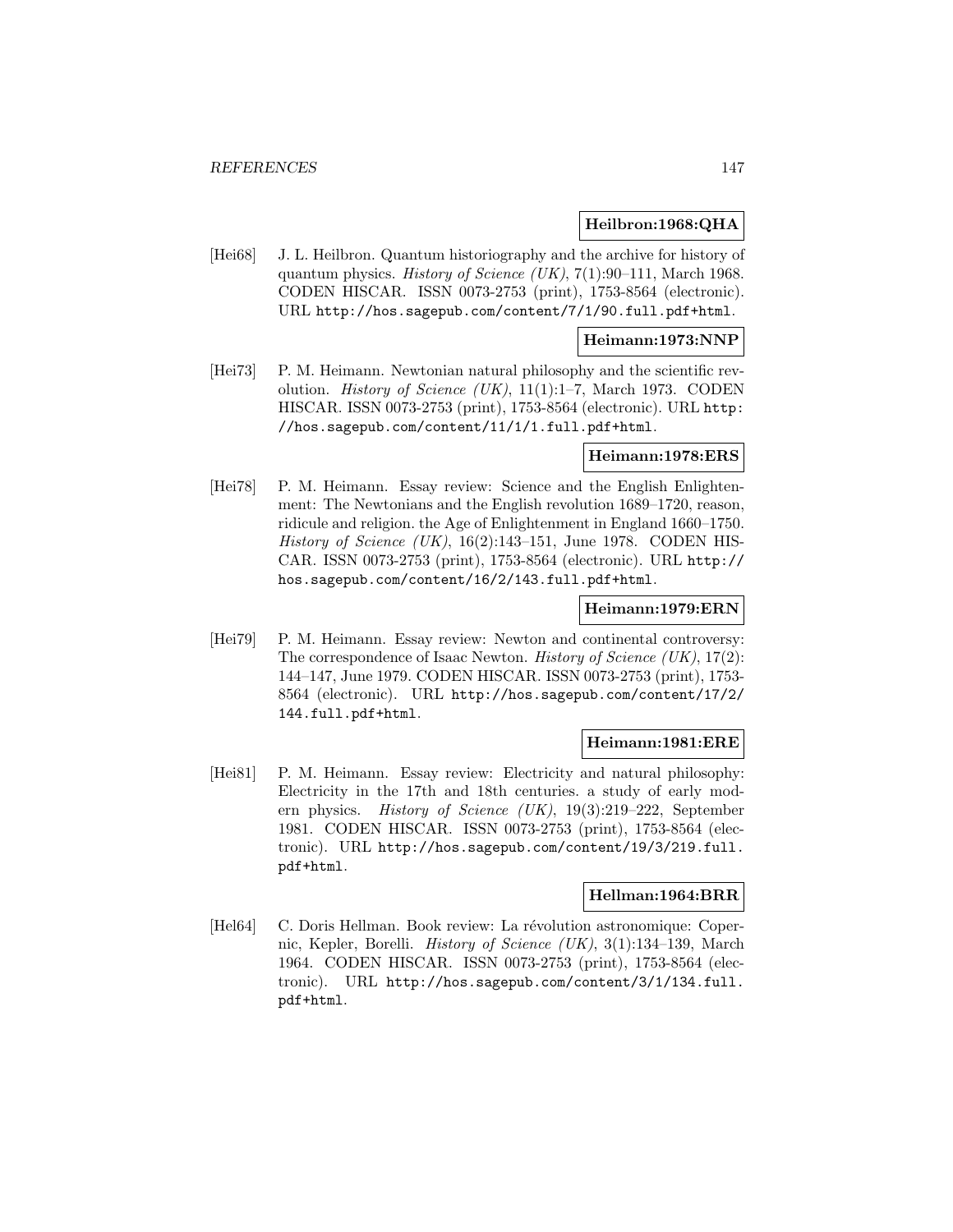**Heilbron:1968:QHA**

[Hei68] J. L. Heilbron. Quantum historiography and the archive for history of quantum physics. *History of Science (UK)*, 7(1):90–111, March 1968. CODEN HISCAR. ISSN 0073-2753 (print), 1753-8564 (electronic). URL http://hos.sagepub.com/content/7/1/90.full.pdf+html.

**Heimann:1973:NNP**

[Hei73] P. M. Heimann. Newtonian natural philosophy and the scientific revolution. *History of Science (UK)*, 11(1):1–7, March 1973. CODEN HISCAR. ISSN 0073-2753 (print), 1753-8564 (electronic). URL http://hos.sagepub.com/content/11/1/1.full.pdf+html.

**Heimann:1978:ERS**

[Hei78] P. M. Heimann. Essay review: Science and the English Enlightenment: The Newtonians and the English revolution 1689–1720, reason, ridicule and religion. the Age of Enlightenment in England 1660–1750. *History of Science (UK)*, 16(2):143–151, June 1978. CODEN HISCAR. ISSN 0073-2753 (print), 1753-8564 (electronic). URL http://hos.sagepub.com/content/16/2/143.full.pdf+html.

**Heimann:1979:ERN**

[Hei79] P. M. Heimann. Essay review: Newton and continental controversy: The correspondence of Isaac Newton. *History of Science (UK)*, 17(2):144–147, June 1979. CODEN HISCAR. ISSN 0073-2753 (print), 1753-8564 (electronic). URL http://hos.sagepub.com/content/17/2/144.full.pdf+html.

**Heimann:1981:ERE**

[Hei81] P. M. Heimann. Essay review: Electricity and natural philosophy: Electricity in the 17th and 18th centuries. a study of early modern physics. *History of Science (UK)*, 19(3):219–222, September 1981. CODEN HISCAR. ISSN 0073-2753 (print), 1753-8564 (electronic). URL http://hos.sagepub.com/content/19/3/219.full.pdf+html.

**Hellman:1964:BRR**

[Hel64] C. Doris Hellman. Book review: La révolution astronomique: Copernic, Kepler, Borelli. *History of Science (UK)*, 3(1):134–139, March 1964. CODEN HISCAR. ISSN 0073-2753 (print), 1753-8564 (electronic). URL http://hos.sagepub.com/content/3/1/134.full.pdf+html.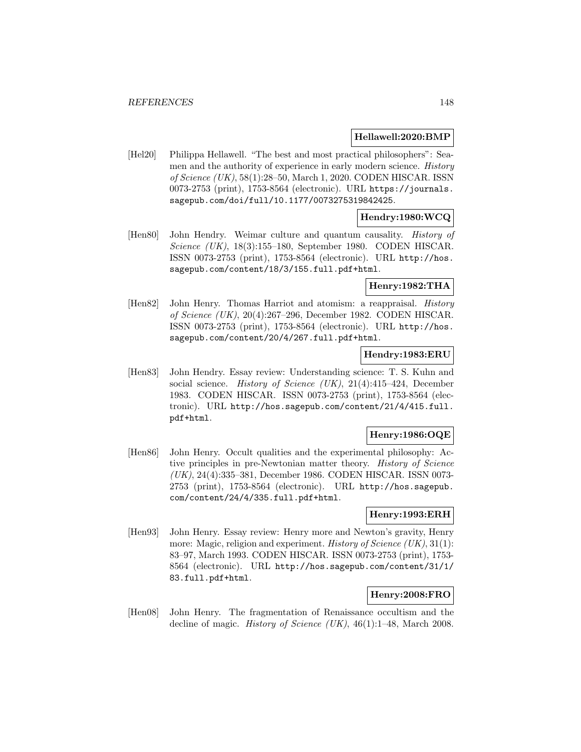**Hellawell:2020:BMP**

[Hel20] Philippa Hellawell. "The best and most practical philosophers": Seamen and the authority of experience in early modern science. *History of Science (UK)*, 58(1):28–50, March 1, 2020. CODEN HISCAR. ISSN 0073-2753 (print), 1753-8564 (electronic). URL https://journals.sagepub.com/doi/full/10.1177/0073275319842425.

**Hendry:1980:WCQ**

[Hen80] John Hendry. Weimar culture and quantum causality. *History of Science (UK)*, 18(3):155–180, September 1980. CODEN HISCAR. ISSN 0073-2753 (print), 1753-8564 (electronic). URL http://hos.sagepub.com/content/18/3/155.full.pdf+html.

**Henry:1982:THA**

[Hen82] John Henry. Thomas Harriot and atomism: a reappraisal. *History of Science (UK)*, 20(4):267–296, December 1982. CODEN HISCAR. ISSN 0073-2753 (print), 1753-8564 (electronic). URL http://hos.sagepub.com/content/20/4/267.full.pdf+html.

**Hendry:1983:ERU**

[Hen83] John Hendry. Essay review: Understanding science: T. S. Kuhn and social science. *History of Science (UK)*, 21(4):415–424, December 1983. CODEN HISCAR. ISSN 0073-2753 (print), 1753-8564 (electronic). URL http://hos.sagepub.com/content/21/4/415.full.pdf+html.

**Henry:1986:OQE**

[Hen86] John Henry. Occult qualities and the experimental philosophy: Active principles in pre-Newtonian matter theory. *History of Science (UK)*, 24(4):335–381, December 1986. CODEN HISCAR. ISSN 0073-2753 (print), 1753-8564 (electronic). URL http://hos.sagepub.com/content/24/4/335.full.pdf+html.

**Henry:1993:ERH**

[Hen93] John Henry. Essay review: Henry more and Newton's gravity, Henry more: Magic, religion and experiment. *History of Science (UK)*, 31(1):83–97, March 1993. CODEN HISCAR. ISSN 0073-2753 (print), 1753-8564 (electronic). URL http://hos.sagepub.com/content/31/1/83.full.pdf+html.

**Henry:2008:FRO**

[Hen08] John Henry. The fragmentation of Renaissance occultism and the decline of magic. *History of Science (UK)*, 46(1):1–48, March 2008.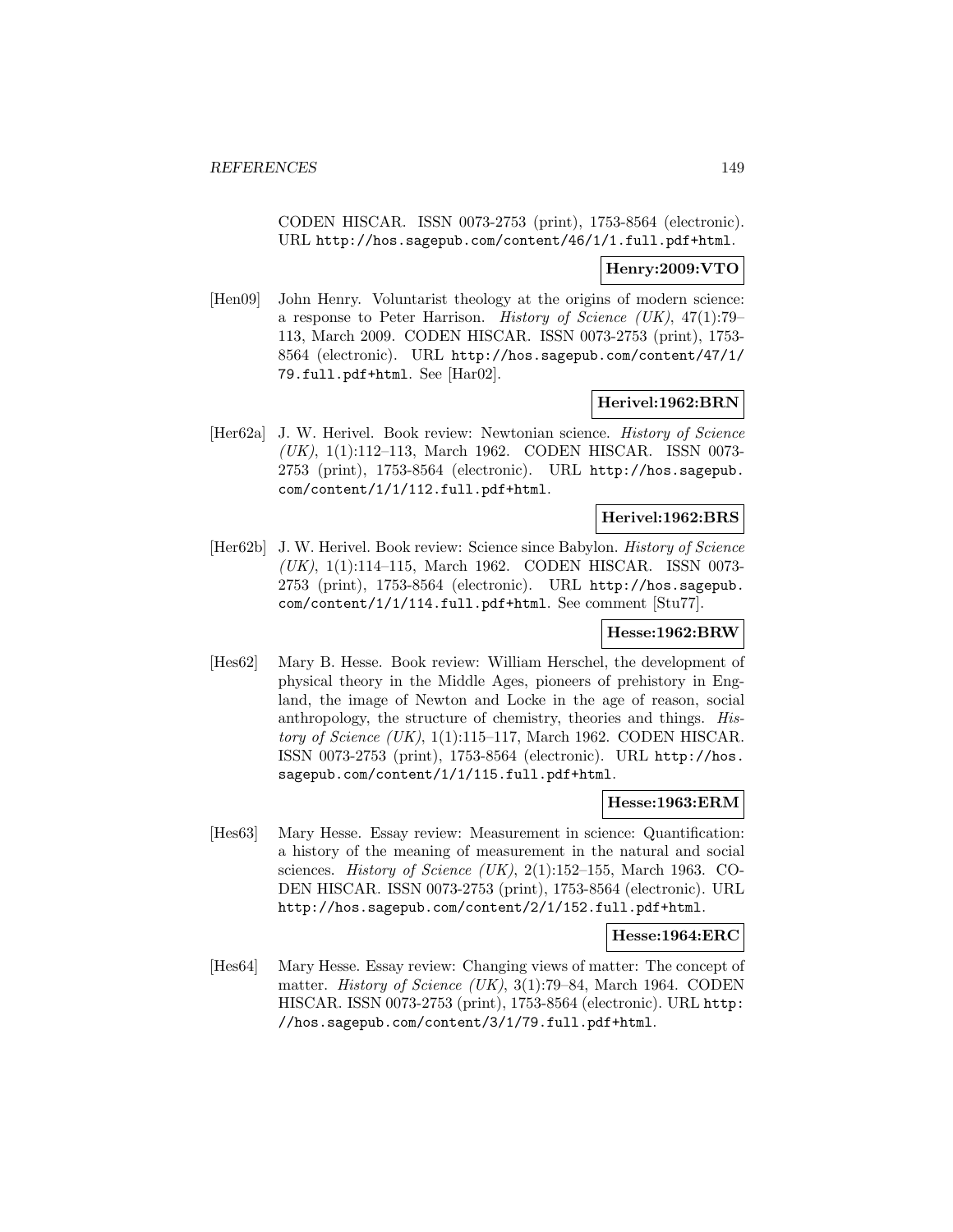CODEN HISCAR. ISSN 0073-2753 (print), 1753-8564 (electronic). URL http://hos.sagepub.com/content/46/1/1.full.pdf+html.

**Henry:2009:VTO**

[Hen09] John Henry. Voluntarist theology at the origins of modern science: a response to Peter Harrison. *History of Science (UK)*, 47(1):79–113, March 2009. CODEN HISCAR. ISSN 0073-2753 (print), 1753-8564 (electronic). URL http://hos.sagepub.com/content/47/1/79.full.pdf+html. See [Har02].

**Herivel:1962:BRN**

[Her62a] J. W. Herivel. Book review: Newtonian science. *History of Science (UK)*, 1(1):112–113, March 1962. CODEN HISCAR. ISSN 0073-2753 (print), 1753-8564 (electronic). URL http://hos.sagepub.com/content/1/1/112.full.pdf+html.

**Herivel:1962:BRS**

[Her62b] J. W. Herivel. Book review: Science since Babylon. *History of Science (UK)*, 1(1):114–115, March 1962. CODEN HISCAR. ISSN 0073-2753 (print), 1753-8564 (electronic). URL http://hos.sagepub.com/content/1/1/114.full.pdf+html. See comment [Stu77].

**Hesse:1962:BRW**

[Hes62] Mary B. Hesse. Book review: William Herschel, the development of physical theory in the Middle Ages, pioneers of prehistory in England, the image of Newton and Locke in the age of reason, social anthropology, the structure of chemistry, theories and things. *History of Science (UK)*, 1(1):115–117, March 1962. CODEN HISCAR. ISSN 0073-2753 (print), 1753-8564 (electronic). URL http://hos.sagepub.com/content/1/1/115.full.pdf+html.

**Hesse:1963:ERM**

[Hes63] Mary Hesse. Essay review: Measurement in science: Quantification: a history of the meaning of measurement in the natural and social sciences. *History of Science (UK)*, 2(1):152–155, March 1963. CODEN HISCAR. ISSN 0073-2753 (print), 1753-8564 (electronic). URL http://hos.sagepub.com/content/2/1/152.full.pdf+html.

**Hesse:1964:ERC**

[Hes64] Mary Hesse. Essay review: Changing views of matter: The concept of matter. *History of Science (UK)*, 3(1):79–84, March 1964. CODEN HISCAR. ISSN 0073-2753 (print), 1753-8564 (electronic). URL http://hos.sagepub.com/content/3/1/79.full.pdf+html.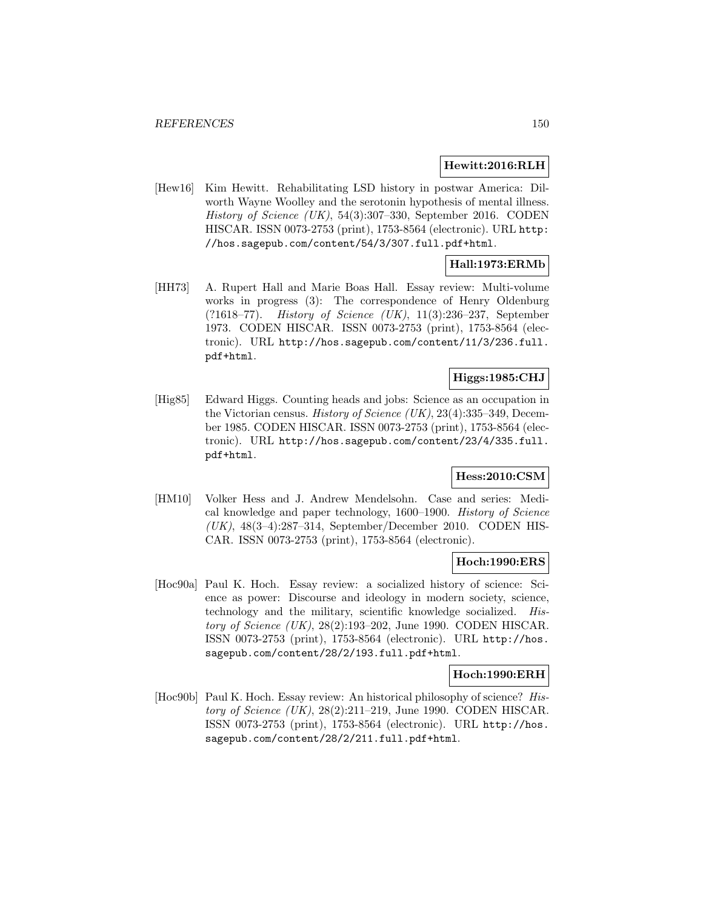**Hewitt:2016:RLH**

[Hew16] Kim Hewitt. Rehabilitating LSD history in postwar America: Dilworth Wayne Woolley and the serotonin hypothesis of mental illness. *History of Science (UK)*, 54(3):307–330, September 2016. CODEN HISCAR. ISSN 0073-2753 (print), 1753-8564 (electronic). URL `http://hos.sagepub.com/content/54/3/307.full.pdf+html`.

**Hall:1973:ERMb**

[HH73] A. Rupert Hall and Marie Boas Hall. Essay review: Multi-volume works in progress (3): The correspondence of Henry Oldenburg (?1618–77). *History of Science (UK)*, 11(3):236–237, September 1973. CODEN HISCAR. ISSN 0073-2753 (print), 1753-8564 (electronic). URL `http://hos.sagepub.com/content/11/3/236.full.pdf+html`.

**Higgs:1985:CHJ**

[Hig85] Edward Higgs. Counting heads and jobs: Science as an occupation in the Victorian census. *History of Science (UK)*, 23(4):335–349, December 1985. CODEN HISCAR. ISSN 0073-2753 (print), 1753-8564 (electronic). URL `http://hos.sagepub.com/content/23/4/335.full.pdf+html`.

**Hess:2010:CSM**

[HM10] Volker Hess and J. Andrew Mendelsohn. Case and series: Medical knowledge and paper technology, 1600–1900. *History of Science (UK)*, 48(3–4):287–314, September/December 2010. CODEN HISCAR. ISSN 0073-2753 (print), 1753-8564 (electronic).

**Hoch:1990:ERS**

[Hoc90a] Paul K. Hoch. Essay review: a socialized history of science: Science as power: Discourse and ideology in modern society, science, technology and the military, scientific knowledge socialized. *History of Science (UK)*, 28(2):193–202, June 1990. CODEN HISCAR. ISSN 0073-2753 (print), 1753-8564 (electronic). URL `http://hos.sagepub.com/content/28/2/193.full.pdf+html`.

**Hoch:1990:ERH**

[Hoc90b] Paul K. Hoch. Essay review: An historical philosophy of science? *History of Science (UK)*, 28(2):211–219, June 1990. CODEN HISCAR. ISSN 0073-2753 (print), 1753-8564 (electronic). URL `http://hos.sagepub.com/content/28/2/211.full.pdf+html`.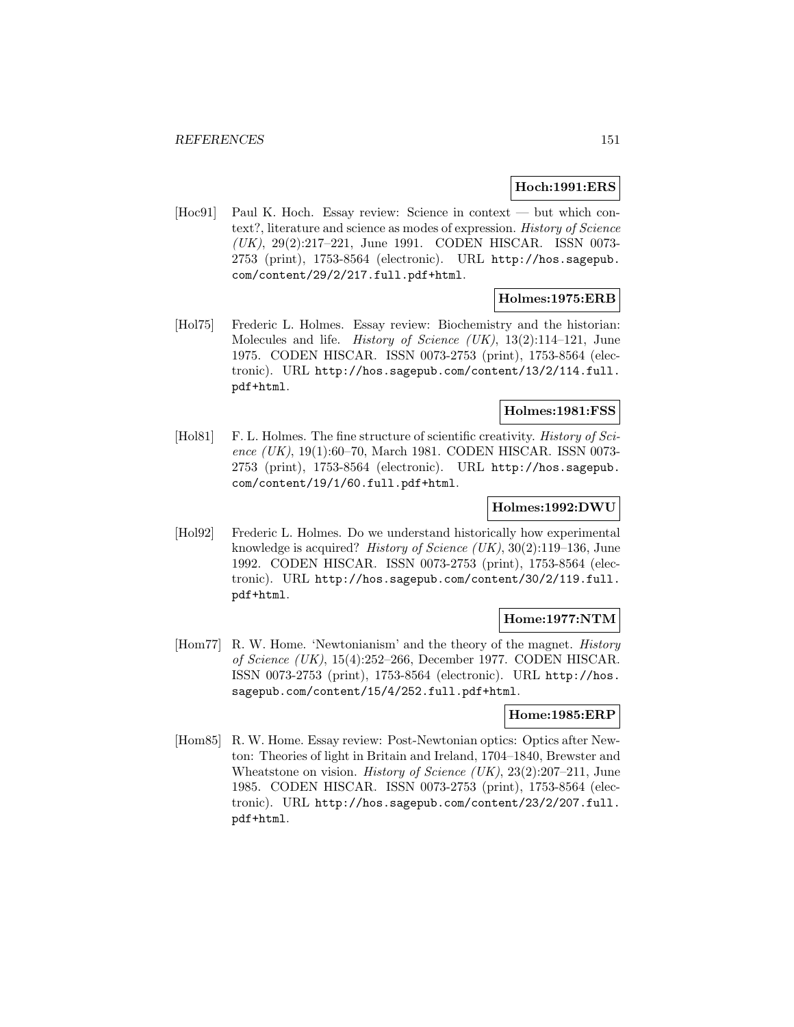**Hoch:1991:ERS**

[Hoc91] Paul K. Hoch. Essay review: Science in context — but which context?, literature and science as modes of expression. *History of Science (UK)*, 29(2):217–221, June 1991. CODEN HISCAR. ISSN 0073-2753 (print), 1753-8564 (electronic). URL `http://hos.sagepub.com/content/29/2/217.full.pdf+html`.

**Holmes:1975:ERB**

[Hol75] Frederic L. Holmes. Essay review: Biochemistry and the historian: Molecules and life. *History of Science (UK)*, 13(2):114–121, June 1975. CODEN HISCAR. ISSN 0073-2753 (print), 1753-8564 (electronic). URL `http://hos.sagepub.com/content/13/2/114.full.pdf+html`.

**Holmes:1981:FSS**

[Hol81] F. L. Holmes. The fine structure of scientific creativity. *History of Science (UK)*, 19(1):60–70, March 1981. CODEN HISCAR. ISSN 0073-2753 (print), 1753-8564 (electronic). URL `http://hos.sagepub.com/content/19/1/60.full.pdf+html`.

**Holmes:1992:DWU**

[Hol92] Frederic L. Holmes. Do we understand historically how experimental knowledge is acquired? *History of Science (UK)*, 30(2):119–136, June 1992. CODEN HISCAR. ISSN 0073-2753 (print), 1753-8564 (electronic). URL `http://hos.sagepub.com/content/30/2/119.full.pdf+html`.

**Home:1977:NTM**

[Hom77] R. W. Home. 'Newtonianism' and the theory of the magnet. *History of Science (UK)*, 15(4):252–266, December 1977. CODEN HISCAR. ISSN 0073-2753 (print), 1753-8564 (electronic). URL `http://hos.sagepub.com/content/15/4/252.full.pdf+html`.

**Home:1985:ERP**

[Hom85] R. W. Home. Essay review: Post-Newtonian optics: Optics after Newton: Theories of light in Britain and Ireland, 1704–1840, Brewster and Wheatstone on vision. *History of Science (UK)*, 23(2):207–211, June 1985. CODEN HISCAR. ISSN 0073-2753 (print), 1753-8564 (electronic). URL `http://hos.sagepub.com/content/23/2/207.full.pdf+html`.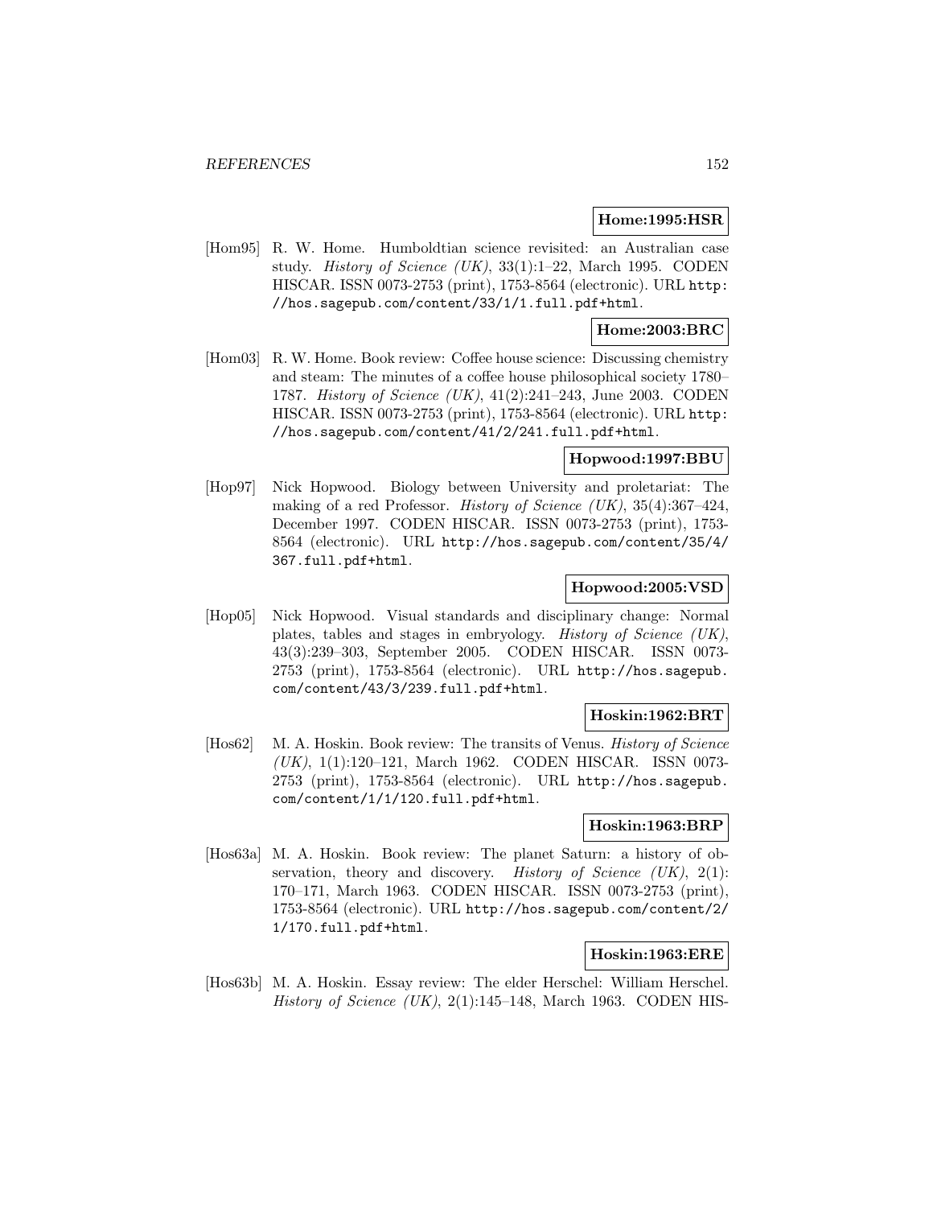**Home:1995:HSR**

[Hom95] R. W. Home. Humboldtian science revisited: an Australian case study. *History of Science (UK)*, 33(1):1–22, March 1995. CODEN HISCAR. ISSN 0073-2753 (print), 1753-8564 (electronic). URL `http://hos.sagepub.com/content/33/1/1.full.pdf+html`.

**Home:2003:BRC**

[Hom03] R. W. Home. Book review: Coffee house science: Discussing chemistry and steam: The minutes of a coffee house philosophical society 1780–1787. *History of Science (UK)*, 41(2):241–243, June 2003. CODEN HISCAR. ISSN 0073-2753 (print), 1753-8564 (electronic). URL `http://hos.sagepub.com/content/41/2/241.full.pdf+html`.

**Hopwood:1997:BBU**

[Hop97] Nick Hopwood. Biology between University and proletariat: The making of a red Professor. *History of Science (UK)*, 35(4):367–424, December 1997. CODEN HISCAR. ISSN 0073-2753 (print), 1753-8564 (electronic). URL `http://hos.sagepub.com/content/35/4/367.full.pdf+html`.

**Hopwood:2005:VSD**

[Hop05] Nick Hopwood. Visual standards and disciplinary change: Normal plates, tables and stages in embryology. *History of Science (UK)*, 43(3):239–303, September 2005. CODEN HISCAR. ISSN 0073-2753 (print), 1753-8564 (electronic). URL `http://hos.sagepub.com/content/43/3/239.full.pdf+html`.

**Hoskin:1962:BRT**

[Hos62] M. A. Hoskin. Book review: The transits of Venus. *History of Science (UK)*, 1(1):120–121, March 1962. CODEN HISCAR. ISSN 0073-2753 (print), 1753-8564 (electronic). URL `http://hos.sagepub.com/content/1/1/120.full.pdf+html`.

**Hoskin:1963:BRP**

[Hos63a] M. A. Hoskin. Book review: The planet Saturn: a history of observation, theory and discovery. *History of Science (UK)*, 2(1):170–171, March 1963. CODEN HISCAR. ISSN 0073-2753 (print), 1753-8564 (electronic). URL `http://hos.sagepub.com/content/2/1/170.full.pdf+html`.

**Hoskin:1963:ERE**

[Hos63b] M. A. Hoskin. Essay review: The elder Herschel: William Herschel. *History of Science (UK)*, 2(1):145–148, March 1963. CODEN HIS-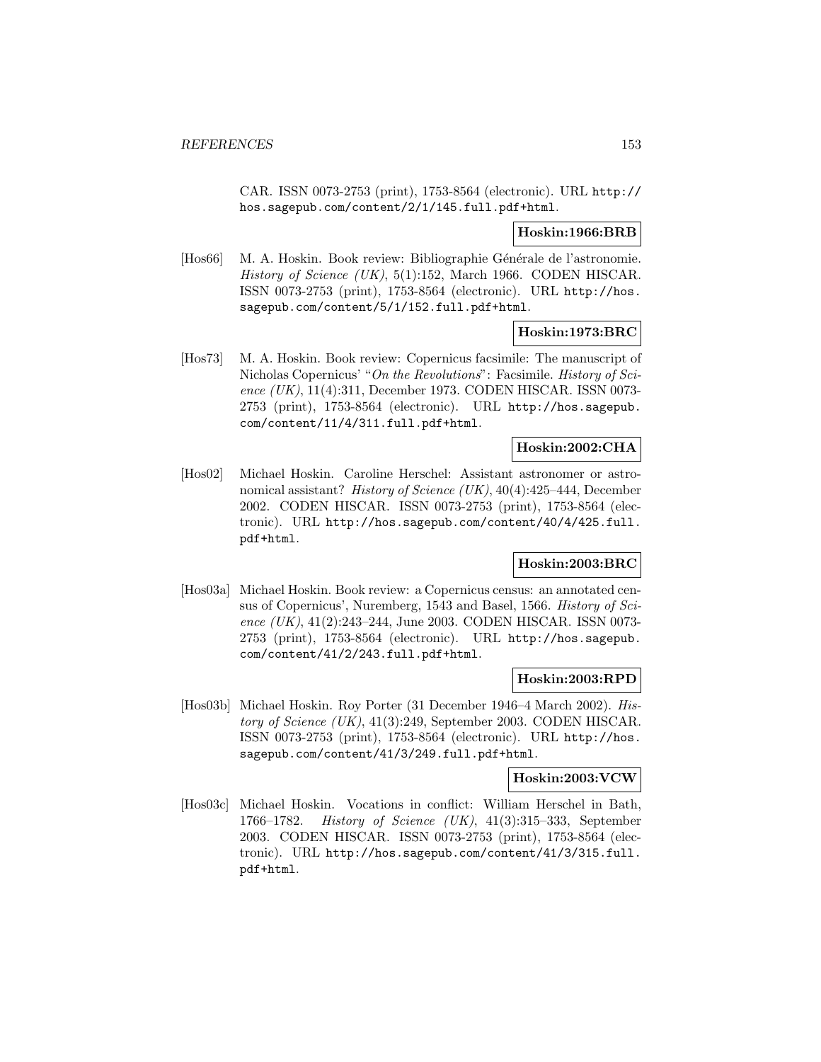CAR. ISSN 0073-2753 (print), 1753-8564 (electronic). URL http://hos.sagepub.com/content/2/1/145.full.pdf+html.

**Hoskin:1966:BRB**

[Hos66] M. A. Hoskin. Book review: Bibliographie Générale de l'astronomie. *History of Science (UK)*, 5(1):152, March 1966. CODEN HISCAR. ISSN 0073-2753 (print), 1753-8564 (electronic). URL http://hos.sagepub.com/content/5/1/152.full.pdf+html.

**Hoskin:1973:BRC**

[Hos73] M. A. Hoskin. Book review: Copernicus facsimile: The manuscript of Nicholas Copernicus' "*On the Revolutions*": Facsimile. *History of Science (UK)*, 11(4):311, December 1973. CODEN HISCAR. ISSN 0073-2753 (print), 1753-8564 (electronic). URL http://hos.sagepub.com/content/11/4/311.full.pdf+html.

**Hoskin:2002:CHA**

[Hos02] Michael Hoskin. Caroline Herschel: Assistant astronomer or astronomical assistant? *History of Science (UK)*, 40(4):425–444, December 2002. CODEN HISCAR. ISSN 0073-2753 (print), 1753-8564 (electronic). URL http://hos.sagepub.com/content/40/4/425.full.pdf+html.

**Hoskin:2003:BRC**

[Hos03a] Michael Hoskin. Book review: a Copernicus census: an annotated census of Copernicus', Nuremberg, 1543 and Basel, 1566. *History of Science (UK)*, 41(2):243–244, June 2003. CODEN HISCAR. ISSN 0073-2753 (print), 1753-8564 (electronic). URL http://hos.sagepub.com/content/41/2/243.full.pdf+html.

**Hoskin:2003:RPD**

[Hos03b] Michael Hoskin. Roy Porter (31 December 1946–4 March 2002). *History of Science (UK)*, 41(3):249, September 2003. CODEN HISCAR. ISSN 0073-2753 (print), 1753-8564 (electronic). URL http://hos.sagepub.com/content/41/3/249.full.pdf+html.

**Hoskin:2003:VCW**

[Hos03c] Michael Hoskin. Vocations in conflict: William Herschel in Bath, 1766–1782. *History of Science (UK)*, 41(3):315–333, September 2003. CODEN HISCAR. ISSN 0073-2753 (print), 1753-8564 (electronic). URL http://hos.sagepub.com/content/41/3/315.full.pdf+html.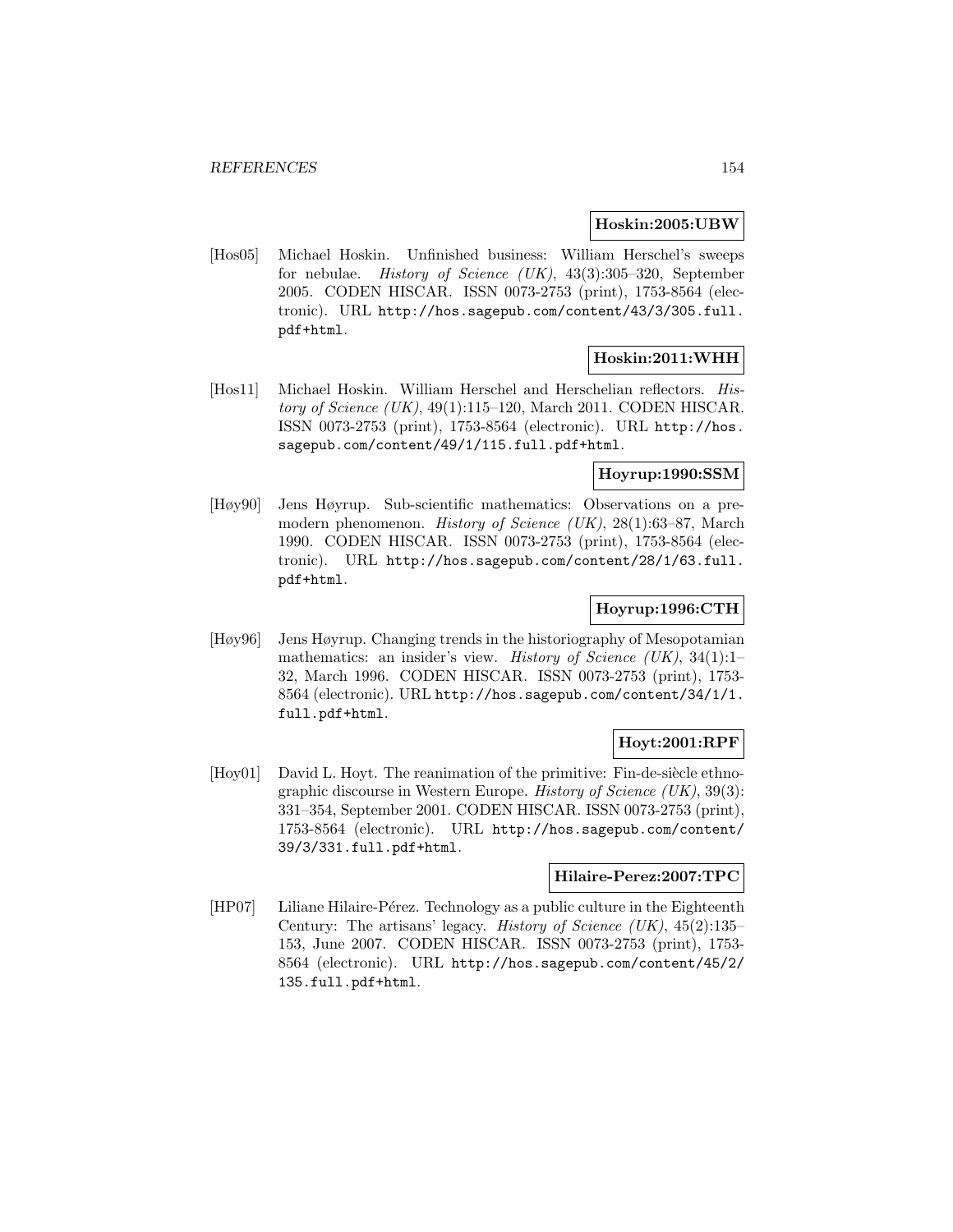**Hoskin:2005:UBW**

[Hos05] Michael Hoskin. Unfinished business: William Herschel's sweeps for nebulae. *History of Science (UK)*, 43(3):305–320, September 2005. CODEN HISCAR. ISSN 0073-2753 (print), 1753-8564 (electronic). URL http://hos.sagepub.com/content/43/3/305.full.pdf+html.

**Hoskin:2011:WHH**

[Hos11] Michael Hoskin. William Herschel and Herschelian reflectors. *History of Science (UK)*, 49(1):115–120, March 2011. CODEN HISCAR. ISSN 0073-2753 (print), 1753-8564 (electronic). URL http://hos.sagepub.com/content/49/1/115.full.pdf+html.

**Hoyrup:1990:SSM**

[Høy90] Jens Høyrup. Sub-scientific mathematics: Observations on a pre-modern phenomenon. *History of Science (UK)*, 28(1):63–87, March 1990. CODEN HISCAR. ISSN 0073-2753 (print), 1753-8564 (electronic). URL http://hos.sagepub.com/content/28/1/63.full.pdf+html.

**Hoyrup:1996:CTH**

[Høy96] Jens Høyrup. Changing trends in the historiography of Mesopotamian mathematics: an insider's view. *History of Science (UK)*, 34(1):1–32, March 1996. CODEN HISCAR. ISSN 0073-2753 (print), 1753-8564 (electronic). URL http://hos.sagepub.com/content/34/1/1.full.pdf+html.

**Hoyt:2001:RPF**

[Hoy01] David L. Hoyt. The reanimation of the primitive: Fin-de-siècle ethnographic discourse in Western Europe. *History of Science (UK)*, 39(3):331–354, September 2001. CODEN HISCAR. ISSN 0073-2753 (print), 1753-8564 (electronic). URL http://hos.sagepub.com/content/39/3/331.full.pdf+html.

**Hilaire-Perez:2007:TPC**

[HP07] Liliane Hilaire-Pérez. Technology as a public culture in the Eighteenth Century: The artisans' legacy. *History of Science (UK)*, 45(2):135–153, June 2007. CODEN HISCAR. ISSN 0073-2753 (print), 1753-8564 (electronic). URL http://hos.sagepub.com/content/45/2/135.full.pdf+html.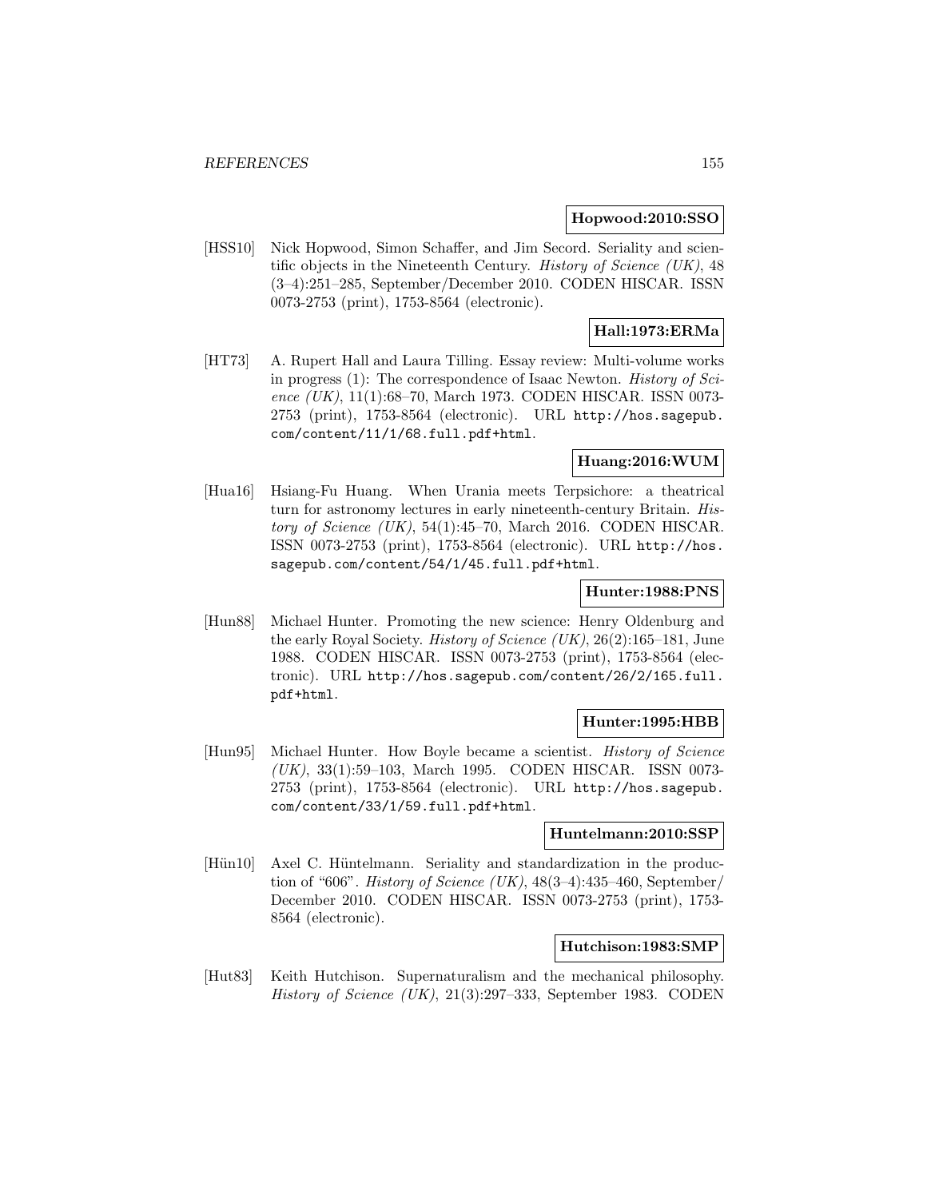**Hopwood:2010:SSO**

[HSS10] Nick Hopwood, Simon Schaffer, and Jim Secord. Seriality and scientific objects in the Nineteenth Century. *History of Science (UK)*, 48 (3–4):251–285, September/December 2010. CODEN HISCAR. ISSN 0073-2753 (print), 1753-8564 (electronic).

**Hall:1973:ERMa**

[HT73] A. Rupert Hall and Laura Tilling. Essay review: Multi-volume works in progress (1): The correspondence of Isaac Newton. *History of Science (UK)*, 11(1):68–70, March 1973. CODEN HISCAR. ISSN 0073-2753 (print), 1753-8564 (electronic). URL http://hos.sagepub.com/content/11/1/68.full.pdf+html.

**Huang:2016:WUM**

[Hua16] Hsiang-Fu Huang. When Urania meets Terpsichore: a theatrical turn for astronomy lectures in early nineteenth-century Britain. *History of Science (UK)*, 54(1):45–70, March 2016. CODEN HISCAR. ISSN 0073-2753 (print), 1753-8564 (electronic). URL http://hos.sagepub.com/content/54/1/45.full.pdf+html.

**Hunter:1988:PNS**

[Hun88] Michael Hunter. Promoting the new science: Henry Oldenburg and the early Royal Society. *History of Science (UK)*, 26(2):165–181, June 1988. CODEN HISCAR. ISSN 0073-2753 (print), 1753-8564 (electronic). URL http://hos.sagepub.com/content/26/2/165.full.pdf+html.

**Hunter:1995:HBB**

[Hun95] Michael Hunter. How Boyle became a scientist. *History of Science (UK)*, 33(1):59–103, March 1995. CODEN HISCAR. ISSN 0073-2753 (print), 1753-8564 (electronic). URL http://hos.sagepub.com/content/33/1/59.full.pdf+html.

**Huntelmann:2010:SSP**

[Hün10] Axel C. Hüntelmann. Seriality and standardization in the production of "606". *History of Science (UK)*, 48(3–4):435–460, September/December 2010. CODEN HISCAR. ISSN 0073-2753 (print), 1753-8564 (electronic).

**Hutchison:1983:SMP**

[Hut83] Keith Hutchison. Supernaturalism and the mechanical philosophy. *History of Science (UK)*, 21(3):297–333, September 1983. CODEN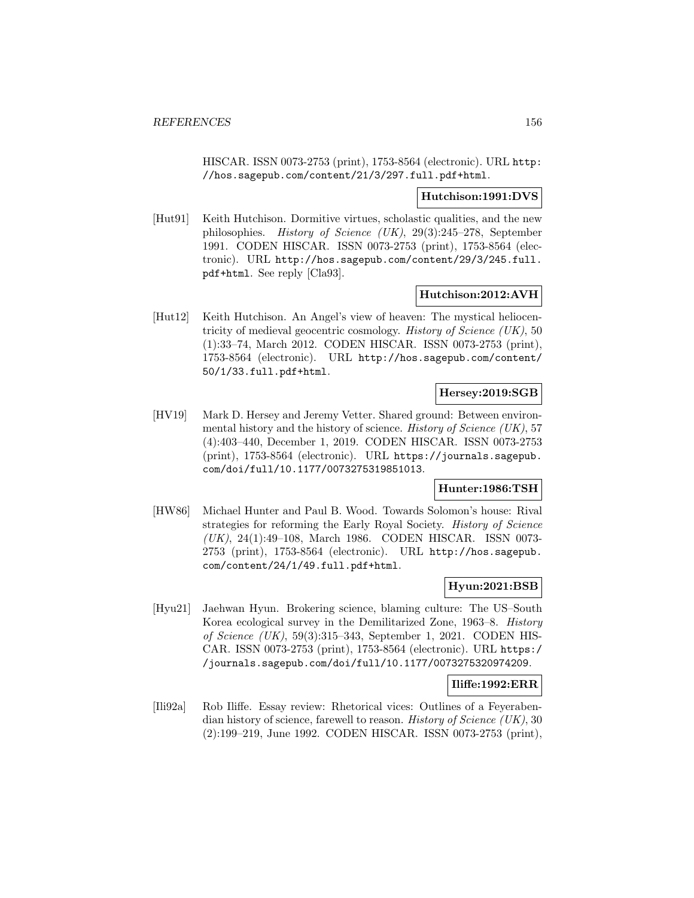HISCAR. ISSN 0073-2753 (print), 1753-8564 (electronic). URL http://hos.sagepub.com/content/21/3/297.full.pdf+html.

**Hutchison:1991:DVS**

[Hut91] Keith Hutchison. Dormitive virtues, scholastic qualities, and the new philosophies. *History of Science (UK)*, 29(3):245–278, September 1991. CODEN HISCAR. ISSN 0073-2753 (print), 1753-8564 (electronic). URL http://hos.sagepub.com/content/29/3/245.full.pdf+html. See reply [Cla93].

**Hutchison:2012:AVH**

[Hut12] Keith Hutchison. An Angel's view of heaven: The mystical heliocentricity of medieval geocentric cosmology. *History of Science (UK)*, 50 (1):33–74, March 2012. CODEN HISCAR. ISSN 0073-2753 (print), 1753-8564 (electronic). URL http://hos.sagepub.com/content/50/1/33.full.pdf+html.

**Hersey:2019:SGB**

[HV19] Mark D. Hersey and Jeremy Vetter. Shared ground: Between environmental history and the history of science. *History of Science (UK)*, 57 (4):403–440, December 1, 2019. CODEN HISCAR. ISSN 0073-2753 (print), 1753-8564 (electronic). URL https://journals.sagepub.com/doi/full/10.1177/0073275319851013.

**Hunter:1986:TSH**

[HW86] Michael Hunter and Paul B. Wood. Towards Solomon's house: Rival strategies for reforming the Early Royal Society. *History of Science (UK)*, 24(1):49–108, March 1986. CODEN HISCAR. ISSN 0073-2753 (print), 1753-8564 (electronic). URL http://hos.sagepub.com/content/24/1/49.full.pdf+html.

**Hyun:2021:BSB**

[Hyu21] Jaehwan Hyun. Brokering science, blaming culture: The US–South Korea ecological survey in the Demilitarized Zone, 1963–8. *History of Science (UK)*, 59(3):315–343, September 1, 2021. CODEN HISCAR. ISSN 0073-2753 (print), 1753-8564 (electronic). URL https://journals.sagepub.com/doi/full/10.1177/0073275320974209.

**Iliffe:1992:ERR**

[Ili92a] Rob Iliffe. Essay review: Rhetorical vices: Outlines of a Feyerabendian history of science, farewell to reason. *History of Science (UK)*, 30 (2):199–219, June 1992. CODEN HISCAR. ISSN 0073-2753 (print),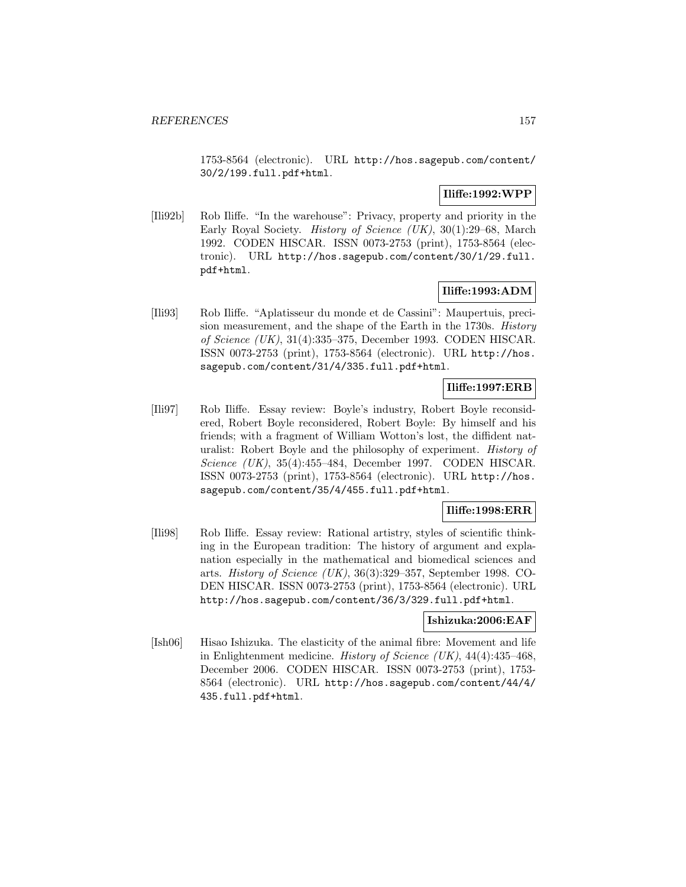1753-8564 (electronic). URL http://hos.sagepub.com/content/30/2/199.full.pdf+html.

**Iliffe:1992:WPP**

[Ili92b] Rob Iliffe. "In the warehouse": Privacy, property and priority in the Early Royal Society. *History of Science (UK)*, 30(1):29–68, March 1992. CODEN HISCAR. ISSN 0073-2753 (print), 1753-8564 (electronic). URL http://hos.sagepub.com/content/30/1/29.full.pdf+html.

**Iliffe:1993:ADM**

[Ili93] Rob Iliffe. "Aplatisseur du monde et de Cassini": Maupertuis, precision measurement, and the shape of the Earth in the 1730s. *History of Science (UK)*, 31(4):335–375, December 1993. CODEN HISCAR. ISSN 0073-2753 (print), 1753-8564 (electronic). URL http://hos.sagepub.com/content/31/4/335.full.pdf+html.

**Iliffe:1997:ERB**

[Ili97] Rob Iliffe. Essay review: Boyle's industry, Robert Boyle reconsidered, Robert Boyle reconsidered, Robert Boyle: By himself and his friends; with a fragment of William Wotton's lost, the diffident naturalist: Robert Boyle and the philosophy of experiment. *History of Science (UK)*, 35(4):455–484, December 1997. CODEN HISCAR. ISSN 0073-2753 (print), 1753-8564 (electronic). URL http://hos.sagepub.com/content/35/4/455.full.pdf+html.

**Iliffe:1998:ERR**

[Ili98] Rob Iliffe. Essay review: Rational artistry, styles of scientific thinking in the European tradition: The history of argument and explanation especially in the mathematical and biomedical sciences and arts. *History of Science (UK)*, 36(3):329–357, September 1998. CODEN HISCAR. ISSN 0073-2753 (print), 1753-8564 (electronic). URL http://hos.sagepub.com/content/36/3/329.full.pdf+html.

**Ishizuka:2006:EAF**

[Ish06] Hisao Ishizuka. The elasticity of the animal fibre: Movement and life in Enlightenment medicine. *History of Science (UK)*, 44(4):435–468, December 2006. CODEN HISCAR. ISSN 0073-2753 (print), 1753-8564 (electronic). URL http://hos.sagepub.com/content/44/4/435.full.pdf+html.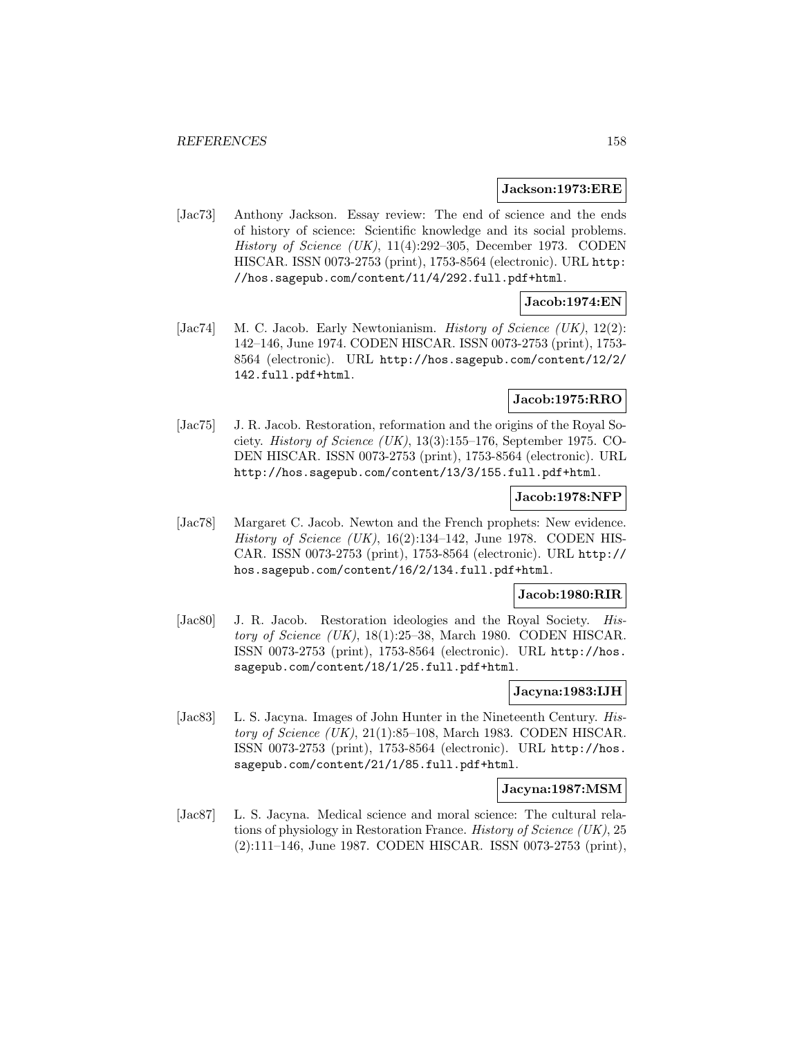**Jackson:1973:ERE**

[Jac73] Anthony Jackson. Essay review: The end of science and the ends of history of science: Scientific knowledge and its social problems. *History of Science (UK)*, 11(4):292–305, December 1973. CODEN HISCAR. ISSN 0073-2753 (print), 1753-8564 (electronic). URL http://hos.sagepub.com/content/11/4/292.full.pdf+html.

**Jacob:1974:EN**

[Jac74] M. C. Jacob. Early Newtonianism. *History of Science (UK)*, 12(2): 142–146, June 1974. CODEN HISCAR. ISSN 0073-2753 (print), 1753-8564 (electronic). URL http://hos.sagepub.com/content/12/2/142.full.pdf+html.

**Jacob:1975:RRO**

[Jac75] J. R. Jacob. Restoration, reformation and the origins of the Royal Society. *History of Science (UK)*, 13(3):155–176, September 1975. CODEN HISCAR. ISSN 0073-2753 (print), 1753-8564 (electronic). URL http://hos.sagepub.com/content/13/3/155.full.pdf+html.

**Jacob:1978:NFP**

[Jac78] Margaret C. Jacob. Newton and the French prophets: New evidence. *History of Science (UK)*, 16(2):134–142, June 1978. CODEN HISCAR. ISSN 0073-2753 (print), 1753-8564 (electronic). URL http://hos.sagepub.com/content/16/2/134.full.pdf+html.

**Jacob:1980:RIR**

[Jac80] J. R. Jacob. Restoration ideologies and the Royal Society. *History of Science (UK)*, 18(1):25–38, March 1980. CODEN HISCAR. ISSN 0073-2753 (print), 1753-8564 (electronic). URL http://hos.sagepub.com/content/18/1/25.full.pdf+html.

**Jacyna:1983:IJH**

[Jac83] L. S. Jacyna. Images of John Hunter in the Nineteenth Century. *History of Science (UK)*, 21(1):85–108, March 1983. CODEN HISCAR. ISSN 0073-2753 (print), 1753-8564 (electronic). URL http://hos.sagepub.com/content/21/1/85.full.pdf+html.

**Jacyna:1987:MSM**

[Jac87] L. S. Jacyna. Medical science and moral science: The cultural relations of physiology in Restoration France. *History of Science (UK)*, 25 (2):111–146, June 1987. CODEN HISCAR. ISSN 0073-2753 (print),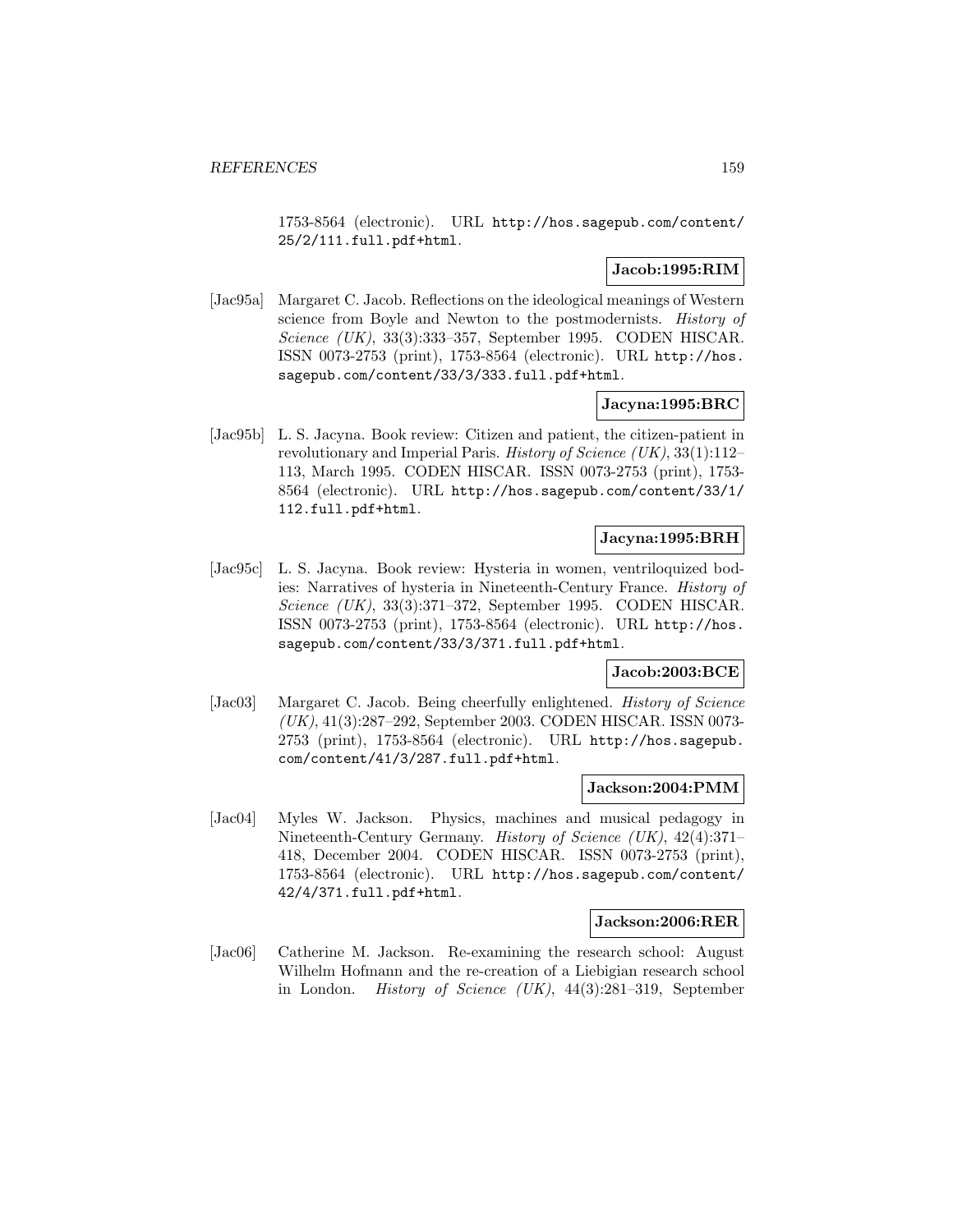1753-8564 (electronic). URL http://hos.sagepub.com/content/25/2/111.full.pdf+html.

**Jacob:1995:RIM**

[Jac95a] Margaret C. Jacob. Reflections on the ideological meanings of Western science from Boyle and Newton to the postmodernists. *History of Science (UK)*, 33(3):333–357, September 1995. CODEN HISCAR. ISSN 0073-2753 (print), 1753-8564 (electronic). URL http://hos.sagepub.com/content/33/3/333.full.pdf+html.

**Jacyna:1995:BRC**

[Jac95b] L. S. Jacyna. Book review: Citizen and patient, the citizen-patient in revolutionary and Imperial Paris. *History of Science (UK)*, 33(1):112–113, March 1995. CODEN HISCAR. ISSN 0073-2753 (print), 1753-8564 (electronic). URL http://hos.sagepub.com/content/33/1/112.full.pdf+html.

**Jacyna:1995:BRH**

[Jac95c] L. S. Jacyna. Book review: Hysteria in women, ventriloquized bodies: Narratives of hysteria in Nineteenth-Century France. *History of Science (UK)*, 33(3):371–372, September 1995. CODEN HISCAR. ISSN 0073-2753 (print), 1753-8564 (electronic). URL http://hos.sagepub.com/content/33/3/371.full.pdf+html.

**Jacob:2003:BCE**

[Jac03] Margaret C. Jacob. Being cheerfully enlightened. *History of Science (UK)*, 41(3):287–292, September 2003. CODEN HISCAR. ISSN 0073-2753 (print), 1753-8564 (electronic). URL http://hos.sagepub.com/content/41/3/287.full.pdf+html.

**Jackson:2004:PMM**

[Jac04] Myles W. Jackson. Physics, machines and musical pedagogy in Nineteenth-Century Germany. *History of Science (UK)*, 42(4):371–418, December 2004. CODEN HISCAR. ISSN 0073-2753 (print), 1753-8564 (electronic). URL http://hos.sagepub.com/content/42/4/371.full.pdf+html.

**Jackson:2006:RER**

[Jac06] Catherine M. Jackson. Re-examining the research school: August Wilhelm Hofmann and the re-creation of a Liebigian research school in London. *History of Science (UK)*, 44(3):281–319, September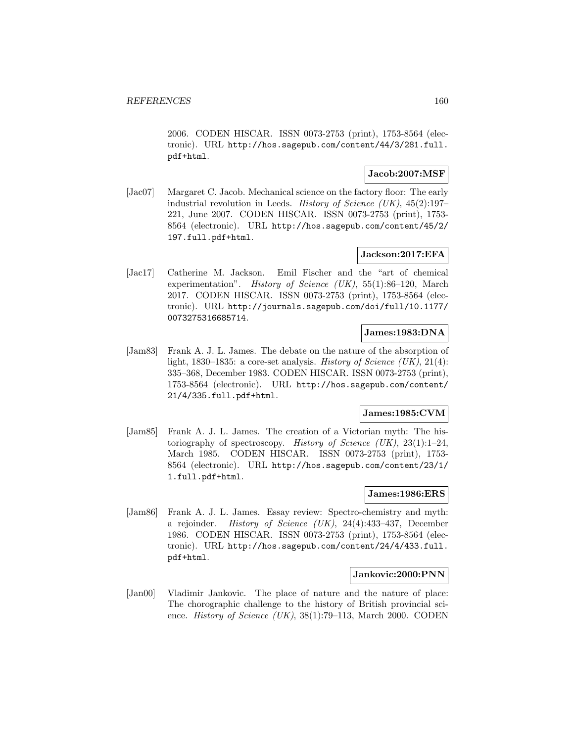2006. CODEN HISCAR. ISSN 0073-2753 (print), 1753-8564 (electronic). URL http://hos.sagepub.com/content/44/3/281.full.pdf+html.

**Jacob:2007:MSF**

[Jac07] Margaret C. Jacob. Mechanical science on the factory floor: The early industrial revolution in Leeds. *History of Science (UK)*, 45(2):197–221, June 2007. CODEN HISCAR. ISSN 0073-2753 (print), 1753-8564 (electronic). URL http://hos.sagepub.com/content/45/2/197.full.pdf+html.

**Jackson:2017:EFA**

[Jac17] Catherine M. Jackson. Emil Fischer and the "art of chemical experimentation". *History of Science (UK)*, 55(1):86–120, March 2017. CODEN HISCAR. ISSN 0073-2753 (print), 1753-8564 (electronic). URL http://journals.sagepub.com/doi/full/10.1177/0073275316685714.

**James:1983:DNA**

[Jam83] Frank A. J. L. James. The debate on the nature of the absorption of light, 1830–1835: a core-set analysis. *History of Science (UK)*, 21(4):335–368, December 1983. CODEN HISCAR. ISSN 0073-2753 (print), 1753-8564 (electronic). URL http://hos.sagepub.com/content/21/4/335.full.pdf+html.

**James:1985:CVM**

[Jam85] Frank A. J. L. James. The creation of a Victorian myth: The historiography of spectroscopy. *History of Science (UK)*, 23(1):1–24, March 1985. CODEN HISCAR. ISSN 0073-2753 (print), 1753-8564 (electronic). URL http://hos.sagepub.com/content/23/1/1.full.pdf+html.

**James:1986:ERS**

[Jam86] Frank A. J. L. James. Essay review: Spectro-chemistry and myth: a rejoinder. *History of Science (UK)*, 24(4):433–437, December 1986. CODEN HISCAR. ISSN 0073-2753 (print), 1753-8564 (electronic). URL http://hos.sagepub.com/content/24/4/433.full.pdf+html.

**Jankovic:2000:PNN**

[Jan00] Vladimir Jankovic. The place of nature and the nature of place: The chorographic challenge to the history of British provincial science. *History of Science (UK)*, 38(1):79–113, March 2000. CODEN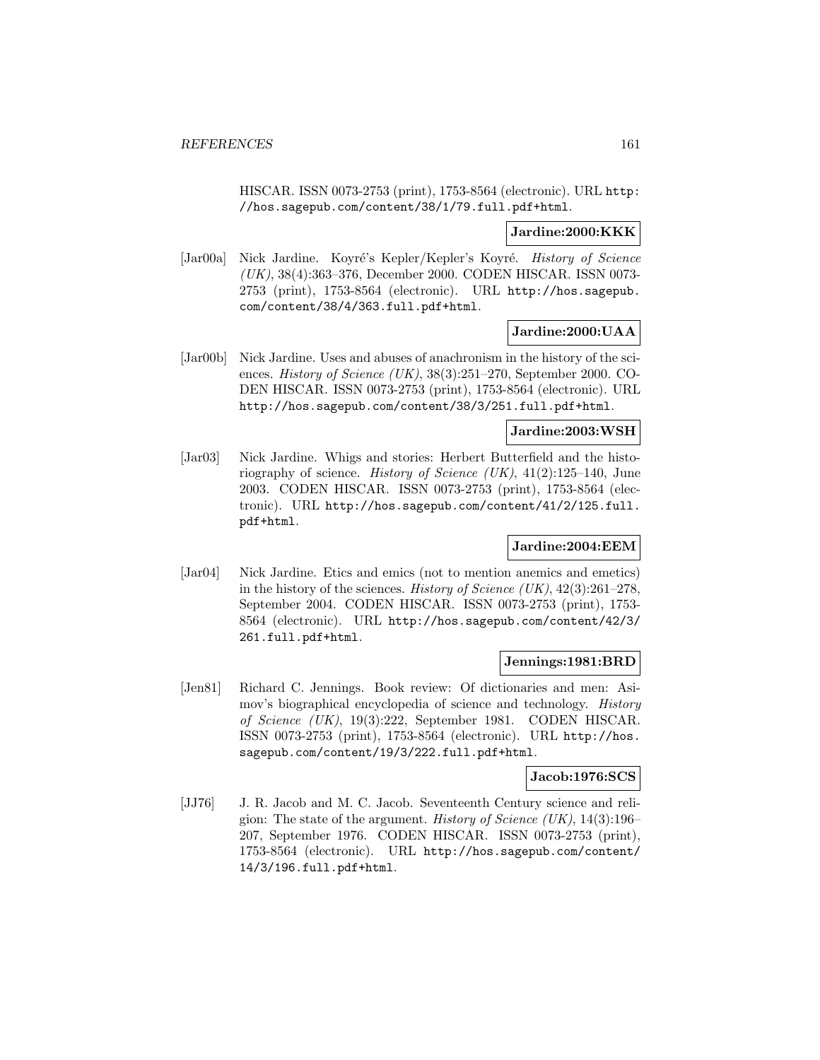HISCAR. ISSN 0073-2753 (print), 1753-8564 (electronic). URL http://hos.sagepub.com/content/38/1/79.full.pdf+html.

**Jardine:2000:KKK**

[Jar00a] Nick Jardine. Koyré's Kepler/Kepler's Koyré. *History of Science (UK)*, 38(4):363–376, December 2000. CODEN HISCAR. ISSN 0073-2753 (print), 1753-8564 (electronic). URL http://hos.sagepub.com/content/38/4/363.full.pdf+html.

**Jardine:2000:UAA**

[Jar00b] Nick Jardine. Uses and abuses of anachronism in the history of the sciences. *History of Science (UK)*, 38(3):251–270, September 2000. CODEN HISCAR. ISSN 0073-2753 (print), 1753-8564 (electronic). URL http://hos.sagepub.com/content/38/3/251.full.pdf+html.

**Jardine:2003:WSH**

[Jar03] Nick Jardine. Whigs and stories: Herbert Butterfield and the historiography of science. *History of Science (UK)*, 41(2):125–140, June 2003. CODEN HISCAR. ISSN 0073-2753 (print), 1753-8564 (electronic). URL http://hos.sagepub.com/content/41/2/125.full.pdf+html.

**Jardine:2004:EEM**

[Jar04] Nick Jardine. Etics and emics (not to mention anemics and emetics) in the history of the sciences. *History of Science (UK)*, 42(3):261–278, September 2004. CODEN HISCAR. ISSN 0073-2753 (print), 1753-8564 (electronic). URL http://hos.sagepub.com/content/42/3/261.full.pdf+html.

**Jennings:1981:BRD**

[Jen81] Richard C. Jennings. Book review: Of dictionaries and men: Asimov's biographical encyclopedia of science and technology. *History of Science (UK)*, 19(3):222, September 1981. CODEN HISCAR. ISSN 0073-2753 (print), 1753-8564 (electronic). URL http://hos.sagepub.com/content/19/3/222.full.pdf+html.

**Jacob:1976:SCS**

[JJ76] J. R. Jacob and M. C. Jacob. Seventeenth Century science and religion: The state of the argument. *History of Science (UK)*, 14(3):196–207, September 1976. CODEN HISCAR. ISSN 0073-2753 (print), 1753-8564 (electronic). URL http://hos.sagepub.com/content/14/3/196.full.pdf+html.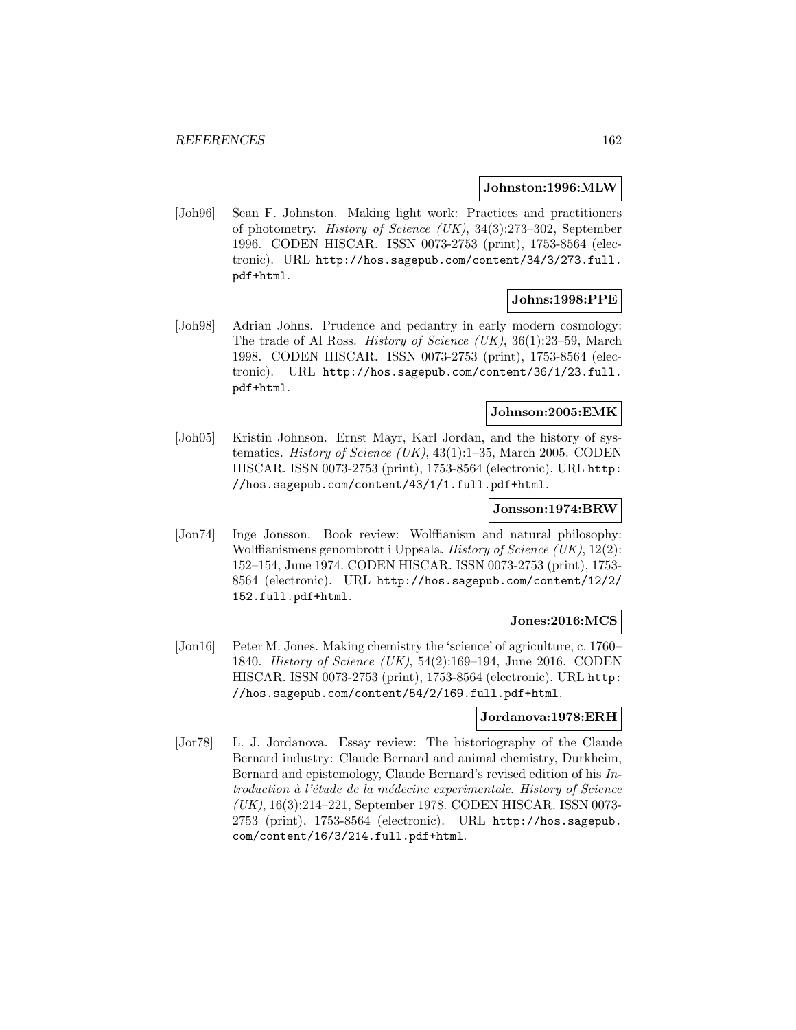**Johnston:1996:MLW**

[Joh96] Sean F. Johnston. Making light work: Practices and practitioners of photometry. *History of Science (UK)*, 34(3):273–302, September 1996. CODEN HISCAR. ISSN 0073-2753 (print), 1753-8564 (electronic). URL http://hos.sagepub.com/content/34/3/273.full.pdf+html.

**Johns:1998:PPE**

[Joh98] Adrian Johns. Prudence and pedantry in early modern cosmology: The trade of Al Ross. *History of Science (UK)*, 36(1):23–59, March 1998. CODEN HISCAR. ISSN 0073-2753 (print), 1753-8564 (electronic). URL http://hos.sagepub.com/content/36/1/23.full.pdf+html.

**Johnson:2005:EMK**

[Joh05] Kristin Johnson. Ernst Mayr, Karl Jordan, and the history of systematics. *History of Science (UK)*, 43(1):1–35, March 2005. CODEN HISCAR. ISSN 0073-2753 (print), 1753-8564 (electronic). URL http://hos.sagepub.com/content/43/1/1.full.pdf+html.

**Jonsson:1974:BRW**

[Jon74] Inge Jonsson. Book review: Wolffianism and natural philosophy: Wolffianismens genombrott i Uppsala. *History of Science (UK)*, 12(2): 152–154, June 1974. CODEN HISCAR. ISSN 0073-2753 (print), 1753-8564 (electronic). URL http://hos.sagepub.com/content/12/2/152.full.pdf+html.

**Jones:2016:MCS**

[Jon16] Peter M. Jones. Making chemistry the 'science' of agriculture, c. 1760–1840. *History of Science (UK)*, 54(2):169–194, June 2016. CODEN HISCAR. ISSN 0073-2753 (print), 1753-8564 (electronic). URL http://hos.sagepub.com/content/54/2/169.full.pdf+html.

**Jordanova:1978:ERH**

[Jor78] L. J. Jordanova. Essay review: The historiography of the Claude Bernard industry: Claude Bernard and animal chemistry, Durkheim, Bernard and epistemology, Claude Bernard's revised edition of his *Introduction à l'étude de la médecine experimentale*. *History of Science (UK)*, 16(3):214–221, September 1978. CODEN HISCAR. ISSN 0073-2753 (print), 1753-8564 (electronic). URL http://hos.sagepub.com/content/16/3/214.full.pdf+html.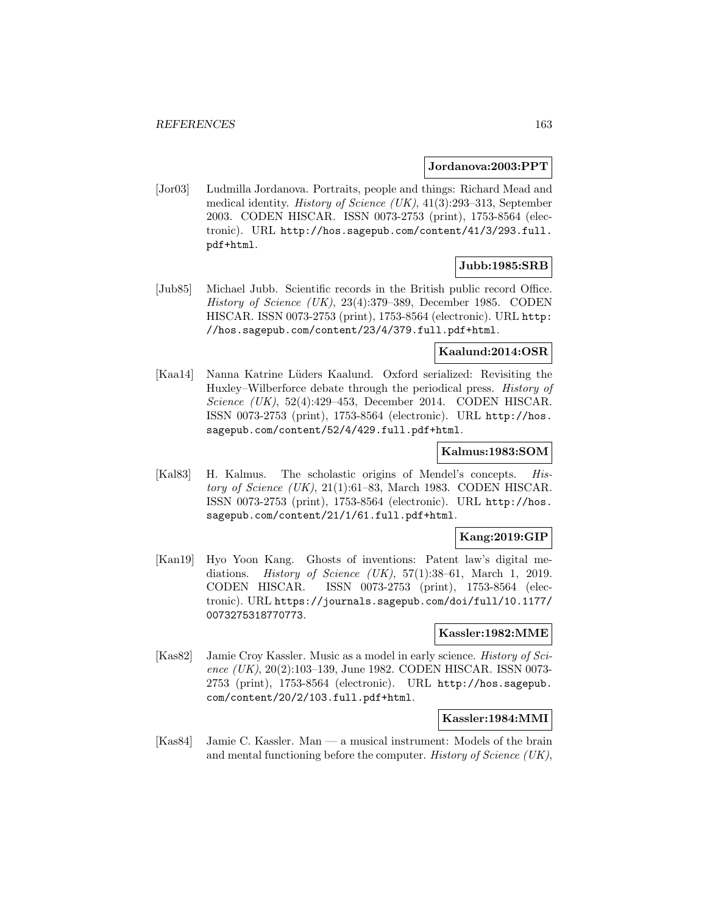**Jordanova:2003:PPT**

[Jor03] Ludmilla Jordanova. Portraits, people and things: Richard Mead and medical identity. *History of Science (UK)*, 41(3):293–313, September 2003. CODEN HISCAR. ISSN 0073-2753 (print), 1753-8564 (electronic). URL `http://hos.sagepub.com/content/41/3/293.full.pdf+html`.

**Jubb:1985:SRB**

[Jub85] Michael Jubb. Scientific records in the British public record Office. *History of Science (UK)*, 23(4):379–389, December 1985. CODEN HISCAR. ISSN 0073-2753 (print), 1753-8564 (electronic). URL `http://hos.sagepub.com/content/23/4/379.full.pdf+html`.

**Kaalund:2014:OSR**

[Kaa14] Nanna Katrine Lüders Kaalund. Oxford serialized: Revisiting the Huxley–Wilberforce debate through the periodical press. *History of Science (UK)*, 52(4):429–453, December 2014. CODEN HISCAR. ISSN 0073-2753 (print), 1753-8564 (electronic). URL `http://hos.sagepub.com/content/52/4/429.full.pdf+html`.

**Kalmus:1983:SOM**

[Kal83] H. Kalmus. The scholastic origins of Mendel's concepts. *History of Science (UK)*, 21(1):61–83, March 1983. CODEN HISCAR. ISSN 0073-2753 (print), 1753-8564 (electronic). URL `http://hos.sagepub.com/content/21/1/61.full.pdf+html`.

**Kang:2019:GIP**

[Kan19] Hyo Yoon Kang. Ghosts of inventions: Patent law's digital mediations. *History of Science (UK)*, 57(1):38–61, March 1, 2019. CODEN HISCAR. ISSN 0073-2753 (print), 1753-8564 (electronic). URL `https://journals.sagepub.com/doi/full/10.1177/0073275318770773`.

**Kassler:1982:MME**

[Kas82] Jamie Croy Kassler. Music as a model in early science. *History of Science (UK)*, 20(2):103–139, June 1982. CODEN HISCAR. ISSN 0073-2753 (print), 1753-8564 (electronic). URL `http://hos.sagepub.com/content/20/2/103.full.pdf+html`.

**Kassler:1984:MMI**

[Kas84] Jamie C. Kassler. Man — a musical instrument: Models of the brain and mental functioning before the computer. *History of Science (UK)*,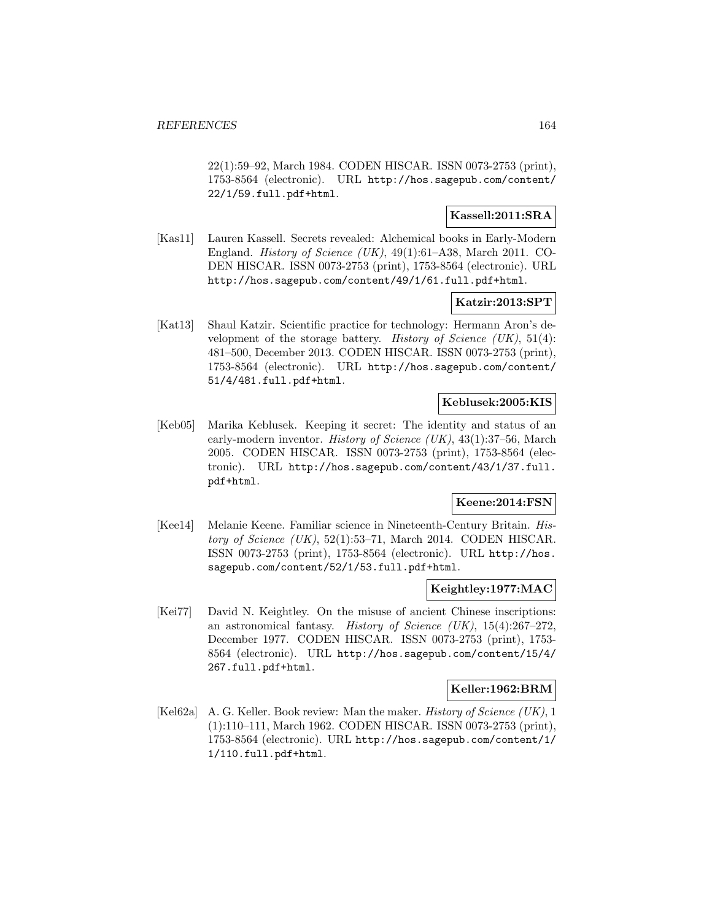22(1):59–92, March 1984. CODEN HISCAR. ISSN 0073-2753 (print), 1753-8564 (electronic). URL http://hos.sagepub.com/content/22/1/59.full.pdf+html.

**Kassell:2011:SRA**

[Kas11] Lauren Kassell. Secrets revealed: Alchemical books in Early-Modern England. *History of Science (UK)*, 49(1):61–A38, March 2011. CODEN HISCAR. ISSN 0073-2753 (print), 1753-8564 (electronic). URL http://hos.sagepub.com/content/49/1/61.full.pdf+html.

**Katzir:2013:SPT**

[Kat13] Shaul Katzir. Scientific practice for technology: Hermann Aron's development of the storage battery. *History of Science (UK)*, 51(4): 481–500, December 2013. CODEN HISCAR. ISSN 0073-2753 (print), 1753-8564 (electronic). URL http://hos.sagepub.com/content/51/4/481.full.pdf+html.

**Keblusek:2005:KIS**

[Keb05] Marika Keblusek. Keeping it secret: The identity and status of an early-modern inventor. *History of Science (UK)*, 43(1):37–56, March 2005. CODEN HISCAR. ISSN 0073-2753 (print), 1753-8564 (electronic). URL http://hos.sagepub.com/content/43/1/37.full.pdf+html.

**Keene:2014:FSN**

[Kee14] Melanie Keene. Familiar science in Nineteenth-Century Britain. *History of Science (UK)*, 52(1):53–71, March 2014. CODEN HISCAR. ISSN 0073-2753 (print), 1753-8564 (electronic). URL http://hos.sagepub.com/content/52/1/53.full.pdf+html.

**Keightley:1977:MAC**

[Kei77] David N. Keightley. On the misuse of ancient Chinese inscriptions: an astronomical fantasy. *History of Science (UK)*, 15(4):267–272, December 1977. CODEN HISCAR. ISSN 0073-2753 (print), 1753-8564 (electronic). URL http://hos.sagepub.com/content/15/4/267.full.pdf+html.

**Keller:1962:BRM**

[Kel62a] A. G. Keller. Book review: Man the maker. *History of Science (UK)*, 1 (1):110–111, March 1962. CODEN HISCAR. ISSN 0073-2753 (print), 1753-8564 (electronic). URL http://hos.sagepub.com/content/1/1/110.full.pdf+html.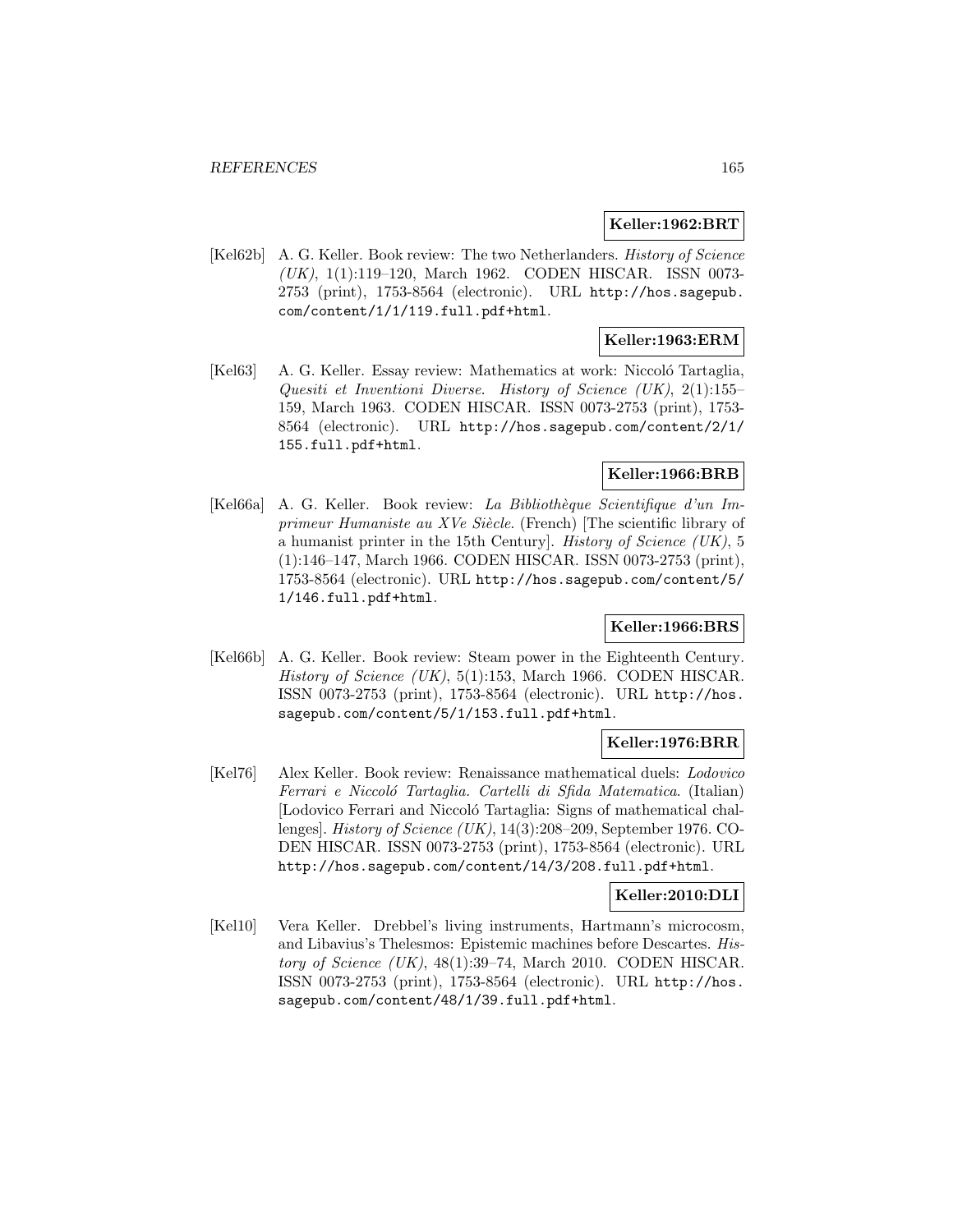**Keller:1962:BRT**

[Kel62b] A. G. Keller. Book review: The two Netherlanders. *History of Science (UK)*, 1(1):119–120, March 1962. CODEN HISCAR. ISSN 0073-2753 (print), 1753-8564 (electronic). URL http://hos.sagepub.com/content/1/1/119.full.pdf+html.

**Keller:1963:ERM**

[Kel63] A. G. Keller. Essay review: Mathematics at work: Niccoló Tartaglia, *Quesiti et Inventioni Diverse*. *History of Science (UK)*, 2(1):155–159, March 1963. CODEN HISCAR. ISSN 0073-2753 (print), 1753-8564 (electronic). URL http://hos.sagepub.com/content/2/1/155.full.pdf+html.

**Keller:1966:BRB**

[Kel66a] A. G. Keller. Book review: *La Bibliothèque Scientifique d'un Imprimeur Humaniste au XVe Siècle*. (French) [The scientific library of a humanist printer in the 15th Century]. *History of Science (UK)*, 5 (1):146–147, March 1966. CODEN HISCAR. ISSN 0073-2753 (print), 1753-8564 (electronic). URL http://hos.sagepub.com/content/5/1/146.full.pdf+html.

**Keller:1966:BRS**

[Kel66b] A. G. Keller. Book review: Steam power in the Eighteenth Century. *History of Science (UK)*, 5(1):153, March 1966. CODEN HISCAR. ISSN 0073-2753 (print), 1753-8564 (electronic). URL http://hos.sagepub.com/content/5/1/153.full.pdf+html.

**Keller:1976:BRR**

[Kel76] Alex Keller. Book review: Renaissance mathematical duels: *Lodovico Ferrari e Niccoló Tartaglia. Cartelli di Sfida Matematica*. (Italian) [Lodovico Ferrari and Niccoló Tartaglia: Signs of mathematical challenges]. *History of Science (UK)*, 14(3):208–209, September 1976. CODEN HISCAR. ISSN 0073-2753 (print), 1753-8564 (electronic). URL http://hos.sagepub.com/content/14/3/208.full.pdf+html.

**Keller:2010:DLI**

[Kel10] Vera Keller. Drebbel's living instruments, Hartmann's microcosm, and Libavius's Thelesmos: Epistemic machines before Descartes. *History of Science (UK)*, 48(1):39–74, March 2010. CODEN HISCAR. ISSN 0073-2753 (print), 1753-8564 (electronic). URL http://hos.sagepub.com/content/48/1/39.full.pdf+html.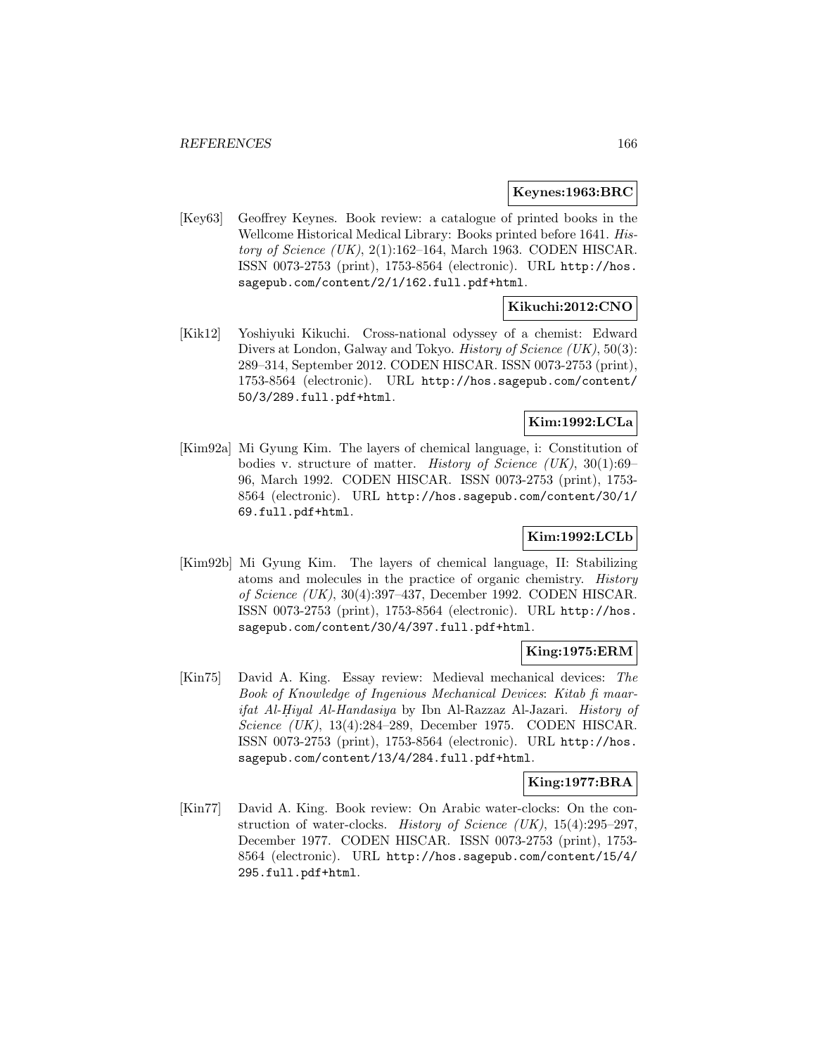**Keynes:1963:BRC**

[Key63] Geoffrey Keynes. Book review: a catalogue of printed books in the Wellcome Historical Medical Library: Books printed before 1641. *History of Science (UK)*, 2(1):162–164, March 1963. CODEN HISCAR. ISSN 0073-2753 (print), 1753-8564 (electronic). URL http://hos.sagepub.com/content/2/1/162.full.pdf+html.

**Kikuchi:2012:CNO**

[Kik12] Yoshiyuki Kikuchi. Cross-national odyssey of a chemist: Edward Divers at London, Galway and Tokyo. *History of Science (UK)*, 50(3): 289–314, September 2012. CODEN HISCAR. ISSN 0073-2753 (print), 1753-8564 (electronic). URL http://hos.sagepub.com/content/50/3/289.full.pdf+html.

**Kim:1992:LCLa**

[Kim92a] Mi Gyung Kim. The layers of chemical language, i: Constitution of bodies v. structure of matter. *History of Science (UK)*, 30(1):69–96, March 1992. CODEN HISCAR. ISSN 0073-2753 (print), 1753-8564 (electronic). URL http://hos.sagepub.com/content/30/1/69.full.pdf+html.

**Kim:1992:LCLb**

[Kim92b] Mi Gyung Kim. The layers of chemical language, II: Stabilizing atoms and molecules in the practice of organic chemistry. *History of Science (UK)*, 30(4):397–437, December 1992. CODEN HISCAR. ISSN 0073-2753 (print), 1753-8564 (electronic). URL http://hos.sagepub.com/content/30/4/397.full.pdf+html.

**King:1975:ERM**

[Kin75] David A. King. Essay review: Medieval mechanical devices: *The Book of Knowledge of Ingenious Mechanical Devices*: *Kitab fi maarifat Al-Ḥiyal Al-Handasiya* by Ibn Al-Razzaz Al-Jazari. *History of Science (UK)*, 13(4):284–289, December 1975. CODEN HISCAR. ISSN 0073-2753 (print), 1753-8564 (electronic). URL http://hos.sagepub.com/content/13/4/284.full.pdf+html.

**King:1977:BRA**

[Kin77] David A. King. Book review: On Arabic water-clocks: On the construction of water-clocks. *History of Science (UK)*, 15(4):295–297, December 1977. CODEN HISCAR. ISSN 0073-2753 (print), 1753-8564 (electronic). URL http://hos.sagepub.com/content/15/4/295.full.pdf+html.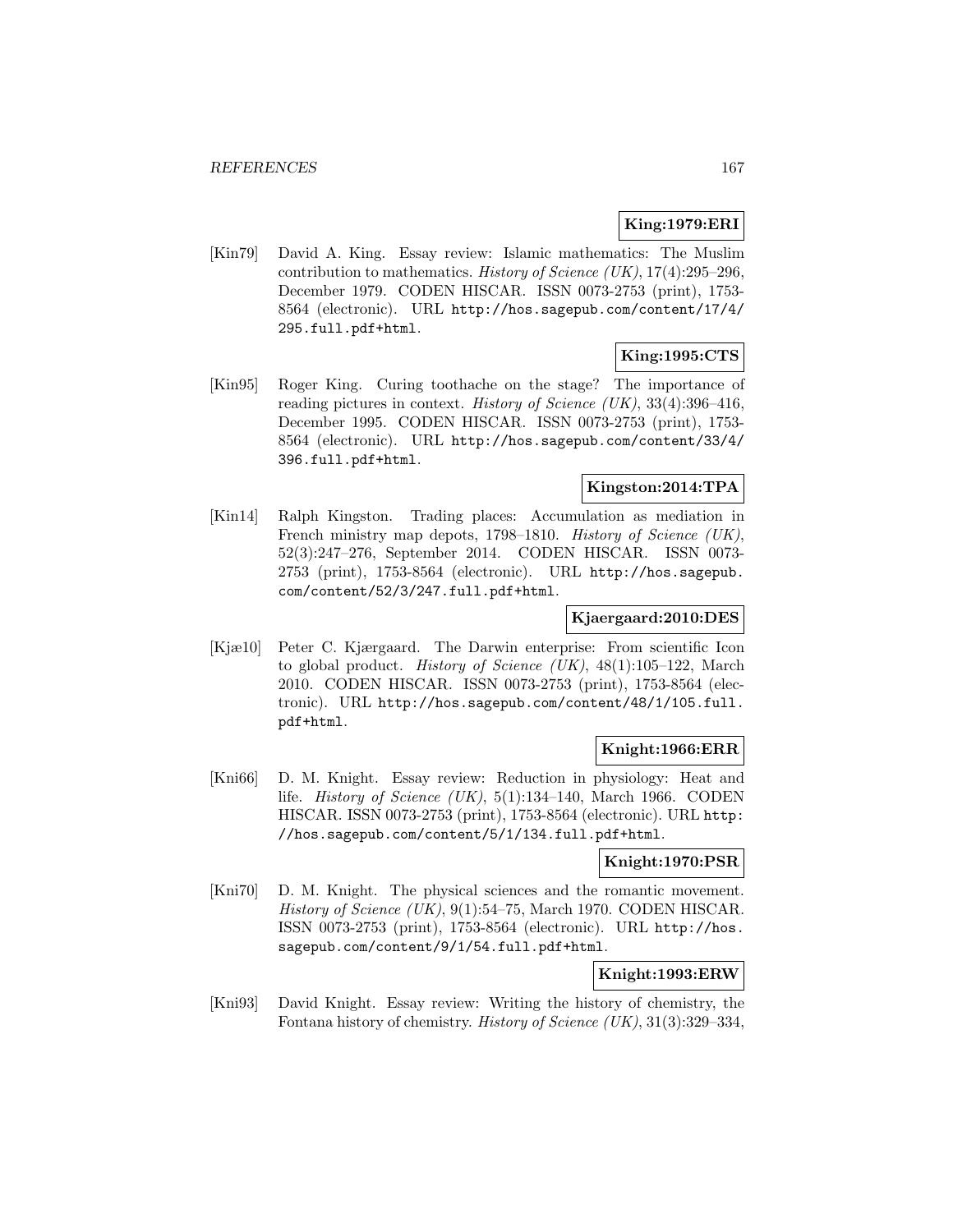**King:1979:ERI**

[Kin79] David A. King. Essay review: Islamic mathematics: The Muslim contribution to mathematics. *History of Science (UK)*, 17(4):295–296, December 1979. CODEN HISCAR. ISSN 0073-2753 (print), 1753-8564 (electronic). URL http://hos.sagepub.com/content/17/4/295.full.pdf+html.

**King:1995:CTS**

[Kin95] Roger King. Curing toothache on the stage? The importance of reading pictures in context. *History of Science (UK)*, 33(4):396–416, December 1995. CODEN HISCAR. ISSN 0073-2753 (print), 1753-8564 (electronic). URL http://hos.sagepub.com/content/33/4/396.full.pdf+html.

**Kingston:2014:TPA**

[Kin14] Ralph Kingston. Trading places: Accumulation as mediation in French ministry map depots, 1798–1810. *History of Science (UK)*, 52(3):247–276, September 2014. CODEN HISCAR. ISSN 0073-2753 (print), 1753-8564 (electronic). URL http://hos.sagepub.com/content/52/3/247.full.pdf+html.

**Kjaergaard:2010:DES**

[Kjæ10] Peter C. Kjærgaard. The Darwin enterprise: From scientific Icon to global product. *History of Science (UK)*, 48(1):105–122, March 2010. CODEN HISCAR. ISSN 0073-2753 (print), 1753-8564 (electronic). URL http://hos.sagepub.com/content/48/1/105.full.pdf+html.

**Knight:1966:ERR**

[Kni66] D. M. Knight. Essay review: Reduction in physiology: Heat and life. *History of Science (UK)*, 5(1):134–140, March 1966. CODEN HISCAR. ISSN 0073-2753 (print), 1753-8564 (electronic). URL http://hos.sagepub.com/content/5/1/134.full.pdf+html.

**Knight:1970:PSR**

[Kni70] D. M. Knight. The physical sciences and the romantic movement. *History of Science (UK)*, 9(1):54–75, March 1970. CODEN HISCAR. ISSN 0073-2753 (print), 1753-8564 (electronic). URL http://hos.sagepub.com/content/9/1/54.full.pdf+html.

**Knight:1993:ERW**

[Kni93] David Knight. Essay review: Writing the history of chemistry, the Fontana history of chemistry. *History of Science (UK)*, 31(3):329–334,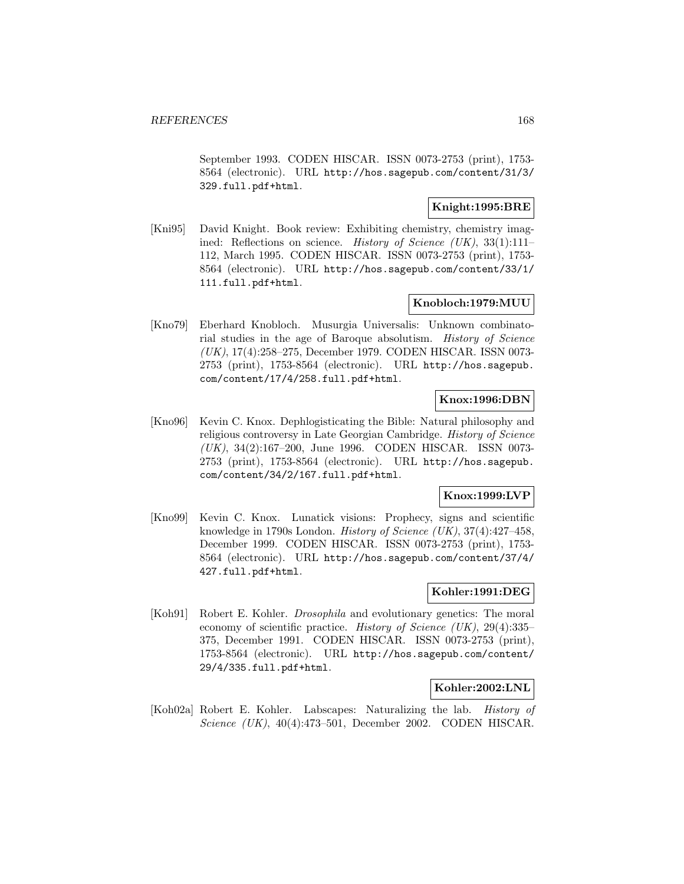September 1993. CODEN HISCAR. ISSN 0073-2753 (print), 1753-8564 (electronic). URL http://hos.sagepub.com/content/31/3/329.full.pdf+html.

**Knight:1995:BRE**

[Kni95] David Knight. Book review: Exhibiting chemistry, chemistry imagined: Reflections on science. *History of Science (UK)*, 33(1):111–112, March 1995. CODEN HISCAR. ISSN 0073-2753 (print), 1753-8564 (electronic). URL http://hos.sagepub.com/content/33/1/111.full.pdf+html.

**Knobloch:1979:MUU**

[Kno79] Eberhard Knobloch. Musurgia Universalis: Unknown combinatorial studies in the age of Baroque absolutism. *History of Science (UK)*, 17(4):258–275, December 1979. CODEN HISCAR. ISSN 0073-2753 (print), 1753-8564 (electronic). URL http://hos.sagepub.com/content/17/4/258.full.pdf+html.

**Knox:1996:DBN**

[Kno96] Kevin C. Knox. Dephlogisticating the Bible: Natural philosophy and religious controversy in Late Georgian Cambridge. *History of Science (UK)*, 34(2):167–200, June 1996. CODEN HISCAR. ISSN 0073-2753 (print), 1753-8564 (electronic). URL http://hos.sagepub.com/content/34/2/167.full.pdf+html.

**Knox:1999:LVP**

[Kno99] Kevin C. Knox. Lunatick visions: Prophecy, signs and scientific knowledge in 1790s London. *History of Science (UK)*, 37(4):427–458, December 1999. CODEN HISCAR. ISSN 0073-2753 (print), 1753-8564 (electronic). URL http://hos.sagepub.com/content/37/4/427.full.pdf+html.

**Kohler:1991:DEG**

[Koh91] Robert E. Kohler. *Drosophila* and evolutionary genetics: The moral economy of scientific practice. *History of Science (UK)*, 29(4):335–375, December 1991. CODEN HISCAR. ISSN 0073-2753 (print), 1753-8564 (electronic). URL http://hos.sagepub.com/content/29/4/335.full.pdf+html.

**Kohler:2002:LNL**

[Koh02a] Robert E. Kohler. Labscapes: Naturalizing the lab. *History of Science (UK)*, 40(4):473–501, December 2002. CODEN HISCAR.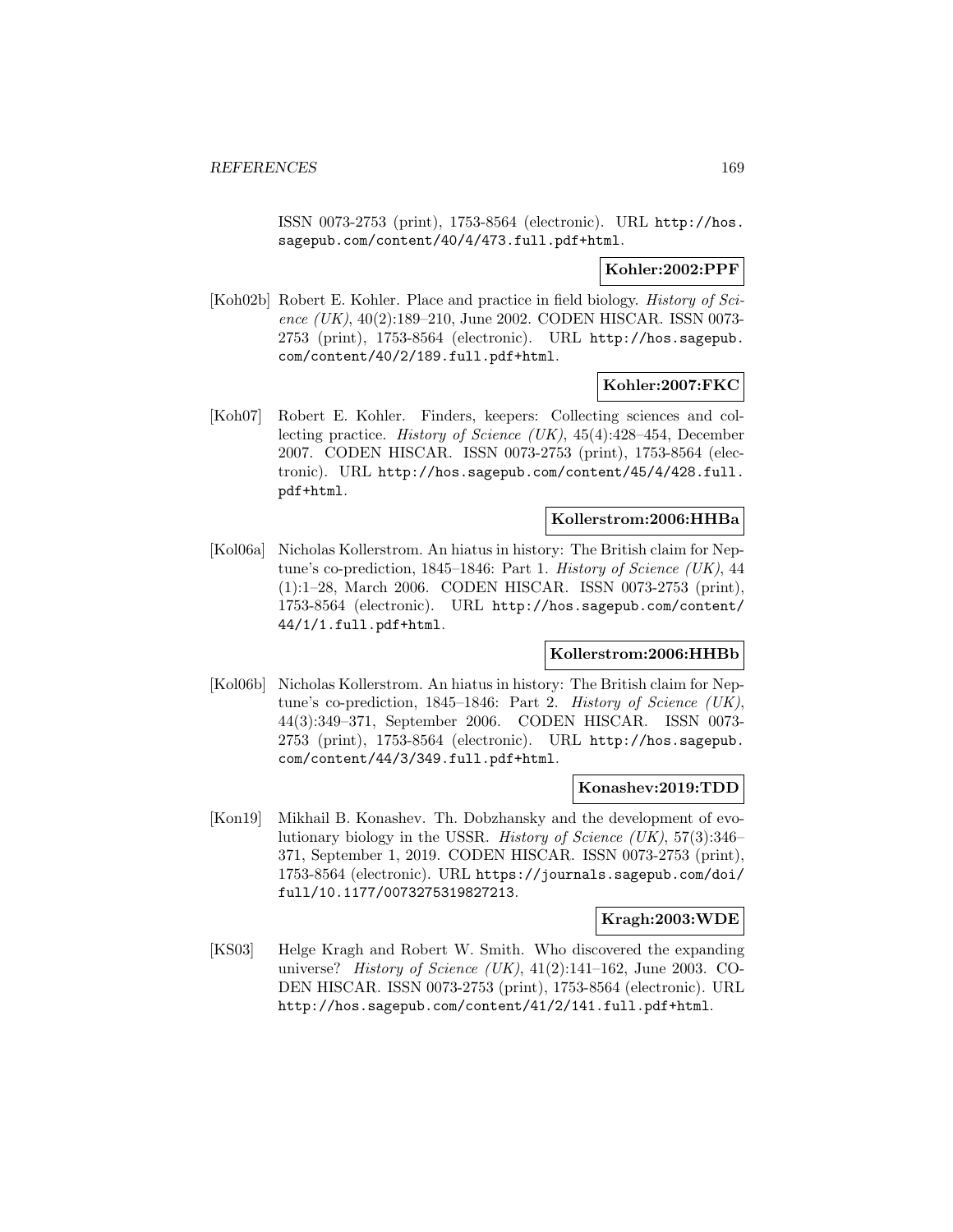ISSN 0073-2753 (print), 1753-8564 (electronic). URL http://hos.sagepub.com/content/40/4/473.full.pdf+html.

**Kohler:2002:PPF**

[Koh02b] Robert E. Kohler. Place and practice in field biology. *History of Science (UK)*, 40(2):189–210, June 2002. CODEN HISCAR. ISSN 0073-2753 (print), 1753-8564 (electronic). URL http://hos.sagepub.com/content/40/2/189.full.pdf+html.

**Kohler:2007:FKC**

[Koh07] Robert E. Kohler. Finders, keepers: Collecting sciences and collecting practice. *History of Science (UK)*, 45(4):428–454, December 2007. CODEN HISCAR. ISSN 0073-2753 (print), 1753-8564 (electronic). URL http://hos.sagepub.com/content/45/4/428.full.pdf+html.

**Kollerstrom:2006:HHBa**

[Kol06a] Nicholas Kollerstrom. An hiatus in history: The British claim for Neptune's co-prediction, 1845–1846: Part 1. *History of Science (UK)*, 44(1):1–28, March 2006. CODEN HISCAR. ISSN 0073-2753 (print), 1753-8564 (electronic). URL http://hos.sagepub.com/content/44/1/1.full.pdf+html.

**Kollerstrom:2006:HHBb**

[Kol06b] Nicholas Kollerstrom. An hiatus in history: The British claim for Neptune's co-prediction, 1845–1846: Part 2. *History of Science (UK)*, 44(3):349–371, September 2006. CODEN HISCAR. ISSN 0073-2753 (print), 1753-8564 (electronic). URL http://hos.sagepub.com/content/44/3/349.full.pdf+html.

**Konashev:2019:TDD**

[Kon19] Mikhail B. Konashev. Th. Dobzhansky and the development of evolutionary biology in the USSR. *History of Science (UK)*, 57(3):346–371, September 1, 2019. CODEN HISCAR. ISSN 0073-2753 (print), 1753-8564 (electronic). URL https://journals.sagepub.com/doi/full/10.1177/0073275319827213.

**Kragh:2003:WDE**

[KS03] Helge Kragh and Robert W. Smith. Who discovered the expanding universe? *History of Science (UK)*, 41(2):141–162, June 2003. CODEN HISCAR. ISSN 0073-2753 (print), 1753-8564 (electronic). URL http://hos.sagepub.com/content/41/2/141.full.pdf+html.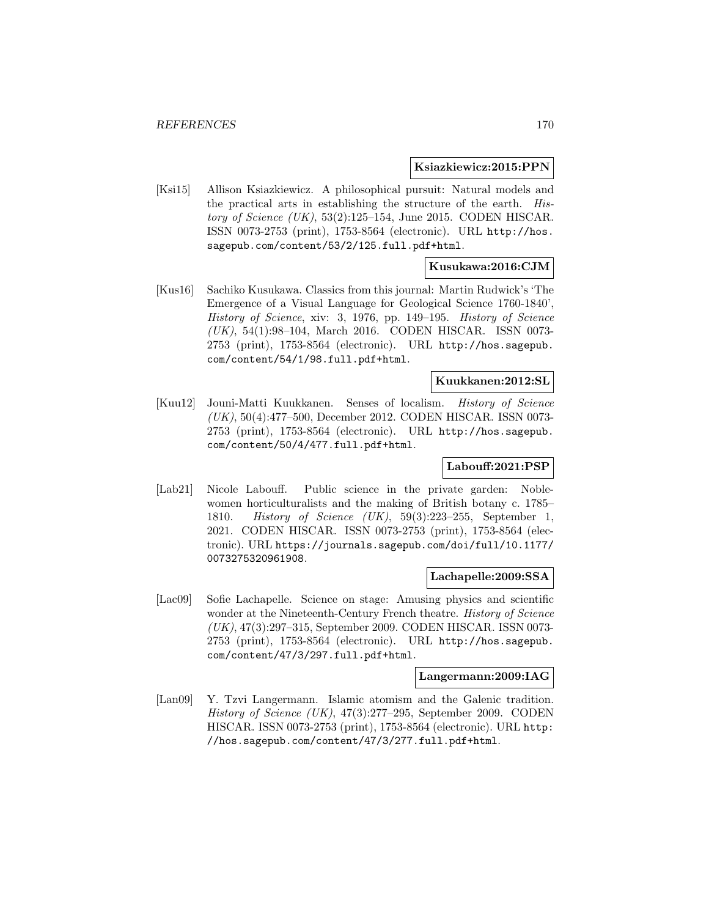**Ksiazkiewicz:2015:PPN**

[Ksi15] Allison Ksiazkiewicz. A philosophical pursuit: Natural models and the practical arts in establishing the structure of the earth. *History of Science (UK)*, 53(2):125–154, June 2015. CODEN HISCAR. ISSN 0073-2753 (print), 1753-8564 (electronic). URL `http://hos.sagepub.com/content/53/2/125.full.pdf+html`.

**Kusukawa:2016:CJM**

[Kus16] Sachiko Kusukawa. Classics from this journal: Martin Rudwick's 'The Emergence of a Visual Language for Geological Science 1760-1840', *History of Science*, xiv: 3, 1976, pp. 149–195. *History of Science (UK)*, 54(1):98–104, March 2016. CODEN HISCAR. ISSN 0073-2753 (print), 1753-8564 (electronic). URL `http://hos.sagepub.com/content/54/1/98.full.pdf+html`.

**Kuukkanen:2012:SL**

[Kuu12] Jouni-Matti Kuukkanen. Senses of localism. *History of Science (UK)*, 50(4):477–500, December 2012. CODEN HISCAR. ISSN 0073-2753 (print), 1753-8564 (electronic). URL `http://hos.sagepub.com/content/50/4/477.full.pdf+html`.

**Labouff:2021:PSP**

[Lab21] Nicole Labouff. Public science in the private garden: Noblewomen horticulturalists and the making of British botany c. 1785–1810. *History of Science (UK)*, 59(3):223–255, September 1, 2021. CODEN HISCAR. ISSN 0073-2753 (print), 1753-8564 (electronic). URL `https://journals.sagepub.com/doi/full/10.1177/0073275320961908`.

**Lachapelle:2009:SSA**

[Lac09] Sofie Lachapelle. Science on stage: Amusing physics and scientific wonder at the Nineteenth-Century French theatre. *History of Science (UK)*, 47(3):297–315, September 2009. CODEN HISCAR. ISSN 0073-2753 (print), 1753-8564 (electronic). URL `http://hos.sagepub.com/content/47/3/297.full.pdf+html`.

**Langermann:2009:IAG**

[Lan09] Y. Tzvi Langermann. Islamic atomism and the Galenic tradition. *History of Science (UK)*, 47(3):277–295, September 2009. CODEN HISCAR. ISSN 0073-2753 (print), 1753-8564 (electronic). URL `http://hos.sagepub.com/content/47/3/277.full.pdf+html`.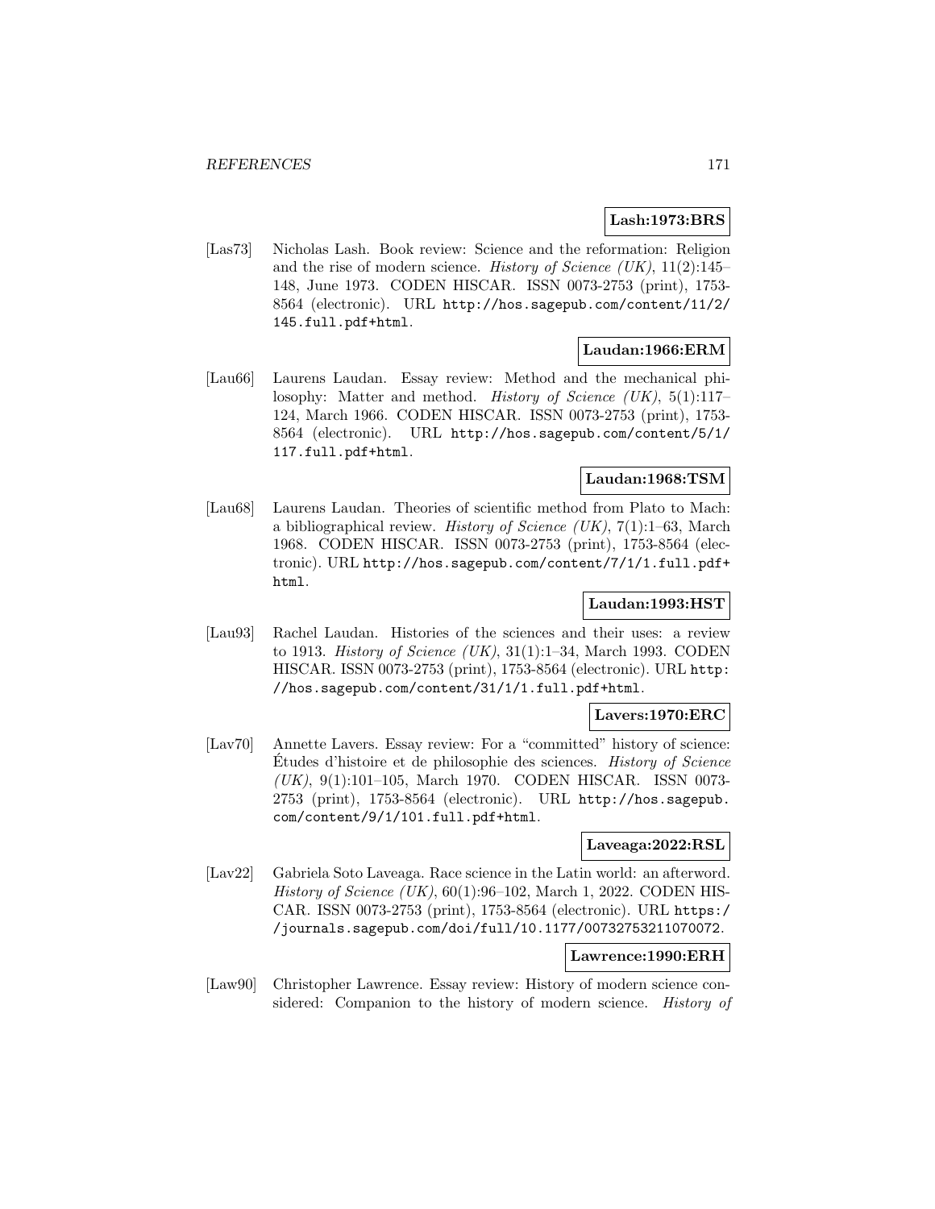**Lash:1973:BRS**

[Las73] Nicholas Lash. Book review: Science and the reformation: Religion and the rise of modern science. *History of Science (UK)*, 11(2):145–148, June 1973. CODEN HISCAR. ISSN 0073-2753 (print), 1753-8564 (electronic). URL http://hos.sagepub.com/content/11/2/145.full.pdf+html.

**Laudan:1966:ERM**

[Lau66] Laurens Laudan. Essay review: Method and the mechanical philosophy: Matter and method. *History of Science (UK)*, 5(1):117–124, March 1966. CODEN HISCAR. ISSN 0073-2753 (print), 1753-8564 (electronic). URL http://hos.sagepub.com/content/5/1/117.full.pdf+html.

**Laudan:1968:TSM**

[Lau68] Laurens Laudan. Theories of scientific method from Plato to Mach: a bibliographical review. *History of Science (UK)*, 7(1):1–63, March 1968. CODEN HISCAR. ISSN 0073-2753 (print), 1753-8564 (electronic). URL http://hos.sagepub.com/content/7/1/1.full.pdf+html.

**Laudan:1993:HST**

[Lau93] Rachel Laudan. Histories of the sciences and their uses: a review to 1913. *History of Science (UK)*, 31(1):1–34, March 1993. CODEN HISCAR. ISSN 0073-2753 (print), 1753-8564 (electronic). URL http://hos.sagepub.com/content/31/1/1.full.pdf+html.

**Lavers:1970:ERC**

[Lav70] Annette Lavers. Essay review: For a "committed" history of science: Études d'histoire et de philosophie des sciences. *History of Science (UK)*, 9(1):101–105, March 1970. CODEN HISCAR. ISSN 0073-2753 (print), 1753-8564 (electronic). URL http://hos.sagepub.com/content/9/1/101.full.pdf+html.

**Laveaga:2022:RSL**

[Lav22] Gabriela Soto Laveaga. Race science in the Latin world: an afterword. *History of Science (UK)*, 60(1):96–102, March 1, 2022. CODEN HISCAR. ISSN 0073-2753 (print), 1753-8564 (electronic). URL https://journals.sagepub.com/doi/full/10.1177/00732753211070072.

**Lawrence:1990:ERH**

[Law90] Christopher Lawrence. Essay review: History of modern science considered: Companion to the history of modern science. *History of*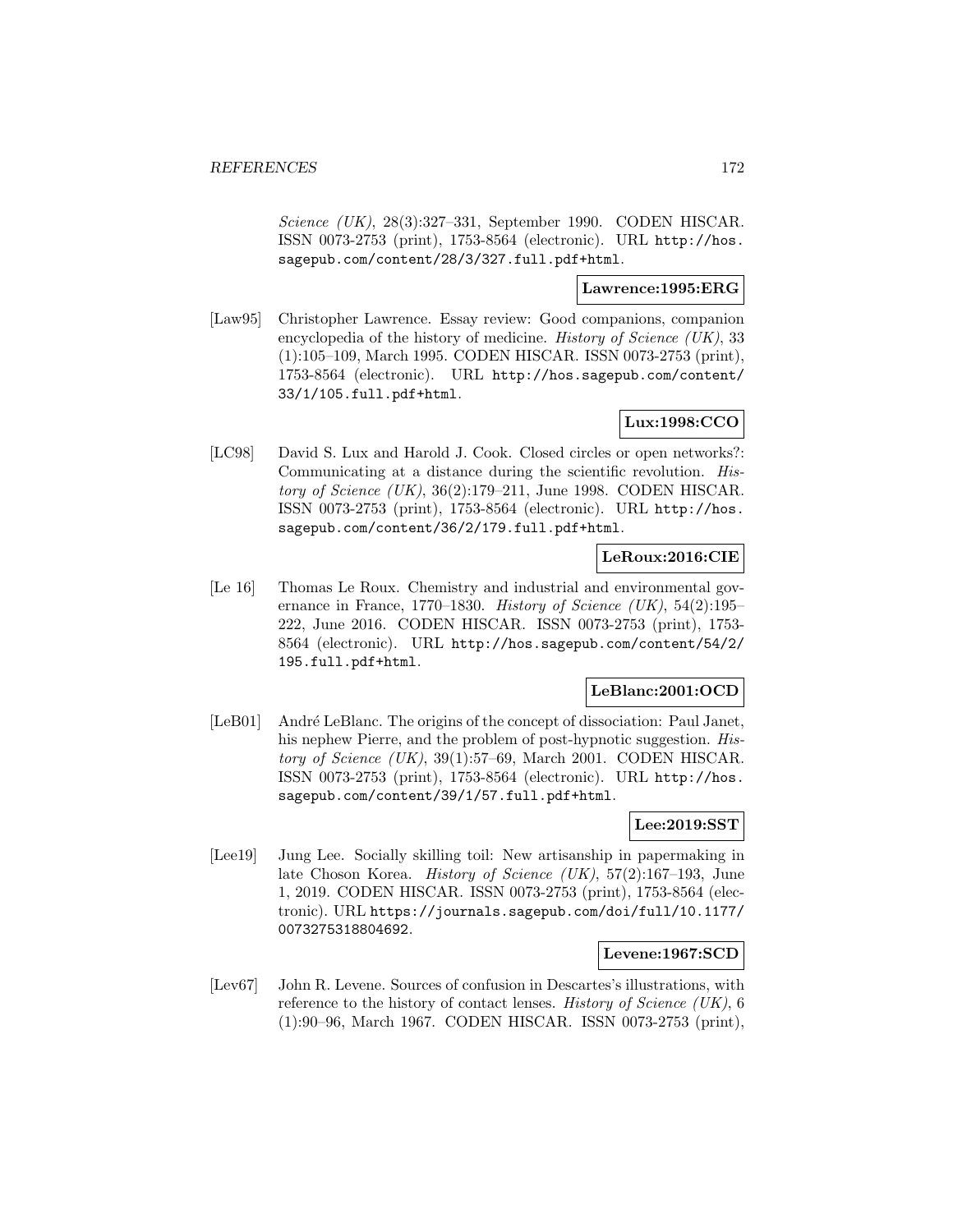*Science (UK)*, 28(3):327–331, September 1990. CODEN HISCAR. ISSN 0073-2753 (print), 1753-8564 (electronic). URL http://hos.sagepub.com/content/28/3/327.full.pdf+html.

**Lawrence:1995:ERG**

[Law95] Christopher Lawrence. Essay review: Good companions, companion encyclopedia of the history of medicine. *History of Science (UK)*, 33 (1):105–109, March 1995. CODEN HISCAR. ISSN 0073-2753 (print), 1753-8564 (electronic). URL http://hos.sagepub.com/content/33/1/105.full.pdf+html.

**Lux:1998:CCO**

[LC98] David S. Lux and Harold J. Cook. Closed circles or open networks?: Communicating at a distance during the scientific revolution. *History of Science (UK)*, 36(2):179–211, June 1998. CODEN HISCAR. ISSN 0073-2753 (print), 1753-8564 (electronic). URL http://hos.sagepub.com/content/36/2/179.full.pdf+html.

**LeRoux:2016:CIE**

[Le 16] Thomas Le Roux. Chemistry and industrial and environmental governance in France, 1770–1830. *History of Science (UK)*, 54(2):195–222, June 2016. CODEN HISCAR. ISSN 0073-2753 (print), 1753-8564 (electronic). URL http://hos.sagepub.com/content/54/2/195.full.pdf+html.

**LeBlanc:2001:OCD**

[LeB01] André LeBlanc. The origins of the concept of dissociation: Paul Janet, his nephew Pierre, and the problem of post-hypnotic suggestion. *History of Science (UK)*, 39(1):57–69, March 2001. CODEN HISCAR. ISSN 0073-2753 (print), 1753-8564 (electronic). URL http://hos.sagepub.com/content/39/1/57.full.pdf+html.

**Lee:2019:SST**

[Lee19] Jung Lee. Socially skilling toil: New artisanship in papermaking in late Choson Korea. *History of Science (UK)*, 57(2):167–193, June 1, 2019. CODEN HISCAR. ISSN 0073-2753 (print), 1753-8564 (electronic). URL https://journals.sagepub.com/doi/full/10.1177/0073275318804692.

**Levene:1967:SCD**

[Lev67] John R. Levene. Sources of confusion in Descartes's illustrations, with reference to the history of contact lenses. *History of Science (UK)*, 6 (1):90–96, March 1967. CODEN HISCAR. ISSN 0073-2753 (print),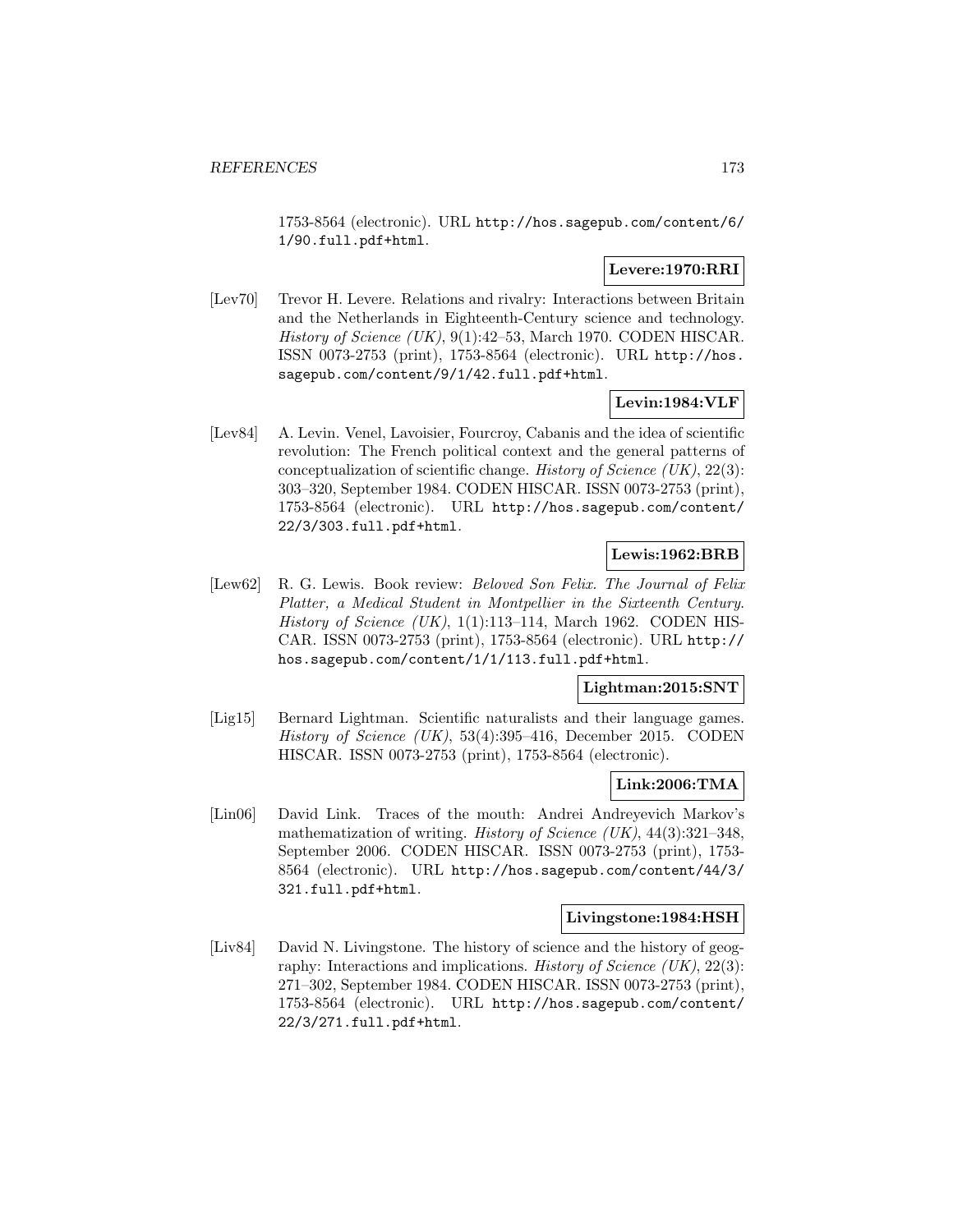1753-8564 (electronic). URL http://hos.sagepub.com/content/6/1/90.full.pdf+html.

**Levere:1970:RRI**

[Lev70] Trevor H. Levere. Relations and rivalry: Interactions between Britain and the Netherlands in Eighteenth-Century science and technology. *History of Science (UK)*, 9(1):42–53, March 1970. CODEN HISCAR. ISSN 0073-2753 (print), 1753-8564 (electronic). URL http://hos.sagepub.com/content/9/1/42.full.pdf+html.

**Levin:1984:VLF**

[Lev84] A. Levin. Venel, Lavoisier, Fourcroy, Cabanis and the idea of scientific revolution: The French political context and the general patterns of conceptualization of scientific change. *History of Science (UK)*, 22(3): 303–320, September 1984. CODEN HISCAR. ISSN 0073-2753 (print), 1753-8564 (electronic). URL http://hos.sagepub.com/content/22/3/303.full.pdf+html.

**Lewis:1962:BRB**

[Lew62] R. G. Lewis. Book review: *Beloved Son Felix. The Journal of Felix Platter, a Medical Student in Montpellier in the Sixteenth Century.* *History of Science (UK)*, 1(1):113–114, March 1962. CODEN HISCAR. ISSN 0073-2753 (print), 1753-8564 (electronic). URL http://hos.sagepub.com/content/1/1/113.full.pdf+html.

**Lightman:2015:SNT**

[Lig15] Bernard Lightman. Scientific naturalists and their language games. *History of Science (UK)*, 53(4):395–416, December 2015. CODEN HISCAR. ISSN 0073-2753 (print), 1753-8564 (electronic).

**Link:2006:TMA**

[Lin06] David Link. Traces of the mouth: Andrei Andreyevich Markov's mathematization of writing. *History of Science (UK)*, 44(3):321–348, September 2006. CODEN HISCAR. ISSN 0073-2753 (print), 1753-8564 (electronic). URL http://hos.sagepub.com/content/44/3/321.full.pdf+html.

**Livingstone:1984:HSH**

[Liv84] David N. Livingstone. The history of science and the history of geography: Interactions and implications. *History of Science (UK)*, 22(3): 271–302, September 1984. CODEN HISCAR. ISSN 0073-2753 (print), 1753-8564 (electronic). URL http://hos.sagepub.com/content/22/3/271.full.pdf+html.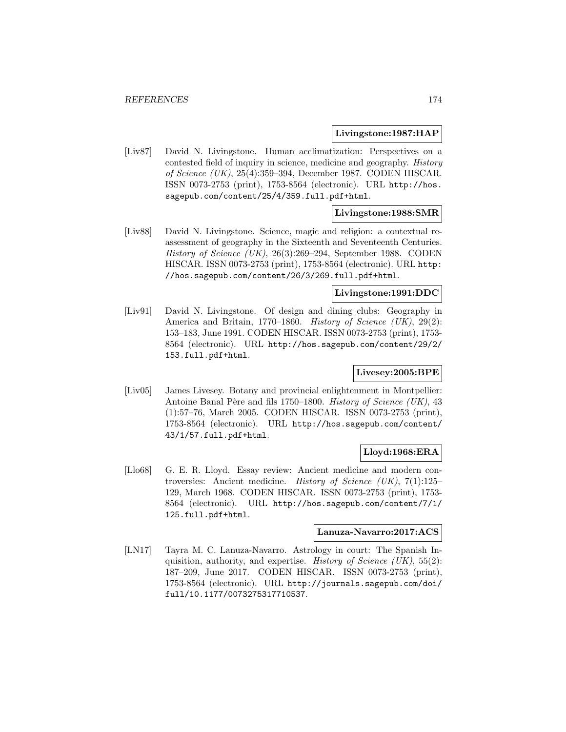**Livingstone:1987:HAP**

[Liv87] David N. Livingstone. Human acclimatization: Perspectives on a contested field of inquiry in science, medicine and geography. *History of Science (UK)*, 25(4):359–394, December 1987. CODEN HISCAR. ISSN 0073-2753 (print), 1753-8564 (electronic). URL `http://hos.sagepub.com/content/25/4/359.full.pdf+html`.

**Livingstone:1988:SMR**

[Liv88] David N. Livingstone. Science, magic and religion: a contextual reassessment of geography in the Sixteenth and Seventeenth Centuries. *History of Science (UK)*, 26(3):269–294, September 1988. CODEN HISCAR. ISSN 0073-2753 (print), 1753-8564 (electronic). URL `http://hos.sagepub.com/content/26/3/269.full.pdf+html`.

**Livingstone:1991:DDC**

[Liv91] David N. Livingstone. Of design and dining clubs: Geography in America and Britain, 1770–1860. *History of Science (UK)*, 29(2): 153–183, June 1991. CODEN HISCAR. ISSN 0073-2753 (print), 1753-8564 (electronic). URL `http://hos.sagepub.com/content/29/2/153.full.pdf+html`.

**Livesey:2005:BPE**

[Liv05] James Livesey. Botany and provincial enlightenment in Montpellier: Antoine Banal Père and fils 1750–1800. *History of Science (UK)*, 43 (1):57–76, March 2005. CODEN HISCAR. ISSN 0073-2753 (print), 1753-8564 (electronic). URL `http://hos.sagepub.com/content/43/1/57.full.pdf+html`.

**Lloyd:1968:ERA**

[Llo68] G. E. R. Lloyd. Essay review: Ancient medicine and modern controversies: Ancient medicine. *History of Science (UK)*, 7(1):125–129, March 1968. CODEN HISCAR. ISSN 0073-2753 (print), 1753-8564 (electronic). URL `http://hos.sagepub.com/content/7/1/125.full.pdf+html`.

**Lanuza-Navarro:2017:ACS**

[LN17] Tayra M. C. Lanuza-Navarro. Astrology in court: The Spanish Inquisition, authority, and expertise. *History of Science (UK)*, 55(2): 187–209, June 2017. CODEN HISCAR. ISSN 0073-2753 (print), 1753-8564 (electronic). URL `http://journals.sagepub.com/doi/full/10.1177/0073275317710537`.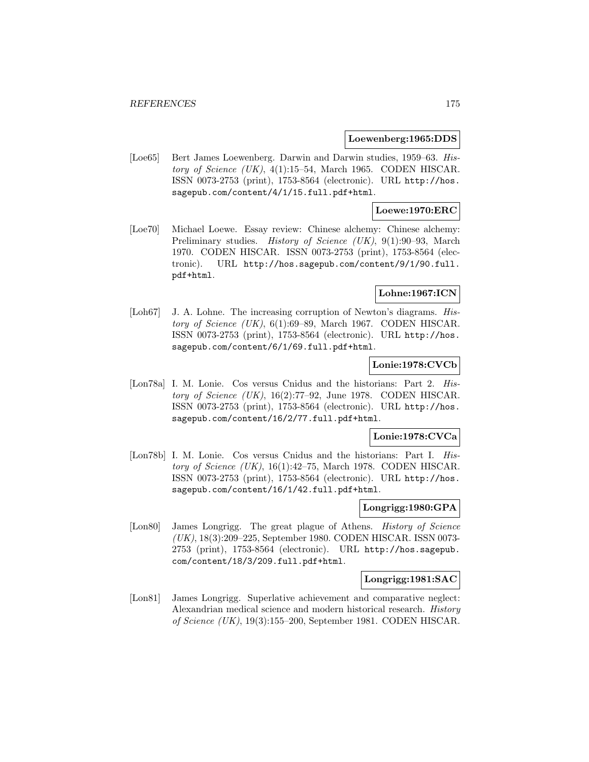**Loewenberg:1965:DDS**

[Loe65] Bert James Loewenberg. Darwin and Darwin studies, 1959–63. *History of Science (UK)*, 4(1):15–54, March 1965. CODEN HISCAR. ISSN 0073-2753 (print), 1753-8564 (electronic). URL http://hos.sagepub.com/content/4/1/15.full.pdf+html.

**Loewe:1970:ERC**

[Loe70] Michael Loewe. Essay review: Chinese alchemy: Chinese alchemy: Preliminary studies. *History of Science (UK)*, 9(1):90–93, March 1970. CODEN HISCAR. ISSN 0073-2753 (print), 1753-8564 (electronic). URL http://hos.sagepub.com/content/9/1/90.full.pdf+html.

**Lohne:1967:ICN**

[Loh67] J. A. Lohne. The increasing corruption of Newton's diagrams. *History of Science (UK)*, 6(1):69–89, March 1967. CODEN HISCAR. ISSN 0073-2753 (print), 1753-8564 (electronic). URL http://hos.sagepub.com/content/6/1/69.full.pdf+html.

**Lonie:1978:CVCb**

[Lon78a] I. M. Lonie. Cos versus Cnidus and the historians: Part 2. *History of Science (UK)*, 16(2):77–92, June 1978. CODEN HISCAR. ISSN 0073-2753 (print), 1753-8564 (electronic). URL http://hos.sagepub.com/content/16/2/77.full.pdf+html.

**Lonie:1978:CVCa**

[Lon78b] I. M. Lonie. Cos versus Cnidus and the historians: Part I. *History of Science (UK)*, 16(1):42–75, March 1978. CODEN HISCAR. ISSN 0073-2753 (print), 1753-8564 (electronic). URL http://hos.sagepub.com/content/16/1/42.full.pdf+html.

**Longrigg:1980:GPA**

[Lon80] James Longrigg. The great plague of Athens. *History of Science (UK)*, 18(3):209–225, September 1980. CODEN HISCAR. ISSN 0073-2753 (print), 1753-8564 (electronic). URL http://hos.sagepub.com/content/18/3/209.full.pdf+html.

**Longrigg:1981:SAC**

[Lon81] James Longrigg. Superlative achievement and comparative neglect: Alexandrian medical science and modern historical research. *History of Science (UK)*, 19(3):155–200, September 1981. CODEN HISCAR.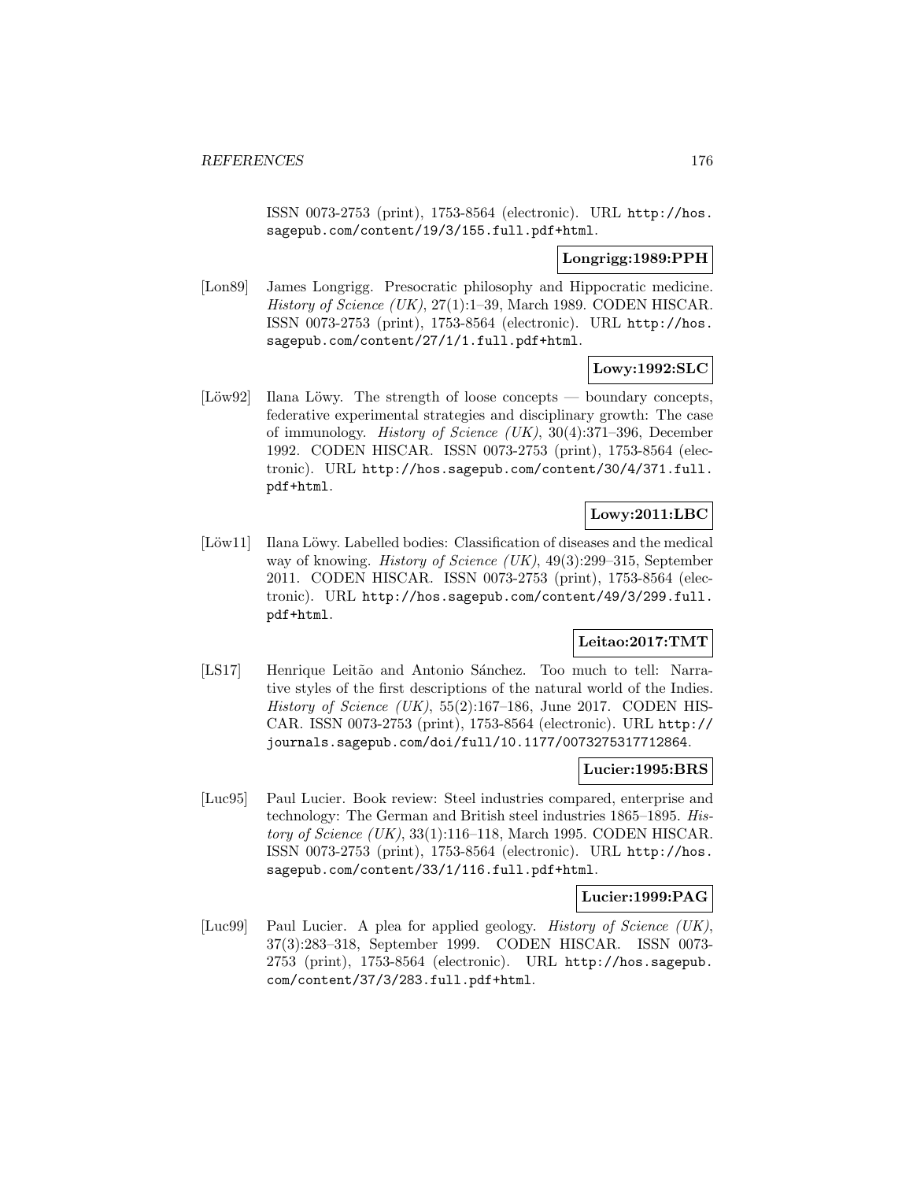ISSN 0073-2753 (print), 1753-8564 (electronic). URL http://hos.sagepub.com/content/19/3/155.full.pdf+html.

**Longrigg:1989:PPH**

[Lon89] James Longrigg. Presocratic philosophy and Hippocratic medicine. *History of Science (UK)*, 27(1):1–39, March 1989. CODEN HISCAR. ISSN 0073-2753 (print), 1753-8564 (electronic). URL http://hos.sagepub.com/content/27/1/1.full.pdf+html.

**Lowy:1992:SLC**

[Löw92] Ilana Löwy. The strength of loose concepts — boundary concepts, federative experimental strategies and disciplinary growth: The case of immunology. *History of Science (UK)*, 30(4):371–396, December 1992. CODEN HISCAR. ISSN 0073-2753 (print), 1753-8564 (electronic). URL http://hos.sagepub.com/content/30/4/371.full.pdf+html.

**Lowy:2011:LBC**

[Löw11] Ilana Löwy. Labelled bodies: Classification of diseases and the medical way of knowing. *History of Science (UK)*, 49(3):299–315, September 2011. CODEN HISCAR. ISSN 0073-2753 (print), 1753-8564 (electronic). URL http://hos.sagepub.com/content/49/3/299.full.pdf+html.

**Leitao:2017:TMT**

[LS17] Henrique Leitão and Antonio Sánchez. Too much to tell: Narrative styles of the first descriptions of the natural world of the Indies. *History of Science (UK)*, 55(2):167–186, June 2017. CODEN HISCAR. ISSN 0073-2753 (print), 1753-8564 (electronic). URL http://journals.sagepub.com/doi/full/10.1177/0073275317712864.

**Lucier:1995:BRS**

[Luc95] Paul Lucier. Book review: Steel industries compared, enterprise and technology: The German and British steel industries 1865–1895. *History of Science (UK)*, 33(1):116–118, March 1995. CODEN HISCAR. ISSN 0073-2753 (print), 1753-8564 (electronic). URL http://hos.sagepub.com/content/33/1/116.full.pdf+html.

**Lucier:1999:PAG**

[Luc99] Paul Lucier. A plea for applied geology. *History of Science (UK)*, 37(3):283–318, September 1999. CODEN HISCAR. ISSN 0073-2753 (print), 1753-8564 (electronic). URL http://hos.sagepub.com/content/37/3/283.full.pdf+html.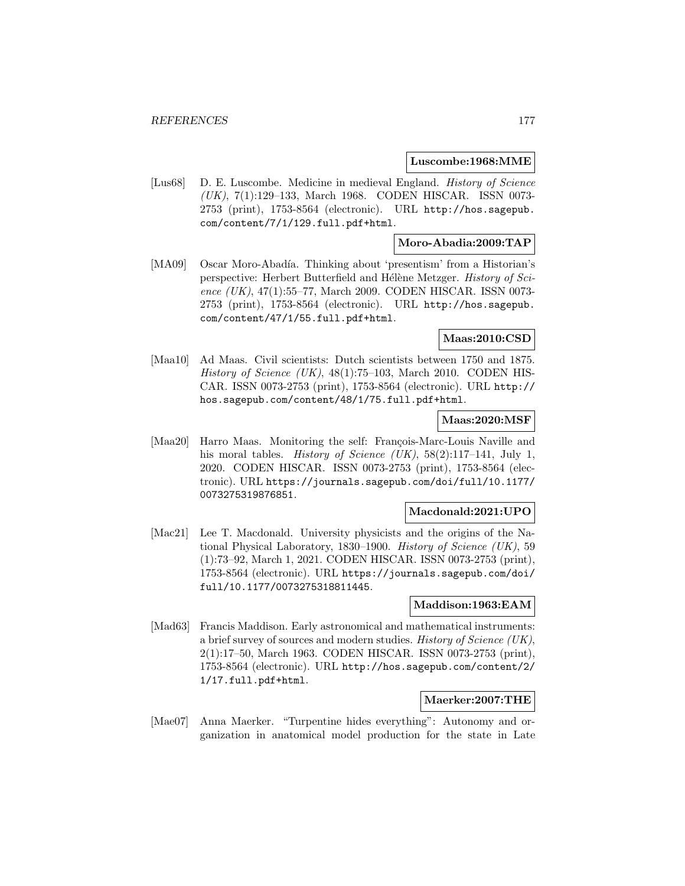**Luscombe:1968:MME**

[Lus68] D. E. Luscombe. Medicine in medieval England. *History of Science (UK)*, 7(1):129–133, March 1968. CODEN HISCAR. ISSN 0073-2753 (print), 1753-8564 (electronic). URL http://hos.sagepub.com/content/7/1/129.full.pdf+html.

**Moro-Abadia:2009:TAP**

[MA09] Oscar Moro-Abadía. Thinking about 'presentism' from a Historian's perspective: Herbert Butterfield and Hélène Metzger. *History of Science (UK)*, 47(1):55–77, March 2009. CODEN HISCAR. ISSN 0073-2753 (print), 1753-8564 (electronic). URL http://hos.sagepub.com/content/47/1/55.full.pdf+html.

**Maas:2010:CSD**

[Maa10] Ad Maas. Civil scientists: Dutch scientists between 1750 and 1875. *History of Science (UK)*, 48(1):75–103, March 2010. CODEN HISCAR. ISSN 0073-2753 (print), 1753-8564 (electronic). URL http://hos.sagepub.com/content/48/1/75.full.pdf+html.

**Maas:2020:MSF**

[Maa20] Harro Maas. Monitoring the self: François-Marc-Louis Naville and his moral tables. *History of Science (UK)*, 58(2):117–141, July 1, 2020. CODEN HISCAR. ISSN 0073-2753 (print), 1753-8564 (electronic). URL https://journals.sagepub.com/doi/full/10.1177/0073275319876851.

**Macdonald:2021:UPO**

[Mac21] Lee T. Macdonald. University physicists and the origins of the National Physical Laboratory, 1830–1900. *History of Science (UK)*, 59 (1):73–92, March 1, 2021. CODEN HISCAR. ISSN 0073-2753 (print), 1753-8564 (electronic). URL https://journals.sagepub.com/doi/full/10.1177/0073275318811445.

**Maddison:1963:EAM**

[Mad63] Francis Maddison. Early astronomical and mathematical instruments: a brief survey of sources and modern studies. *History of Science (UK)*, 2(1):17–50, March 1963. CODEN HISCAR. ISSN 0073-2753 (print), 1753-8564 (electronic). URL http://hos.sagepub.com/content/2/1/17.full.pdf+html.

**Maerker:2007:THE**

[Mae07] Anna Maerker. "Turpentine hides everything": Autonomy and organization in anatomical model production for the state in Late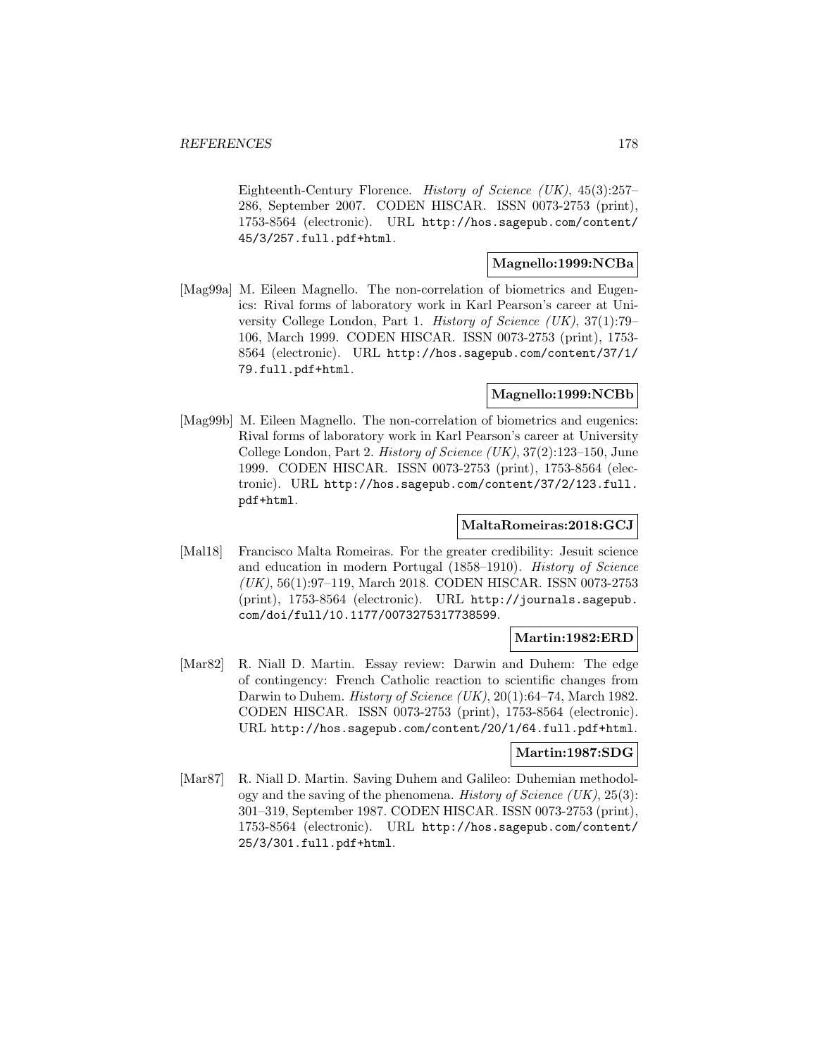Eighteenth-Century Florence. *History of Science (UK)*, 45(3):257–286, September 2007. CODEN HISCAR. ISSN 0073-2753 (print), 1753-8564 (electronic). URL http://hos.sagepub.com/content/45/3/257.full.pdf+html.

**Magnello:1999:NCBa**

[Mag99a] M. Eileen Magnello. The non-correlation of biometrics and Eugenics: Rival forms of laboratory work in Karl Pearson's career at University College London, Part 1. *History of Science (UK)*, 37(1):79–106, March 1999. CODEN HISCAR. ISSN 0073-2753 (print), 1753-8564 (electronic). URL http://hos.sagepub.com/content/37/1/79.full.pdf+html.

**Magnello:1999:NCBb**

[Mag99b] M. Eileen Magnello. The non-correlation of biometrics and eugenics: Rival forms of laboratory work in Karl Pearson's career at University College London, Part 2. *History of Science (UK)*, 37(2):123–150, June 1999. CODEN HISCAR. ISSN 0073-2753 (print), 1753-8564 (electronic). URL http://hos.sagepub.com/content/37/2/123.full.pdf+html.

**MaltaRomeiras:2018:GCJ**

[Mal18] Francisco Malta Romeiras. For the greater credibility: Jesuit science and education in modern Portugal (1858–1910). *History of Science (UK)*, 56(1):97–119, March 2018. CODEN HISCAR. ISSN 0073-2753 (print), 1753-8564 (electronic). URL http://journals.sagepub.com/doi/full/10.1177/0073275317738599.

**Martin:1982:ERD**

[Mar82] R. Niall D. Martin. Essay review: Darwin and Duhem: The edge of contingency: French Catholic reaction to scientific changes from Darwin to Duhem. *History of Science (UK)*, 20(1):64–74, March 1982. CODEN HISCAR. ISSN 0073-2753 (print), 1753-8564 (electronic). URL http://hos.sagepub.com/content/20/1/64.full.pdf+html.

**Martin:1987:SDG**

[Mar87] R. Niall D. Martin. Saving Duhem and Galileo: Duhemian methodology and the saving of the phenomena. *History of Science (UK)*, 25(3):301–319, September 1987. CODEN HISCAR. ISSN 0073-2753 (print), 1753-8564 (electronic). URL http://hos.sagepub.com/content/25/3/301.full.pdf+html.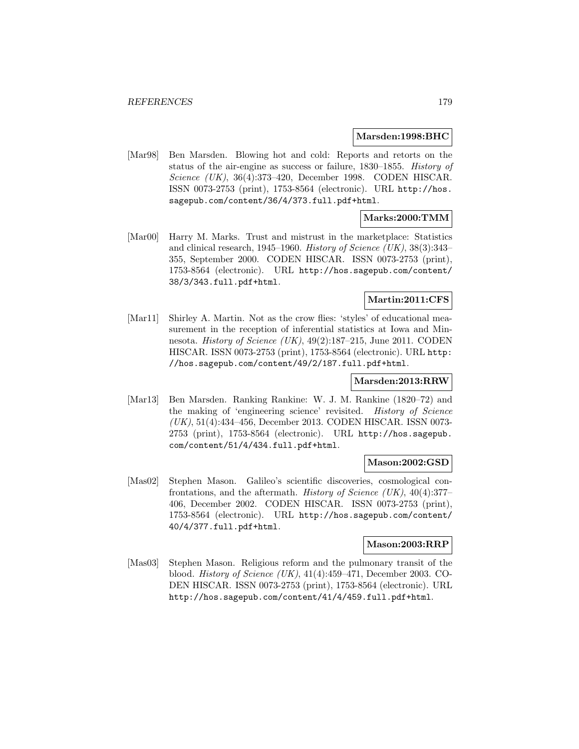**Marsden:1998:BHC**

[Mar98] Ben Marsden. Blowing hot and cold: Reports and retorts on the status of the air-engine as success or failure, 1830–1855. *History of Science (UK)*, 36(4):373–420, December 1998. CODEN HISCAR. ISSN 0073-2753 (print), 1753-8564 (electronic). URL http://hos.sagepub.com/content/36/4/373.full.pdf+html.

**Marks:2000:TMM**

[Mar00] Harry M. Marks. Trust and mistrust in the marketplace: Statistics and clinical research, 1945–1960. *History of Science (UK)*, 38(3):343–355, September 2000. CODEN HISCAR. ISSN 0073-2753 (print), 1753-8564 (electronic). URL http://hos.sagepub.com/content/38/3/343.full.pdf+html.

**Martin:2011:CFS**

[Mar11] Shirley A. Martin. Not as the crow flies: 'styles' of educational measurement in the reception of inferential statistics at Iowa and Minnesota. *History of Science (UK)*, 49(2):187–215, June 2011. CODEN HISCAR. ISSN 0073-2753 (print), 1753-8564 (electronic). URL http://hos.sagepub.com/content/49/2/187.full.pdf+html.

**Marsden:2013:RRW**

[Mar13] Ben Marsden. Ranking Rankine: W. J. M. Rankine (1820–72) and the making of 'engineering science' revisited. *History of Science (UK)*, 51(4):434–456, December 2013. CODEN HISCAR. ISSN 0073-2753 (print), 1753-8564 (electronic). URL http://hos.sagepub.com/content/51/4/434.full.pdf+html.

**Mason:2002:GSD**

[Mas02] Stephen Mason. Galileo's scientific discoveries, cosmological confrontations, and the aftermath. *History of Science (UK)*, 40(4):377–406, December 2002. CODEN HISCAR. ISSN 0073-2753 (print), 1753-8564 (electronic). URL http://hos.sagepub.com/content/40/4/377.full.pdf+html.

**Mason:2003:RRP**

[Mas03] Stephen Mason. Religious reform and the pulmonary transit of the blood. *History of Science (UK)*, 41(4):459–471, December 2003. CODEN HISCAR. ISSN 0073-2753 (print), 1753-8564 (electronic). URL http://hos.sagepub.com/content/41/4/459.full.pdf+html.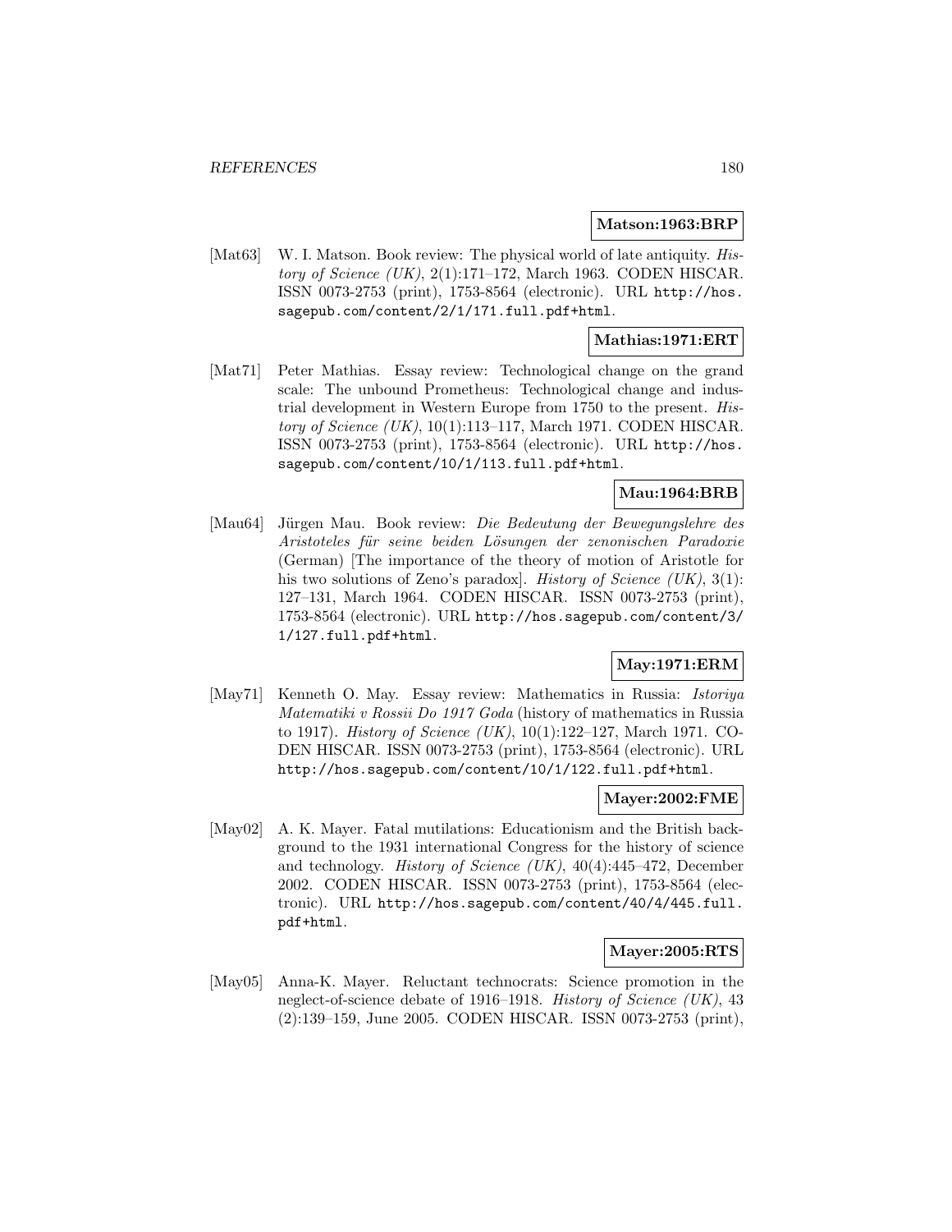**Matson:1963:BRP**

[Mat63] W. I. Matson. Book review: The physical world of late antiquity. *History of Science (UK)*, 2(1):171–172, March 1963. CODEN HISCAR. ISSN 0073-2753 (print), 1753-8564 (electronic). URL http://hos.sagepub.com/content/2/1/171.full.pdf+html.

**Mathias:1971:ERT**

[Mat71] Peter Mathias. Essay review: Technological change on the grand scale: The unbound Prometheus: Technological change and industrial development in Western Europe from 1750 to the present. *History of Science (UK)*, 10(1):113–117, March 1971. CODEN HISCAR. ISSN 0073-2753 (print), 1753-8564 (electronic). URL http://hos.sagepub.com/content/10/1/113.full.pdf+html.

**Mau:1964:BRB**

[Mau64] Jürgen Mau. Book review: *Die Bedeutung der Bewegungslehre des Aristoteles für seine beiden Lösungen der zenonischen Paradoxie* (German) [The importance of the theory of motion of Aristotle for his two solutions of Zeno's paradox]. *History of Science (UK)*, 3(1): 127–131, March 1964. CODEN HISCAR. ISSN 0073-2753 (print), 1753-8564 (electronic). URL http://hos.sagepub.com/content/3/1/127.full.pdf+html.

**May:1971:ERM**

[May71] Kenneth O. May. Essay review: Mathematics in Russia: *Istoriya Matematiki v Rossii Do 1917 Goda* (history of mathematics in Russia to 1917). *History of Science (UK)*, 10(1):122–127, March 1971. CODEN HISCAR. ISSN 0073-2753 (print), 1753-8564 (electronic). URL http://hos.sagepub.com/content/10/1/122.full.pdf+html.

**Mayer:2002:FME**

[May02] A. K. Mayer. Fatal mutilations: Educationism and the British background to the 1931 international Congress for the history of science and technology. *History of Science (UK)*, 40(4):445–472, December 2002. CODEN HISCAR. ISSN 0073-2753 (print), 1753-8564 (electronic). URL http://hos.sagepub.com/content/40/4/445.full.pdf+html.

**Mayer:2005:RTS**

[May05] Anna-K. Mayer. Reluctant technocrats: Science promotion in the neglect-of-science debate of 1916–1918. *History of Science (UK)*, 43 (2):139–159, June 2005. CODEN HISCAR. ISSN 0073-2753 (print),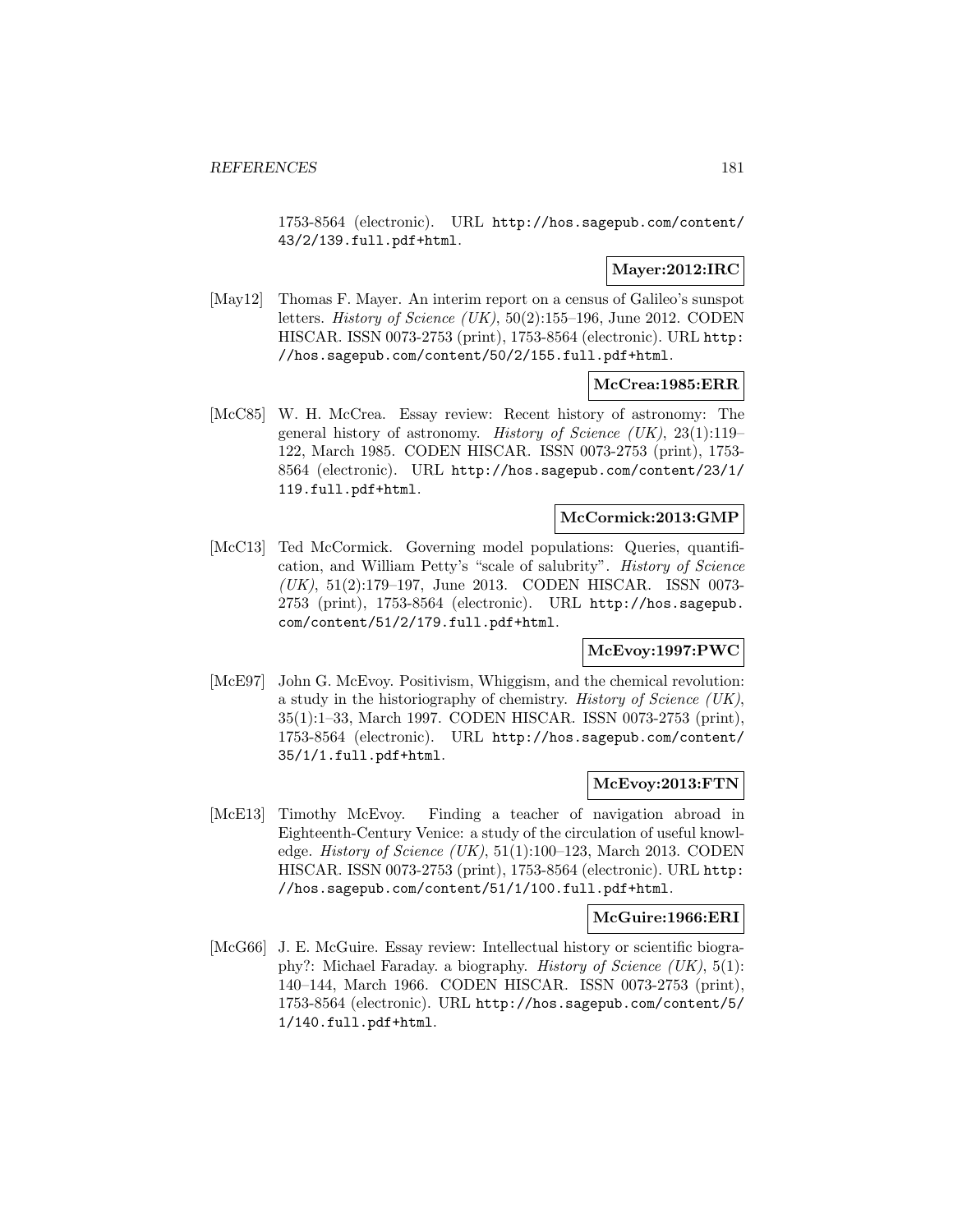1753-8564 (electronic). URL http://hos.sagepub.com/content/43/2/139.full.pdf+html.

**Mayer:2012:IRC**

[May12] Thomas F. Mayer. An interim report on a census of Galileo's sunspot letters. *History of Science (UK)*, 50(2):155–196, June 2012. CODEN HISCAR. ISSN 0073-2753 (print), 1753-8564 (electronic). URL http://hos.sagepub.com/content/50/2/155.full.pdf+html.

**McCrea:1985:ERR**

[McC85] W. H. McCrea. Essay review: Recent history of astronomy: The general history of astronomy. *History of Science (UK)*, 23(1):119–122, March 1985. CODEN HISCAR. ISSN 0073-2753 (print), 1753-8564 (electronic). URL http://hos.sagepub.com/content/23/1/119.full.pdf+html.

**McCormick:2013:GMP**

[McC13] Ted McCormick. Governing model populations: Queries, quantification, and William Petty's "scale of salubrity". *History of Science (UK)*, 51(2):179–197, June 2013. CODEN HISCAR. ISSN 0073-2753 (print), 1753-8564 (electronic). URL http://hos.sagepub.com/content/51/2/179.full.pdf+html.

**McEvoy:1997:PWC**

[McE97] John G. McEvoy. Positivism, Whiggism, and the chemical revolution: a study in the historiography of chemistry. *History of Science (UK)*, 35(1):1–33, March 1997. CODEN HISCAR. ISSN 0073-2753 (print), 1753-8564 (electronic). URL http://hos.sagepub.com/content/35/1/1.full.pdf+html.

**McEvoy:2013:FTN**

[McE13] Timothy McEvoy. Finding a teacher of navigation abroad in Eighteenth-Century Venice: a study of the circulation of useful knowledge. *History of Science (UK)*, 51(1):100–123, March 2013. CODEN HISCAR. ISSN 0073-2753 (print), 1753-8564 (electronic). URL http://hos.sagepub.com/content/51/1/100.full.pdf+html.

**McGuire:1966:ERI**

[McG66] J. E. McGuire. Essay review: Intellectual history or scientific biography?: Michael Faraday. a biography. *History of Science (UK)*, 5(1):140–144, March 1966. CODEN HISCAR. ISSN 0073-2753 (print), 1753-8564 (electronic). URL http://hos.sagepub.com/content/5/1/140.full.pdf+html.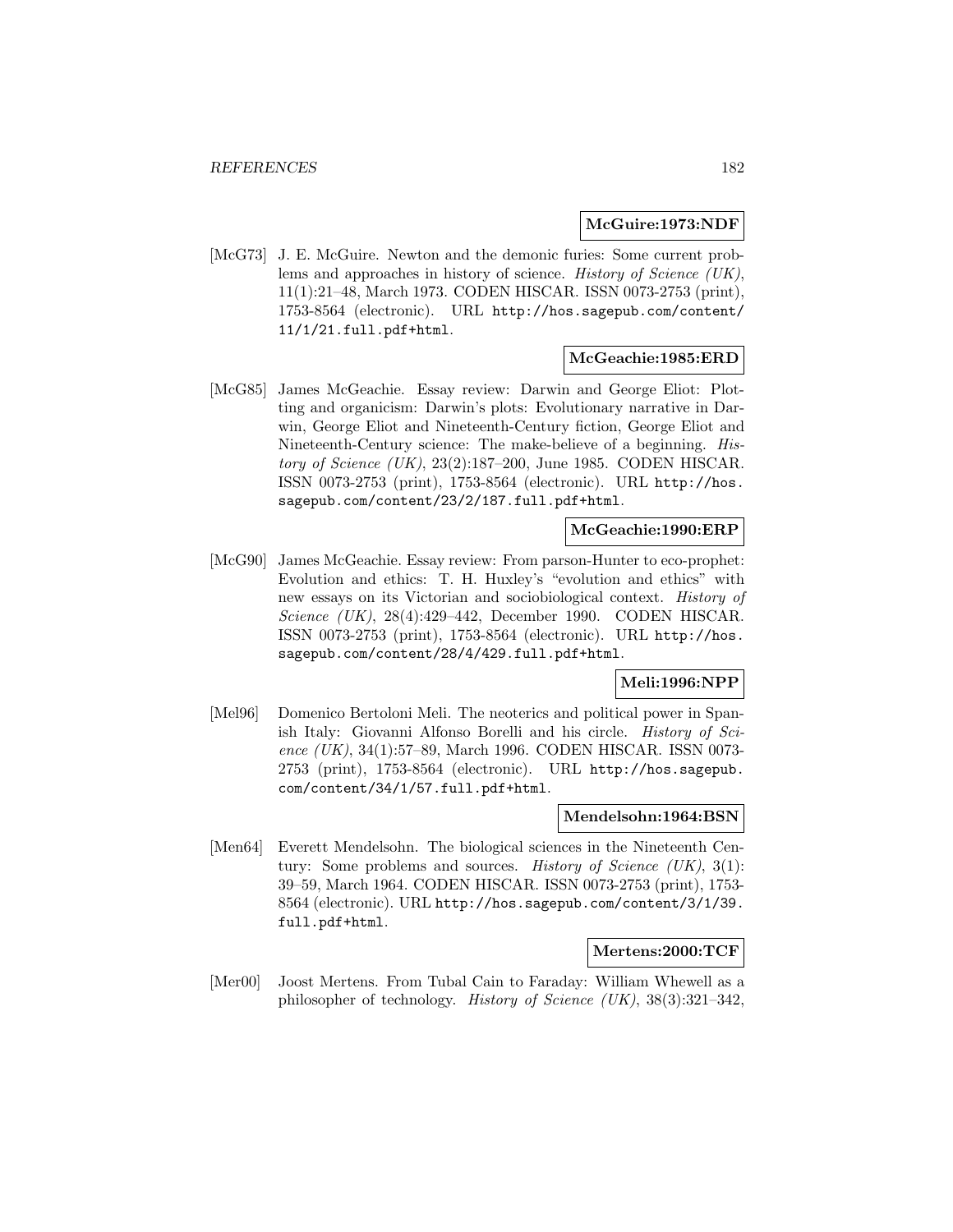**McGuire:1973:NDF**

[McG73] J. E. McGuire. Newton and the demonic furies: Some current problems and approaches in history of science. *History of Science (UK)*, 11(1):21–48, March 1973. CODEN HISCAR. ISSN 0073-2753 (print), 1753-8564 (electronic). URL http://hos.sagepub.com/content/11/1/21.full.pdf+html.

**McGeachie:1985:ERD**

[McG85] James McGeachie. Essay review: Darwin and George Eliot: Plotting and organicism: Darwin's plots: Evolutionary narrative in Darwin, George Eliot and Nineteenth-Century fiction, George Eliot and Nineteenth-Century science: The make-believe of a beginning. *History of Science (UK)*, 23(2):187–200, June 1985. CODEN HISCAR. ISSN 0073-2753 (print), 1753-8564 (electronic). URL http://hos.sagepub.com/content/23/2/187.full.pdf+html.

**McGeachie:1990:ERP**

[McG90] James McGeachie. Essay review: From parson-Hunter to eco-prophet: Evolution and ethics: T. H. Huxley's "evolution and ethics" with new essays on its Victorian and sociobiological context. *History of Science (UK)*, 28(4):429–442, December 1990. CODEN HISCAR. ISSN 0073-2753 (print), 1753-8564 (electronic). URL http://hos.sagepub.com/content/28/4/429.full.pdf+html.

**Meli:1996:NPP**

[Mel96] Domenico Bertoloni Meli. The neoterics and political power in Spanish Italy: Giovanni Alfonso Borelli and his circle. *History of Science (UK)*, 34(1):57–89, March 1996. CODEN HISCAR. ISSN 0073-2753 (print), 1753-8564 (electronic). URL http://hos.sagepub.com/content/34/1/57.full.pdf+html.

**Mendelsohn:1964:BSN**

[Men64] Everett Mendelsohn. The biological sciences in the Nineteenth Century: Some problems and sources. *History of Science (UK)*, 3(1): 39–59, March 1964. CODEN HISCAR. ISSN 0073-2753 (print), 1753-8564 (electronic). URL http://hos.sagepub.com/content/3/1/39.full.pdf+html.

**Mertens:2000:TCF**

[Mer00] Joost Mertens. From Tubal Cain to Faraday: William Whewell as a philosopher of technology. *History of Science (UK)*, 38(3):321–342,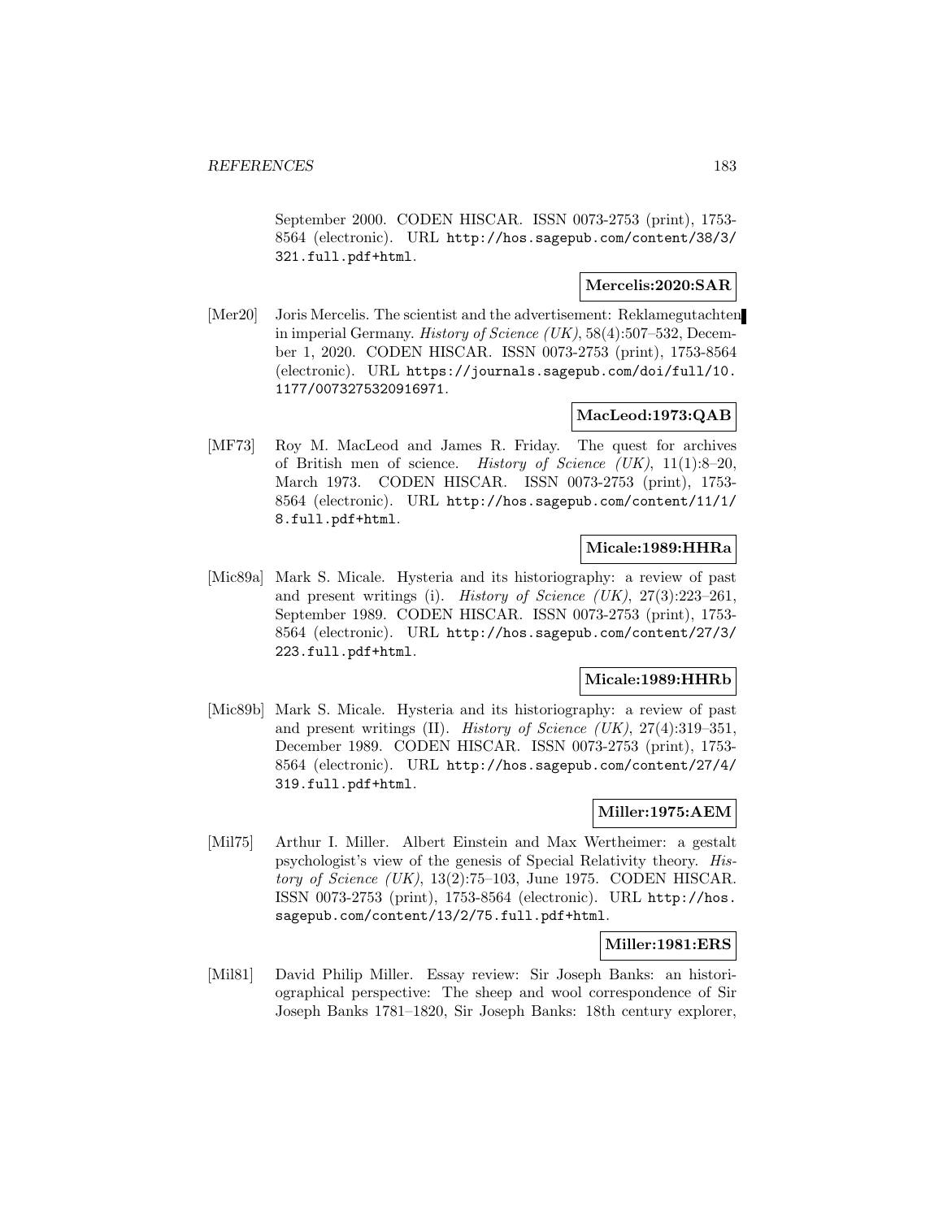September 2000. CODEN HISCAR. ISSN 0073-2753 (print), 1753-8564 (electronic). URL http://hos.sagepub.com/content/38/3/321.full.pdf+html.

**Mercelis:2020:SAR**

[Mer20] Joris Mercelis. The scientist and the advertisement: Reklamegutachten in imperial Germany. *History of Science (UK)*, 58(4):507–532, December 1, 2020. CODEN HISCAR. ISSN 0073-2753 (print), 1753-8564 (electronic). URL https://journals.sagepub.com/doi/full/10.1177/0073275320916971.

**MacLeod:1973:QAB**

[MF73] Roy M. MacLeod and James R. Friday. The quest for archives of British men of science. *History of Science (UK)*, 11(1):8–20, March 1973. CODEN HISCAR. ISSN 0073-2753 (print), 1753-8564 (electronic). URL http://hos.sagepub.com/content/11/1/8.full.pdf+html.

**Micale:1989:HHRa**

[Mic89a] Mark S. Micale. Hysteria and its historiography: a review of past and present writings (i). *History of Science (UK)*, 27(3):223–261, September 1989. CODEN HISCAR. ISSN 0073-2753 (print), 1753-8564 (electronic). URL http://hos.sagepub.com/content/27/3/223.full.pdf+html.

**Micale:1989:HHRb**

[Mic89b] Mark S. Micale. Hysteria and its historiography: a review of past and present writings (II). *History of Science (UK)*, 27(4):319–351, December 1989. CODEN HISCAR. ISSN 0073-2753 (print), 1753-8564 (electronic). URL http://hos.sagepub.com/content/27/4/319.full.pdf+html.

**Miller:1975:AEM**

[Mil75] Arthur I. Miller. Albert Einstein and Max Wertheimer: a gestalt psychologist's view of the genesis of Special Relativity theory. *History of Science (UK)*, 13(2):75–103, June 1975. CODEN HISCAR. ISSN 0073-2753 (print), 1753-8564 (electronic). URL http://hos.sagepub.com/content/13/2/75.full.pdf+html.

**Miller:1981:ERS**

[Mil81] David Philip Miller. Essay review: Sir Joseph Banks: an historiographical perspective: The sheep and wool correspondence of Sir Joseph Banks 1781–1820, Sir Joseph Banks: 18th century explorer,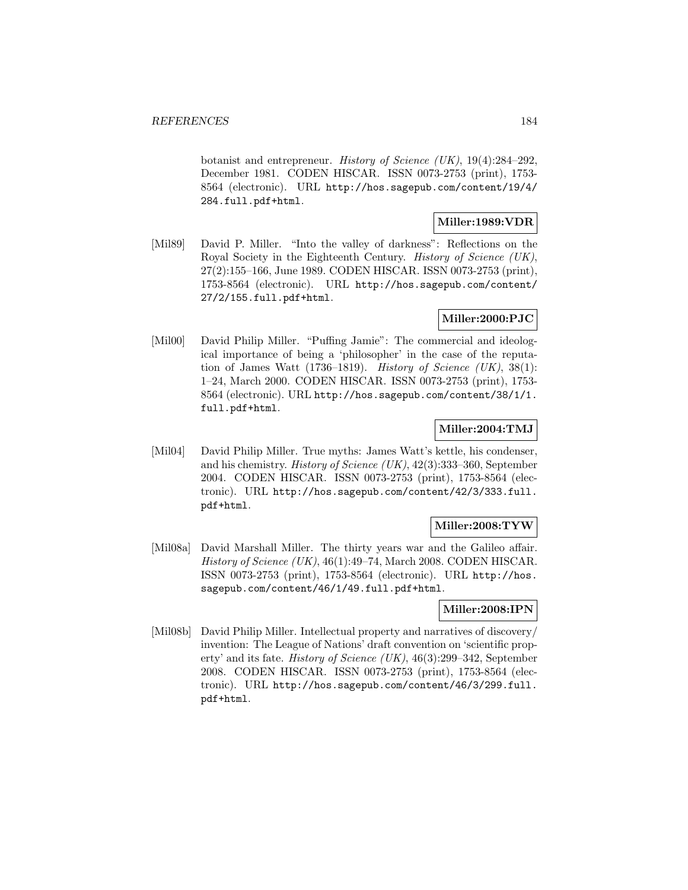botanist and entrepreneur. *History of Science (UK)*, 19(4):284–292, December 1981. CODEN HISCAR. ISSN 0073-2753 (print), 1753-8564 (electronic). URL http://hos.sagepub.com/content/19/4/284.full.pdf+html.

**Miller:1989:VDR**

[Mil89] David P. Miller. "Into the valley of darkness": Reflections on the Royal Society in the Eighteenth Century. *History of Science (UK)*, 27(2):155–166, June 1989. CODEN HISCAR. ISSN 0073-2753 (print), 1753-8564 (electronic). URL http://hos.sagepub.com/content/27/2/155.full.pdf+html.

**Miller:2000:PJC**

[Mil00] David Philip Miller. "Puffing Jamie": The commercial and ideological importance of being a 'philosopher' in the case of the reputation of James Watt (1736–1819). *History of Science (UK)*, 38(1):1–24, March 2000. CODEN HISCAR. ISSN 0073-2753 (print), 1753-8564 (electronic). URL http://hos.sagepub.com/content/38/1/1.full.pdf+html.

**Miller:2004:TMJ**

[Mil04] David Philip Miller. True myths: James Watt's kettle, his condenser, and his chemistry. *History of Science (UK)*, 42(3):333–360, September 2004. CODEN HISCAR. ISSN 0073-2753 (print), 1753-8564 (electronic). URL http://hos.sagepub.com/content/42/3/333.full.pdf+html.

**Miller:2008:TYW**

[Mil08a] David Marshall Miller. The thirty years war and the Galileo affair. *History of Science (UK)*, 46(1):49–74, March 2008. CODEN HISCAR. ISSN 0073-2753 (print), 1753-8564 (electronic). URL http://hos.sagepub.com/content/46/1/49.full.pdf+html.

**Miller:2008:IPN**

[Mil08b] David Philip Miller. Intellectual property and narratives of discovery/invention: The League of Nations' draft convention on 'scientific property' and its fate. *History of Science (UK)*, 46(3):299–342, September 2008. CODEN HISCAR. ISSN 0073-2753 (print), 1753-8564 (electronic). URL http://hos.sagepub.com/content/46/3/299.full.pdf+html.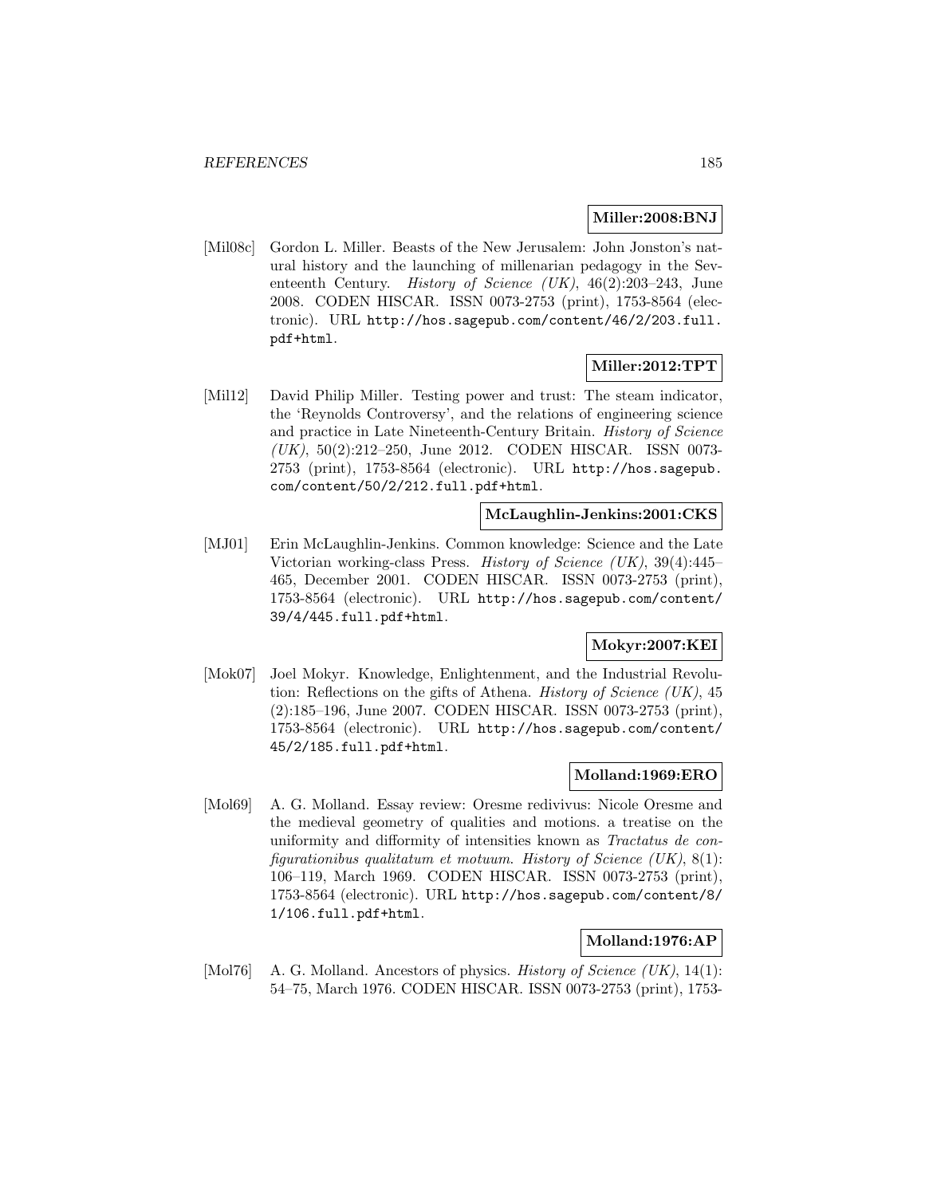**Miller:2008:BNJ**

[Mil08c] Gordon L. Miller. Beasts of the New Jerusalem: John Jonston's natural history and the launching of millenarian pedagogy in the Seventeenth Century. *History of Science (UK)*, 46(2):203–243, June 2008. CODEN HISCAR. ISSN 0073-2753 (print), 1753-8564 (electronic). URL http://hos.sagepub.com/content/46/2/203.full.pdf+html.

**Miller:2012:TPT**

[Mil12] David Philip Miller. Testing power and trust: The steam indicator, the 'Reynolds Controversy', and the relations of engineering science and practice in Late Nineteenth-Century Britain. *History of Science (UK)*, 50(2):212–250, June 2012. CODEN HISCAR. ISSN 0073-2753 (print), 1753-8564 (electronic). URL http://hos.sagepub.com/content/50/2/212.full.pdf+html.

**McLaughlin-Jenkins:2001:CKS**

[MJ01] Erin McLaughlin-Jenkins. Common knowledge: Science and the Late Victorian working-class Press. *History of Science (UK)*, 39(4):445–465, December 2001. CODEN HISCAR. ISSN 0073-2753 (print), 1753-8564 (electronic). URL http://hos.sagepub.com/content/39/4/445.full.pdf+html.

**Mokyr:2007:KEI**

[Mok07] Joel Mokyr. Knowledge, Enlightenment, and the Industrial Revolution: Reflections on the gifts of Athena. *History of Science (UK)*, 45 (2):185–196, June 2007. CODEN HISCAR. ISSN 0073-2753 (print), 1753-8564 (electronic). URL http://hos.sagepub.com/content/45/2/185.full.pdf+html.

**Molland:1969:ERO**

[Mol69] A. G. Molland. Essay review: Oresme redivivus: Nicole Oresme and the medieval geometry of qualities and motions. a treatise on the uniformity and difformity of intensities known as *Tractatus de configurationibus qualitatum et motuum*. *History of Science (UK)*, 8(1): 106–119, March 1969. CODEN HISCAR. ISSN 0073-2753 (print), 1753-8564 (electronic). URL http://hos.sagepub.com/content/8/1/106.full.pdf+html.

**Molland:1976:AP**

[Mol76] A. G. Molland. Ancestors of physics. *History of Science (UK)*, 14(1): 54–75, March 1976. CODEN HISCAR. ISSN 0073-2753 (print), 1753-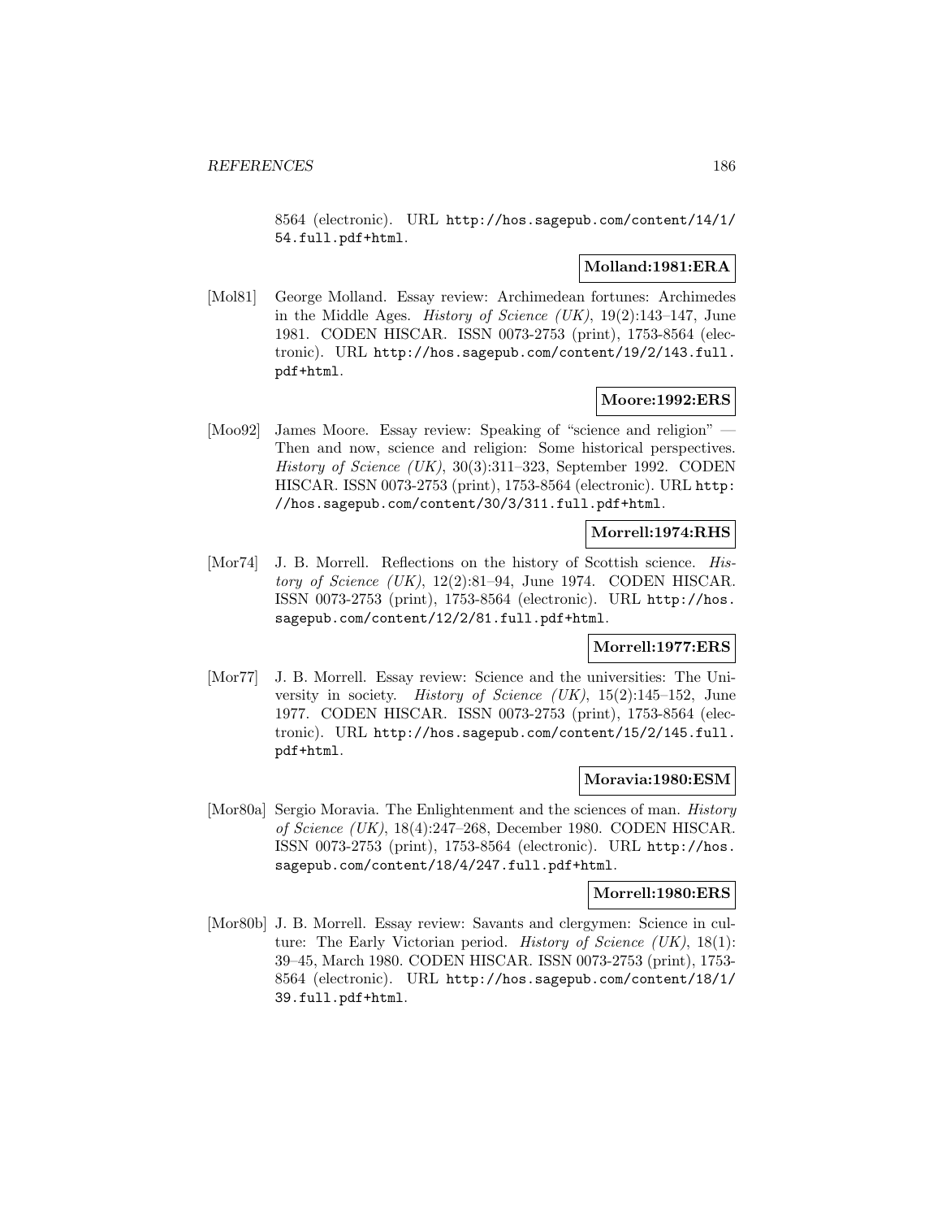8564 (electronic). URL http://hos.sagepub.com/content/14/1/54.full.pdf+html.

**Molland:1981:ERA**

[Mol81] George Molland. Essay review: Archimedean fortunes: Archimedes in the Middle Ages. *History of Science (UK)*, 19(2):143–147, June 1981. CODEN HISCAR. ISSN 0073-2753 (print), 1753-8564 (electronic). URL http://hos.sagepub.com/content/19/2/143.full.pdf+html.

**Moore:1992:ERS**

[Moo92] James Moore. Essay review: Speaking of "science and religion" — Then and now, science and religion: Some historical perspectives. *History of Science (UK)*, 30(3):311–323, September 1992. CODEN HISCAR. ISSN 0073-2753 (print), 1753-8564 (electronic). URL http://hos.sagepub.com/content/30/3/311.full.pdf+html.

**Morrell:1974:RHS**

[Mor74] J. B. Morrell. Reflections on the history of Scottish science. *History of Science (UK)*, 12(2):81–94, June 1974. CODEN HISCAR. ISSN 0073-2753 (print), 1753-8564 (electronic). URL http://hos.sagepub.com/content/12/2/81.full.pdf+html.

**Morrell:1977:ERS**

[Mor77] J. B. Morrell. Essay review: Science and the universities: The University in society. *History of Science (UK)*, 15(2):145–152, June 1977. CODEN HISCAR. ISSN 0073-2753 (print), 1753-8564 (electronic). URL http://hos.sagepub.com/content/15/2/145.full.pdf+html.

**Moravia:1980:ESM**

[Mor80a] Sergio Moravia. The Enlightenment and the sciences of man. *History of Science (UK)*, 18(4):247–268, December 1980. CODEN HISCAR. ISSN 0073-2753 (print), 1753-8564 (electronic). URL http://hos.sagepub.com/content/18/4/247.full.pdf+html.

**Morrell:1980:ERS**

[Mor80b] J. B. Morrell. Essay review: Savants and clergymen: Science in culture: The Early Victorian period. *History of Science (UK)*, 18(1):39–45, March 1980. CODEN HISCAR. ISSN 0073-2753 (print), 1753-8564 (electronic). URL http://hos.sagepub.com/content/18/1/39.full.pdf+html.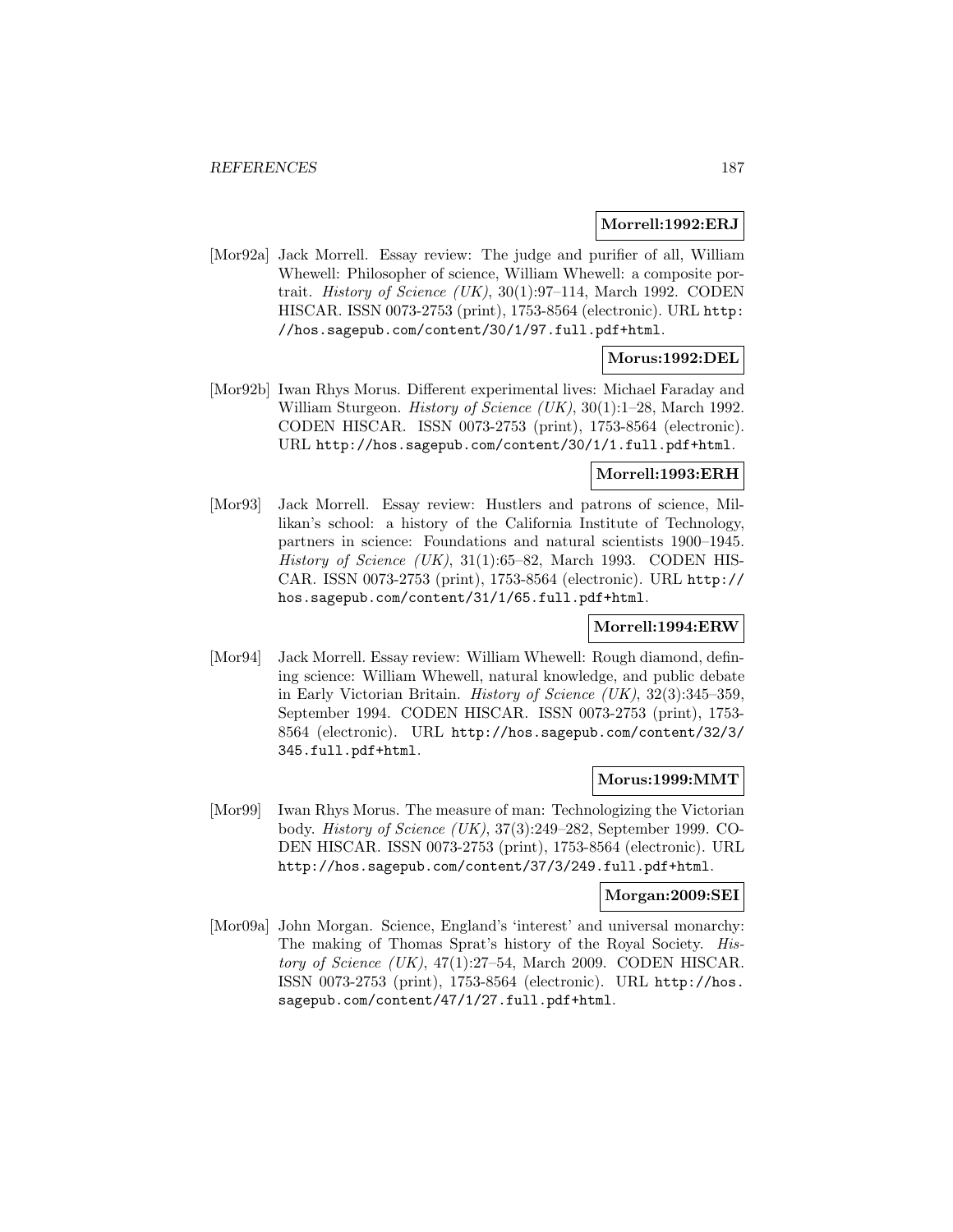**Morrell:1992:ERJ**

[Mor92a] Jack Morrell. Essay review: The judge and purifier of all, William Whewell: Philosopher of science, William Whewell: a composite portrait. *History of Science (UK)*, 30(1):97–114, March 1992. CODEN HISCAR. ISSN 0073-2753 (print), 1753-8564 (electronic). URL http://hos.sagepub.com/content/30/1/97.full.pdf+html.

**Morus:1992:DEL**

[Mor92b] Iwan Rhys Morus. Different experimental lives: Michael Faraday and William Sturgeon. *History of Science (UK)*, 30(1):1–28, March 1992. CODEN HISCAR. ISSN 0073-2753 (print), 1753-8564 (electronic). URL http://hos.sagepub.com/content/30/1/1.full.pdf+html.

**Morrell:1993:ERH**

[Mor93] Jack Morrell. Essay review: Hustlers and patrons of science, Millikan's school: a history of the California Institute of Technology, partners in science: Foundations and natural scientists 1900–1945. *History of Science (UK)*, 31(1):65–82, March 1993. CODEN HISCAR. ISSN 0073-2753 (print), 1753-8564 (electronic). URL http://hos.sagepub.com/content/31/1/65.full.pdf+html.

**Morrell:1994:ERW**

[Mor94] Jack Morrell. Essay review: William Whewell: Rough diamond, defining science: William Whewell, natural knowledge, and public debate in Early Victorian Britain. *History of Science (UK)*, 32(3):345–359, September 1994. CODEN HISCAR. ISSN 0073-2753 (print), 1753-8564 (electronic). URL http://hos.sagepub.com/content/32/3/345.full.pdf+html.

**Morus:1999:MMT**

[Mor99] Iwan Rhys Morus. The measure of man: Technologizing the Victorian body. *History of Science (UK)*, 37(3):249–282, September 1999. CODEN HISCAR. ISSN 0073-2753 (print), 1753-8564 (electronic). URL http://hos.sagepub.com/content/37/3/249.full.pdf+html.

**Morgan:2009:SEI**

[Mor09a] John Morgan. Science, England's 'interest' and universal monarchy: The making of Thomas Sprat's history of the Royal Society. *History of Science (UK)*, 47(1):27–54, March 2009. CODEN HISCAR. ISSN 0073-2753 (print), 1753-8564 (electronic). URL http://hos.sagepub.com/content/47/1/27.full.pdf+html.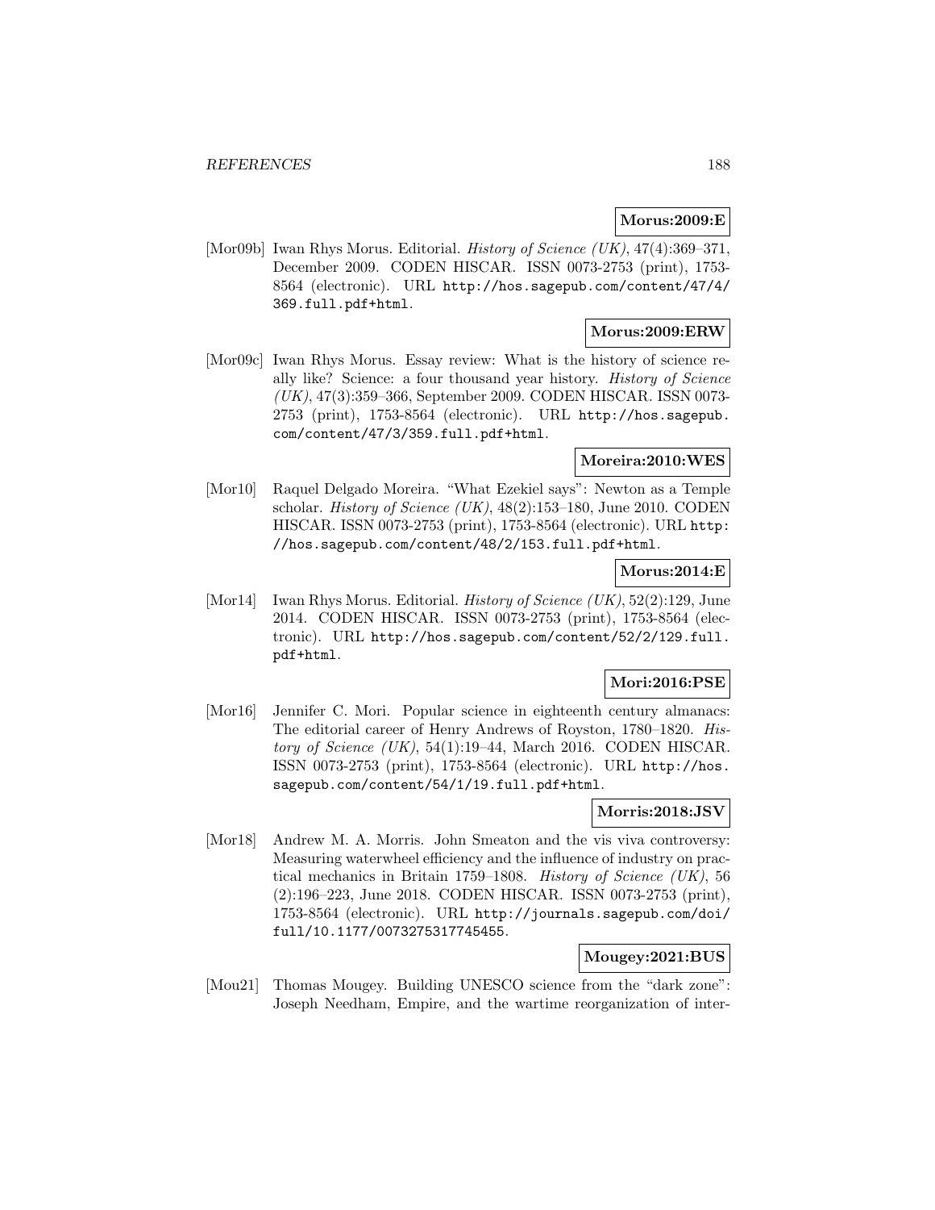**Morus:2009:E**

[Mor09b] Iwan Rhys Morus. Editorial. *History of Science (UK)*, 47(4):369–371, December 2009. CODEN HISCAR. ISSN 0073-2753 (print), 1753-8564 (electronic). URL http://hos.sagepub.com/content/47/4/369.full.pdf+html.

**Morus:2009:ERW**

[Mor09c] Iwan Rhys Morus. Essay review: What is the history of science really like? Science: a four thousand year history. *History of Science (UK)*, 47(3):359–366, September 2009. CODEN HISCAR. ISSN 0073-2753 (print), 1753-8564 (electronic). URL http://hos.sagepub.com/content/47/3/359.full.pdf+html.

**Moreira:2010:WES**

[Mor10] Raquel Delgado Moreira. "What Ezekiel says": Newton as a Temple scholar. *History of Science (UK)*, 48(2):153–180, June 2010. CODEN HISCAR. ISSN 0073-2753 (print), 1753-8564 (electronic). URL http://hos.sagepub.com/content/48/2/153.full.pdf+html.

**Morus:2014:E**

[Mor14] Iwan Rhys Morus. Editorial. *History of Science (UK)*, 52(2):129, June 2014. CODEN HISCAR. ISSN 0073-2753 (print), 1753-8564 (electronic). URL http://hos.sagepub.com/content/52/2/129.full.pdf+html.

**Mori:2016:PSE**

[Mor16] Jennifer C. Mori. Popular science in eighteenth century almanacs: The editorial career of Henry Andrews of Royston, 1780–1820. *History of Science (UK)*, 54(1):19–44, March 2016. CODEN HISCAR. ISSN 0073-2753 (print), 1753-8564 (electronic). URL http://hos.sagepub.com/content/54/1/19.full.pdf+html.

**Morris:2018:JSV**

[Mor18] Andrew M. A. Morris. John Smeaton and the vis viva controversy: Measuring waterwheel efficiency and the influence of industry on practical mechanics in Britain 1759–1808. *History of Science (UK)*, 56 (2):196–223, June 2018. CODEN HISCAR. ISSN 0073-2753 (print), 1753-8564 (electronic). URL http://journals.sagepub.com/doi/full/10.1177/0073275317745455.

**Mougey:2021:BUS**

[Mou21] Thomas Mougey. Building UNESCO science from the "dark zone": Joseph Needham, Empire, and the wartime reorganization of inter-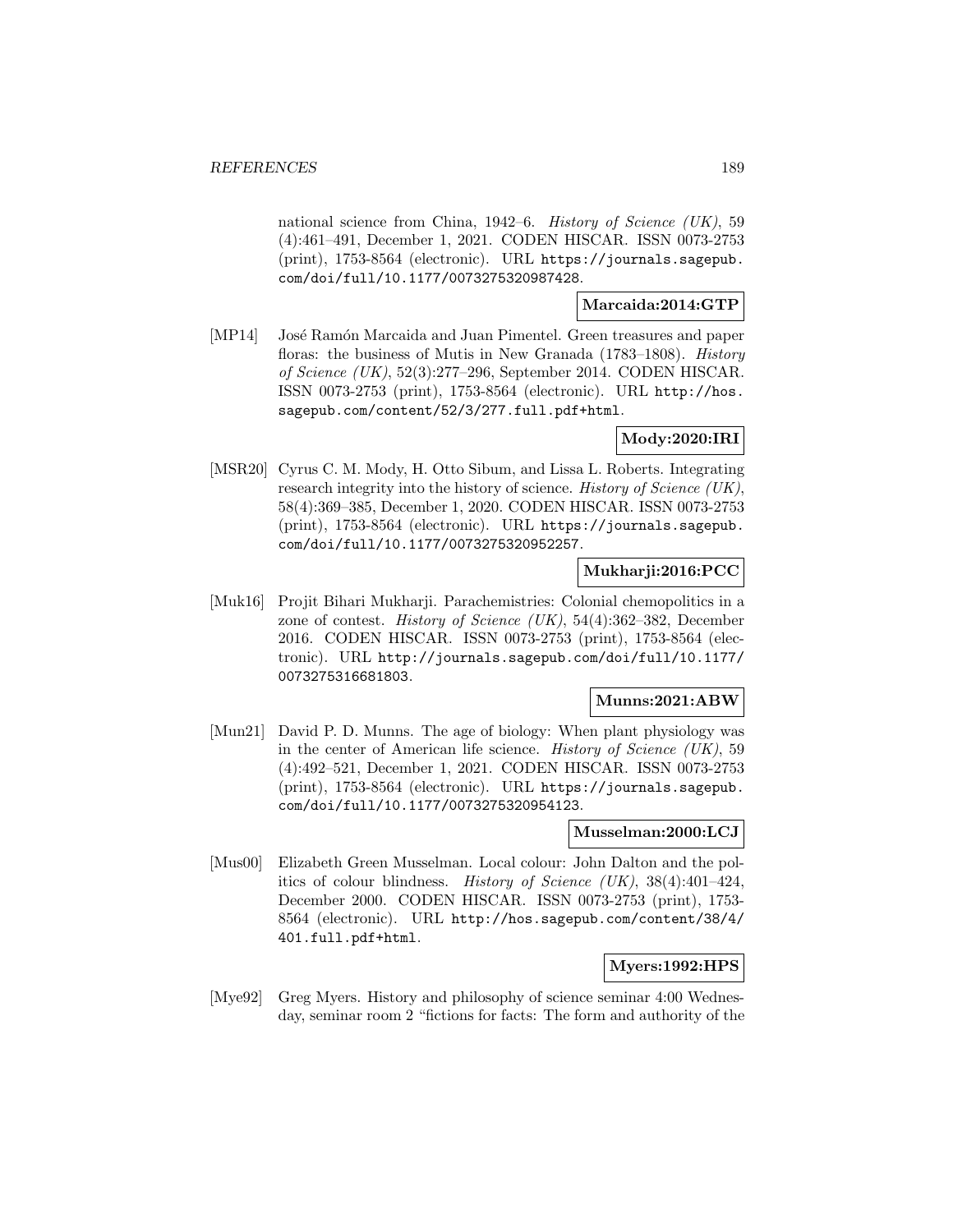national science from China, 1942–6. *History of Science (UK)*, 59 (4):461–491, December 1, 2021. CODEN HISCAR. ISSN 0073-2753 (print), 1753-8564 (electronic). URL https://journals.sagepub.com/doi/full/10.1177/0073275320987428.

**Marcaida:2014:GTP**

[MP14] José Ramón Marcaida and Juan Pimentel. Green treasures and paper floras: the business of Mutis in New Granada (1783–1808). *History of Science (UK)*, 52(3):277–296, September 2014. CODEN HISCAR. ISSN 0073-2753 (print), 1753-8564 (electronic). URL http://hos.sagepub.com/content/52/3/277.full.pdf+html.

**Mody:2020:IRI**

[MSR20] Cyrus C. M. Mody, H. Otto Sibum, and Lissa L. Roberts. Integrating research integrity into the history of science. *History of Science (UK)*, 58(4):369–385, December 1, 2020. CODEN HISCAR. ISSN 0073-2753 (print), 1753-8564 (electronic). URL https://journals.sagepub.com/doi/full/10.1177/0073275320952257.

**Mukharji:2016:PCC**

[Muk16] Projit Bihari Mukharji. Parachemistries: Colonial chemopolitics in a zone of contest. *History of Science (UK)*, 54(4):362–382, December 2016. CODEN HISCAR. ISSN 0073-2753 (print), 1753-8564 (electronic). URL http://journals.sagepub.com/doi/full/10.1177/0073275316681803.

**Munns:2021:ABW**

[Mun21] David P. D. Munns. The age of biology: When plant physiology was in the center of American life science. *History of Science (UK)*, 59 (4):492–521, December 1, 2021. CODEN HISCAR. ISSN 0073-2753 (print), 1753-8564 (electronic). URL https://journals.sagepub.com/doi/full/10.1177/0073275320954123.

**Musselman:2000:LCJ**

[Mus00] Elizabeth Green Musselman. Local colour: John Dalton and the politics of colour blindness. *History of Science (UK)*, 38(4):401–424, December 2000. CODEN HISCAR. ISSN 0073-2753 (print), 1753-8564 (electronic). URL http://hos.sagepub.com/content/38/4/401.full.pdf+html.

**Myers:1992:HPS**

[Mye92] Greg Myers. History and philosophy of science seminar 4:00 Wednesday, seminar room 2 "fictions for facts: The form and authority of the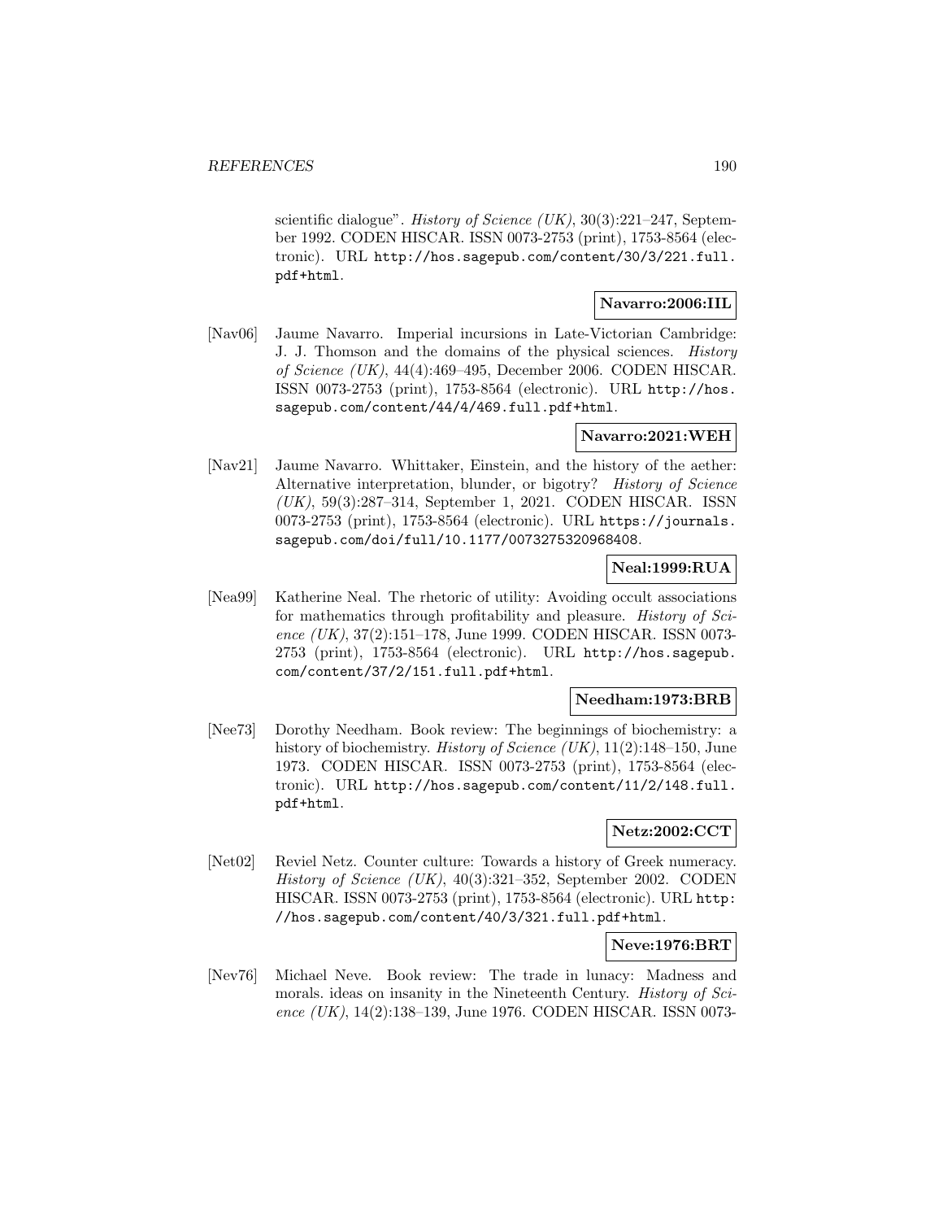scientific dialogue". *History of Science (UK)*, 30(3):221–247, September 1992. CODEN HISCAR. ISSN 0073-2753 (print), 1753-8564 (electronic). URL `http://hos.sagepub.com/content/30/3/221.full.pdf+html`.

**Navarro:2006:IIL**

[Nav06] Jaume Navarro. Imperial incursions in Late-Victorian Cambridge: J. J. Thomson and the domains of the physical sciences. *History of Science (UK)*, 44(4):469–495, December 2006. CODEN HISCAR. ISSN 0073-2753 (print), 1753-8564 (electronic). URL `http://hos.sagepub.com/content/44/4/469.full.pdf+html`.

**Navarro:2021:WEH**

[Nav21] Jaume Navarro. Whittaker, Einstein, and the history of the aether: Alternative interpretation, blunder, or bigotry? *History of Science (UK)*, 59(3):287–314, September 1, 2021. CODEN HISCAR. ISSN 0073-2753 (print), 1753-8564 (electronic). URL `https://journals.sagepub.com/doi/full/10.1177/0073275320968408`.

**Neal:1999:RUA**

[Nea99] Katherine Neal. The rhetoric of utility: Avoiding occult associations for mathematics through profitability and pleasure. *History of Science (UK)*, 37(2):151–178, June 1999. CODEN HISCAR. ISSN 0073-2753 (print), 1753-8564 (electronic). URL `http://hos.sagepub.com/content/37/2/151.full.pdf+html`.

**Needham:1973:BRB**

[Nee73] Dorothy Needham. Book review: The beginnings of biochemistry: a history of biochemistry. *History of Science (UK)*, 11(2):148–150, June 1973. CODEN HISCAR. ISSN 0073-2753 (print), 1753-8564 (electronic). URL `http://hos.sagepub.com/content/11/2/148.full.pdf+html`.

**Netz:2002:CCT**

[Net02] Reviel Netz. Counter culture: Towards a history of Greek numeracy. *History of Science (UK)*, 40(3):321–352, September 2002. CODEN HISCAR. ISSN 0073-2753 (print), 1753-8564 (electronic). URL `http://hos.sagepub.com/content/40/3/321.full.pdf+html`.

**Neve:1976:BRT**

[Nev76] Michael Neve. Book review: The trade in lunacy: Madness and morals. ideas on insanity in the Nineteenth Century. *History of Science (UK)*, 14(2):138–139, June 1976. CODEN HISCAR. ISSN 0073-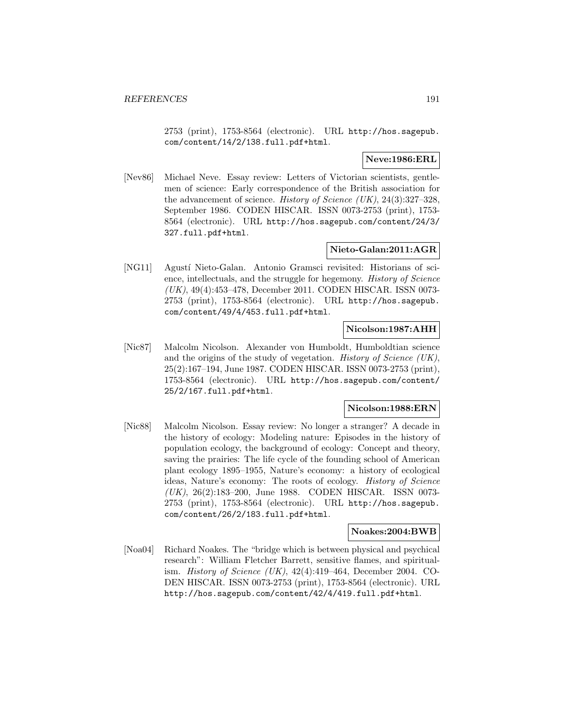2753 (print), 1753-8564 (electronic). URL http://hos.sagepub.com/content/14/2/138.full.pdf+html.

**Neve:1986:ERL**

[Nev86] Michael Neve. Essay review: Letters of Victorian scientists, gentlemen of science: Early correspondence of the British association for the advancement of science. *History of Science (UK)*, 24(3):327–328, September 1986. CODEN HISCAR. ISSN 0073-2753 (print), 1753-8564 (electronic). URL http://hos.sagepub.com/content/24/3/327.full.pdf+html.

**Nieto-Galan:2011:AGR**

[NG11] Agustí Nieto-Galan. Antonio Gramsci revisited: Historians of science, intellectuals, and the struggle for hegemony. *History of Science (UK)*, 49(4):453–478, December 2011. CODEN HISCAR. ISSN 0073-2753 (print), 1753-8564 (electronic). URL http://hos.sagepub.com/content/49/4/453.full.pdf+html.

**Nicolson:1987:AHH**

[Nic87] Malcolm Nicolson. Alexander von Humboldt, Humboldtian science and the origins of the study of vegetation. *History of Science (UK)*, 25(2):167–194, June 1987. CODEN HISCAR. ISSN 0073-2753 (print), 1753-8564 (electronic). URL http://hos.sagepub.com/content/25/2/167.full.pdf+html.

**Nicolson:1988:ERN**

[Nic88] Malcolm Nicolson. Essay review: No longer a stranger? A decade in the history of ecology: Modeling nature: Episodes in the history of population ecology, the background of ecology: Concept and theory, saving the prairies: The life cycle of the founding school of American plant ecology 1895–1955, Nature's economy: a history of ecological ideas, Nature's economy: The roots of ecology. *History of Science (UK)*, 26(2):183–200, June 1988. CODEN HISCAR. ISSN 0073-2753 (print), 1753-8564 (electronic). URL http://hos.sagepub.com/content/26/2/183.full.pdf+html.

**Noakes:2004:BWB**

[Noa04] Richard Noakes. The "bridge which is between physical and psychical research": William Fletcher Barrett, sensitive flames, and spiritualism. *History of Science (UK)*, 42(4):419–464, December 2004. CODEN HISCAR. ISSN 0073-2753 (print), 1753-8564 (electronic). URL http://hos.sagepub.com/content/42/4/419.full.pdf+html.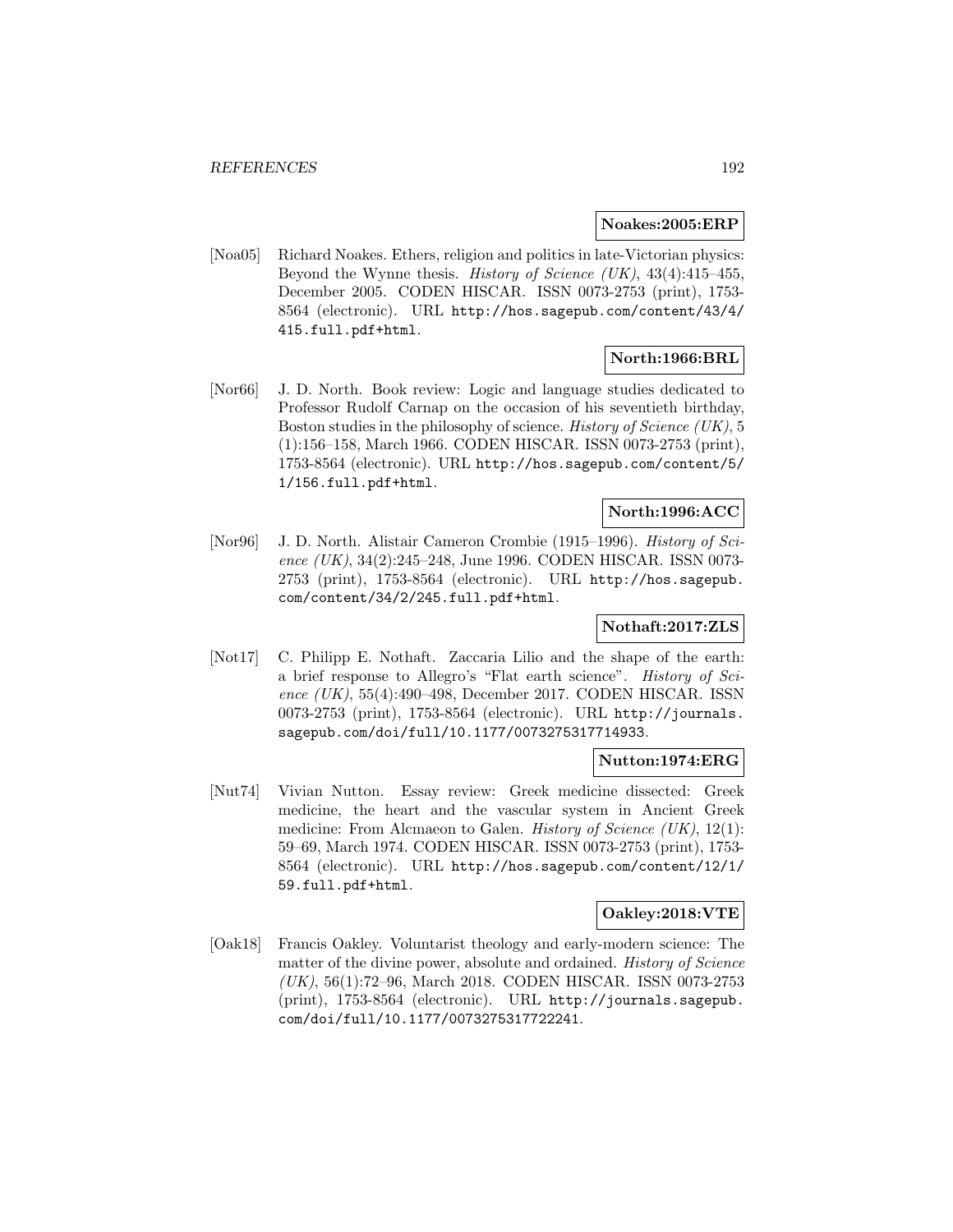**Noakes:2005:ERP**

[Noa05] Richard Noakes. Ethers, religion and politics in late-Victorian physics: Beyond the Wynne thesis. *History of Science (UK)*, 43(4):415–455, December 2005. CODEN HISCAR. ISSN 0073-2753 (print), 1753-8564 (electronic). URL http://hos.sagepub.com/content/43/4/415.full.pdf+html.

**North:1966:BRL**

[Nor66] J. D. North. Book review: Logic and language studies dedicated to Professor Rudolf Carnap on the occasion of his seventieth birthday, Boston studies in the philosophy of science. *History of Science (UK)*, 5 (1):156–158, March 1966. CODEN HISCAR. ISSN 0073-2753 (print), 1753-8564 (electronic). URL http://hos.sagepub.com/content/5/1/156.full.pdf+html.

**North:1996:ACC**

[Nor96] J. D. North. Alistair Cameron Crombie (1915–1996). *History of Science (UK)*, 34(2):245–248, June 1996. CODEN HISCAR. ISSN 0073-2753 (print), 1753-8564 (electronic). URL http://hos.sagepub.com/content/34/2/245.full.pdf+html.

**Nothaft:2017:ZLS**

[Not17] C. Philipp E. Nothaft. Zaccaria Lilio and the shape of the earth: a brief response to Allegro's "Flat earth science". *History of Science (UK)*, 55(4):490–498, December 2017. CODEN HISCAR. ISSN 0073-2753 (print), 1753-8564 (electronic). URL http://journals.sagepub.com/doi/full/10.1177/0073275317714933.

**Nutton:1974:ERG**

[Nut74] Vivian Nutton. Essay review: Greek medicine dissected: Greek medicine, the heart and the vascular system in Ancient Greek medicine: From Alcmaeon to Galen. *History of Science (UK)*, 12(1): 59–69, March 1974. CODEN HISCAR. ISSN 0073-2753 (print), 1753-8564 (electronic). URL http://hos.sagepub.com/content/12/1/59.full.pdf+html.

**Oakley:2018:VTE**

[Oak18] Francis Oakley. Voluntarist theology and early-modern science: The matter of the divine power, absolute and ordained. *History of Science (UK)*, 56(1):72–96, March 2018. CODEN HISCAR. ISSN 0073-2753 (print), 1753-8564 (electronic). URL http://journals.sagepub.com/doi/full/10.1177/0073275317722241.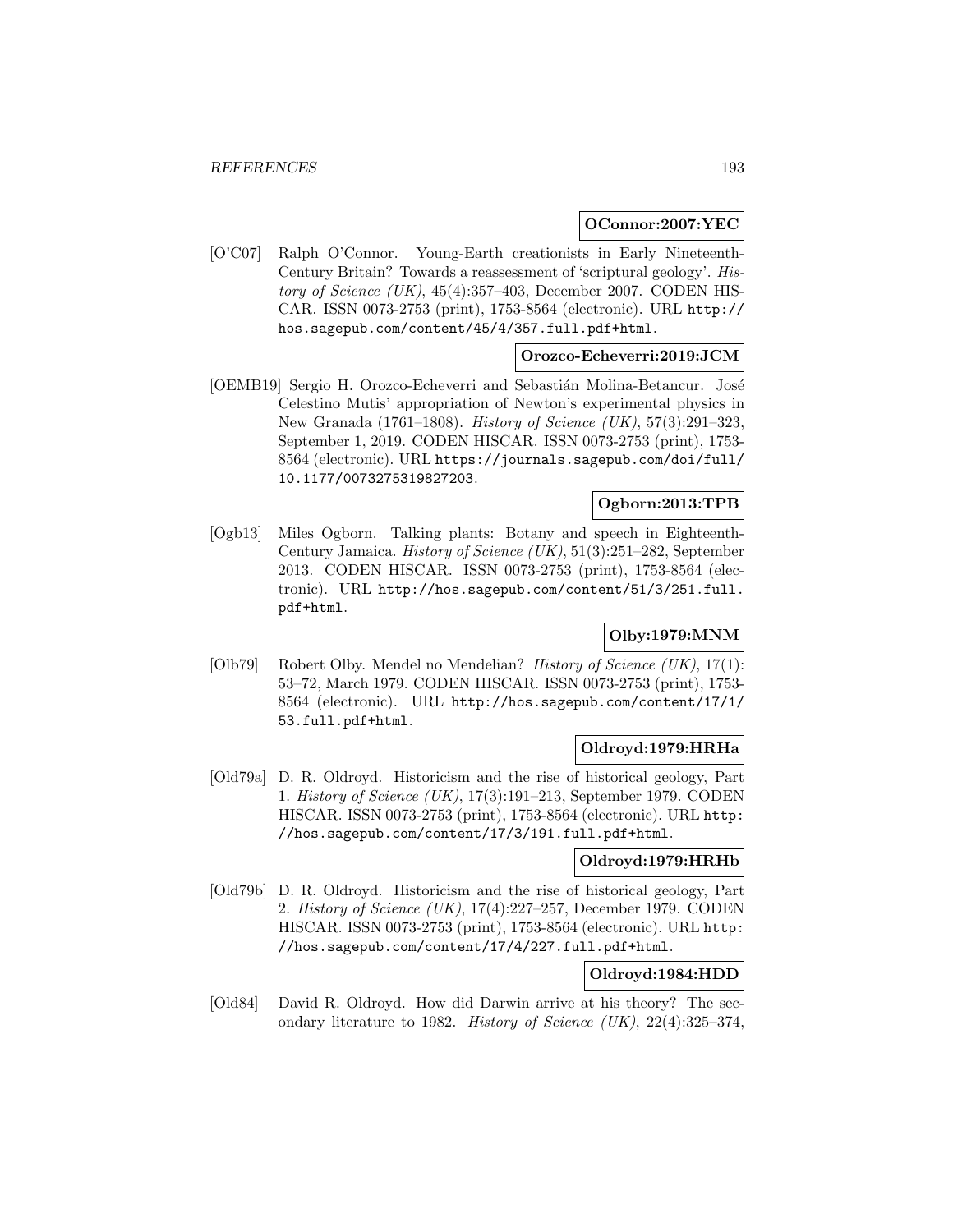**OConnor:2007:YEC**

[O'C07] Ralph O'Connor. Young-Earth creationists in Early Nineteenth-Century Britain? Towards a reassessment of 'scriptural geology'. *History of Science (UK)*, 45(4):357–403, December 2007. CODEN HISCAR. ISSN 0073-2753 (print), 1753-8564 (electronic). URL http://hos.sagepub.com/content/45/4/357.full.pdf+html.

**Orozco-Echeverri:2019:JCM**

[OEMB19] Sergio H. Orozco-Echeverri and Sebastián Molina-Betancur. José Celestino Mutis' appropriation of Newton's experimental physics in New Granada (1761–1808). *History of Science (UK)*, 57(3):291–323, September 1, 2019. CODEN HISCAR. ISSN 0073-2753 (print), 1753-8564 (electronic). URL https://journals.sagepub.com/doi/full/10.1177/0073275319827203.

**Ogborn:2013:TPB**

[Ogb13] Miles Ogborn. Talking plants: Botany and speech in Eighteenth-Century Jamaica. *History of Science (UK)*, 51(3):251–282, September 2013. CODEN HISCAR. ISSN 0073-2753 (print), 1753-8564 (electronic). URL http://hos.sagepub.com/content/51/3/251.full.pdf+html.

**Olby:1979:MNM**

[Olb79] Robert Olby. Mendel no Mendelian? *History of Science (UK)*, 17(1): 53–72, March 1979. CODEN HISCAR. ISSN 0073-2753 (print), 1753-8564 (electronic). URL http://hos.sagepub.com/content/17/1/53.full.pdf+html.

**Oldroyd:1979:HRHa**

[Old79a] D. R. Oldroyd. Historicism and the rise of historical geology, Part 1. *History of Science (UK)*, 17(3):191–213, September 1979. CODEN HISCAR. ISSN 0073-2753 (print), 1753-8564 (electronic). URL http://hos.sagepub.com/content/17/3/191.full.pdf+html.

**Oldroyd:1979:HRHb**

[Old79b] D. R. Oldroyd. Historicism and the rise of historical geology, Part 2. *History of Science (UK)*, 17(4):227–257, December 1979. CODEN HISCAR. ISSN 0073-2753 (print), 1753-8564 (electronic). URL http://hos.sagepub.com/content/17/4/227.full.pdf+html.

**Oldroyd:1984:HDD**

[Old84] David R. Oldroyd. How did Darwin arrive at his theory? The secondary literature to 1982. *History of Science (UK)*, 22(4):325–374,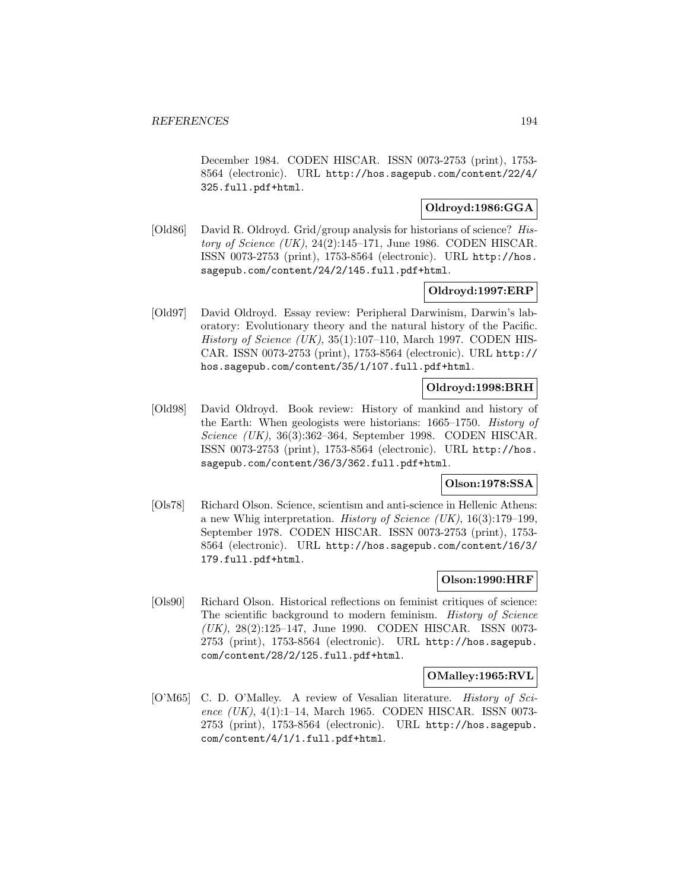December 1984. CODEN HISCAR. ISSN 0073-2753 (print), 1753-8564 (electronic). URL http://hos.sagepub.com/content/22/4/325.full.pdf+html.

**Oldroyd:1986:GGA**

[Old86] David R. Oldroyd. Grid/group analysis for historians of science? *History of Science (UK)*, 24(2):145–171, June 1986. CODEN HISCAR. ISSN 0073-2753 (print), 1753-8564 (electronic). URL http://hos.sagepub.com/content/24/2/145.full.pdf+html.

**Oldroyd:1997:ERP**

[Old97] David Oldroyd. Essay review: Peripheral Darwinism, Darwin's laboratory: Evolutionary theory and the natural history of the Pacific. *History of Science (UK)*, 35(1):107–110, March 1997. CODEN HISCAR. ISSN 0073-2753 (print), 1753-8564 (electronic). URL http://hos.sagepub.com/content/35/1/107.full.pdf+html.

**Oldroyd:1998:BRH**

[Old98] David Oldroyd. Book review: History of mankind and history of the Earth: When geologists were historians: 1665–1750. *History of Science (UK)*, 36(3):362–364, September 1998. CODEN HISCAR. ISSN 0073-2753 (print), 1753-8564 (electronic). URL http://hos.sagepub.com/content/36/3/362.full.pdf+html.

**Olson:1978:SSA**

[Ols78] Richard Olson. Science, scientism and anti-science in Hellenic Athens: a new Whig interpretation. *History of Science (UK)*, 16(3):179–199, September 1978. CODEN HISCAR. ISSN 0073-2753 (print), 1753-8564 (electronic). URL http://hos.sagepub.com/content/16/3/179.full.pdf+html.

**Olson:1990:HRF**

[Ols90] Richard Olson. Historical reflections on feminist critiques of science: The scientific background to modern feminism. *History of Science (UK)*, 28(2):125–147, June 1990. CODEN HISCAR. ISSN 0073-2753 (print), 1753-8564 (electronic). URL http://hos.sagepub.com/content/28/2/125.full.pdf+html.

**OMalley:1965:RVL**

[O'M65] C. D. O'Malley. A review of Vesalian literature. *History of Science (UK)*, 4(1):1–14, March 1965. CODEN HISCAR. ISSN 0073-2753 (print), 1753-8564 (electronic). URL http://hos.sagepub.com/content/4/1/1.full.pdf+html.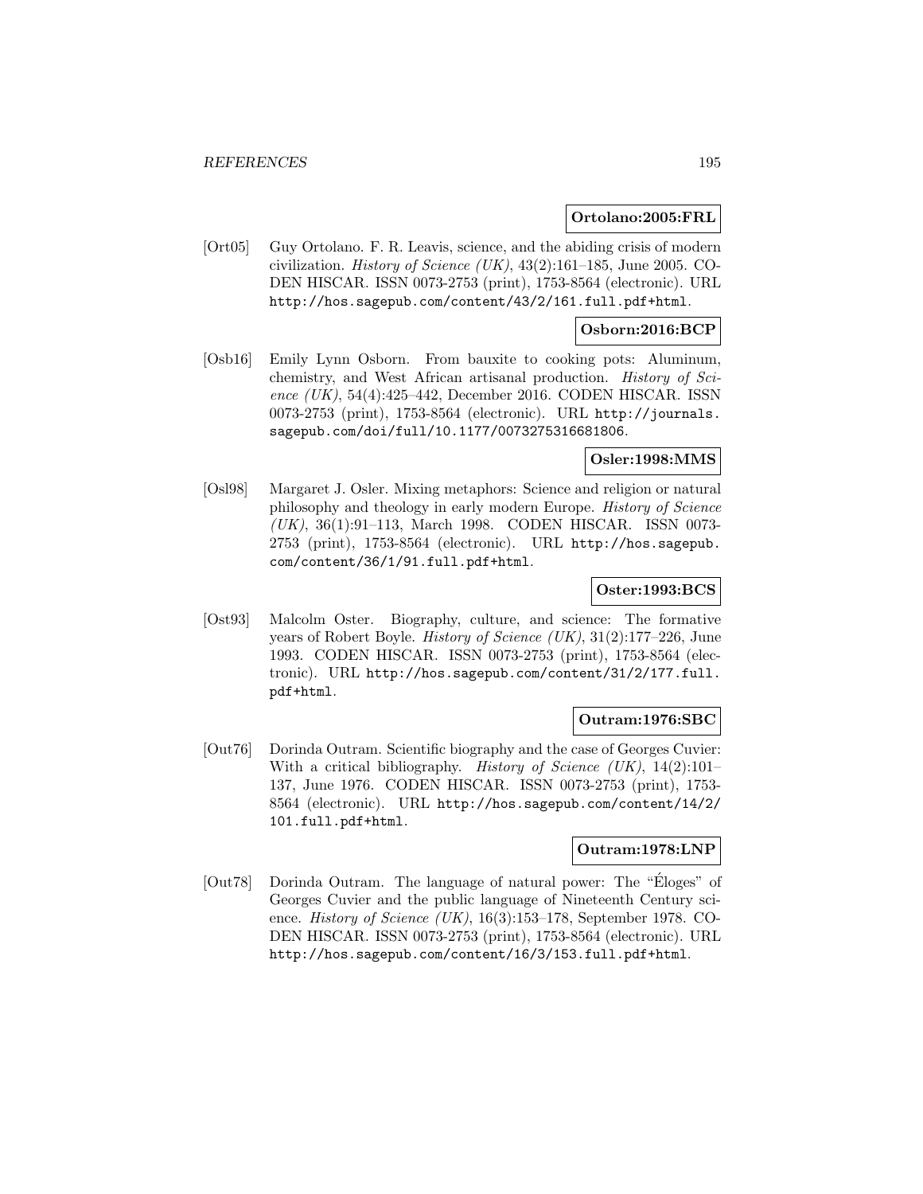**Ortolano:2005:FRL**

[Ort05] Guy Ortolano. F. R. Leavis, science, and the abiding crisis of modern civilization. *History of Science (UK)*, 43(2):161–185, June 2005. CODEN HISCAR. ISSN 0073-2753 (print), 1753-8564 (electronic). URL http://hos.sagepub.com/content/43/2/161.full.pdf+html.

**Osborn:2016:BCP**

[Osb16] Emily Lynn Osborn. From bauxite to cooking pots: Aluminum, chemistry, and West African artisanal production. *History of Science (UK)*, 54(4):425–442, December 2016. CODEN HISCAR. ISSN 0073-2753 (print), 1753-8564 (electronic). URL http://journals.sagepub.com/doi/full/10.1177/0073275316681806.

**Osler:1998:MMS**

[Osl98] Margaret J. Osler. Mixing metaphors: Science and religion or natural philosophy and theology in early modern Europe. *History of Science (UK)*, 36(1):91–113, March 1998. CODEN HISCAR. ISSN 0073-2753 (print), 1753-8564 (electronic). URL http://hos.sagepub.com/content/36/1/91.full.pdf+html.

**Oster:1993:BCS**

[Ost93] Malcolm Oster. Biography, culture, and science: The formative years of Robert Boyle. *History of Science (UK)*, 31(2):177–226, June 1993. CODEN HISCAR. ISSN 0073-2753 (print), 1753-8564 (electronic). URL http://hos.sagepub.com/content/31/2/177.full.pdf+html.

**Outram:1976:SBC**

[Out76] Dorinda Outram. Scientific biography and the case of Georges Cuvier: With a critical bibliography. *History of Science (UK)*, 14(2):101–137, June 1976. CODEN HISCAR. ISSN 0073-2753 (print), 1753-8564 (electronic). URL http://hos.sagepub.com/content/14/2/101.full.pdf+html.

**Outram:1978:LNP**

[Out78] Dorinda Outram. The language of natural power: The "Éloges" of Georges Cuvier and the public language of Nineteenth Century science. *History of Science (UK)*, 16(3):153–178, September 1978. CODEN HISCAR. ISSN 0073-2753 (print), 1753-8564 (electronic). URL http://hos.sagepub.com/content/16/3/153.full.pdf+html.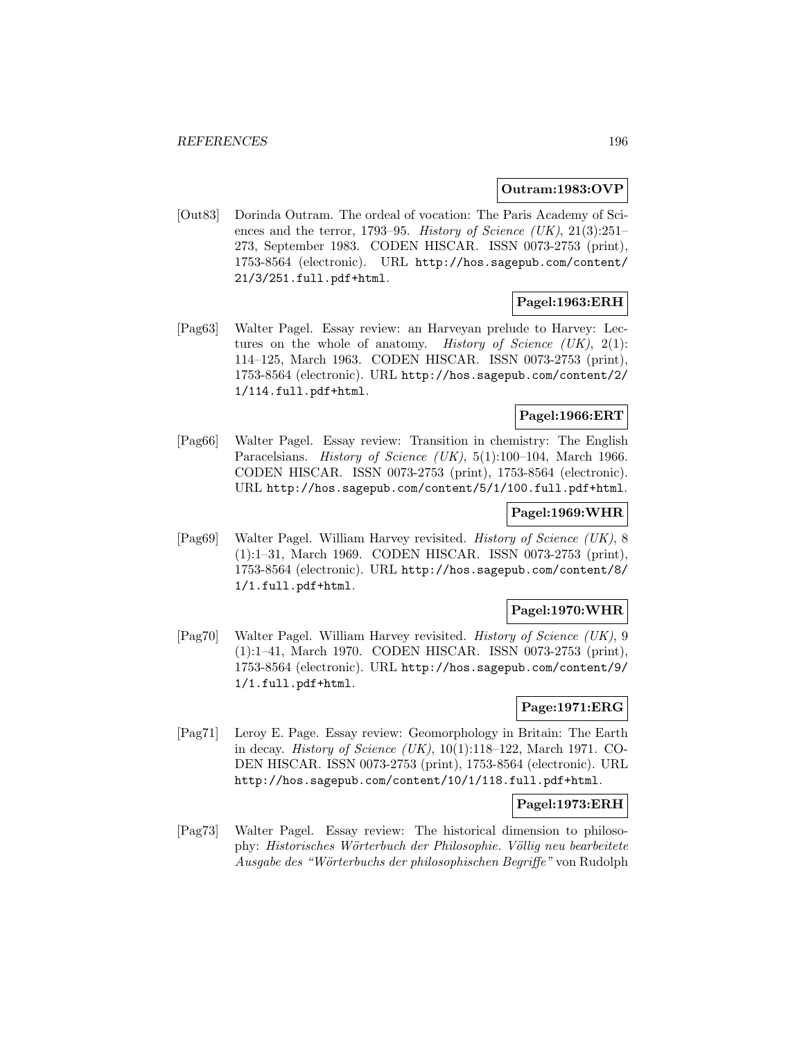**Outram:1983:OVP**

[Out83] Dorinda Outram. The ordeal of vocation: The Paris Academy of Sciences and the terror, 1793–95. *History of Science (UK)*, 21(3):251–273, September 1983. CODEN HISCAR. ISSN 0073-2753 (print), 1753-8564 (electronic). URL http://hos.sagepub.com/content/21/3/251.full.pdf+html.

**Pagel:1963:ERH**

[Pag63] Walter Pagel. Essay review: an Harveyan prelude to Harvey: Lectures on the whole of anatomy. *History of Science (UK)*, 2(1): 114–125, March 1963. CODEN HISCAR. ISSN 0073-2753 (print), 1753-8564 (electronic). URL http://hos.sagepub.com/content/2/1/114.full.pdf+html.

**Pagel:1966:ERT**

[Pag66] Walter Pagel. Essay review: Transition in chemistry: The English Paracelsians. *History of Science (UK)*, 5(1):100–104, March 1966. CODEN HISCAR. ISSN 0073-2753 (print), 1753-8564 (electronic). URL http://hos.sagepub.com/content/5/1/100.full.pdf+html.

**Pagel:1969:WHR**

[Pag69] Walter Pagel. William Harvey revisited. *History of Science (UK)*, 8 (1):1–31, March 1969. CODEN HISCAR. ISSN 0073-2753 (print), 1753-8564 (electronic). URL http://hos.sagepub.com/content/8/1/1.full.pdf+html.

**Pagel:1970:WHR**

[Pag70] Walter Pagel. William Harvey revisited. *History of Science (UK)*, 9 (1):1–41, March 1970. CODEN HISCAR. ISSN 0073-2753 (print), 1753-8564 (electronic). URL http://hos.sagepub.com/content/9/1/1.full.pdf+html.

**Page:1971:ERG**

[Pag71] Leroy E. Page. Essay review: Geomorphology in Britain: The Earth in decay. *History of Science (UK)*, 10(1):118–122, March 1971. CODEN HISCAR. ISSN 0073-2753 (print), 1753-8564 (electronic). URL http://hos.sagepub.com/content/10/1/118.full.pdf+html.

**Pagel:1973:ERH**

[Pag73] Walter Pagel. Essay review: The historical dimension to philosophy: *Historisches Wörterbuch der Philosophie. Völlig neu bearbeitete Ausgabe des "Wörterbuchs der philosophischen Begriffe"* von Rudolph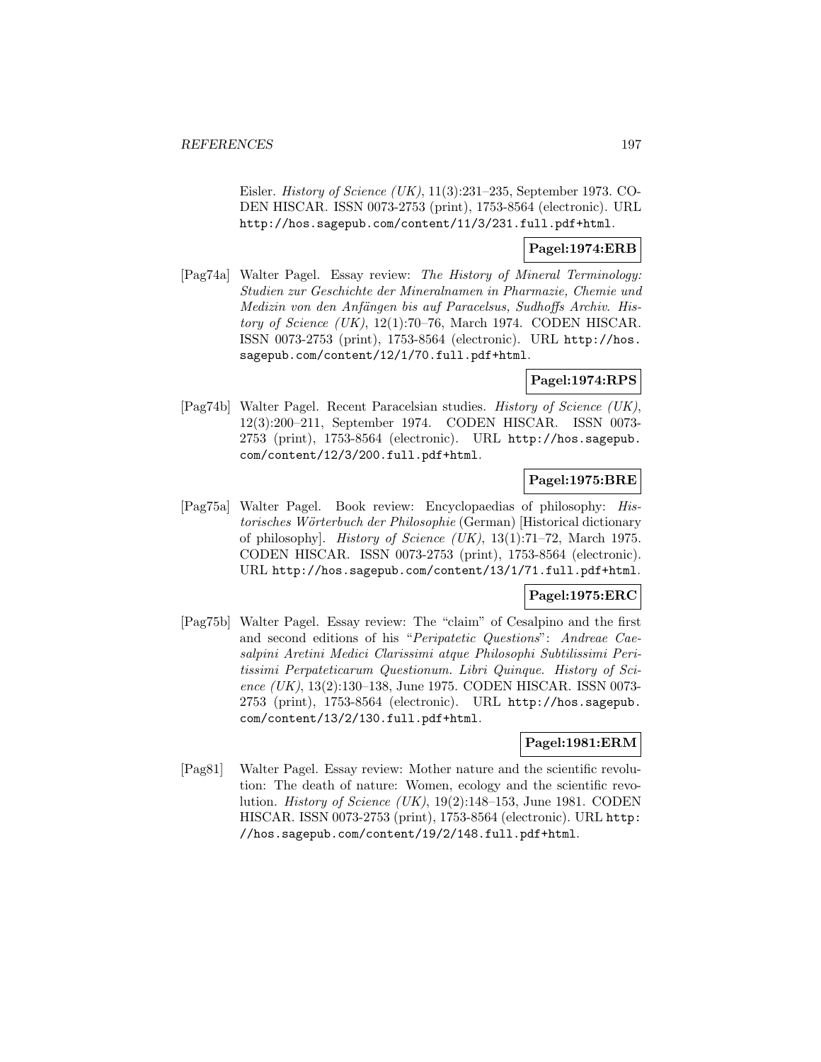Eisler. *History of Science (UK)*, 11(3):231–235, September 1973. CODEN HISCAR. ISSN 0073-2753 (print), 1753-8564 (electronic). URL http://hos.sagepub.com/content/11/3/231.full.pdf+html.

**Pagel:1974:ERB**

[Pag74a] Walter Pagel. Essay review: *The History of Mineral Terminology: Studien zur Geschichte der Mineralnamen in Pharmazie, Chemie und Medizin von den Anfängen bis auf Paracelsus, Sudhoffs Archiv*. *History of Science (UK)*, 12(1):70–76, March 1974. CODEN HISCAR. ISSN 0073-2753 (print), 1753-8564 (electronic). URL http://hos.sagepub.com/content/12/1/70.full.pdf+html.

**Pagel:1974:RPS**

[Pag74b] Walter Pagel. Recent Paracelsian studies. *History of Science (UK)*, 12(3):200–211, September 1974. CODEN HISCAR. ISSN 0073-2753 (print), 1753-8564 (electronic). URL http://hos.sagepub.com/content/12/3/200.full.pdf+html.

**Pagel:1975:BRE**

[Pag75a] Walter Pagel. Book review: Encyclopaedias of philosophy: *Historisches Wörterbuch der Philosophie* (German) [Historical dictionary of philosophy]. *History of Science (UK)*, 13(1):71–72, March 1975. CODEN HISCAR. ISSN 0073-2753 (print), 1753-8564 (electronic). URL http://hos.sagepub.com/content/13/1/71.full.pdf+html.

**Pagel:1975:ERC**

[Pag75b] Walter Pagel. Essay review: The "claim" of Cesalpino and the first and second editions of his "*Peripatetic Questions*": *Andreae Caesalpini Aretini Medici Clarissimi atque Philosophi Subtilissimi Peritissimi Perpateticarum Questionum. Libri Quinque*. *History of Science (UK)*, 13(2):130–138, June 1975. CODEN HISCAR. ISSN 0073-2753 (print), 1753-8564 (electronic). URL http://hos.sagepub.com/content/13/2/130.full.pdf+html.

**Pagel:1981:ERM**

[Pag81] Walter Pagel. Essay review: Mother nature and the scientific revolution: The death of nature: Women, ecology and the scientific revolution. *History of Science (UK)*, 19(2):148–153, June 1981. CODEN HISCAR. ISSN 0073-2753 (print), 1753-8564 (electronic). URL http://hos.sagepub.com/content/19/2/148.full.pdf+html.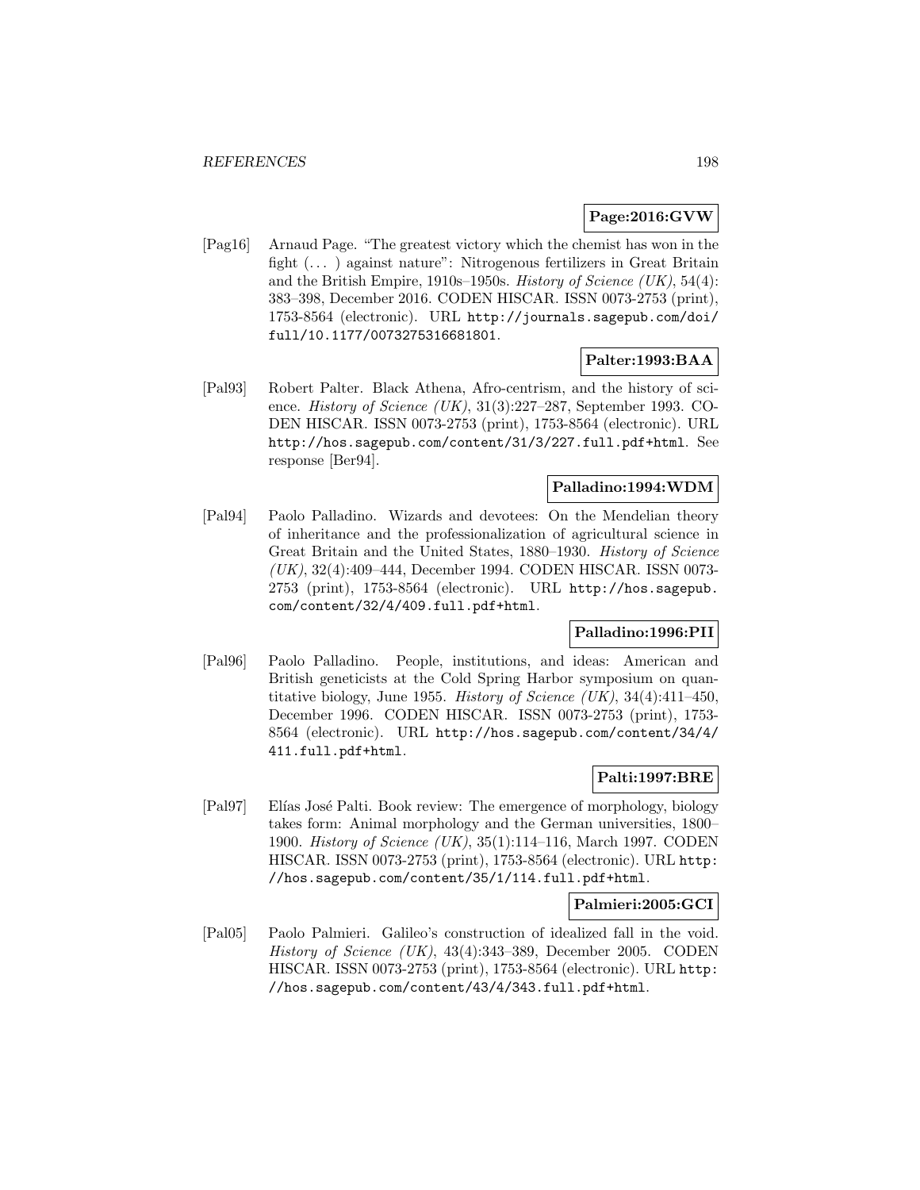**Page:2016:GVW**

[Pag16] Arnaud Page. "The greatest victory which the chemist has won in the fight (. . . ) against nature": Nitrogenous fertilizers in Great Britain and the British Empire, 1910s–1950s. *History of Science (UK)*, 54(4): 383–398, December 2016. CODEN HISCAR. ISSN 0073-2753 (print), 1753-8564 (electronic). URL `http://journals.sagepub.com/doi/full/10.1177/0073275316681801`.

**Palter:1993:BAA**

[Pal93] Robert Palter. Black Athena, Afro-centrism, and the history of science. *History of Science (UK)*, 31(3):227–287, September 1993. CODEN HISCAR. ISSN 0073-2753 (print), 1753-8564 (electronic). URL `http://hos.sagepub.com/content/31/3/227.full.pdf+html`. See response [Ber94].

**Palladino:1994:WDM**

[Pal94] Paolo Palladino. Wizards and devotees: On the Mendelian theory of inheritance and the professionalization of agricultural science in Great Britain and the United States, 1880–1930. *History of Science (UK)*, 32(4):409–444, December 1994. CODEN HISCAR. ISSN 0073-2753 (print), 1753-8564 (electronic). URL `http://hos.sagepub.com/content/32/4/409.full.pdf+html`.

**Palladino:1996:PII**

[Pal96] Paolo Palladino. People, institutions, and ideas: American and British geneticists at the Cold Spring Harbor symposium on quantitative biology, June 1955. *History of Science (UK)*, 34(4):411–450, December 1996. CODEN HISCAR. ISSN 0073-2753 (print), 1753-8564 (electronic). URL `http://hos.sagepub.com/content/34/4/411.full.pdf+html`.

**Palti:1997:BRE**

[Pal97] Elías José Palti. Book review: The emergence of morphology, biology takes form: Animal morphology and the German universities, 1800–1900. *History of Science (UK)*, 35(1):114–116, March 1997. CODEN HISCAR. ISSN 0073-2753 (print), 1753-8564 (electronic). URL `http://hos.sagepub.com/content/35/1/114.full.pdf+html`.

**Palmieri:2005:GCI**

[Pal05] Paolo Palmieri. Galileo's construction of idealized fall in the void. *History of Science (UK)*, 43(4):343–389, December 2005. CODEN HISCAR. ISSN 0073-2753 (print), 1753-8564 (electronic). URL `http://hos.sagepub.com/content/43/4/343.full.pdf+html`.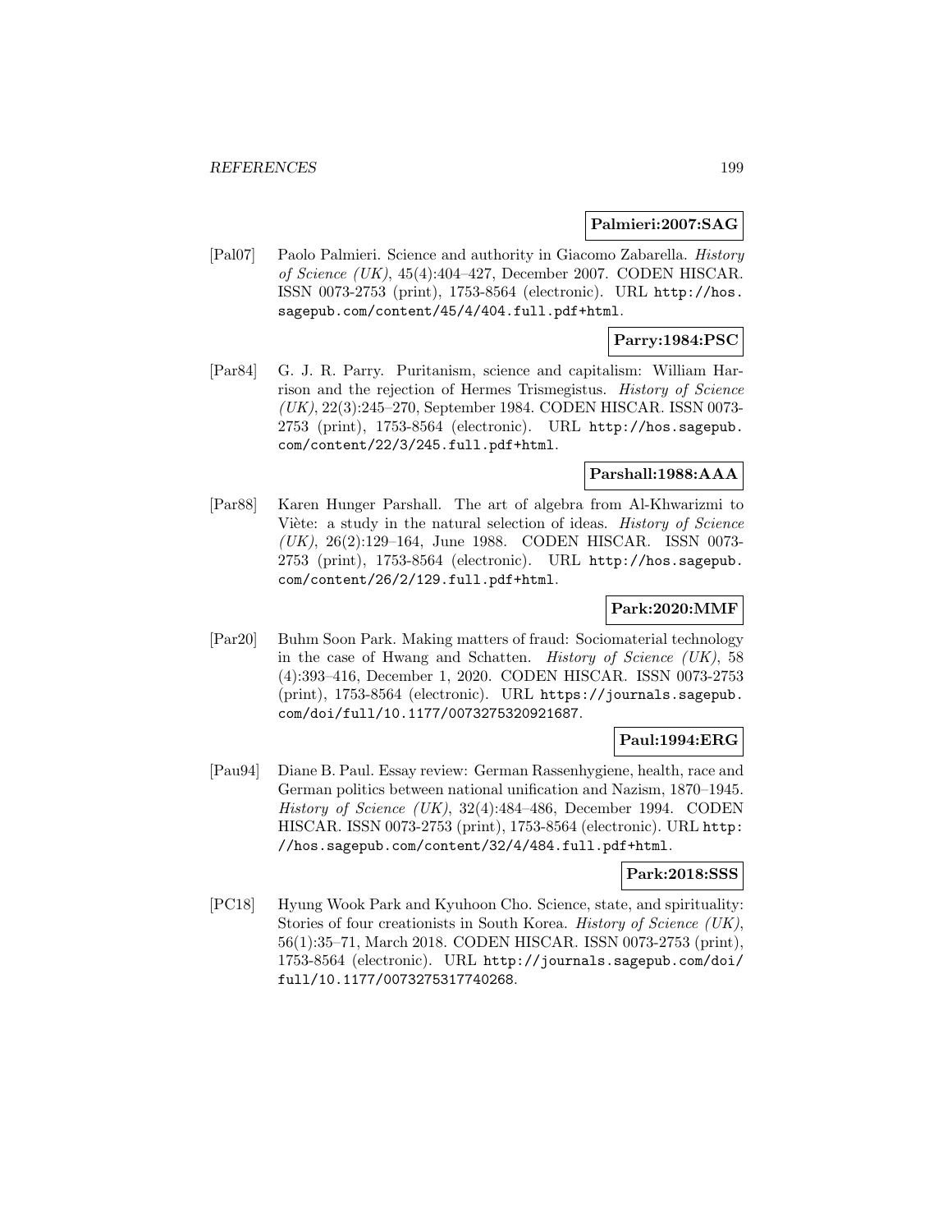**Palmieri:2007:SAG**

[Pal07] Paolo Palmieri. Science and authority in Giacomo Zabarella. *History of Science (UK)*, 45(4):404–427, December 2007. CODEN HISCAR. ISSN 0073-2753 (print), 1753-8564 (electronic). URL http://hos.sagepub.com/content/45/4/404.full.pdf+html.

**Parry:1984:PSC**

[Par84] G. J. R. Parry. Puritanism, science and capitalism: William Harrison and the rejection of Hermes Trismegistus. *History of Science (UK)*, 22(3):245–270, September 1984. CODEN HISCAR. ISSN 0073-2753 (print), 1753-8564 (electronic). URL http://hos.sagepub.com/content/22/3/245.full.pdf+html.

**Parshall:1988:AAA**

[Par88] Karen Hunger Parshall. The art of algebra from Al-Khwarizmi to Viète: a study in the natural selection of ideas. *History of Science (UK)*, 26(2):129–164, June 1988. CODEN HISCAR. ISSN 0073-2753 (print), 1753-8564 (electronic). URL http://hos.sagepub.com/content/26/2/129.full.pdf+html.

**Park:2020:MMF**

[Par20] Buhm Soon Park. Making matters of fraud: Sociomaterial technology in the case of Hwang and Schatten. *History of Science (UK)*, 58 (4):393–416, December 1, 2020. CODEN HISCAR. ISSN 0073-2753 (print), 1753-8564 (electronic). URL https://journals.sagepub.com/doi/full/10.1177/0073275320921687.

**Paul:1994:ERG**

[Pau94] Diane B. Paul. Essay review: German Rassenhygiene, health, race and German politics between national unification and Nazism, 1870–1945. *History of Science (UK)*, 32(4):484–486, December 1994. CODEN HISCAR. ISSN 0073-2753 (print), 1753-8564 (electronic). URL http://hos.sagepub.com/content/32/4/484.full.pdf+html.

**Park:2018:SSS**

[PC18] Hyung Wook Park and Kyuhoon Cho. Science, state, and spirituality: Stories of four creationists in South Korea. *History of Science (UK)*, 56(1):35–71, March 2018. CODEN HISCAR. ISSN 0073-2753 (print), 1753-8564 (electronic). URL http://journals.sagepub.com/doi/full/10.1177/0073275317740268.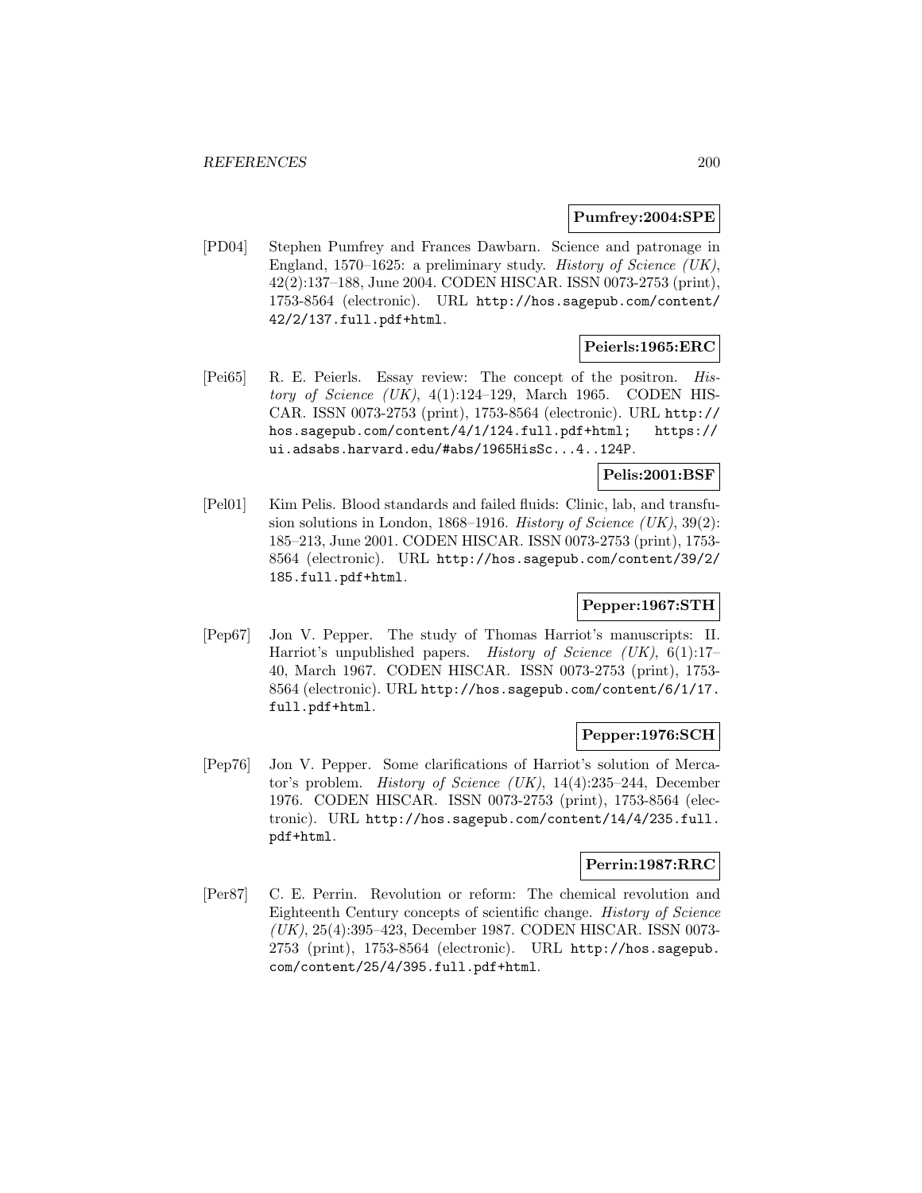**Pumfrey:2004:SPE**

[PD04] Stephen Pumfrey and Frances Dawbarn. Science and patronage in England, 1570–1625: a preliminary study. *History of Science (UK)*, 42(2):137–188, June 2004. CODEN HISCAR. ISSN 0073-2753 (print), 1753-8564 (electronic). URL `http://hos.sagepub.com/content/42/2/137.full.pdf+html`.

**Peierls:1965:ERC**

[Pei65] R. E. Peierls. Essay review: The concept of the positron. *History of Science (UK)*, 4(1):124–129, March 1965. CODEN HISCAR. ISSN 0073-2753 (print), 1753-8564 (electronic). URL `http://hos.sagepub.com/content/4/1/124.full.pdf+html`; `https://ui.adsabs.harvard.edu/#abs/1965HisSc...4..124P`.

**Pelis:2001:BSF**

[Pel01] Kim Pelis. Blood standards and failed fluids: Clinic, lab, and transfusion solutions in London, 1868–1916. *History of Science (UK)*, 39(2): 185–213, June 2001. CODEN HISCAR. ISSN 0073-2753 (print), 1753-8564 (electronic). URL `http://hos.sagepub.com/content/39/2/185.full.pdf+html`.

**Pepper:1967:STH**

[Pep67] Jon V. Pepper. The study of Thomas Harriot's manuscripts: II. Harriot's unpublished papers. *History of Science (UK)*, 6(1):17–40, March 1967. CODEN HISCAR. ISSN 0073-2753 (print), 1753-8564 (electronic). URL `http://hos.sagepub.com/content/6/1/17.full.pdf+html`.

**Pepper:1976:SCH**

[Pep76] Jon V. Pepper. Some clarifications of Harriot's solution of Mercator's problem. *History of Science (UK)*, 14(4):235–244, December 1976. CODEN HISCAR. ISSN 0073-2753 (print), 1753-8564 (electronic). URL `http://hos.sagepub.com/content/14/4/235.full.pdf+html`.

**Perrin:1987:RRC**

[Per87] C. E. Perrin. Revolution or reform: The chemical revolution and Eighteenth Century concepts of scientific change. *History of Science (UK)*, 25(4):395–423, December 1987. CODEN HISCAR. ISSN 0073-2753 (print), 1753-8564 (electronic). URL `http://hos.sagepub.com/content/25/4/395.full.pdf+html`.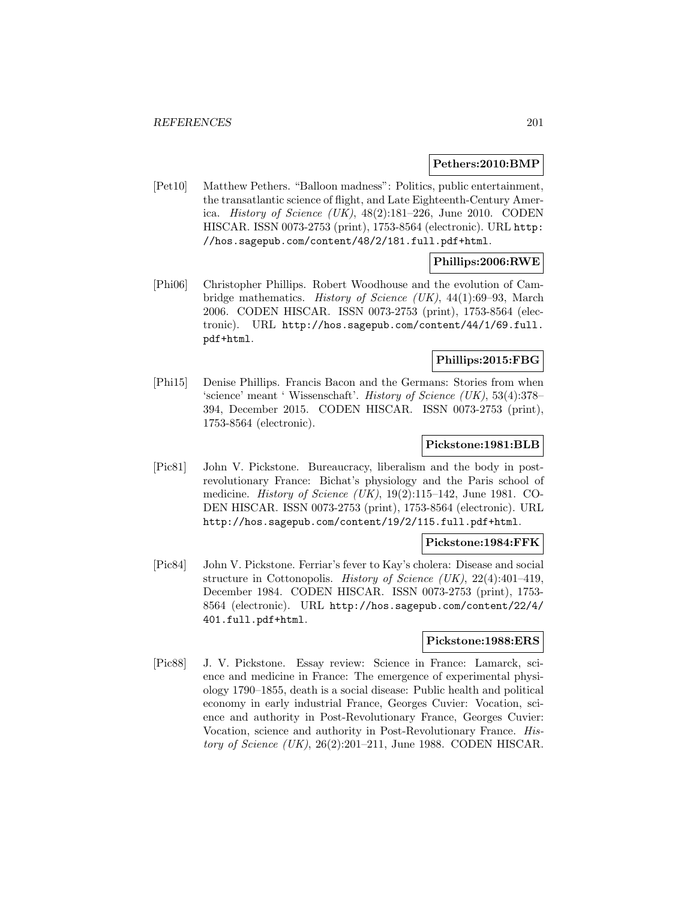**Pethers:2010:BMP**

[Pet10] Matthew Pethers. "Balloon madness": Politics, public entertainment, the transatlantic science of flight, and Late Eighteenth-Century America. *History of Science (UK)*, 48(2):181–226, June 2010. CODEN HISCAR. ISSN 0073-2753 (print), 1753-8564 (electronic). URL http://hos.sagepub.com/content/48/2/181.full.pdf+html.

**Phillips:2006:RWE**

[Phi06] Christopher Phillips. Robert Woodhouse and the evolution of Cambridge mathematics. *History of Science (UK)*, 44(1):69–93, March 2006. CODEN HISCAR. ISSN 0073-2753 (print), 1753-8564 (electronic). URL http://hos.sagepub.com/content/44/1/69.full.pdf+html.

**Phillips:2015:FBG**

[Phi15] Denise Phillips. Francis Bacon and the Germans: Stories from when 'science' meant ' Wissenschaft'. *History of Science (UK)*, 53(4):378–394, December 2015. CODEN HISCAR. ISSN 0073-2753 (print), 1753-8564 (electronic).

**Pickstone:1981:BLB**

[Pic81] John V. Pickstone. Bureaucracy, liberalism and the body in post-revolutionary France: Bichat's physiology and the Paris school of medicine. *History of Science (UK)*, 19(2):115–142, June 1981. CODEN HISCAR. ISSN 0073-2753 (print), 1753-8564 (electronic). URL http://hos.sagepub.com/content/19/2/115.full.pdf+html.

**Pickstone:1984:FFK**

[Pic84] John V. Pickstone. Ferriar's fever to Kay's cholera: Disease and social structure in Cottonopolis. *History of Science (UK)*, 22(4):401–419, December 1984. CODEN HISCAR. ISSN 0073-2753 (print), 1753-8564 (electronic). URL http://hos.sagepub.com/content/22/4/401.full.pdf+html.

**Pickstone:1988:ERS**

[Pic88] J. V. Pickstone. Essay review: Science in France: Lamarck, science and medicine in France: The emergence of experimental physiology 1790–1855, death is a social disease: Public health and political economy in early industrial France, Georges Cuvier: Vocation, science and authority in Post-Revolutionary France, Georges Cuvier: Vocation, science and authority in Post-Revolutionary France. *History of Science (UK)*, 26(2):201–211, June 1988. CODEN HISCAR.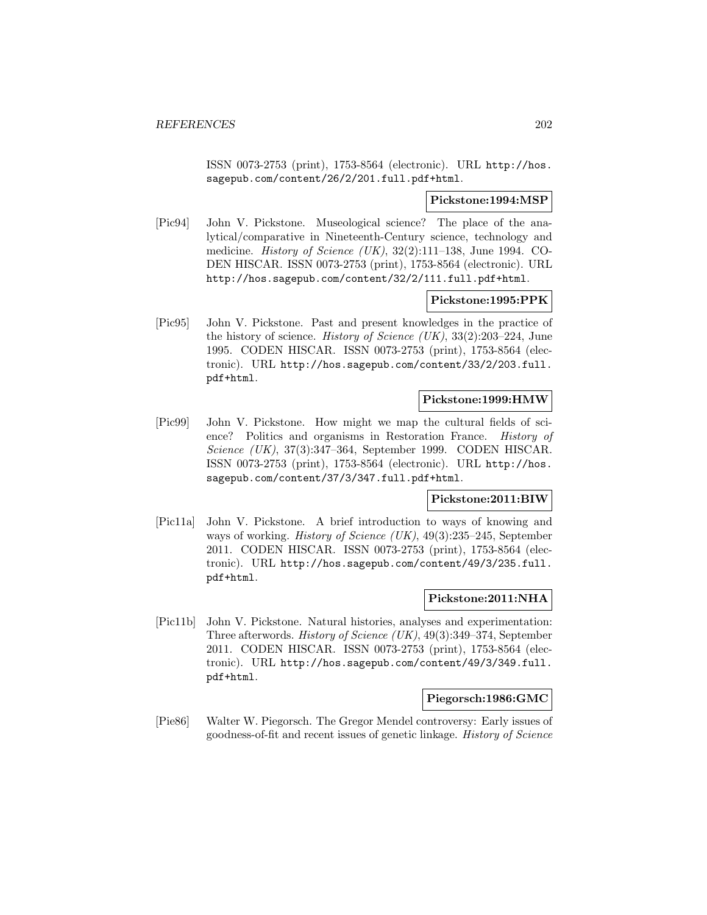ISSN 0073-2753 (print), 1753-8564 (electronic). URL http://hos.sagepub.com/content/26/2/201.full.pdf+html.

**Pickstone:1994:MSP**

[Pic94] John V. Pickstone. Museological science? The place of the analytical/comparative in Nineteenth-Century science, technology and medicine. *History of Science (UK)*, 32(2):111–138, June 1994. CODEN HISCAR. ISSN 0073-2753 (print), 1753-8564 (electronic). URL http://hos.sagepub.com/content/32/2/111.full.pdf+html.

**Pickstone:1995:PPK**

[Pic95] John V. Pickstone. Past and present knowledges in the practice of the history of science. *History of Science (UK)*, 33(2):203–224, June 1995. CODEN HISCAR. ISSN 0073-2753 (print), 1753-8564 (electronic). URL http://hos.sagepub.com/content/33/2/203.full.pdf+html.

**Pickstone:1999:HMW**

[Pic99] John V. Pickstone. How might we map the cultural fields of science? Politics and organisms in Restoration France. *History of Science (UK)*, 37(3):347–364, September 1999. CODEN HISCAR. ISSN 0073-2753 (print), 1753-8564 (electronic). URL http://hos.sagepub.com/content/37/3/347.full.pdf+html.

**Pickstone:2011:BIW**

[Pic11a] John V. Pickstone. A brief introduction to ways of knowing and ways of working. *History of Science (UK)*, 49(3):235–245, September 2011. CODEN HISCAR. ISSN 0073-2753 (print), 1753-8564 (electronic). URL http://hos.sagepub.com/content/49/3/235.full.pdf+html.

**Pickstone:2011:NHA**

[Pic11b] John V. Pickstone. Natural histories, analyses and experimentation: Three afterwords. *History of Science (UK)*, 49(3):349–374, September 2011. CODEN HISCAR. ISSN 0073-2753 (print), 1753-8564 (electronic). URL http://hos.sagepub.com/content/49/3/349.full.pdf+html.

**Piegorsch:1986:GMC**

[Pie86] Walter W. Piegorsch. The Gregor Mendel controversy: Early issues of goodness-of-fit and recent issues of genetic linkage. *History of Science*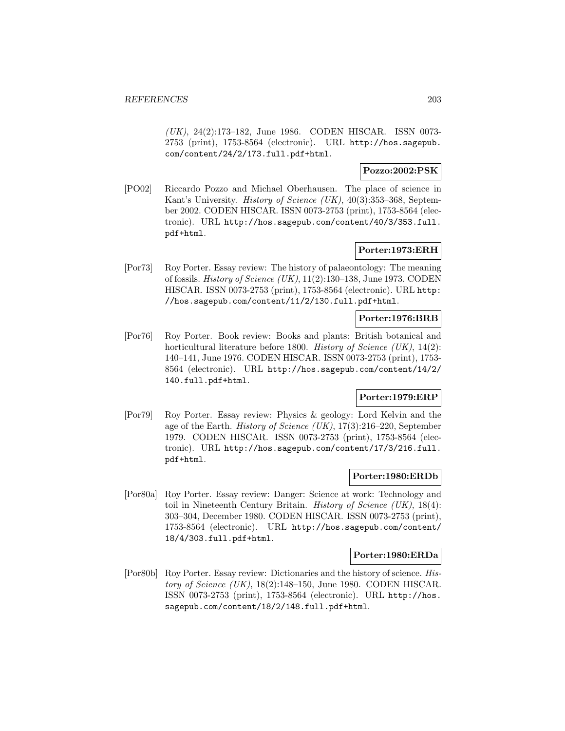*(UK)*, 24(2):173–182, June 1986. CODEN HISCAR. ISSN 0073-2753 (print), 1753-8564 (electronic). URL http://hos.sagepub.com/content/24/2/173.full.pdf+html.

**Pozzo:2002:PSK**

[PO02] Riccardo Pozzo and Michael Oberhausen. The place of science in Kant's University. *History of Science (UK)*, 40(3):353–368, September 2002. CODEN HISCAR. ISSN 0073-2753 (print), 1753-8564 (electronic). URL http://hos.sagepub.com/content/40/3/353.full.pdf+html.

**Porter:1973:ERH**

[Por73] Roy Porter. Essay review: The history of palaeontology: The meaning of fossils. *History of Science (UK)*, 11(2):130–138, June 1973. CODEN HISCAR. ISSN 0073-2753 (print), 1753-8564 (electronic). URL http://hos.sagepub.com/content/11/2/130.full.pdf+html.

**Porter:1976:BRB**

[Por76] Roy Porter. Book review: Books and plants: British botanical and horticultural literature before 1800. *History of Science (UK)*, 14(2):140–141, June 1976. CODEN HISCAR. ISSN 0073-2753 (print), 1753-8564 (electronic). URL http://hos.sagepub.com/content/14/2/140.full.pdf+html.

**Porter:1979:ERP**

[Por79] Roy Porter. Essay review: Physics & geology: Lord Kelvin and the age of the Earth. *History of Science (UK)*, 17(3):216–220, September 1979. CODEN HISCAR. ISSN 0073-2753 (print), 1753-8564 (electronic). URL http://hos.sagepub.com/content/17/3/216.full.pdf+html.

**Porter:1980:ERDb**

[Por80a] Roy Porter. Essay review: Danger: Science at work: Technology and toil in Nineteenth Century Britain. *History of Science (UK)*, 18(4):303–304, December 1980. CODEN HISCAR. ISSN 0073-2753 (print), 1753-8564 (electronic). URL http://hos.sagepub.com/content/18/4/303.full.pdf+html.

**Porter:1980:ERDa**

[Por80b] Roy Porter. Essay review: Dictionaries and the history of science. *History of Science (UK)*, 18(2):148–150, June 1980. CODEN HISCAR. ISSN 0073-2753 (print), 1753-8564 (electronic). URL http://hos.sagepub.com/content/18/2/148.full.pdf+html.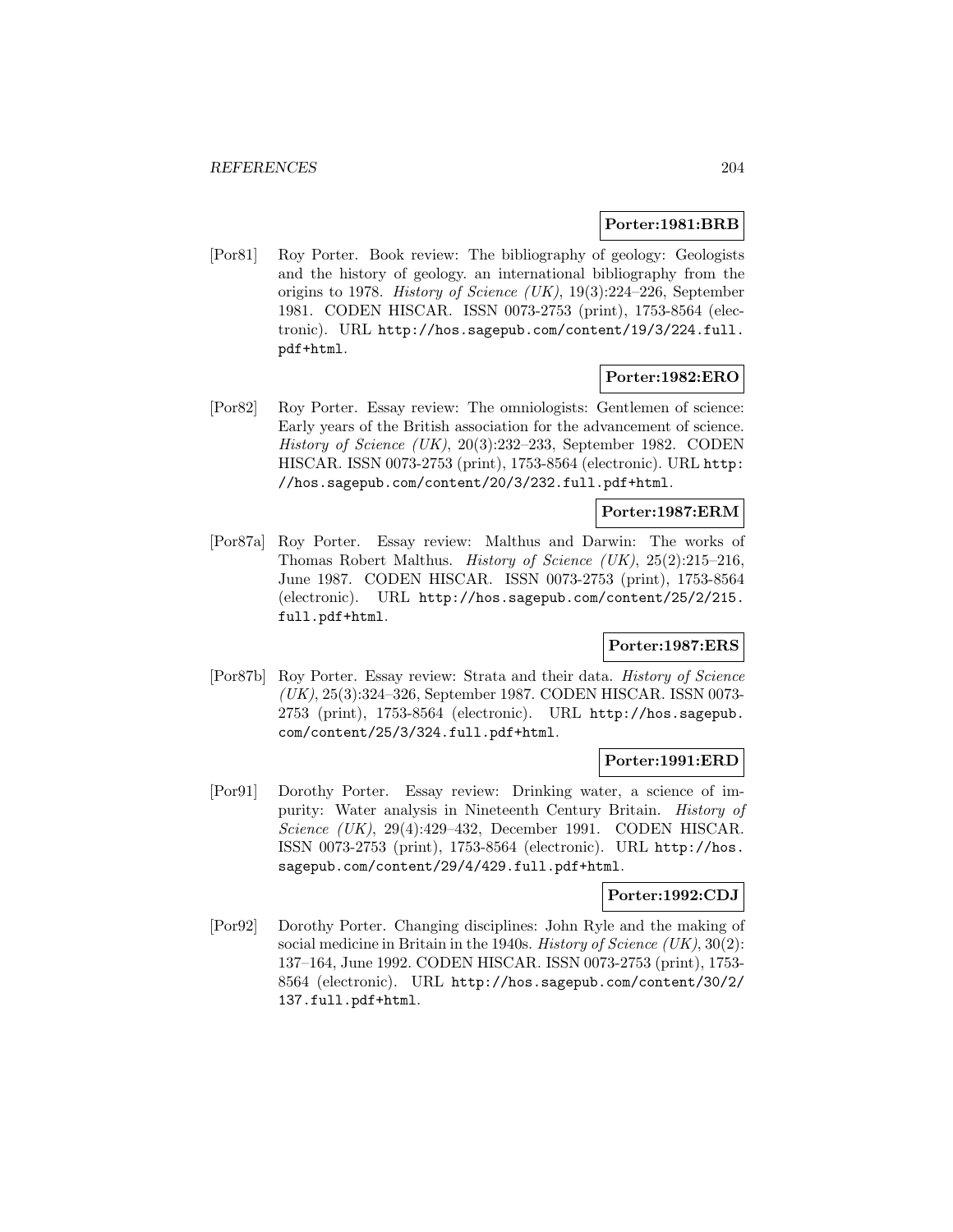**Porter:1981:BRB**

[Por81] Roy Porter. Book review: The bibliography of geology: Geologists and the history of geology. an international bibliography from the origins to 1978. *History of Science (UK)*, 19(3):224–226, September 1981. CODEN HISCAR. ISSN 0073-2753 (print), 1753-8564 (electronic). URL http://hos.sagepub.com/content/19/3/224.full.pdf+html.

**Porter:1982:ERO**

[Por82] Roy Porter. Essay review: The omniologists: Gentlemen of science: Early years of the British association for the advancement of science. *History of Science (UK)*, 20(3):232–233, September 1982. CODEN HISCAR. ISSN 0073-2753 (print), 1753-8564 (electronic). URL http://hos.sagepub.com/content/20/3/232.full.pdf+html.

**Porter:1987:ERM**

[Por87a] Roy Porter. Essay review: Malthus and Darwin: The works of Thomas Robert Malthus. *History of Science (UK)*, 25(2):215–216, June 1987. CODEN HISCAR. ISSN 0073-2753 (print), 1753-8564 (electronic). URL http://hos.sagepub.com/content/25/2/215.full.pdf+html.

**Porter:1987:ERS**

[Por87b] Roy Porter. Essay review: Strata and their data. *History of Science (UK)*, 25(3):324–326, September 1987. CODEN HISCAR. ISSN 0073-2753 (print), 1753-8564 (electronic). URL http://hos.sagepub.com/content/25/3/324.full.pdf+html.

**Porter:1991:ERD**

[Por91] Dorothy Porter. Essay review: Drinking water, a science of impurity: Water analysis in Nineteenth Century Britain. *History of Science (UK)*, 29(4):429–432, December 1991. CODEN HISCAR. ISSN 0073-2753 (print), 1753-8564 (electronic). URL http://hos.sagepub.com/content/29/4/429.full.pdf+html.

**Porter:1992:CDJ**

[Por92] Dorothy Porter. Changing disciplines: John Ryle and the making of social medicine in Britain in the 1940s. *History of Science (UK)*, 30(2):137–164, June 1992. CODEN HISCAR. ISSN 0073-2753 (print), 1753-8564 (electronic). URL http://hos.sagepub.com/content/30/2/137.full.pdf+html.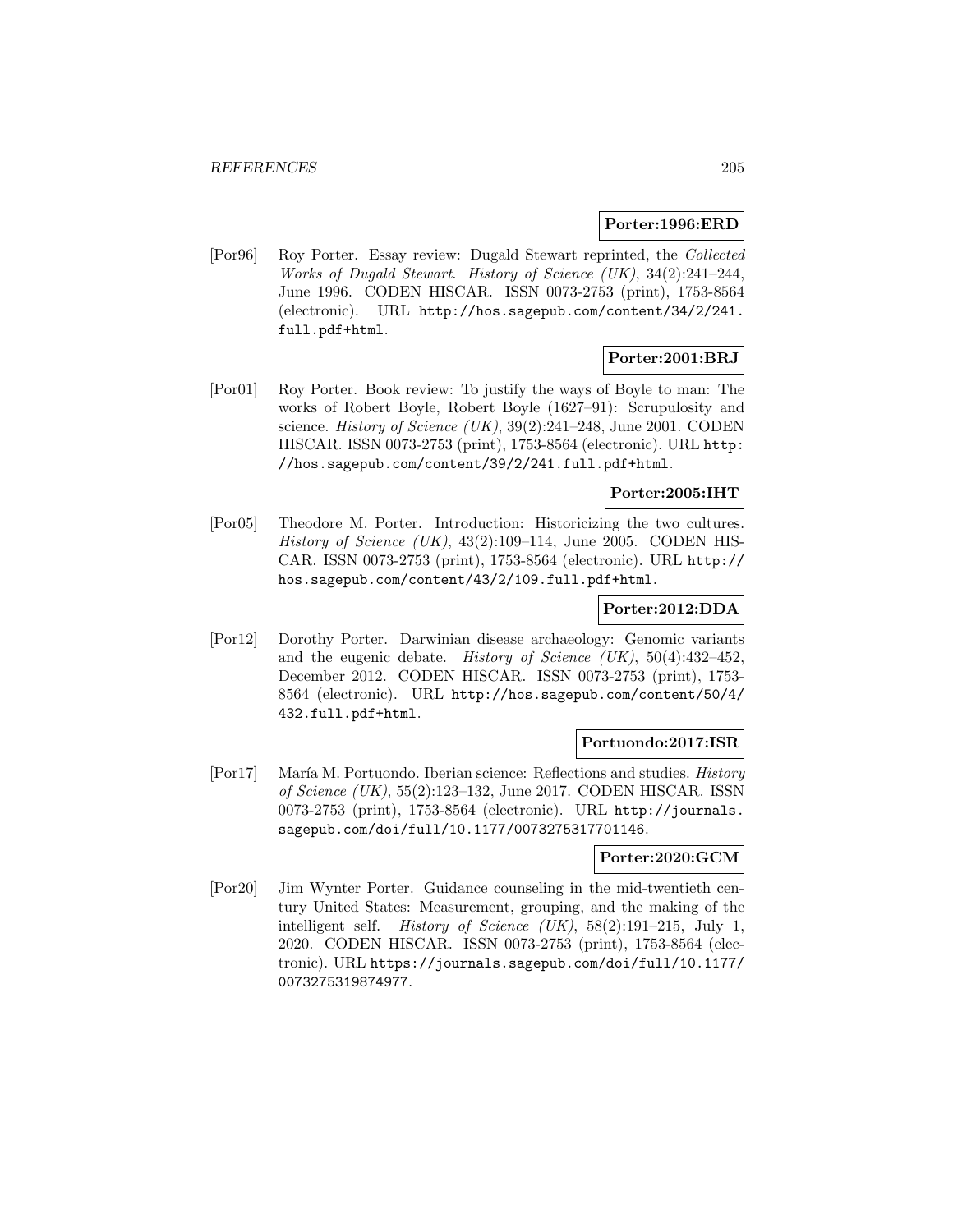**Porter:1996:ERD**

[Por96] Roy Porter. Essay review: Dugald Stewart reprinted, the *Collected Works of Dugald Stewart*. *History of Science (UK)*, 34(2):241–244, June 1996. CODEN HISCAR. ISSN 0073-2753 (print), 1753-8564 (electronic). URL `http://hos.sagepub.com/content/34/2/241.full.pdf+html`.

**Porter:2001:BRJ**

[Por01] Roy Porter. Book review: To justify the ways of Boyle to man: The works of Robert Boyle, Robert Boyle (1627–91): Scrupulosity and science. *History of Science (UK)*, 39(2):241–248, June 2001. CODEN HISCAR. ISSN 0073-2753 (print), 1753-8564 (electronic). URL `http://hos.sagepub.com/content/39/2/241.full.pdf+html`.

**Porter:2005:IHT**

[Por05] Theodore M. Porter. Introduction: Historicizing the two cultures. *History of Science (UK)*, 43(2):109–114, June 2005. CODEN HISCAR. ISSN 0073-2753 (print), 1753-8564 (electronic). URL `http://hos.sagepub.com/content/43/2/109.full.pdf+html`.

**Porter:2012:DDA**

[Por12] Dorothy Porter. Darwinian disease archaeology: Genomic variants and the eugenic debate. *History of Science (UK)*, 50(4):432–452, December 2012. CODEN HISCAR. ISSN 0073-2753 (print), 1753-8564 (electronic). URL `http://hos.sagepub.com/content/50/4/432.full.pdf+html`.

**Portuondo:2017:ISR**

[Por17] María M. Portuondo. Iberian science: Reflections and studies. *History of Science (UK)*, 55(2):123–132, June 2017. CODEN HISCAR. ISSN 0073-2753 (print), 1753-8564 (electronic). URL `http://journals.sagepub.com/doi/full/10.1177/0073275317701146`.

**Porter:2020:GCM**

[Por20] Jim Wynter Porter. Guidance counseling in the mid-twentieth century United States: Measurement, grouping, and the making of the intelligent self. *History of Science (UK)*, 58(2):191–215, July 1, 2020. CODEN HISCAR. ISSN 0073-2753 (print), 1753-8564 (electronic). URL `https://journals.sagepub.com/doi/full/10.1177/0073275319874977`.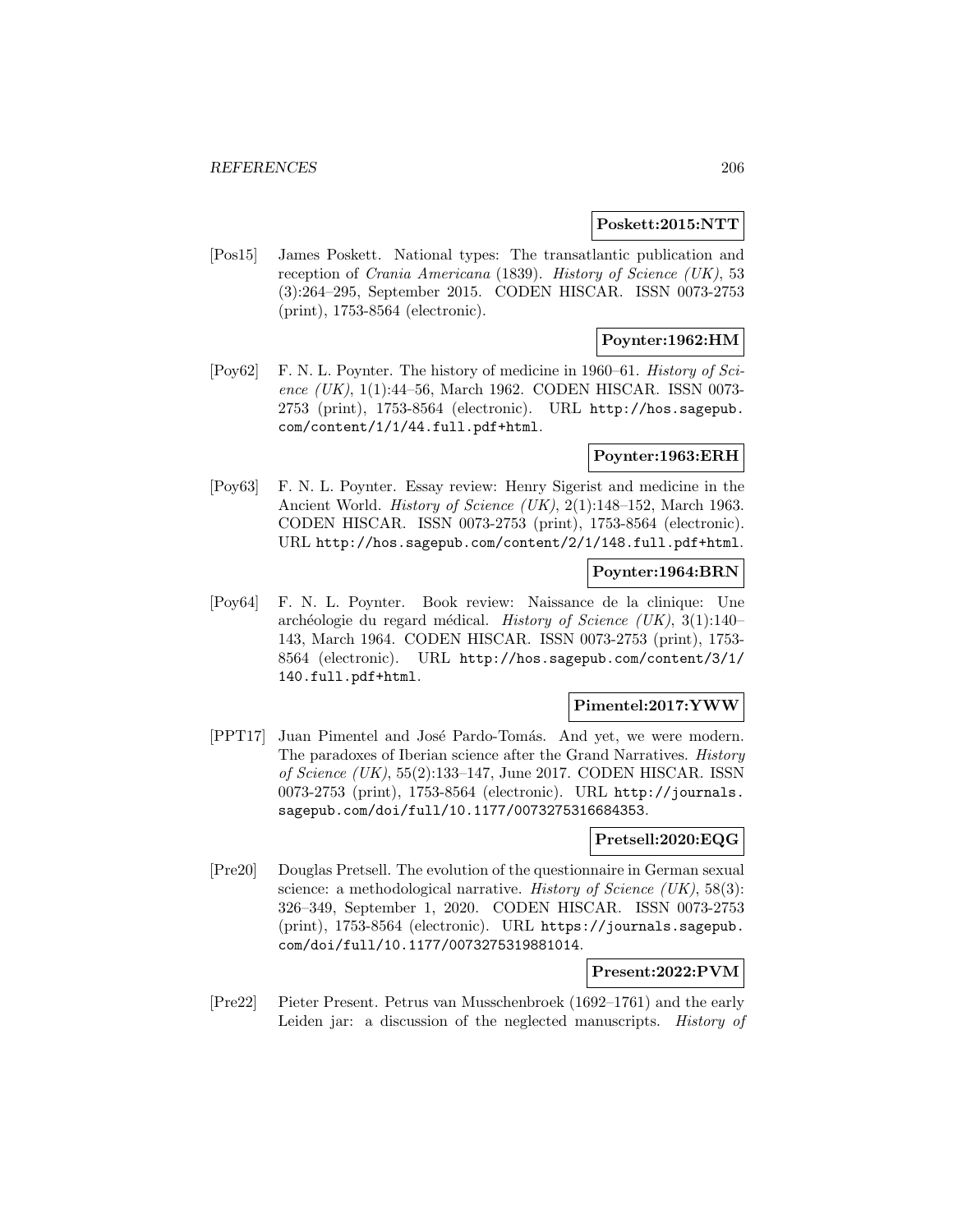**Poskett:2015:NTT**

[Pos15] James Poskett. National types: The transatlantic publication and reception of *Crania Americana* (1839). *History of Science (UK)*, 53 (3):264–295, September 2015. CODEN HISCAR. ISSN 0073-2753 (print), 1753-8564 (electronic).

**Poynter:1962:HM**

[Poy62] F. N. L. Poynter. The history of medicine in 1960–61. *History of Science (UK)*, 1(1):44–56, March 1962. CODEN HISCAR. ISSN 0073-2753 (print), 1753-8564 (electronic). URL http://hos.sagepub.com/content/1/1/44.full.pdf+html.

**Poynter:1963:ERH**

[Poy63] F. N. L. Poynter. Essay review: Henry Sigerist and medicine in the Ancient World. *History of Science (UK)*, 2(1):148–152, March 1963. CODEN HISCAR. ISSN 0073-2753 (print), 1753-8564 (electronic). URL http://hos.sagepub.com/content/2/1/148.full.pdf+html.

**Poynter:1964:BRN**

[Poy64] F. N. L. Poynter. Book review: Naissance de la clinique: Une archéologie du regard médical. *History of Science (UK)*, 3(1):140–143, March 1964. CODEN HISCAR. ISSN 0073-2753 (print), 1753-8564 (electronic). URL http://hos.sagepub.com/content/3/1/140.full.pdf+html.

**Pimentel:2017:YWW**

[PPT17] Juan Pimentel and José Pardo-Tomás. And yet, we were modern. The paradoxes of Iberian science after the Grand Narratives. *History of Science (UK)*, 55(2):133–147, June 2017. CODEN HISCAR. ISSN 0073-2753 (print), 1753-8564 (electronic). URL http://journals.sagepub.com/doi/full/10.1177/0073275316684353.

**Pretsell:2020:EQG**

[Pre20] Douglas Pretsell. The evolution of the questionnaire in German sexual science: a methodological narrative. *History of Science (UK)*, 58(3): 326–349, September 1, 2020. CODEN HISCAR. ISSN 0073-2753 (print), 1753-8564 (electronic). URL https://journals.sagepub.com/doi/full/10.1177/0073275319881014.

**Present:2022:PVM**

[Pre22] Pieter Present. Petrus van Musschenbroek (1692–1761) and the early Leiden jar: a discussion of the neglected manuscripts. *History of*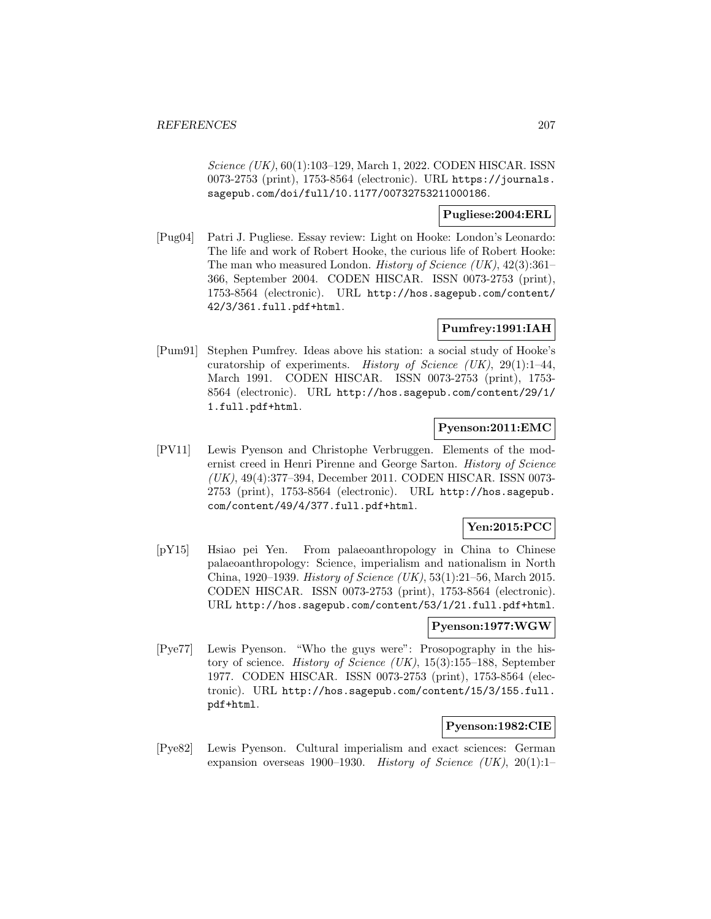*Science (UK)*, 60(1):103–129, March 1, 2022. CODEN HISCAR. ISSN 0073-2753 (print), 1753-8564 (electronic). URL https://journals.sagepub.com/doi/full/10.1177/00732753211000186.

**Pugliese:2004:ERL**

[Pug04] Patri J. Pugliese. Essay review: Light on Hooke: London's Leonardo: The life and work of Robert Hooke, the curious life of Robert Hooke: The man who measured London. *History of Science (UK)*, 42(3):361–366, September 2004. CODEN HISCAR. ISSN 0073-2753 (print), 1753-8564 (electronic). URL http://hos.sagepub.com/content/42/3/361.full.pdf+html.

**Pumfrey:1991:IAH**

[Pum91] Stephen Pumfrey. Ideas above his station: a social study of Hooke's curatorship of experiments. *History of Science (UK)*, 29(1):1–44, March 1991. CODEN HISCAR. ISSN 0073-2753 (print), 1753-8564 (electronic). URL http://hos.sagepub.com/content/29/1/1.full.pdf+html.

**Pyenson:2011:EMC**

[PV11] Lewis Pyenson and Christophe Verbruggen. Elements of the modernist creed in Henri Pirenne and George Sarton. *History of Science (UK)*, 49(4):377–394, December 2011. CODEN HISCAR. ISSN 0073-2753 (print), 1753-8564 (electronic). URL http://hos.sagepub.com/content/49/4/377.full.pdf+html.

**Yen:2015:PCC**

[pY15] Hsiao pei Yen. From palaeoanthropology in China to Chinese palaeoanthropology: Science, imperialism and nationalism in North China, 1920–1939. *History of Science (UK)*, 53(1):21–56, March 2015. CODEN HISCAR. ISSN 0073-2753 (print), 1753-8564 (electronic). URL http://hos.sagepub.com/content/53/1/21.full.pdf+html.

**Pyenson:1977:WGW**

[Pye77] Lewis Pyenson. "Who the guys were": Prosopography in the history of science. *History of Science (UK)*, 15(3):155–188, September 1977. CODEN HISCAR. ISSN 0073-2753 (print), 1753-8564 (electronic). URL http://hos.sagepub.com/content/15/3/155.full.pdf+html.

**Pyenson:1982:CIE**

[Pye82] Lewis Pyenson. Cultural imperialism and exact sciences: German expansion overseas 1900–1930. *History of Science (UK)*, 20(1):1–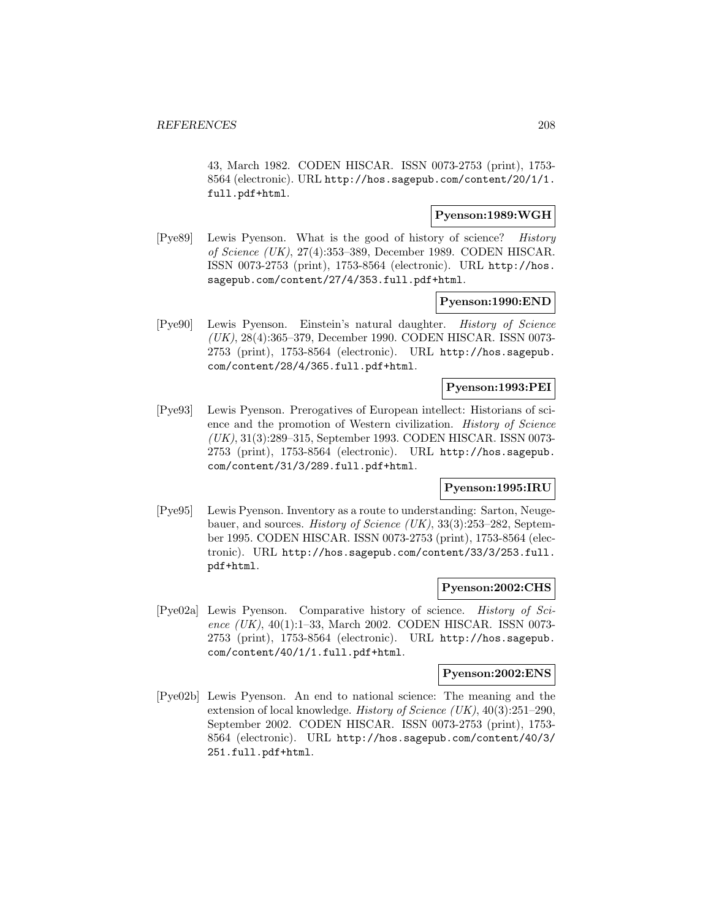43, March 1982. CODEN HISCAR. ISSN 0073-2753 (print), 1753-8564 (electronic). URL http://hos.sagepub.com/content/20/1/1.full.pdf+html.

**Pyenson:1989:WGH**

[Pye89] Lewis Pyenson. What is the good of history of science? *History of Science (UK)*, 27(4):353–389, December 1989. CODEN HISCAR. ISSN 0073-2753 (print), 1753-8564 (electronic). URL http://hos.sagepub.com/content/27/4/353.full.pdf+html.

**Pyenson:1990:END**

[Pye90] Lewis Pyenson. Einstein's natural daughter. *History of Science (UK)*, 28(4):365–379, December 1990. CODEN HISCAR. ISSN 0073-2753 (print), 1753-8564 (electronic). URL http://hos.sagepub.com/content/28/4/365.full.pdf+html.

**Pyenson:1993:PEI**

[Pye93] Lewis Pyenson. Prerogatives of European intellect: Historians of science and the promotion of Western civilization. *History of Science (UK)*, 31(3):289–315, September 1993. CODEN HISCAR. ISSN 0073-2753 (print), 1753-8564 (electronic). URL http://hos.sagepub.com/content/31/3/289.full.pdf+html.

**Pyenson:1995:IRU**

[Pye95] Lewis Pyenson. Inventory as a route to understanding: Sarton, Neugebauer, and sources. *History of Science (UK)*, 33(3):253–282, September 1995. CODEN HISCAR. ISSN 0073-2753 (print), 1753-8564 (electronic). URL http://hos.sagepub.com/content/33/3/253.full.pdf+html.

**Pyenson:2002:CHS**

[Pye02a] Lewis Pyenson. Comparative history of science. *History of Science (UK)*, 40(1):1–33, March 2002. CODEN HISCAR. ISSN 0073-2753 (print), 1753-8564 (electronic). URL http://hos.sagepub.com/content/40/1/1.full.pdf+html.

**Pyenson:2002:ENS**

[Pye02b] Lewis Pyenson. An end to national science: The meaning and the extension of local knowledge. *History of Science (UK)*, 40(3):251–290, September 2002. CODEN HISCAR. ISSN 0073-2753 (print), 1753-8564 (electronic). URL http://hos.sagepub.com/content/40/3/251.full.pdf+html.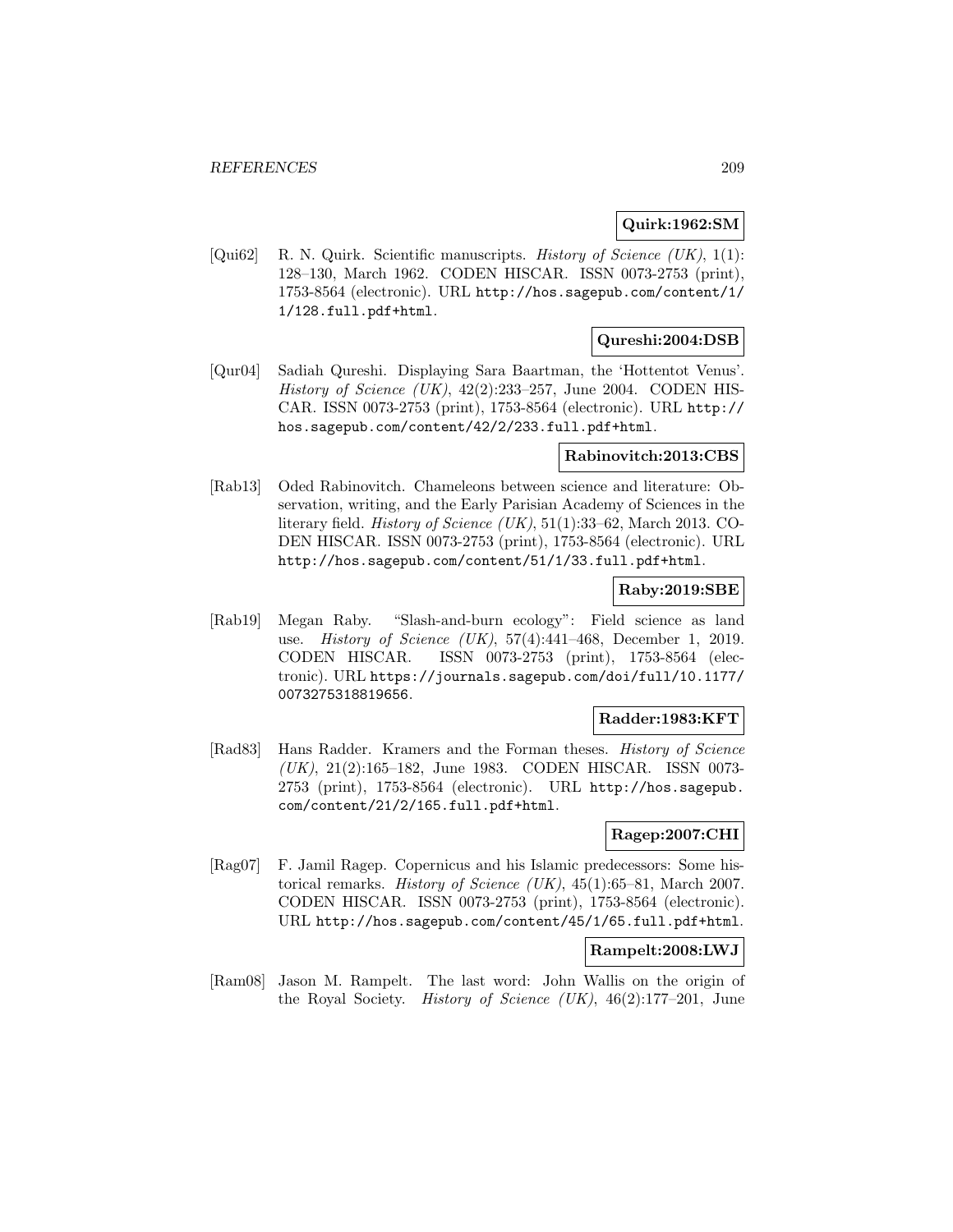**Quirk:1962:SM**

[Qui62] R. N. Quirk. Scientific manuscripts. *History of Science (UK)*, 1(1): 128–130, March 1962. CODEN HISCAR. ISSN 0073-2753 (print), 1753-8564 (electronic). URL http://hos.sagepub.com/content/1/1/128.full.pdf+html.

**Qureshi:2004:DSB**

[Qur04] Sadiah Qureshi. Displaying Sara Baartman, the 'Hottentot Venus'. *History of Science (UK)*, 42(2):233–257, June 2004. CODEN HISCAR. ISSN 0073-2753 (print), 1753-8564 (electronic). URL http://hos.sagepub.com/content/42/2/233.full.pdf+html.

**Rabinovitch:2013:CBS**

[Rab13] Oded Rabinovitch. Chameleons between science and literature: Observation, writing, and the Early Parisian Academy of Sciences in the literary field. *History of Science (UK)*, 51(1):33–62, March 2013. CODEN HISCAR. ISSN 0073-2753 (print), 1753-8564 (electronic). URL http://hos.sagepub.com/content/51/1/33.full.pdf+html.

**Raby:2019:SBE**

[Rab19] Megan Raby. "Slash-and-burn ecology": Field science as land use. *History of Science (UK)*, 57(4):441–468, December 1, 2019. CODEN HISCAR. ISSN 0073-2753 (print), 1753-8564 (electronic). URL https://journals.sagepub.com/doi/full/10.1177/0073275318819656.

**Radder:1983:KFT**

[Rad83] Hans Radder. Kramers and the Forman theses. *History of Science (UK)*, 21(2):165–182, June 1983. CODEN HISCAR. ISSN 0073-2753 (print), 1753-8564 (electronic). URL http://hos.sagepub.com/content/21/2/165.full.pdf+html.

**Ragep:2007:CHI**

[Rag07] F. Jamil Ragep. Copernicus and his Islamic predecessors: Some historical remarks. *History of Science (UK)*, 45(1):65–81, March 2007. CODEN HISCAR. ISSN 0073-2753 (print), 1753-8564 (electronic). URL http://hos.sagepub.com/content/45/1/65.full.pdf+html.

**Rampelt:2008:LWJ**

[Ram08] Jason M. Rampelt. The last word: John Wallis on the origin of the Royal Society. *History of Science (UK)*, 46(2):177–201, June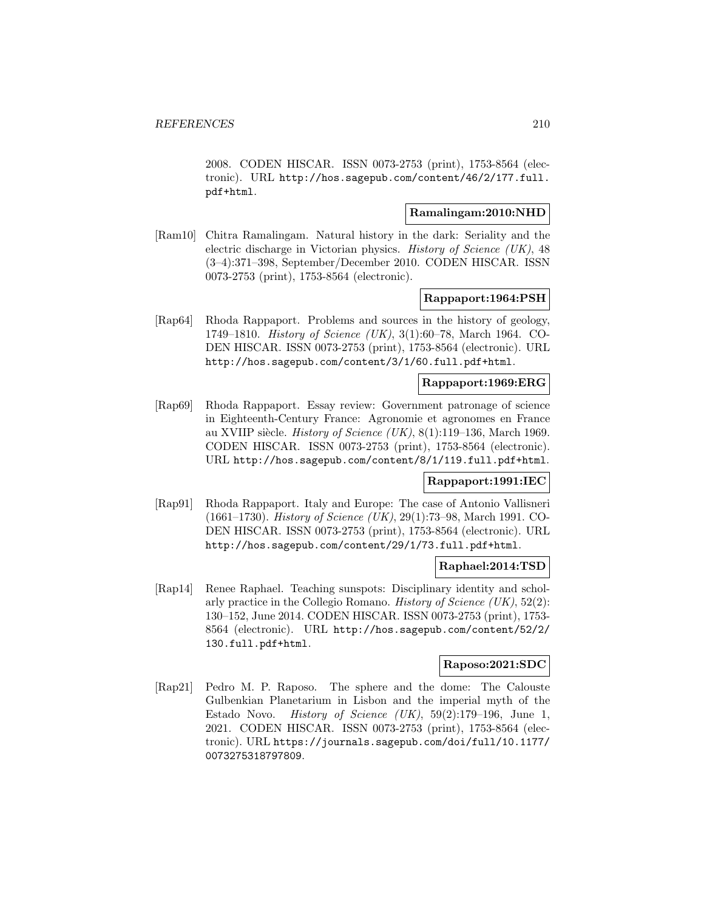2008. CODEN HISCAR. ISSN 0073-2753 (print), 1753-8564 (electronic). URL http://hos.sagepub.com/content/46/2/177.full.pdf+html.

**Ramalingam:2010:NHD**

[Ram10] Chitra Ramalingam. Natural history in the dark: Seriality and the electric discharge in Victorian physics. *History of Science (UK)*, 48 (3–4):371–398, September/December 2010. CODEN HISCAR. ISSN 0073-2753 (print), 1753-8564 (electronic).

**Rappaport:1964:PSH**

[Rap64] Rhoda Rappaport. Problems and sources in the history of geology, 1749–1810. *History of Science (UK)*, 3(1):60–78, March 1964. CODEN HISCAR. ISSN 0073-2753 (print), 1753-8564 (electronic). URL http://hos.sagepub.com/content/3/1/60.full.pdf+html.

**Rappaport:1969:ERG**

[Rap69] Rhoda Rappaport. Essay review: Government patronage of science in Eighteenth-Century France: Agronomie et agronomes en France au XVIIP siècle. *History of Science (UK)*, 8(1):119–136, March 1969. CODEN HISCAR. ISSN 0073-2753 (print), 1753-8564 (electronic). URL http://hos.sagepub.com/content/8/1/119.full.pdf+html.

**Rappaport:1991:IEC**

[Rap91] Rhoda Rappaport. Italy and Europe: The case of Antonio Vallisneri (1661–1730). *History of Science (UK)*, 29(1):73–98, March 1991. CODEN HISCAR. ISSN 0073-2753 (print), 1753-8564 (electronic). URL http://hos.sagepub.com/content/29/1/73.full.pdf+html.

**Raphael:2014:TSD**

[Rap14] Renee Raphael. Teaching sunspots: Disciplinary identity and scholarly practice in the Collegio Romano. *History of Science (UK)*, 52(2): 130–152, June 2014. CODEN HISCAR. ISSN 0073-2753 (print), 1753-8564 (electronic). URL http://hos.sagepub.com/content/52/2/130.full.pdf+html.

**Raposo:2021:SDC**

[Rap21] Pedro M. P. Raposo. The sphere and the dome: The Calouste Gulbenkian Planetarium in Lisbon and the imperial myth of the Estado Novo. *History of Science (UK)*, 59(2):179–196, June 1, 2021. CODEN HISCAR. ISSN 0073-2753 (print), 1753-8564 (electronic). URL https://journals.sagepub.com/doi/full/10.1177/0073275318797809.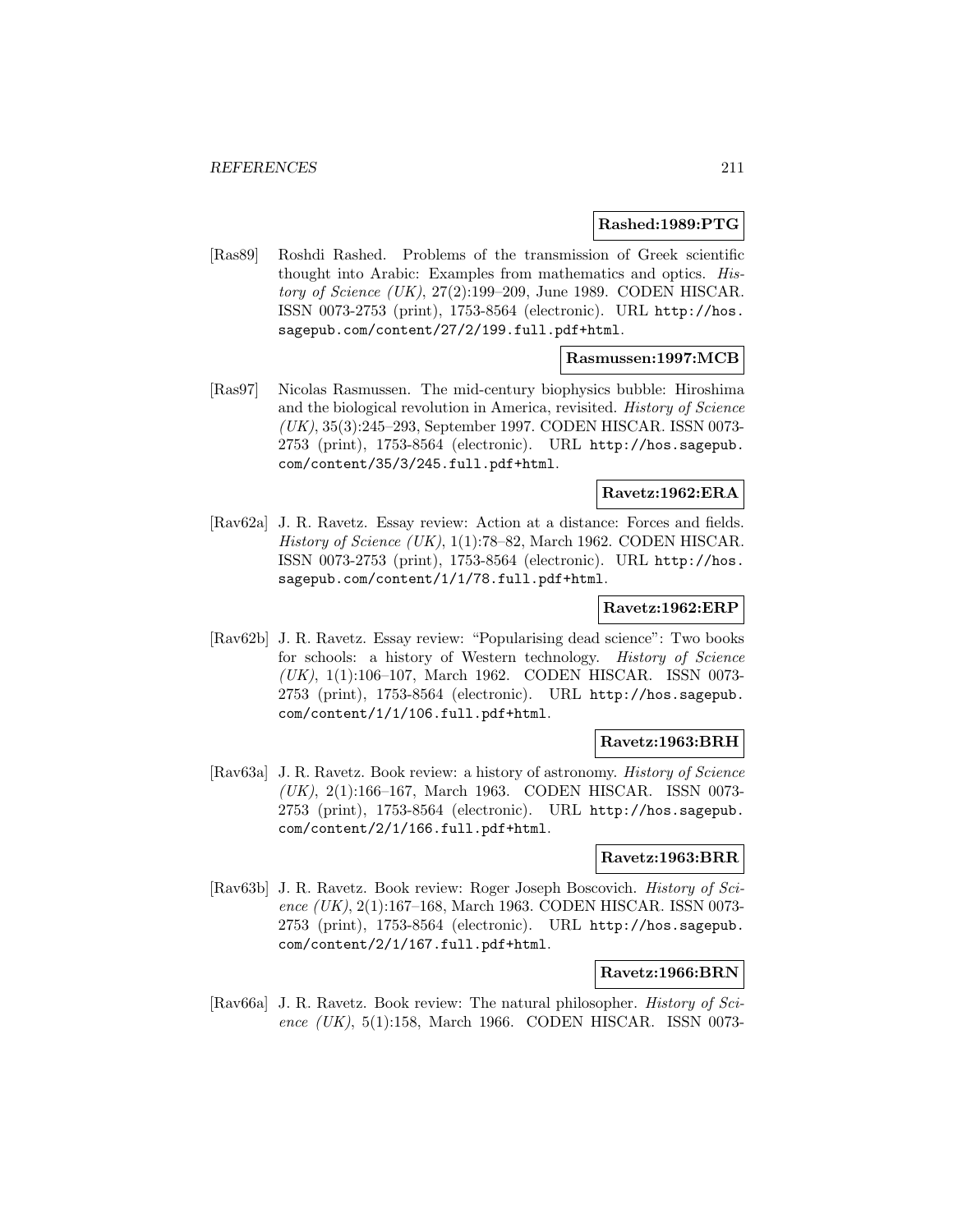**Rashed:1989:PTG**

[Ras89] Roshdi Rashed. Problems of the transmission of Greek scientific thought into Arabic: Examples from mathematics and optics. *History of Science (UK)*, 27(2):199–209, June 1989. CODEN HISCAR. ISSN 0073-2753 (print), 1753-8564 (electronic). URL `http://hos.sagepub.com/content/27/2/199.full.pdf+html`.

**Rasmussen:1997:MCB**

[Ras97] Nicolas Rasmussen. The mid-century biophysics bubble: Hiroshima and the biological revolution in America, revisited. *History of Science (UK)*, 35(3):245–293, September 1997. CODEN HISCAR. ISSN 0073-2753 (print), 1753-8564 (electronic). URL `http://hos.sagepub.com/content/35/3/245.full.pdf+html`.

**Ravetz:1962:ERA**

[Rav62a] J. R. Ravetz. Essay review: Action at a distance: Forces and fields. *History of Science (UK)*, 1(1):78–82, March 1962. CODEN HISCAR. ISSN 0073-2753 (print), 1753-8564 (electronic). URL `http://hos.sagepub.com/content/1/1/78.full.pdf+html`.

**Ravetz:1962:ERP**

[Rav62b] J. R. Ravetz. Essay review: "Popularising dead science": Two books for schools: a history of Western technology. *History of Science (UK)*, 1(1):106–107, March 1962. CODEN HISCAR. ISSN 0073-2753 (print), 1753-8564 (electronic). URL `http://hos.sagepub.com/content/1/1/106.full.pdf+html`.

**Ravetz:1963:BRH**

[Rav63a] J. R. Ravetz. Book review: a history of astronomy. *History of Science (UK)*, 2(1):166–167, March 1963. CODEN HISCAR. ISSN 0073-2753 (print), 1753-8564 (electronic). URL `http://hos.sagepub.com/content/2/1/166.full.pdf+html`.

**Ravetz:1963:BRR**

[Rav63b] J. R. Ravetz. Book review: Roger Joseph Boscovich. *History of Science (UK)*, 2(1):167–168, March 1963. CODEN HISCAR. ISSN 0073-2753 (print), 1753-8564 (electronic). URL `http://hos.sagepub.com/content/2/1/167.full.pdf+html`.

**Ravetz:1966:BRN**

[Rav66a] J. R. Ravetz. Book review: The natural philosopher. *History of Science (UK)*, 5(1):158, March 1966. CODEN HISCAR. ISSN 0073-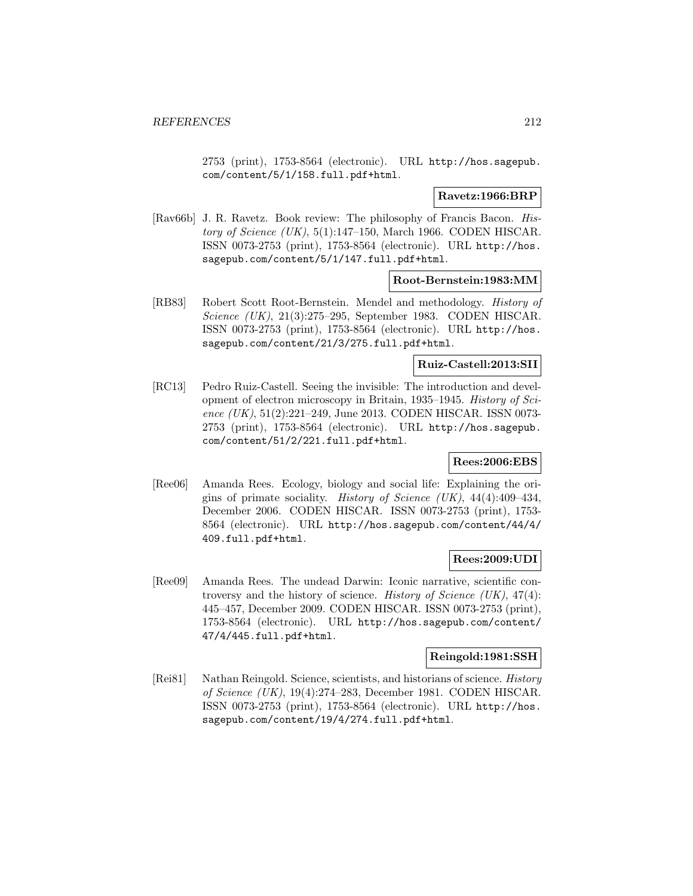2753 (print), 1753-8564 (electronic). URL http://hos.sagepub.com/content/5/1/158.full.pdf+html.

**Ravetz:1966:BRP**

[Rav66b] J. R. Ravetz. Book review: The philosophy of Francis Bacon. *History of Science (UK)*, 5(1):147–150, March 1966. CODEN HISCAR. ISSN 0073-2753 (print), 1753-8564 (electronic). URL http://hos.sagepub.com/content/5/1/147.full.pdf+html.

**Root-Bernstein:1983:MM**

[RB83] Robert Scott Root-Bernstein. Mendel and methodology. *History of Science (UK)*, 21(3):275–295, September 1983. CODEN HISCAR. ISSN 0073-2753 (print), 1753-8564 (electronic). URL http://hos.sagepub.com/content/21/3/275.full.pdf+html.

**Ruiz-Castell:2013:SII**

[RC13] Pedro Ruiz-Castell. Seeing the invisible: The introduction and development of electron microscopy in Britain, 1935–1945. *History of Science (UK)*, 51(2):221–249, June 2013. CODEN HISCAR. ISSN 0073-2753 (print), 1753-8564 (electronic). URL http://hos.sagepub.com/content/51/2/221.full.pdf+html.

**Rees:2006:EBS**

[Ree06] Amanda Rees. Ecology, biology and social life: Explaining the origins of primate sociality. *History of Science (UK)*, 44(4):409–434, December 2006. CODEN HISCAR. ISSN 0073-2753 (print), 1753-8564 (electronic). URL http://hos.sagepub.com/content/44/4/409.full.pdf+html.

**Rees:2009:UDI**

[Ree09] Amanda Rees. The undead Darwin: Iconic narrative, scientific controversy and the history of science. *History of Science (UK)*, 47(4): 445–457, December 2009. CODEN HISCAR. ISSN 0073-2753 (print), 1753-8564 (electronic). URL http://hos.sagepub.com/content/47/4/445.full.pdf+html.

**Reingold:1981:SSH**

[Rei81] Nathan Reingold. Science, scientists, and historians of science. *History of Science (UK)*, 19(4):274–283, December 1981. CODEN HISCAR. ISSN 0073-2753 (print), 1753-8564 (electronic). URL http://hos.sagepub.com/content/19/4/274.full.pdf+html.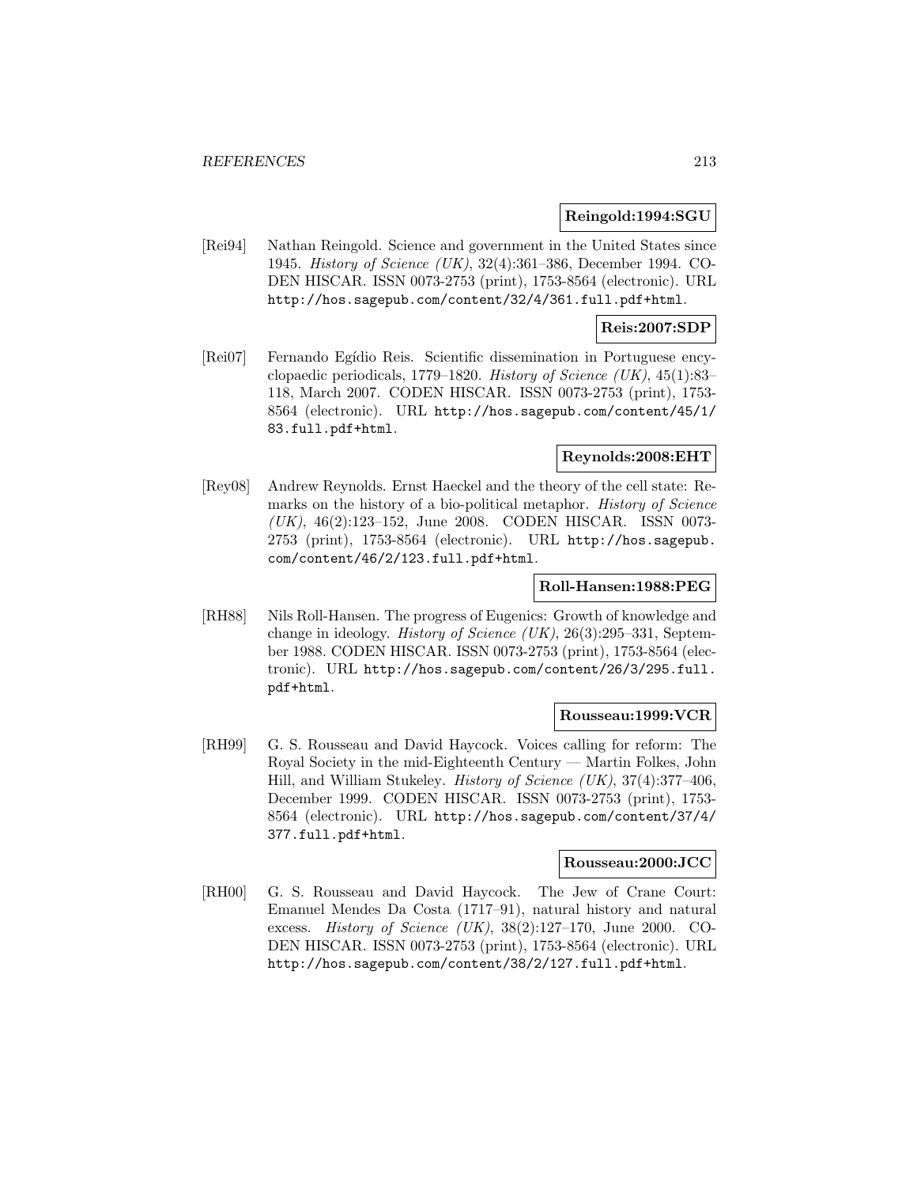**Reingold:1994:SGU**

[Rei94] Nathan Reingold. Science and government in the United States since 1945. *History of Science (UK)*, 32(4):361–386, December 1994. CODEN HISCAR. ISSN 0073-2753 (print), 1753-8564 (electronic). URL http://hos.sagepub.com/content/32/4/361.full.pdf+html.

**Reis:2007:SDP**

[Rei07] Fernando Egídio Reis. Scientific dissemination in Portuguese encyclopaedic periodicals, 1779–1820. *History of Science (UK)*, 45(1):83–118, March 2007. CODEN HISCAR. ISSN 0073-2753 (print), 1753-8564 (electronic). URL http://hos.sagepub.com/content/45/1/83.full.pdf+html.

**Reynolds:2008:EHT**

[Rey08] Andrew Reynolds. Ernst Haeckel and the theory of the cell state: Remarks on the history of a bio-political metaphor. *History of Science (UK)*, 46(2):123–152, June 2008. CODEN HISCAR. ISSN 0073-2753 (print), 1753-8564 (electronic). URL http://hos.sagepub.com/content/46/2/123.full.pdf+html.

**Roll-Hansen:1988:PEG**

[RH88] Nils Roll-Hansen. The progress of Eugenics: Growth of knowledge and change in ideology. *History of Science (UK)*, 26(3):295–331, September 1988. CODEN HISCAR. ISSN 0073-2753 (print), 1753-8564 (electronic). URL http://hos.sagepub.com/content/26/3/295.full.pdf+html.

**Rousseau:1999:VCR**

[RH99] G. S. Rousseau and David Haycock. Voices calling for reform: The Royal Society in the mid-Eighteenth Century — Martin Folkes, John Hill, and William Stukeley. *History of Science (UK)*, 37(4):377–406, December 1999. CODEN HISCAR. ISSN 0073-2753 (print), 1753-8564 (electronic). URL http://hos.sagepub.com/content/37/4/377.full.pdf+html.

**Rousseau:2000:JCC**

[RH00] G. S. Rousseau and David Haycock. The Jew of Crane Court: Emanuel Mendes Da Costa (1717–91), natural history and natural excess. *History of Science (UK)*, 38(2):127–170, June 2000. CODEN HISCAR. ISSN 0073-2753 (print), 1753-8564 (electronic). URL http://hos.sagepub.com/content/38/2/127.full.pdf+html.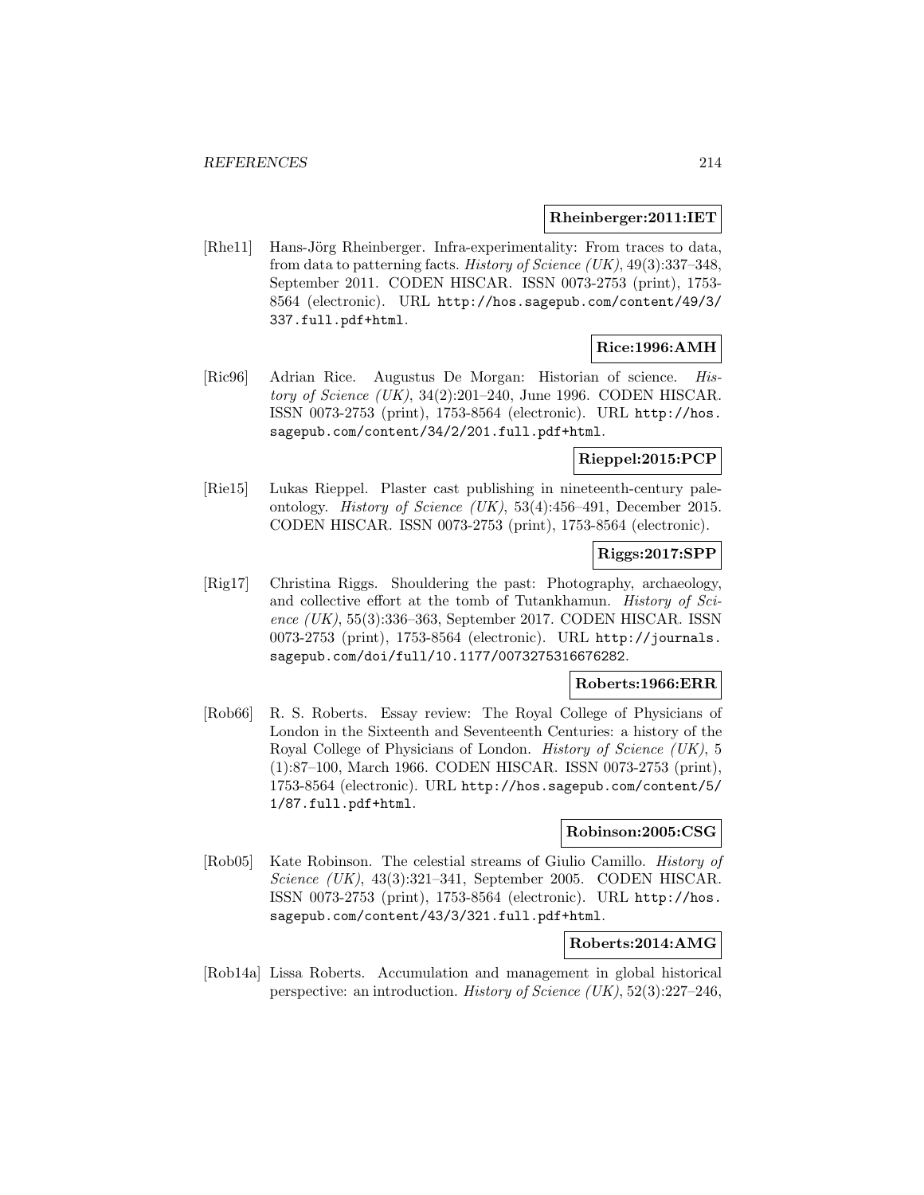**Rheinberger:2011:IET**

[Rhe11] Hans-Jörg Rheinberger. Infra-experimentality: From traces to data, from data to patterning facts. *History of Science (UK)*, 49(3):337–348, September 2011. CODEN HISCAR. ISSN 0073-2753 (print), 1753-8564 (electronic). URL `http://hos.sagepub.com/content/49/3/337.full.pdf+html`.

**Rice:1996:AMH**

[Ric96] Adrian Rice. Augustus De Morgan: Historian of science. *History of Science (UK)*, 34(2):201–240, June 1996. CODEN HISCAR. ISSN 0073-2753 (print), 1753-8564 (electronic). URL `http://hos.sagepub.com/content/34/2/201.full.pdf+html`.

**Rieppel:2015:PCP**

[Rie15] Lukas Rieppel. Plaster cast publishing in nineteenth-century paleontology. *History of Science (UK)*, 53(4):456–491, December 2015. CODEN HISCAR. ISSN 0073-2753 (print), 1753-8564 (electronic).

**Riggs:2017:SPP**

[Rig17] Christina Riggs. Shouldering the past: Photography, archaeology, and collective effort at the tomb of Tutankhamun. *History of Science (UK)*, 55(3):336–363, September 2017. CODEN HISCAR. ISSN 0073-2753 (print), 1753-8564 (electronic). URL `http://journals.sagepub.com/doi/full/10.1177/0073275316676282`.

**Roberts:1966:ERR**

[Rob66] R. S. Roberts. Essay review: The Royal College of Physicians of London in the Sixteenth and Seventeenth Centuries: a history of the Royal College of Physicians of London. *History of Science (UK)*, 5 (1):87–100, March 1966. CODEN HISCAR. ISSN 0073-2753 (print), 1753-8564 (electronic). URL `http://hos.sagepub.com/content/5/1/87.full.pdf+html`.

**Robinson:2005:CSG**

[Rob05] Kate Robinson. The celestial streams of Giulio Camillo. *History of Science (UK)*, 43(3):321–341, September 2005. CODEN HISCAR. ISSN 0073-2753 (print), 1753-8564 (electronic). URL `http://hos.sagepub.com/content/43/3/321.full.pdf+html`.

**Roberts:2014:AMG**

[Rob14a] Lissa Roberts. Accumulation and management in global historical perspective: an introduction. *History of Science (UK)*, 52(3):227–246,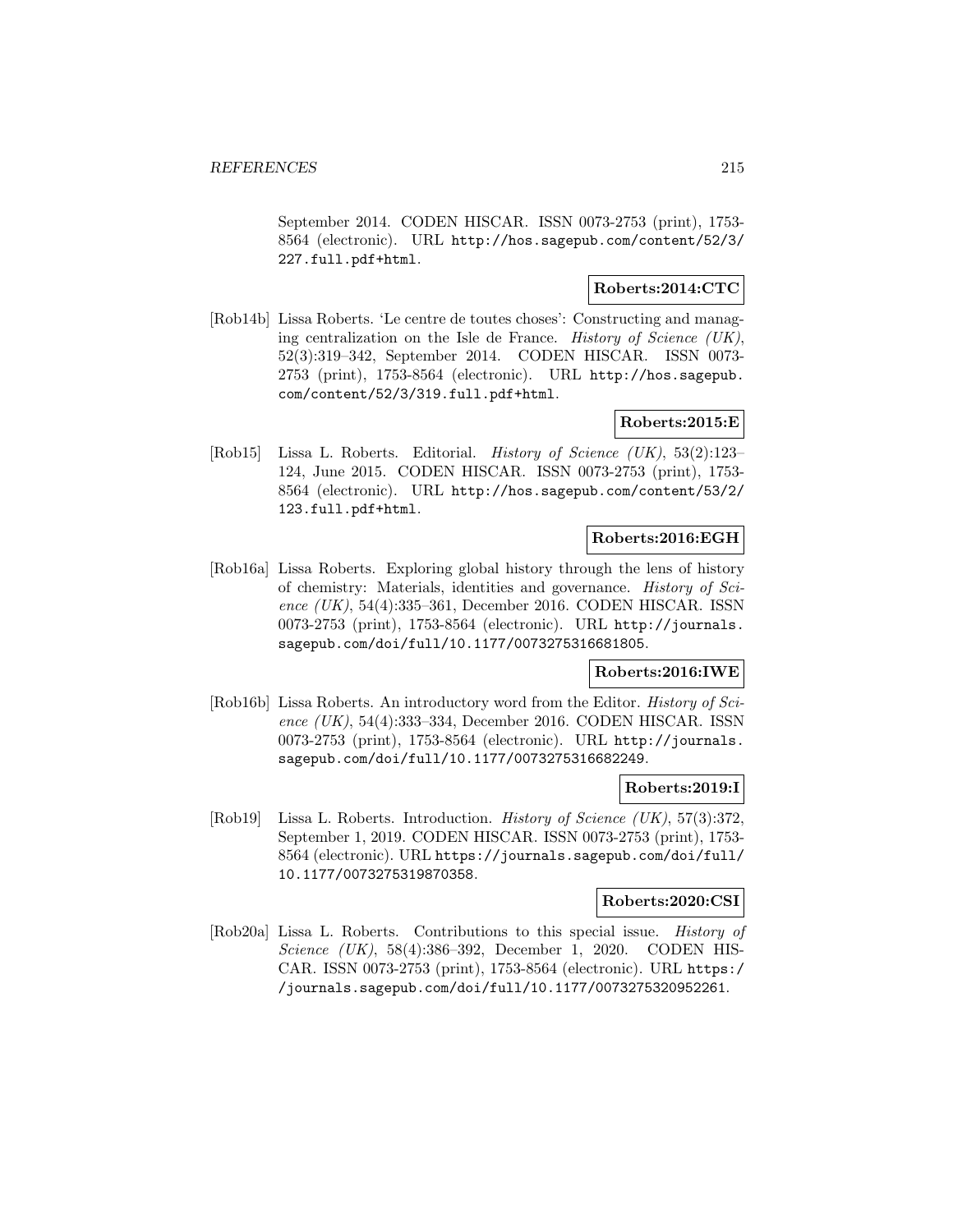September 2014. CODEN HISCAR. ISSN 0073-2753 (print), 1753-8564 (electronic). URL http://hos.sagepub.com/content/52/3/227.full.pdf+html.

**Roberts:2014:CTC**

[Rob14b] Lissa Roberts. 'Le centre de toutes choses': Constructing and managing centralization on the Isle de France. *History of Science (UK)*, 52(3):319–342, September 2014. CODEN HISCAR. ISSN 0073-2753 (print), 1753-8564 (electronic). URL http://hos.sagepub.com/content/52/3/319.full.pdf+html.

**Roberts:2015:E**

[Rob15] Lissa L. Roberts. Editorial. *History of Science (UK)*, 53(2):123–124, June 2015. CODEN HISCAR. ISSN 0073-2753 (print), 1753-8564 (electronic). URL http://hos.sagepub.com/content/53/2/123.full.pdf+html.

**Roberts:2016:EGH**

[Rob16a] Lissa Roberts. Exploring global history through the lens of history of chemistry: Materials, identities and governance. *History of Science (UK)*, 54(4):335–361, December 2016. CODEN HISCAR. ISSN 0073-2753 (print), 1753-8564 (electronic). URL http://journals.sagepub.com/doi/full/10.1177/0073275316681805.

**Roberts:2016:IWE**

[Rob16b] Lissa Roberts. An introductory word from the Editor. *History of Science (UK)*, 54(4):333–334, December 2016. CODEN HISCAR. ISSN 0073-2753 (print), 1753-8564 (electronic). URL http://journals.sagepub.com/doi/full/10.1177/0073275316682249.

**Roberts:2019:I**

[Rob19] Lissa L. Roberts. Introduction. *History of Science (UK)*, 57(3):372, September 1, 2019. CODEN HISCAR. ISSN 0073-2753 (print), 1753-8564 (electronic). URL https://journals.sagepub.com/doi/full/10.1177/0073275319870358.

**Roberts:2020:CSI**

[Rob20a] Lissa L. Roberts. Contributions to this special issue. *History of Science (UK)*, 58(4):386–392, December 1, 2020. CODEN HISCAR. ISSN 0073-2753 (print), 1753-8564 (electronic). URL https://journals.sagepub.com/doi/full/10.1177/0073275320952261.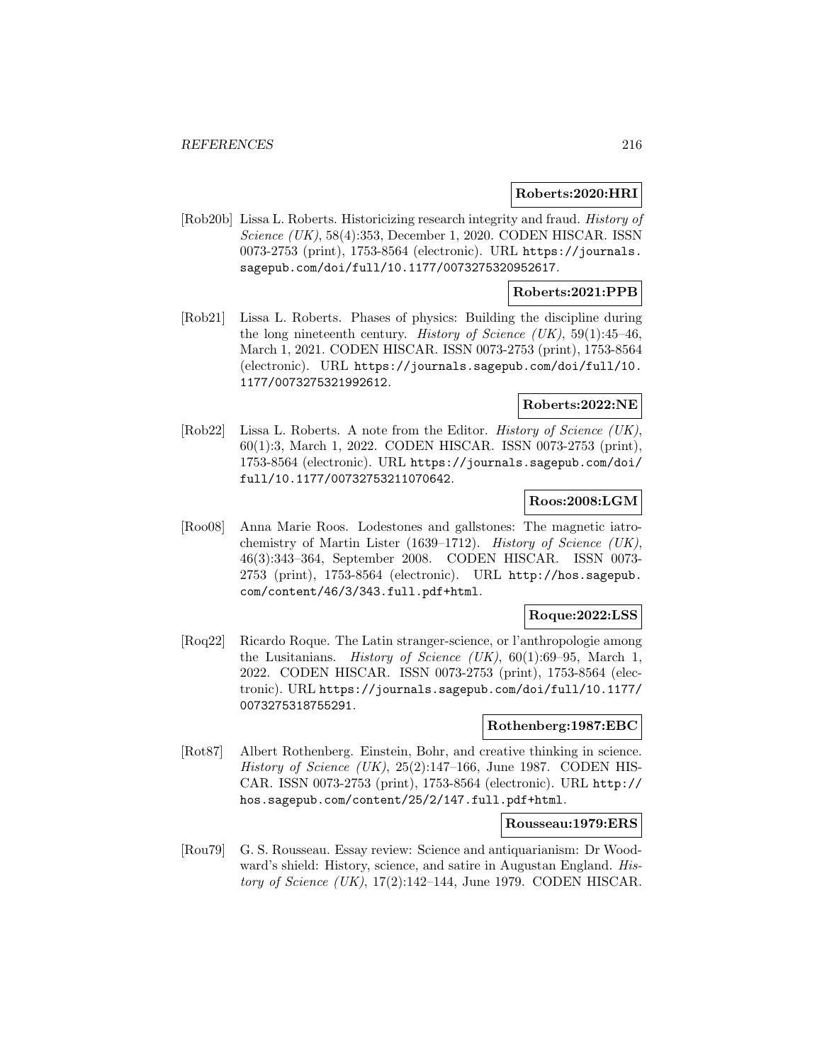**Roberts:2020:HRI**

[Rob20b] Lissa L. Roberts. Historicizing research integrity and fraud. *History of Science (UK)*, 58(4):353, December 1, 2020. CODEN HISCAR. ISSN 0073-2753 (print), 1753-8564 (electronic). URL `https://journals.sagepub.com/doi/full/10.1177/0073275320952617`.

**Roberts:2021:PPB**

[Rob21] Lissa L. Roberts. Phases of physics: Building the discipline during the long nineteenth century. *History of Science (UK)*, 59(1):45–46, March 1, 2021. CODEN HISCAR. ISSN 0073-2753 (print), 1753-8564 (electronic). URL `https://journals.sagepub.com/doi/full/10.1177/0073275321992612`.

**Roberts:2022:NE**

[Rob22] Lissa L. Roberts. A note from the Editor. *History of Science (UK)*, 60(1):3, March 1, 2022. CODEN HISCAR. ISSN 0073-2753 (print), 1753-8564 (electronic). URL `https://journals.sagepub.com/doi/full/10.1177/00732753211070642`.

**Roos:2008:LGM**

[Roo08] Anna Marie Roos. Lodestones and gallstones: The magnetic iatrochemistry of Martin Lister (1639–1712). *History of Science (UK)*, 46(3):343–364, September 2008. CODEN HISCAR. ISSN 0073-2753 (print), 1753-8564 (electronic). URL `http://hos.sagepub.com/content/46/3/343.full.pdf+html`.

**Roque:2022:LSS**

[Roq22] Ricardo Roque. The Latin stranger-science, or l'anthropologie among the Lusitanians. *History of Science (UK)*, 60(1):69–95, March 1, 2022. CODEN HISCAR. ISSN 0073-2753 (print), 1753-8564 (electronic). URL `https://journals.sagepub.com/doi/full/10.1177/0073275318755291`.

**Rothenberg:1987:EBC**

[Rot87] Albert Rothenberg. Einstein, Bohr, and creative thinking in science. *History of Science (UK)*, 25(2):147–166, June 1987. CODEN HISCAR. ISSN 0073-2753 (print), 1753-8564 (electronic). URL `http://hos.sagepub.com/content/25/2/147.full.pdf+html`.

**Rousseau:1979:ERS**

[Rou79] G. S. Rousseau. Essay review: Science and antiquarianism: Dr Woodward's shield: History, science, and satire in Augustan England. *History of Science (UK)*, 17(2):142–144, June 1979. CODEN HISCAR.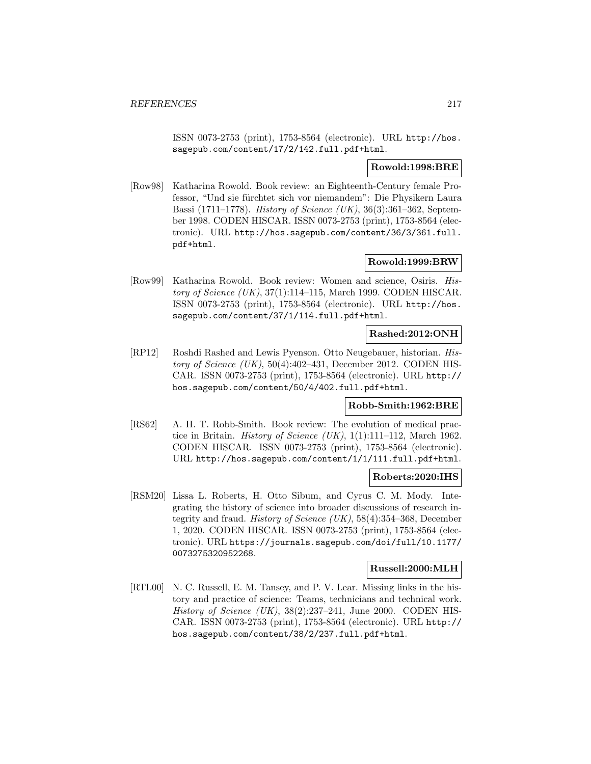ISSN 0073-2753 (print), 1753-8564 (electronic). URL http://hos.sagepub.com/content/17/2/142.full.pdf+html.

**Rowold:1998:BRE**

[Row98] Katharina Rowold. Book review: an Eighteenth-Century female Professor, "Und sie fürchtet sich vor niemandem": Die Physikern Laura Bassi (1711–1778). *History of Science (UK)*, 36(3):361–362, September 1998. CODEN HISCAR. ISSN 0073-2753 (print), 1753-8564 (electronic). URL http://hos.sagepub.com/content/36/3/361.full.pdf+html.

**Rowold:1999:BRW**

[Row99] Katharina Rowold. Book review: Women and science, Osiris. *History of Science (UK)*, 37(1):114–115, March 1999. CODEN HISCAR. ISSN 0073-2753 (print), 1753-8564 (electronic). URL http://hos.sagepub.com/content/37/1/114.full.pdf+html.

**Rashed:2012:ONH**

[RP12] Roshdi Rashed and Lewis Pyenson. Otto Neugebauer, historian. *History of Science (UK)*, 50(4):402–431, December 2012. CODEN HISCAR. ISSN 0073-2753 (print), 1753-8564 (electronic). URL http://hos.sagepub.com/content/50/4/402.full.pdf+html.

**Robb-Smith:1962:BRE**

[RS62] A. H. T. Robb-Smith. Book review: The evolution of medical practice in Britain. *History of Science (UK)*, 1(1):111–112, March 1962. CODEN HISCAR. ISSN 0073-2753 (print), 1753-8564 (electronic). URL http://hos.sagepub.com/content/1/1/111.full.pdf+html.

**Roberts:2020:IHS**

[RSM20] Lissa L. Roberts, H. Otto Sibum, and Cyrus C. M. Mody. Integrating the history of science into broader discussions of research integrity and fraud. *History of Science (UK)*, 58(4):354–368, December 1, 2020. CODEN HISCAR. ISSN 0073-2753 (print), 1753-8564 (electronic). URL https://journals.sagepub.com/doi/full/10.1177/0073275320952268.

**Russell:2000:MLH**

[RTL00] N. C. Russell, E. M. Tansey, and P. V. Lear. Missing links in the history and practice of science: Teams, technicians and technical work. *History of Science (UK)*, 38(2):237–241, June 2000. CODEN HISCAR. ISSN 0073-2753 (print), 1753-8564 (electronic). URL http://hos.sagepub.com/content/38/2/237.full.pdf+html.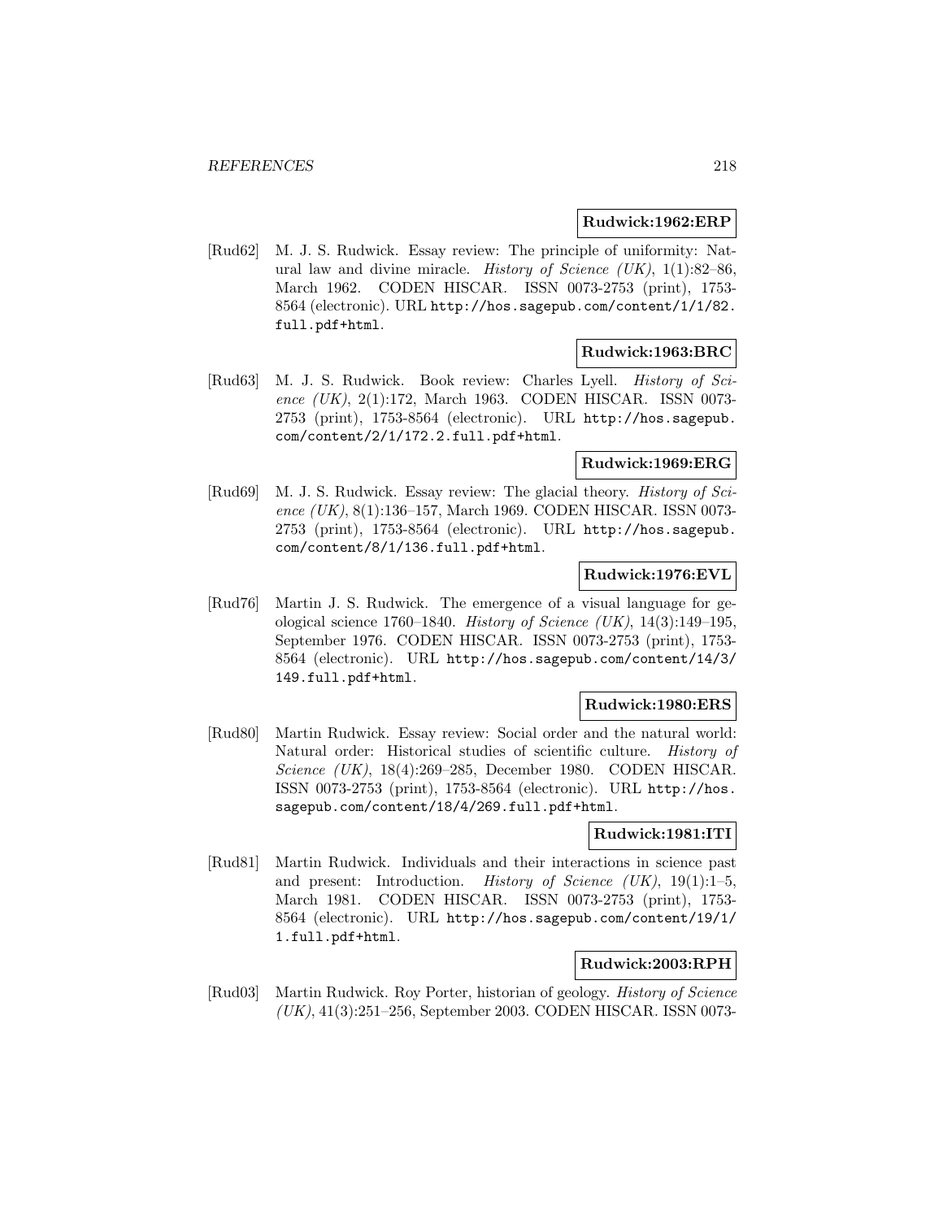**Rudwick:1962:ERP**

[Rud62] M. J. S. Rudwick. Essay review: The principle of uniformity: Natural law and divine miracle. *History of Science (UK)*, 1(1):82–86, March 1962. CODEN HISCAR. ISSN 0073-2753 (print), 1753-8564 (electronic). URL http://hos.sagepub.com/content/1/1/82.full.pdf+html.

**Rudwick:1963:BRC**

[Rud63] M. J. S. Rudwick. Book review: Charles Lyell. *History of Science (UK)*, 2(1):172, March 1963. CODEN HISCAR. ISSN 0073-2753 (print), 1753-8564 (electronic). URL http://hos.sagepub.com/content/2/1/172.2.full.pdf+html.

**Rudwick:1969:ERG**

[Rud69] M. J. S. Rudwick. Essay review: The glacial theory. *History of Science (UK)*, 8(1):136–157, March 1969. CODEN HISCAR. ISSN 0073-2753 (print), 1753-8564 (electronic). URL http://hos.sagepub.com/content/8/1/136.full.pdf+html.

**Rudwick:1976:EVL**

[Rud76] Martin J. S. Rudwick. The emergence of a visual language for geological science 1760–1840. *History of Science (UK)*, 14(3):149–195, September 1976. CODEN HISCAR. ISSN 0073-2753 (print), 1753-8564 (electronic). URL http://hos.sagepub.com/content/14/3/149.full.pdf+html.

**Rudwick:1980:ERS**

[Rud80] Martin Rudwick. Essay review: Social order and the natural world: Natural order: Historical studies of scientific culture. *History of Science (UK)*, 18(4):269–285, December 1980. CODEN HISCAR. ISSN 0073-2753 (print), 1753-8564 (electronic). URL http://hos.sagepub.com/content/18/4/269.full.pdf+html.

**Rudwick:1981:ITI**

[Rud81] Martin Rudwick. Individuals and their interactions in science past and present: Introduction. *History of Science (UK)*, 19(1):1–5, March 1981. CODEN HISCAR. ISSN 0073-2753 (print), 1753-8564 (electronic). URL http://hos.sagepub.com/content/19/1/1.full.pdf+html.

**Rudwick:2003:RPH**

[Rud03] Martin Rudwick. Roy Porter, historian of geology. *History of Science (UK)*, 41(3):251–256, September 2003. CODEN HISCAR. ISSN 0073-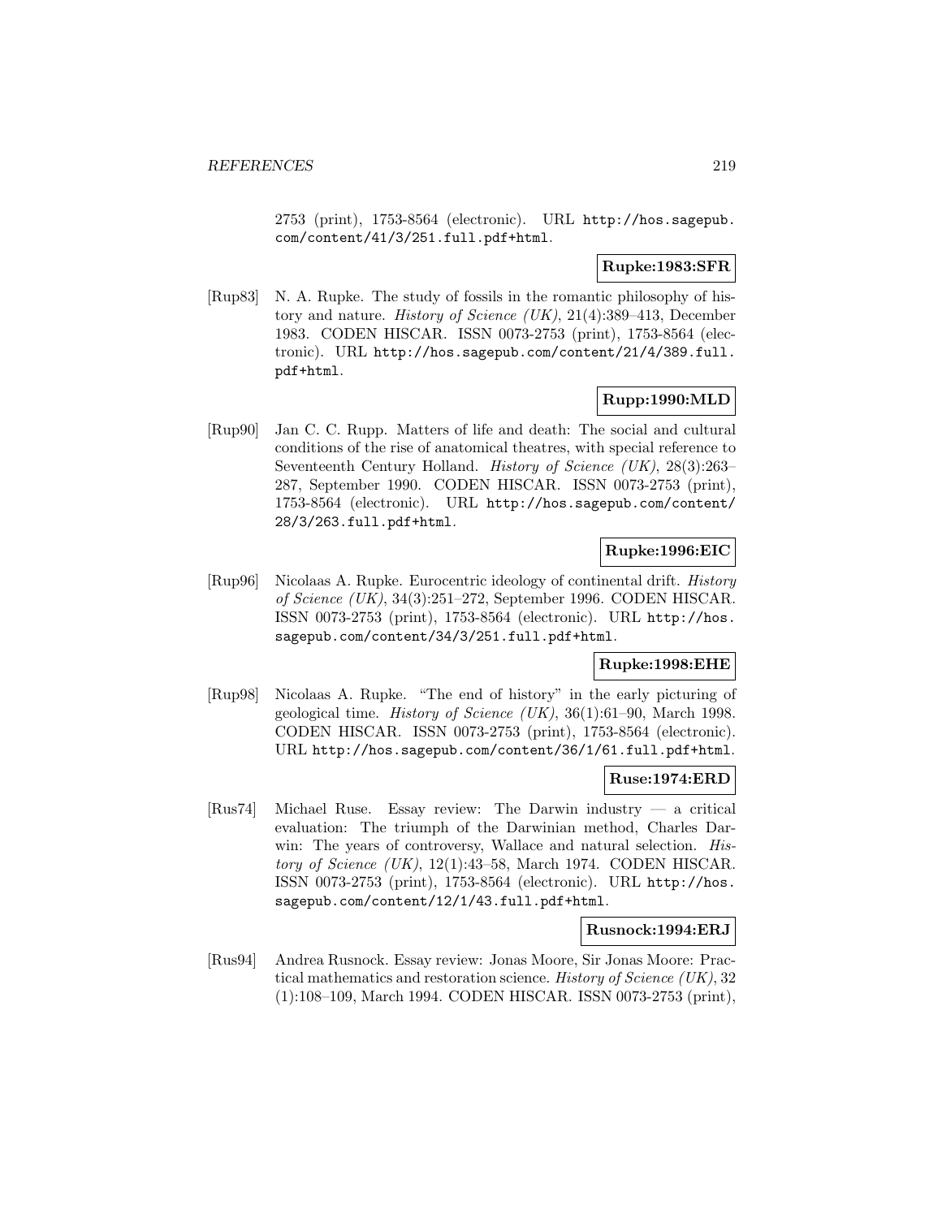2753 (print), 1753-8564 (electronic). URL http://hos.sagepub.com/content/41/3/251.full.pdf+html.

**Rupke:1983:SFR**

[Rup83] N. A. Rupke. The study of fossils in the romantic philosophy of history and nature. *History of Science (UK)*, 21(4):389–413, December 1983. CODEN HISCAR. ISSN 0073-2753 (print), 1753-8564 (electronic). URL http://hos.sagepub.com/content/21/4/389.full.pdf+html.

**Rupp:1990:MLD**

[Rup90] Jan C. C. Rupp. Matters of life and death: The social and cultural conditions of the rise of anatomical theatres, with special reference to Seventeenth Century Holland. *History of Science (UK)*, 28(3):263–287, September 1990. CODEN HISCAR. ISSN 0073-2753 (print), 1753-8564 (electronic). URL http://hos.sagepub.com/content/28/3/263.full.pdf+html.

**Rupke:1996:EIC**

[Rup96] Nicolaas A. Rupke. Eurocentric ideology of continental drift. *History of Science (UK)*, 34(3):251–272, September 1996. CODEN HISCAR. ISSN 0073-2753 (print), 1753-8564 (electronic). URL http://hos.sagepub.com/content/34/3/251.full.pdf+html.

**Rupke:1998:EHE**

[Rup98] Nicolaas A. Rupke. "The end of history" in the early picturing of geological time. *History of Science (UK)*, 36(1):61–90, March 1998. CODEN HISCAR. ISSN 0073-2753 (print), 1753-8564 (electronic). URL http://hos.sagepub.com/content/36/1/61.full.pdf+html.

**Ruse:1974:ERD**

[Rus74] Michael Ruse. Essay review: The Darwin industry — a critical evaluation: The triumph of the Darwinian method, Charles Darwin: The years of controversy, Wallace and natural selection. *History of Science (UK)*, 12(1):43–58, March 1974. CODEN HISCAR. ISSN 0073-2753 (print), 1753-8564 (electronic). URL http://hos.sagepub.com/content/12/1/43.full.pdf+html.

**Rusnock:1994:ERJ**

[Rus94] Andrea Rusnock. Essay review: Jonas Moore, Sir Jonas Moore: Practical mathematics and restoration science. *History of Science (UK)*, 32 (1):108–109, March 1994. CODEN HISCAR. ISSN 0073-2753 (print),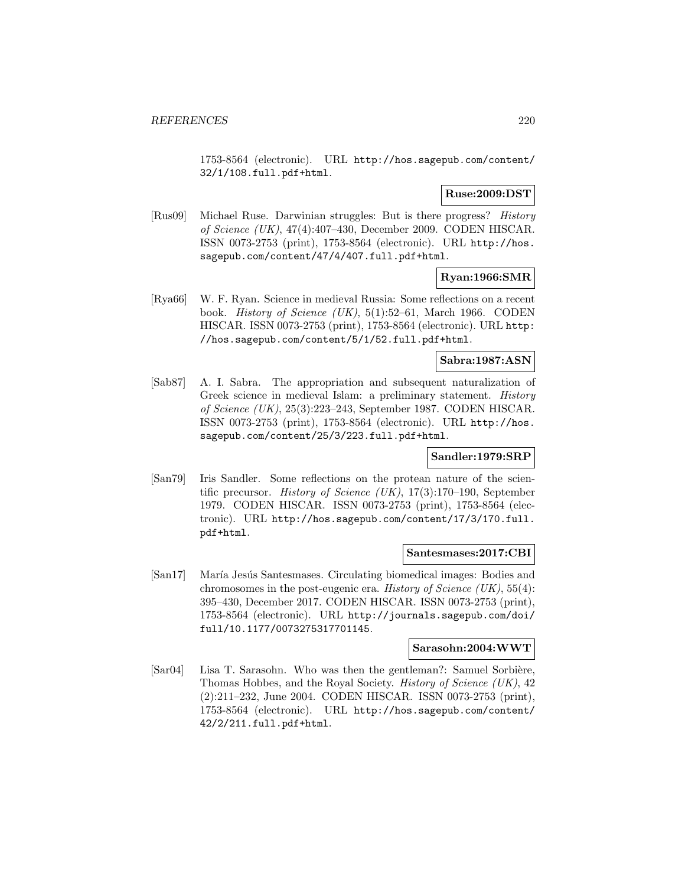1753-8564 (electronic). URL http://hos.sagepub.com/content/32/1/108.full.pdf+html.

**Ruse:2009:DST**

[Rus09] Michael Ruse. Darwinian struggles: But is there progress? *History of Science (UK)*, 47(4):407–430, December 2009. CODEN HISCAR. ISSN 0073-2753 (print), 1753-8564 (electronic). URL http://hos.sagepub.com/content/47/4/407.full.pdf+html.

**Ryan:1966:SMR**

[Rya66] W. F. Ryan. Science in medieval Russia: Some reflections on a recent book. *History of Science (UK)*, 5(1):52–61, March 1966. CODEN HISCAR. ISSN 0073-2753 (print), 1753-8564 (electronic). URL http://hos.sagepub.com/content/5/1/52.full.pdf+html.

**Sabra:1987:ASN**

[Sab87] A. I. Sabra. The appropriation and subsequent naturalization of Greek science in medieval Islam: a preliminary statement. *History of Science (UK)*, 25(3):223–243, September 1987. CODEN HISCAR. ISSN 0073-2753 (print), 1753-8564 (electronic). URL http://hos.sagepub.com/content/25/3/223.full.pdf+html.

**Sandler:1979:SRP**

[San79] Iris Sandler. Some reflections on the protean nature of the scientific precursor. *History of Science (UK)*, 17(3):170–190, September 1979. CODEN HISCAR. ISSN 0073-2753 (print), 1753-8564 (electronic). URL http://hos.sagepub.com/content/17/3/170.full.pdf+html.

**Santesmases:2017:CBI**

[San17] María Jesús Santesmases. Circulating biomedical images: Bodies and chromosomes in the post-eugenic era. *History of Science (UK)*, 55(4):395–430, December 2017. CODEN HISCAR. ISSN 0073-2753 (print), 1753-8564 (electronic). URL http://journals.sagepub.com/doi/full/10.1177/0073275317701145.

**Sarasohn:2004:WWT**

[Sar04] Lisa T. Sarasohn. Who was then the gentleman?: Samuel Sorbière, Thomas Hobbes, and the Royal Society. *History of Science (UK)*, 42(2):211–232, June 2004. CODEN HISCAR. ISSN 0073-2753 (print), 1753-8564 (electronic). URL http://hos.sagepub.com/content/42/2/211.full.pdf+html.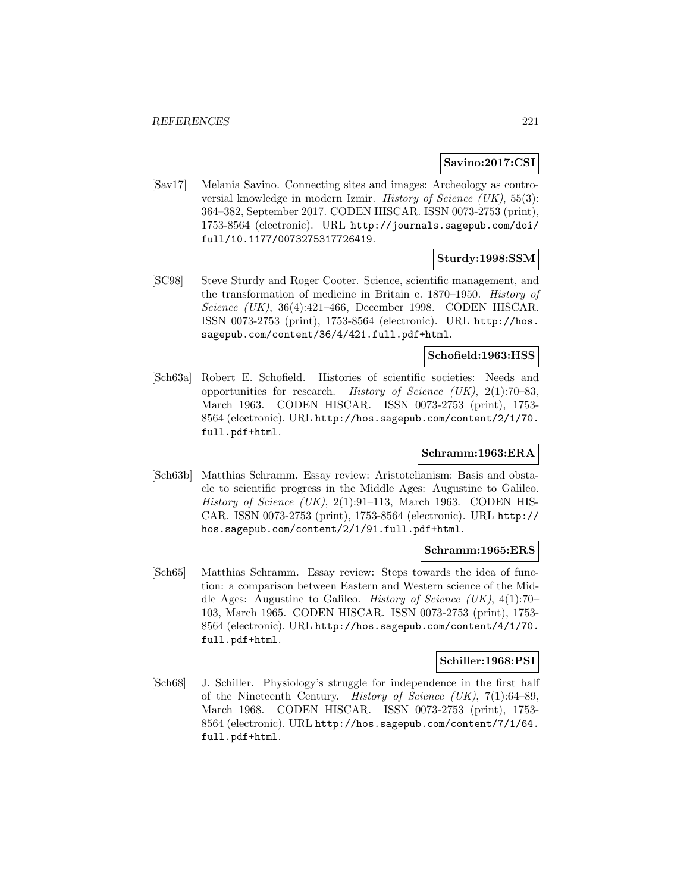**Savino:2017:CSI**

[Sav17] Melania Savino. Connecting sites and images: Archeology as controversial knowledge in modern Izmir. *History of Science (UK)*, 55(3): 364–382, September 2017. CODEN HISCAR. ISSN 0073-2753 (print), 1753-8564 (electronic). URL `http://journals.sagepub.com/doi/full/10.1177/0073275317726419`.

**Sturdy:1998:SSM**

[SC98] Steve Sturdy and Roger Cooter. Science, scientific management, and the transformation of medicine in Britain c. 1870–1950. *History of Science (UK)*, 36(4):421–466, December 1998. CODEN HISCAR. ISSN 0073-2753 (print), 1753-8564 (electronic). URL `http://hos.sagepub.com/content/36/4/421.full.pdf+html`.

**Schofield:1963:HSS**

[Sch63a] Robert E. Schofield. Histories of scientific societies: Needs and opportunities for research. *History of Science (UK)*, 2(1):70–83, March 1963. CODEN HISCAR. ISSN 0073-2753 (print), 1753-8564 (electronic). URL `http://hos.sagepub.com/content/2/1/70.full.pdf+html`.

**Schramm:1963:ERA**

[Sch63b] Matthias Schramm. Essay review: Aristotelianism: Basis and obstacle to scientific progress in the Middle Ages: Augustine to Galileo. *History of Science (UK)*, 2(1):91–113, March 1963. CODEN HISCAR. ISSN 0073-2753 (print), 1753-8564 (electronic). URL `http://hos.sagepub.com/content/2/1/91.full.pdf+html`.

**Schramm:1965:ERS**

[Sch65] Matthias Schramm. Essay review: Steps towards the idea of function: a comparison between Eastern and Western science of the Middle Ages: Augustine to Galileo. *History of Science (UK)*, 4(1):70–103, March 1965. CODEN HISCAR. ISSN 0073-2753 (print), 1753-8564 (electronic). URL `http://hos.sagepub.com/content/4/1/70.full.pdf+html`.

**Schiller:1968:PSI**

[Sch68] J. Schiller. Physiology's struggle for independence in the first half of the Nineteenth Century. *History of Science (UK)*, 7(1):64–89, March 1968. CODEN HISCAR. ISSN 0073-2753 (print), 1753-8564 (electronic). URL `http://hos.sagepub.com/content/7/1/64.full.pdf+html`.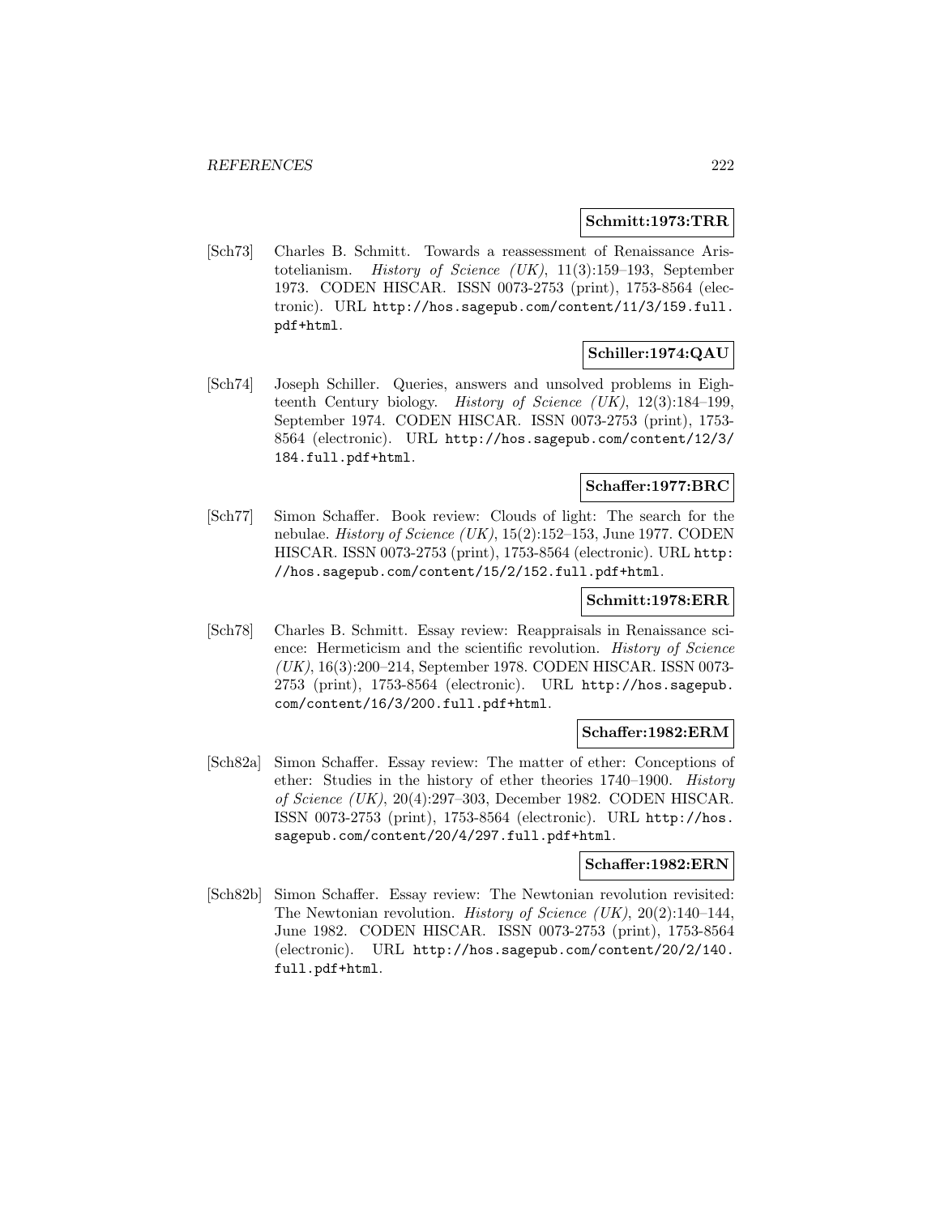**Schmitt:1973:TRR**

[Sch73] Charles B. Schmitt. Towards a reassessment of Renaissance Aristotelianism. *History of Science (UK)*, 11(3):159–193, September 1973. CODEN HISCAR. ISSN 0073-2753 (print), 1753-8564 (electronic). URL http://hos.sagepub.com/content/11/3/159.full.pdf+html.

**Schiller:1974:QAU**

[Sch74] Joseph Schiller. Queries, answers and unsolved problems in Eighteenth Century biology. *History of Science (UK)*, 12(3):184–199, September 1974. CODEN HISCAR. ISSN 0073-2753 (print), 1753-8564 (electronic). URL http://hos.sagepub.com/content/12/3/184.full.pdf+html.

**Schaffer:1977:BRC**

[Sch77] Simon Schaffer. Book review: Clouds of light: The search for the nebulae. *History of Science (UK)*, 15(2):152–153, June 1977. CODEN HISCAR. ISSN 0073-2753 (print), 1753-8564 (electronic). URL http://hos.sagepub.com/content/15/2/152.full.pdf+html.

**Schmitt:1978:ERR**

[Sch78] Charles B. Schmitt. Essay review: Reappraisals in Renaissance science: Hermeticism and the scientific revolution. *History of Science (UK)*, 16(3):200–214, September 1978. CODEN HISCAR. ISSN 0073-2753 (print), 1753-8564 (electronic). URL http://hos.sagepub.com/content/16/3/200.full.pdf+html.

**Schaffer:1982:ERM**

[Sch82a] Simon Schaffer. Essay review: The matter of ether: Conceptions of ether: Studies in the history of ether theories 1740–1900. *History of Science (UK)*, 20(4):297–303, December 1982. CODEN HISCAR. ISSN 0073-2753 (print), 1753-8564 (electronic). URL http://hos.sagepub.com/content/20/4/297.full.pdf+html.

**Schaffer:1982:ERN**

[Sch82b] Simon Schaffer. Essay review: The Newtonian revolution revisited: The Newtonian revolution. *History of Science (UK)*, 20(2):140–144, June 1982. CODEN HISCAR. ISSN 0073-2753 (print), 1753-8564 (electronic). URL http://hos.sagepub.com/content/20/2/140.full.pdf+html.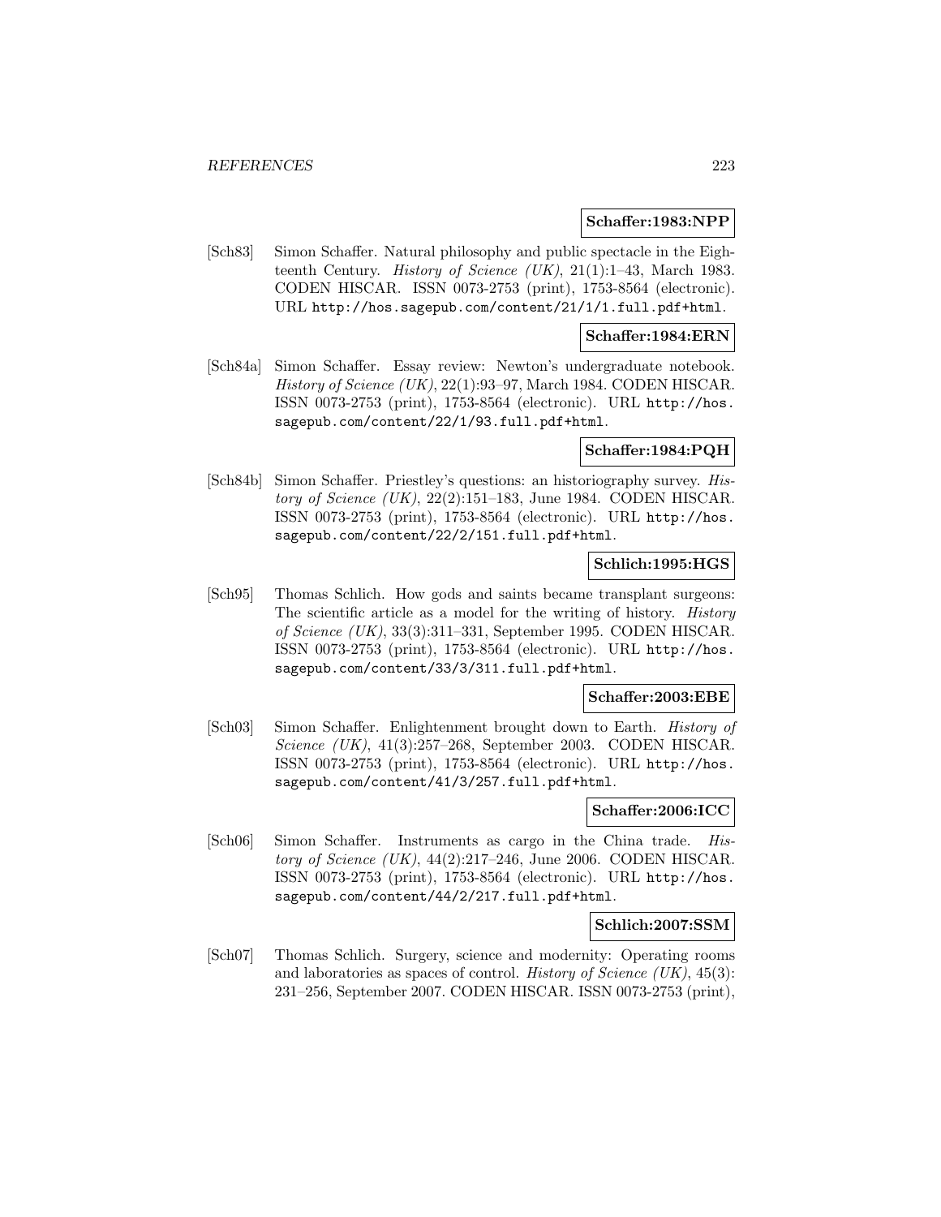**Schaffer:1983:NPP**

[Sch83] Simon Schaffer. Natural philosophy and public spectacle in the Eighteenth Century. *History of Science (UK)*, 21(1):1–43, March 1983. CODEN HISCAR. ISSN 0073-2753 (print), 1753-8564 (electronic). URL http://hos.sagepub.com/content/21/1/1.full.pdf+html.

**Schaffer:1984:ERN**

[Sch84a] Simon Schaffer. Essay review: Newton's undergraduate notebook. *History of Science (UK)*, 22(1):93–97, March 1984. CODEN HISCAR. ISSN 0073-2753 (print), 1753-8564 (electronic). URL http://hos.sagepub.com/content/22/1/93.full.pdf+html.

**Schaffer:1984:PQH**

[Sch84b] Simon Schaffer. Priestley's questions: an historiography survey. *History of Science (UK)*, 22(2):151–183, June 1984. CODEN HISCAR. ISSN 0073-2753 (print), 1753-8564 (electronic). URL http://hos.sagepub.com/content/22/2/151.full.pdf+html.

**Schlich:1995:HGS**

[Sch95] Thomas Schlich. How gods and saints became transplant surgeons: The scientific article as a model for the writing of history. *History of Science (UK)*, 33(3):311–331, September 1995. CODEN HISCAR. ISSN 0073-2753 (print), 1753-8564 (electronic). URL http://hos.sagepub.com/content/33/3/311.full.pdf+html.

**Schaffer:2003:EBE**

[Sch03] Simon Schaffer. Enlightenment brought down to Earth. *History of Science (UK)*, 41(3):257–268, September 2003. CODEN HISCAR. ISSN 0073-2753 (print), 1753-8564 (electronic). URL http://hos.sagepub.com/content/41/3/257.full.pdf+html.

**Schaffer:2006:ICC**

[Sch06] Simon Schaffer. Instruments as cargo in the China trade. *History of Science (UK)*, 44(2):217–246, June 2006. CODEN HISCAR. ISSN 0073-2753 (print), 1753-8564 (electronic). URL http://hos.sagepub.com/content/44/2/217.full.pdf+html.

**Schlich:2007:SSM**

[Sch07] Thomas Schlich. Surgery, science and modernity: Operating rooms and laboratories as spaces of control. *History of Science (UK)*, 45(3): 231–256, September 2007. CODEN HISCAR. ISSN 0073-2753 (print),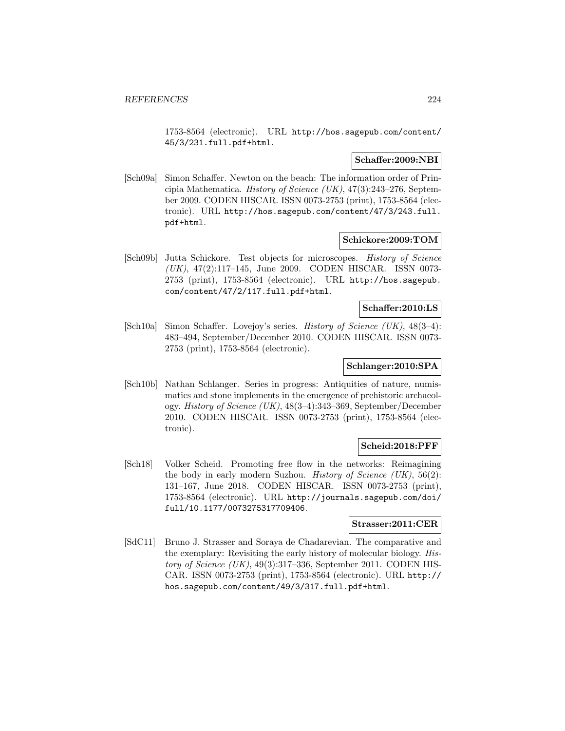1753-8564 (electronic). URL http://hos.sagepub.com/content/45/3/231.full.pdf+html.

**Schaffer:2009:NBI**

[Sch09a] Simon Schaffer. Newton on the beach: The information order of Principia Mathematica. *History of Science (UK)*, 47(3):243–276, September 2009. CODEN HISCAR. ISSN 0073-2753 (print), 1753-8564 (electronic). URL http://hos.sagepub.com/content/47/3/243.full.pdf+html.

**Schickore:2009:TOM**

[Sch09b] Jutta Schickore. Test objects for microscopes. *History of Science (UK)*, 47(2):117–145, June 2009. CODEN HISCAR. ISSN 0073-2753 (print), 1753-8564 (electronic). URL http://hos.sagepub.com/content/47/2/117.full.pdf+html.

**Schaffer:2010:LS**

[Sch10a] Simon Schaffer. Lovejoy's series. *History of Science (UK)*, 48(3–4): 483–494, September/December 2010. CODEN HISCAR. ISSN 0073-2753 (print), 1753-8564 (electronic).

**Schlanger:2010:SPA**

[Sch10b] Nathan Schlanger. Series in progress: Antiquities of nature, numismatics and stone implements in the emergence of prehistoric archaeology. *History of Science (UK)*, 48(3–4):343–369, September/December 2010. CODEN HISCAR. ISSN 0073-2753 (print), 1753-8564 (electronic).

**Scheid:2018:PFF**

[Sch18] Volker Scheid. Promoting free flow in the networks: Reimagining the body in early modern Suzhou. *History of Science (UK)*, 56(2): 131–167, June 2018. CODEN HISCAR. ISSN 0073-2753 (print), 1753-8564 (electronic). URL http://journals.sagepub.com/doi/full/10.1177/0073275317709406.

**Strasser:2011:CER**

[SdC11] Bruno J. Strasser and Soraya de Chadarevian. The comparative and the exemplary: Revisiting the early history of molecular biology. *History of Science (UK)*, 49(3):317–336, September 2011. CODEN HISCAR. ISSN 0073-2753 (print), 1753-8564 (electronic). URL http://hos.sagepub.com/content/49/3/317.full.pdf+html.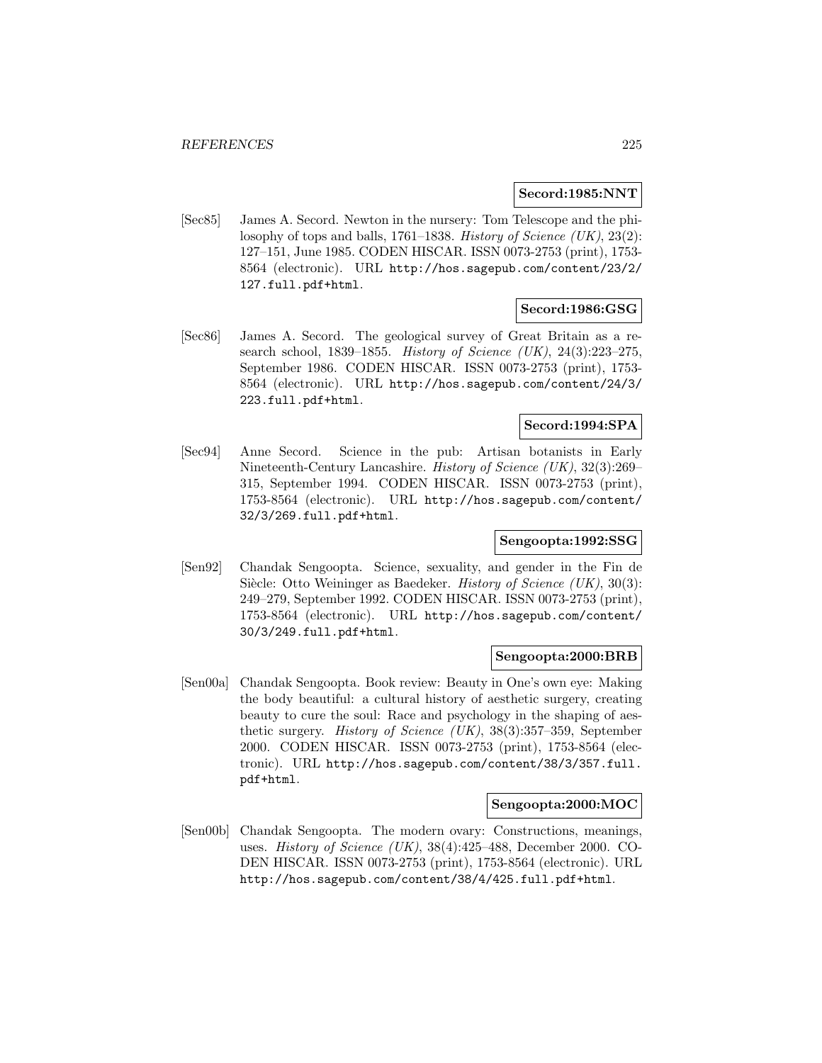**Secord:1985:NNT**

[Sec85] James A. Secord. Newton in the nursery: Tom Telescope and the philosophy of tops and balls, 1761–1838. *History of Science (UK)*, 23(2): 127–151, June 1985. CODEN HISCAR. ISSN 0073-2753 (print), 1753-8564 (electronic). URL http://hos.sagepub.com/content/23/2/127.full.pdf+html.

**Secord:1986:GSG**

[Sec86] James A. Secord. The geological survey of Great Britain as a research school, 1839–1855. *History of Science (UK)*, 24(3):223–275, September 1986. CODEN HISCAR. ISSN 0073-2753 (print), 1753-8564 (electronic). URL http://hos.sagepub.com/content/24/3/223.full.pdf+html.

**Secord:1994:SPA**

[Sec94] Anne Secord. Science in the pub: Artisan botanists in Early Nineteenth-Century Lancashire. *History of Science (UK)*, 32(3):269–315, September 1994. CODEN HISCAR. ISSN 0073-2753 (print), 1753-8564 (electronic). URL http://hos.sagepub.com/content/32/3/269.full.pdf+html.

**Sengoopta:1992:SSG**

[Sen92] Chandak Sengoopta. Science, sexuality, and gender in the Fin de Siècle: Otto Weininger as Baedeker. *History of Science (UK)*, 30(3): 249–279, September 1992. CODEN HISCAR. ISSN 0073-2753 (print), 1753-8564 (electronic). URL http://hos.sagepub.com/content/30/3/249.full.pdf+html.

**Sengoopta:2000:BRB**

[Sen00a] Chandak Sengoopta. Book review: Beauty in One's own eye: Making the body beautiful: a cultural history of aesthetic surgery, creating beauty to cure the soul: Race and psychology in the shaping of aesthetic surgery. *History of Science (UK)*, 38(3):357–359, September 2000. CODEN HISCAR. ISSN 0073-2753 (print), 1753-8564 (electronic). URL http://hos.sagepub.com/content/38/3/357.full.pdf+html.

**Sengoopta:2000:MOC**

[Sen00b] Chandak Sengoopta. The modern ovary: Constructions, meanings, uses. *History of Science (UK)*, 38(4):425–488, December 2000. CODEN HISCAR. ISSN 0073-2753 (print), 1753-8564 (electronic). URL http://hos.sagepub.com/content/38/4/425.full.pdf+html.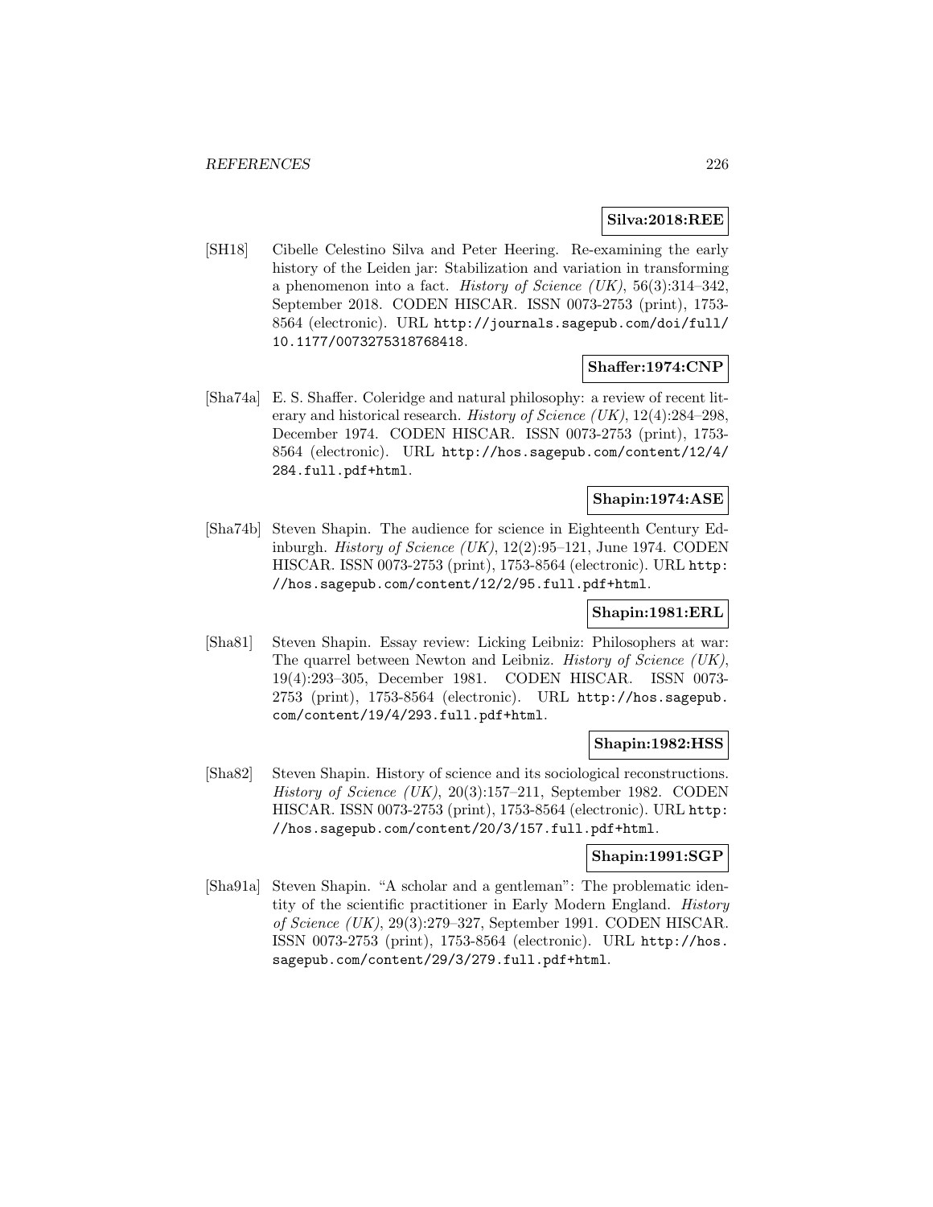**Silva:2018:REE**

[SH18] Cibelle Celestino Silva and Peter Heering. Re-examining the early history of the Leiden jar: Stabilization and variation in transforming a phenomenon into a fact. *History of Science (UK)*, 56(3):314–342, September 2018. CODEN HISCAR. ISSN 0073-2753 (print), 1753-8564 (electronic). URL `http://journals.sagepub.com/doi/full/10.1177/0073275318768418`.

**Shaffer:1974:CNP**

[Sha74a] E. S. Shaffer. Coleridge and natural philosophy: a review of recent literary and historical research. *History of Science (UK)*, 12(4):284–298, December 1974. CODEN HISCAR. ISSN 0073-2753 (print), 1753-8564 (electronic). URL `http://hos.sagepub.com/content/12/4/284.full.pdf+html`.

**Shapin:1974:ASE**

[Sha74b] Steven Shapin. The audience for science in Eighteenth Century Edinburgh. *History of Science (UK)*, 12(2):95–121, June 1974. CODEN HISCAR. ISSN 0073-2753 (print), 1753-8564 (electronic). URL `http://hos.sagepub.com/content/12/2/95.full.pdf+html`.

**Shapin:1981:ERL**

[Sha81] Steven Shapin. Essay review: Licking Leibniz: Philosophers at war: The quarrel between Newton and Leibniz. *History of Science (UK)*, 19(4):293–305, December 1981. CODEN HISCAR. ISSN 0073-2753 (print), 1753-8564 (electronic). URL `http://hos.sagepub.com/content/19/4/293.full.pdf+html`.

**Shapin:1982:HSS**

[Sha82] Steven Shapin. History of science and its sociological reconstructions. *History of Science (UK)*, 20(3):157–211, September 1982. CODEN HISCAR. ISSN 0073-2753 (print), 1753-8564 (electronic). URL `http://hos.sagepub.com/content/20/3/157.full.pdf+html`.

**Shapin:1991:SGP**

[Sha91a] Steven Shapin. "A scholar and a gentleman": The problematic identity of the scientific practitioner in Early Modern England. *History of Science (UK)*, 29(3):279–327, September 1991. CODEN HISCAR. ISSN 0073-2753 (print), 1753-8564 (electronic). URL `http://hos.sagepub.com/content/29/3/279.full.pdf+html`.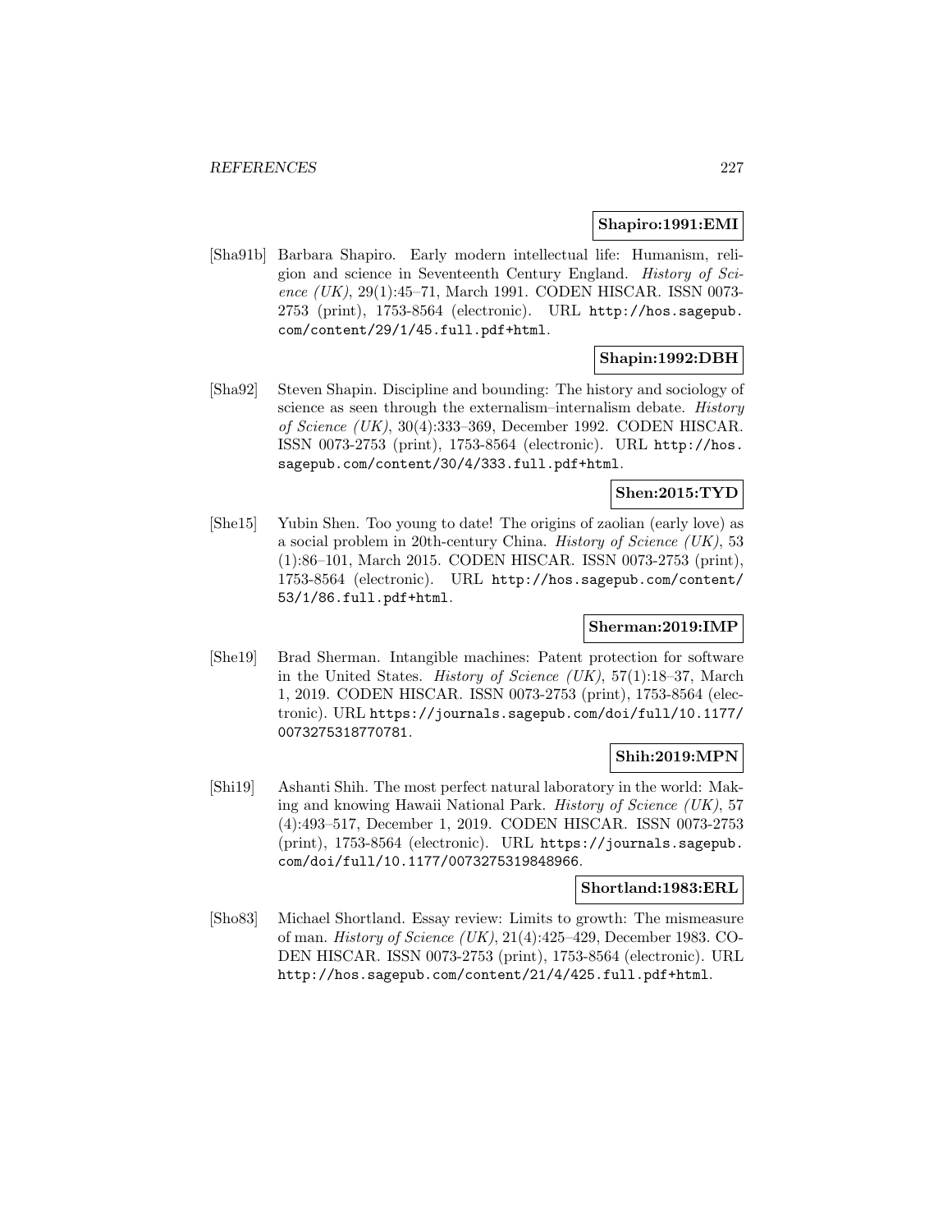**Shapiro:1991:EMI**

[Sha91b] Barbara Shapiro. Early modern intellectual life: Humanism, religion and science in Seventeenth Century England. *History of Science (UK)*, 29(1):45–71, March 1991. CODEN HISCAR. ISSN 0073-2753 (print), 1753-8564 (electronic). URL http://hos.sagepub.com/content/29/1/45.full.pdf+html.

**Shapin:1992:DBH**

[Sha92] Steven Shapin. Discipline and bounding: The history and sociology of science as seen through the externalism–internalism debate. *History of Science (UK)*, 30(4):333–369, December 1992. CODEN HISCAR. ISSN 0073-2753 (print), 1753-8564 (electronic). URL http://hos.sagepub.com/content/30/4/333.full.pdf+html.

**Shen:2015:TYD**

[She15] Yubin Shen. Too young to date! The origins of zaolian (early love) as a social problem in 20th-century China. *History of Science (UK)*, 53 (1):86–101, March 2015. CODEN HISCAR. ISSN 0073-2753 (print), 1753-8564 (electronic). URL http://hos.sagepub.com/content/53/1/86.full.pdf+html.

**Sherman:2019:IMP**

[She19] Brad Sherman. Intangible machines: Patent protection for software in the United States. *History of Science (UK)*, 57(1):18–37, March 1, 2019. CODEN HISCAR. ISSN 0073-2753 (print), 1753-8564 (electronic). URL https://journals.sagepub.com/doi/full/10.1177/0073275318770781.

**Shih:2019:MPN**

[Shi19] Ashanti Shih. The most perfect natural laboratory in the world: Making and knowing Hawaii National Park. *History of Science (UK)*, 57 (4):493–517, December 1, 2019. CODEN HISCAR. ISSN 0073-2753 (print), 1753-8564 (electronic). URL https://journals.sagepub.com/doi/full/10.1177/0073275319848966.

**Shortland:1983:ERL**

[Sho83] Michael Shortland. Essay review: Limits to growth: The mismeasure of man. *History of Science (UK)*, 21(4):425–429, December 1983. CODEN HISCAR. ISSN 0073-2753 (print), 1753-8564 (electronic). URL http://hos.sagepub.com/content/21/4/425.full.pdf+html.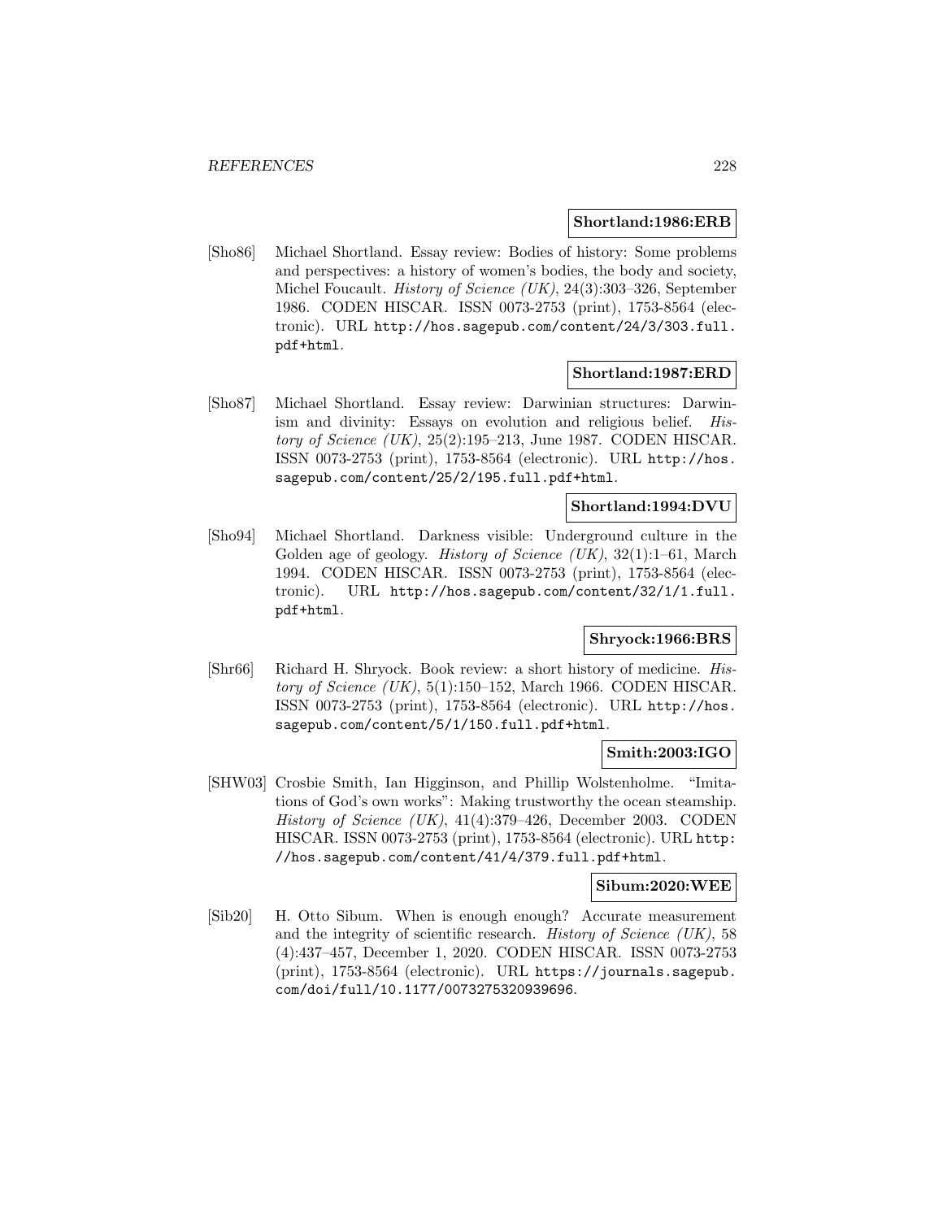**Shortland:1986:ERB**

[Sho86] Michael Shortland. Essay review: Bodies of history: Some problems and perspectives: a history of women's bodies, the body and society, Michel Foucault. *History of Science (UK)*, 24(3):303–326, September 1986. CODEN HISCAR. ISSN 0073-2753 (print), 1753-8564 (electronic). URL http://hos.sagepub.com/content/24/3/303.full.pdf+html.

**Shortland:1987:ERD**

[Sho87] Michael Shortland. Essay review: Darwinian structures: Darwinism and divinity: Essays on evolution and religious belief. *History of Science (UK)*, 25(2):195–213, June 1987. CODEN HISCAR. ISSN 0073-2753 (print), 1753-8564 (electronic). URL http://hos.sagepub.com/content/25/2/195.full.pdf+html.

**Shortland:1994:DVU**

[Sho94] Michael Shortland. Darkness visible: Underground culture in the Golden age of geology. *History of Science (UK)*, 32(1):1–61, March 1994. CODEN HISCAR. ISSN 0073-2753 (print), 1753-8564 (electronic). URL http://hos.sagepub.com/content/32/1/1.full.pdf+html.

**Shryock:1966:BRS**

[Shr66] Richard H. Shryock. Book review: a short history of medicine. *History of Science (UK)*, 5(1):150–152, March 1966. CODEN HISCAR. ISSN 0073-2753 (print), 1753-8564 (electronic). URL http://hos.sagepub.com/content/5/1/150.full.pdf+html.

**Smith:2003:IGO**

[SHW03] Crosbie Smith, Ian Higginson, and Phillip Wolstenholme. "Imitations of God's own works": Making trustworthy the ocean steamship. *History of Science (UK)*, 41(4):379–426, December 2003. CODEN HISCAR. ISSN 0073-2753 (print), 1753-8564 (electronic). URL http://hos.sagepub.com/content/41/4/379.full.pdf+html.

**Sibum:2020:WEE**

[Sib20] H. Otto Sibum. When is enough enough? Accurate measurement and the integrity of scientific research. *History of Science (UK)*, 58 (4):437–457, December 1, 2020. CODEN HISCAR. ISSN 0073-2753 (print), 1753-8564 (electronic). URL https://journals.sagepub.com/doi/full/10.1177/0073275320939696.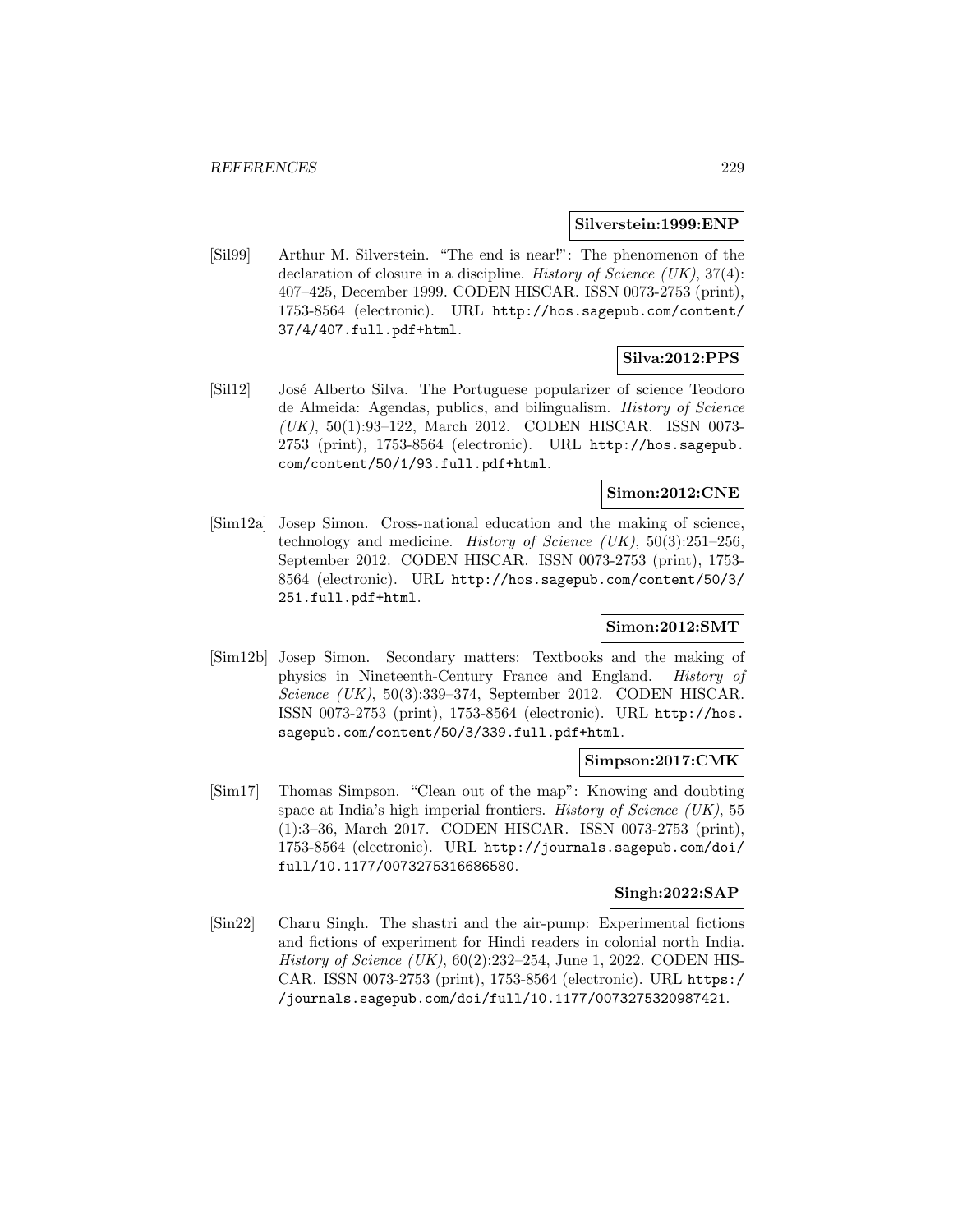**Silverstein:1999:ENP**

[Sil99] Arthur M. Silverstein. “The end is near!”: The phenomenon of the declaration of closure in a discipline. *History of Science (UK)*, 37(4): 407–425, December 1999. CODEN HISCAR. ISSN 0073-2753 (print), 1753-8564 (electronic). URL http://hos.sagepub.com/content/37/4/407.full.pdf+html.

**Silva:2012:PPS**

[Sil12] José Alberto Silva. The Portuguese popularizer of science Teodoro de Almeida: Agendas, publics, and bilingualism. *History of Science (UK)*, 50(1):93–122, March 2012. CODEN HISCAR. ISSN 0073-2753 (print), 1753-8564 (electronic). URL http://hos.sagepub.com/content/50/1/93.full.pdf+html.

**Simon:2012:CNE**

[Sim12a] Josep Simon. Cross-national education and the making of science, technology and medicine. *History of Science (UK)*, 50(3):251–256, September 2012. CODEN HISCAR. ISSN 0073-2753 (print), 1753-8564 (electronic). URL http://hos.sagepub.com/content/50/3/251.full.pdf+html.

**Simon:2012:SMT**

[Sim12b] Josep Simon. Secondary matters: Textbooks and the making of physics in Nineteenth-Century France and England. *History of Science (UK)*, 50(3):339–374, September 2012. CODEN HISCAR. ISSN 0073-2753 (print), 1753-8564 (electronic). URL http://hos.sagepub.com/content/50/3/339.full.pdf+html.

**Simpson:2017:CMK**

[Sim17] Thomas Simpson. “Clean out of the map”: Knowing and doubting space at India’s high imperial frontiers. *History of Science (UK)*, 55 (1):3–36, March 2017. CODEN HISCAR. ISSN 0073-2753 (print), 1753-8564 (electronic). URL http://journals.sagepub.com/doi/full/10.1177/0073275316686580.

**Singh:2022:SAP**

[Sin22] Charu Singh. The shastri and the air-pump: Experimental fictions and fictions of experiment for Hindi readers in colonial north India. *History of Science (UK)*, 60(2):232–254, June 1, 2022. CODEN HISCAR. ISSN 0073-2753 (print), 1753-8564 (electronic). URL https://journals.sagepub.com/doi/full/10.1177/0073275320987421.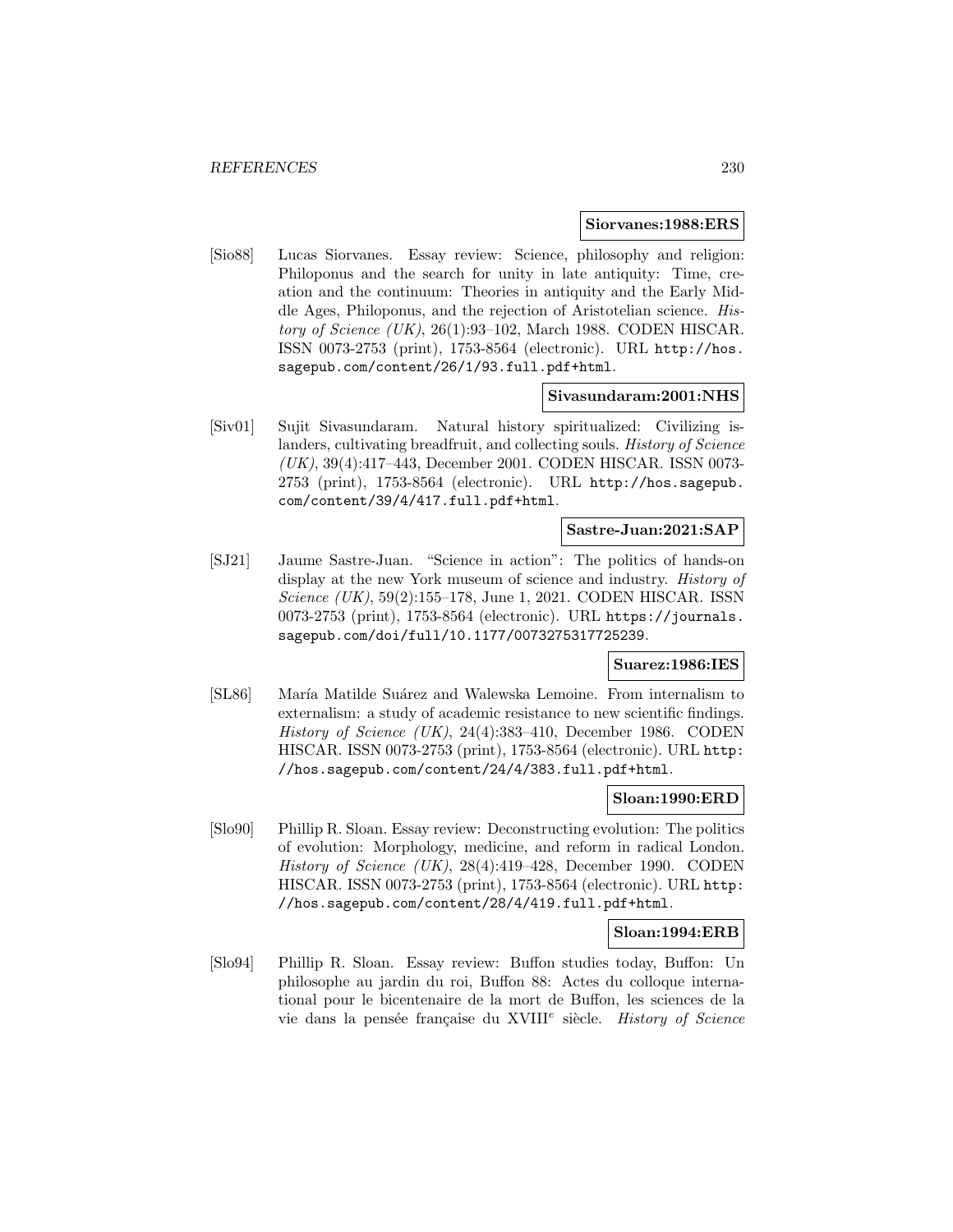**Siorvanes:1988:ERS**

[Sio88] Lucas Siorvanes. Essay review: Science, philosophy and religion: Philoponus and the search for unity in late antiquity: Time, creation and the continuum: Theories in antiquity and the Early Middle Ages, Philoponus, and the rejection of Aristotelian science. *History of Science (UK)*, 26(1):93–102, March 1988. CODEN HISCAR. ISSN 0073-2753 (print), 1753-8564 (electronic). URL http://hos.sagepub.com/content/26/1/93.full.pdf+html.

**Sivasundaram:2001:NHS**

[Siv01] Sujit Sivasundaram. Natural history spiritualized: Civilizing islanders, cultivating breadfruit, and collecting souls. *History of Science (UK)*, 39(4):417–443, December 2001. CODEN HISCAR. ISSN 0073-2753 (print), 1753-8564 (electronic). URL http://hos.sagepub.com/content/39/4/417.full.pdf+html.

**Sastre-Juan:2021:SAP**

[SJ21] Jaume Sastre-Juan. "Science in action": The politics of hands-on display at the new York museum of science and industry. *History of Science (UK)*, 59(2):155–178, June 1, 2021. CODEN HISCAR. ISSN 0073-2753 (print), 1753-8564 (electronic). URL https://journals.sagepub.com/doi/full/10.1177/0073275317725239.

**Suarez:1986:IES**

[SL86] María Matilde Suárez and Walewska Lemoine. From internalism to externalism: a study of academic resistance to new scientific findings. *History of Science (UK)*, 24(4):383–410, December 1986. CODEN HISCAR. ISSN 0073-2753 (print), 1753-8564 (electronic). URL http://hos.sagepub.com/content/24/4/383.full.pdf+html.

**Sloan:1990:ERD**

[Slo90] Phillip R. Sloan. Essay review: Deconstructing evolution: The politics of evolution: Morphology, medicine, and reform in radical London. *History of Science (UK)*, 28(4):419–428, December 1990. CODEN HISCAR. ISSN 0073-2753 (print), 1753-8564 (electronic). URL http://hos.sagepub.com/content/28/4/419.full.pdf+html.

**Sloan:1994:ERB**

[Slo94] Phillip R. Sloan. Essay review: Buffon studies today, Buffon: Un philosophe au jardin du roi, Buffon 88: Actes du colloque international pour le bicentenaire de la mort de Buffon, les sciences de la vie dans la pensée française du XVIII$^{e}$ siècle. *History of Science*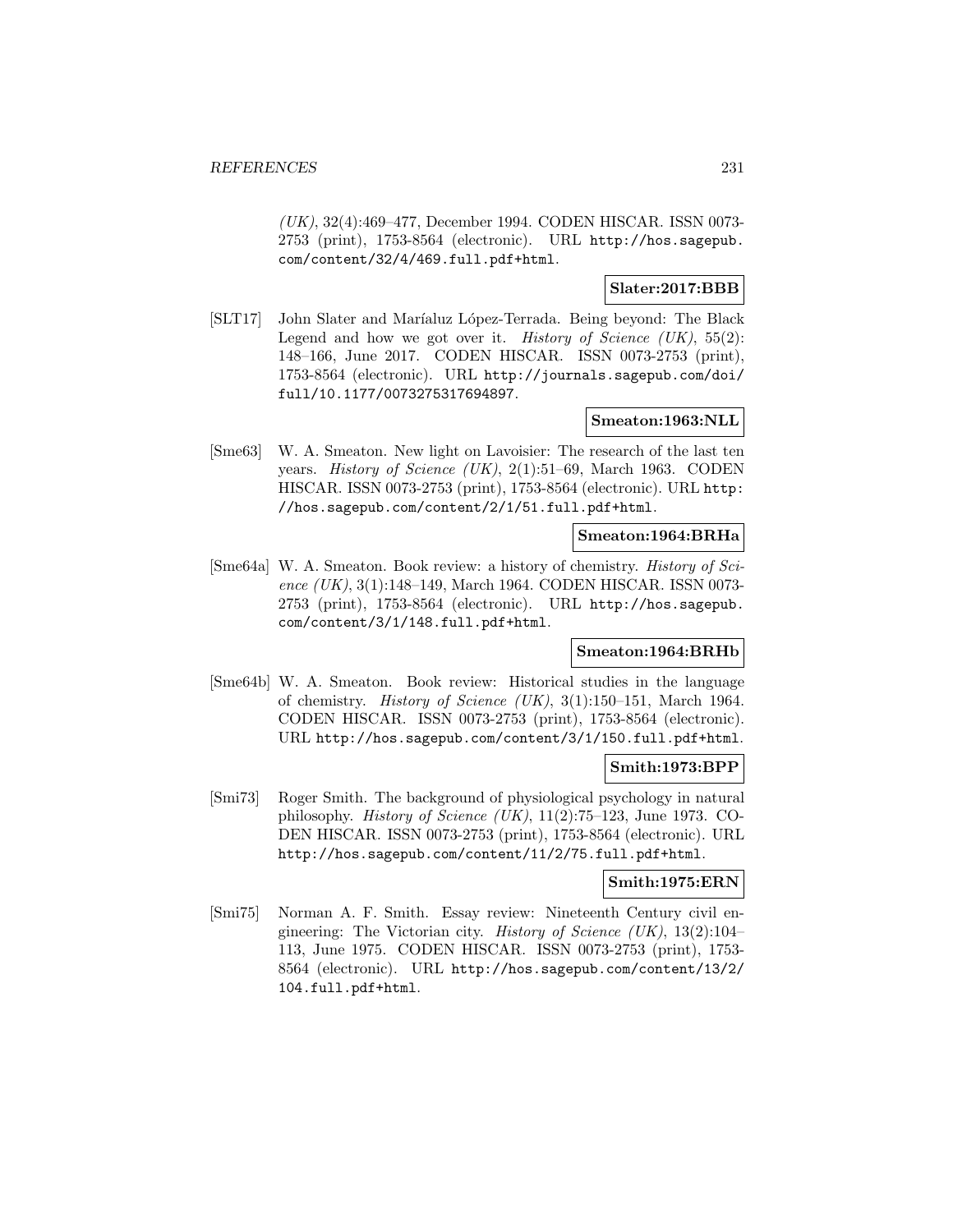*(UK)*, 32(4):469–477, December 1994. CODEN HISCAR. ISSN 0073-2753 (print), 1753-8564 (electronic). URL http://hos.sagepub.com/content/32/4/469.full.pdf+html.

**Slater:2017:BBB**

[SLT17] John Slater and Maríaluz López-Terrada. Being beyond: The Black Legend and how we got over it. *History of Science (UK)*, 55(2): 148–166, June 2017. CODEN HISCAR. ISSN 0073-2753 (print), 1753-8564 (electronic). URL http://journals.sagepub.com/doi/full/10.1177/0073275317694897.

**Smeaton:1963:NLL**

[Sme63] W. A. Smeaton. New light on Lavoisier: The research of the last ten years. *History of Science (UK)*, 2(1):51–69, March 1963. CODEN HISCAR. ISSN 0073-2753 (print), 1753-8564 (electronic). URL http://hos.sagepub.com/content/2/1/51.full.pdf+html.

**Smeaton:1964:BRHa**

[Sme64a] W. A. Smeaton. Book review: a history of chemistry. *History of Science (UK)*, 3(1):148–149, March 1964. CODEN HISCAR. ISSN 0073-2753 (print), 1753-8564 (electronic). URL http://hos.sagepub.com/content/3/1/148.full.pdf+html.

**Smeaton:1964:BRHb**

[Sme64b] W. A. Smeaton. Book review: Historical studies in the language of chemistry. *History of Science (UK)*, 3(1):150–151, March 1964. CODEN HISCAR. ISSN 0073-2753 (print), 1753-8564 (electronic). URL http://hos.sagepub.com/content/3/1/150.full.pdf+html.

**Smith:1973:BPP**

[Smi73] Roger Smith. The background of physiological psychology in natural philosophy. *History of Science (UK)*, 11(2):75–123, June 1973. CODEN HISCAR. ISSN 0073-2753 (print), 1753-8564 (electronic). URL http://hos.sagepub.com/content/11/2/75.full.pdf+html.

**Smith:1975:ERN**

[Smi75] Norman A. F. Smith. Essay review: Nineteenth Century civil engineering: The Victorian city. *History of Science (UK)*, 13(2):104–113, June 1975. CODEN HISCAR. ISSN 0073-2753 (print), 1753-8564 (electronic). URL http://hos.sagepub.com/content/13/2/104.full.pdf+html.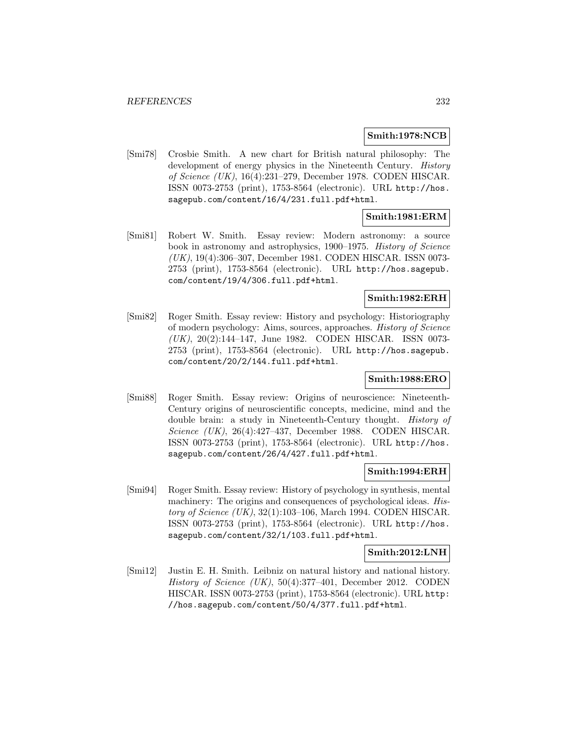**Smith:1978:NCB**

[Smi78] Crosbie Smith. A new chart for British natural philosophy: The development of energy physics in the Nineteenth Century. *History of Science (UK)*, 16(4):231–279, December 1978. CODEN HISCAR. ISSN 0073-2753 (print), 1753-8564 (electronic). URL `http://hos.sagepub.com/content/16/4/231.full.pdf+html`.

**Smith:1981:ERM**

[Smi81] Robert W. Smith. Essay review: Modern astronomy: a source book in astronomy and astrophysics, 1900–1975. *History of Science (UK)*, 19(4):306–307, December 1981. CODEN HISCAR. ISSN 0073-2753 (print), 1753-8564 (electronic). URL `http://hos.sagepub.com/content/19/4/306.full.pdf+html`.

**Smith:1982:ERH**

[Smi82] Roger Smith. Essay review: History and psychology: Historiography of modern psychology: Aims, sources, approaches. *History of Science (UK)*, 20(2):144–147, June 1982. CODEN HISCAR. ISSN 0073-2753 (print), 1753-8564 (electronic). URL `http://hos.sagepub.com/content/20/2/144.full.pdf+html`.

**Smith:1988:ERO**

[Smi88] Roger Smith. Essay review: Origins of neuroscience: Nineteenth-Century origins of neuroscientific concepts, medicine, mind and the double brain: a study in Nineteenth-Century thought. *History of Science (UK)*, 26(4):427–437, December 1988. CODEN HISCAR. ISSN 0073-2753 (print), 1753-8564 (electronic). URL `http://hos.sagepub.com/content/26/4/427.full.pdf+html`.

**Smith:1994:ERH**

[Smi94] Roger Smith. Essay review: History of psychology in synthesis, mental machinery: The origins and consequences of psychological ideas. *History of Science (UK)*, 32(1):103–106, March 1994. CODEN HISCAR. ISSN 0073-2753 (print), 1753-8564 (electronic). URL `http://hos.sagepub.com/content/32/1/103.full.pdf+html`.

**Smith:2012:LNH**

[Smi12] Justin E. H. Smith. Leibniz on natural history and national history. *History of Science (UK)*, 50(4):377–401, December 2012. CODEN HISCAR. ISSN 0073-2753 (print), 1753-8564 (electronic). URL `http://hos.sagepub.com/content/50/4/377.full.pdf+html`.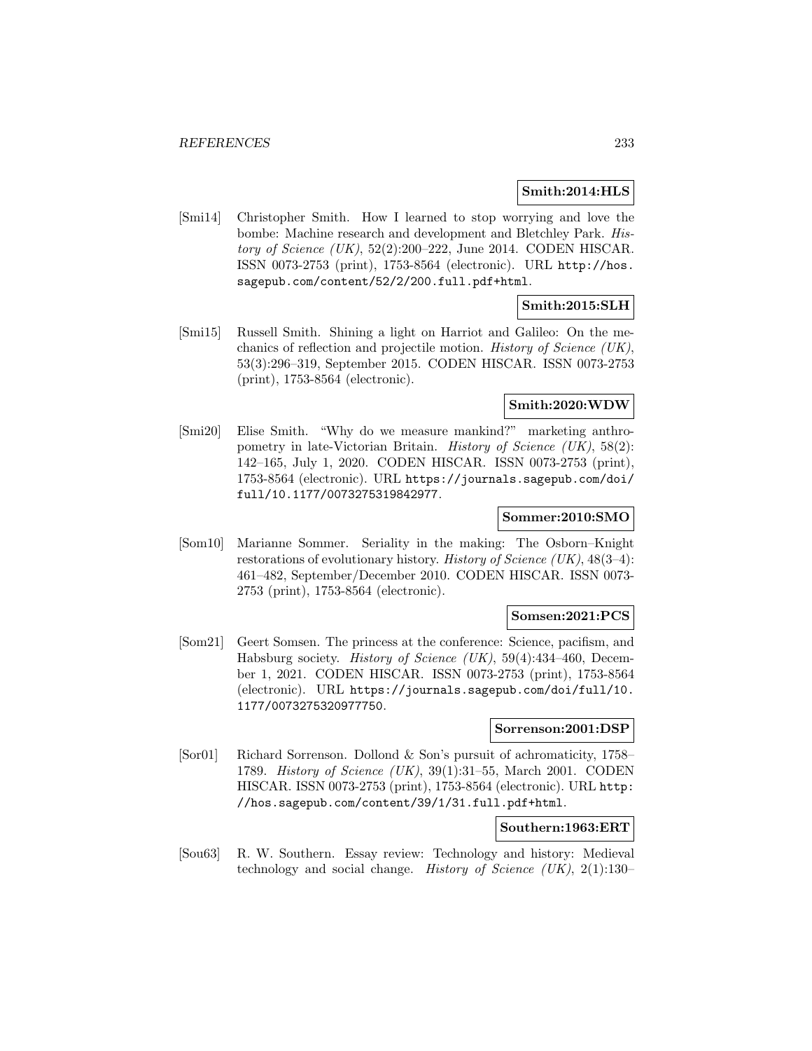**Smith:2014:HLS**

[Smi14] Christopher Smith. How I learned to stop worrying and love the bombe: Machine research and development and Bletchley Park. *History of Science (UK)*, 52(2):200–222, June 2014. CODEN HISCAR. ISSN 0073-2753 (print), 1753-8564 (electronic). URL http://hos.sagepub.com/content/52/2/200.full.pdf+html.

**Smith:2015:SLH**

[Smi15] Russell Smith. Shining a light on Harriot and Galileo: On the mechanics of reflection and projectile motion. *History of Science (UK)*, 53(3):296–319, September 2015. CODEN HISCAR. ISSN 0073-2753 (print), 1753-8564 (electronic).

**Smith:2020:WDW**

[Smi20] Elise Smith. "Why do we measure mankind?" marketing anthropometry in late-Victorian Britain. *History of Science (UK)*, 58(2): 142–165, July 1, 2020. CODEN HISCAR. ISSN 0073-2753 (print), 1753-8564 (electronic). URL https://journals.sagepub.com/doi/full/10.1177/0073275319842977.

**Sommer:2010:SMO**

[Som10] Marianne Sommer. Seriality in the making: The Osborn–Knight restorations of evolutionary history. *History of Science (UK)*, 48(3–4): 461–482, September/December 2010. CODEN HISCAR. ISSN 0073-2753 (print), 1753-8564 (electronic).

**Somsen:2021:PCS**

[Som21] Geert Somsen. The princess at the conference: Science, pacifism, and Habsburg society. *History of Science (UK)*, 59(4):434–460, December 1, 2021. CODEN HISCAR. ISSN 0073-2753 (print), 1753-8564 (electronic). URL https://journals.sagepub.com/doi/full/10.1177/0073275320977750.

**Sorrenson:2001:DSP**

[Sor01] Richard Sorrenson. Dollond & Son's pursuit of achromaticity, 1758–1789. *History of Science (UK)*, 39(1):31–55, March 2001. CODEN HISCAR. ISSN 0073-2753 (print), 1753-8564 (electronic). URL http://hos.sagepub.com/content/39/1/31.full.pdf+html.

**Southern:1963:ERT**

[Sou63] R. W. Southern. Essay review: Technology and history: Medieval technology and social change. *History of Science (UK)*, 2(1):130–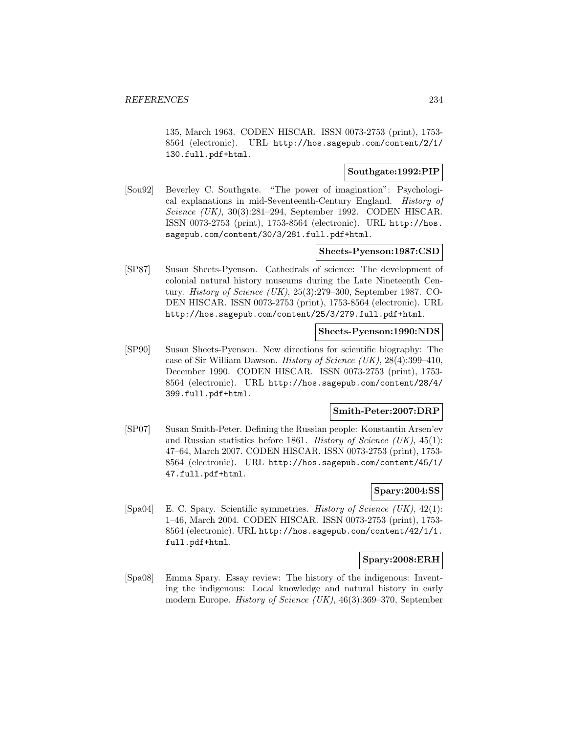135, March 1963. CODEN HISCAR. ISSN 0073-2753 (print), 1753-8564 (electronic). URL http://hos.sagepub.com/content/2/1/130.full.pdf+html.

**Southgate:1992:PIP**

[Sou92] Beverley C. Southgate. "The power of imagination": Psychological explanations in mid-Seventeenth-Century England. *History of Science (UK)*, 30(3):281–294, September 1992. CODEN HISCAR. ISSN 0073-2753 (print), 1753-8564 (electronic). URL http://hos.sagepub.com/content/30/3/281.full.pdf+html.

**Sheets-Pyenson:1987:CSD**

[SP87] Susan Sheets-Pyenson. Cathedrals of science: The development of colonial natural history museums during the Late Nineteenth Century. *History of Science (UK)*, 25(3):279–300, September 1987. CODEN HISCAR. ISSN 0073-2753 (print), 1753-8564 (electronic). URL http://hos.sagepub.com/content/25/3/279.full.pdf+html.

**Sheets-Pyenson:1990:NDS**

[SP90] Susan Sheets-Pyenson. New directions for scientific biography: The case of Sir William Dawson. *History of Science (UK)*, 28(4):399–410, December 1990. CODEN HISCAR. ISSN 0073-2753 (print), 1753-8564 (electronic). URL http://hos.sagepub.com/content/28/4/399.full.pdf+html.

**Smith-Peter:2007:DRP**

[SP07] Susan Smith-Peter. Defining the Russian people: Konstantin Arsen'ev and Russian statistics before 1861. *History of Science (UK)*, 45(1):47–64, March 2007. CODEN HISCAR. ISSN 0073-2753 (print), 1753-8564 (electronic). URL http://hos.sagepub.com/content/45/1/47.full.pdf+html.

**Spary:2004:SS**

[Spa04] E. C. Spary. Scientific symmetries. *History of Science (UK)*, 42(1):1–46, March 2004. CODEN HISCAR. ISSN 0073-2753 (print), 1753-8564 (electronic). URL http://hos.sagepub.com/content/42/1/1.full.pdf+html.

**Spary:2008:ERH**

[Spa08] Emma Spary. Essay review: The history of the indigenous: Inventing the indigenous: Local knowledge and natural history in early modern Europe. *History of Science (UK)*, 46(3):369–370, September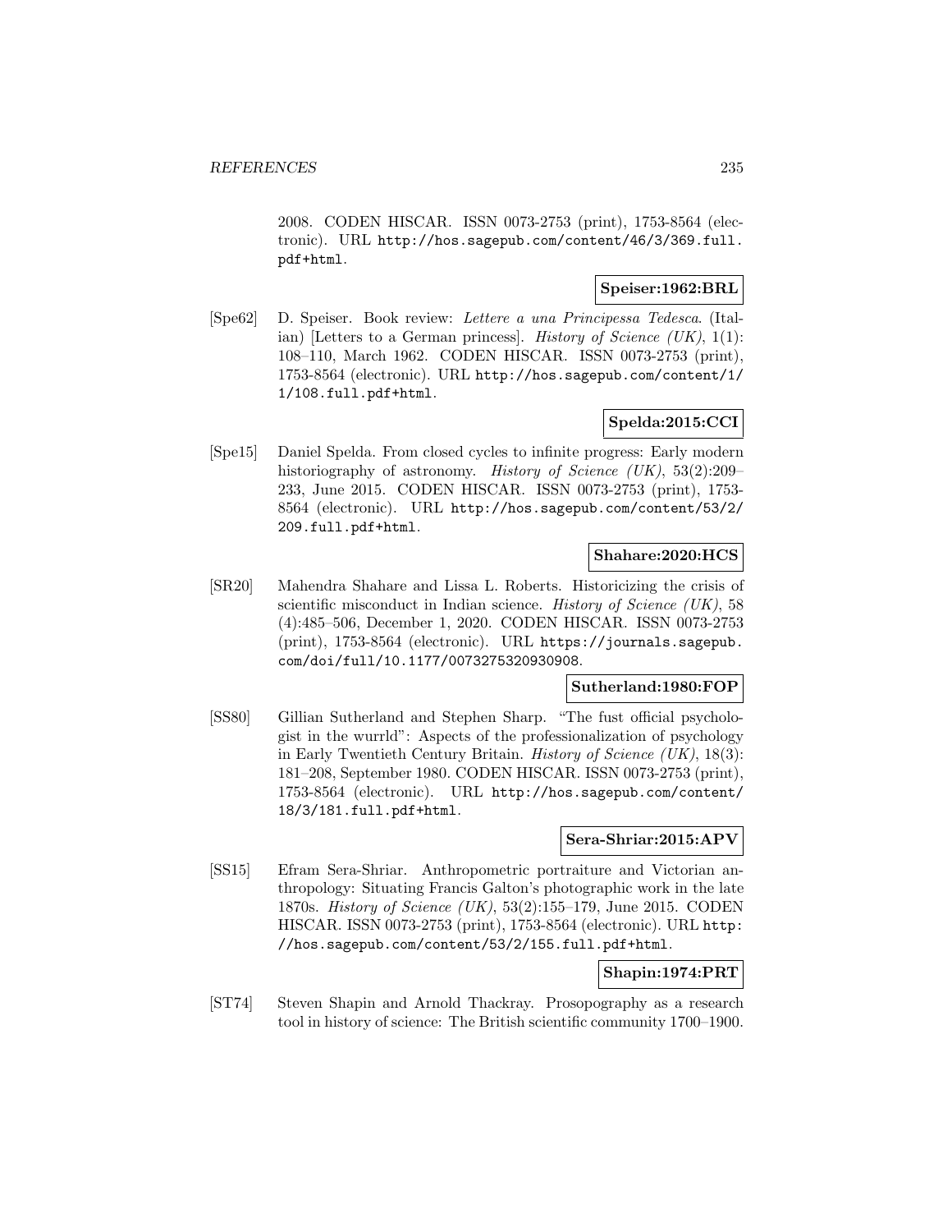2008. CODEN HISCAR. ISSN 0073-2753 (print), 1753-8564 (electronic). URL http://hos.sagepub.com/content/46/3/369.full.pdf+html.

**Speiser:1962:BRL**

[Spe62] D. Speiser. Book review: *Lettere a una Principessa Tedesca*. (Italian) [Letters to a German princess]. *History of Science (UK)*, 1(1): 108–110, March 1962. CODEN HISCAR. ISSN 0073-2753 (print), 1753-8564 (electronic). URL http://hos.sagepub.com/content/1/1/108.full.pdf+html.

**Spelda:2015:CCI**

[Spe15] Daniel Spelda. From closed cycles to infinite progress: Early modern historiography of astronomy. *History of Science (UK)*, 53(2):209–233, June 2015. CODEN HISCAR. ISSN 0073-2753 (print), 1753-8564 (electronic). URL http://hos.sagepub.com/content/53/2/209.full.pdf+html.

**Shahare:2020:HCS**

[SR20] Mahendra Shahare and Lissa L. Roberts. Historicizing the crisis of scientific misconduct in Indian science. *History of Science (UK)*, 58 (4):485–506, December 1, 2020. CODEN HISCAR. ISSN 0073-2753 (print), 1753-8564 (electronic). URL https://journals.sagepub.com/doi/full/10.1177/0073275320930908.

**Sutherland:1980:FOP**

[SS80] Gillian Sutherland and Stephen Sharp. "The fust official psychologist in the wurrld": Aspects of the professionalization of psychology in Early Twentieth Century Britain. *History of Science (UK)*, 18(3): 181–208, September 1980. CODEN HISCAR. ISSN 0073-2753 (print), 1753-8564 (electronic). URL http://hos.sagepub.com/content/18/3/181.full.pdf+html.

**Sera-Shriar:2015:APV**

[SS15] Efram Sera-Shriar. Anthropometric portraiture and Victorian anthropology: Situating Francis Galton's photographic work in the late 1870s. *History of Science (UK)*, 53(2):155–179, June 2015. CODEN HISCAR. ISSN 0073-2753 (print), 1753-8564 (electronic). URL http://hos.sagepub.com/content/53/2/155.full.pdf+html.

**Shapin:1974:PRT**

[ST74] Steven Shapin and Arnold Thackray. Prosopography as a research tool in history of science: The British scientific community 1700–1900.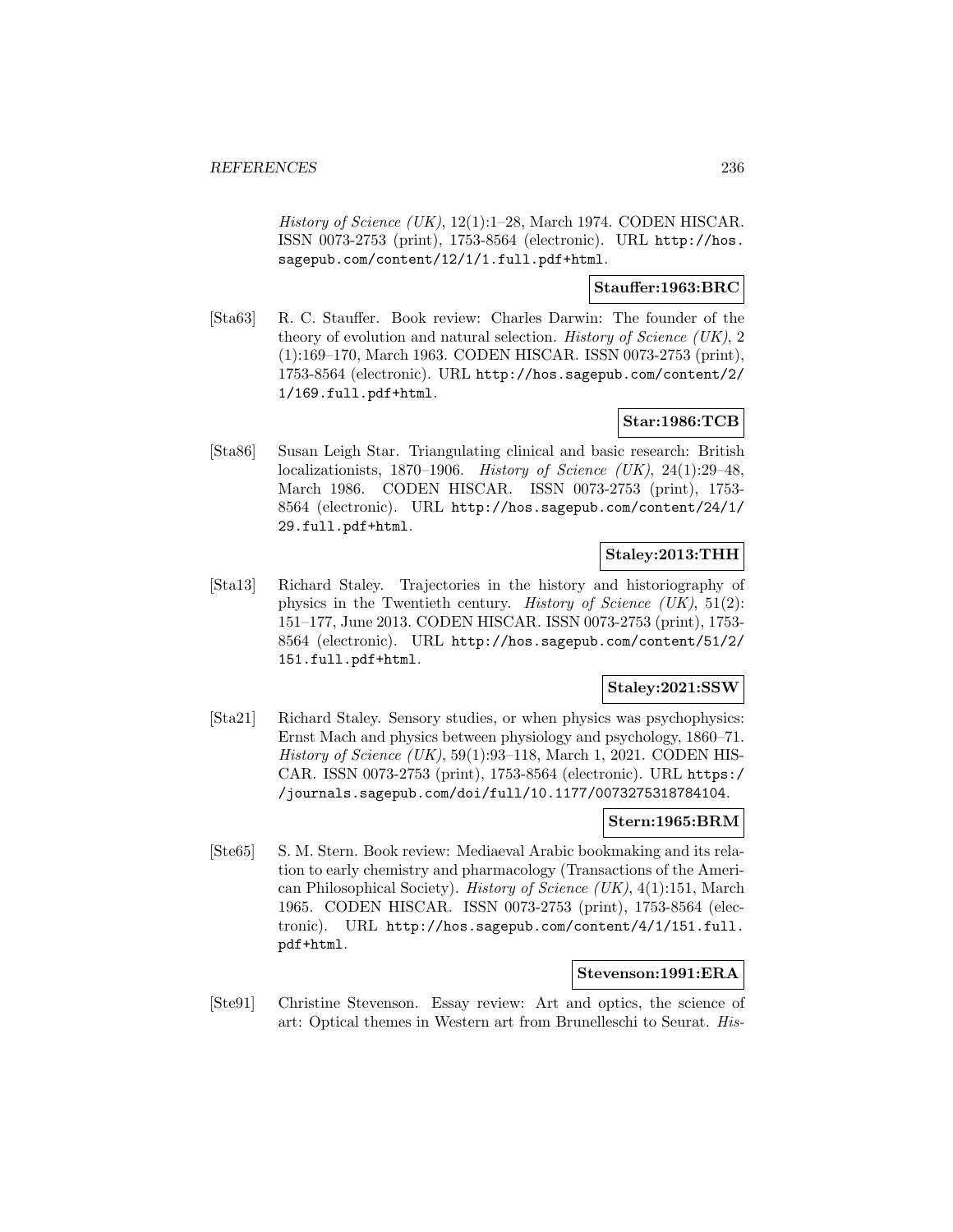*History of Science (UK)*, 12(1):1–28, March 1974. CODEN HISCAR. ISSN 0073-2753 (print), 1753-8564 (electronic). URL http://hos.sagepub.com/content/12/1/1.full.pdf+html.

**Stauffer:1963:BRC**

[Sta63] R. C. Stauffer. Book review: Charles Darwin: The founder of the theory of evolution and natural selection. *History of Science (UK)*, 2 (1):169–170, March 1963. CODEN HISCAR. ISSN 0073-2753 (print), 1753-8564 (electronic). URL http://hos.sagepub.com/content/2/1/169.full.pdf+html.

**Star:1986:TCB**

[Sta86] Susan Leigh Star. Triangulating clinical and basic research: British localizationists, 1870–1906. *History of Science (UK)*, 24(1):29–48, March 1986. CODEN HISCAR. ISSN 0073-2753 (print), 1753-8564 (electronic). URL http://hos.sagepub.com/content/24/1/29.full.pdf+html.

**Staley:2013:THH**

[Sta13] Richard Staley. Trajectories in the history and historiography of physics in the Twentieth century. *History of Science (UK)*, 51(2): 151–177, June 2013. CODEN HISCAR. ISSN 0073-2753 (print), 1753-8564 (electronic). URL http://hos.sagepub.com/content/51/2/151.full.pdf+html.

**Staley:2021:SSW**

[Sta21] Richard Staley. Sensory studies, or when physics was psychophysics: Ernst Mach and physics between physiology and psychology, 1860–71. *History of Science (UK)*, 59(1):93–118, March 1, 2021. CODEN HISCAR. ISSN 0073-2753 (print), 1753-8564 (electronic). URL https://journals.sagepub.com/doi/full/10.1177/0073275318784104.

**Stern:1965:BRM**

[Ste65] S. M. Stern. Book review: Mediaeval Arabic bookmaking and its relation to early chemistry and pharmacology (Transactions of the American Philosophical Society). *History of Science (UK)*, 4(1):151, March 1965. CODEN HISCAR. ISSN 0073-2753 (print), 1753-8564 (electronic). URL http://hos.sagepub.com/content/4/1/151.full.pdf+html.

**Stevenson:1991:ERA**

[Ste91] Christine Stevenson. Essay review: Art and optics, the science of art: Optical themes in Western art from Brunelleschi to Seurat. *His-*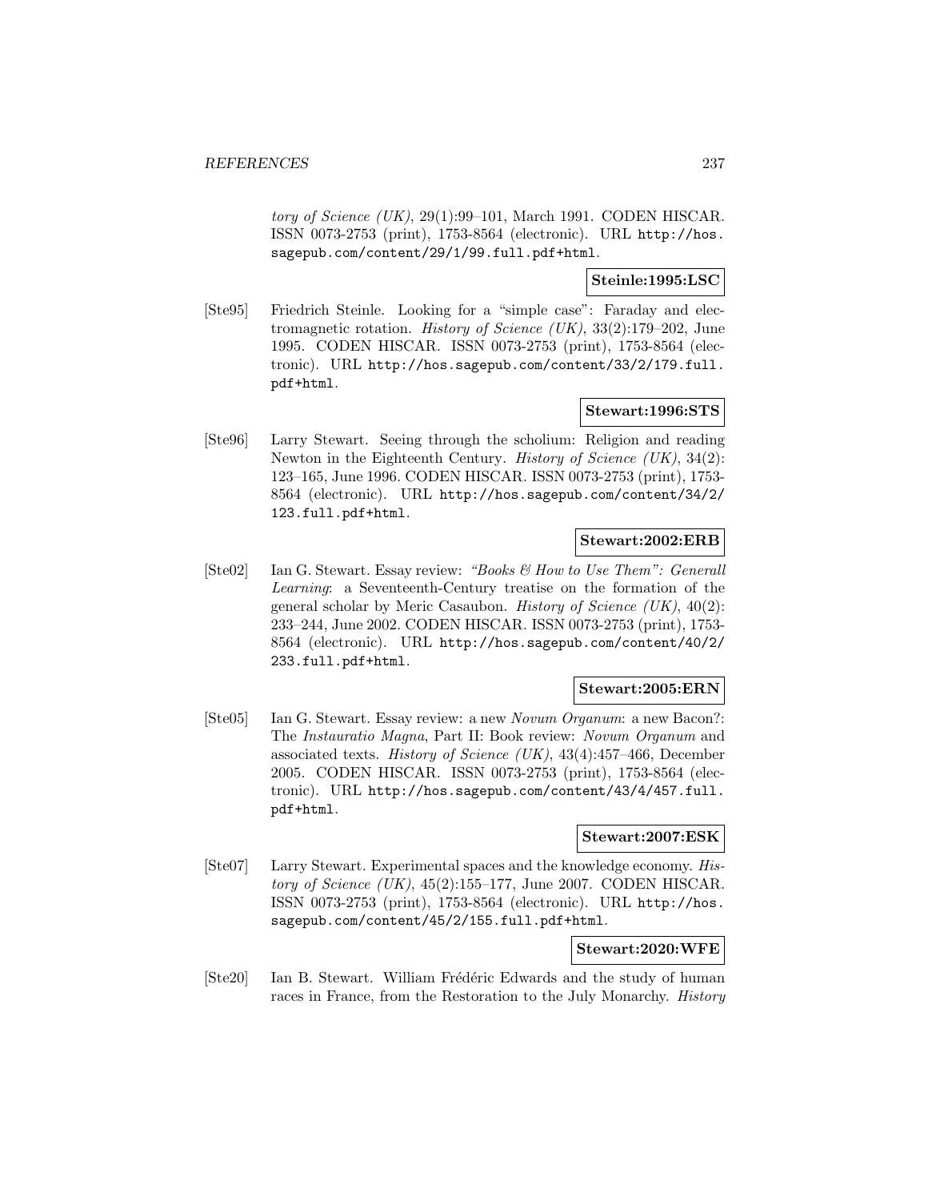tory of Science (UK)*, 29(1):99–101, March 1991. CODEN HISCAR. ISSN 0073-2753 (print), 1753-8564 (electronic). URL http://hos.sagepub.com/content/29/1/99.full.pdf+html.

**Steinle:1995:LSC**

[Ste95] Friedrich Steinle. Looking for a "simple case": Faraday and electromagnetic rotation. *History of Science (UK)*, 33(2):179–202, June 1995. CODEN HISCAR. ISSN 0073-2753 (print), 1753-8564 (electronic). URL http://hos.sagepub.com/content/33/2/179.full.pdf+html.

**Stewart:1996:STS**

[Ste96] Larry Stewart. Seeing through the scholium: Religion and reading Newton in the Eighteenth Century. *History of Science (UK)*, 34(2):123–165, June 1996. CODEN HISCAR. ISSN 0073-2753 (print), 1753-8564 (electronic). URL http://hos.sagepub.com/content/34/2/123.full.pdf+html.

**Stewart:2002:ERB**

[Ste02] Ian G. Stewart. Essay review: *"Books & How to Use Them": Generall Learning*: a Seventeenth-Century treatise on the formation of the general scholar by Meric Casaubon. *History of Science (UK)*, 40(2):233–244, June 2002. CODEN HISCAR. ISSN 0073-2753 (print), 1753-8564 (electronic). URL http://hos.sagepub.com/content/40/2/233.full.pdf+html.

**Stewart:2005:ERN**

[Ste05] Ian G. Stewart. Essay review: a new *Novum Organum*: a new Bacon?: The *Instauratio Magna*, Part II: Book review: *Novum Organum* and associated texts. *History of Science (UK)*, 43(4):457–466, December 2005. CODEN HISCAR. ISSN 0073-2753 (print), 1753-8564 (electronic). URL http://hos.sagepub.com/content/43/4/457.full.pdf+html.

**Stewart:2007:ESK**

[Ste07] Larry Stewart. Experimental spaces and the knowledge economy. *History of Science (UK)*, 45(2):155–177, June 2007. CODEN HISCAR. ISSN 0073-2753 (print), 1753-8564 (electronic). URL http://hos.sagepub.com/content/45/2/155.full.pdf+html.

**Stewart:2020:WFE**

[Ste20] Ian B. Stewart. William Frédéric Edwards and the study of human races in France, from the Restoration to the July Monarchy. *History*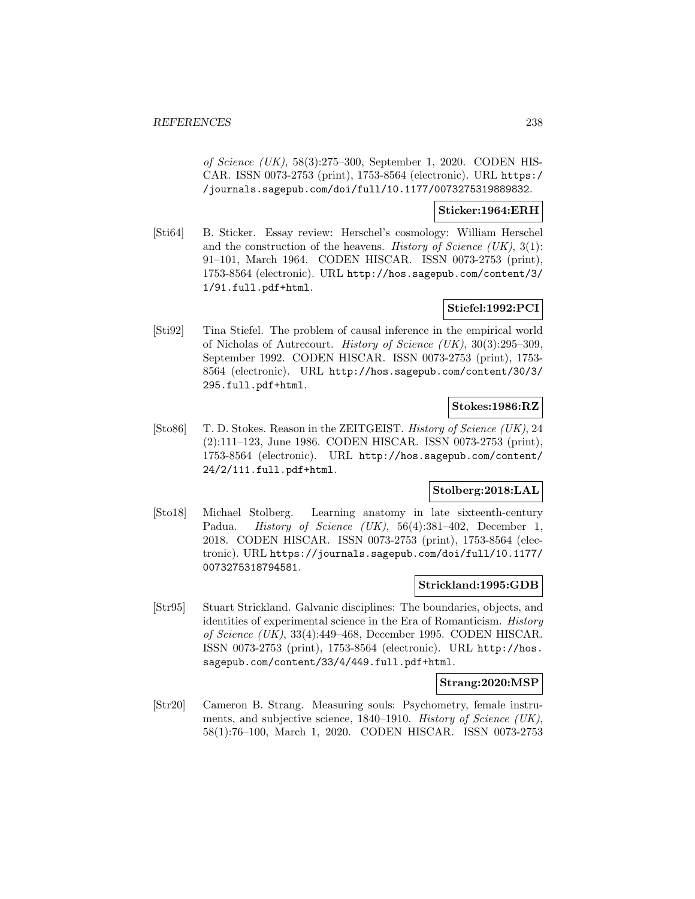*of Science (UK)*, 58(3):275–300, September 1, 2020. CODEN HISCAR. ISSN 0073-2753 (print), 1753-8564 (electronic). URL https://journals.sagepub.com/doi/full/10.1177/0073275319889832.

**Sticker:1964:ERH**

[Sti64] B. Sticker. Essay review: Herschel's cosmology: William Herschel and the construction of the heavens. *History of Science (UK)*, 3(1): 91–101, March 1964. CODEN HISCAR. ISSN 0073-2753 (print), 1753-8564 (electronic). URL http://hos.sagepub.com/content/3/1/91.full.pdf+html.

**Stiefel:1992:PCI**

[Sti92] Tina Stiefel. The problem of causal inference in the empirical world of Nicholas of Autrecourt. *History of Science (UK)*, 30(3):295–309, September 1992. CODEN HISCAR. ISSN 0073-2753 (print), 1753-8564 (electronic). URL http://hos.sagepub.com/content/30/3/295.full.pdf+html.

**Stokes:1986:RZ**

[Sto86] T. D. Stokes. Reason in the ZEITGEIST. *History of Science (UK)*, 24 (2):111–123, June 1986. CODEN HISCAR. ISSN 0073-2753 (print), 1753-8564 (electronic). URL http://hos.sagepub.com/content/24/2/111.full.pdf+html.

**Stolberg:2018:LAL**

[Sto18] Michael Stolberg. Learning anatomy in late sixteenth-century Padua. *History of Science (UK)*, 56(4):381–402, December 1, 2018. CODEN HISCAR. ISSN 0073-2753 (print), 1753-8564 (electronic). URL https://journals.sagepub.com/doi/full/10.1177/0073275318794581.

**Strickland:1995:GDB**

[Str95] Stuart Strickland. Galvanic disciplines: The boundaries, objects, and identities of experimental science in the Era of Romanticism. *History of Science (UK)*, 33(4):449–468, December 1995. CODEN HISCAR. ISSN 0073-2753 (print), 1753-8564 (electronic). URL http://hos.sagepub.com/content/33/4/449.full.pdf+html.

**Strang:2020:MSP**

[Str20] Cameron B. Strang. Measuring souls: Psychometry, female instruments, and subjective science, 1840–1910. *History of Science (UK)*, 58(1):76–100, March 1, 2020. CODEN HISCAR. ISSN 0073-2753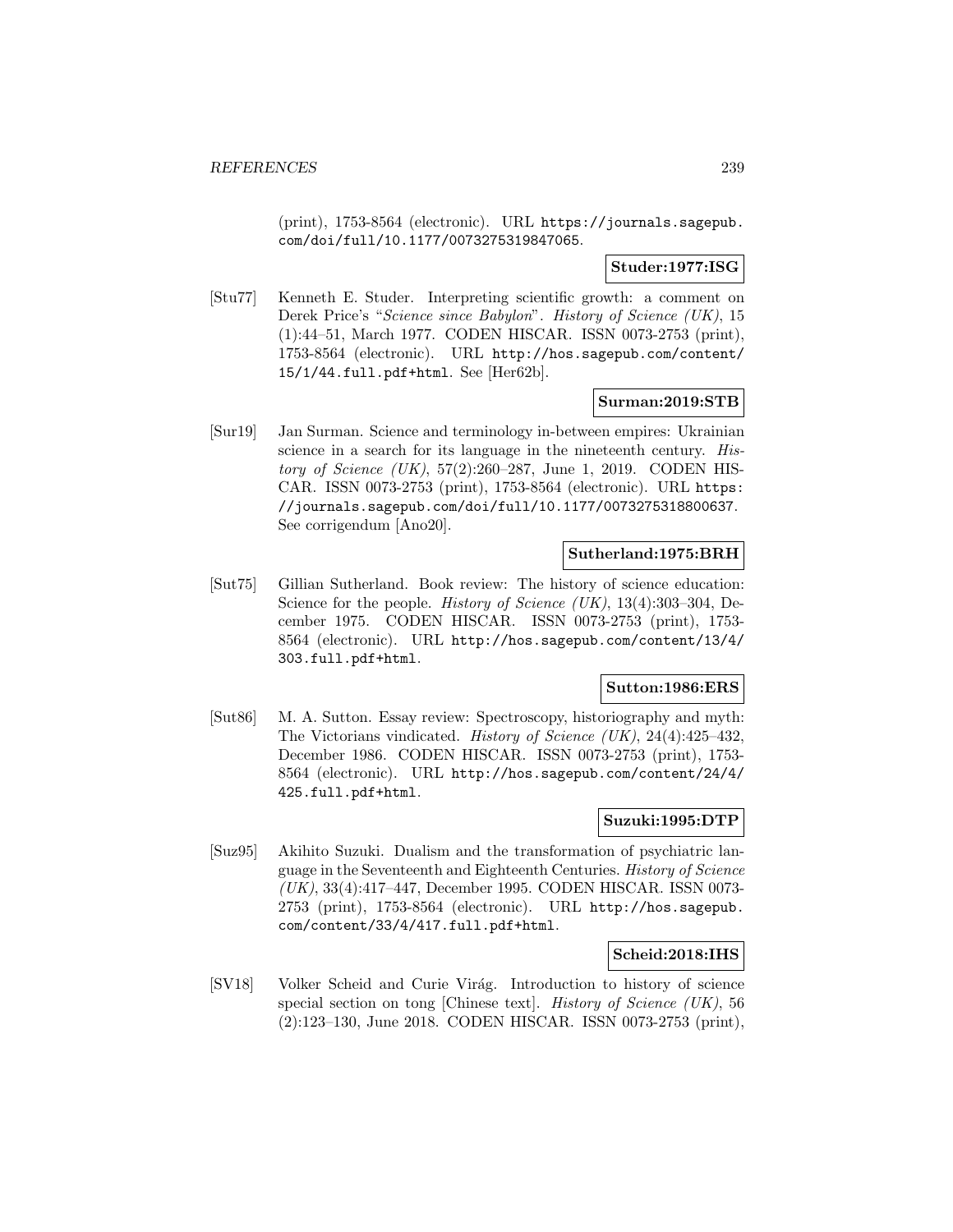(print), 1753-8564 (electronic). URL https://journals.sagepub.com/doi/full/10.1177/0073275319847065.

**Studer:1977:ISG**

[Stu77] Kenneth E. Studer. Interpreting scientific growth: a comment on Derek Price's "*Science since Babylon*". *History of Science (UK)*, 15 (1):44–51, March 1977. CODEN HISCAR. ISSN 0073-2753 (print), 1753-8564 (electronic). URL http://hos.sagepub.com/content/15/1/44.full.pdf+html. See [Her62b].

**Surman:2019:STB**

[Sur19] Jan Surman. Science and terminology in-between empires: Ukrainian science in a search for its language in the nineteenth century. *History of Science (UK)*, 57(2):260–287, June 1, 2019. CODEN HISCAR. ISSN 0073-2753 (print), 1753-8564 (electronic). URL https://journals.sagepub.com/doi/full/10.1177/0073275318800637. See corrigendum [Ano20].

**Sutherland:1975:BRH**

[Sut75] Gillian Sutherland. Book review: The history of science education: Science for the people. *History of Science (UK)*, 13(4):303–304, December 1975. CODEN HISCAR. ISSN 0073-2753 (print), 1753-8564 (electronic). URL http://hos.sagepub.com/content/13/4/303.full.pdf+html.

**Sutton:1986:ERS**

[Sut86] M. A. Sutton. Essay review: Spectroscopy, historiography and myth: The Victorians vindicated. *History of Science (UK)*, 24(4):425–432, December 1986. CODEN HISCAR. ISSN 0073-2753 (print), 1753-8564 (electronic). URL http://hos.sagepub.com/content/24/4/425.full.pdf+html.

**Suzuki:1995:DTP**

[Suz95] Akihito Suzuki. Dualism and the transformation of psychiatric language in the Seventeenth and Eighteenth Centuries. *History of Science (UK)*, 33(4):417–447, December 1995. CODEN HISCAR. ISSN 0073-2753 (print), 1753-8564 (electronic). URL http://hos.sagepub.com/content/33/4/417.full.pdf+html.

**Scheid:2018:IHS**

[SV18] Volker Scheid and Curie Virág. Introduction to history of science special section on tong [Chinese text]. *History of Science (UK)*, 56 (2):123–130, June 2018. CODEN HISCAR. ISSN 0073-2753 (print),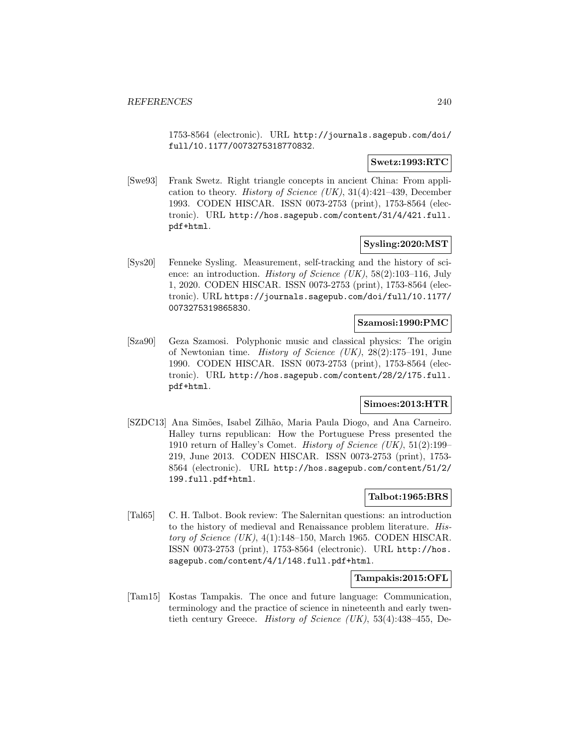1753-8564 (electronic). URL http://journals.sagepub.com/doi/full/10.1177/0073275318770832.

**Swetz:1993:RTC**

[Swe93] Frank Swetz. Right triangle concepts in ancient China: From application to theory. *History of Science (UK)*, 31(4):421–439, December 1993. CODEN HISCAR. ISSN 0073-2753 (print), 1753-8564 (electronic). URL http://hos.sagepub.com/content/31/4/421.full.pdf+html.

**Sysling:2020:MST**

[Sys20] Fenneke Sysling. Measurement, self-tracking and the history of science: an introduction. *History of Science (UK)*, 58(2):103–116, July 1, 2020. CODEN HISCAR. ISSN 0073-2753 (print), 1753-8564 (electronic). URL https://journals.sagepub.com/doi/full/10.1177/0073275319865830.

**Szamosi:1990:PMC**

[Sza90] Geza Szamosi. Polyphonic music and classical physics: The origin of Newtonian time. *History of Science (UK)*, 28(2):175–191, June 1990. CODEN HISCAR. ISSN 0073-2753 (print), 1753-8564 (electronic). URL http://hos.sagepub.com/content/28/2/175.full.pdf+html.

**Simoes:2013:HTR**

[SZDC13] Ana Simões, Isabel Zilhão, Maria Paula Diogo, and Ana Carneiro. Halley turns republican: How the Portuguese Press presented the 1910 return of Halley's Comet. *History of Science (UK)*, 51(2):199–219, June 2013. CODEN HISCAR. ISSN 0073-2753 (print), 1753-8564 (electronic). URL http://hos.sagepub.com/content/51/2/199.full.pdf+html.

**Talbot:1965:BRS**

[Tal65] C. H. Talbot. Book review: The Salernitan questions: an introduction to the history of medieval and Renaissance problem literature. *History of Science (UK)*, 4(1):148–150, March 1965. CODEN HISCAR. ISSN 0073-2753 (print), 1753-8564 (electronic). URL http://hos.sagepub.com/content/4/1/148.full.pdf+html.

**Tampakis:2015:OFL**

[Tam15] Kostas Tampakis. The once and future language: Communication, terminology and the practice of science in nineteenth and early twentieth century Greece. *History of Science (UK)*, 53(4):438–455, De-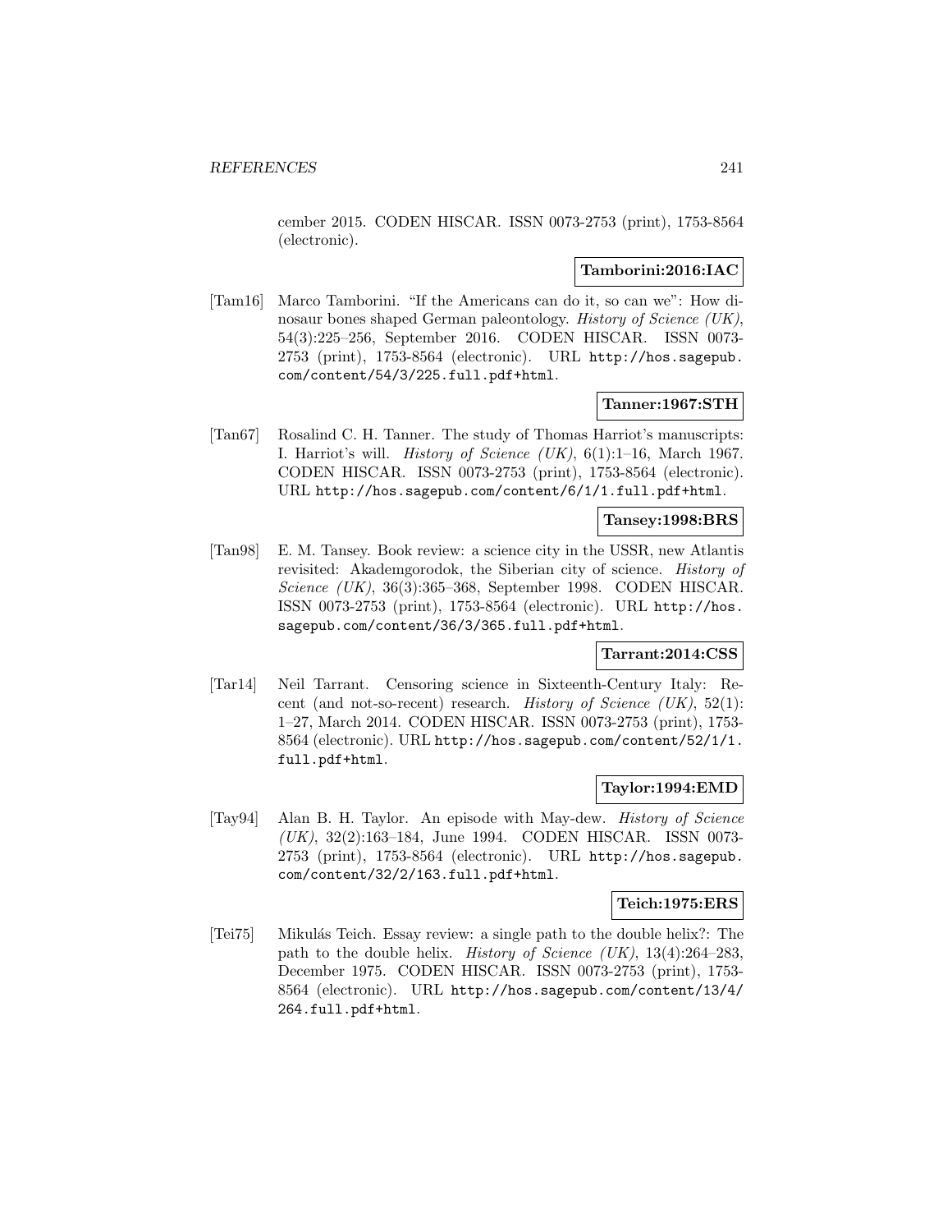cember 2015. CODEN HISCAR. ISSN 0073-2753 (print), 1753-8564 (electronic).

**Tamborini:2016:IAC**

[Tam16] Marco Tamborini. "If the Americans can do it, so can we": How dinosaur bones shaped German paleontology. *History of Science (UK)*, 54(3):225–256, September 2016. CODEN HISCAR. ISSN 0073-2753 (print), 1753-8564 (electronic). URL http://hos.sagepub.com/content/54/3/225.full.pdf+html.

**Tanner:1967:STH**

[Tan67] Rosalind C. H. Tanner. The study of Thomas Harriot's manuscripts: I. Harriot's will. *History of Science (UK)*, 6(1):1–16, March 1967. CODEN HISCAR. ISSN 0073-2753 (print), 1753-8564 (electronic). URL http://hos.sagepub.com/content/6/1/1.full.pdf+html.

**Tansey:1998:BRS**

[Tan98] E. M. Tansey. Book review: a science city in the USSR, new Atlantis revisited: Akademgorodok, the Siberian city of science. *History of Science (UK)*, 36(3):365–368, September 1998. CODEN HISCAR. ISSN 0073-2753 (print), 1753-8564 (electronic). URL http://hos.sagepub.com/content/36/3/365.full.pdf+html.

**Tarrant:2014:CSS**

[Tar14] Neil Tarrant. Censoring science in Sixteenth-Century Italy: Recent (and not-so-recent) research. *History of Science (UK)*, 52(1): 1–27, March 2014. CODEN HISCAR. ISSN 0073-2753 (print), 1753-8564 (electronic). URL http://hos.sagepub.com/content/52/1/1.full.pdf+html.

**Taylor:1994:EMD**

[Tay94] Alan B. H. Taylor. An episode with May-dew. *History of Science (UK)*, 32(2):163–184, June 1994. CODEN HISCAR. ISSN 0073-2753 (print), 1753-8564 (electronic). URL http://hos.sagepub.com/content/32/2/163.full.pdf+html.

**Teich:1975:ERS**

[Tei75] Mikulás Teich. Essay review: a single path to the double helix?: The path to the double helix. *History of Science (UK)*, 13(4):264–283, December 1975. CODEN HISCAR. ISSN 0073-2753 (print), 1753-8564 (electronic). URL http://hos.sagepub.com/content/13/4/264.full.pdf+html.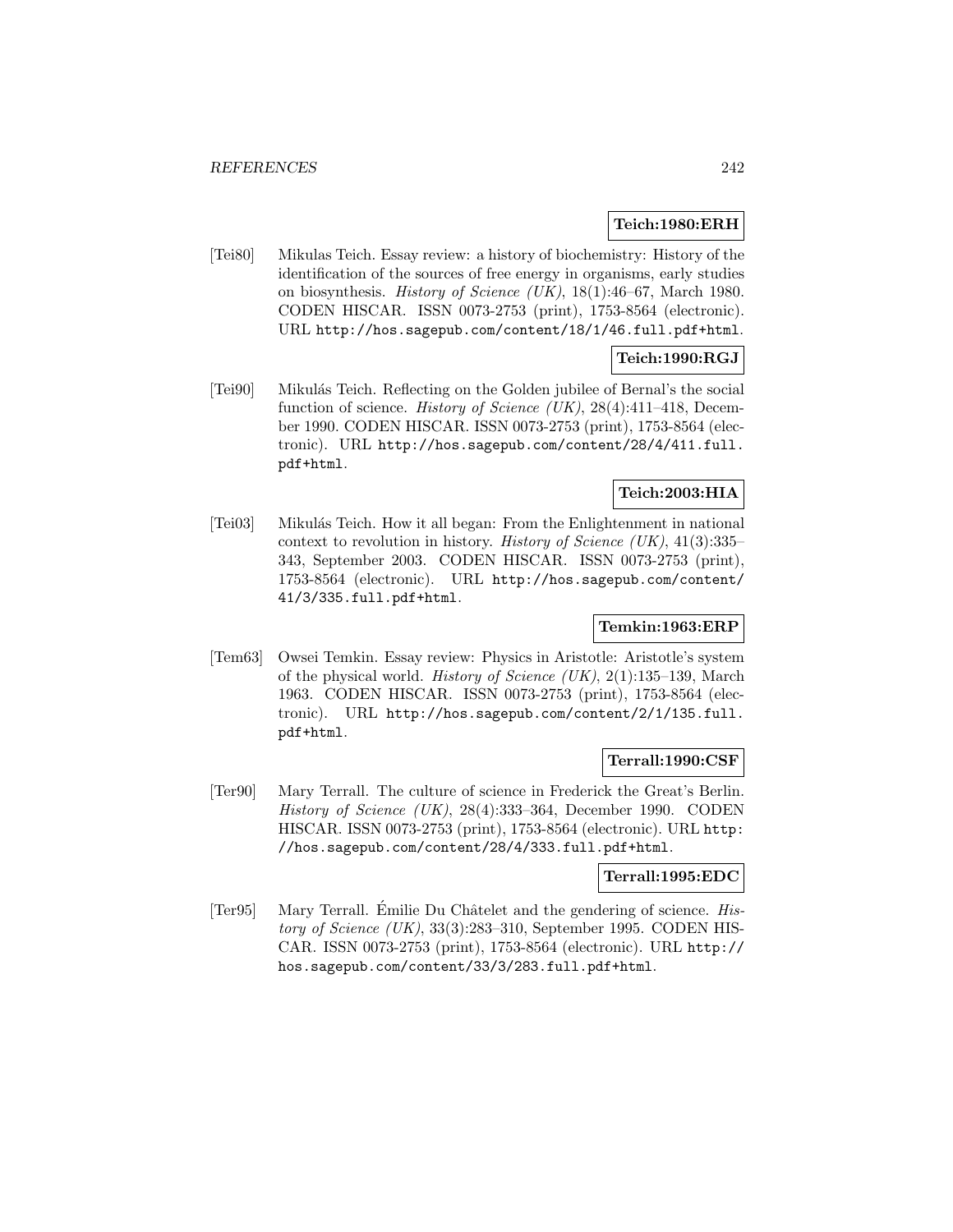**Teich:1980:ERH**

[Tei80] Mikulas Teich. Essay review: a history of biochemistry: History of the identification of the sources of free energy in organisms, early studies on biosynthesis. *History of Science (UK)*, 18(1):46–67, March 1980. CODEN HISCAR. ISSN 0073-2753 (print), 1753-8564 (electronic). URL http://hos.sagepub.com/content/18/1/46.full.pdf+html.

**Teich:1990:RGJ**

[Tei90] Mikulás Teich. Reflecting on the Golden jubilee of Bernal's the social function of science. *History of Science (UK)*, 28(4):411–418, December 1990. CODEN HISCAR. ISSN 0073-2753 (print), 1753-8564 (electronic). URL http://hos.sagepub.com/content/28/4/411.full.pdf+html.

**Teich:2003:HIA**

[Tei03] Mikulás Teich. How it all began: From the Enlightenment in national context to revolution in history. *History of Science (UK)*, 41(3):335–343, September 2003. CODEN HISCAR. ISSN 0073-2753 (print), 1753-8564 (electronic). URL http://hos.sagepub.com/content/41/3/335.full.pdf+html.

**Temkin:1963:ERP**

[Tem63] Owsei Temkin. Essay review: Physics in Aristotle: Aristotle's system of the physical world. *History of Science (UK)*, 2(1):135–139, March 1963. CODEN HISCAR. ISSN 0073-2753 (print), 1753-8564 (electronic). URL http://hos.sagepub.com/content/2/1/135.full.pdf+html.

**Terrall:1990:CSF**

[Ter90] Mary Terrall. The culture of science in Frederick the Great's Berlin. *History of Science (UK)*, 28(4):333–364, December 1990. CODEN HISCAR. ISSN 0073-2753 (print), 1753-8564 (electronic). URL http://hos.sagepub.com/content/28/4/333.full.pdf+html.

**Terrall:1995:EDC**

[Ter95] Mary Terrall. Émilie Du Châtelet and the gendering of science. *History of Science (UK)*, 33(3):283–310, September 1995. CODEN HISCAR. ISSN 0073-2753 (print), 1753-8564 (electronic). URL http://hos.sagepub.com/content/33/3/283.full.pdf+html.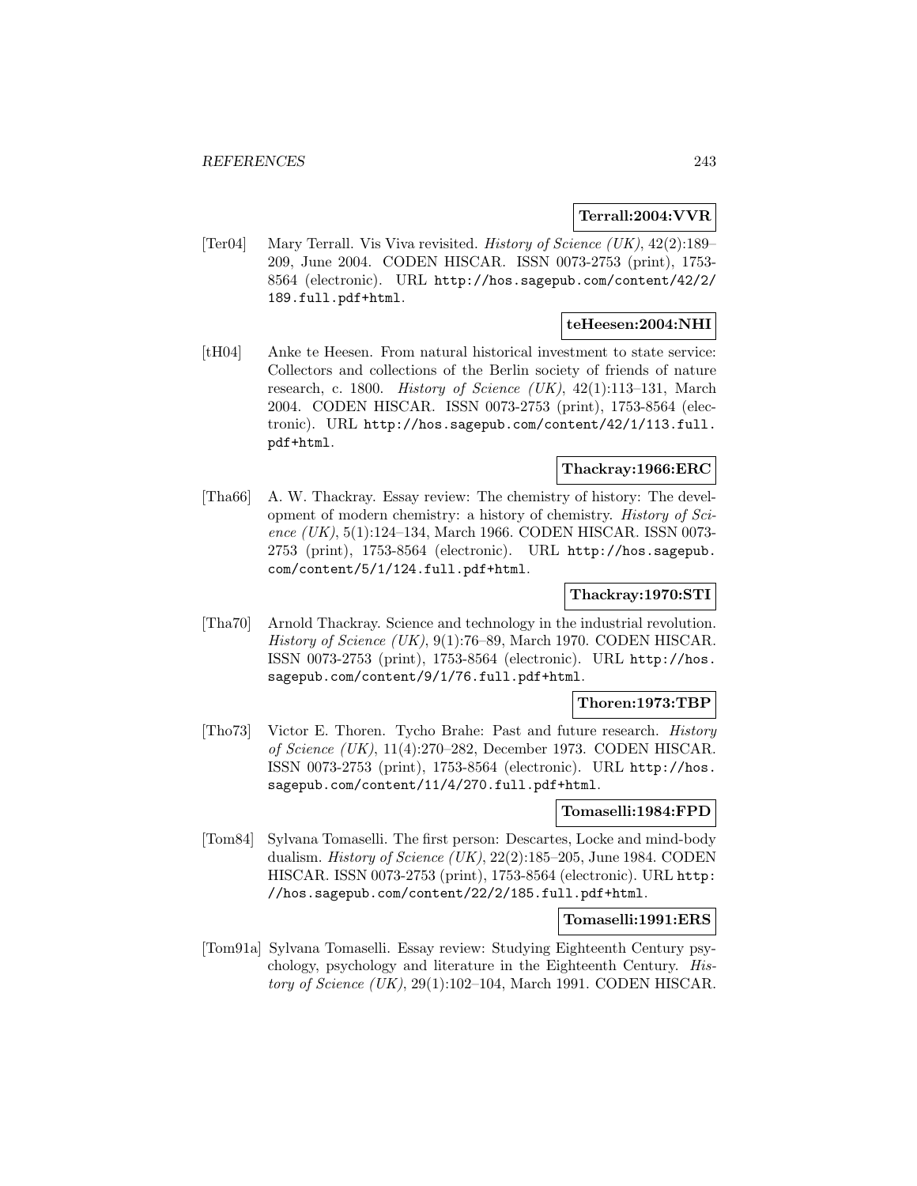**Terrall:2004:VVR**

[Ter04] Mary Terrall. Vis Viva revisited. *History of Science (UK)*, 42(2):189–209, June 2004. CODEN HISCAR. ISSN 0073-2753 (print), 1753-8564 (electronic). URL http://hos.sagepub.com/content/42/2/189.full.pdf+html.

**teHeesen:2004:NHI**

[tH04] Anke te Heesen. From natural historical investment to state service: Collectors and collections of the Berlin society of friends of nature research, c. 1800. *History of Science (UK)*, 42(1):113–131, March 2004. CODEN HISCAR. ISSN 0073-2753 (print), 1753-8564 (electronic). URL http://hos.sagepub.com/content/42/1/113.full.pdf+html.

**Thackray:1966:ERC**

[Tha66] A. W. Thackray. Essay review: The chemistry of history: The development of modern chemistry: a history of chemistry. *History of Science (UK)*, 5(1):124–134, March 1966. CODEN HISCAR. ISSN 0073-2753 (print), 1753-8564 (electronic). URL http://hos.sagepub.com/content/5/1/124.full.pdf+html.

**Thackray:1970:STI**

[Tha70] Arnold Thackray. Science and technology in the industrial revolution. *History of Science (UK)*, 9(1):76–89, March 1970. CODEN HISCAR. ISSN 0073-2753 (print), 1753-8564 (electronic). URL http://hos.sagepub.com/content/9/1/76.full.pdf+html.

**Thoren:1973:TBP**

[Tho73] Victor E. Thoren. Tycho Brahe: Past and future research. *History of Science (UK)*, 11(4):270–282, December 1973. CODEN HISCAR. ISSN 0073-2753 (print), 1753-8564 (electronic). URL http://hos.sagepub.com/content/11/4/270.full.pdf+html.

**Tomaselli:1984:FPD**

[Tom84] Sylvana Tomaselli. The first person: Descartes, Locke and mind-body dualism. *History of Science (UK)*, 22(2):185–205, June 1984. CODEN HISCAR. ISSN 0073-2753 (print), 1753-8564 (electronic). URL http://hos.sagepub.com/content/22/2/185.full.pdf+html.

**Tomaselli:1991:ERS**

[Tom91a] Sylvana Tomaselli. Essay review: Studying Eighteenth Century psychology, psychology and literature in the Eighteenth Century. *History of Science (UK)*, 29(1):102–104, March 1991. CODEN HISCAR.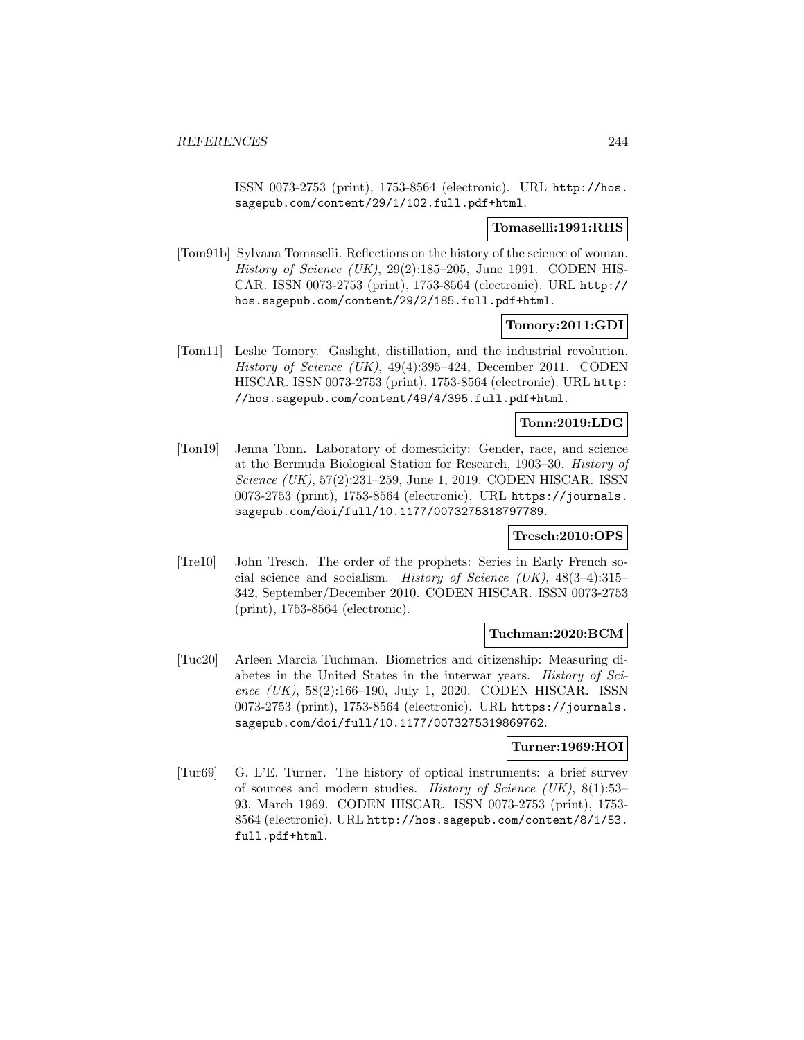ISSN 0073-2753 (print), 1753-8564 (electronic). URL http://hos.sagepub.com/content/29/1/102.full.pdf+html.

**Tomaselli:1991:RHS**

[Tom91b] Sylvana Tomaselli. Reflections on the history of the science of woman. *History of Science (UK)*, 29(2):185–205, June 1991. CODEN HISCAR. ISSN 0073-2753 (print), 1753-8564 (electronic). URL http://hos.sagepub.com/content/29/2/185.full.pdf+html.

**Tomory:2011:GDI**

[Tom11] Leslie Tomory. Gaslight, distillation, and the industrial revolution. *History of Science (UK)*, 49(4):395–424, December 2011. CODEN HISCAR. ISSN 0073-2753 (print), 1753-8564 (electronic). URL http://hos.sagepub.com/content/49/4/395.full.pdf+html.

**Tonn:2019:LDG**

[Ton19] Jenna Tonn. Laboratory of domesticity: Gender, race, and science at the Bermuda Biological Station for Research, 1903–30. *History of Science (UK)*, 57(2):231–259, June 1, 2019. CODEN HISCAR. ISSN 0073-2753 (print), 1753-8564 (electronic). URL https://journals.sagepub.com/doi/full/10.1177/0073275318797789.

**Tresch:2010:OPS**

[Tre10] John Tresch. The order of the prophets: Series in Early French social science and socialism. *History of Science (UK)*, 48(3–4):315–342, September/December 2010. CODEN HISCAR. ISSN 0073-2753 (print), 1753-8564 (electronic).

**Tuchman:2020:BCM**

[Tuc20] Arleen Marcia Tuchman. Biometrics and citizenship: Measuring diabetes in the United States in the interwar years. *History of Science (UK)*, 58(2):166–190, July 1, 2020. CODEN HISCAR. ISSN 0073-2753 (print), 1753-8564 (electronic). URL https://journals.sagepub.com/doi/full/10.1177/0073275319869762.

**Turner:1969:HOI**

[Tur69] G. L'E. Turner. The history of optical instruments: a brief survey of sources and modern studies. *History of Science (UK)*, 8(1):53–93, March 1969. CODEN HISCAR. ISSN 0073-2753 (print), 1753-8564 (electronic). URL http://hos.sagepub.com/content/8/1/53.full.pdf+html.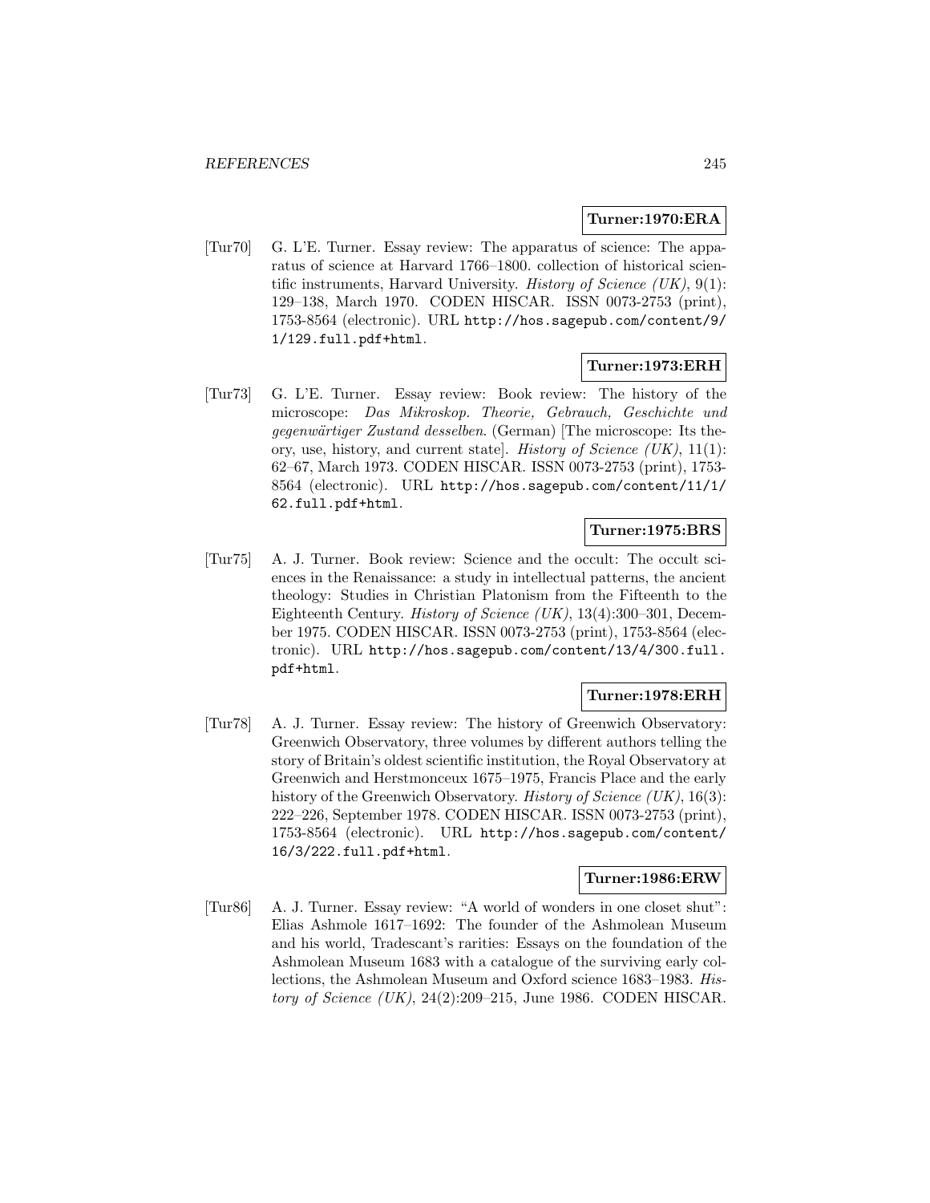**Turner:1970:ERA**

[Tur70] G. L'E. Turner. Essay review: The apparatus of science: The apparatus of science at Harvard 1766–1800. collection of historical scientific instruments, Harvard University. *History of Science (UK)*, 9(1): 129–138, March 1970. CODEN HISCAR. ISSN 0073-2753 (print), 1753-8564 (electronic). URL http://hos.sagepub.com/content/9/1/129.full.pdf+html.

**Turner:1973:ERH**

[Tur73] G. L'E. Turner. Essay review: Book review: The history of the microscope: *Das Mikroskop. Theorie, Gebrauch, Geschichte und gegenwärtiger Zustand desselben*. (German) [The microscope: Its theory, use, history, and current state]. *History of Science (UK)*, 11(1): 62–67, March 1973. CODEN HISCAR. ISSN 0073-2753 (print), 1753-8564 (electronic). URL http://hos.sagepub.com/content/11/1/62.full.pdf+html.

**Turner:1975:BRS**

[Tur75] A. J. Turner. Book review: Science and the occult: The occult sciences in the Renaissance: a study in intellectual patterns, the ancient theology: Studies in Christian Platonism from the Fifteenth to the Eighteenth Century. *History of Science (UK)*, 13(4):300–301, December 1975. CODEN HISCAR. ISSN 0073-2753 (print), 1753-8564 (electronic). URL http://hos.sagepub.com/content/13/4/300.full.pdf+html.

**Turner:1978:ERH**

[Tur78] A. J. Turner. Essay review: The history of Greenwich Observatory: Greenwich Observatory, three volumes by different authors telling the story of Britain's oldest scientific institution, the Royal Observatory at Greenwich and Herstmonceux 1675–1975, Francis Place and the early history of the Greenwich Observatory. *History of Science (UK)*, 16(3): 222–226, September 1978. CODEN HISCAR. ISSN 0073-2753 (print), 1753-8564 (electronic). URL http://hos.sagepub.com/content/16/3/222.full.pdf+html.

**Turner:1986:ERW**

[Tur86] A. J. Turner. Essay review: "A world of wonders in one closet shut": Elias Ashmole 1617–1692: The founder of the Ashmolean Museum and his world, Tradescant's rarities: Essays on the foundation of the Ashmolean Museum 1683 with a catalogue of the surviving early collections, the Ashmolean Museum and Oxford science 1683–1983. *History of Science (UK)*, 24(2):209–215, June 1986. CODEN HISCAR.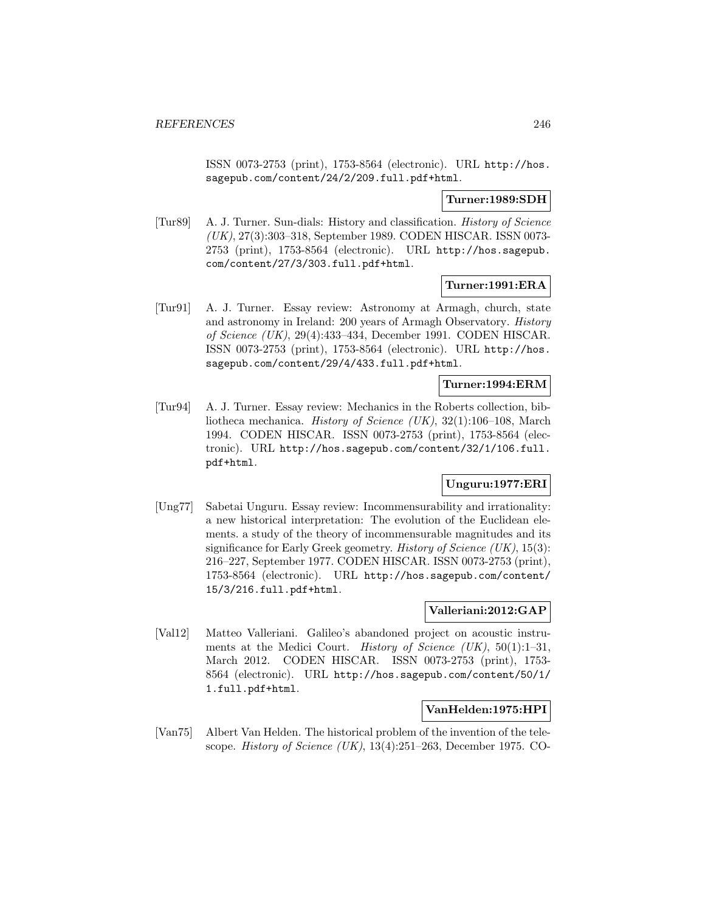ISSN 0073-2753 (print), 1753-8564 (electronic). URL http://hos.sagepub.com/content/24/2/209.full.pdf+html.

**Turner:1989:SDH**

[Tur89] A. J. Turner. Sun-dials: History and classification. *History of Science (UK)*, 27(3):303–318, September 1989. CODEN HISCAR. ISSN 0073-2753 (print), 1753-8564 (electronic). URL http://hos.sagepub.com/content/27/3/303.full.pdf+html.

**Turner:1991:ERA**

[Tur91] A. J. Turner. Essay review: Astronomy at Armagh, church, state and astronomy in Ireland: 200 years of Armagh Observatory. *History of Science (UK)*, 29(4):433–434, December 1991. CODEN HISCAR. ISSN 0073-2753 (print), 1753-8564 (electronic). URL http://hos.sagepub.com/content/29/4/433.full.pdf+html.

**Turner:1994:ERM**

[Tur94] A. J. Turner. Essay review: Mechanics in the Roberts collection, bibliotheca mechanica. *History of Science (UK)*, 32(1):106–108, March 1994. CODEN HISCAR. ISSN 0073-2753 (print), 1753-8564 (electronic). URL http://hos.sagepub.com/content/32/1/106.full.pdf+html.

**Unguru:1977:ERI**

[Ung77] Sabetai Unguru. Essay review: Incommensurability and irrationality: a new historical interpretation: The evolution of the Euclidean elements. a study of the theory of incommensurable magnitudes and its significance for Early Greek geometry. *History of Science (UK)*, 15(3): 216–227, September 1977. CODEN HISCAR. ISSN 0073-2753 (print), 1753-8564 (electronic). URL http://hos.sagepub.com/content/15/3/216.full.pdf+html.

**Valleriani:2012:GAP**

[Val12] Matteo Valleriani. Galileo's abandoned project on acoustic instruments at the Medici Court. *History of Science (UK)*, 50(1):1–31, March 2012. CODEN HISCAR. ISSN 0073-2753 (print), 1753-8564 (electronic). URL http://hos.sagepub.com/content/50/1/1.full.pdf+html.

**VanHelden:1975:HPI**

[Van75] Albert Van Helden. The historical problem of the invention of the telescope. *History of Science (UK)*, 13(4):251–263, December 1975. CO-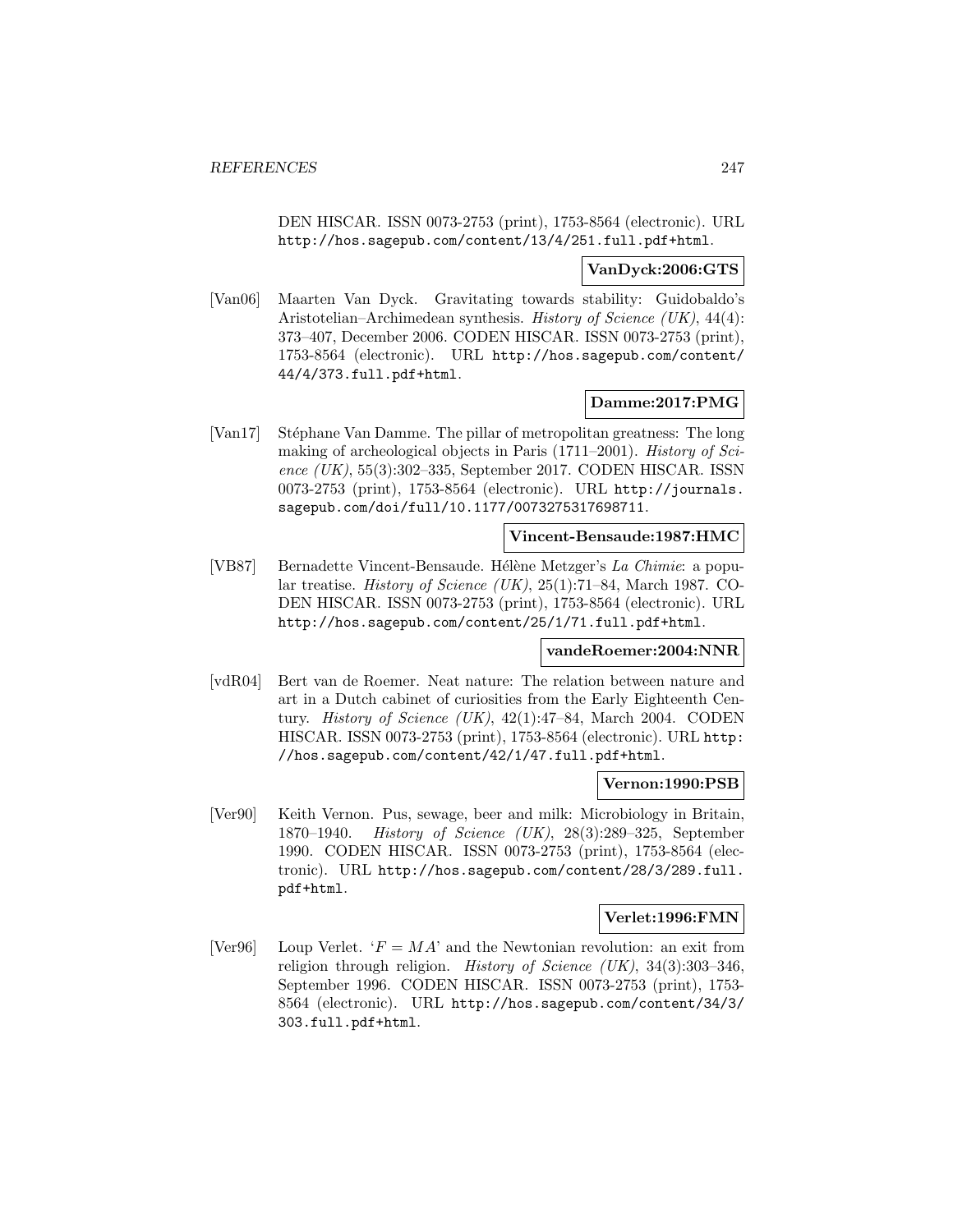DEN HISCAR. ISSN 0073-2753 (print), 1753-8564 (electronic). URL http://hos.sagepub.com/content/13/4/251.full.pdf+html.

**VanDyck:2006:GTS**

[Van06] Maarten Van Dyck. Gravitating towards stability: Guidobaldo's Aristotelian–Archimedean synthesis. *History of Science (UK)*, 44(4): 373–407, December 2006. CODEN HISCAR. ISSN 0073-2753 (print), 1753-8564 (electronic). URL http://hos.sagepub.com/content/44/4/373.full.pdf+html.

**Damme:2017:PMG**

[Van17] Stéphane Van Damme. The pillar of metropolitan greatness: The long making of archeological objects in Paris (1711–2001). *History of Science (UK)*, 55(3):302–335, September 2017. CODEN HISCAR. ISSN 0073-2753 (print), 1753-8564 (electronic). URL http://journals.sagepub.com/doi/full/10.1177/0073275317698711.

**Vincent-Bensaude:1987:HMC**

[VB87] Bernadette Vincent-Bensaude. Hélène Metzger's *La Chimie*: a popular treatise. *History of Science (UK)*, 25(1):71–84, March 1987. CODEN HISCAR. ISSN 0073-2753 (print), 1753-8564 (electronic). URL http://hos.sagepub.com/content/25/1/71.full.pdf+html.

**vandeRoemer:2004:NNR**

[vdR04] Bert van de Roemer. Neat nature: The relation between nature and art in a Dutch cabinet of curiosities from the Early Eighteenth Century. *History of Science (UK)*, 42(1):47–84, March 2004. CODEN HISCAR. ISSN 0073-2753 (print), 1753-8564 (electronic). URL http://hos.sagepub.com/content/42/1/47.full.pdf+html.

**Vernon:1990:PSB**

[Ver90] Keith Vernon. Pus, sewage, beer and milk: Microbiology in Britain, 1870–1940. *History of Science (UK)*, 28(3):289–325, September 1990. CODEN HISCAR. ISSN 0073-2753 (print), 1753-8564 (electronic). URL http://hos.sagepub.com/content/28/3/289.full.pdf+html.

**Verlet:1996:FMN**

[Ver96] Loup Verlet. '$F = MA$' and the Newtonian revolution: an exit from religion through religion. *History of Science (UK)*, 34(3):303–346, September 1996. CODEN HISCAR. ISSN 0073-2753 (print), 1753-8564 (electronic). URL http://hos.sagepub.com/content/34/3/303.full.pdf+html.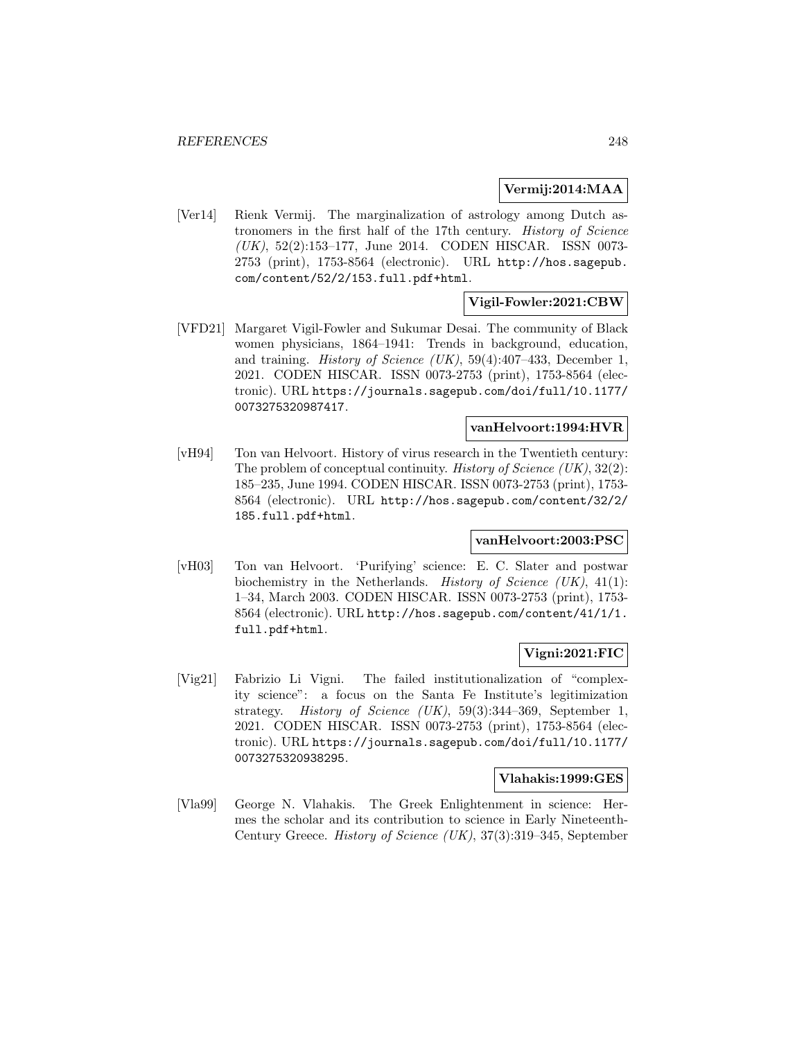**Vermij:2014:MAA**

[Ver14] Rienk Vermij. The marginalization of astrology among Dutch astronomers in the first half of the 17th century. *History of Science (UK)*, 52(2):153–177, June 2014. CODEN HISCAR. ISSN 0073-2753 (print), 1753-8564 (electronic). URL `http://hos.sagepub.com/content/52/2/153.full.pdf+html`.

**Vigil-Fowler:2021:CBW**

[VFD21] Margaret Vigil-Fowler and Sukumar Desai. The community of Black women physicians, 1864–1941: Trends in background, education, and training. *History of Science (UK)*, 59(4):407–433, December 1, 2021. CODEN HISCAR. ISSN 0073-2753 (print), 1753-8564 (electronic). URL `https://journals.sagepub.com/doi/full/10.1177/0073275320987417`.

**vanHelvoort:1994:HVR**

[vH94] Ton van Helvoort. History of virus research in the Twentieth century: The problem of conceptual continuity. *History of Science (UK)*, 32(2): 185–235, June 1994. CODEN HISCAR. ISSN 0073-2753 (print), 1753-8564 (electronic). URL `http://hos.sagepub.com/content/32/2/185.full.pdf+html`.

**vanHelvoort:2003:PSC**

[vH03] Ton van Helvoort. 'Purifying' science: E. C. Slater and postwar biochemistry in the Netherlands. *History of Science (UK)*, 41(1): 1–34, March 2003. CODEN HISCAR. ISSN 0073-2753 (print), 1753-8564 (electronic). URL `http://hos.sagepub.com/content/41/1/1.full.pdf+html`.

**Vigni:2021:FIC**

[Vig21] Fabrizio Li Vigni. The failed institutionalization of "complexity science": a focus on the Santa Fe Institute's legitimization strategy. *History of Science (UK)*, 59(3):344–369, September 1, 2021. CODEN HISCAR. ISSN 0073-2753 (print), 1753-8564 (electronic). URL `https://journals.sagepub.com/doi/full/10.1177/0073275320938295`.

**Vlahakis:1999:GES**

[Vla99] George N. Vlahakis. The Greek Enlightenment in science: Hermes the scholar and its contribution to science in Early Nineteenth-Century Greece. *History of Science (UK)*, 37(3):319–345, September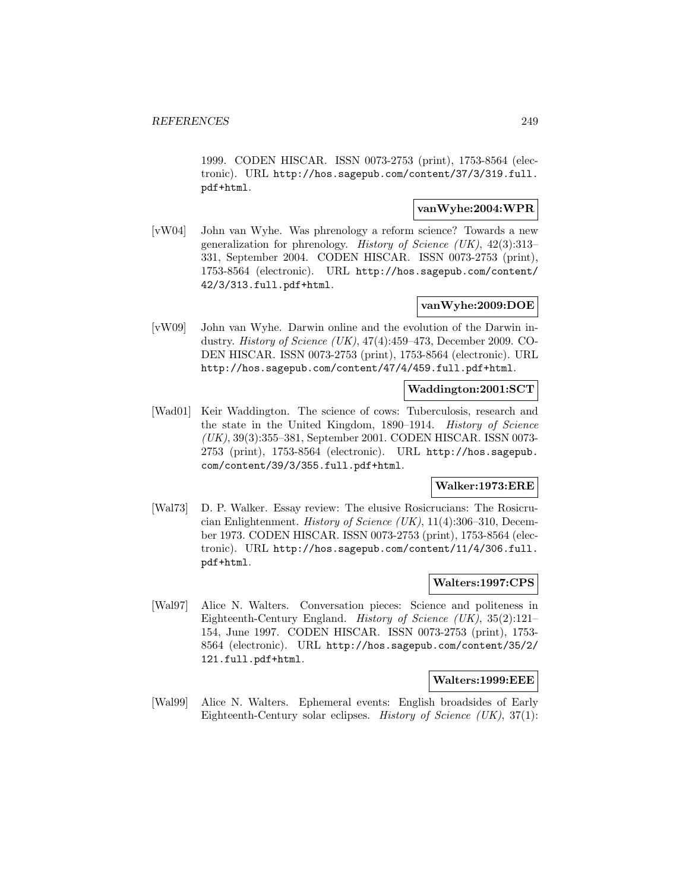1999. CODEN HISCAR. ISSN 0073-2753 (print), 1753-8564 (electronic). URL http://hos.sagepub.com/content/37/3/319.full.pdf+html.

**vanWyhe:2004:WPR**

[vW04] John van Wyhe. Was phrenology a reform science? Towards a new generalization for phrenology. *History of Science (UK)*, 42(3):313–331, September 2004. CODEN HISCAR. ISSN 0073-2753 (print), 1753-8564 (electronic). URL http://hos.sagepub.com/content/42/3/313.full.pdf+html.

**vanWyhe:2009:DOE**

[vW09] John van Wyhe. Darwin online and the evolution of the Darwin industry. *History of Science (UK)*, 47(4):459–473, December 2009. CODEN HISCAR. ISSN 0073-2753 (print), 1753-8564 (electronic). URL http://hos.sagepub.com/content/47/4/459.full.pdf+html.

**Waddington:2001:SCT**

[Wad01] Keir Waddington. The science of cows: Tuberculosis, research and the state in the United Kingdom, 1890–1914. *History of Science (UK)*, 39(3):355–381, September 2001. CODEN HISCAR. ISSN 0073-2753 (print), 1753-8564 (electronic). URL http://hos.sagepub.com/content/39/3/355.full.pdf+html.

**Walker:1973:ERE**

[Wal73] D. P. Walker. Essay review: The elusive Rosicrucians: The Rosicrucian Enlightenment. *History of Science (UK)*, 11(4):306–310, December 1973. CODEN HISCAR. ISSN 0073-2753 (print), 1753-8564 (electronic). URL http://hos.sagepub.com/content/11/4/306.full.pdf+html.

**Walters:1997:CPS**

[Wal97] Alice N. Walters. Conversation pieces: Science and politeness in Eighteenth-Century England. *History of Science (UK)*, 35(2):121–154, June 1997. CODEN HISCAR. ISSN 0073-2753 (print), 1753-8564 (electronic). URL http://hos.sagepub.com/content/35/2/121.full.pdf+html.

**Walters:1999:EEE**

[Wal99] Alice N. Walters. Ephemeral events: English broadsides of Early Eighteenth-Century solar eclipses. *History of Science (UK)*, 37(1):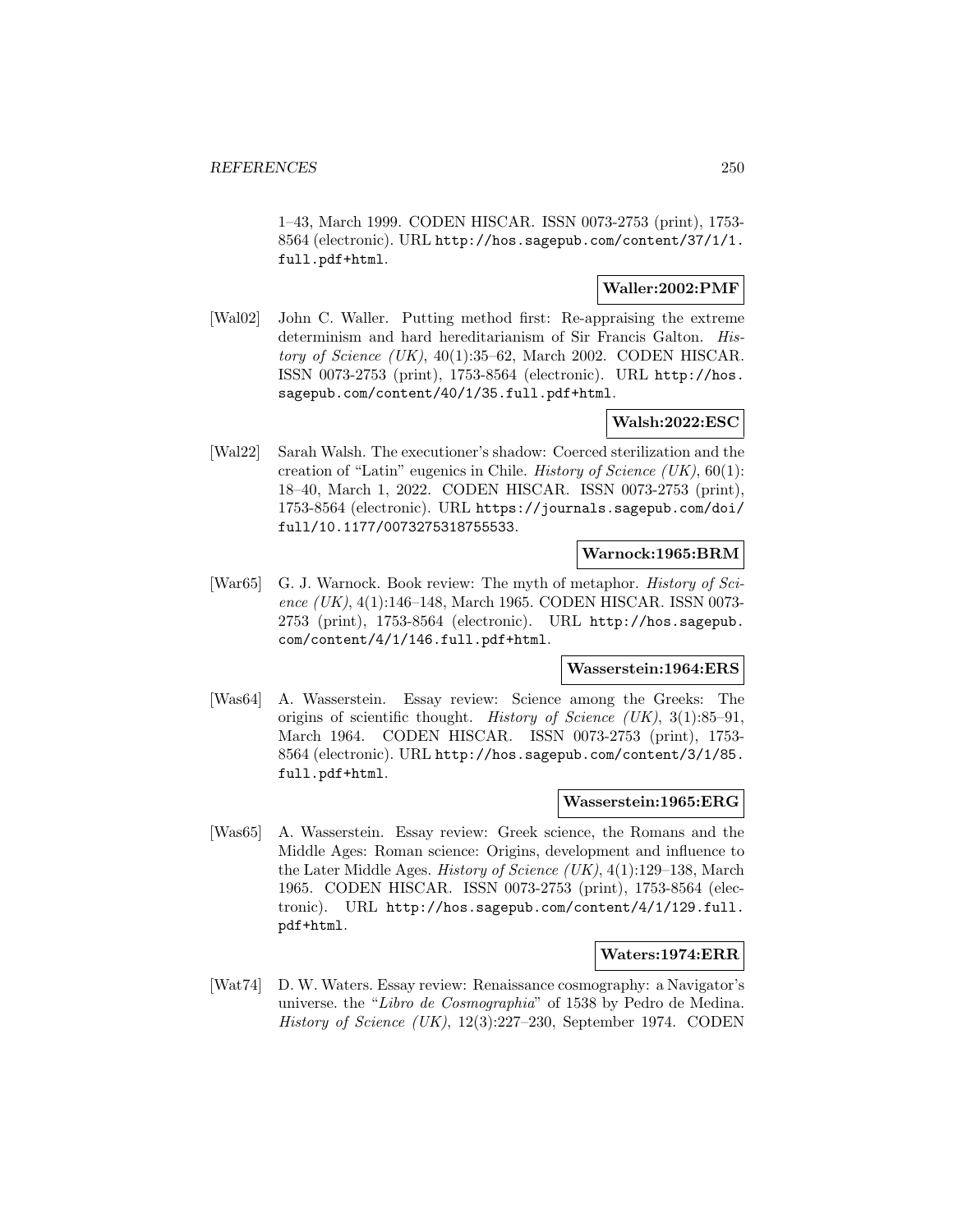1–43, March 1999. CODEN HISCAR. ISSN 0073-2753 (print), 1753-8564 (electronic). URL http://hos.sagepub.com/content/37/1/1.full.pdf+html.

**Waller:2002:PMF**

[Wal02] John C. Waller. Putting method first: Re-appraising the extreme determinism and hard hereditarianism of Sir Francis Galton. *History of Science (UK)*, 40(1):35–62, March 2002. CODEN HISCAR. ISSN 0073-2753 (print), 1753-8564 (electronic). URL http://hos.sagepub.com/content/40/1/35.full.pdf+html.

**Walsh:2022:ESC**

[Wal22] Sarah Walsh. The executioner's shadow: Coerced sterilization and the creation of "Latin" eugenics in Chile. *History of Science (UK)*, 60(1): 18–40, March 1, 2022. CODEN HISCAR. ISSN 0073-2753 (print), 1753-8564 (electronic). URL https://journals.sagepub.com/doi/full/10.1177/0073275318755533.

**Warnock:1965:BRM**

[War65] G. J. Warnock. Book review: The myth of metaphor. *History of Science (UK)*, 4(1):146–148, March 1965. CODEN HISCAR. ISSN 0073-2753 (print), 1753-8564 (electronic). URL http://hos.sagepub.com/content/4/1/146.full.pdf+html.

**Wasserstein:1964:ERS**

[Was64] A. Wasserstein. Essay review: Science among the Greeks: The origins of scientific thought. *History of Science (UK)*, 3(1):85–91, March 1964. CODEN HISCAR. ISSN 0073-2753 (print), 1753-8564 (electronic). URL http://hos.sagepub.com/content/3/1/85.full.pdf+html.

**Wasserstein:1965:ERG**

[Was65] A. Wasserstein. Essay review: Greek science, the Romans and the Middle Ages: Roman science: Origins, development and influence to the Later Middle Ages. *History of Science (UK)*, 4(1):129–138, March 1965. CODEN HISCAR. ISSN 0073-2753 (print), 1753-8564 (electronic). URL http://hos.sagepub.com/content/4/1/129.full.pdf+html.

**Waters:1974:ERR**

[Wat74] D. W. Waters. Essay review: Renaissance cosmography: a Navigator's universe. the "*Libro de Cosmographia*" of 1538 by Pedro de Medina. *History of Science (UK)*, 12(3):227–230, September 1974. CODEN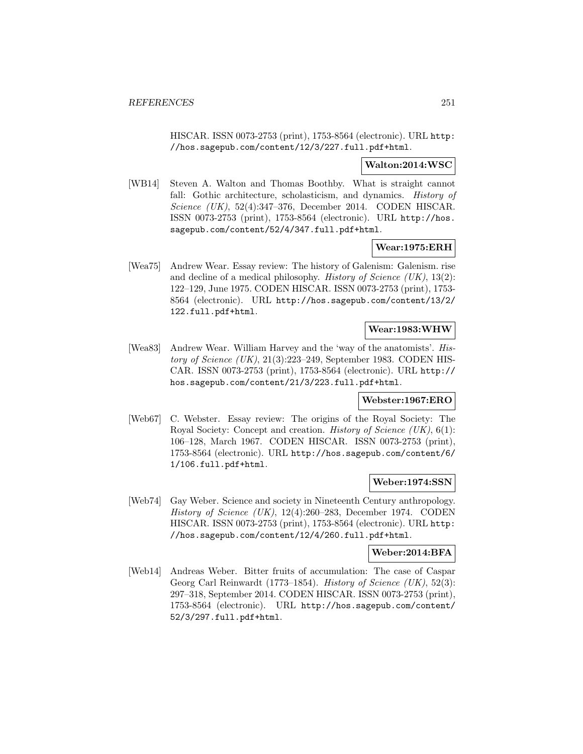HISCAR. ISSN 0073-2753 (print), 1753-8564 (electronic). URL http://hos.sagepub.com/content/12/3/227.full.pdf+html.

**Walton:2014:WSC**

[WB14] Steven A. Walton and Thomas Boothby. What is straight cannot fall: Gothic architecture, scholasticism, and dynamics. *History of Science (UK)*, 52(4):347–376, December 2014. CODEN HISCAR. ISSN 0073-2753 (print), 1753-8564 (electronic). URL http://hos.sagepub.com/content/52/4/347.full.pdf+html.

**Wear:1975:ERH**

[Wea75] Andrew Wear. Essay review: The history of Galenism: Galenism. rise and decline of a medical philosophy. *History of Science (UK)*, 13(2): 122–129, June 1975. CODEN HISCAR. ISSN 0073-2753 (print), 1753-8564 (electronic). URL http://hos.sagepub.com/content/13/2/122.full.pdf+html.

**Wear:1983:WHW**

[Wea83] Andrew Wear. William Harvey and the 'way of the anatomists'. *History of Science (UK)*, 21(3):223–249, September 1983. CODEN HISCAR. ISSN 0073-2753 (print), 1753-8564 (electronic). URL http://hos.sagepub.com/content/21/3/223.full.pdf+html.

**Webster:1967:ERO**

[Web67] C. Webster. Essay review: The origins of the Royal Society: The Royal Society: Concept and creation. *History of Science (UK)*, 6(1): 106–128, March 1967. CODEN HISCAR. ISSN 0073-2753 (print), 1753-8564 (electronic). URL http://hos.sagepub.com/content/6/1/106.full.pdf+html.

**Weber:1974:SSN**

[Web74] Gay Weber. Science and society in Nineteenth Century anthropology. *History of Science (UK)*, 12(4):260–283, December 1974. CODEN HISCAR. ISSN 0073-2753 (print), 1753-8564 (electronic). URL http://hos.sagepub.com/content/12/4/260.full.pdf+html.

**Weber:2014:BFA**

[Web14] Andreas Weber. Bitter fruits of accumulation: The case of Caspar Georg Carl Reinwardt (1773–1854). *History of Science (UK)*, 52(3): 297–318, September 2014. CODEN HISCAR. ISSN 0073-2753 (print), 1753-8564 (electronic). URL http://hos.sagepub.com/content/52/3/297.full.pdf+html.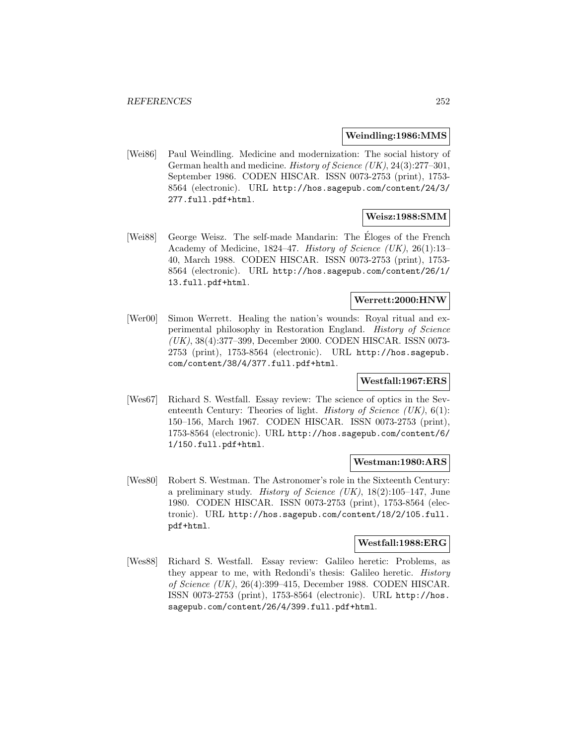**Weindling:1986:MMS**

[Wei86] Paul Weindling. Medicine and modernization: The social history of German health and medicine. *History of Science (UK)*, 24(3):277–301, September 1986. CODEN HISCAR. ISSN 0073-2753 (print), 1753-8564 (electronic). URL `http://hos.sagepub.com/content/24/3/277.full.pdf+html`.

**Weisz:1988:SMM**

[Wei88] George Weisz. The self-made Mandarin: The Éloges of the French Academy of Medicine, 1824–47. *History of Science (UK)*, 26(1):13–40, March 1988. CODEN HISCAR. ISSN 0073-2753 (print), 1753-8564 (electronic). URL `http://hos.sagepub.com/content/26/1/13.full.pdf+html`.

**Werrett:2000:HNW**

[Wer00] Simon Werrett. Healing the nation's wounds: Royal ritual and experimental philosophy in Restoration England. *History of Science (UK)*, 38(4):377–399, December 2000. CODEN HISCAR. ISSN 0073-2753 (print), 1753-8564 (electronic). URL `http://hos.sagepub.com/content/38/4/377.full.pdf+html`.

**Westfall:1967:ERS**

[Wes67] Richard S. Westfall. Essay review: The science of optics in the Seventeenth Century: Theories of light. *History of Science (UK)*, 6(1):150–156, March 1967. CODEN HISCAR. ISSN 0073-2753 (print), 1753-8564 (electronic). URL `http://hos.sagepub.com/content/6/1/150.full.pdf+html`.

**Westman:1980:ARS**

[Wes80] Robert S. Westman. The Astronomer's role in the Sixteenth Century: a preliminary study. *History of Science (UK)*, 18(2):105–147, June 1980. CODEN HISCAR. ISSN 0073-2753 (print), 1753-8564 (electronic). URL `http://hos.sagepub.com/content/18/2/105.full.pdf+html`.

**Westfall:1988:ERG**

[Wes88] Richard S. Westfall. Essay review: Galileo heretic: Problems, as they appear to me, with Redondi's thesis: Galileo heretic. *History of Science (UK)*, 26(4):399–415, December 1988. CODEN HISCAR. ISSN 0073-2753 (print), 1753-8564 (electronic). URL `http://hos.sagepub.com/content/26/4/399.full.pdf+html`.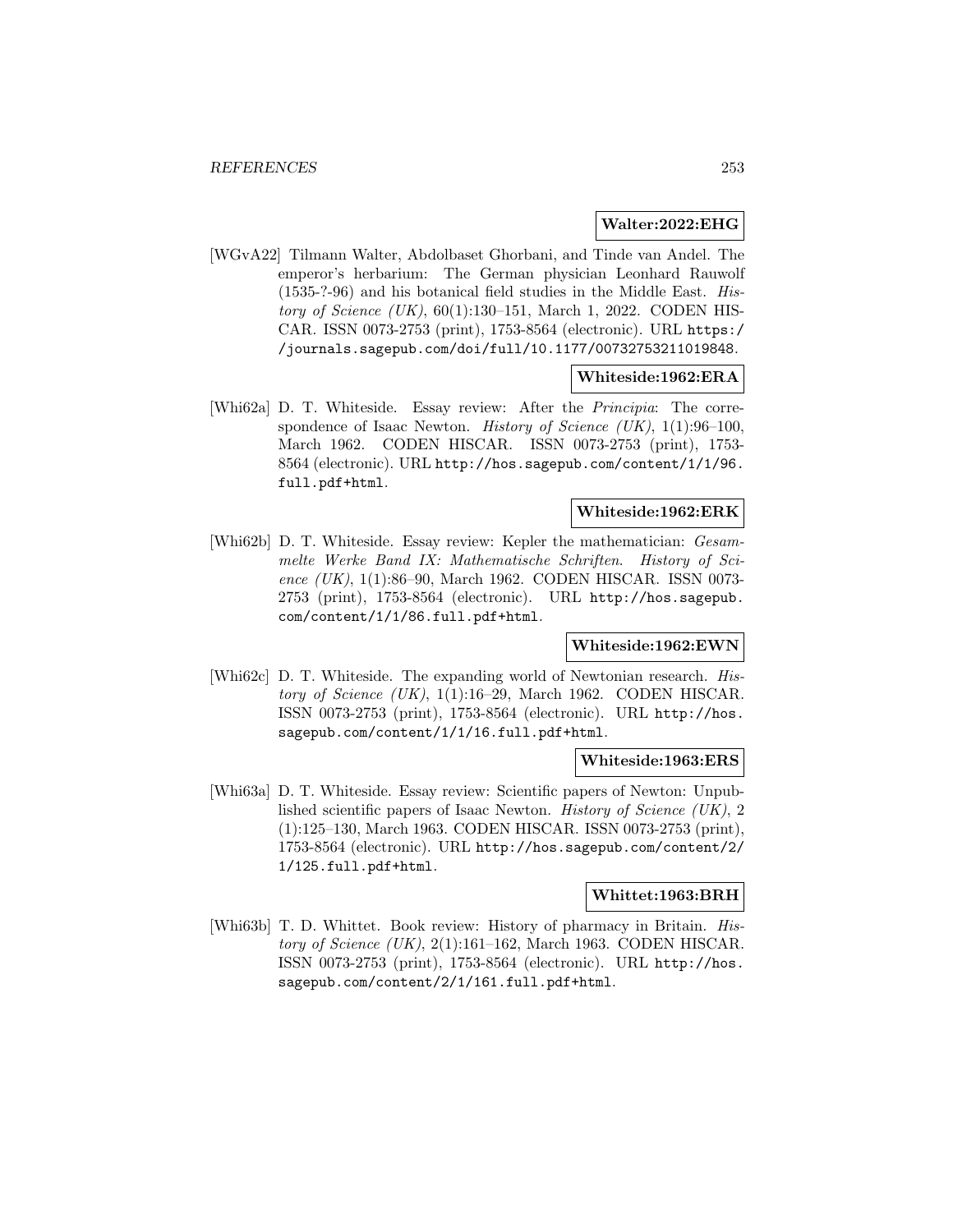**Walter:2022:EHG**

[WGvA22] Tilmann Walter, Abdolbaset Ghorbani, and Tinde van Andel. The emperor's herbarium: The German physician Leonhard Rauwolf (1535-?-96) and his botanical field studies in the Middle East. *History of Science (UK)*, 60(1):130–151, March 1, 2022. CODEN HISCAR. ISSN 0073-2753 (print), 1753-8564 (electronic). URL https://journals.sagepub.com/doi/full/10.1177/00732753211019848.

**Whiteside:1962:ERA**

[Whi62a] D. T. Whiteside. Essay review: After the *Principia*: The correspondence of Isaac Newton. *History of Science (UK)*, 1(1):96–100, March 1962. CODEN HISCAR. ISSN 0073-2753 (print), 1753-8564 (electronic). URL http://hos.sagepub.com/content/1/1/96.full.pdf+html.

**Whiteside:1962:ERK**

[Whi62b] D. T. Whiteside. Essay review: Kepler the mathematician: *Gesammelte Werke Band IX: Mathematische Schriften*. *History of Science (UK)*, 1(1):86–90, March 1962. CODEN HISCAR. ISSN 0073-2753 (print), 1753-8564 (electronic). URL http://hos.sagepub.com/content/1/1/86.full.pdf+html.

**Whiteside:1962:EWN**

[Whi62c] D. T. Whiteside. The expanding world of Newtonian research. *History of Science (UK)*, 1(1):16–29, March 1962. CODEN HISCAR. ISSN 0073-2753 (print), 1753-8564 (electronic). URL http://hos.sagepub.com/content/1/1/16.full.pdf+html.

**Whiteside:1963:ERS**

[Whi63a] D. T. Whiteside. Essay review: Scientific papers of Newton: Unpublished scientific papers of Isaac Newton. *History of Science (UK)*, 2 (1):125–130, March 1963. CODEN HISCAR. ISSN 0073-2753 (print), 1753-8564 (electronic). URL http://hos.sagepub.com/content/2/1/125.full.pdf+html.

**Whittet:1963:BRH**

[Whi63b] T. D. Whittet. Book review: History of pharmacy in Britain. *History of Science (UK)*, 2(1):161–162, March 1963. CODEN HISCAR. ISSN 0073-2753 (print), 1753-8564 (electronic). URL http://hos.sagepub.com/content/2/1/161.full.pdf+html.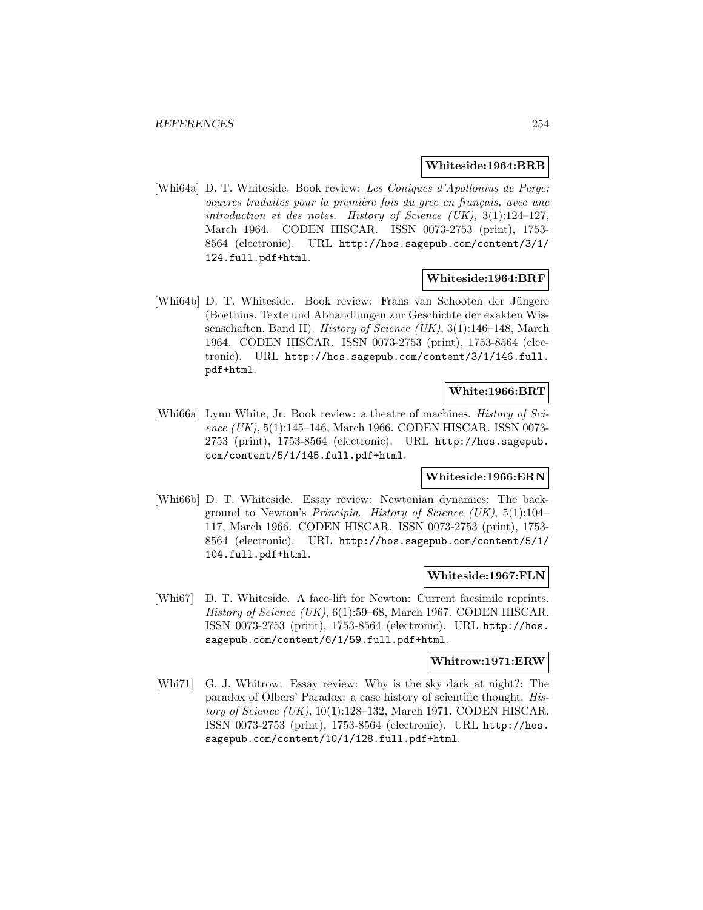**Whiteside:1964:BRB**

[Whi64a] D. T. Whiteside. Book review: *Les Coniques d'Apollonius de Perge: oeuvres traduites pour la première fois du grec en français, avec une introduction et des notes*. *History of Science (UK)*, 3(1):124–127, March 1964. CODEN HISCAR. ISSN 0073-2753 (print), 1753-8564 (electronic). URL http://hos.sagepub.com/content/3/1/124.full.pdf+html.

**Whiteside:1964:BRF**

[Whi64b] D. T. Whiteside. Book review: Frans van Schooten der Jüngere (Boethius. Texte und Abhandlungen zur Geschichte der exakten Wissenschaften. Band II). *History of Science (UK)*, 3(1):146–148, March 1964. CODEN HISCAR. ISSN 0073-2753 (print), 1753-8564 (electronic). URL http://hos.sagepub.com/content/3/1/146.full.pdf+html.

**White:1966:BRT**

[Whi66a] Lynn White, Jr. Book review: a theatre of machines. *History of Science (UK)*, 5(1):145–146, March 1966. CODEN HISCAR. ISSN 0073-2753 (print), 1753-8564 (electronic). URL http://hos.sagepub.com/content/5/1/145.full.pdf+html.

**Whiteside:1966:ERN**

[Whi66b] D. T. Whiteside. Essay review: Newtonian dynamics: The background to Newton's *Principia*. *History of Science (UK)*, 5(1):104–117, March 1966. CODEN HISCAR. ISSN 0073-2753 (print), 1753-8564 (electronic). URL http://hos.sagepub.com/content/5/1/104.full.pdf+html.

**Whiteside:1967:FLN**

[Whi67] D. T. Whiteside. A face-lift for Newton: Current facsimile reprints. *History of Science (UK)*, 6(1):59–68, March 1967. CODEN HISCAR. ISSN 0073-2753 (print), 1753-8564 (electronic). URL http://hos.sagepub.com/content/6/1/59.full.pdf+html.

**Whitrow:1971:ERW**

[Whi71] G. J. Whitrow. Essay review: Why is the sky dark at night?: The paradox of Olbers' Paradox: a case history of scientific thought. *History of Science (UK)*, 10(1):128–132, March 1971. CODEN HISCAR. ISSN 0073-2753 (print), 1753-8564 (electronic). URL http://hos.sagepub.com/content/10/1/128.full.pdf+html.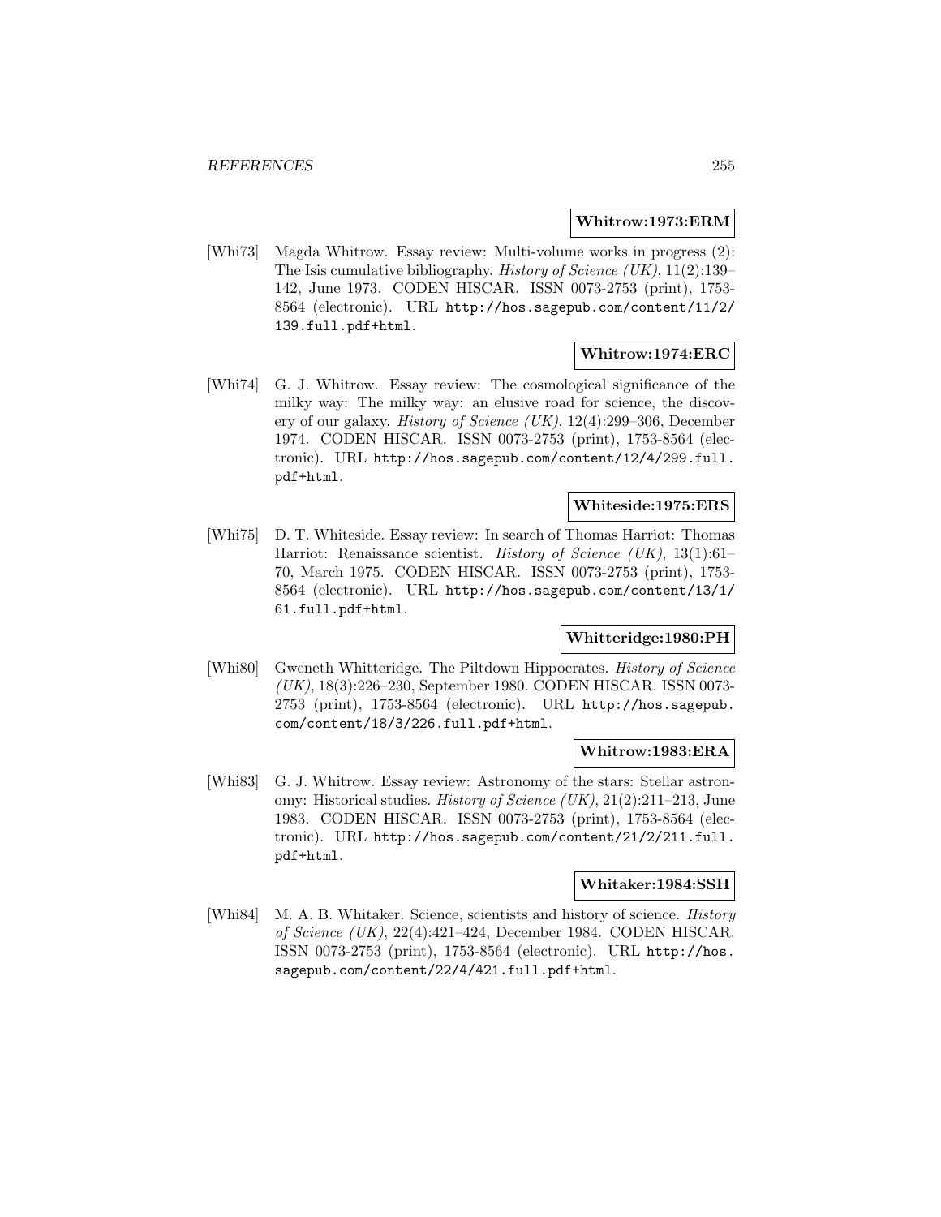**Whitrow:1973:ERM**

[Whi73] Magda Whitrow. Essay review: Multi-volume works in progress (2): The Isis cumulative bibliography. *History of Science (UK)*, 11(2):139–142, June 1973. CODEN HISCAR. ISSN 0073-2753 (print), 1753-8564 (electronic). URL `http://hos.sagepub.com/content/11/2/139.full.pdf+html`.

**Whitrow:1974:ERC**

[Whi74] G. J. Whitrow. Essay review: The cosmological significance of the milky way: The milky way: an elusive road for science, the discovery of our galaxy. *History of Science (UK)*, 12(4):299–306, December 1974. CODEN HISCAR. ISSN 0073-2753 (print), 1753-8564 (electronic). URL `http://hos.sagepub.com/content/12/4/299.full.pdf+html`.

**Whiteside:1975:ERS**

[Whi75] D. T. Whiteside. Essay review: In search of Thomas Harriot: Thomas Harriot: Renaissance scientist. *History of Science (UK)*, 13(1):61–70, March 1975. CODEN HISCAR. ISSN 0073-2753 (print), 1753-8564 (electronic). URL `http://hos.sagepub.com/content/13/1/61.full.pdf+html`.

**Whitteridge:1980:PH**

[Whi80] Gweneth Whitteridge. The Piltdown Hippocrates. *History of Science (UK)*, 18(3):226–230, September 1980. CODEN HISCAR. ISSN 0073-2753 (print), 1753-8564 (electronic). URL `http://hos.sagepub.com/content/18/3/226.full.pdf+html`.

**Whitrow:1983:ERA**

[Whi83] G. J. Whitrow. Essay review: Astronomy of the stars: Stellar astronomy: Historical studies. *History of Science (UK)*, 21(2):211–213, June 1983. CODEN HISCAR. ISSN 0073-2753 (print), 1753-8564 (electronic). URL `http://hos.sagepub.com/content/21/2/211.full.pdf+html`.

**Whitaker:1984:SSH**

[Whi84] M. A. B. Whitaker. Science, scientists and history of science. *History of Science (UK)*, 22(4):421–424, December 1984. CODEN HISCAR. ISSN 0073-2753 (print), 1753-8564 (electronic). URL `http://hos.sagepub.com/content/22/4/421.full.pdf+html`.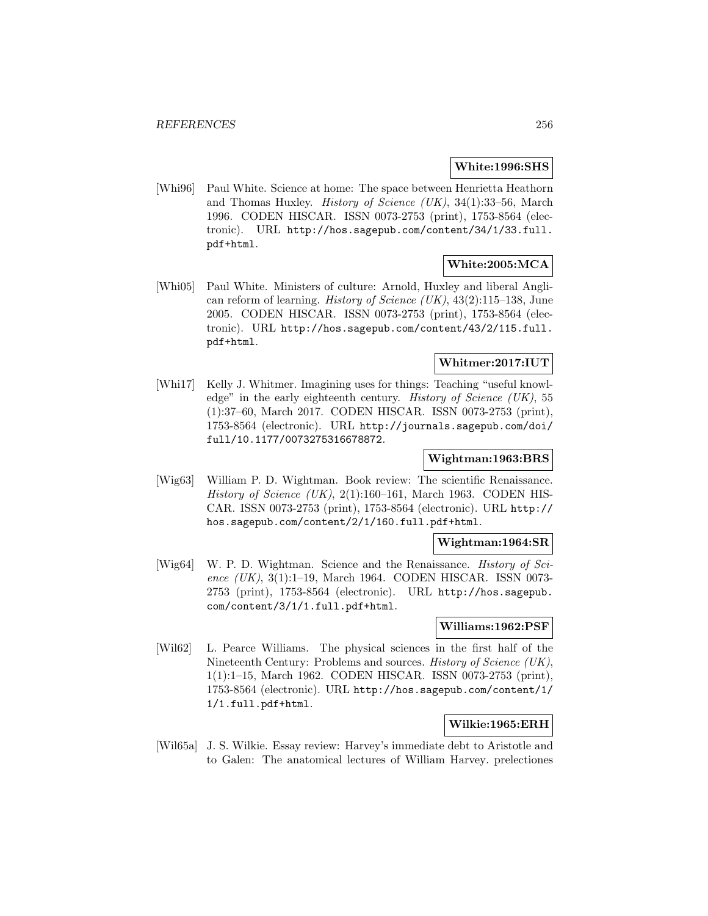**White:1996:SHS**

[Whi96] Paul White. Science at home: The space between Henrietta Heathorn and Thomas Huxley. *History of Science (UK)*, 34(1):33–56, March 1996. CODEN HISCAR. ISSN 0073-2753 (print), 1753-8564 (electronic). URL `http://hos.sagepub.com/content/34/1/33.full.pdf+html`.

**White:2005:MCA**

[Whi05] Paul White. Ministers of culture: Arnold, Huxley and liberal Anglican reform of learning. *History of Science (UK)*, 43(2):115–138, June 2005. CODEN HISCAR. ISSN 0073-2753 (print), 1753-8564 (electronic). URL `http://hos.sagepub.com/content/43/2/115.full.pdf+html`.

**Whitmer:2017:IUT**

[Whi17] Kelly J. Whitmer. Imagining uses for things: Teaching "useful knowledge" in the early eighteenth century. *History of Science (UK)*, 55 (1):37–60, March 2017. CODEN HISCAR. ISSN 0073-2753 (print), 1753-8564 (electronic). URL `http://journals.sagepub.com/doi/full/10.1177/0073275316678872`.

**Wightman:1963:BRS**

[Wig63] William P. D. Wightman. Book review: The scientific Renaissance. *History of Science (UK)*, 2(1):160–161, March 1963. CODEN HISCAR. ISSN 0073-2753 (print), 1753-8564 (electronic). URL `http://hos.sagepub.com/content/2/1/160.full.pdf+html`.

**Wightman:1964:SR**

[Wig64] W. P. D. Wightman. Science and the Renaissance. *History of Science (UK)*, 3(1):1–19, March 1964. CODEN HISCAR. ISSN 0073-2753 (print), 1753-8564 (electronic). URL `http://hos.sagepub.com/content/3/1/1.full.pdf+html`.

**Williams:1962:PSF**

[Wil62] L. Pearce Williams. The physical sciences in the first half of the Nineteenth Century: Problems and sources. *History of Science (UK)*, 1(1):1–15, March 1962. CODEN HISCAR. ISSN 0073-2753 (print), 1753-8564 (electronic). URL `http://hos.sagepub.com/content/1/1/1.full.pdf+html`.

**Wilkie:1965:ERH**

[Wil65a] J. S. Wilkie. Essay review: Harvey's immediate debt to Aristotle and to Galen: The anatomical lectures of William Harvey. prelectiones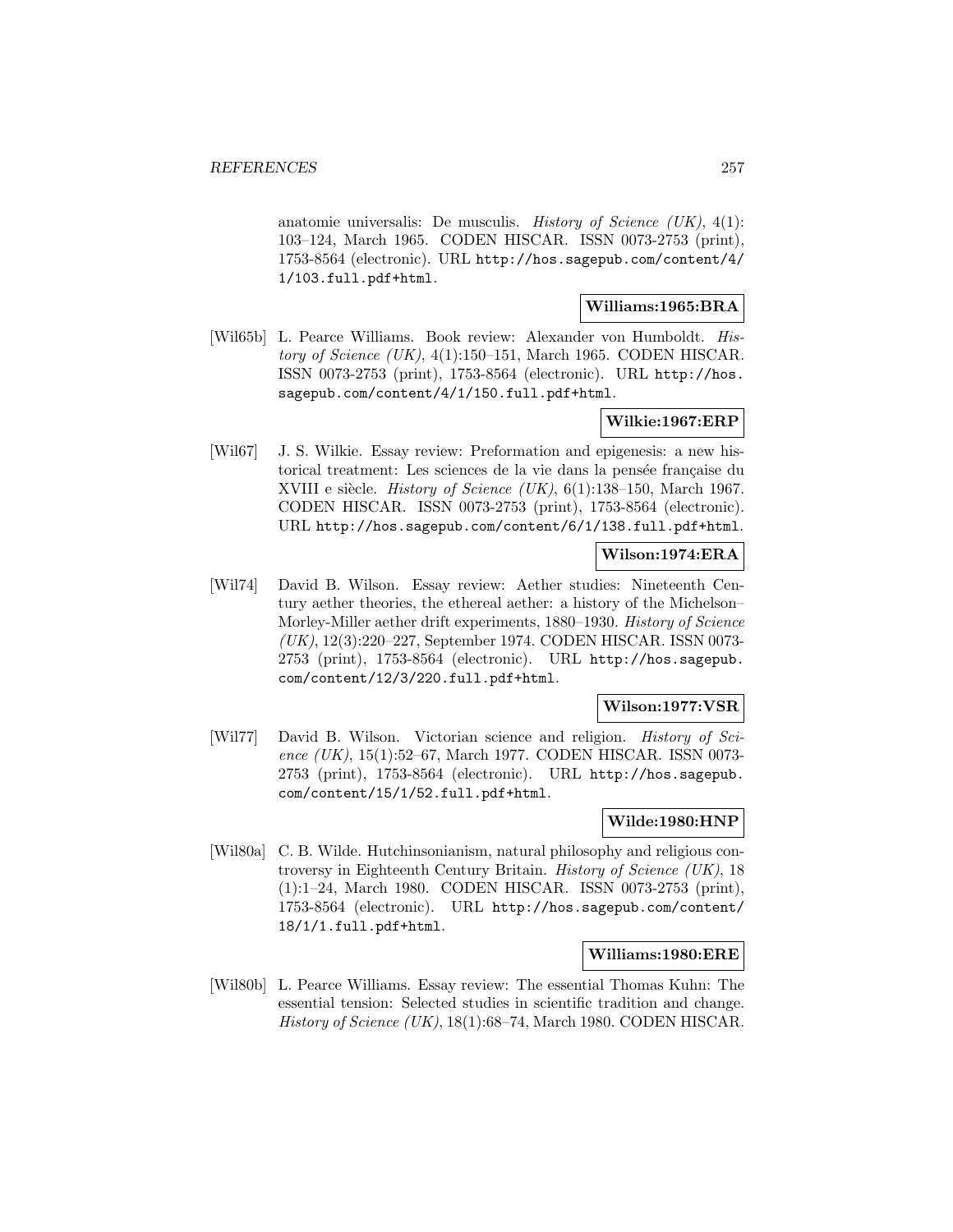anatomie universalis: De musculis. *History of Science (UK)*, 4(1): 103–124, March 1965. CODEN HISCAR. ISSN 0073-2753 (print), 1753-8564 (electronic). URL http://hos.sagepub.com/content/4/1/103.full.pdf+html.

**Williams:1965:BRA**

[Wil65b] L. Pearce Williams. Book review: Alexander von Humboldt. *History of Science (UK)*, 4(1):150–151, March 1965. CODEN HISCAR. ISSN 0073-2753 (print), 1753-8564 (electronic). URL http://hos.sagepub.com/content/4/1/150.full.pdf+html.

**Wilkie:1967:ERP**

[Wil67] J. S. Wilkie. Essay review: Preformation and epigenesis: a new historical treatment: Les sciences de la vie dans la pensée française du XVIII e siècle. *History of Science (UK)*, 6(1):138–150, March 1967. CODEN HISCAR. ISSN 0073-2753 (print), 1753-8564 (electronic). URL http://hos.sagepub.com/content/6/1/138.full.pdf+html.

**Wilson:1974:ERA**

[Wil74] David B. Wilson. Essay review: Aether studies: Nineteenth Century aether theories, the ethereal aether: a history of the Michelson–Morley-Miller aether drift experiments, 1880–1930. *History of Science (UK)*, 12(3):220–227, September 1974. CODEN HISCAR. ISSN 0073-2753 (print), 1753-8564 (electronic). URL http://hos.sagepub.com/content/12/3/220.full.pdf+html.

**Wilson:1977:VSR**

[Wil77] David B. Wilson. Victorian science and religion. *History of Science (UK)*, 15(1):52–67, March 1977. CODEN HISCAR. ISSN 0073-2753 (print), 1753-8564 (electronic). URL http://hos.sagepub.com/content/15/1/52.full.pdf+html.

**Wilde:1980:HNP**

[Wil80a] C. B. Wilde. Hutchinsonianism, natural philosophy and religious controversy in Eighteenth Century Britain. *History of Science (UK)*, 18 (1):1–24, March 1980. CODEN HISCAR. ISSN 0073-2753 (print), 1753-8564 (electronic). URL http://hos.sagepub.com/content/18/1/1.full.pdf+html.

**Williams:1980:ERE**

[Wil80b] L. Pearce Williams. Essay review: The essential Thomas Kuhn: The essential tension: Selected studies in scientific tradition and change. *History of Science (UK)*, 18(1):68–74, March 1980. CODEN HISCAR.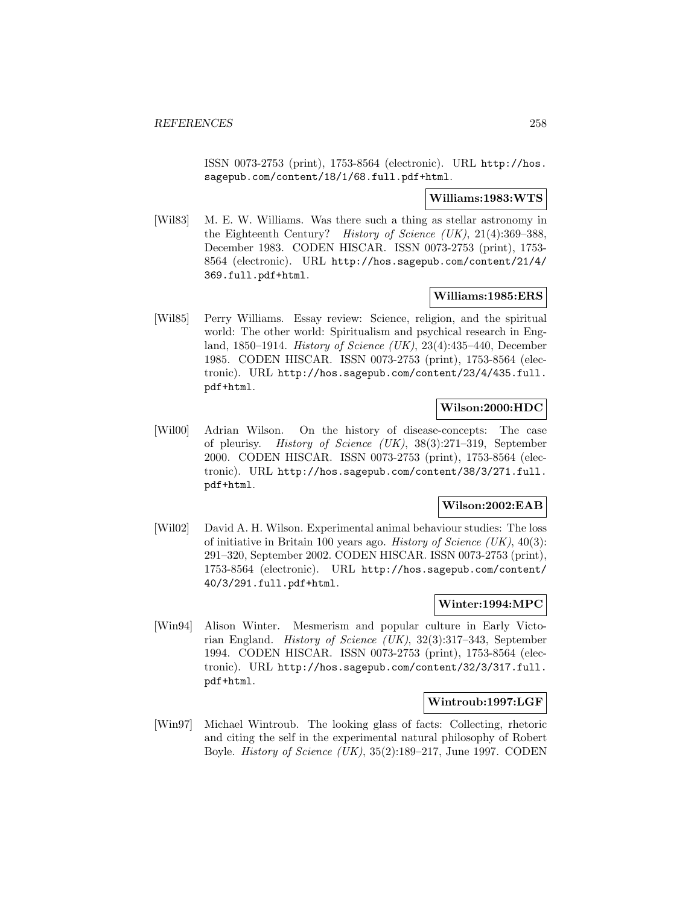ISSN 0073-2753 (print), 1753-8564 (electronic). URL http://hos.sagepub.com/content/18/1/68.full.pdf+html.

**Williams:1983:WTS**

[Wil83] M. E. W. Williams. Was there such a thing as stellar astronomy in the Eighteenth Century? *History of Science (UK)*, 21(4):369–388, December 1983. CODEN HISCAR. ISSN 0073-2753 (print), 1753-8564 (electronic). URL http://hos.sagepub.com/content/21/4/369.full.pdf+html.

**Williams:1985:ERS**

[Wil85] Perry Williams. Essay review: Science, religion, and the spiritual world: The other world: Spiritualism and psychical research in England, 1850–1914. *History of Science (UK)*, 23(4):435–440, December 1985. CODEN HISCAR. ISSN 0073-2753 (print), 1753-8564 (electronic). URL http://hos.sagepub.com/content/23/4/435.full.pdf+html.

**Wilson:2000:HDC**

[Wil00] Adrian Wilson. On the history of disease-concepts: The case of pleurisy. *History of Science (UK)*, 38(3):271–319, September 2000. CODEN HISCAR. ISSN 0073-2753 (print), 1753-8564 (electronic). URL http://hos.sagepub.com/content/38/3/271.full.pdf+html.

**Wilson:2002:EAB**

[Wil02] David A. H. Wilson. Experimental animal behaviour studies: The loss of initiative in Britain 100 years ago. *History of Science (UK)*, 40(3):291–320, September 2002. CODEN HISCAR. ISSN 0073-2753 (print), 1753-8564 (electronic). URL http://hos.sagepub.com/content/40/3/291.full.pdf+html.

**Winter:1994:MPC**

[Win94] Alison Winter. Mesmerism and popular culture in Early Victorian England. *History of Science (UK)*, 32(3):317–343, September 1994. CODEN HISCAR. ISSN 0073-2753 (print), 1753-8564 (electronic). URL http://hos.sagepub.com/content/32/3/317.full.pdf+html.

**Wintroub:1997:LGF**

[Win97] Michael Wintroub. The looking glass of facts: Collecting, rhetoric and citing the self in the experimental natural philosophy of Robert Boyle. *History of Science (UK)*, 35(2):189–217, June 1997. CODEN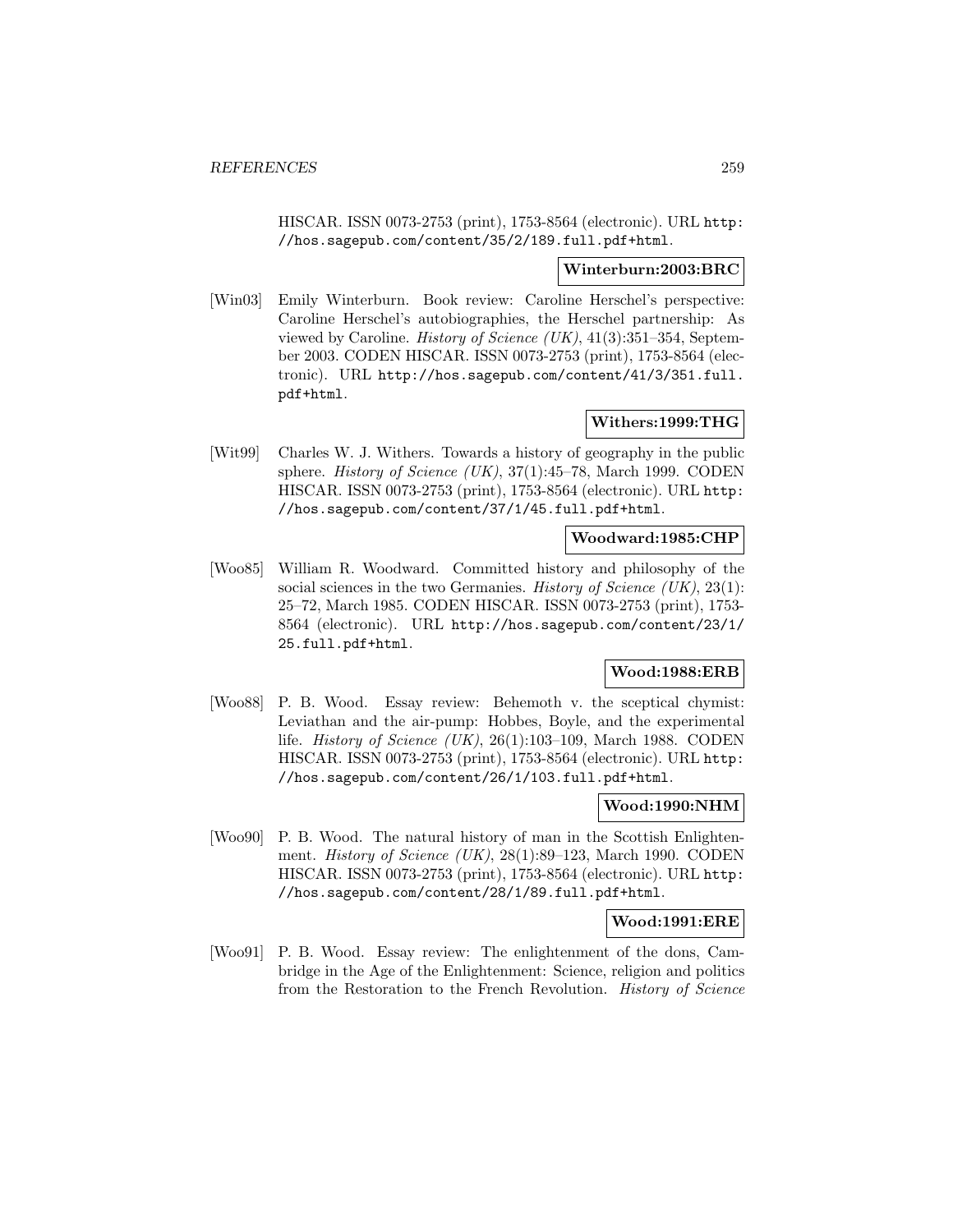HISCAR. ISSN 0073-2753 (print), 1753-8564 (electronic). URL http://hos.sagepub.com/content/35/2/189.full.pdf+html.

**Winterburn:2003:BRC**

[Win03] Emily Winterburn. Book review: Caroline Herschel's perspective: Caroline Herschel's autobiographies, the Herschel partnership: As viewed by Caroline. *History of Science (UK)*, 41(3):351–354, September 2003. CODEN HISCAR. ISSN 0073-2753 (print), 1753-8564 (electronic). URL http://hos.sagepub.com/content/41/3/351.full.pdf+html.

**Withers:1999:THG**

[Wit99] Charles W. J. Withers. Towards a history of geography in the public sphere. *History of Science (UK)*, 37(1):45–78, March 1999. CODEN HISCAR. ISSN 0073-2753 (print), 1753-8564 (electronic). URL http://hos.sagepub.com/content/37/1/45.full.pdf+html.

**Woodward:1985:CHP**

[Woo85] William R. Woodward. Committed history and philosophy of the social sciences in the two Germanies. *History of Science (UK)*, 23(1):25–72, March 1985. CODEN HISCAR. ISSN 0073-2753 (print), 1753-8564 (electronic). URL http://hos.sagepub.com/content/23/1/25.full.pdf+html.

**Wood:1988:ERB**

[Woo88] P. B. Wood. Essay review: Behemoth v. the sceptical chymist: Leviathan and the air-pump: Hobbes, Boyle, and the experimental life. *History of Science (UK)*, 26(1):103–109, March 1988. CODEN HISCAR. ISSN 0073-2753 (print), 1753-8564 (electronic). URL http://hos.sagepub.com/content/26/1/103.full.pdf+html.

**Wood:1990:NHM**

[Woo90] P. B. Wood. The natural history of man in the Scottish Enlightenment. *History of Science (UK)*, 28(1):89–123, March 1990. CODEN HISCAR. ISSN 0073-2753 (print), 1753-8564 (electronic). URL http://hos.sagepub.com/content/28/1/89.full.pdf+html.

**Wood:1991:ERE**

[Woo91] P. B. Wood. Essay review: The enlightenment of the dons, Cambridge in the Age of the Enlightenment: Science, religion and politics from the Restoration to the French Revolution. *History of Science*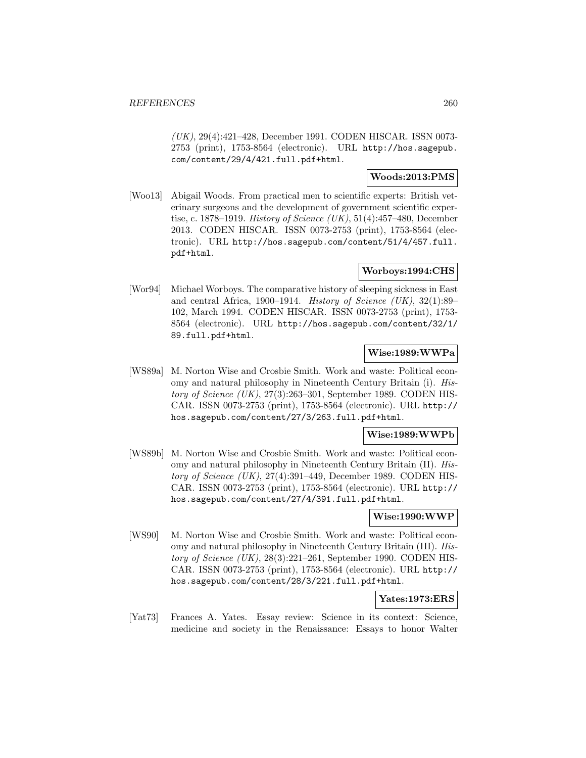*(UK)*, 29(4):421–428, December 1991. CODEN HISCAR. ISSN 0073-2753 (print), 1753-8564 (electronic). URL http://hos.sagepub.com/content/29/4/421.full.pdf+html.

**Woods:2013:PMS**

[Woo13] Abigail Woods. From practical men to scientific experts: British veterinary surgeons and the development of government scientific expertise, c. 1878–1919. *History of Science (UK)*, 51(4):457–480, December 2013. CODEN HISCAR. ISSN 0073-2753 (print), 1753-8564 (electronic). URL http://hos.sagepub.com/content/51/4/457.full.pdf+html.

**Worboys:1994:CHS**

[Wor94] Michael Worboys. The comparative history of sleeping sickness in East and central Africa, 1900–1914. *History of Science (UK)*, 32(1):89–102, March 1994. CODEN HISCAR. ISSN 0073-2753 (print), 1753-8564 (electronic). URL http://hos.sagepub.com/content/32/1/89.full.pdf+html.

**Wise:1989:WWPa**

[WS89a] M. Norton Wise and Crosbie Smith. Work and waste: Political economy and natural philosophy in Nineteenth Century Britain (i). *History of Science (UK)*, 27(3):263–301, September 1989. CODEN HISCAR. ISSN 0073-2753 (print), 1753-8564 (electronic). URL http://hos.sagepub.com/content/27/3/263.full.pdf+html.

**Wise:1989:WWPb**

[WS89b] M. Norton Wise and Crosbie Smith. Work and waste: Political economy and natural philosophy in Nineteenth Century Britain (II). *History of Science (UK)*, 27(4):391–449, December 1989. CODEN HISCAR. ISSN 0073-2753 (print), 1753-8564 (electronic). URL http://hos.sagepub.com/content/27/4/391.full.pdf+html.

**Wise:1990:WWP**

[WS90] M. Norton Wise and Crosbie Smith. Work and waste: Political economy and natural philosophy in Nineteenth Century Britain (III). *History of Science (UK)*, 28(3):221–261, September 1990. CODEN HISCAR. ISSN 0073-2753 (print), 1753-8564 (electronic). URL http://hos.sagepub.com/content/28/3/221.full.pdf+html.

**Yates:1973:ERS**

[Yat73] Frances A. Yates. Essay review: Science in its context: Science, medicine and society in the Renaissance: Essays to honor Walter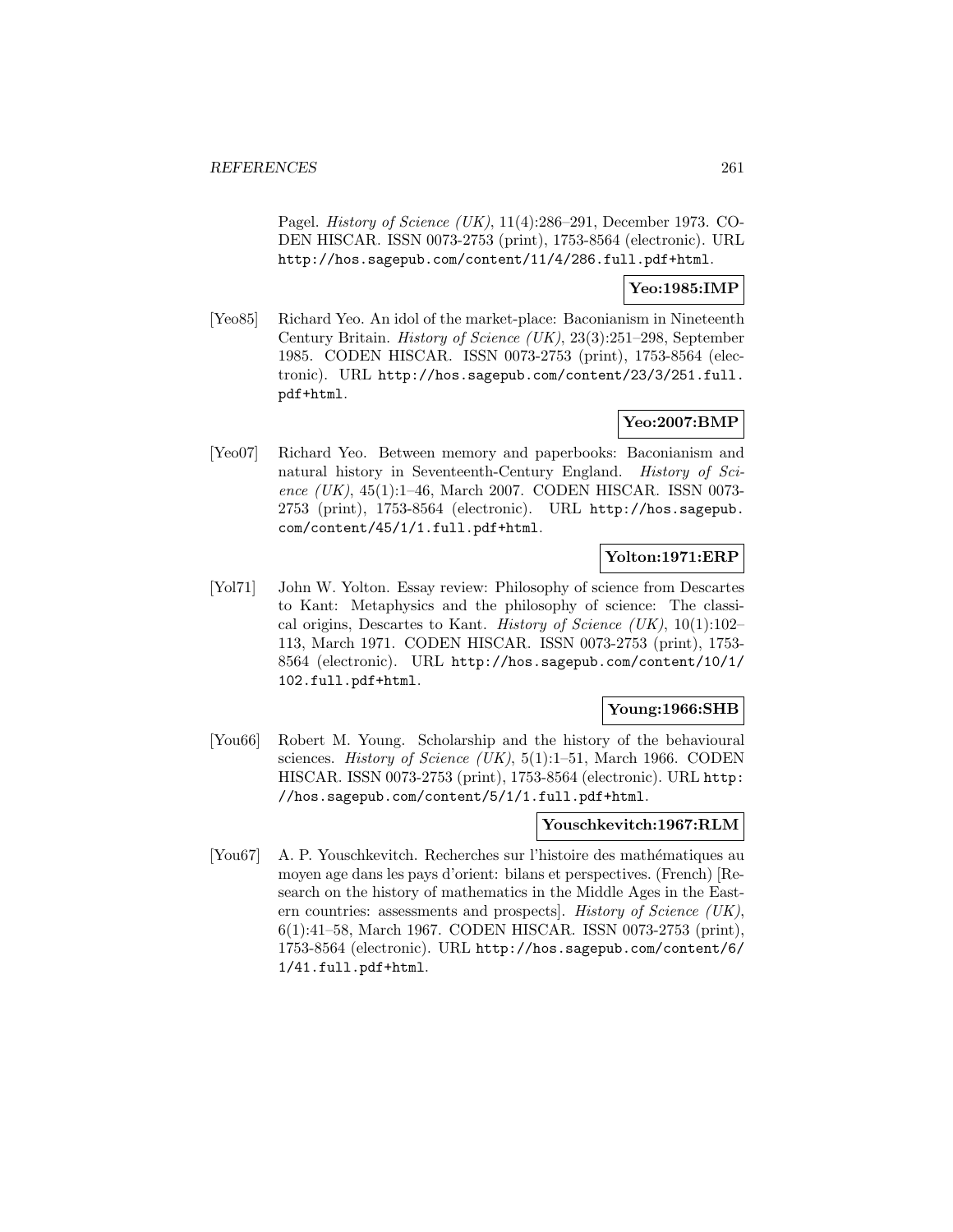Pagel. *History of Science (UK)*, 11(4):286–291, December 1973. CODEN HISCAR. ISSN 0073-2753 (print), 1753-8564 (electronic). URL http://hos.sagepub.com/content/11/4/286.full.pdf+html.

**Yeo:1985:IMP**

[Yeo85] Richard Yeo. An idol of the market-place: Baconianism in Nineteenth Century Britain. *History of Science (UK)*, 23(3):251–298, September 1985. CODEN HISCAR. ISSN 0073-2753 (print), 1753-8564 (electronic). URL http://hos.sagepub.com/content/23/3/251.full.pdf+html.

**Yeo:2007:BMP**

[Yeo07] Richard Yeo. Between memory and paperbooks: Baconianism and natural history in Seventeenth-Century England. *History of Science (UK)*, 45(1):1–46, March 2007. CODEN HISCAR. ISSN 0073-2753 (print), 1753-8564 (electronic). URL http://hos.sagepub.com/content/45/1/1.full.pdf+html.

**Yolton:1971:ERP**

[Yol71] John W. Yolton. Essay review: Philosophy of science from Descartes to Kant: Metaphysics and the philosophy of science: The classical origins, Descartes to Kant. *History of Science (UK)*, 10(1):102–113, March 1971. CODEN HISCAR. ISSN 0073-2753 (print), 1753-8564 (electronic). URL http://hos.sagepub.com/content/10/1/102.full.pdf+html.

**Young:1966:SHB**

[You66] Robert M. Young. Scholarship and the history of the behavioural sciences. *History of Science (UK)*, 5(1):1–51, March 1966. CODEN HISCAR. ISSN 0073-2753 (print), 1753-8564 (electronic). URL http://hos.sagepub.com/content/5/1/1.full.pdf+html.

**Youschkevitch:1967:RLM**

[You67] A. P. Youschkevitch. Recherches sur l'histoire des mathématiques au moyen age dans les pays d'orient: bilans et perspectives. (French) [Research on the history of mathematics in the Middle Ages in the Eastern countries: assessments and prospects]. *History of Science (UK)*, 6(1):41–58, March 1967. CODEN HISCAR. ISSN 0073-2753 (print), 1753-8564 (electronic). URL http://hos.sagepub.com/content/6/1/41.full.pdf+html.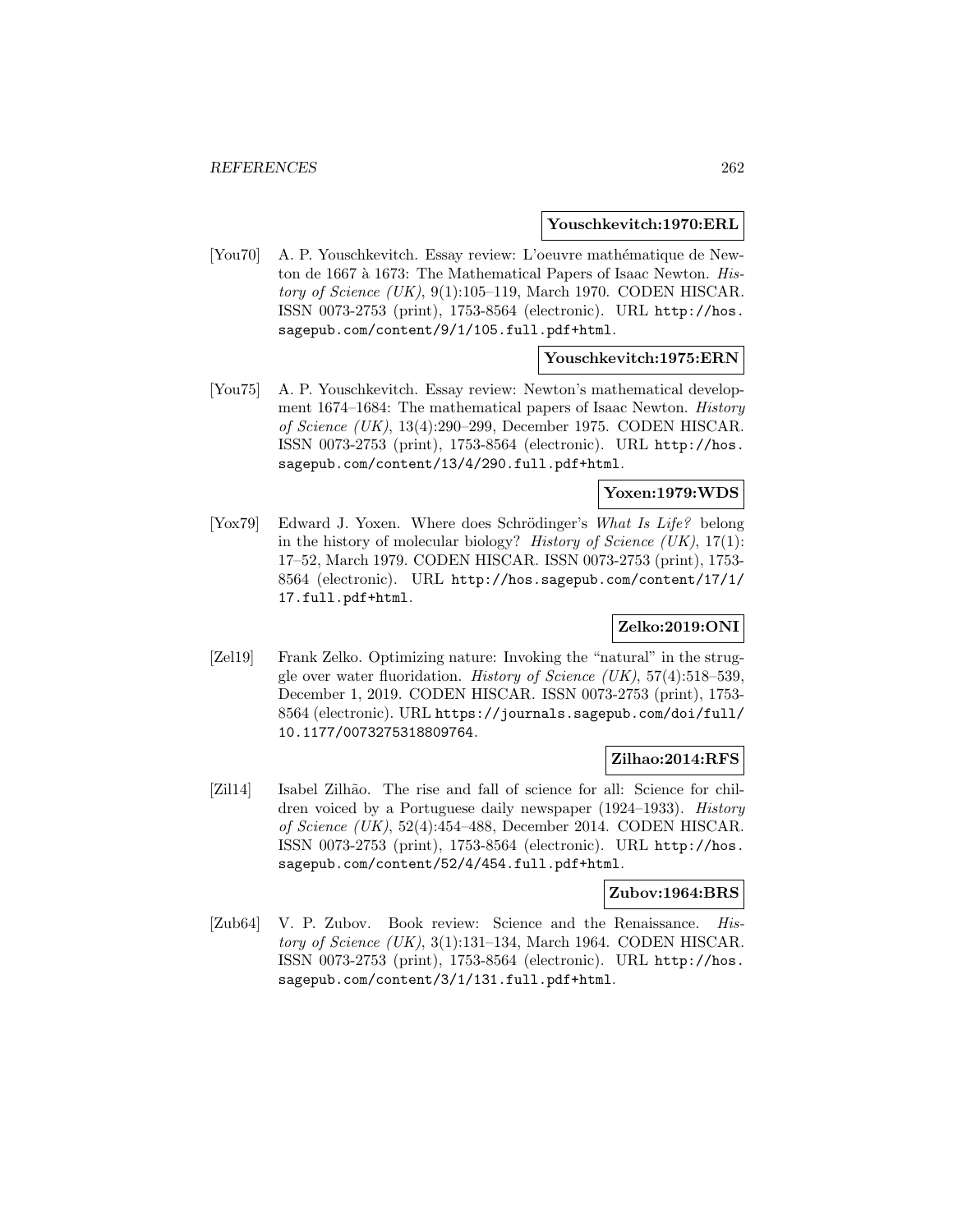**Youschkevitch:1970:ERL**

[You70] A. P. Youschkevitch. Essay review: L'oeuvre mathématique de Newton de 1667 à 1673: The Mathematical Papers of Isaac Newton. *History of Science (UK)*, 9(1):105–119, March 1970. CODEN HISCAR. ISSN 0073-2753 (print), 1753-8564 (electronic). URL `http://hos.sagepub.com/content/9/1/105.full.pdf+html`.

**Youschkevitch:1975:ERN**

[You75] A. P. Youschkevitch. Essay review: Newton's mathematical development 1674–1684: The mathematical papers of Isaac Newton. *History of Science (UK)*, 13(4):290–299, December 1975. CODEN HISCAR. ISSN 0073-2753 (print), 1753-8564 (electronic). URL `http://hos.sagepub.com/content/13/4/290.full.pdf+html`.

**Yoxen:1979:WDS**

[Yox79] Edward J. Yoxen. Where does Schrödinger's *What Is Life?* belong in the history of molecular biology? *History of Science (UK)*, 17(1): 17–52, March 1979. CODEN HISCAR. ISSN 0073-2753 (print), 1753-8564 (electronic). URL `http://hos.sagepub.com/content/17/1/17.full.pdf+html`.

**Zelko:2019:ONI**

[Zel19] Frank Zelko. Optimizing nature: Invoking the "natural" in the struggle over water fluoridation. *History of Science (UK)*, 57(4):518–539, December 1, 2019. CODEN HISCAR. ISSN 0073-2753 (print), 1753-8564 (electronic). URL `https://journals.sagepub.com/doi/full/10.1177/0073275318809764`.

**Zilhao:2014:RFS**

[Zil14] Isabel Zilhão. The rise and fall of science for all: Science for children voiced by a Portuguese daily newspaper (1924–1933). *History of Science (UK)*, 52(4):454–488, December 2014. CODEN HISCAR. ISSN 0073-2753 (print), 1753-8564 (electronic). URL `http://hos.sagepub.com/content/52/4/454.full.pdf+html`.

**Zubov:1964:BRS**

[Zub64] V. P. Zubov. Book review: Science and the Renaissance. *History of Science (UK)*, 3(1):131–134, March 1964. CODEN HISCAR. ISSN 0073-2753 (print), 1753-8564 (electronic). URL `http://hos.sagepub.com/content/3/1/131.full.pdf+html`.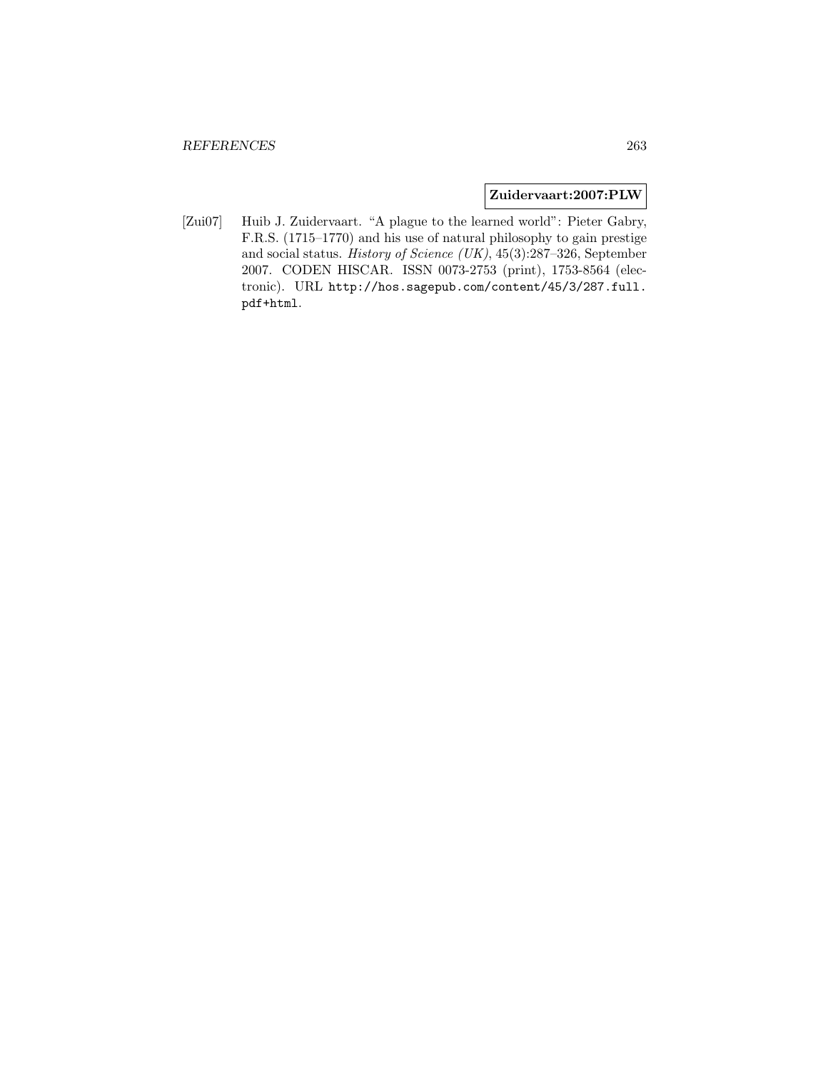**Zuidervaart:2007:PLW**

[Zui07] Huib J. Zuidervaart. "A plague to the learned world": Pieter Gabry, F.R.S. (1715–1770) and his use of natural philosophy to gain prestige and social status. *History of Science (UK)*, 45(3):287–326, September 2007. CODEN HISCAR. ISSN 0073-2753 (print), 1753-8564 (electronic). URL `http://hos.sagepub.com/content/45/3/287.full.pdf+html`.